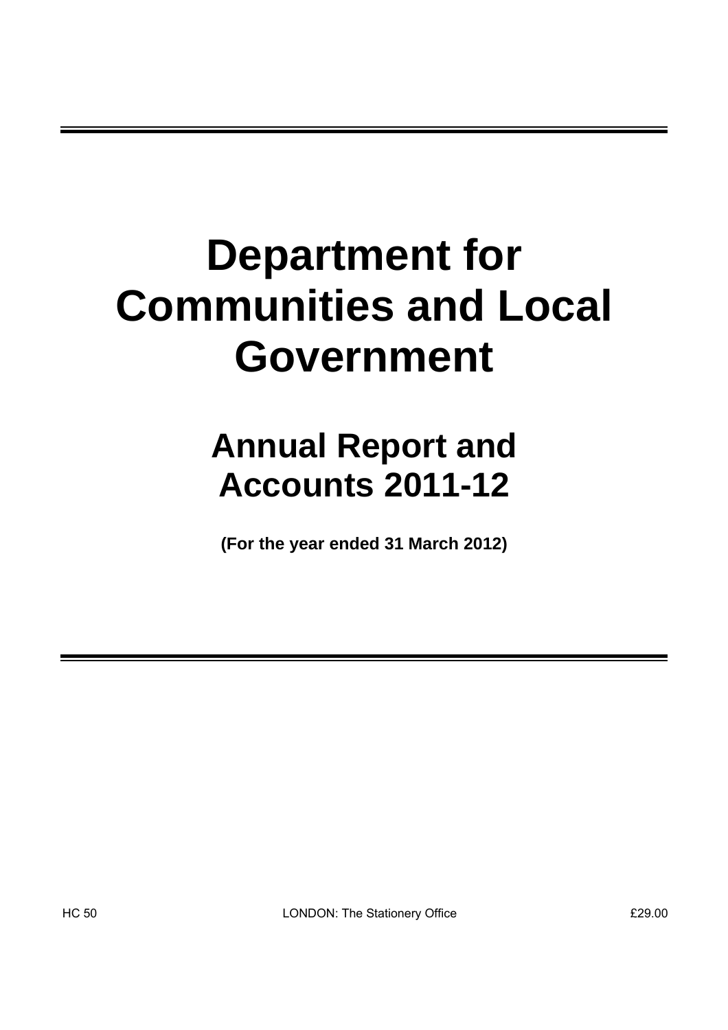# Department for Communities and Local Government

## Annual Report and Accounts 2011-12

**(For the year ended 31 March 2012)**

HC 50 LONDON: The Stationery Office £29.00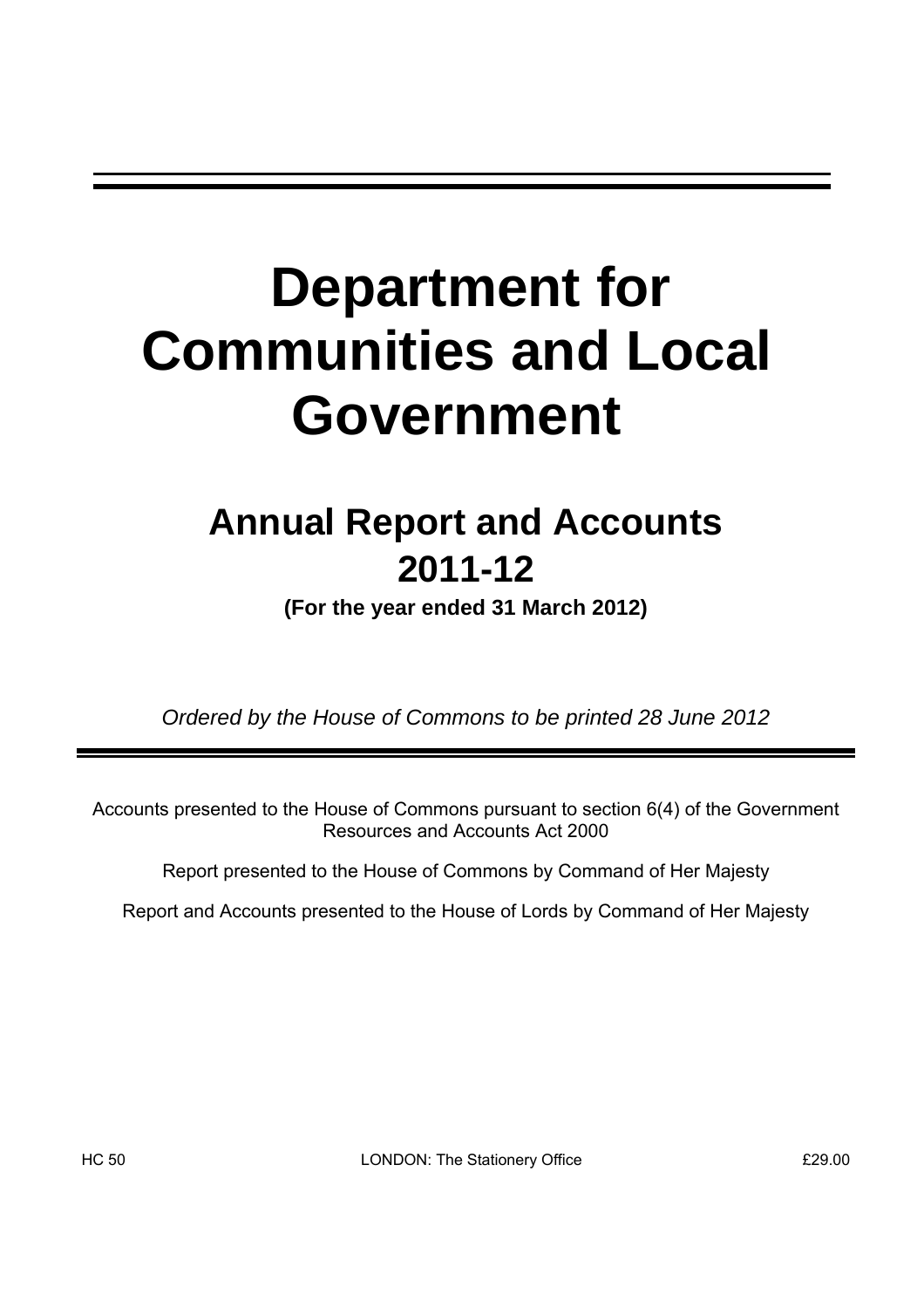# Department for Communities and Local Government

## Annual Report and Accounts 2011-12

**(For the year ended 31 March 2012)**

*Ordered by the House of Commons to be printed 28 June 2012*

Accounts presented to the House of Commons pursuant to section 6(4) of the Government Resources and Accounts Act 2000

Report presented to the House of Commons by Command of Her Majesty

Report and Accounts presented to the House of Lords by Command of Her Majesty

HC 50 LONDON: The Stationery Office £29.00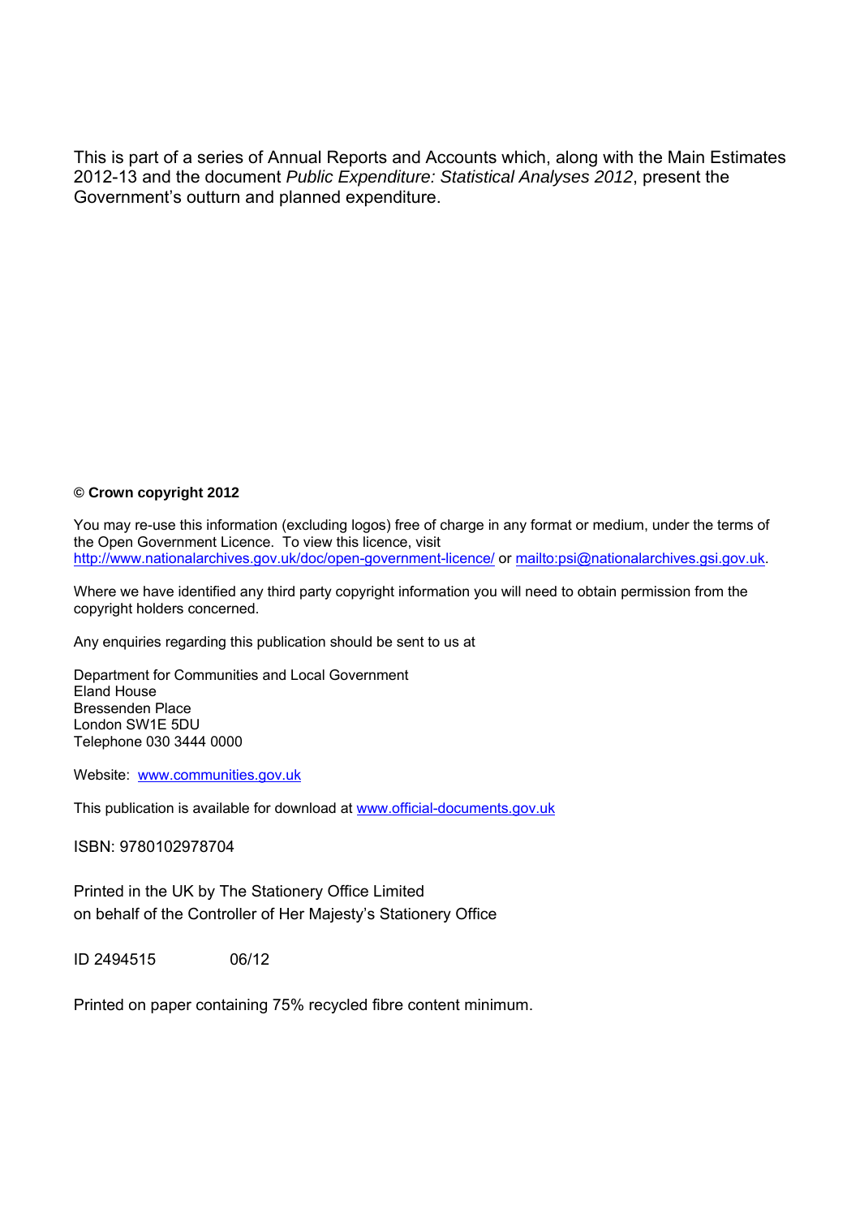This is part of a series of Annual Reports and Accounts which, along with the Main Estimates 2012-13 and the document *Public Expenditure: Statistical Analyses 2012*, present the Government's outturn and planned expenditure.

**© Crown copyright 2012**

You may re-use this information (excluding logos) free of charge in any format or medium, under the terms of the Open Government Licence. To view this licence, visit http://www.nationalarchives.gov.uk/doc/open-government-licence/ or mailto:psi@nationalarchives.gsi.gov.uk.

Where we have identified any third party copyright information you will need to obtain permission from the copyright holders concerned.

Any enquiries regarding this publication should be sent to us at

Department for Communities and Local Government
Eland House
Bressenden Place
London SW1E 5DU
Telephone 030 3444 0000

Website: www.communities.gov.uk

This publication is available for download at www.official-documents.gov.uk

ISBN: 9780102978704

Printed in the UK by The Stationery Office Limited
on behalf of the Controller of Her Majesty's Stationery Office

ID 2494515 06/12

Printed on paper containing 75% recycled fibre content minimum.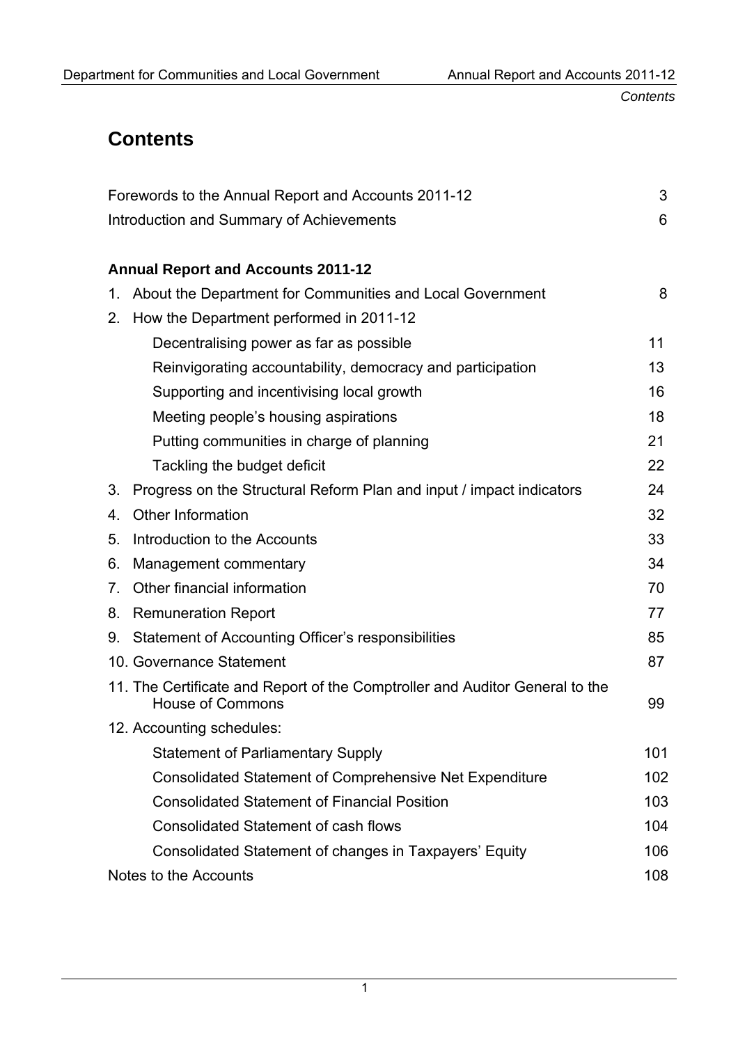# Contents

| | |
|---|---|
| Forewords to the Annual Report and Accounts 2011-12 | 3 |
| Introduction and Summary of Achievements | 6 |
| **Annual Report and Accounts 2011-12** | |
| 1. About the Department for Communities and Local Government | 8 |
| 2. How the Department performed in 2011-12 | |
| Decentralising power as far as possible | 11 |
| Reinvigorating accountability, democracy and participation | 13 |
| Supporting and incentivising local growth | 16 |
| Meeting people's housing aspirations | 18 |
| Putting communities in charge of planning | 21 |
| Tackling the budget deficit | 22 |
| 3. Progress on the Structural Reform Plan and input / impact indicators | 24 |
| 4. Other Information | 32 |
| 5. Introduction to the Accounts | 33 |
| 6. Management commentary | 34 |
| 7. Other financial information | 70 |
| 8. Remuneration Report | 77 |
| 9. Statement of Accounting Officer's responsibilities | 85 |
| 10. Governance Statement | 87 |
| 11. The Certificate and Report of the Comptroller and Auditor General to the House of Commons | 99 |
| 12. Accounting schedules: | |
| Statement of Parliamentary Supply | 101 |
| Consolidated Statement of Comprehensive Net Expenditure | 102 |
| Consolidated Statement of Financial Position | 103 |
| Consolidated Statement of cash flows | 104 |
| Consolidated Statement of changes in Taxpayers' Equity | 106 |
| Notes to the Accounts | 108 |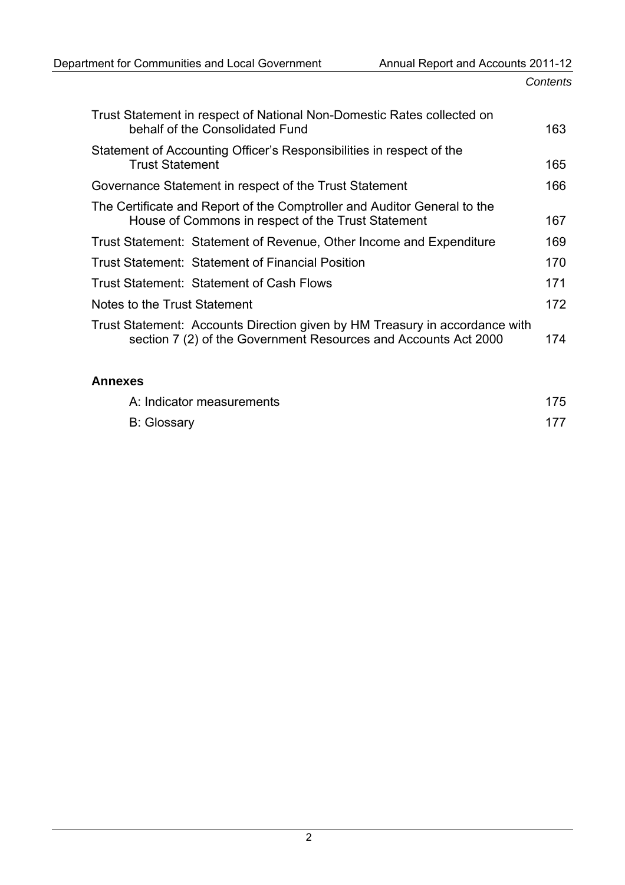| | |
|---|---|
| Trust Statement in respect of National Non-Domestic Rates collected on behalf of the Consolidated Fund | 163 |
| Statement of Accounting Officer's Responsibilities in respect of the Trust Statement | 165 |
| Governance Statement in respect of the Trust Statement | 166 |
| The Certificate and Report of the Comptroller and Auditor General to the House of Commons in respect of the Trust Statement | 167 |
| Trust Statement: Statement of Revenue, Other Income and Expenditure | 169 |
| Trust Statement: Statement of Financial Position | 170 |
| Trust Statement: Statement of Cash Flows | 171 |
| Notes to the Trust Statement | 172 |
| Trust Statement: Accounts Direction given by HM Treasury in accordance with section 7 (2) of the Government Resources and Accounts Act 2000 | 174 |

**Annexes**

| | |
|---|---|
| A: Indicator measurements | 175 |
| B: Glossary | 177 |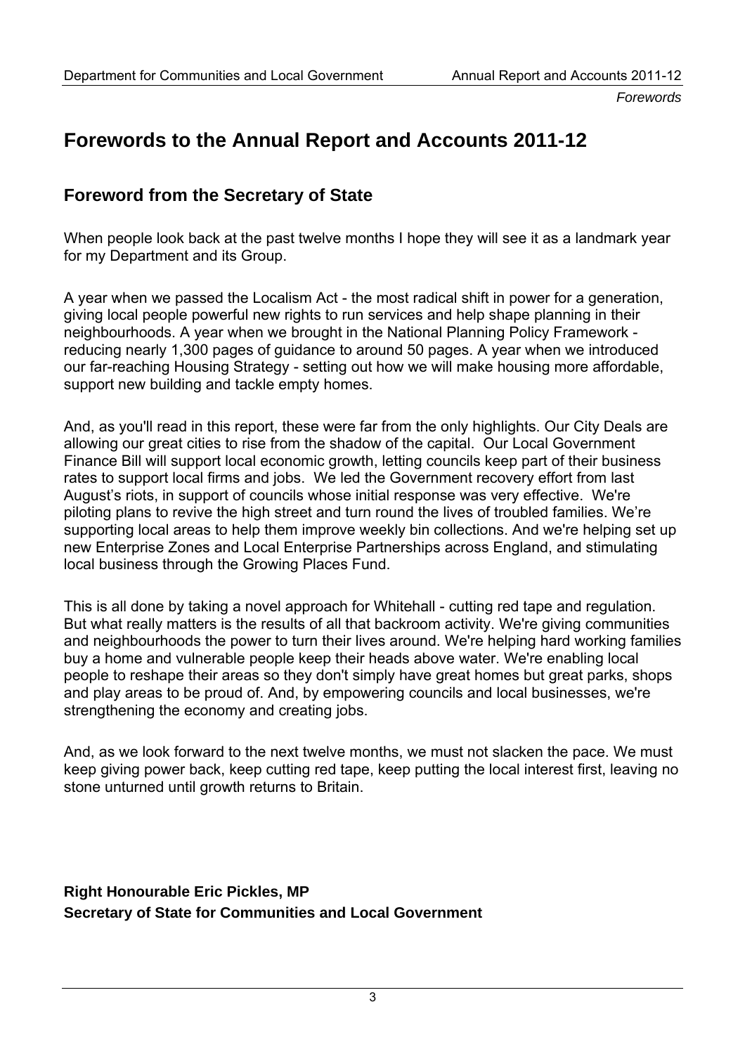# Forewords to the Annual Report and Accounts 2011-12

## Foreword from the Secretary of State

When people look back at the past twelve months I hope they will see it as a landmark year for my Department and its Group.

A year when we passed the Localism Act - the most radical shift in power for a generation, giving local people powerful new rights to run services and help shape planning in their neighbourhoods. A year when we brought in the National Planning Policy Framework - reducing nearly 1,300 pages of guidance to around 50 pages. A year when we introduced our far-reaching Housing Strategy - setting out how we will make housing more affordable, support new building and tackle empty homes.

And, as you'll read in this report, these were far from the only highlights. Our City Deals are allowing our great cities to rise from the shadow of the capital. Our Local Government Finance Bill will support local economic growth, letting councils keep part of their business rates to support local firms and jobs. We led the Government recovery effort from last August's riots, in support of councils whose initial response was very effective. We're piloting plans to revive the high street and turn round the lives of troubled families. We're supporting local areas to help them improve weekly bin collections. And we're helping set up new Enterprise Zones and Local Enterprise Partnerships across England, and stimulating local business through the Growing Places Fund.

This is all done by taking a novel approach for Whitehall - cutting red tape and regulation. But what really matters is the results of all that backroom activity. We're giving communities and neighbourhoods the power to turn their lives around. We're helping hard working families buy a home and vulnerable people keep their heads above water. We're enabling local people to reshape their areas so they don't simply have great homes but great parks, shops and play areas to be proud of. And, by empowering councils and local businesses, we're strengthening the economy and creating jobs.

And, as we look forward to the next twelve months, we must not slacken the pace. We must keep giving power back, keep cutting red tape, keep putting the local interest first, leaving no stone unturned until growth returns to Britain.

**Right Honourable Eric Pickles, MP**
**Secretary of State for Communities and Local Government**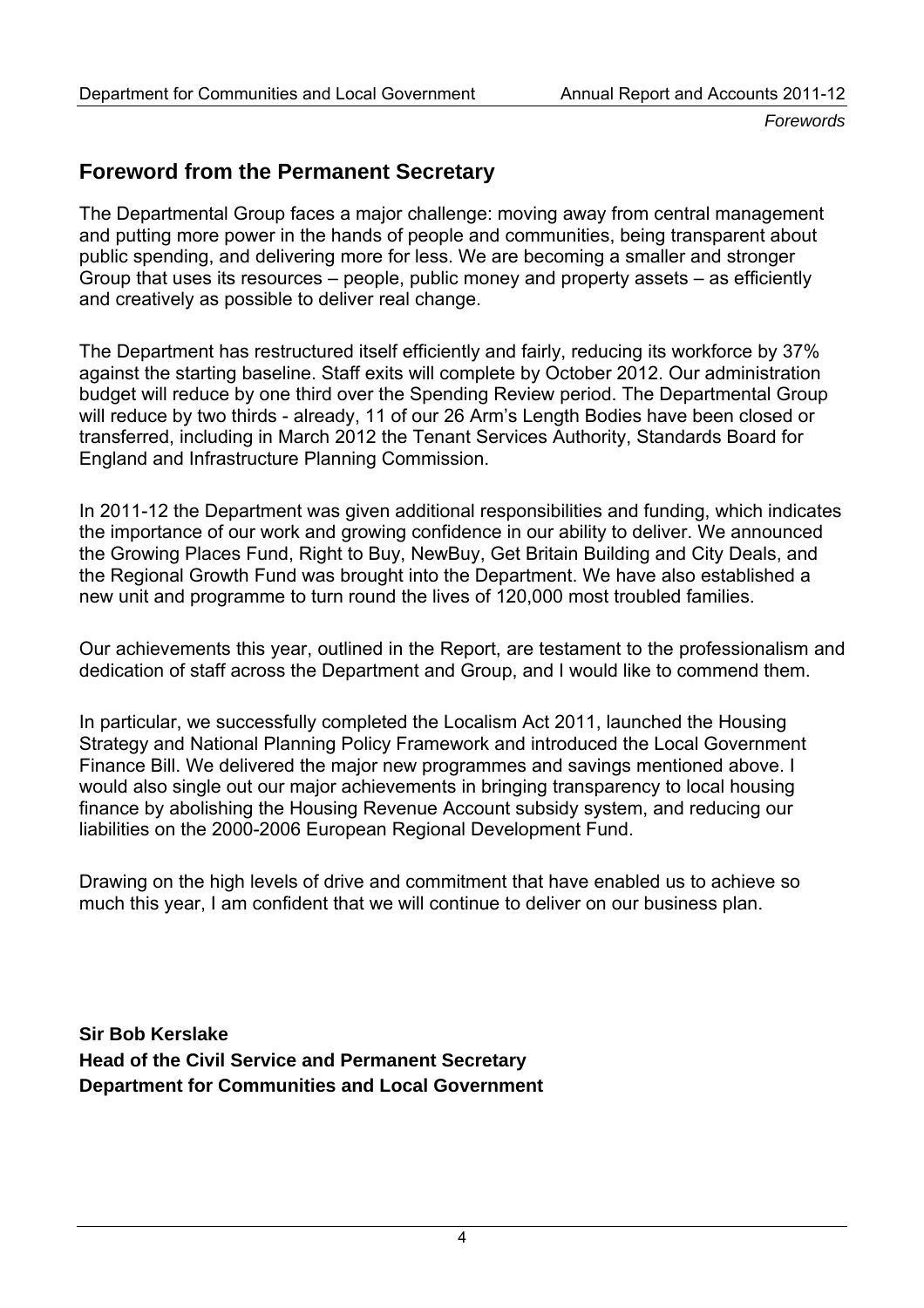## Foreword from the Permanent Secretary

The Departmental Group faces a major challenge: moving away from central management and putting more power in the hands of people and communities, being transparent about public spending, and delivering more for less. We are becoming a smaller and stronger Group that uses its resources – people, public money and property assets – as efficiently and creatively as possible to deliver real change.

The Department has restructured itself efficiently and fairly, reducing its workforce by 37% against the starting baseline. Staff exits will complete by October 2012. Our administration budget will reduce by one third over the Spending Review period. The Departmental Group will reduce by two thirds - already, 11 of our 26 Arm's Length Bodies have been closed or transferred, including in March 2012 the Tenant Services Authority, Standards Board for England and Infrastructure Planning Commission.

In 2011-12 the Department was given additional responsibilities and funding, which indicates the importance of our work and growing confidence in our ability to deliver. We announced the Growing Places Fund, Right to Buy, NewBuy, Get Britain Building and City Deals, and the Regional Growth Fund was brought into the Department. We have also established a new unit and programme to turn round the lives of 120,000 most troubled families.

Our achievements this year, outlined in the Report, are testament to the professionalism and dedication of staff across the Department and Group, and I would like to commend them.

In particular, we successfully completed the Localism Act 2011, launched the Housing Strategy and National Planning Policy Framework and introduced the Local Government Finance Bill. We delivered the major new programmes and savings mentioned above. I would also single out our major achievements in bringing transparency to local housing finance by abolishing the Housing Revenue Account subsidy system, and reducing our liabilities on the 2000-2006 European Regional Development Fund.

Drawing on the high levels of drive and commitment that have enabled us to achieve so much this year, I am confident that we will continue to deliver on our business plan.

**Sir Bob Kerslake**
**Head of the Civil Service and Permanent Secretary**
**Department for Communities and Local Government**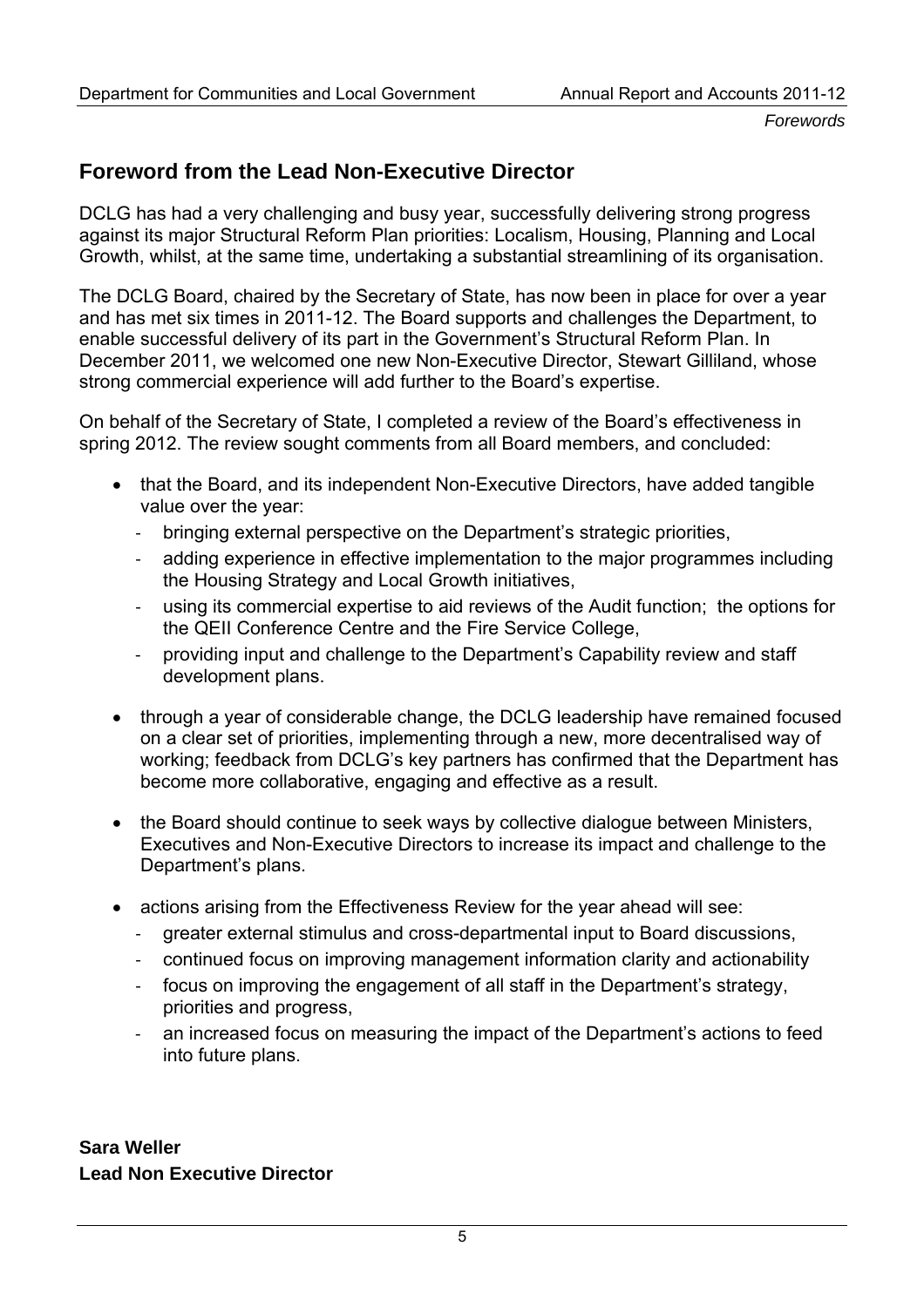## Foreword from the Lead Non-Executive Director

DCLG has had a very challenging and busy year, successfully delivering strong progress against its major Structural Reform Plan priorities: Localism, Housing, Planning and Local Growth, whilst, at the same time, undertaking a substantial streamlining of its organisation.

The DCLG Board, chaired by the Secretary of State, has now been in place for over a year and has met six times in 2011-12. The Board supports and challenges the Department, to enable successful delivery of its part in the Government's Structural Reform Plan. In December 2011, we welcomed one new Non-Executive Director, Stewart Gilliland, whose strong commercial experience will add further to the Board's expertise.

On behalf of the Secretary of State, I completed a review of the Board's effectiveness in spring 2012. The review sought comments from all Board members, and concluded:

- that the Board, and its independent Non-Executive Directors, have added tangible value over the year:
  - bringing external perspective on the Department's strategic priorities,
  - adding experience in effective implementation to the major programmes including the Housing Strategy and Local Growth initiatives,
  - using its commercial expertise to aid reviews of the Audit function; the options for the QEII Conference Centre and the Fire Service College,
  - providing input and challenge to the Department's Capability review and staff development plans.
- through a year of considerable change, the DCLG leadership have remained focused on a clear set of priorities, implementing through a new, more decentralised way of working; feedback from DCLG's key partners has confirmed that the Department has become more collaborative, engaging and effective as a result.
- the Board should continue to seek ways by collective dialogue between Ministers, Executives and Non-Executive Directors to increase its impact and challenge to the Department's plans.
- actions arising from the Effectiveness Review for the year ahead will see:
  - greater external stimulus and cross-departmental input to Board discussions,
  - continued focus on improving management information clarity and actionability
  - focus on improving the engagement of all staff in the Department's strategy, priorities and progress,
  - an increased focus on measuring the impact of the Department's actions to feed into future plans.

**Sara Weller**
**Lead Non Executive Director**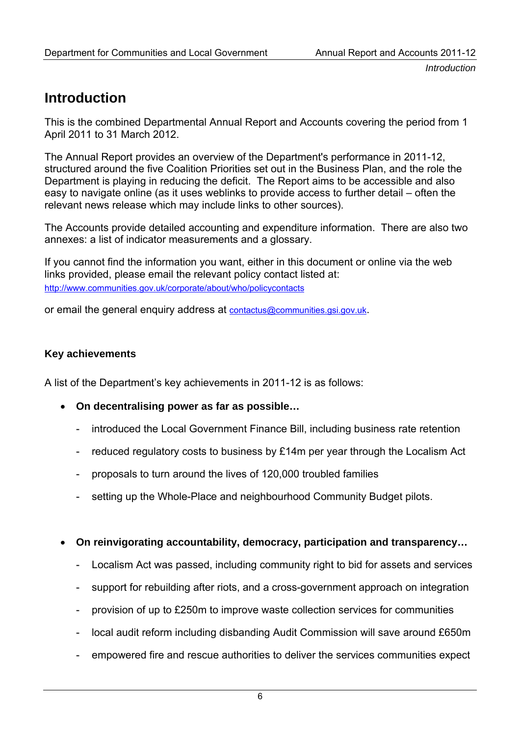# Introduction

This is the combined Departmental Annual Report and Accounts covering the period from 1 April 2011 to 31 March 2012.

The Annual Report provides an overview of the Department's performance in 2011-12, structured around the five Coalition Priorities set out in the Business Plan, and the role the Department is playing in reducing the deficit. The Report aims to be accessible and also easy to navigate online (as it uses weblinks to provide access to further detail – often the relevant news release which may include links to other sources).

The Accounts provide detailed accounting and expenditure information. There are also two annexes: a list of indicator measurements and a glossary.

If you cannot find the information you want, either in this document or online via the web links provided, please email the relevant policy contact listed at: http://www.communities.gov.uk/corporate/about/who/policycontacts

or email the general enquiry address at contactus@communities.gsi.gov.uk.

**Key achievements**

A list of the Department's key achievements in 2011-12 is as follows:

- **On decentralising power as far as possible…**
  - introduced the Local Government Finance Bill, including business rate retention
  - reduced regulatory costs to business by £14m per year through the Localism Act
  - proposals to turn around the lives of 120,000 troubled families
  - setting up the Whole-Place and neighbourhood Community Budget pilots.

- **On reinvigorating accountability, democracy, participation and transparency…**
  - Localism Act was passed, including community right to bid for assets and services
  - support for rebuilding after riots, and a cross-government approach on integration
  - provision of up to £250m to improve waste collection services for communities
  - local audit reform including disbanding Audit Commission will save around £650m
  - empowered fire and rescue authorities to deliver the services communities expect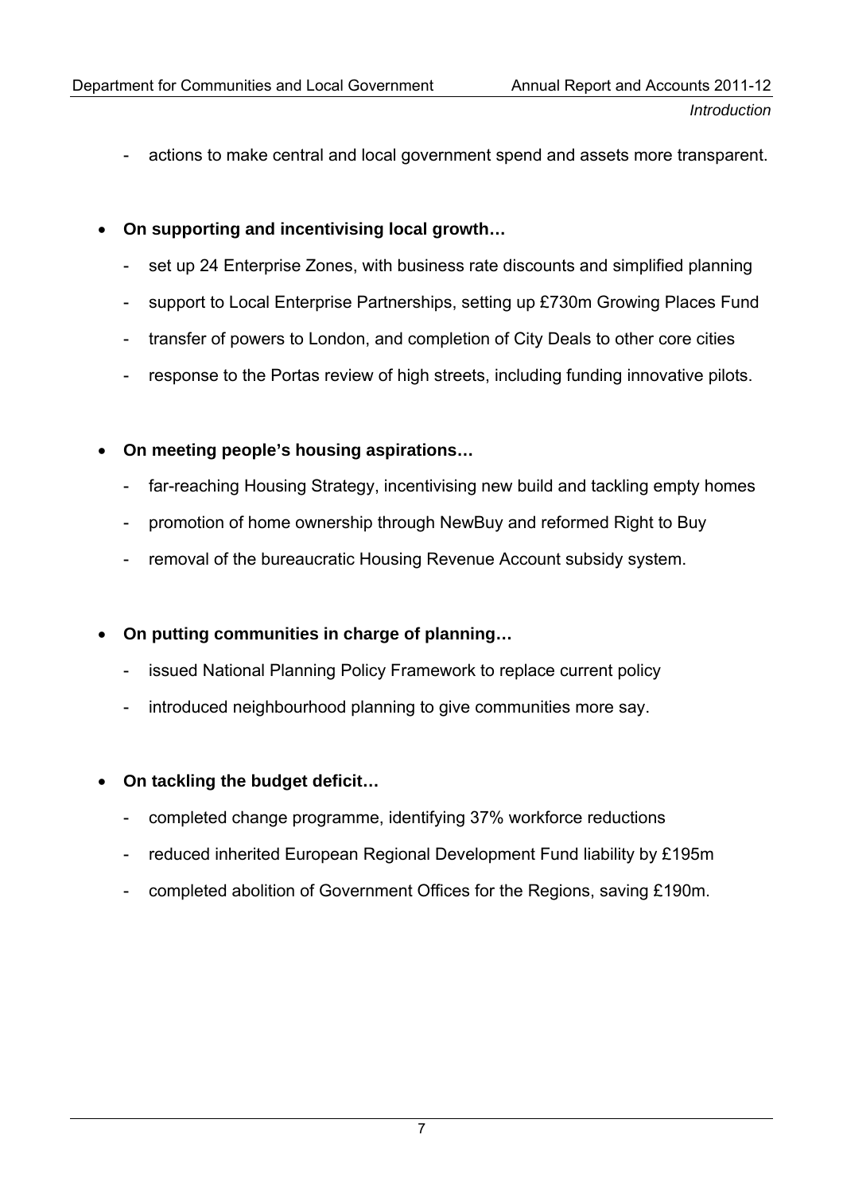- actions to make central and local government spend and assets more transparent.

- **On supporting and incentivising local growth…**
  - set up 24 Enterprise Zones, with business rate discounts and simplified planning
  - support to Local Enterprise Partnerships, setting up £730m Growing Places Fund
  - transfer of powers to London, and completion of City Deals to other core cities
  - response to the Portas review of high streets, including funding innovative pilots.

- **On meeting people's housing aspirations…**
  - far-reaching Housing Strategy, incentivising new build and tackling empty homes
  - promotion of home ownership through NewBuy and reformed Right to Buy
  - removal of the bureaucratic Housing Revenue Account subsidy system.

- **On putting communities in charge of planning…**
  - issued National Planning Policy Framework to replace current policy
  - introduced neighbourhood planning to give communities more say.

- **On tackling the budget deficit…**
  - completed change programme, identifying 37% workforce reductions
  - reduced inherited European Regional Development Fund liability by £195m
  - completed abolition of Government Offices for the Regions, saving £190m.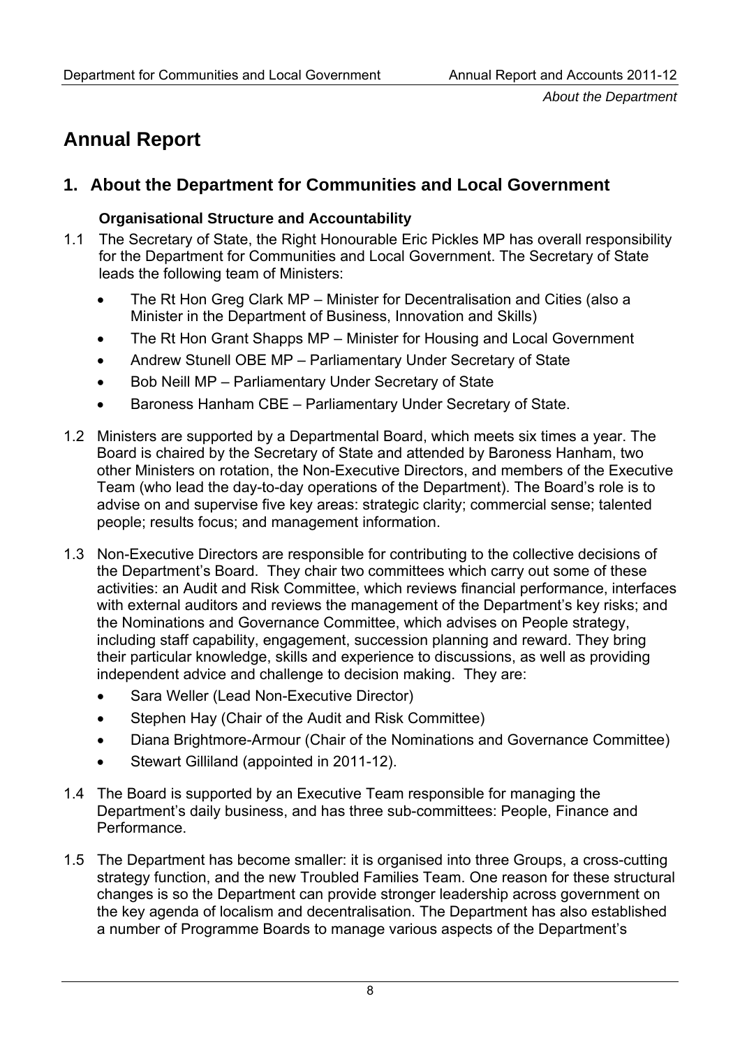# Annual Report

## 1. About the Department for Communities and Local Government

### Organisational Structure and Accountability

1.1 The Secretary of State, the Right Honourable Eric Pickles MP has overall responsibility for the Department for Communities and Local Government. The Secretary of State leads the following team of Ministers:

- The Rt Hon Greg Clark MP – Minister for Decentralisation and Cities (also a Minister in the Department of Business, Innovation and Skills)
- The Rt Hon Grant Shapps MP – Minister for Housing and Local Government
- Andrew Stunell OBE MP – Parliamentary Under Secretary of State
- Bob Neill MP – Parliamentary Under Secretary of State
- Baroness Hanham CBE – Parliamentary Under Secretary of State.

1.2 Ministers are supported by a Departmental Board, which meets six times a year. The Board is chaired by the Secretary of State and attended by Baroness Hanham, two other Ministers on rotation, the Non-Executive Directors, and members of the Executive Team (who lead the day-to-day operations of the Department). The Board's role is to advise on and supervise five key areas: strategic clarity; commercial sense; talented people; results focus; and management information.

1.3 Non-Executive Directors are responsible for contributing to the collective decisions of the Department's Board. They chair two committees which carry out some of these activities: an Audit and Risk Committee, which reviews financial performance, interfaces with external auditors and reviews the management of the Department's key risks; and the Nominations and Governance Committee, which advises on People strategy, including staff capability, engagement, succession planning and reward. They bring their particular knowledge, skills and experience to discussions, as well as providing independent advice and challenge to decision making. They are:

- Sara Weller (Lead Non-Executive Director)
- Stephen Hay (Chair of the Audit and Risk Committee)
- Diana Brightmore-Armour (Chair of the Nominations and Governance Committee)
- Stewart Gilliland (appointed in 2011-12).

1.4 The Board is supported by an Executive Team responsible for managing the Department's daily business, and has three sub-committees: People, Finance and Performance.

1.5 The Department has become smaller: it is organised into three Groups, a cross-cutting strategy function, and the new Troubled Families Team. One reason for these structural changes is so the Department can provide stronger leadership across government on the key agenda of localism and decentralisation. The Department has also established a number of Programme Boards to manage various aspects of the Department's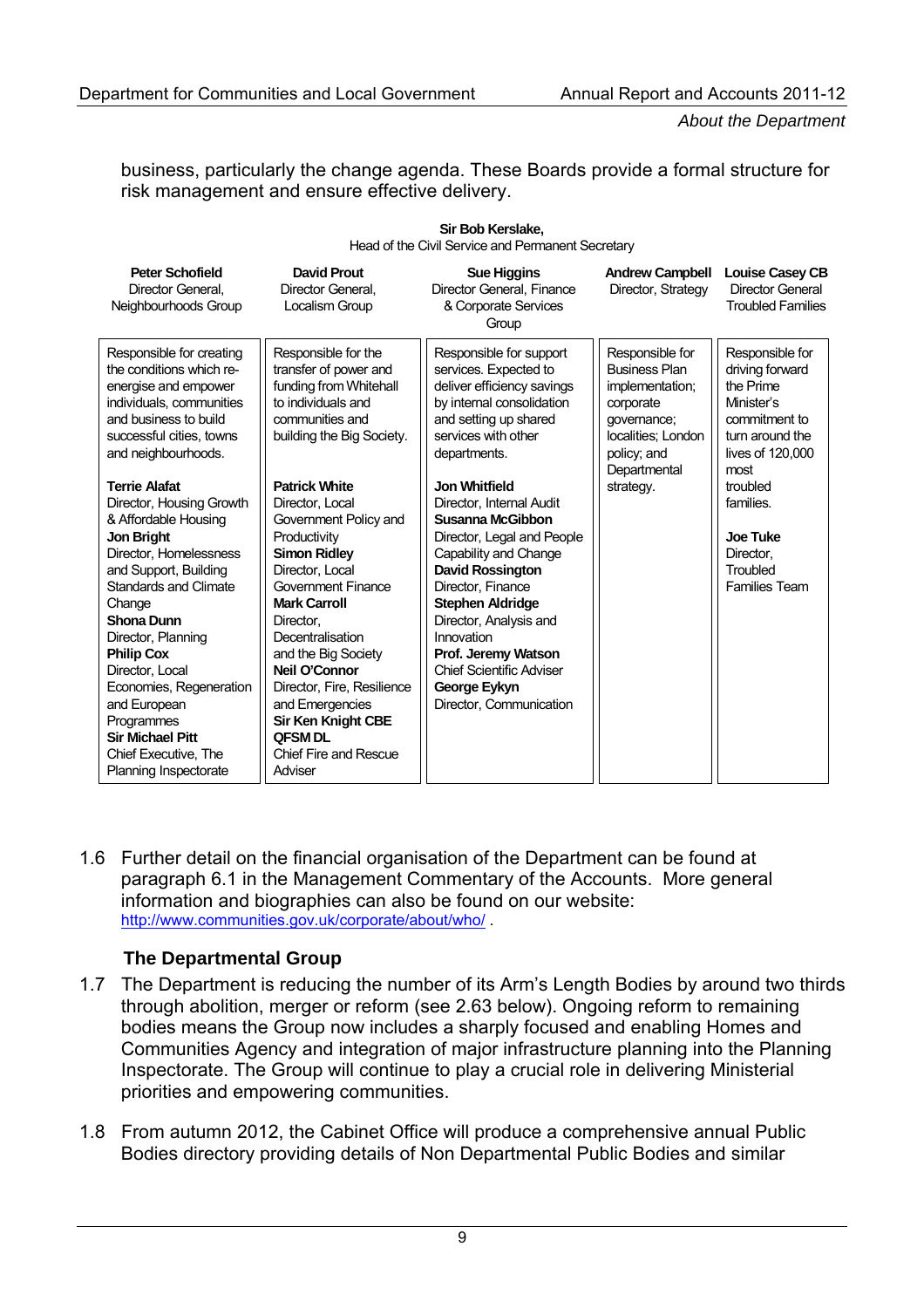business, particularly the change agenda. These Boards provide a formal structure for risk management and ensure effective delivery.

**Sir Bob Kerslake,**
Head of the Civil Service and Permanent Secretary

| **Peter Schofield** Director General, Neighbourhoods Group | **David Prout** Director General, Localism Group | **Sue Higgins** Director General, Finance & Corporate Services Group | **Andrew Campbell** Director, Strategy | **Louise Casey CB** Director General Troubled Families |
|---|---|---|---|---|
| Responsible for creating the conditions which re-energise and empower individuals, communities and business to build successful cities, towns and neighbourhoods.<br><br>**Terrie Alafat** Director, Housing Growth & Affordable Housing<br>**Jon Bright** Director, Homelessness and Support, Building Standards and Climate Change<br>**Shona Dunn** Director, Planning<br>**Philip Cox** Director, Local Economies, Regeneration and European Programmes<br>**Sir Michael Pitt** Chief Executive, The Planning Inspectorate | Responsible for the transfer of power and funding from Whitehall to individuals and communities and building the Big Society.<br><br>**Patrick White** Director, Local Government Policy and Productivity<br>**Simon Ridley** Director, Local Government Finance<br>**Mark Carroll** Director, Decentralisation and the Big Society<br>**Neil O'Connor** Director, Fire, Resilience and Emergencies<br>**Sir Ken Knight CBE QFSM DL** Chief Fire and Rescue Adviser | Responsible for support services. Expected to deliver efficiency savings by internal consolidation and setting up shared services with other departments.<br><br>**Jon Whitfield** Director, Internal Audit<br>**Susanna McGibbon** Director, Legal and People Capability and Change<br>**David Rossington** Director, Finance<br>**Stephen Aldridge** Director, Analysis and Innovation<br>**Prof. Jeremy Watson** Chief Scientific Adviser<br>**George Eykyn** Director, Communication | Responsible for Business Plan implementation; corporate governance; localities; London policy; and Departmental strategy. | Responsible for driving forward the Prime Minister's commitment to turn around the lives of 120,000 most troubled families.<br><br>**Joe Tuke** Director, Troubled Families Team |

1.6 Further detail on the financial organisation of the Department can be found at paragraph 6.1 in the Management Commentary of the Accounts. More general information and biographies can also be found on our website: http://www.communities.gov.uk/corporate/about/who/ .

### The Departmental Group

1.7 The Department is reducing the number of its Arm's Length Bodies by around two thirds through abolition, merger or reform (see 2.63 below). Ongoing reform to remaining bodies means the Group now includes a sharply focused and enabling Homes and Communities Agency and integration of major infrastructure planning into the Planning Inspectorate. The Group will continue to play a crucial role in delivering Ministerial priorities and empowering communities.

1.8 From autumn 2012, the Cabinet Office will produce a comprehensive annual Public Bodies directory providing details of Non Departmental Public Bodies and similar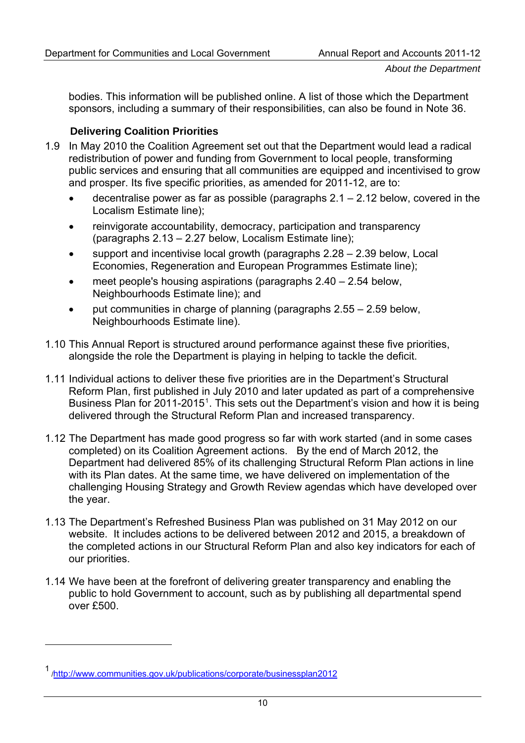bodies. This information will be published online. A list of those which the Department sponsors, including a summary of their responsibilities, can also be found in Note 36.

### Delivering Coalition Priorities

1.9 In May 2010 the Coalition Agreement set out that the Department would lead a radical redistribution of power and funding from Government to local people, transforming public services and ensuring that all communities are equipped and incentivised to grow and prosper. Its five specific priorities, as amended for 2011-12, are to:

- decentralise power as far as possible (paragraphs 2.1 – 2.12 below, covered in the Localism Estimate line);
- reinvigorate accountability, democracy, participation and transparency (paragraphs 2.13 – 2.27 below, Localism Estimate line);
- support and incentivise local growth (paragraphs 2.28 – 2.39 below, Local Economies, Regeneration and European Programmes Estimate line);
- meet people's housing aspirations (paragraphs 2.40 – 2.54 below, Neighbourhoods Estimate line); and
- put communities in charge of planning (paragraphs 2.55 – 2.59 below, Neighbourhoods Estimate line).

1.10 This Annual Report is structured around performance against these five priorities, alongside the role the Department is playing in helping to tackle the deficit.

1.11 Individual actions to deliver these five priorities are in the Department's Structural Reform Plan, first published in July 2010 and later updated as part of a comprehensive Business Plan for 2011-2015[1]. This sets out the Department's vision and how it is being delivered through the Structural Reform Plan and increased transparency.

1.12 The Department has made good progress so far with work started (and in some cases completed) on its Coalition Agreement actions. By the end of March 2012, the Department had delivered 85% of its challenging Structural Reform Plan actions in line with its Plan dates. At the same time, we have delivered on implementation of the challenging Housing Strategy and Growth Review agendas which have developed over the year.

1.13 The Department's Refreshed Business Plan was published on 31 May 2012 on our website. It includes actions to be delivered between 2012 and 2015, a breakdown of the completed actions in our Structural Reform Plan and also key indicators for each of our priorities.

1.14 We have been at the forefront of delivering greater transparency and enabling the public to hold Government to account, such as by publishing all departmental spend over £500.

---

[1] /http://www.communities.gov.uk/publications/corporate/businessplan2012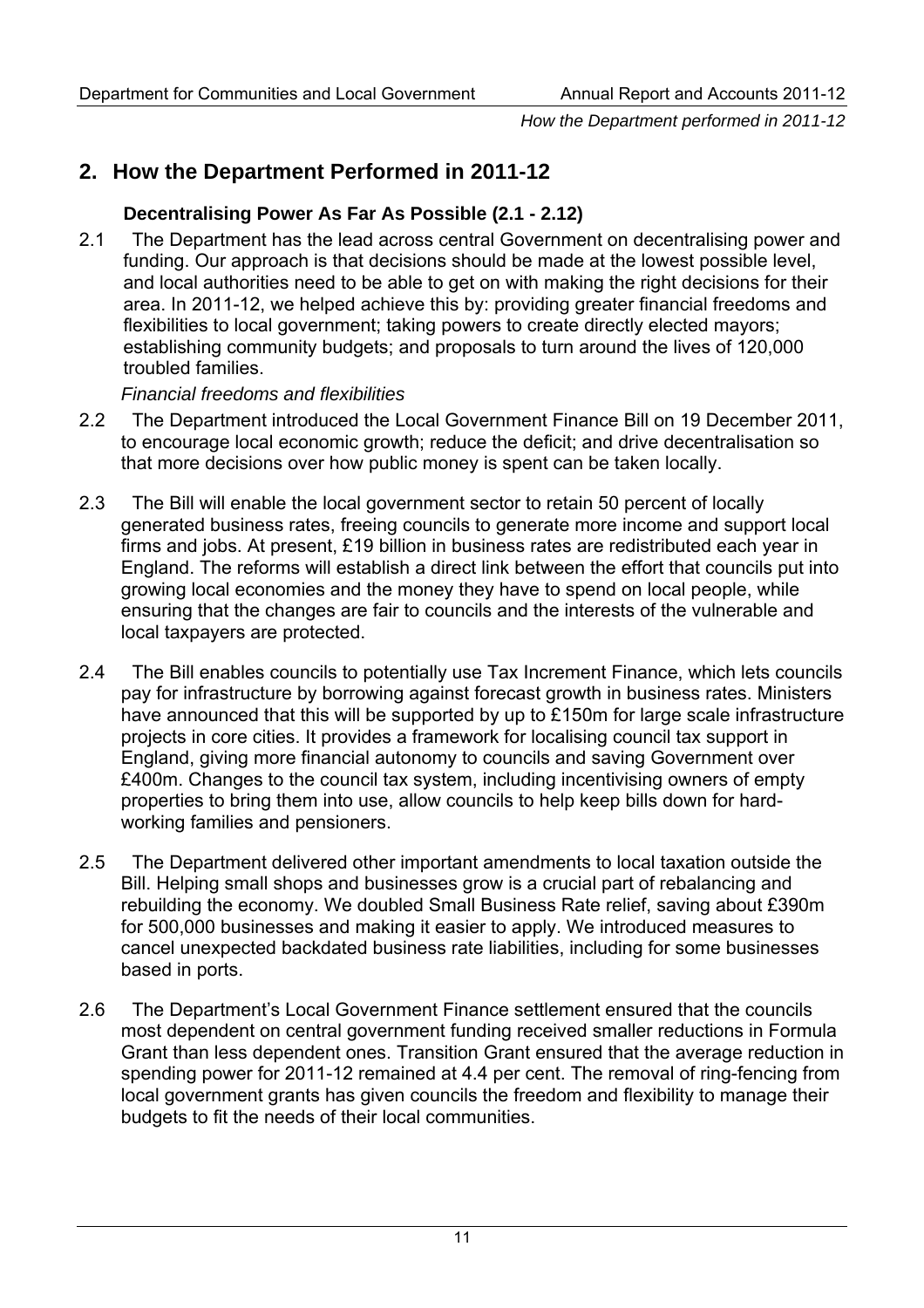## 2. How the Department Performed in 2011-12

### Decentralising Power As Far As Possible (2.1 - 2.12)

2.1 The Department has the lead across central Government on decentralising power and funding. Our approach is that decisions should be made at the lowest possible level, and local authorities need to be able to get on with making the right decisions for their area. In 2011-12, we helped achieve this by: providing greater financial freedoms and flexibilities to local government; taking powers to create directly elected mayors; establishing community budgets; and proposals to turn around the lives of 120,000 troubled families.

*Financial freedoms and flexibilities*

2.2 The Department introduced the Local Government Finance Bill on 19 December 2011, to encourage local economic growth; reduce the deficit; and drive decentralisation so that more decisions over how public money is spent can be taken locally.

2.3 The Bill will enable the local government sector to retain 50 percent of locally generated business rates, freeing councils to generate more income and support local firms and jobs. At present, £19 billion in business rates are redistributed each year in England. The reforms will establish a direct link between the effort that councils put into growing local economies and the money they have to spend on local people, while ensuring that the changes are fair to councils and the interests of the vulnerable and local taxpayers are protected.

2.4 The Bill enables councils to potentially use Tax Increment Finance, which lets councils pay for infrastructure by borrowing against forecast growth in business rates. Ministers have announced that this will be supported by up to £150m for large scale infrastructure projects in core cities. It provides a framework for localising council tax support in England, giving more financial autonomy to councils and saving Government over £400m. Changes to the council tax system, including incentivising owners of empty properties to bring them into use, allow councils to help keep bills down for hard-working families and pensioners.

2.5 The Department delivered other important amendments to local taxation outside the Bill. Helping small shops and businesses grow is a crucial part of rebalancing and rebuilding the economy. We doubled Small Business Rate relief, saving about £390m for 500,000 businesses and making it easier to apply. We introduced measures to cancel unexpected backdated business rate liabilities, including for some businesses based in ports.

2.6 The Department's Local Government Finance settlement ensured that the councils most dependent on central government funding received smaller reductions in Formula Grant than less dependent ones. Transition Grant ensured that the average reduction in spending power for 2011-12 remained at 4.4 per cent. The removal of ring-fencing from local government grants has given councils the freedom and flexibility to manage their budgets to fit the needs of their local communities.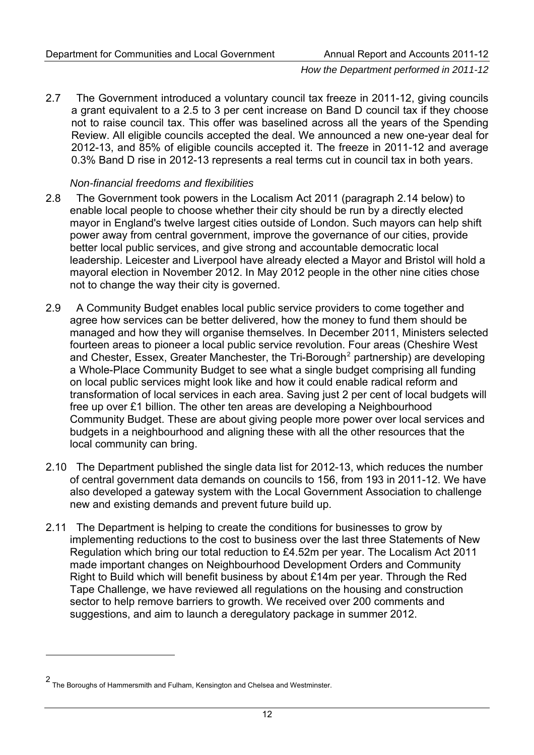2.7 The Government introduced a voluntary council tax freeze in 2011-12, giving councils a grant equivalent to a 2.5 to 3 per cent increase on Band D council tax if they choose not to raise council tax. This offer was baselined across all the years of the Spending Review. All eligible councils accepted the deal. We announced a new one-year deal for 2012-13, and 85% of eligible councils accepted it. The freeze in 2011-12 and average 0.3% Band D rise in 2012-13 represents a real terms cut in council tax in both years.

*Non-financial freedoms and flexibilities*

2.8 The Government took powers in the Localism Act 2011 (paragraph 2.14 below) to enable local people to choose whether their city should be run by a directly elected mayor in England's twelve largest cities outside of London. Such mayors can help shift power away from central government, improve the governance of our cities, provide better local public services, and give strong and accountable democratic local leadership. Leicester and Liverpool have already elected a Mayor and Bristol will hold a mayoral election in November 2012. In May 2012 people in the other nine cities chose not to change the way their city is governed.

2.9 A Community Budget enables local public service providers to come together and agree how services can be better delivered, how the money to fund them should be managed and how they will organise themselves. In December 2011, Ministers selected fourteen areas to pioneer a local public service revolution. Four areas (Cheshire West and Chester, Essex, Greater Manchester, the Tri-Borough[2] partnership) are developing a Whole-Place Community Budget to see what a single budget comprising all funding on local public services might look like and how it could enable radical reform and transformation of local services in each area. Saving just 2 per cent of local budgets will free up over £1 billion. The other ten areas are developing a Neighbourhood Community Budget. These are about giving people more power over local services and budgets in a neighbourhood and aligning these with all the other resources that the local community can bring.

2.10 The Department published the single data list for 2012-13, which reduces the number of central government data demands on councils to 156, from 193 in 2011-12. We have also developed a gateway system with the Local Government Association to challenge new and existing demands and prevent future build up.

2.11 The Department is helping to create the conditions for businesses to grow by implementing reductions to the cost to business over the last three Statements of New Regulation which bring our total reduction to £4.52m per year. The Localism Act 2011 made important changes on Neighbourhood Development Orders and Community Right to Build which will benefit business by about £14m per year. Through the Red Tape Challenge, we have reviewed all regulations on the housing and construction sector to help remove barriers to growth. We received over 200 comments and suggestions, and aim to launch a deregulatory package in summer 2012.

[2] The Boroughs of Hammersmith and Fulham, Kensington and Chelsea and Westminster.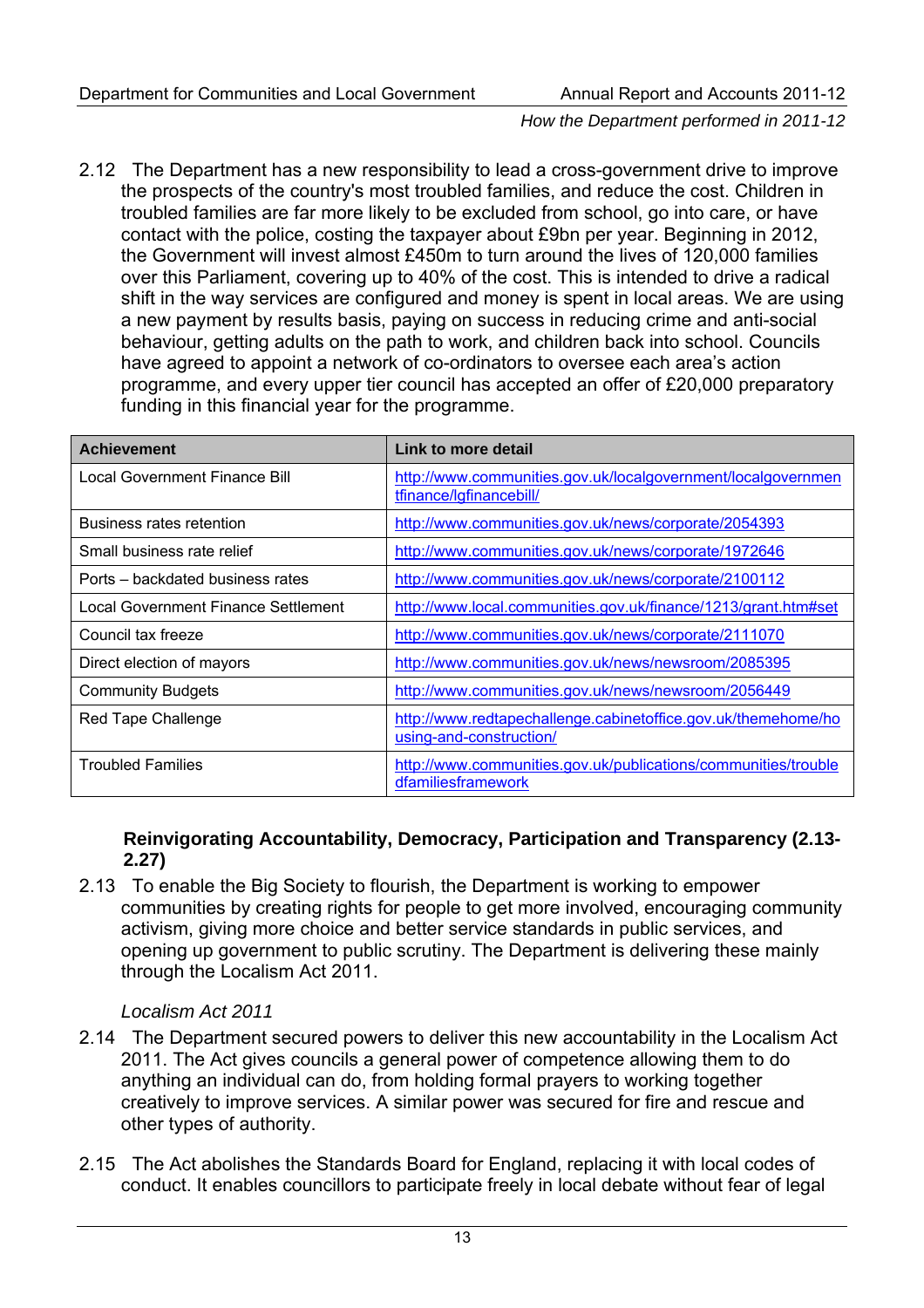2.12 The Department has a new responsibility to lead a cross-government drive to improve the prospects of the country's most troubled families, and reduce the cost. Children in troubled families are far more likely to be excluded from school, go into care, or have contact with the police, costing the taxpayer about £9bn per year. Beginning in 2012, the Government will invest almost £450m to turn around the lives of 120,000 families over this Parliament, covering up to 40% of the cost. This is intended to drive a radical shift in the way services are configured and money is spent in local areas. We are using a new payment by results basis, paying on success in reducing crime and anti-social behaviour, getting adults on the path to work, and children back into school. Councils have agreed to appoint a network of co-ordinators to oversee each area's action programme, and every upper tier council has accepted an offer of £20,000 preparatory funding in this financial year for the programme.

| Achievement | Link to more detail |
|---|---|
| Local Government Finance Bill | http://www.communities.gov.uk/localgovernment/localgovernmentfinance/lgfinancebill/ |
| Business rates retention | http://www.communities.gov.uk/news/corporate/2054393 |
| Small business rate relief | http://www.communities.gov.uk/news/corporate/1972646 |
| Ports – backdated business rates | http://www.communities.gov.uk/news/corporate/2100112 |
| Local Government Finance Settlement | http://www.local.communities.gov.uk/finance/1213/grant.htm#set |
| Council tax freeze | http://www.communities.gov.uk/news/corporate/2111070 |
| Direct election of mayors | http://www.communities.gov.uk/news/newsroom/2085395 |
| Community Budgets | http://www.communities.gov.uk/news/newsroom/2056449 |
| Red Tape Challenge | http://www.redtapechallenge.cabinetoffice.gov.uk/themehome/housing-and-construction/ |
| Troubled Families | http://www.communities.gov.uk/publications/communities/troubledfamiliesframework |

**Reinvigorating Accountability, Democracy, Participation and Transparency (2.13-2.27)**

2.13 To enable the Big Society to flourish, the Department is working to empower communities by creating rights for people to get more involved, encouraging community activism, giving more choice and better service standards in public services, and opening up government to public scrutiny. The Department is delivering these mainly through the Localism Act 2011.

*Localism Act 2011*

2.14 The Department secured powers to deliver this new accountability in the Localism Act 2011. The Act gives councils a general power of competence allowing them to do anything an individual can do, from holding formal prayers to working together creatively to improve services. A similar power was secured for fire and rescue and other types of authority.

2.15 The Act abolishes the Standards Board for England, replacing it with local codes of conduct. It enables councillors to participate freely in local debate without fear of legal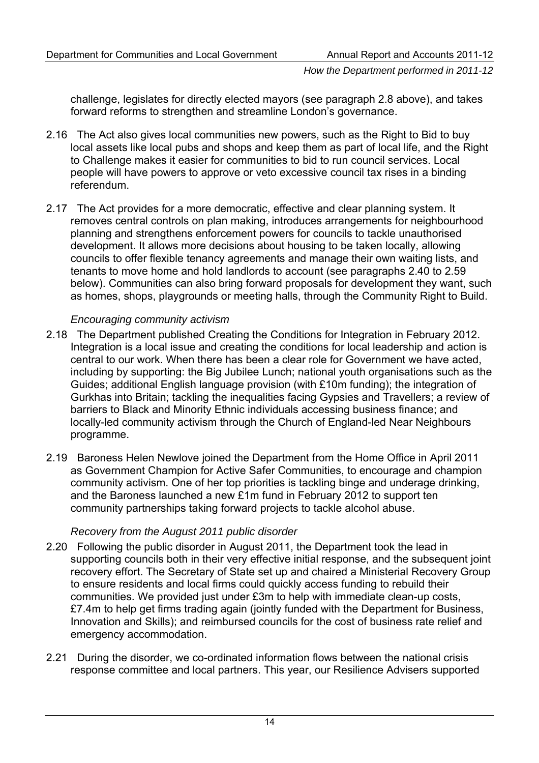challenge, legislates for directly elected mayors (see paragraph 2.8 above), and takes forward reforms to strengthen and streamline London's governance.

2.16 The Act also gives local communities new powers, such as the Right to Bid to buy local assets like local pubs and shops and keep them as part of local life, and the Right to Challenge makes it easier for communities to bid to run council services. Local people will have powers to approve or veto excessive council tax rises in a binding referendum.

2.17 The Act provides for a more democratic, effective and clear planning system. It removes central controls on plan making, introduces arrangements for neighbourhood planning and strengthens enforcement powers for councils to tackle unauthorised development. It allows more decisions about housing to be taken locally, allowing councils to offer flexible tenancy agreements and manage their own waiting lists, and tenants to move home and hold landlords to account (see paragraphs 2.40 to 2.59 below). Communities can also bring forward proposals for development they want, such as homes, shops, playgrounds or meeting halls, through the Community Right to Build.

*Encouraging community activism*

2.18 The Department published Creating the Conditions for Integration in February 2012. Integration is a local issue and creating the conditions for local leadership and action is central to our work. When there has been a clear role for Government we have acted, including by supporting: the Big Jubilee Lunch; national youth organisations such as the Guides; additional English language provision (with £10m funding); the integration of Gurkhas into Britain; tackling the inequalities facing Gypsies and Travellers; a review of barriers to Black and Minority Ethnic individuals accessing business finance; and locally-led community activism through the Church of England-led Near Neighbours programme.

2.19 Baroness Helen Newlove joined the Department from the Home Office in April 2011 as Government Champion for Active Safer Communities, to encourage and champion community activism. One of her top priorities is tackling binge and underage drinking, and the Baroness launched a new £1m fund in February 2012 to support ten community partnerships taking forward projects to tackle alcohol abuse.

*Recovery from the August 2011 public disorder*

2.20 Following the public disorder in August 2011, the Department took the lead in supporting councils both in their very effective initial response, and the subsequent joint recovery effort. The Secretary of State set up and chaired a Ministerial Recovery Group to ensure residents and local firms could quickly access funding to rebuild their communities. We provided just under £3m to help with immediate clean-up costs, £7.4m to help get firms trading again (jointly funded with the Department for Business, Innovation and Skills); and reimbursed councils for the cost of business rate relief and emergency accommodation.

2.21 During the disorder, we co-ordinated information flows between the national crisis response committee and local partners. This year, our Resilience Advisers supported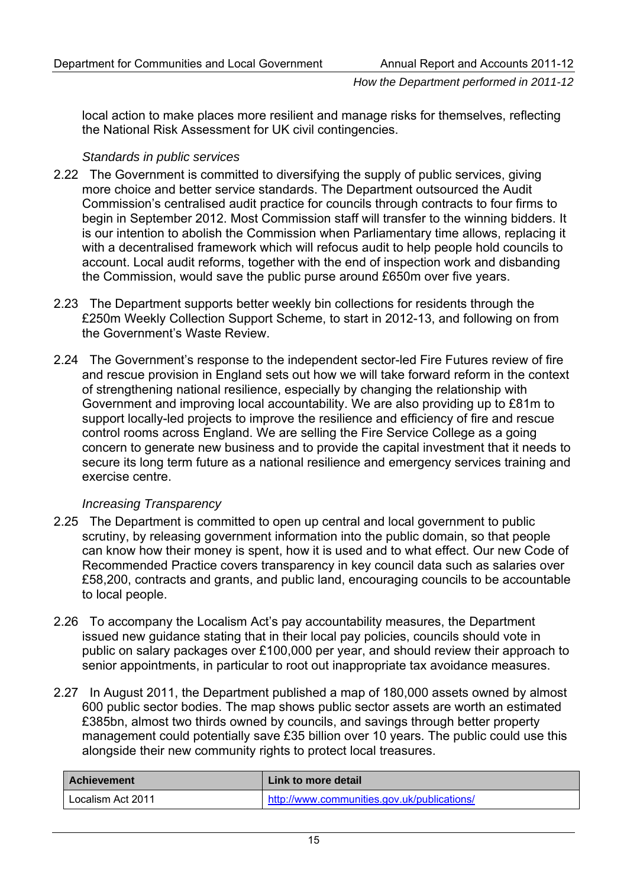local action to make places more resilient and manage risks for themselves, reflecting the National Risk Assessment for UK civil contingencies.

*Standards in public services*

2.22 The Government is committed to diversifying the supply of public services, giving more choice and better service standards. The Department outsourced the Audit Commission's centralised audit practice for councils through contracts to four firms to begin in September 2012. Most Commission staff will transfer to the winning bidders. It is our intention to abolish the Commission when Parliamentary time allows, replacing it with a decentralised framework which will refocus audit to help people hold councils to account. Local audit reforms, together with the end of inspection work and disbanding the Commission, would save the public purse around £650m over five years.

2.23 The Department supports better weekly bin collections for residents through the £250m Weekly Collection Support Scheme, to start in 2012-13, and following on from the Government's Waste Review.

2.24 The Government's response to the independent sector-led Fire Futures review of fire and rescue provision in England sets out how we will take forward reform in the context of strengthening national resilience, especially by changing the relationship with Government and improving local accountability. We are also providing up to £81m to support locally-led projects to improve the resilience and efficiency of fire and rescue control rooms across England. We are selling the Fire Service College as a going concern to generate new business and to provide the capital investment that it needs to secure its long term future as a national resilience and emergency services training and exercise centre.

*Increasing Transparency*

2.25 The Department is committed to open up central and local government to public scrutiny, by releasing government information into the public domain, so that people can know how their money is spent, how it is used and to what effect. Our new Code of Recommended Practice covers transparency in key council data such as salaries over £58,200, contracts and grants, and public land, encouraging councils to be accountable to local people.

2.26 To accompany the Localism Act's pay accountability measures, the Department issued new guidance stating that in their local pay policies, councils should vote in public on salary packages over £100,000 per year, and should review their approach to senior appointments, in particular to root out inappropriate tax avoidance measures.

2.27 In August 2011, the Department published a map of 180,000 assets owned by almost 600 public sector bodies. The map shows public sector assets are worth an estimated £385bn, almost two thirds owned by councils, and savings through better property management could potentially save £35 billion over 10 years. The public could use this alongside their new community rights to protect local treasures.

| Achievement | Link to more detail |
|---|---|
| Localism Act 2011 | http://www.communities.gov.uk/publications/ |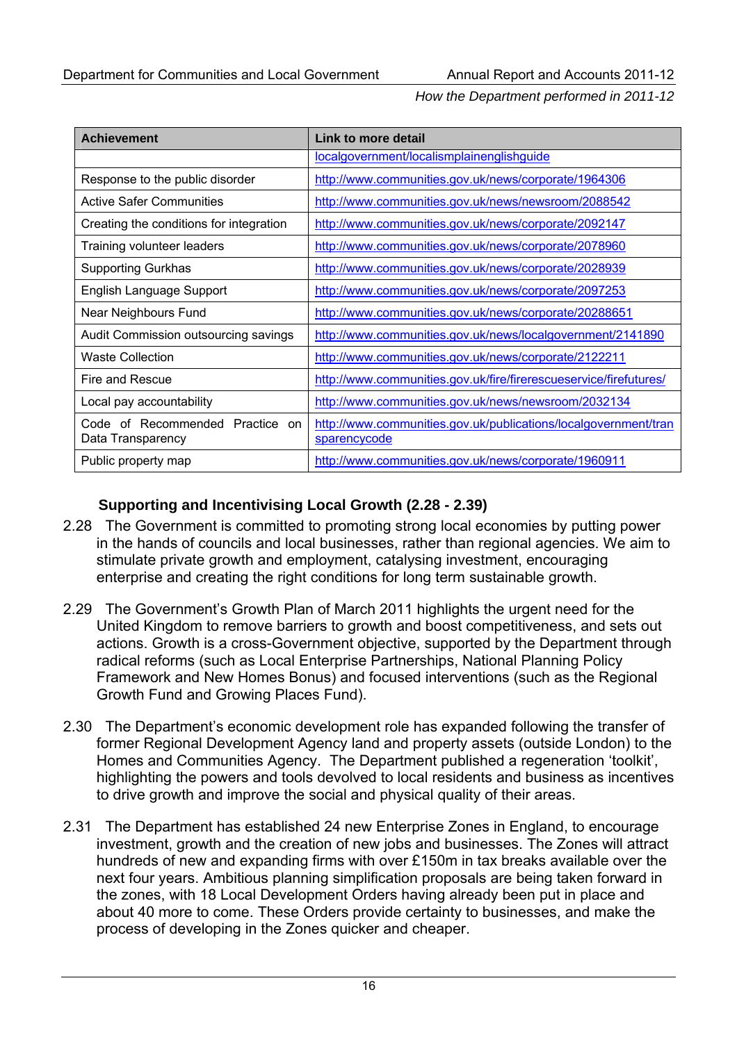| Achievement | Link to more detail |
| --- | --- |
| | localgovernment/localismplainenglishguide |
| Response to the public disorder | http://www.communities.gov.uk/news/corporate/1964306 |
| Active Safer Communities | http://www.communities.gov.uk/news/newsroom/2088542 |
| Creating the conditions for integration | http://www.communities.gov.uk/news/corporate/2092147 |
| Training volunteer leaders | http://www.communities.gov.uk/news/corporate/2078960 |
| Supporting Gurkhas | http://www.communities.gov.uk/news/corporate/2028939 |
| English Language Support | http://www.communities.gov.uk/news/corporate/2097253 |
| Near Neighbours Fund | http://www.communities.gov.uk/news/corporate/20288651 |
| Audit Commission outsourcing savings | http://www.communities.gov.uk/news/localgovernment/2141890 |
| Waste Collection | http://www.communities.gov.uk/news/corporate/2122211 |
| Fire and Rescue | http://www.communities.gov.uk/fire/firerescueservice/firefutures/ |
| Local pay accountability | http://www.communities.gov.uk/news/newsroom/2032134 |
| Code of Recommended Practice on Data Transparency | http://www.communities.gov.uk/publications/localgovernment/transparencycode |
| Public property map | http://www.communities.gov.uk/news/corporate/1960911 |

### Supporting and Incentivising Local Growth (2.28 - 2.39)

2.28 The Government is committed to promoting strong local economies by putting power in the hands of councils and local businesses, rather than regional agencies. We aim to stimulate private growth and employment, catalysing investment, encouraging enterprise and creating the right conditions for long term sustainable growth.

2.29 The Government's Growth Plan of March 2011 highlights the urgent need for the United Kingdom to remove barriers to growth and boost competitiveness, and sets out actions. Growth is a cross-Government objective, supported by the Department through radical reforms (such as Local Enterprise Partnerships, National Planning Policy Framework and New Homes Bonus) and focused interventions (such as the Regional Growth Fund and Growing Places Fund).

2.30 The Department's economic development role has expanded following the transfer of former Regional Development Agency land and property assets (outside London) to the Homes and Communities Agency. The Department published a regeneration 'toolkit', highlighting the powers and tools devolved to local residents and business as incentives to drive growth and improve the social and physical quality of their areas.

2.31 The Department has established 24 new Enterprise Zones in England, to encourage investment, growth and the creation of new jobs and businesses. The Zones will attract hundreds of new and expanding firms with over £150m in tax breaks available over the next four years. Ambitious planning simplification proposals are being taken forward in the zones, with 18 Local Development Orders having already been put in place and about 40 more to come. These Orders provide certainty to businesses, and make the process of developing in the Zones quicker and cheaper.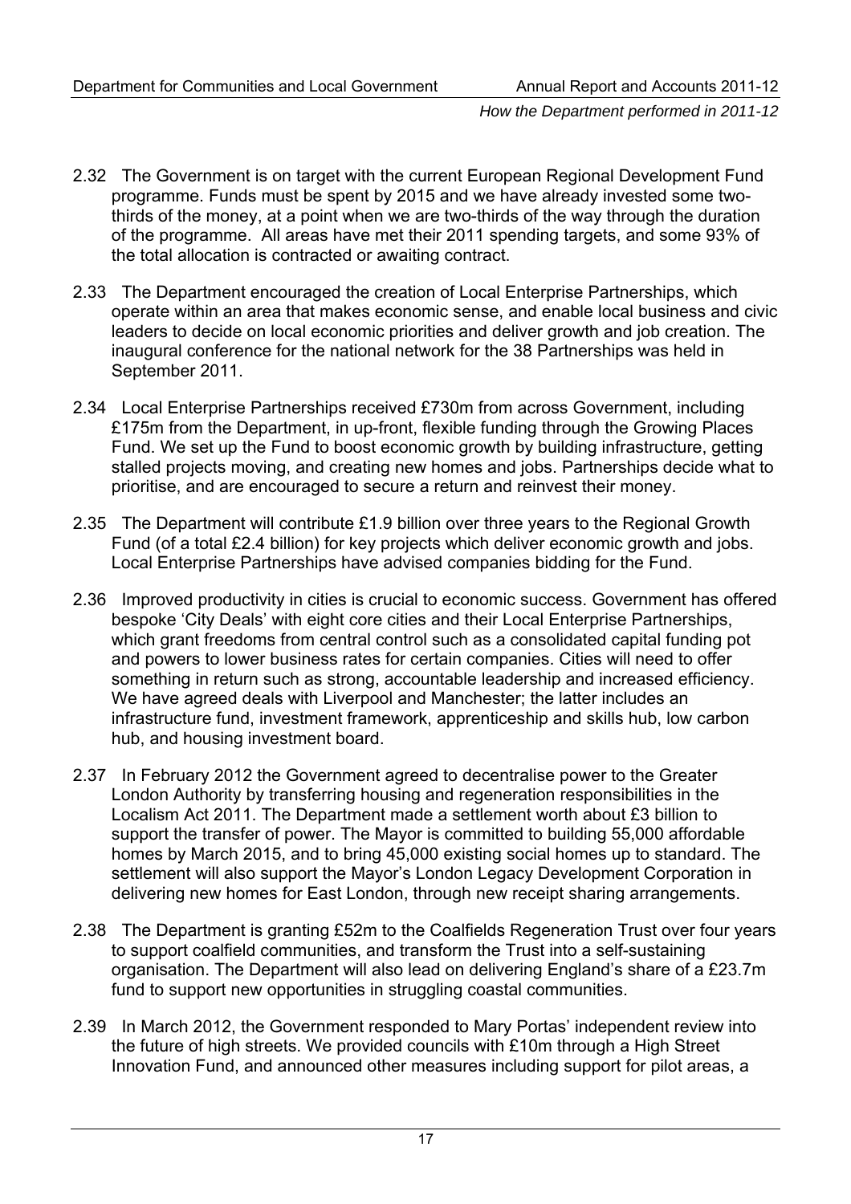2.32 The Government is on target with the current European Regional Development Fund programme. Funds must be spent by 2015 and we have already invested some two-thirds of the money, at a point when we are two-thirds of the way through the duration of the programme. All areas have met their 2011 spending targets, and some 93% of the total allocation is contracted or awaiting contract.

2.33 The Department encouraged the creation of Local Enterprise Partnerships, which operate within an area that makes economic sense, and enable local business and civic leaders to decide on local economic priorities and deliver growth and job creation. The inaugural conference for the national network for the 38 Partnerships was held in September 2011.

2.34 Local Enterprise Partnerships received £730m from across Government, including £175m from the Department, in up-front, flexible funding through the Growing Places Fund. We set up the Fund to boost economic growth by building infrastructure, getting stalled projects moving, and creating new homes and jobs. Partnerships decide what to prioritise, and are encouraged to secure a return and reinvest their money.

2.35 The Department will contribute £1.9 billion over three years to the Regional Growth Fund (of a total £2.4 billion) for key projects which deliver economic growth and jobs. Local Enterprise Partnerships have advised companies bidding for the Fund.

2.36 Improved productivity in cities is crucial to economic success. Government has offered bespoke 'City Deals' with eight core cities and their Local Enterprise Partnerships, which grant freedoms from central control such as a consolidated capital funding pot and powers to lower business rates for certain companies. Cities will need to offer something in return such as strong, accountable leadership and increased efficiency. We have agreed deals with Liverpool and Manchester; the latter includes an infrastructure fund, investment framework, apprenticeship and skills hub, low carbon hub, and housing investment board.

2.37 In February 2012 the Government agreed to decentralise power to the Greater London Authority by transferring housing and regeneration responsibilities in the Localism Act 2011. The Department made a settlement worth about £3 billion to support the transfer of power. The Mayor is committed to building 55,000 affordable homes by March 2015, and to bring 45,000 existing social homes up to standard. The settlement will also support the Mayor's London Legacy Development Corporation in delivering new homes for East London, through new receipt sharing arrangements.

2.38 The Department is granting £52m to the Coalfields Regeneration Trust over four years to support coalfield communities, and transform the Trust into a self-sustaining organisation. The Department will also lead on delivering England's share of a £23.7m fund to support new opportunities in struggling coastal communities.

2.39 In March 2012, the Government responded to Mary Portas' independent review into the future of high streets. We provided councils with £10m through a High Street Innovation Fund, and announced other measures including support for pilot areas, a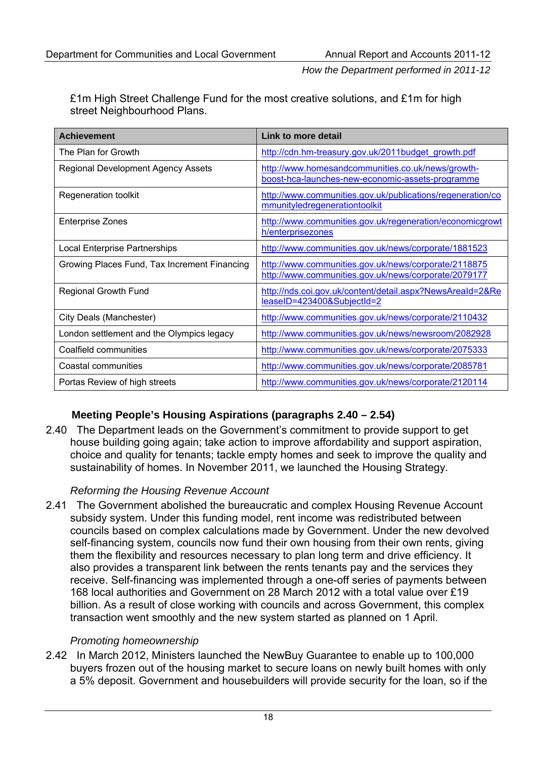£1m High Street Challenge Fund for the most creative solutions, and £1m for high street Neighbourhood Plans.

| Achievement | Link to more detail |
|---|---|
| The Plan for Growth | http://cdn.hm-treasury.gov.uk/2011budget_growth.pdf |
| Regional Development Agency Assets | http://www.homesandcommunities.co.uk/news/growth-boost-hca-launches-new-economic-assets-programme |
| Regeneration toolkit | http://www.communities.gov.uk/publications/regeneration/communityledregenerationtoolkit |
| Enterprise Zones | http://www.communities.gov.uk/regeneration/economicgrowth/enterprisezones |
| Local Enterprise Partnerships | http://www.communities.gov.uk/news/corporate/1881523 |
| Growing Places Fund, Tax Increment Financing | http://www.communities.gov.uk/news/corporate/2118875 http://www.communities.gov.uk/news/corporate/2079177 |
| Regional Growth Fund | http://nds.coi.gov.uk/content/detail.aspx?NewsAreaId=2&ReleaseID=423400&SubjectId=2 |
| City Deals (Manchester) | http://www.communities.gov.uk/news/corporate/2110432 |
| London settlement and the Olympics legacy | http://www.communities.gov.uk/news/newsroom/2082928 |
| Coalfield communities | http://www.communities.gov.uk/news/corporate/2075333 |
| Coastal communities | http://www.communities.gov.uk/news/corporate/2085781 |
| Portas Review of high streets | http://www.communities.gov.uk/news/corporate/2120114 |

### Meeting People's Housing Aspirations (paragraphs 2.40 – 2.54)

2.40 The Department leads on the Government's commitment to provide support to get house building going again; take action to improve affordability and support aspiration, choice and quality for tenants; tackle empty homes and seek to improve the quality and sustainability of homes. In November 2011, we launched the Housing Strategy.

*Reforming the Housing Revenue Account*

2.41 The Government abolished the bureaucratic and complex Housing Revenue Account subsidy system. Under this funding model, rent income was redistributed between councils based on complex calculations made by Government. Under the new devolved self-financing system, councils now fund their own housing from their own rents, giving them the flexibility and resources necessary to plan long term and drive efficiency. It also provides a transparent link between the rents tenants pay and the services they receive. Self-financing was implemented through a one-off series of payments between 168 local authorities and Government on 28 March 2012 with a total value over £19 billion. As a result of close working with councils and across Government, this complex transaction went smoothly and the new system started as planned on 1 April.

*Promoting homeownership*

2.42 In March 2012, Ministers launched the NewBuy Guarantee to enable up to 100,000 buyers frozen out of the housing market to secure loans on newly built homes with only a 5% deposit. Government and housebuilders will provide security for the loan, so if the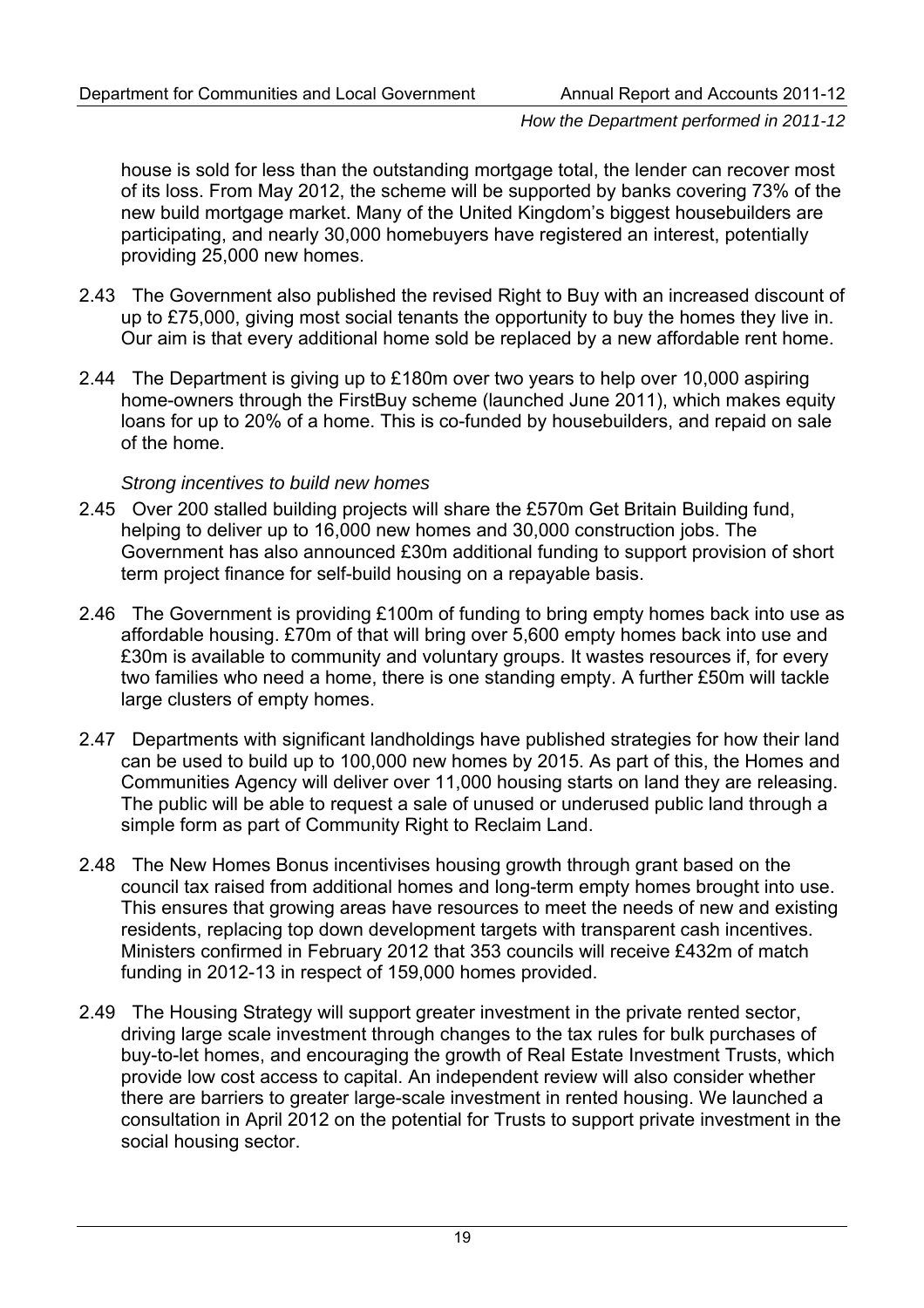house is sold for less than the outstanding mortgage total, the lender can recover most of its loss. From May 2012, the scheme will be supported by banks covering 73% of the new build mortgage market. Many of the United Kingdom's biggest housebuilders are participating, and nearly 30,000 homebuyers have registered an interest, potentially providing 25,000 new homes.

2.43 The Government also published the revised Right to Buy with an increased discount of up to £75,000, giving most social tenants the opportunity to buy the homes they live in. Our aim is that every additional home sold be replaced by a new affordable rent home.

2.44 The Department is giving up to £180m over two years to help over 10,000 aspiring home-owners through the FirstBuy scheme (launched June 2011), which makes equity loans for up to 20% of a home. This is co-funded by housebuilders, and repaid on sale of the home.

*Strong incentives to build new homes*

2.45 Over 200 stalled building projects will share the £570m Get Britain Building fund, helping to deliver up to 16,000 new homes and 30,000 construction jobs. The Government has also announced £30m additional funding to support provision of short term project finance for self-build housing on a repayable basis.

2.46 The Government is providing £100m of funding to bring empty homes back into use as affordable housing. £70m of that will bring over 5,600 empty homes back into use and £30m is available to community and voluntary groups. It wastes resources if, for every two families who need a home, there is one standing empty. A further £50m will tackle large clusters of empty homes.

2.47 Departments with significant landholdings have published strategies for how their land can be used to build up to 100,000 new homes by 2015. As part of this, the Homes and Communities Agency will deliver over 11,000 housing starts on land they are releasing. The public will be able to request a sale of unused or underused public land through a simple form as part of Community Right to Reclaim Land.

2.48 The New Homes Bonus incentivises housing growth through grant based on the council tax raised from additional homes and long-term empty homes brought into use. This ensures that growing areas have resources to meet the needs of new and existing residents, replacing top down development targets with transparent cash incentives. Ministers confirmed in February 2012 that 353 councils will receive £432m of match funding in 2012-13 in respect of 159,000 homes provided.

2.49 The Housing Strategy will support greater investment in the private rented sector, driving large scale investment through changes to the tax rules for bulk purchases of buy-to-let homes, and encouraging the growth of Real Estate Investment Trusts, which provide low cost access to capital. An independent review will also consider whether there are barriers to greater large-scale investment in rented housing. We launched a consultation in April 2012 on the potential for Trusts to support private investment in the social housing sector.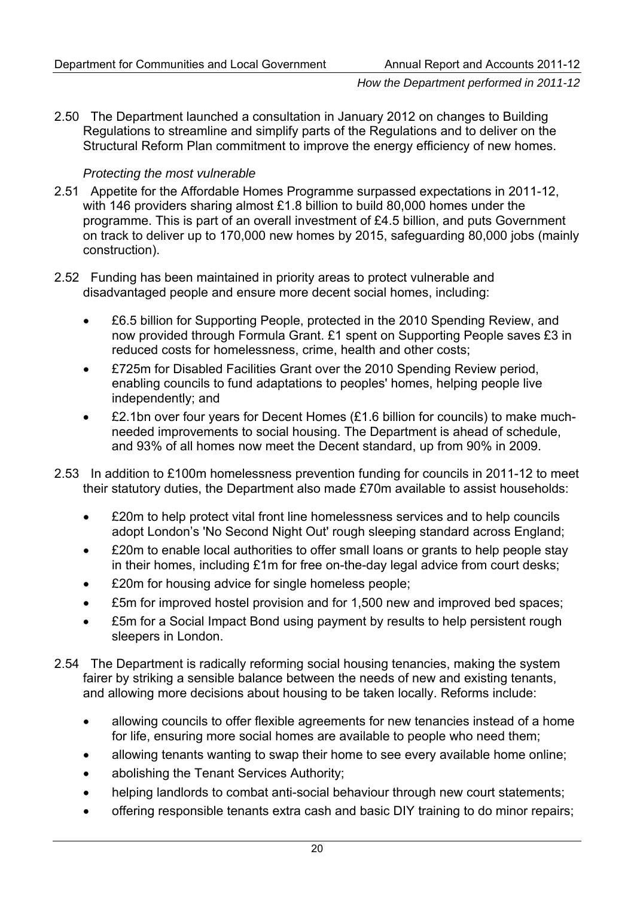2.50 The Department launched a consultation in January 2012 on changes to Building Regulations to streamline and simplify parts of the Regulations and to deliver on the Structural Reform Plan commitment to improve the energy efficiency of new homes.

*Protecting the most vulnerable*

2.51 Appetite for the Affordable Homes Programme surpassed expectations in 2011-12, with 146 providers sharing almost £1.8 billion to build 80,000 homes under the programme. This is part of an overall investment of £4.5 billion, and puts Government on track to deliver up to 170,000 new homes by 2015, safeguarding 80,000 jobs (mainly construction).

2.52 Funding has been maintained in priority areas to protect vulnerable and disadvantaged people and ensure more decent social homes, including:

- £6.5 billion for Supporting People, protected in the 2010 Spending Review, and now provided through Formula Grant. £1 spent on Supporting People saves £3 in reduced costs for homelessness, crime, health and other costs;
- £725m for Disabled Facilities Grant over the 2010 Spending Review period, enabling councils to fund adaptations to peoples' homes, helping people live independently; and
- £2.1bn over four years for Decent Homes (£1.6 billion for councils) to make much-needed improvements to social housing. The Department is ahead of schedule, and 93% of all homes now meet the Decent standard, up from 90% in 2009.

2.53 In addition to £100m homelessness prevention funding for councils in 2011-12 to meet their statutory duties, the Department also made £70m available to assist households:

- £20m to help protect vital front line homelessness services and to help councils adopt London's 'No Second Night Out' rough sleeping standard across England;
- £20m to enable local authorities to offer small loans or grants to help people stay in their homes, including £1m for free on-the-day legal advice from court desks;
- £20m for housing advice for single homeless people;
- £5m for improved hostel provision and for 1,500 new and improved bed spaces;
- £5m for a Social Impact Bond using payment by results to help persistent rough sleepers in London.

2.54 The Department is radically reforming social housing tenancies, making the system fairer by striking a sensible balance between the needs of new and existing tenants, and allowing more decisions about housing to be taken locally. Reforms include:

- allowing councils to offer flexible agreements for new tenancies instead of a home for life, ensuring more social homes are available to people who need them;
- allowing tenants wanting to swap their home to see every available home online;
- abolishing the Tenant Services Authority;
- helping landlords to combat anti-social behaviour through new court statements;
- offering responsible tenants extra cash and basic DIY training to do minor repairs;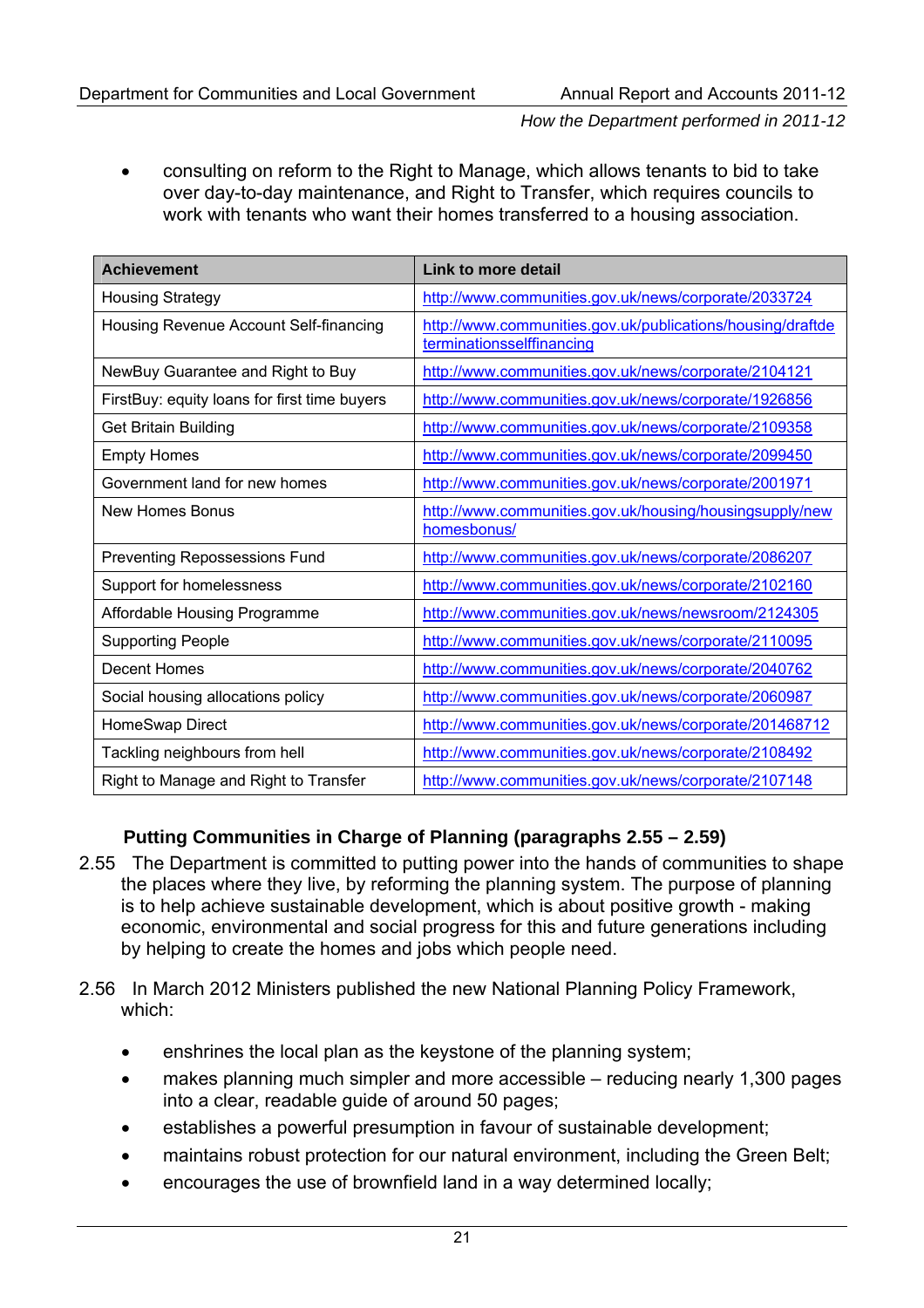- consulting on reform to the Right to Manage, which allows tenants to bid to take over day-to-day maintenance, and Right to Transfer, which requires councils to work with tenants who want their homes transferred to a housing association.

| Achievement | Link to more detail |
|---|---|
| Housing Strategy | http://www.communities.gov.uk/news/corporate/2033724 |
| Housing Revenue Account Self-financing | http://www.communities.gov.uk/publications/housing/draftdeterminationsselffinancing |
| NewBuy Guarantee and Right to Buy | http://www.communities.gov.uk/news/corporate/2104121 |
| FirstBuy: equity loans for first time buyers | http://www.communities.gov.uk/news/corporate/1926856 |
| Get Britain Building | http://www.communities.gov.uk/news/corporate/2109358 |
| Empty Homes | http://www.communities.gov.uk/news/corporate/2099450 |
| Government land for new homes | http://www.communities.gov.uk/news/corporate/2001971 |
| New Homes Bonus | http://www.communities.gov.uk/housing/housingsupply/newhomesbonus/ |
| Preventing Repossessions Fund | http://www.communities.gov.uk/news/corporate/2086207 |
| Support for homelessness | http://www.communities.gov.uk/news/corporate/2102160 |
| Affordable Housing Programme | http://www.communities.gov.uk/news/newsroom/2124305 |
| Supporting People | http://www.communities.gov.uk/news/corporate/2110095 |
| Decent Homes | http://www.communities.gov.uk/news/corporate/2040762 |
| Social housing allocations policy | http://www.communities.gov.uk/news/corporate/2060987 |
| HomeSwap Direct | http://www.communities.gov.uk/news/corporate/201468712 |
| Tackling neighbours from hell | http://www.communities.gov.uk/news/corporate/2108492 |
| Right to Manage and Right to Transfer | http://www.communities.gov.uk/news/corporate/2107148 |

### Putting Communities in Charge of Planning (paragraphs 2.55 – 2.59)

2.55 The Department is committed to putting power into the hands of communities to shape the places where they live, by reforming the planning system. The purpose of planning is to help achieve sustainable development, which is about positive growth - making economic, environmental and social progress for this and future generations including by helping to create the homes and jobs which people need.

2.56 In March 2012 Ministers published the new National Planning Policy Framework, which:

- enshrines the local plan as the keystone of the planning system;
- makes planning much simpler and more accessible – reducing nearly 1,300 pages into a clear, readable guide of around 50 pages;
- establishes a powerful presumption in favour of sustainable development;
- maintains robust protection for our natural environment, including the Green Belt;
- encourages the use of brownfield land in a way determined locally;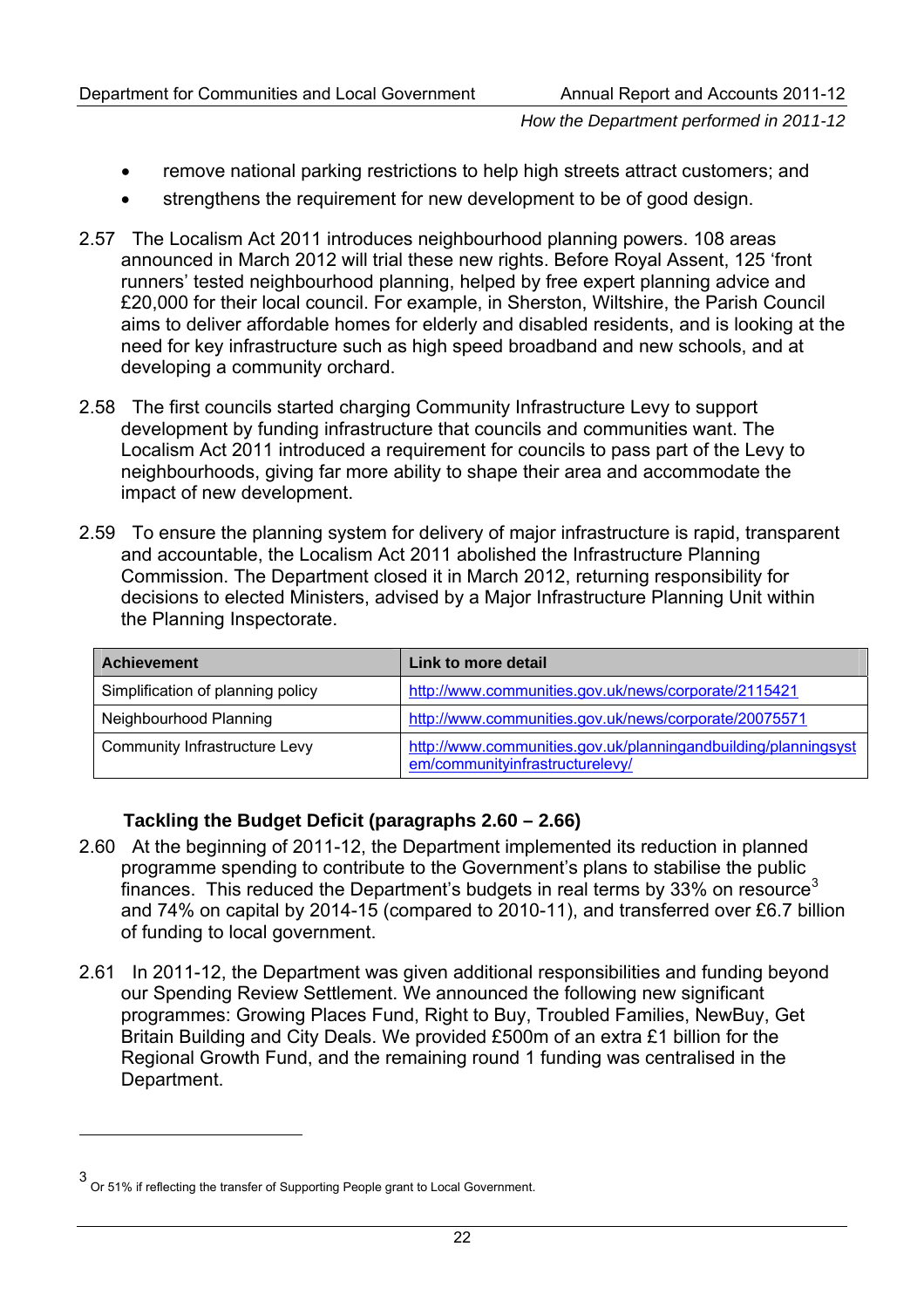- remove national parking restrictions to help high streets attract customers; and
- strengthens the requirement for new development to be of good design.

2.57 The Localism Act 2011 introduces neighbourhood planning powers. 108 areas announced in March 2012 will trial these new rights. Before Royal Assent, 125 'front runners' tested neighbourhood planning, helped by free expert planning advice and £20,000 for their local council. For example, in Sherston, Wiltshire, the Parish Council aims to deliver affordable homes for elderly and disabled residents, and is looking at the need for key infrastructure such as high speed broadband and new schools, and at developing a community orchard.

2.58 The first councils started charging Community Infrastructure Levy to support development by funding infrastructure that councils and communities want. The Localism Act 2011 introduced a requirement for councils to pass part of the Levy to neighbourhoods, giving far more ability to shape their area and accommodate the impact of new development.

2.59 To ensure the planning system for delivery of major infrastructure is rapid, transparent and accountable, the Localism Act 2011 abolished the Infrastructure Planning Commission. The Department closed it in March 2012, returning responsibility for decisions to elected Ministers, advised by a Major Infrastructure Planning Unit within the Planning Inspectorate.

| Achievement | Link to more detail |
|---|---|
| Simplification of planning policy | http://www.communities.gov.uk/news/corporate/2115421 |
| Neighbourhood Planning | http://www.communities.gov.uk/news/corporate/20075571 |
| Community Infrastructure Levy | http://www.communities.gov.uk/planningandbuilding/planningsystem/communityinfrastructurelevy/ |

### Tackling the Budget Deficit (paragraphs 2.60 – 2.66)

2.60 At the beginning of 2011-12, the Department implemented its reduction in planned programme spending to contribute to the Government's plans to stabilise the public finances. This reduced the Department's budgets in real terms by 33% on resource[3] and 74% on capital by 2014-15 (compared to 2010-11), and transferred over £6.7 billion of funding to local government.

2.61 In 2011-12, the Department was given additional responsibilities and funding beyond our Spending Review Settlement. We announced the following new significant programmes: Growing Places Fund, Right to Buy, Troubled Families, NewBuy, Get Britain Building and City Deals. We provided £500m of an extra £1 billion for the Regional Growth Fund, and the remaining round 1 funding was centralised in the Department.

[3] Or 51% if reflecting the transfer of Supporting People grant to Local Government.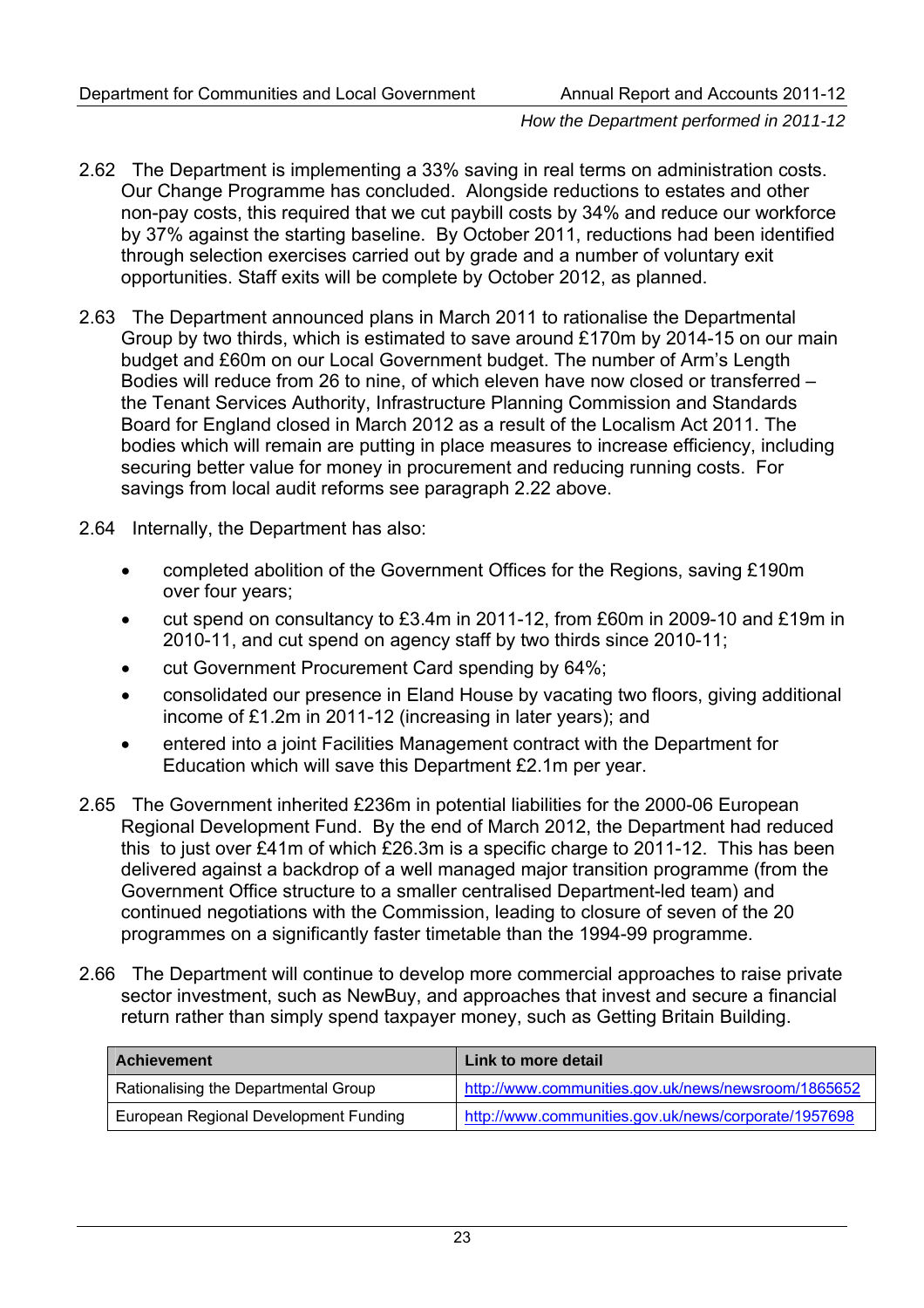2.62 The Department is implementing a 33% saving in real terms on administration costs. Our Change Programme has concluded. Alongside reductions to estates and other non-pay costs, this required that we cut paybill costs by 34% and reduce our workforce by 37% against the starting baseline. By October 2011, reductions had been identified through selection exercises carried out by grade and a number of voluntary exit opportunities. Staff exits will be complete by October 2012, as planned.

2.63 The Department announced plans in March 2011 to rationalise the Departmental Group by two thirds, which is estimated to save around £170m by 2014-15 on our main budget and £60m on our Local Government budget. The number of Arm's Length Bodies will reduce from 26 to nine, of which eleven have now closed or transferred – the Tenant Services Authority, Infrastructure Planning Commission and Standards Board for England closed in March 2012 as a result of the Localism Act 2011. The bodies which will remain are putting in place measures to increase efficiency, including securing better value for money in procurement and reducing running costs. For savings from local audit reforms see paragraph 2.22 above.

2.64 Internally, the Department has also:

- completed abolition of the Government Offices for the Regions, saving £190m over four years;
- cut spend on consultancy to £3.4m in 2011-12, from £60m in 2009-10 and £19m in 2010-11, and cut spend on agency staff by two thirds since 2010-11;
- cut Government Procurement Card spending by 64%;
- consolidated our presence in Eland House by vacating two floors, giving additional income of £1.2m in 2011-12 (increasing in later years); and
- entered into a joint Facilities Management contract with the Department for Education which will save this Department £2.1m per year.

2.65 The Government inherited £236m in potential liabilities for the 2000-06 European Regional Development Fund. By the end of March 2012, the Department had reduced this to just over £41m of which £26.3m is a specific charge to 2011-12. This has been delivered against a backdrop of a well managed major transition programme (from the Government Office structure to a smaller centralised Department-led team) and continued negotiations with the Commission, leading to closure of seven of the 20 programmes on a significantly faster timetable than the 1994-99 programme.

2.66 The Department will continue to develop more commercial approaches to raise private sector investment, such as NewBuy, and approaches that invest and secure a financial return rather than simply spend taxpayer money, such as Getting Britain Building.

| Achievement | Link to more detail |
|---|---|
| Rationalising the Departmental Group | http://www.communities.gov.uk/news/newsroom/1865652 |
| European Regional Development Funding | http://www.communities.gov.uk/news/corporate/1957698 |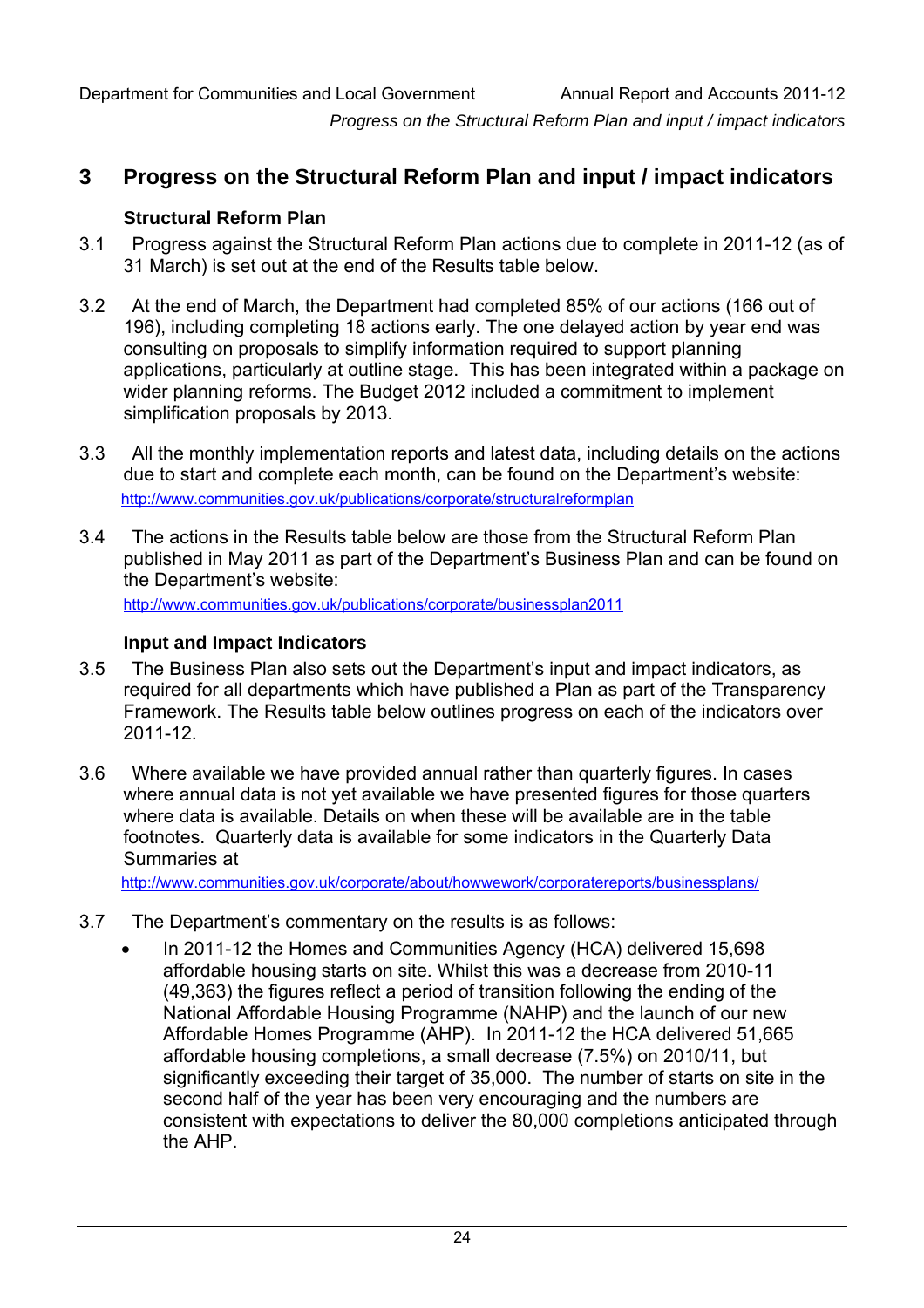# 3 Progress on the Structural Reform Plan and input / impact indicators

### Structural Reform Plan

3.1 Progress against the Structural Reform Plan actions due to complete in 2011-12 (as of 31 March) is set out at the end of the Results table below.

3.2 At the end of March, the Department had completed 85% of our actions (166 out of 196), including completing 18 actions early. The one delayed action by year end was consulting on proposals to simplify information required to support planning applications, particularly at outline stage. This has been integrated within a package on wider planning reforms. The Budget 2012 included a commitment to implement simplification proposals by 2013.

3.3 All the monthly implementation reports and latest data, including details on the actions due to start and complete each month, can be found on the Department's website: http://www.communities.gov.uk/publications/corporate/structuralreformplan

3.4 The actions in the Results table below are those from the Structural Reform Plan published in May 2011 as part of the Department's Business Plan and can be found on the Department's website: http://www.communities.gov.uk/publications/corporate/businessplan2011

### Input and Impact Indicators

3.5 The Business Plan also sets out the Department's input and impact indicators, as required for all departments which have published a Plan as part of the Transparency Framework. The Results table below outlines progress on each of the indicators over 2011-12.

3.6 Where available we have provided annual rather than quarterly figures. In cases where annual data is not yet available we have presented figures for those quarters where data is available. Details on when these will be available are in the table footnotes. Quarterly data is available for some indicators in the Quarterly Data Summaries at http://www.communities.gov.uk/corporate/about/howwework/corporatereports/businessplans/

3.7 The Department's commentary on the results is as follows:

- In 2011-12 the Homes and Communities Agency (HCA) delivered 15,698 affordable housing starts on site. Whilst this was a decrease from 2010-11 (49,363) the figures reflect a period of transition following the ending of the National Affordable Housing Programme (NAHP) and the launch of our new Affordable Homes Programme (AHP). In 2011-12 the HCA delivered 51,665 affordable housing completions, a small decrease (7.5%) on 2010/11, but significantly exceeding their target of 35,000. The number of starts on site in the second half of the year has been very encouraging and the numbers are consistent with expectations to deliver the 80,000 completions anticipated through the AHP.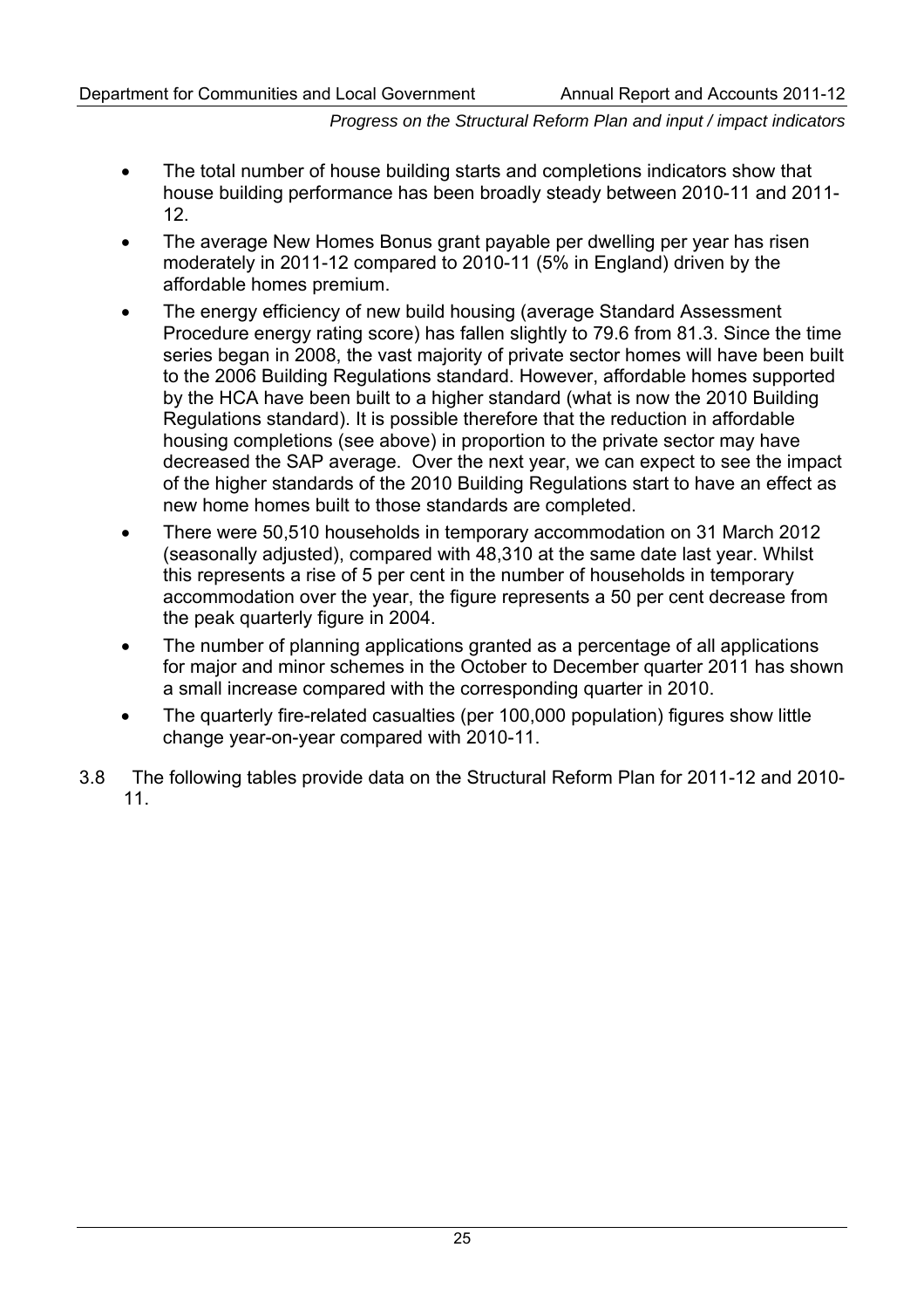- The total number of house building starts and completions indicators show that house building performance has been broadly steady between 2010-11 and 2011-12.
- The average New Homes Bonus grant payable per dwelling per year has risen moderately in 2011-12 compared to 2010-11 (5% in England) driven by the affordable homes premium.
- The energy efficiency of new build housing (average Standard Assessment Procedure energy rating score) has fallen slightly to 79.6 from 81.3. Since the time series began in 2008, the vast majority of private sector homes will have been built to the 2006 Building Regulations standard. However, affordable homes supported by the HCA have been built to a higher standard (what is now the 2010 Building Regulations standard). It is possible therefore that the reduction in affordable housing completions (see above) in proportion to the private sector may have decreased the SAP average. Over the next year, we can expect to see the impact of the higher standards of the 2010 Building Regulations start to have an effect as new home homes built to those standards are completed.
- There were 50,510 households in temporary accommodation on 31 March 2012 (seasonally adjusted), compared with 48,310 at the same date last year. Whilst this represents a rise of 5 per cent in the number of households in temporary accommodation over the year, the figure represents a 50 per cent decrease from the peak quarterly figure in 2004.
- The number of planning applications granted as a percentage of all applications for major and minor schemes in the October to December quarter 2011 has shown a small increase compared with the corresponding quarter in 2010.
- The quarterly fire-related casualties (per 100,000 population) figures show little change year-on-year compared with 2010-11.

3.8 The following tables provide data on the Structural Reform Plan for 2011-12 and 2010-11.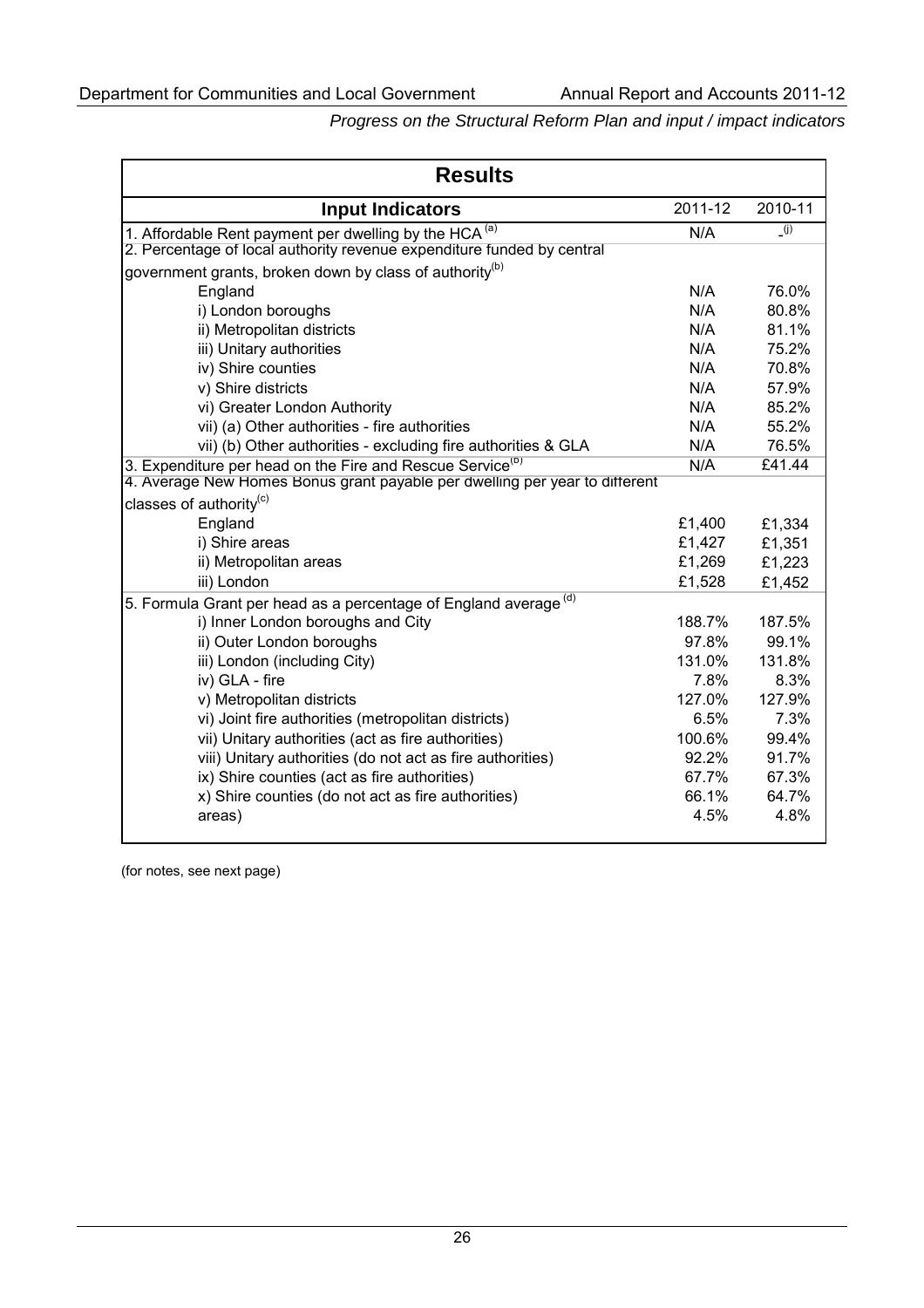*Progress on the Structural Reform Plan and input / impact indicators*

| **Results** | | |
|---|---|---|
| **Input Indicators** | 2011-12 | 2010-11 |
| 1. Affordable Rent payment per dwelling by the HCA [(a)] | N/A | -[(j)] |
| 2. Percentage of local authority revenue expenditure funded by central government grants, broken down by class of authority[(b)] | | |
| England | N/A | 76.0% |
| i) London boroughs | N/A | 80.8% |
| ii) Metropolitan districts | N/A | 81.1% |
| iii) Unitary authorities | N/A | 75.2% |
| iv) Shire counties | N/A | 70.8% |
| v) Shire districts | N/A | 57.9% |
| vi) Greater London Authority | N/A | 85.2% |
| vii) (a) Other authorities - fire authorities | N/A | 55.2% |
| vii) (b) Other authorities - excluding fire authorities & GLA | N/A | 76.5% |
| 3. Expenditure per head on the Fire and Rescue Service[(b)] | N/A | £41.44 |
| 4. Average New Homes Bonus grant payable per dwelling per year to different classes of authority[(c)] | | |
| England | £1,400 | £1,334 |
| i) Shire areas | £1,427 | £1,351 |
| ii) Metropolitan areas | £1,269 | £1,223 |
| iii) London | £1,528 | £1,452 |
| 5. Formula Grant per head as a percentage of England average [(d)] | | |
| i) Inner London boroughs and City | 188.7% | 187.5% |
| ii) Outer London boroughs | 97.8% | 99.1% |
| iii) London (including City) | 131.0% | 131.8% |
| iv) GLA - fire | 7.8% | 8.3% |
| v) Metropolitan districts | 127.0% | 127.9% |
| vi) Joint fire authorities (metropolitan districts) | 6.5% | 7.3% |
| vii) Unitary authorities (act as fire authorities) | 100.6% | 99.4% |
| viii) Unitary authorities (do not act as fire authorities) | 92.2% | 91.7% |
| ix) Shire counties (act as fire authorities) | 67.7% | 67.3% |
| x) Shire counties (do not act as fire authorities) | 66.1% | 64.7% |
| areas) | 4.5% | 4.8% |

(for notes, see next page)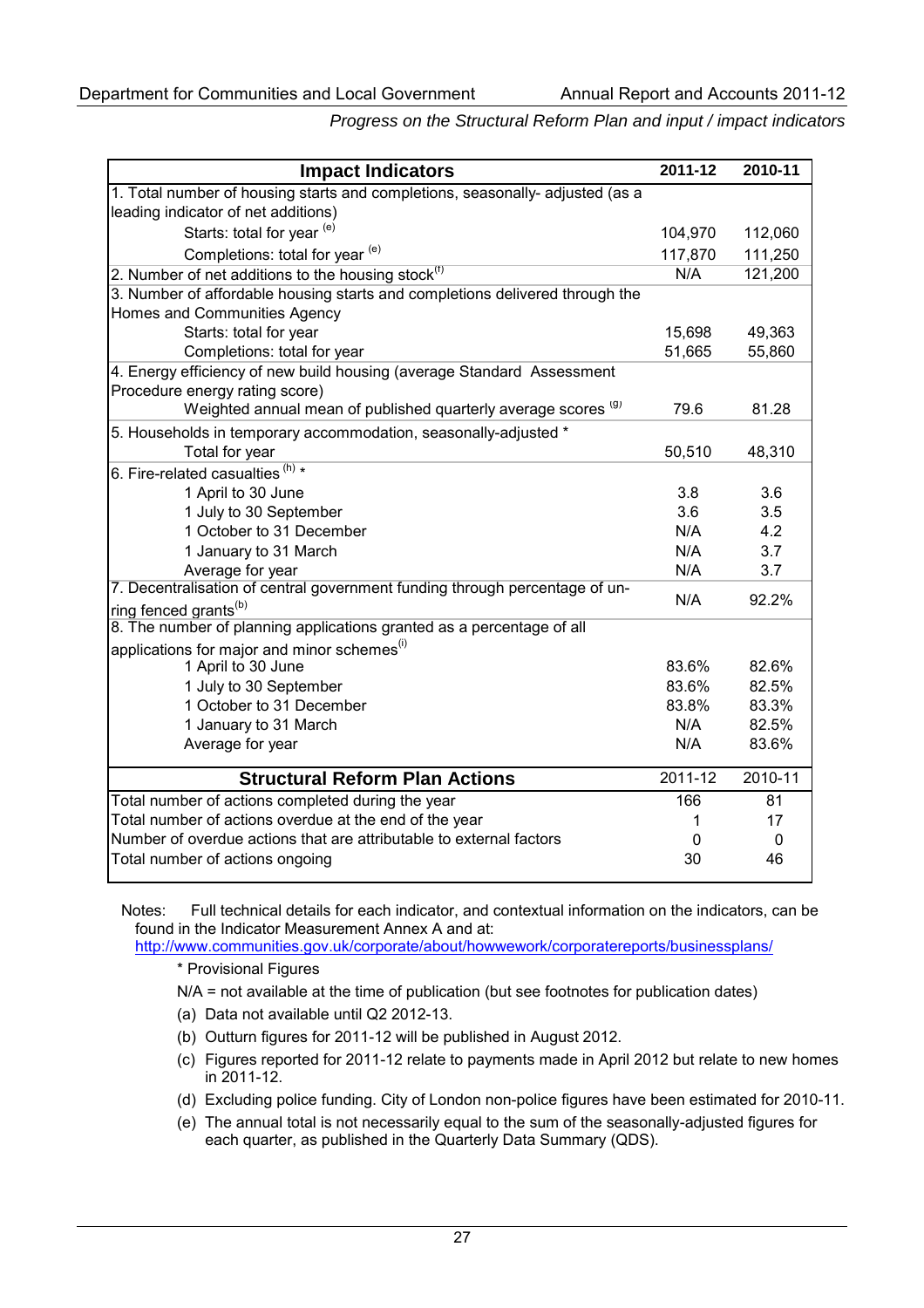*Progress on the Structural Reform Plan and input / impact indicators*

| Impact Indicators | 2011-12 | 2010-11 |
|---|---|---|
| 1. Total number of housing starts and completions, seasonally- adjusted (as a leading indicator of net additions) | | |
| Starts: total for year [(e)] | 104,970 | 112,060 |
| Completions: total for year [(e)] | 117,870 | 111,250 |
| 2. Number of net additions to the housing stock[(f)] | N/A | 121,200 |
| 3. Number of affordable housing starts and completions delivered through the Homes and Communities Agency | | |
| Starts: total for year | 15,698 | 49,363 |
| Completions: total for year | 51,665 | 55,860 |
| 4. Energy efficiency of new build housing (average Standard Assessment Procedure energy rating score) | | |
| Weighted annual mean of published quarterly average scores [(g)] | 79.6 | 81.28 |
| 5. Households in temporary accommodation, seasonally-adjusted * | | |
| Total for year | 50,510 | 48,310 |
| 6. Fire-related casualties [(h)] * | | |
| 1 April to 30 June | 3.8 | 3.6 |
| 1 July to 30 September | 3.6 | 3.5 |
| 1 October to 31 December | N/A | 4.2 |
| 1 January to 31 March | N/A | 3.7 |
| Average for year | N/A | 3.7 |
| 7. Decentralisation of central government funding through percentage of un-ring fenced grants[(b)] | N/A | 92.2% |
| 8. The number of planning applications granted as a percentage of all applications for major and minor schemes[(i)] | | |
| 1 April to 30 June | 83.6% | 82.6% |
| 1 July to 30 September | 83.6% | 82.5% |
| 1 October to 31 December | 83.8% | 83.3% |
| 1 January to 31 March | N/A | 82.5% |
| Average for year | N/A | 83.6% |

| Structural Reform Plan Actions | 2011-12 | 2010-11 |
|---|---|---|
| Total number of actions completed during the year | 166 | 81 |
| Total number of actions overdue at the end of the year | 1 | 17 |
| Number of overdue actions that are attributable to external factors | 0 | 0 |
| Total number of actions ongoing | 30 | 46 |

Notes: Full technical details for each indicator, and contextual information on the indicators, can be found in the Indicator Measurement Annex A and at: http://www.communities.gov.uk/corporate/about/howwework/corporatereports/businessplans/

\* Provisional Figures

N/A = not available at the time of publication (but see footnotes for publication dates)

(a) Data not available until Q2 2012-13.

(b) Outturn figures for 2011-12 will be published in August 2012.

(c) Figures reported for 2011-12 relate to payments made in April 2012 but relate to new homes in 2011-12.

(d) Excluding police funding. City of London non-police figures have been estimated for 2010-11.

(e) The annual total is not necessarily equal to the sum of the seasonally-adjusted figures for each quarter, as published in the Quarterly Data Summary (QDS).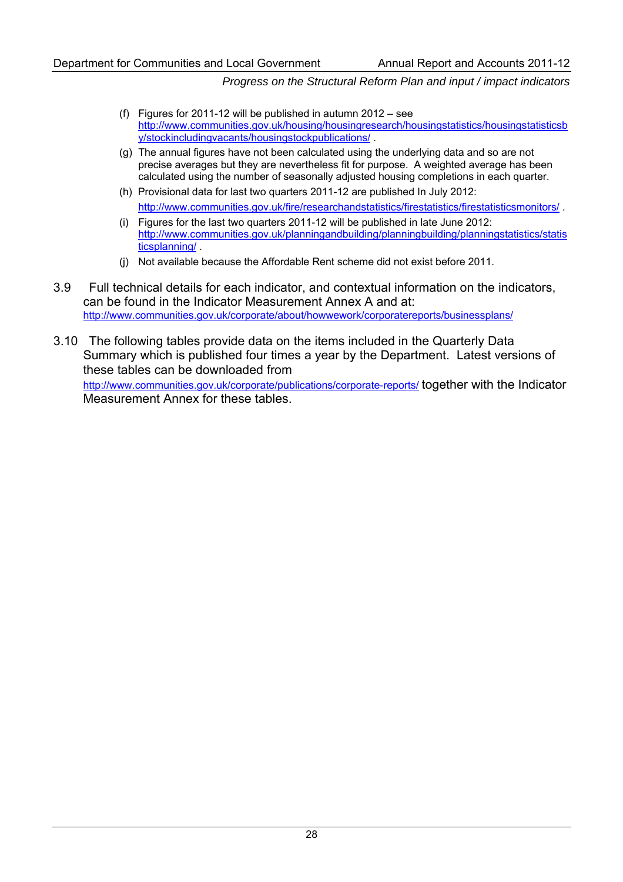(f) Figures for 2011-12 will be published in autumn 2012 – see http://www.communities.gov.uk/housing/housingresearch/housingstatistics/housingstatisticsby/stockincludingvacants/housingstockpublications/ .

(g) The annual figures have not been calculated using the underlying data and so are not precise averages but they are nevertheless fit for purpose. A weighted average has been calculated using the number of seasonally adjusted housing completions in each quarter.

(h) Provisional data for last two quarters 2011-12 are published In July 2012: http://www.communities.gov.uk/fire/researchandstatistics/firestatistics/firestatisticsmonitors/ .

(i) Figures for the last two quarters 2011-12 will be published in late June 2012: http://www.communities.gov.uk/planningandbuilding/planningbuilding/planningstatistics/statisticsplanning/ .

(j) Not available because the Affordable Rent scheme did not exist before 2011.

3.9 Full technical details for each indicator, and contextual information on the indicators, can be found in the Indicator Measurement Annex A and at: http://www.communities.gov.uk/corporate/about/howwework/corporatereports/businessplans/

3.10 The following tables provide data on the items included in the Quarterly Data Summary which is published four times a year by the Department. Latest versions of these tables can be downloaded from http://www.communities.gov.uk/corporate/publications/corporate-reports/ together with the Indicator Measurement Annex for these tables.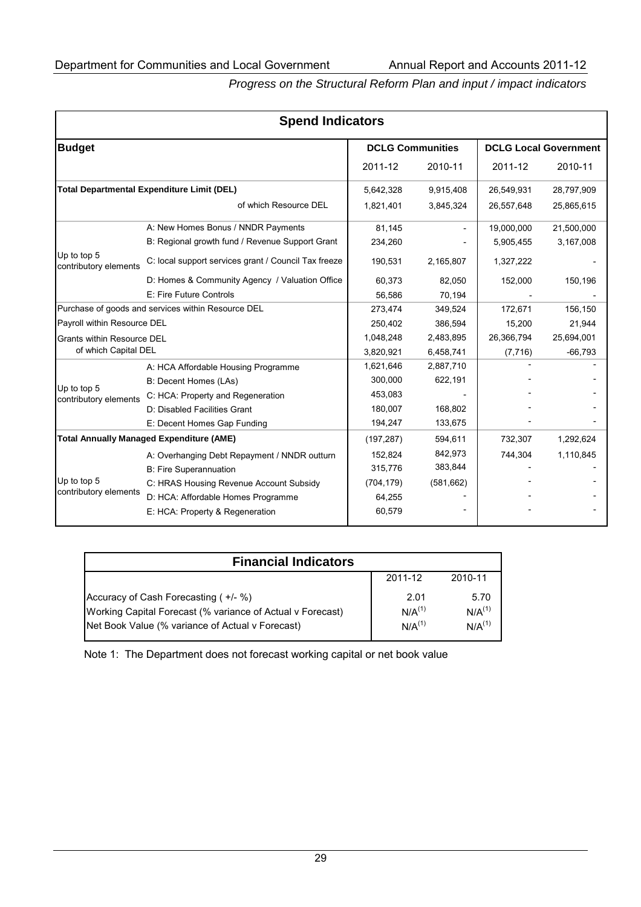*Progress on the Structural Reform Plan and input / impact indicators*

| Spend Indicators | | | | | |
|---|---|---|---|---|---|
| **Budget** | | **DCLG Communities** | | **DCLG Local Government** | |
| | | 2011-12 | 2010-11 | 2011-12 | 2010-11 |
| **Total Departmental Expenditure Limit (DEL)** | | 5,642,328 | 9,915,408 | 26,549,931 | 28,797,909 |
| | of which Resource DEL | 1,821,401 | 3,845,324 | 26,557,648 | 25,865,615 |
| Up to top 5 contributory elements | A: New Homes Bonus / NNDR Payments | 81,145 | - | 19,000,000 | 21,500,000 |
| | B: Regional growth fund / Revenue Support Grant | 234,260 | - | 5,905,455 | 3,167,008 |
| | C: local support services grant / Council Tax freeze | 190,531 | 2,165,807 | 1,327,222 | - |
| | D: Homes & Community Agency / Valuation Office | 60,373 | 82,050 | 152,000 | 150,196 |
| | E: Fire Future Controls | 56,586 | 70,194 | - | - |
| Purchase of goods and services within Resource DEL | | 273,474 | 349,524 | 172,671 | 156,150 |
| Payroll within Resource DEL | | 250,402 | 386,594 | 15,200 | 21,944 |
| Grants within Resource DEL | | 1,048,248 | 2,483,895 | 26,366,794 | 25,694,001 |
| of which Capital DEL | | 3,820,921 | 6,458,741 | (7,716) | -66,793 |
| Up to top 5 contributory elements | A: HCA Affordable Housing Programme | 1,621,646 | 2,887,710 | - | - |
| | B: Decent Homes (LAs) | 300,000 | 622,191 | - | - |
| | C: HCA: Property and Regeneration | 453,083 | - | - | - |
| | D: Disabled Facilities Grant | 180,007 | 168,802 | - | - |
| | E: Decent Homes Gap Funding | 194,247 | 133,675 | - | - |
| **Total Annually Managed Expenditure (AME)** | | (197,287) | 594,611 | 732,307 | 1,292,624 |
| Up to top 5 contributory elements | A: Overhanging Debt Repayment / NNDR outturn | 152,824 | 842,973 | 744,304 | 1,110,845 |
| | B: Fire Superannuation | 315,776 | 383,844 | - | - |
| | C: HRAS Housing Revenue Account Subsidy | (704,179) | (581,662) | - | - |
| | D: HCA: Affordable Homes Programme | 64,255 | - | - | - |
| | E: HCA: Property & Regeneration | 60,579 | - | - | - |

| Financial Indicators | 2011-12 | 2010-11 |
|---|---|---|
| Accuracy of Cash Forecasting ( +/- %) | 2.01 | 5.70 |
| Working Capital Forecast (% variance of Actual v Forecast) | N/A[1] | N/A[1] |
| Net Book Value (% variance of Actual v Forecast) | N/A[1] | N/A[1] |

Note 1: The Department does not forecast working capital or net book value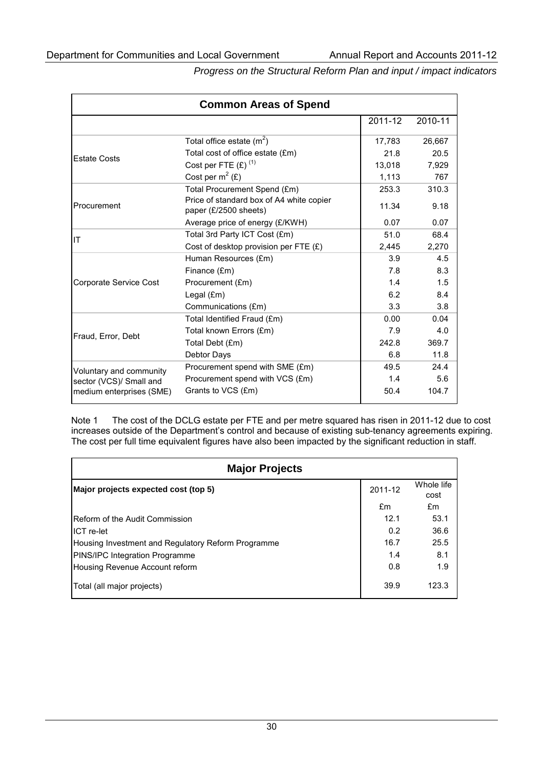*Progress on the Structural Reform Plan and input / impact indicators*

| Common Areas of Spend | | | |
|---|---|---|---|
| | | 2011-12 | 2010-11 |
| Estate Costs | Total office estate ($m^2$) | 17,783 | 26,667 |
| | Total cost of office estate (£m) | 21.8 | 20.5 |
| | Cost per FTE (£) [(1)] | 13,018 | 7,929 |
| | Cost per $m^2$ (£) | 1,113 | 767 |
| Procurement | Total Procurement Spend (£m) | 253.3 | 310.3 |
| | Price of standard box of A4 white copier paper (£/2500 sheets) | 11.34 | 9.18 |
| | Average price of energy (£/KWH) | 0.07 | 0.07 |
| IT | Total 3rd Party ICT Cost (£m) | 51.0 | 68.4 |
| | Cost of desktop provision per FTE (£) | 2,445 | 2,270 |
| Corporate Service Cost | Human Resources (£m) | 3.9 | 4.5 |
| | Finance (£m) | 7.8 | 8.3 |
| | Procurement (£m) | 1.4 | 1.5 |
| | Legal (£m) | 6.2 | 8.4 |
| | Communications (£m) | 3.3 | 3.8 |
| Fraud, Error, Debt | Total Identified Fraud (£m) | 0.00 | 0.04 |
| | Total known Errors (£m) | 7.9 | 4.0 |
| | Total Debt (£m) | 242.8 | 369.7 |
| | Debtor Days | 6.8 | 11.8 |
| Voluntary and community sector (VCS)/ Small and medium enterprises (SME) | Procurement spend with SME (£m) | 49.5 | 24.4 |
| | Procurement spend with VCS (£m) | 1.4 | 5.6 |
| | Grants to VCS (£m) | 50.4 | 104.7 |

Note 1 The cost of the DCLG estate per FTE and per metre squared has risen in 2011-12 due to cost increases outside of the Department's control and because of existing sub-tenancy agreements expiring. The cost per full time equivalent figures have also been impacted by the significant reduction in staff.

| Major Projects | | |
|---|---|---|
| **Major projects expected cost (top 5)** | 2011-12 | Whole life cost |
| | £m | £m |
| Reform of the Audit Commission | 12.1 | 53.1 |
| ICT re-let | 0.2 | 36.6 |
| Housing Investment and Regulatory Reform Programme | 16.7 | 25.5 |
| PINS/IPC Integration Programme | 1.4 | 8.1 |
| Housing Revenue Account reform | 0.8 | 1.9 |
| Total (all major projects) | 39.9 | 123.3 |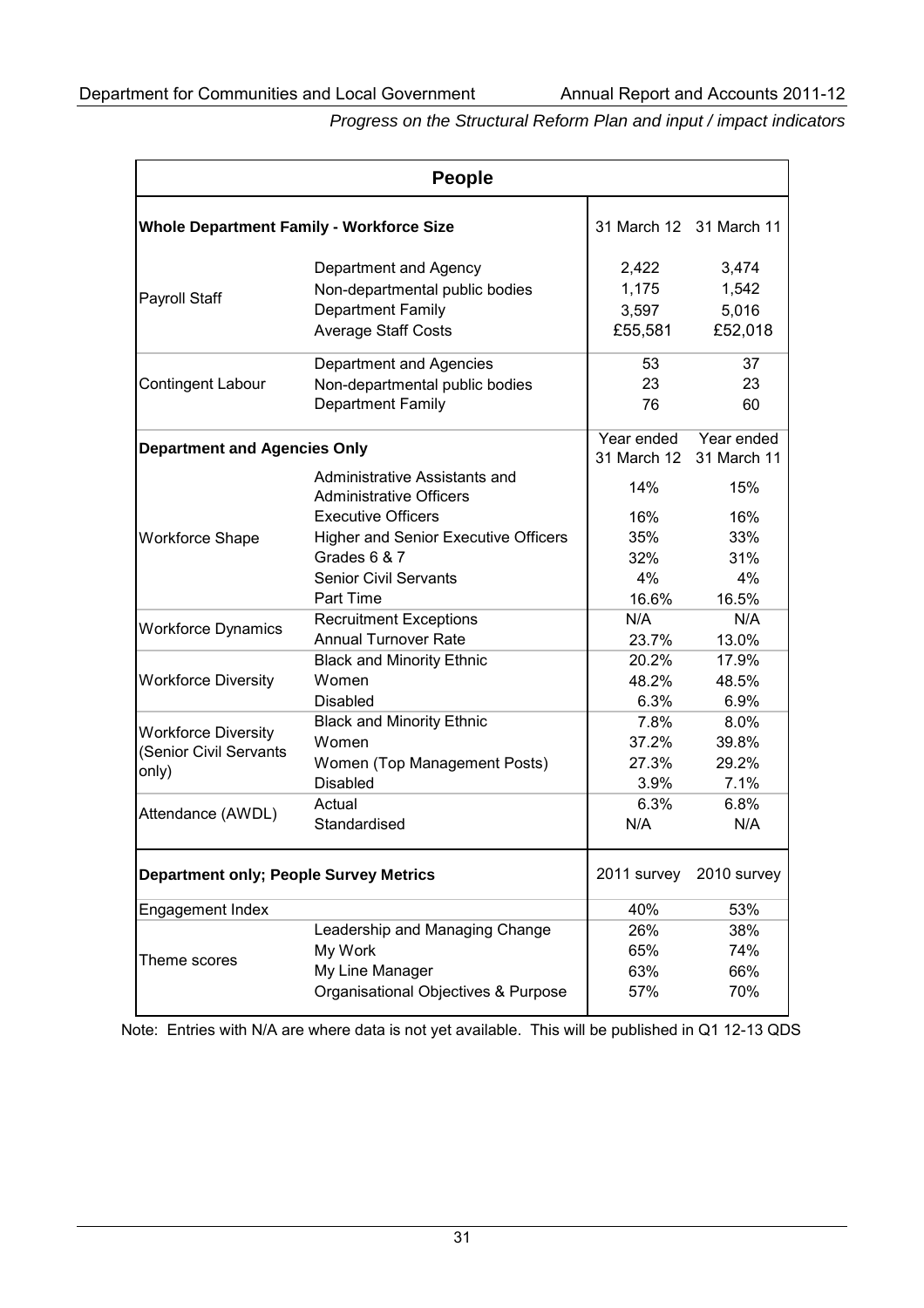*Progress on the Structural Reform Plan and input / impact indicators*

| People | | | |
|---|---|---|---|
| **Whole Department Family - Workforce Size** | | 31 March 12 | 31 March 11 |
| Payroll Staff | Department and Agency | 2,422 | 3,474 |
| | Non-departmental public bodies | 1,175 | 1,542 |
| | Department Family | 3,597 | 5,016 |
| | Average Staff Costs | £55,581 | £52,018 |
| Contingent Labour | Department and Agencies | 53 | 37 |
| | Non-departmental public bodies | 23 | 23 |
| | Department Family | 76 | 60 |
| **Department and Agencies Only** | | Year ended 31 March 12 | Year ended 31 March 11 |
| Workforce Shape | Administrative Assistants and Administrative Officers | 14% | 15% |
| | Executive Officers | 16% | 16% |
| | Higher and Senior Executive Officers | 35% | 33% |
| | Grades 6 & 7 | 32% | 31% |
| | Senior Civil Servants | 4% | 4% |
| | Part Time | 16.6% | 16.5% |
| Workforce Dynamics | Recruitment Exceptions | N/A | N/A |
| | Annual Turnover Rate | 23.7% | 13.0% |
| Workforce Diversity | Black and Minority Ethnic | 20.2% | 17.9% |
| | Women | 48.2% | 48.5% |
| | Disabled | 6.3% | 6.9% |
| Workforce Diversity (Senior Civil Servants only) | Black and Minority Ethnic | 7.8% | 8.0% |
| | Women | 37.2% | 39.8% |
| | Women (Top Management Posts) | 27.3% | 29.2% |
| | Disabled | 3.9% | 7.1% |
| Attendance (AWDL) | Actual | 6.3% | 6.8% |
| | Standardised | N/A | N/A |
| **Department only; People Survey Metrics** | | 2011 survey | 2010 survey |
| Engagement Index | | 40% | 53% |
| Theme scores | Leadership and Managing Change | 26% | 38% |
| | My Work | 65% | 74% |
| | My Line Manager | 63% | 66% |
| | Organisational Objectives & Purpose | 57% | 70% |

Note: Entries with N/A are where data is not yet available. This will be published in Q1 12-13 QDS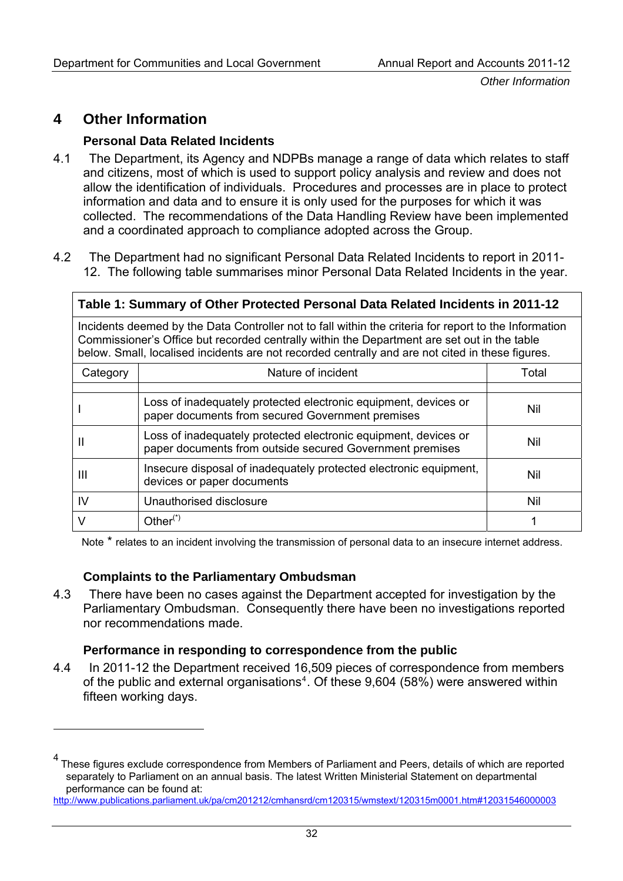# 4 Other Information

### Personal Data Related Incidents

4.1 The Department, its Agency and NDPBs manage a range of data which relates to staff and citizens, most of which is used to support policy analysis and review and does not allow the identification of individuals. Procedures and processes are in place to protect information and data and to ensure it is only used for the purposes for which it was collected. The recommendations of the Data Handling Review have been implemented and a coordinated approach to compliance adopted across the Group.

4.2 The Department had no significant Personal Data Related Incidents to report in 2011-12. The following table summarises minor Personal Data Related Incidents in the year.

**Table 1: Summary of Other Protected Personal Data Related Incidents in 2011-12**

Incidents deemed by the Data Controller not to fall within the criteria for report to the Information Commissioner's Office but recorded centrally within the Department are set out in the table below. Small, localised incidents are not recorded centrally and are not cited in these figures.

| Category | Nature of incident | Total |
|---|---|---|
| | | |
| I | Loss of inadequately protected electronic equipment, devices or paper documents from secured Government premises | Nil |
| II | Loss of inadequately protected electronic equipment, devices or paper documents from outside secured Government premises | Nil |
| III | Insecure disposal of inadequately protected electronic equipment, devices or paper documents | Nil |
| IV | Unauthorised disclosure | Nil |
| V | Other(*) | 1 |

Note * relates to an incident involving the transmission of personal data to an insecure internet address.

### Complaints to the Parliamentary Ombudsman

4.3 There have been no cases against the Department accepted for investigation by the Parliamentary Ombudsman. Consequently there have been no investigations reported nor recommendations made.

### Performance in responding to correspondence from the public

4.4 In 2011-12 the Department received 16,509 pieces of correspondence from members of the public and external organisations[4]. Of these 9,604 (58%) were answered within fifteen working days.

---

[4] These figures exclude correspondence from Members of Parliament and Peers, details of which are reported separately to Parliament on an annual basis. The latest Written Ministerial Statement on departmental performance can be found at:
http://www.publications.parliament.uk/pa/cm201212/cmhansrd/cm120315/wmstext/120315m0001.htm#12031546000003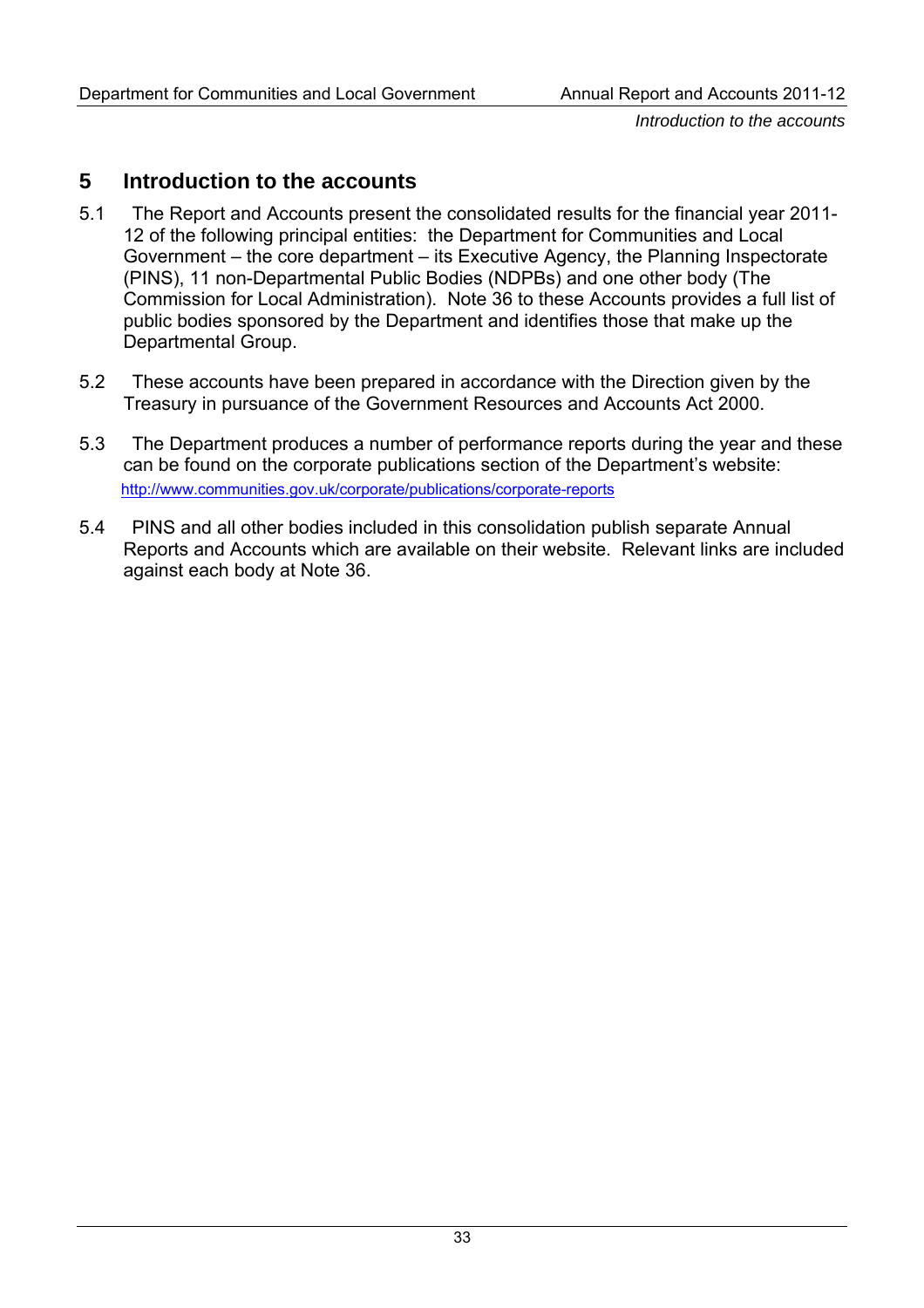## 5 Introduction to the accounts

5.1 The Report and Accounts present the consolidated results for the financial year 2011-12 of the following principal entities: the Department for Communities and Local Government – the core department – its Executive Agency, the Planning Inspectorate (PINS), 11 non-Departmental Public Bodies (NDPBs) and one other body (The Commission for Local Administration). Note 36 to these Accounts provides a full list of public bodies sponsored by the Department and identifies those that make up the Departmental Group.

5.2 These accounts have been prepared in accordance with the Direction given by the Treasury in pursuance of the Government Resources and Accounts Act 2000.

5.3 The Department produces a number of performance reports during the year and these can be found on the corporate publications section of the Department's website: http://www.communities.gov.uk/corporate/publications/corporate-reports

5.4 PINS and all other bodies included in this consolidation publish separate Annual Reports and Accounts which are available on their website. Relevant links are included against each body at Note 36.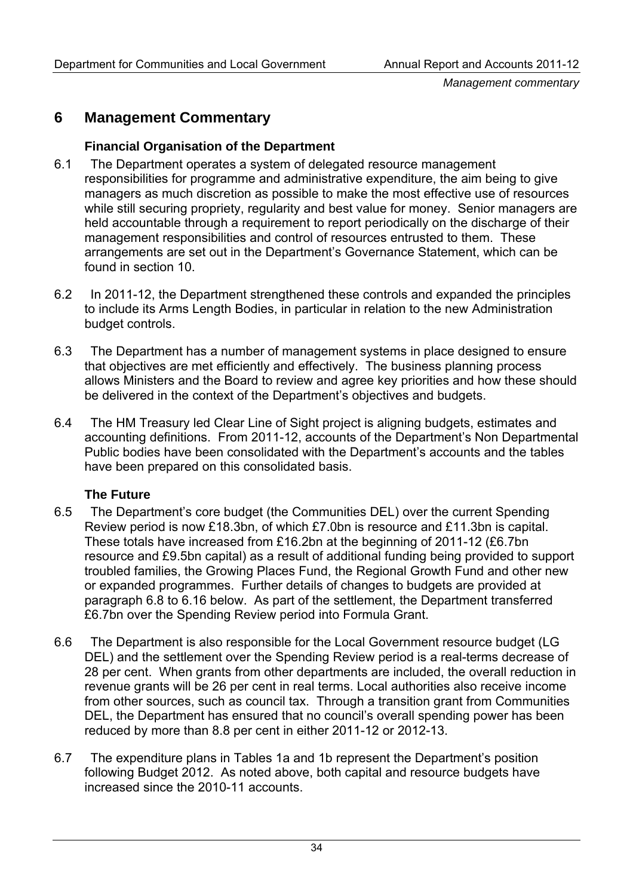# 6 Management Commentary

### Financial Organisation of the Department

6.1 The Department operates a system of delegated resource management responsibilities for programme and administrative expenditure, the aim being to give managers as much discretion as possible to make the most effective use of resources while still securing propriety, regularity and best value for money. Senior managers are held accountable through a requirement to report periodically on the discharge of their management responsibilities and control of resources entrusted to them. These arrangements are set out in the Department's Governance Statement, which can be found in section 10.

6.2 In 2011-12, the Department strengthened these controls and expanded the principles to include its Arms Length Bodies, in particular in relation to the new Administration budget controls.

6.3 The Department has a number of management systems in place designed to ensure that objectives are met efficiently and effectively. The business planning process allows Ministers and the Board to review and agree key priorities and how these should be delivered in the context of the Department's objectives and budgets.

6.4 The HM Treasury led Clear Line of Sight project is aligning budgets, estimates and accounting definitions. From 2011-12, accounts of the Department's Non Departmental Public bodies have been consolidated with the Department's accounts and the tables have been prepared on this consolidated basis.

### The Future

6.5 The Department's core budget (the Communities DEL) over the current Spending Review period is now £18.3bn, of which £7.0bn is resource and £11.3bn is capital. These totals have increased from £16.2bn at the beginning of 2011-12 (£6.7bn resource and £9.5bn capital) as a result of additional funding being provided to support troubled families, the Growing Places Fund, the Regional Growth Fund and other new or expanded programmes. Further details of changes to budgets are provided at paragraph 6.8 to 6.16 below. As part of the settlement, the Department transferred £6.7bn over the Spending Review period into Formula Grant.

6.6 The Department is also responsible for the Local Government resource budget (LG DEL) and the settlement over the Spending Review period is a real-terms decrease of 28 per cent. When grants from other departments are included, the overall reduction in revenue grants will be 26 per cent in real terms. Local authorities also receive income from other sources, such as council tax. Through a transition grant from Communities DEL, the Department has ensured that no council's overall spending power has been reduced by more than 8.8 per cent in either 2011-12 or 2012-13.

6.7 The expenditure plans in Tables 1a and 1b represent the Department's position following Budget 2012. As noted above, both capital and resource budgets have increased since the 2010-11 accounts.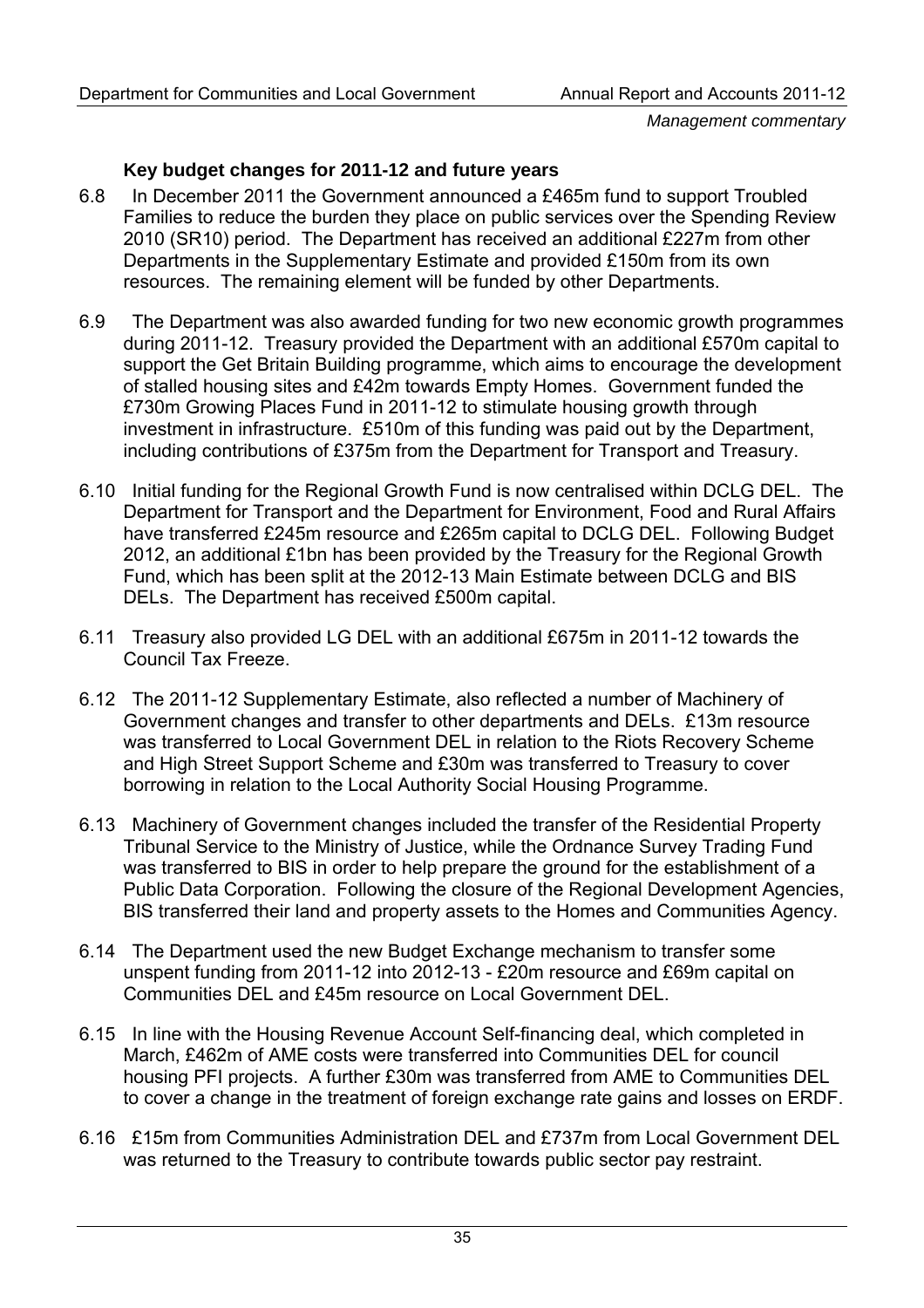### Key budget changes for 2011-12 and future years

6.8 In December 2011 the Government announced a £465m fund to support Troubled Families to reduce the burden they place on public services over the Spending Review 2010 (SR10) period. The Department has received an additional £227m from other Departments in the Supplementary Estimate and provided £150m from its own resources. The remaining element will be funded by other Departments.

6.9 The Department was also awarded funding for two new economic growth programmes during 2011-12. Treasury provided the Department with an additional £570m capital to support the Get Britain Building programme, which aims to encourage the development of stalled housing sites and £42m towards Empty Homes. Government funded the £730m Growing Places Fund in 2011-12 to stimulate housing growth through investment in infrastructure. £510m of this funding was paid out by the Department, including contributions of £375m from the Department for Transport and Treasury.

6.10 Initial funding for the Regional Growth Fund is now centralised within DCLG DEL. The Department for Transport and the Department for Environment, Food and Rural Affairs have transferred £245m resource and £265m capital to DCLG DEL. Following Budget 2012, an additional £1bn has been provided by the Treasury for the Regional Growth Fund, which has been split at the 2012-13 Main Estimate between DCLG and BIS DELs. The Department has received £500m capital.

6.11 Treasury also provided LG DEL with an additional £675m in 2011-12 towards the Council Tax Freeze.

6.12 The 2011-12 Supplementary Estimate, also reflected a number of Machinery of Government changes and transfer to other departments and DELs. £13m resource was transferred to Local Government DEL in relation to the Riots Recovery Scheme and High Street Support Scheme and £30m was transferred to Treasury to cover borrowing in relation to the Local Authority Social Housing Programme.

6.13 Machinery of Government changes included the transfer of the Residential Property Tribunal Service to the Ministry of Justice, while the Ordnance Survey Trading Fund was transferred to BIS in order to help prepare the ground for the establishment of a Public Data Corporation. Following the closure of the Regional Development Agencies, BIS transferred their land and property assets to the Homes and Communities Agency.

6.14 The Department used the new Budget Exchange mechanism to transfer some unspent funding from 2011-12 into 2012-13 - £20m resource and £69m capital on Communities DEL and £45m resource on Local Government DEL.

6.15 In line with the Housing Revenue Account Self-financing deal, which completed in March, £462m of AME costs were transferred into Communities DEL for council housing PFI projects. A further £30m was transferred from AME to Communities DEL to cover a change in the treatment of foreign exchange rate gains and losses on ERDF.

6.16 £15m from Communities Administration DEL and £737m from Local Government DEL was returned to the Treasury to contribute towards public sector pay restraint.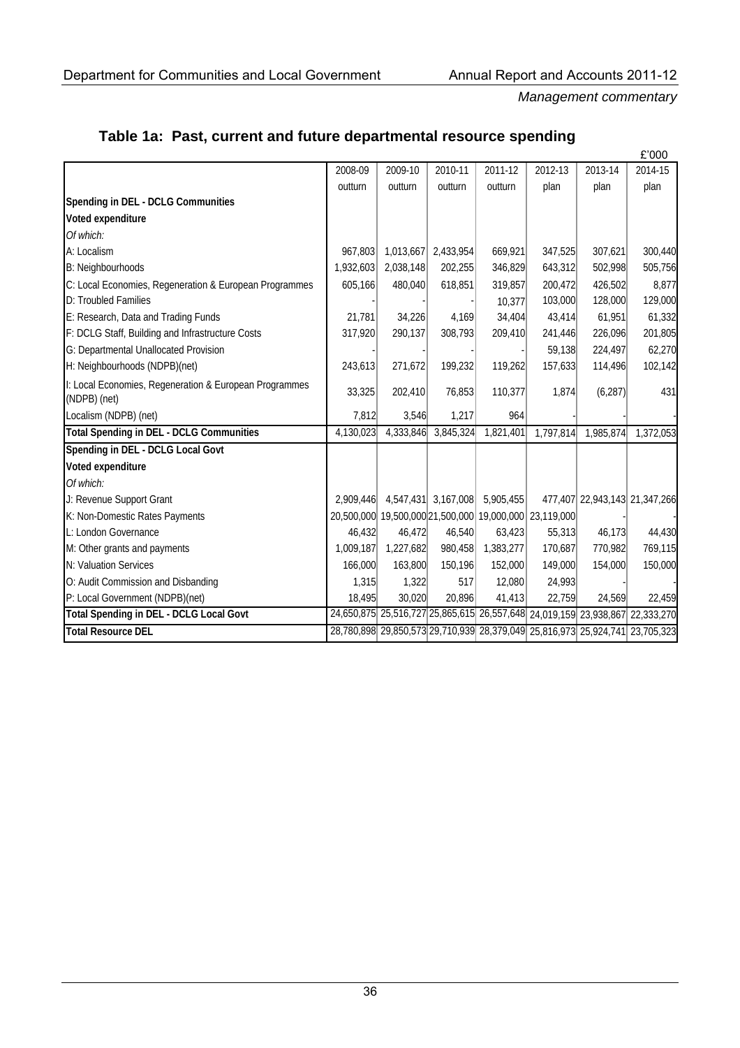## Table 1a: Past, current and future departmental resource spending

£'000

| | 2008-09 | 2009-10 | 2010-11 | 2011-12 | 2012-13 | 2013-14 | 2014-15 |
|---|---|---|---|---|---|---|---|
| | outturn | outturn | outturn | outturn | plan | plan | plan |
| **Spending in DEL - DCLG Communities** | | | | | | | |
| **Voted expenditure** | | | | | | | |
| *Of which:* | | | | | | | |
| A: Localism | 967,803 | 1,013,667 | 2,433,954 | 669,921 | 347,525 | 307,621 | 300,440 |
| B: Neighbourhoods | 1,932,603 | 2,038,148 | 202,255 | 346,829 | 643,312 | 502,998 | 505,756 |
| C: Local Economies, Regeneration & European Programmes | 605,166 | 480,040 | 618,851 | 319,857 | 200,472 | 426,502 | 8,877 |
| D: Troubled Families | - | - | - | 10,377 | 103,000 | 128,000 | 129,000 |
| E: Research, Data and Trading Funds | 21,781 | 34,226 | 4,169 | 34,404 | 43,414 | 61,951 | 61,332 |
| F: DCLG Staff, Building and Infrastructure Costs | 317,920 | 290,137 | 308,793 | 209,410 | 241,446 | 226,096 | 201,805 |
| G: Departmental Unallocated Provision | - | - | - | - | 59,138 | 224,497 | 62,270 |
| H: Neighbourhoods (NDPB)(net) | 243,613 | 271,672 | 199,232 | 119,262 | 157,633 | 114,496 | 102,142 |
| I: Local Economies, Regeneration & European Programmes (NDPB) (net) | 33,325 | 202,410 | 76,853 | 110,377 | 1,874 | (6,287) | 431 |
| Localism (NDPB) (net) | 7,812 | 3,546 | 1,217 | 964 | - | - | - |
| **Total Spending in DEL - DCLG Communities** | 4,130,023 | 4,333,846 | 3,845,324 | 1,821,401 | 1,797,814 | 1,985,874 | 1,372,053 |
| **Spending in DEL - DCLG Local Govt** | | | | | | | |
| **Voted expenditure** | | | | | | | |
| *Of which:* | | | | | | | |
| J: Revenue Support Grant | 2,909,446 | 4,547,431 | 3,167,008 | 5,905,455 | 477,407 | 22,943,143 | 21,347,266 |
| K: Non-Domestic Rates Payments | 20,500,000 | 19,500,000 | 21,500,000 | 19,000,000 | 23,119,000 | - | - |
| L: London Governance | 46,432 | 46,472 | 46,540 | 63,423 | 55,313 | 46,173 | 44,430 |
| M: Other grants and payments | 1,009,187 | 1,227,682 | 980,458 | 1,383,277 | 170,687 | 770,982 | 769,115 |
| N: Valuation Services | 166,000 | 163,800 | 150,196 | 152,000 | 149,000 | 154,000 | 150,000 |
| O: Audit Commission and Disbanding | 1,315 | 1,322 | 517 | 12,080 | 24,993 | - | - |
| P: Local Government (NDPB)(net) | 18,495 | 30,020 | 20,896 | 41,413 | 22,759 | 24,569 | 22,459 |
| **Total Spending in DEL - DCLG Local Govt** | 24,650,875 | 25,516,727 | 25,865,615 | 26,557,648 | 24,019,159 | 23,938,867 | 22,333,270 |
| **Total Resource DEL** | 28,780,898 | 29,850,573 | 29,710,939 | 28,379,049 | 25,816,973 | 25,924,741 | 23,705,323 |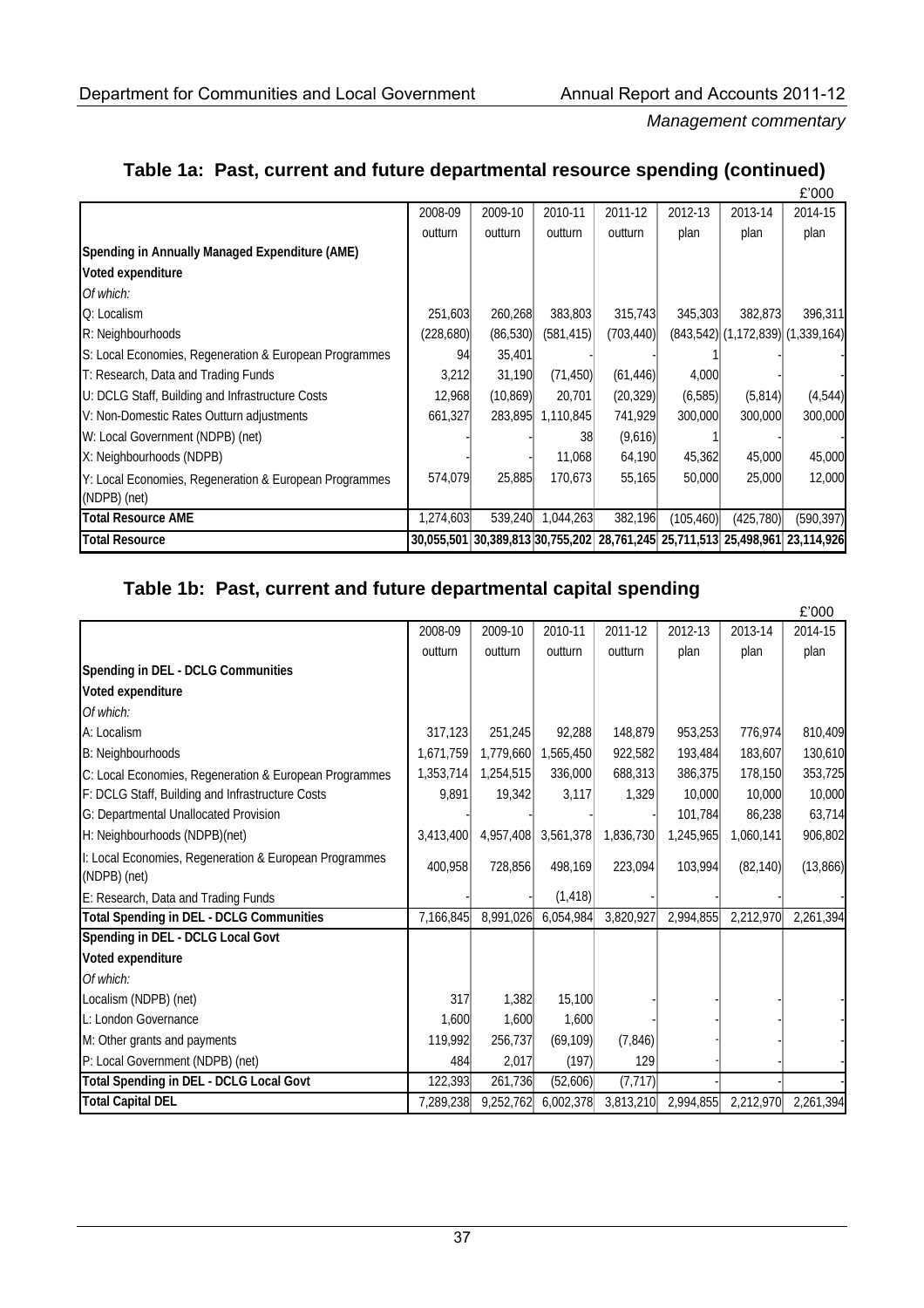## Table 1a: Past, current and future departmental resource spending (continued)

£'000

| | 2008-09 outturn | 2009-10 outturn | 2010-11 outturn | 2011-12 outturn | 2012-13 plan | 2013-14 plan | 2014-15 plan |
|---|---|---|---|---|---|---|---|
| **Spending in Annually Managed Expenditure (AME)** | | | | | | | |
| **Voted expenditure** | | | | | | | |
| *Of which:* | | | | | | | |
| Q: Localism | 251,603 | 260,268 | 383,803 | 315,743 | 345,303 | 382,873 | 396,311 |
| R: Neighbourhoods | (228,680) | (86,530) | (581,415) | (703,440) | (843,542) | (1,172,839) | (1,339,164) |
| S: Local Economies, Regeneration & European Programmes | 94 | 35,401 | - | - | 1 | - | - |
| T: Research, Data and Trading Funds | 3,212 | 31,190 | (71,450) | (61,446) | 4,000 | - | - |
| U: DCLG Staff, Building and Infrastructure Costs | 12,968 | (10,869) | 20,701 | (20,329) | (6,585) | (5,814) | (4,544) |
| V: Non-Domestic Rates Outturn adjustments | 661,327 | 283,895 | 1,110,845 | 741,929 | 300,000 | 300,000 | 300,000 |
| W: Local Government (NDPB) (net) | - | - | 38 | (9,616) | 1 | - | - |
| X: Neighbourhoods (NDPB) | - | - | 11,068 | 64,190 | 45,362 | 45,000 | 45,000 |
| Y: Local Economies, Regeneration & European Programmes (NDPB) (net) | 574,079 | 25,885 | 170,673 | 55,165 | 50,000 | 25,000 | 12,000 |
| **Total Resource AME** | 1,274,603 | 539,240 | 1,044,263 | 382,196 | (105,460) | (425,780) | (590,397) |
| **Total Resource** | 30,055,501 | 30,389,813 | 30,755,202 | 28,761,245 | 25,711,513 | 25,498,961 | 23,114,926 |

## Table 1b: Past, current and future departmental capital spending

£'000

| | 2008-09 outturn | 2009-10 outturn | 2010-11 outturn | 2011-12 outturn | 2012-13 plan | 2013-14 plan | 2014-15 plan |
|---|---|---|---|---|---|---|---|
| **Spending in DEL - DCLG Communities** | | | | | | | |
| **Voted expenditure** | | | | | | | |
| *Of which:* | | | | | | | |
| A: Localism | 317,123 | 251,245 | 92,288 | 148,879 | 953,253 | 776,974 | 810,409 |
| B: Neighbourhoods | 1,671,759 | 1,779,660 | 1,565,450 | 922,582 | 193,484 | 183,607 | 130,610 |
| C: Local Economies, Regeneration & European Programmes | 1,353,714 | 1,254,515 | 336,000 | 688,313 | 386,375 | 178,150 | 353,725 |
| F: DCLG Staff, Building and Infrastructure Costs | 9,891 | 19,342 | 3,117 | 1,329 | 10,000 | 10,000 | 10,000 |
| G: Departmental Unallocated Provision | - | - | - | - | 101,784 | 86,238 | 63,714 |
| H: Neighbourhoods (NDPB)(net) | 3,413,400 | 4,957,408 | 3,561,378 | 1,836,730 | 1,245,965 | 1,060,141 | 906,802 |
| I: Local Economies, Regeneration & European Programmes (NDPB) (net) | 400,958 | 728,856 | 498,169 | 223,094 | 103,994 | (82,140) | (13,866) |
| E: Research, Data and Trading Funds | - | - | (1,418) | - | - | - | - |
| **Total Spending in DEL - DCLG Communities** | 7,166,845 | 8,991,026 | 6,054,984 | 3,820,927 | 2,994,855 | 2,212,970 | 2,261,394 |
| **Spending in DEL - DCLG Local Govt** | | | | | | | |
| **Voted expenditure** | | | | | | | |
| *Of which:* | | | | | | | |
| Localism (NDPB) (net) | 317 | 1,382 | 15,100 | - | - | - | - |
| L: London Governance | 1,600 | 1,600 | 1,600 | - | - | - | - |
| M: Other grants and payments | 119,992 | 256,737 | (69,109) | (7,846) | - | - | - |
| P: Local Government (NDPB) (net) | 484 | 2,017 | (197) | 129 | - | - | - |
| **Total Spending in DEL - DCLG Local Govt** | 122,393 | 261,736 | (52,606) | (7,717) | - | - | - |
| **Total Capital DEL** | 7,289,238 | 9,252,762 | 6,002,378 | 3,813,210 | 2,994,855 | 2,212,970 | 2,261,394 |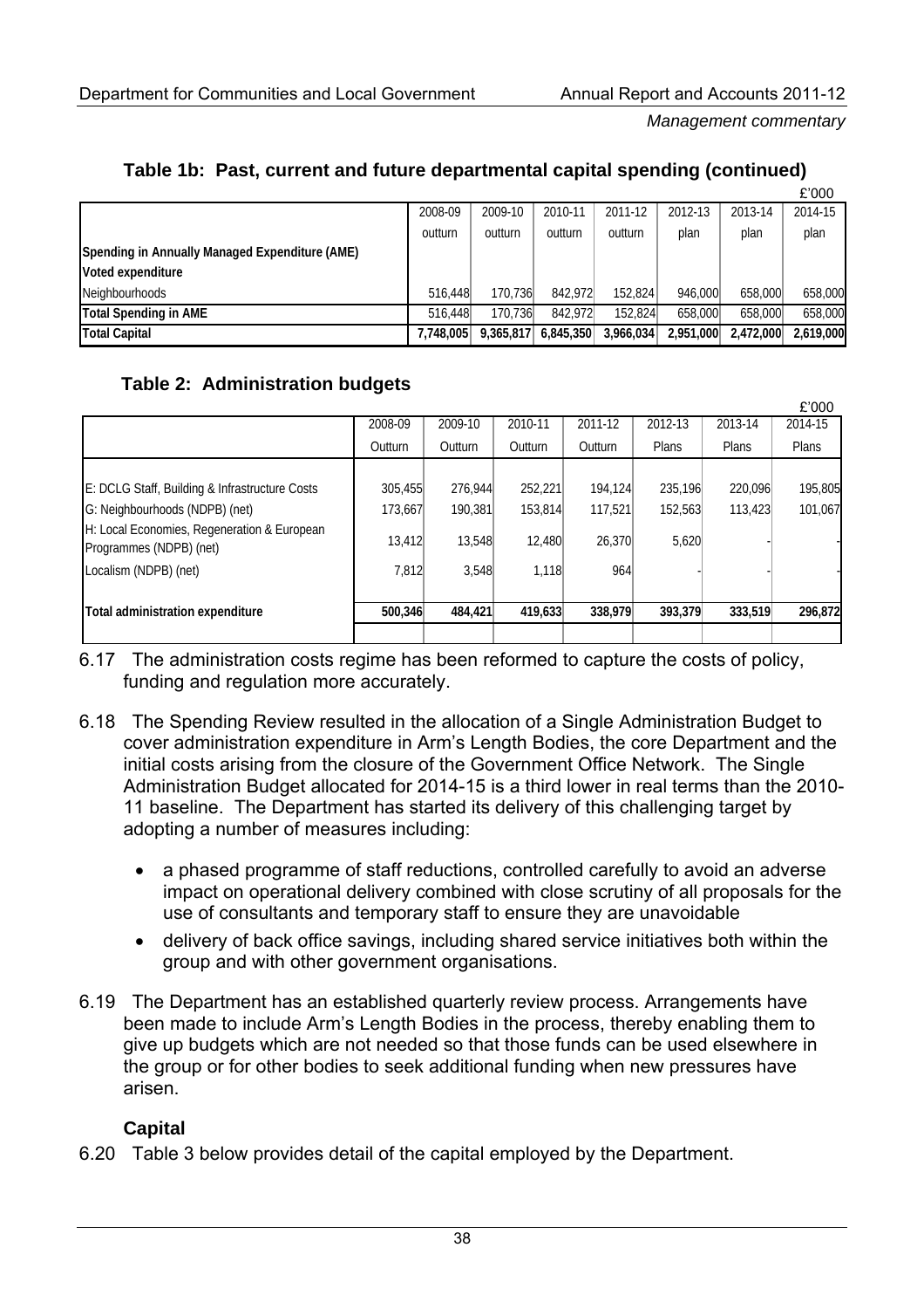### Table 1b: Past, current and future departmental capital spending (continued)

£'000

| | 2008-09 | 2009-10 | 2010-11 | 2011-12 | 2012-13 | 2013-14 | 2014-15 |
|---|---|---|---|---|---|---|---|
| | outturn | outturn | outturn | outturn | plan | plan | plan |
| **Spending in Annually Managed Expenditure (AME)** | | | | | | | |
| **Voted expenditure** | | | | | | | |
| Neighbourhoods | 516,448 | 170,736 | 842,972 | 152,824 | 946,000 | 658,000 | 658,000 |
| **Total Spending in AME** | 516,448 | 170,736 | 842,972 | 152,824 | 658,000 | 658,000 | 658,000 |
| **Total Capital** | 7,748,005 | 9,365,817 | 6,845,350 | 3,966,034 | 2,951,000 | 2,472,000 | 2,619,000 |

### Table 2: Administration budgets

£'000

| | 2008-09 | 2009-10 | 2010-11 | 2011-12 | 2012-13 | 2013-14 | 2014-15 |
|---|---|---|---|---|---|---|---|
| | Outturn | Outturn | Outturn | Outturn | Plans | Plans | Plans |
| E: DCLG Staff, Building & Infrastructure Costs | 305,455 | 276,944 | 252,221 | 194,124 | 235,196 | 220,096 | 195,805 |
| G: Neighbourhoods (NDPB) (net) | 173,667 | 190,381 | 153,814 | 117,521 | 152,563 | 113,423 | 101,067 |
| H: Local Economies, Regeneration & European Programmes (NDPB) (net) | 13,412 | 13,548 | 12,480 | 26,370 | 5,620 | - | - |
| Localism (NDPB) (net) | 7,812 | 3,548 | 1,118 | 964 | - | - | - |
| **Total administration expenditure** | **500,346** | **484,421** | **419,633** | **338,979** | **393,379** | **333,519** | **296,872** |

6.17 The administration costs regime has been reformed to capture the costs of policy, funding and regulation more accurately.

6.18 The Spending Review resulted in the allocation of a Single Administration Budget to cover administration expenditure in Arm's Length Bodies, the core Department and the initial costs arising from the closure of the Government Office Network. The Single Administration Budget allocated for 2014-15 is a third lower in real terms than the 2010-11 baseline. The Department has started its delivery of this challenging target by adopting a number of measures including:

- a phased programme of staff reductions, controlled carefully to avoid an adverse impact on operational delivery combined with close scrutiny of all proposals for the use of consultants and temporary staff to ensure they are unavoidable
- delivery of back office savings, including shared service initiatives both within the group and with other government organisations.

6.19 The Department has an established quarterly review process. Arrangements have been made to include Arm's Length Bodies in the process, thereby enabling them to give up budgets which are not needed so that those funds can be used elsewhere in the group or for other bodies to seek additional funding when new pressures have arisen.

### Capital

6.20 Table 3 below provides detail of the capital employed by the Department.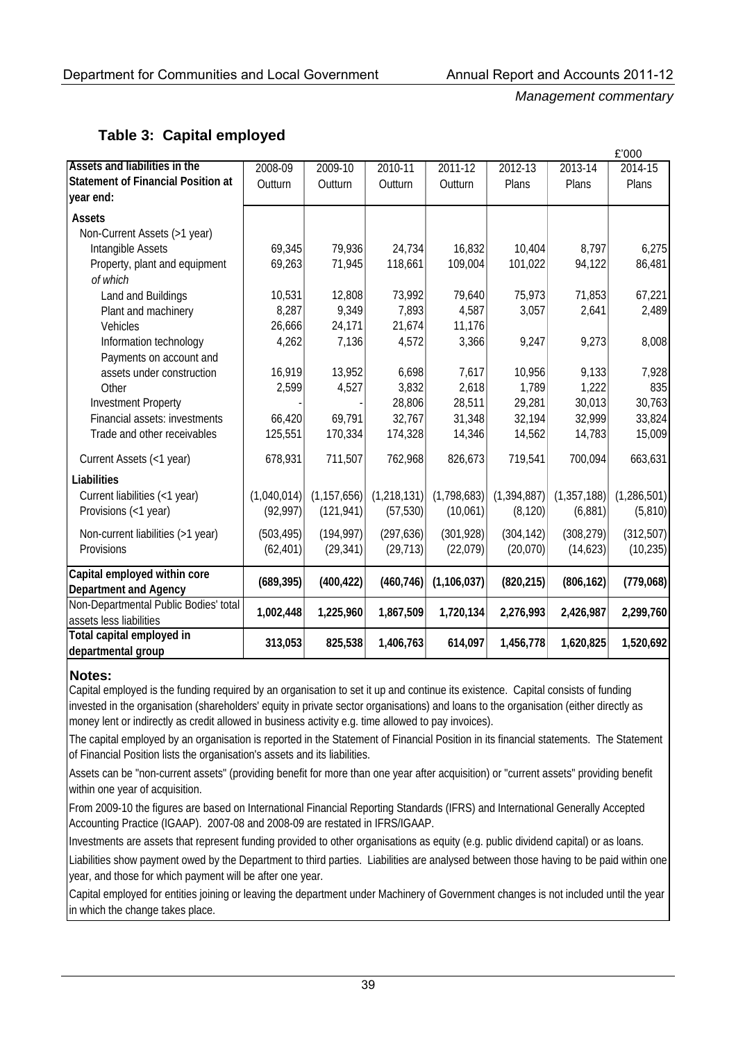## Table 3: Capital employed

£'000

| Assets and liabilities in the Statement of Financial Position at year end: | 2008-09 Outturn | 2009-10 Outturn | 2010-11 Outturn | 2011-12 Outturn | 2012-13 Plans | 2013-14 Plans | 2014-15 Plans |
|---|---|---|---|---|---|---|---|
| **Assets** | | | | | | | |
| Non-Current Assets (>1 year) | | | | | | | |
| Intangible Assets | 69,345 | 79,936 | 24,734 | 16,832 | 10,404 | 8,797 | 6,275 |
| Property, plant and equipment | 69,263 | 71,945 | 118,661 | 109,004 | 101,022 | 94,122 | 86,481 |
| *of which* | | | | | | | |
| Land and Buildings | 10,531 | 12,808 | 73,992 | 79,640 | 75,973 | 71,853 | 67,221 |
| Plant and machinery | 8,287 | 9,349 | 7,893 | 4,587 | 3,057 | 2,641 | 2,489 |
| Vehicles | 26,666 | 24,171 | 21,674 | 11,176 | | | |
| Information technology | 4,262 | 7,136 | 4,572 | 3,366 | 9,247 | 9,273 | 8,008 |
| Payments on account and assets under construction | 16,919 | 13,952 | 6,698 | 7,617 | 10,956 | 9,133 | 7,928 |
| Other | 2,599 | 4,527 | 3,832 | 2,618 | 1,789 | 1,222 | 835 |
| Investment Property | - | - | 28,806 | 28,511 | 29,281 | 30,013 | 30,763 |
| Financial assets: investments | 66,420 | 69,791 | 32,767 | 31,348 | 32,194 | 32,999 | 33,824 |
| Trade and other receivables | 125,551 | 170,334 | 174,328 | 14,346 | 14,562 | 14,783 | 15,009 |
| Current Assets (<1 year) | 678,931 | 711,507 | 762,968 | 826,673 | 719,541 | 700,094 | 663,631 |
| **Liabilities** | | | | | | | |
| Current liabilities (<1 year) | (1,040,014) | (1,157,656) | (1,218,131) | (1,798,683) | (1,394,887) | (1,357,188) | (1,286,501) |
| Provisions (<1 year) | (92,997) | (121,941) | (57,530) | (10,061) | (8,120) | (6,881) | (5,810) |
| Non-current liabilities (>1 year) | (503,495) | (194,997) | (297,636) | (301,928) | (304,142) | (308,279) | (312,507) |
| Provisions | (62,401) | (29,341) | (29,713) | (22,079) | (20,070) | (14,623) | (10,235) |
| **Capital employed within core Department and Agency** | **(689,395)** | **(400,422)** | **(460,746)** | **(1,106,037)** | **(820,215)** | **(806,162)** | **(779,068)** |
| Non-Departmental Public Bodies' total assets less liabilities | **1,002,448** | **1,225,960** | **1,867,509** | **1,720,134** | **2,276,993** | **2,426,987** | **2,299,760** |
| **Total capital employed in departmental group** | **313,053** | **825,538** | **1,406,763** | **614,097** | **1,456,778** | **1,620,825** | **1,520,692** |

**Notes:**

Capital employed is the funding required by an organisation to set it up and continue its existence. Capital consists of funding invested in the organisation (shareholders' equity in private sector organisations) and loans to the organisation (either directly as money lent or indirectly as credit allowed in business activity e.g. time allowed to pay invoices).

The capital employed by an organisation is reported in the Statement of Financial Position in its financial statements. The Statement of Financial Position lists the organisation's assets and its liabilities.

Assets can be "non-current assets" (providing benefit for more than one year after acquisition) or "current assets" providing benefit within one year of acquisition.

From 2009-10 the figures are based on International Financial Reporting Standards (IFRS) and International Generally Accepted Accounting Practice (IGAAP). 2007-08 and 2008-09 are restated in IFRS/IGAAP.

Investments are assets that represent funding provided to other organisations as equity (e.g. public dividend capital) or as loans.

Liabilities show payment owed by the Department to third parties. Liabilities are analysed between those having to be paid within one year, and those for which payment will be after one year.

Capital employed for entities joining or leaving the department under Machinery of Government changes is not included until the year in which the change takes place.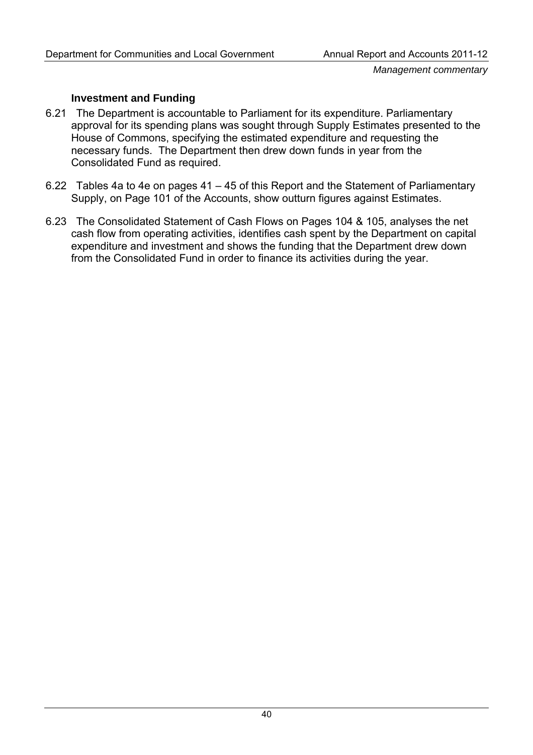### Investment and Funding

6.21 The Department is accountable to Parliament for its expenditure. Parliamentary approval for its spending plans was sought through Supply Estimates presented to the House of Commons, specifying the estimated expenditure and requesting the necessary funds. The Department then drew down funds in year from the Consolidated Fund as required.

6.22 Tables 4a to 4e on pages 41 – 45 of this Report and the Statement of Parliamentary Supply, on Page 101 of the Accounts, show outturn figures against Estimates.

6.23 The Consolidated Statement of Cash Flows on Pages 104 & 105, analyses the net cash flow from operating activities, identifies cash spent by the Department on capital expenditure and investment and shows the funding that the Department drew down from the Consolidated Fund in order to finance its activities during the year.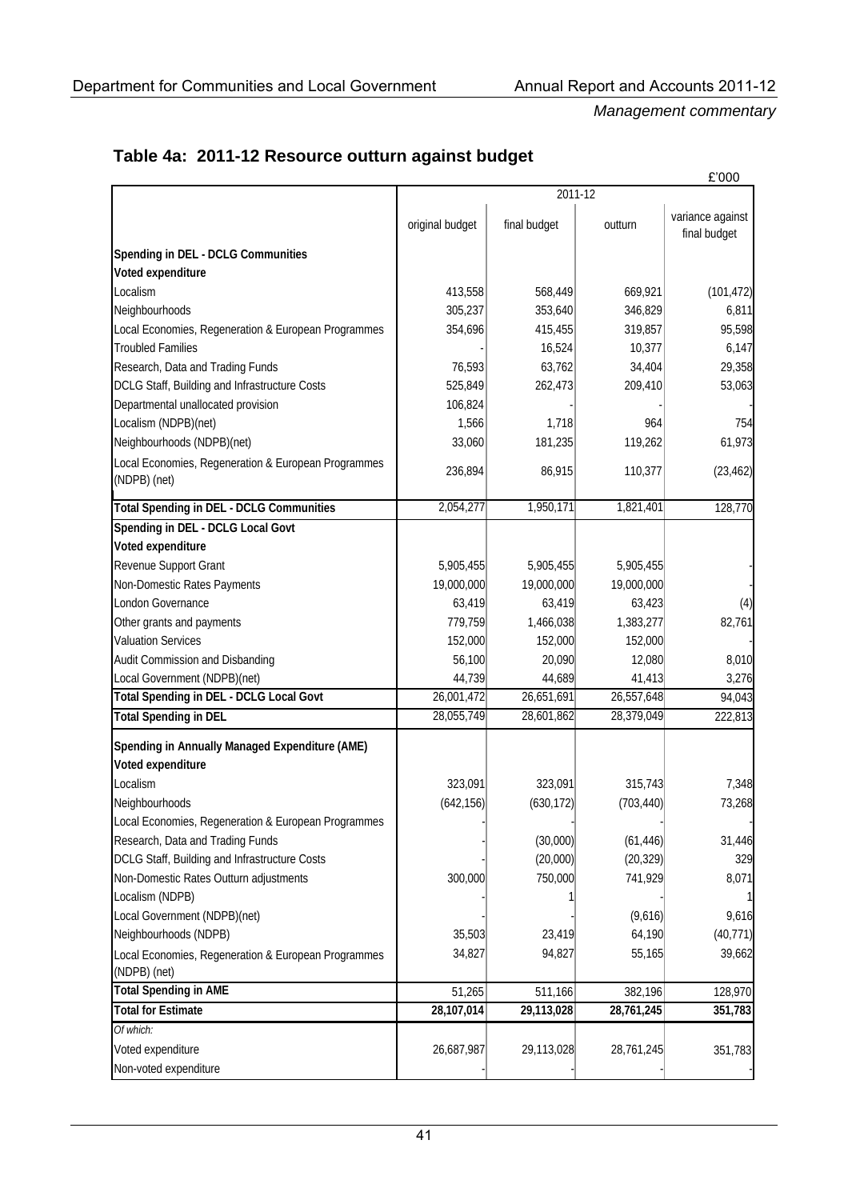## Table 4a: 2011-12 Resource outturn against budget

£'000

| | 2011-12 | | | |
|---|---|---|---|---|
| | original budget | final budget | outturn | variance against final budget |
| **Spending in DEL - DCLG Communities** | | | | |
| **Voted expenditure** | | | | |
| Localism | 413,558 | 568,449 | 669,921 | (101,472) |
| Neighbourhoods | 305,237 | 353,640 | 346,829 | 6,811 |
| Local Economies, Regeneration & European Programmes | 354,696 | 415,455 | 319,857 | 95,598 |
| Troubled Families | - | 16,524 | 10,377 | 6,147 |
| Research, Data and Trading Funds | 76,593 | 63,762 | 34,404 | 29,358 |
| DCLG Staff, Building and Infrastructure Costs | 525,849 | 262,473 | 209,410 | 53,063 |
| Departmental unallocated provision | 106,824 | - | - | - |
| Localism (NDPB)(net) | 1,566 | 1,718 | 964 | 754 |
| Neighbourhoods (NDPB)(net) | 33,060 | 181,235 | 119,262 | 61,973 |
| Local Economies, Regeneration & European Programmes (NDPB) (net) | 236,894 | 86,915 | 110,377 | (23,462) |
| **Total Spending in DEL - DCLG Communities** | 2,054,277 | 1,950,171 | 1,821,401 | 128,770 |
| **Spending in DEL - DCLG Local Govt** | | | | |
| **Voted expenditure** | | | | |
| Revenue Support Grant | 5,905,455 | 5,905,455 | 5,905,455 | - |
| Non-Domestic Rates Payments | 19,000,000 | 19,000,000 | 19,000,000 | - |
| London Governance | 63,419 | 63,419 | 63,423 | (4) |
| Other grants and payments | 779,759 | 1,466,038 | 1,383,277 | 82,761 |
| Valuation Services | 152,000 | 152,000 | 152,000 | - |
| Audit Commission and Disbanding | 56,100 | 20,090 | 12,080 | 8,010 |
| Local Government (NDPB)(net) | 44,739 | 44,689 | 41,413 | 3,276 |
| **Total Spending in DEL - DCLG Local Govt** | 26,001,472 | 26,651,691 | 26,557,648 | 94,043 |
| **Total Spending in DEL** | 28,055,749 | 28,601,862 | 28,379,049 | 222,813 |
| **Spending in Annually Managed Expenditure (AME)** | | | | |
| **Voted expenditure** | | | | |
| Localism | 323,091 | 323,091 | 315,743 | 7,348 |
| Neighbourhoods | (642,156) | (630,172) | (703,440) | 73,268 |
| Local Economies, Regeneration & European Programmes | - | - | - | - |
| Research, Data and Trading Funds | - | (30,000) | (61,446) | 31,446 |
| DCLG Staff, Building and Infrastructure Costs | - | (20,000) | (20,329) | 329 |
| Non-Domestic Rates Outturn adjustments | 300,000 | 750,000 | 741,929 | 8,071 |
| Localism (NDPB) | - | 1 | - | 1 |
| Local Government (NDPB)(net) | - | - | (9,616) | 9,616 |
| Neighbourhoods (NDPB) | 35,503 | 23,419 | 64,190 | (40,771) |
| Local Economies, Regeneration & European Programmes (NDPB) (net) | 34,827 | 94,827 | 55,165 | 39,662 |
| **Total Spending in AME** | 51,265 | 511,166 | 382,196 | 128,970 |
| **Total for Estimate** | **28,107,014** | **29,113,028** | **28,761,245** | **351,783** |
| *Of which:* | | | | |
| Voted expenditure | 26,687,987 | 29,113,028 | 28,761,245 | 351,783 |
| Non-voted expenditure | - | - | - | - |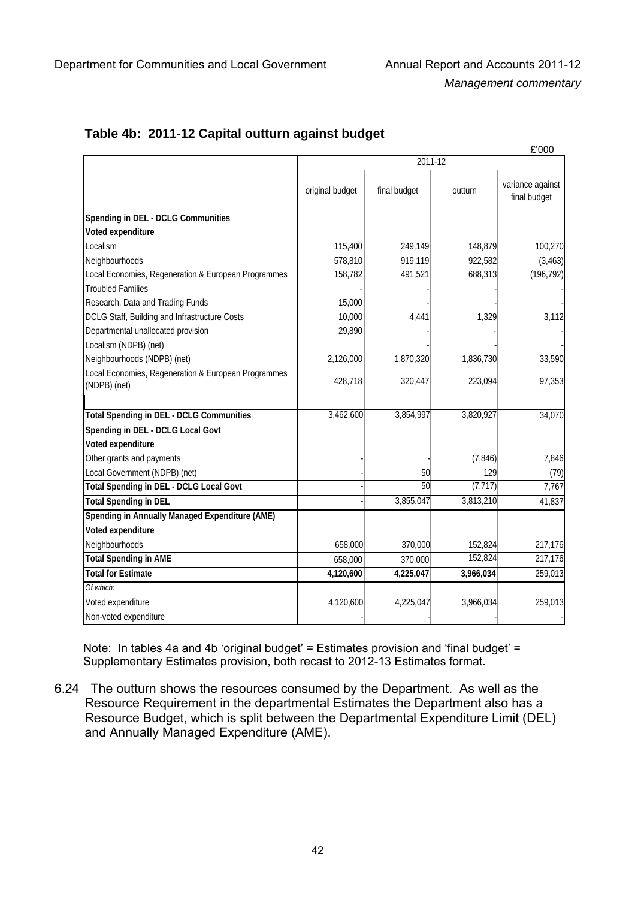### Table 4b: 2011-12 Capital outturn against budget

£'000

| | 2011-12 | | | |
|---|---|---|---|---|
| | original budget | final budget | outturn | variance against final budget |
| **Spending in DEL - DCLG Communities** | | | | |
| **Voted expenditure** | | | | |
| Localism | 115,400 | 249,149 | 148,879 | 100,270 |
| Neighbourhoods | 578,810 | 919,119 | 922,582 | (3,463) |
| Local Economies, Regeneration & European Programmes | 158,782 | 491,521 | 688,313 | (196,792) |
| Troubled Families | - | - | - | - |
| Research, Data and Trading Funds | 15,000 | - | - | - |
| DCLG Staff, Building and Infrastructure Costs | 10,000 | 4,441 | 1,329 | 3,112 |
| Departmental unallocated provision | 29,890 | - | - | - |
| Localism (NDPB) (net) | - | - | - | - |
| Neighbourhoods (NDPB) (net) | 2,126,000 | 1,870,320 | 1,836,730 | 33,590 |
| Local Economies, Regeneration & European Programmes (NDPB) (net) | 428,718 | 320,447 | 223,094 | 97,353 |
| **Total Spending in DEL - DCLG Communities** | 3,462,600 | 3,854,997 | 3,820,927 | 34,070 |
| **Spending in DEL - DCLG Local Govt** | | | | |
| **Voted expenditure** | | | | |
| Other grants and payments | - | - | (7,846) | 7,846 |
| Local Government (NDPB) (net) | - | 50 | 129 | (79) |
| **Total Spending in DEL - DCLG Local Govt** | - | 50 | (7,717) | 7,767 |
| **Total Spending in DEL** | - | 3,855,047 | 3,813,210 | 41,837 |
| **Spending in Annually Managed Expenditure (AME)** | | | | |
| **Voted expenditure** | | | | |
| Neighbourhoods | 658,000 | 370,000 | 152,824 | 217,176 |
| **Total Spending in AME** | 658,000 | 370,000 | 152,824 | 217,176 |
| **Total for Estimate** | **4,120,600** | **4,225,047** | **3,966,034** | 259,013 |
| *Of which:* | | | | |
| Voted expenditure | 4,120,600 | 4,225,047 | 3,966,034 | 259,013 |
| Non-voted expenditure | - | - | - | - |

Note: In tables 4a and 4b 'original budget' = Estimates provision and 'final budget' = Supplementary Estimates provision, both recast to 2012-13 Estimates format.

6.24 The outturn shows the resources consumed by the Department. As well as the Resource Requirement in the departmental Estimates the Department also has a Resource Budget, which is split between the Departmental Expenditure Limit (DEL) and Annually Managed Expenditure (AME).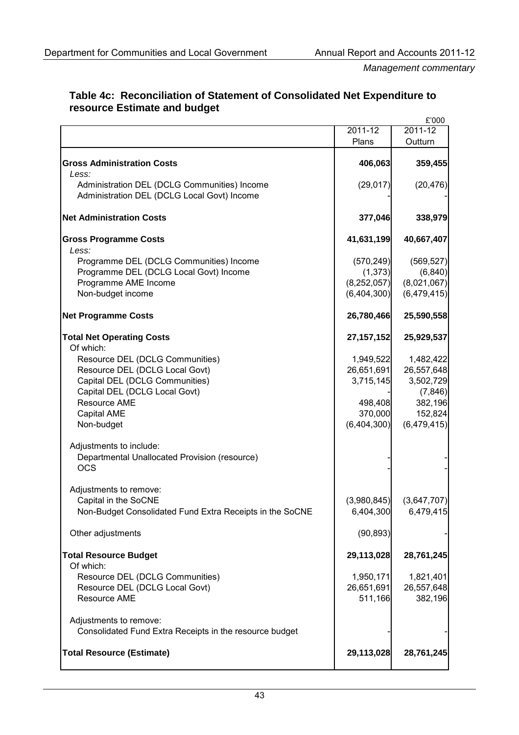*Management commentary*

### Table 4c: Reconciliation of Statement of Consolidated Net Expenditure to resource Estimate and budget

£'000

| | 2011-12 Plans | 2011-12 Outturn |
|---|---|---|
| **Gross Administration Costs** | **406,063** | **359,455** |
| *Less:* | | |
| Administration DEL (DCLG Communities) Income | (29,017) | (20,476) |
| Administration DEL (DCLG Local Govt) Income | - | - |
| **Net Administration Costs** | **377,046** | **338,979** |
| **Gross Programme Costs** | **41,631,199** | **40,667,407** |
| *Less:* | | |
| Programme DEL (DCLG Communities) Income | (570,249) | (569,527) |
| Programme DEL (DCLG Local Govt) Income | (1,373) | (6,840) |
| Programme AME Income | (8,252,057) | (8,021,067) |
| Non-budget income | (6,404,300) | (6,479,415) |
| **Net Programme Costs** | **26,780,466** | **25,590,558** |
| **Total Net Operating Costs** | **27,157,152** | **25,929,537** |
| Of which: | | |
| Resource DEL (DCLG Communities) | 1,949,522 | 1,482,422 |
| Resource DEL (DCLG Local Govt) | 26,651,691 | 26,557,648 |
| Capital DEL (DCLG Communities) | 3,715,145 | 3,502,729 |
| Capital DEL (DCLG Local Govt) | - | (7,846) |
| Resource AME | 498,408 | 382,196 |
| Capital AME | 370,000 | 152,824 |
| Non-budget | (6,404,300) | (6,479,415) |
| Adjustments to include: | | |
| Departmental Unallocated Provision (resource) | - | - |
| OCS | - | - |
| Adjustments to remove: | | |
| Capital in the SoCNE | (3,980,845) | (3,647,707) |
| Non-Budget Consolidated Fund Extra Receipts in the SoCNE | 6,404,300 | 6,479,415 |
| Other adjustments | (90,893) | - |
| **Total Resource Budget** | **29,113,028** | **28,761,245** |
| Of which: | | |
| Resource DEL (DCLG Communities) | 1,950,171 | 1,821,401 |
| Resource DEL (DCLG Local Govt) | 26,651,691 | 26,557,648 |
| Resource AME | 511,166 | 382,196 |
| Adjustments to remove: | | |
| Consolidated Fund Extra Receipts in the resource budget | - | - |
| **Total Resource (Estimate)** | **29,113,028** | **28,761,245** |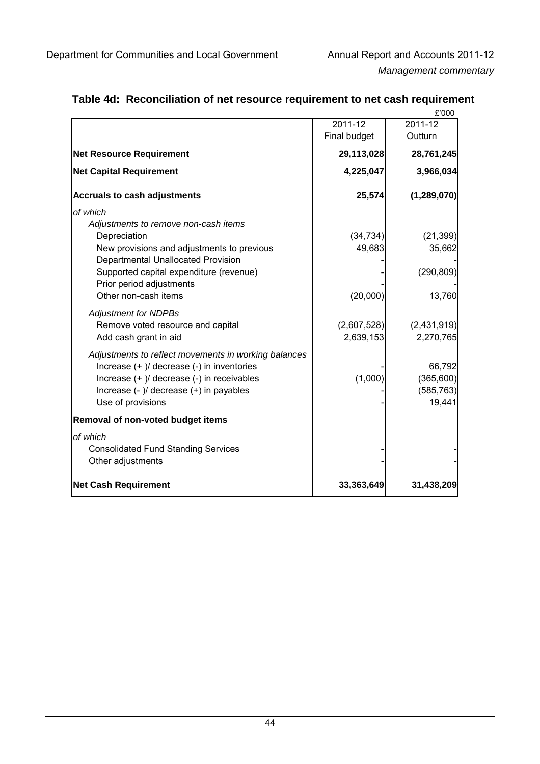## Table 4d: Reconciliation of net resource requirement to net cash requirement

£'000

| | 2011-12 Final budget | 2011-12 Outturn |
|---|---|---|
| **Net Resource Requirement** | **29,113,028** | **28,761,245** |
| **Net Capital Requirement** | **4,225,047** | **3,966,034** |
| **Accruals to cash adjustments** | **25,574** | **(1,289,070)** |
| *of which* | | |
| *Adjustments to remove non-cash items* | | |
| Depreciation | (34,734) | (21,399) |
| New provisions and adjustments to previous | 49,683 | 35,662 |
| Departmental Unallocated Provision | - | - |
| Supported capital expenditure (revenue) | - | (290,809) |
| Prior period adjustments | - | - |
| Other non-cash items | (20,000) | 13,760 |
| *Adjustment for NDPBs* | | |
| Remove voted resource and capital | (2,607,528) | (2,431,919) |
| Add cash grant in aid | 2,639,153 | 2,270,765 |
| *Adjustments to reflect movements in working balances* | | |
| Increase (+ )/ decrease (-) in inventories | - | 66,792 |
| Increase (+ )/ decrease (-) in receivables | (1,000) | (365,600) |
| Increase (- )/ decrease (+) in payables | - | (585,763) |
| Use of provisions | - | 19,441 |
| **Removal of non-voted budget items** | | |
| *of which* | | |
| Consolidated Fund Standing Services | - | - |
| Other adjustments | - | - |
| **Net Cash Requirement** | **33,363,649** | **31,438,209** |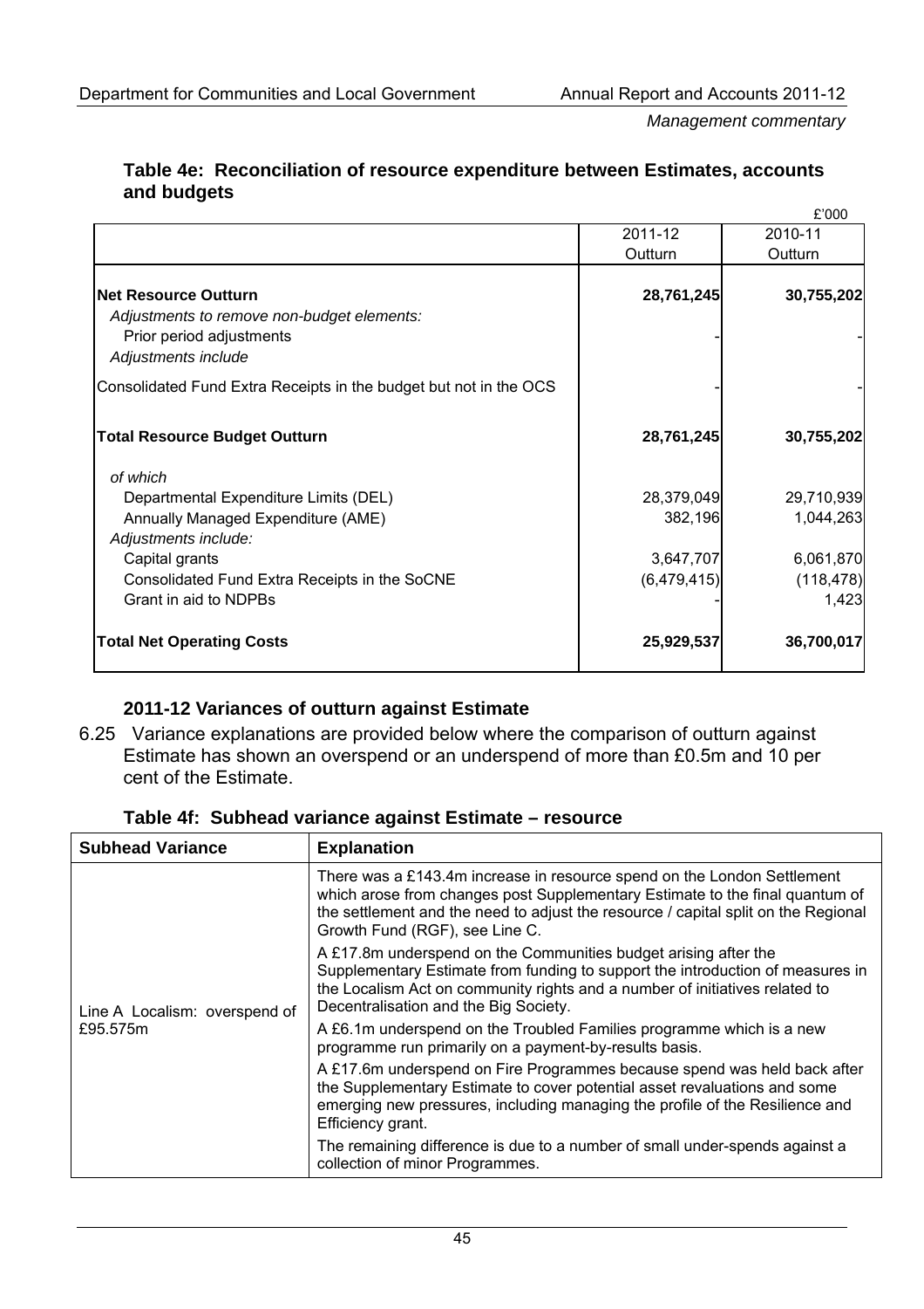### Table 4e: Reconciliation of resource expenditure between Estimates, accounts and budgets

£'000

| | 2011-12 Outturn | 2010-11 Outturn |
|---|---|---|
| **Net Resource Outturn** | **28,761,245** | **30,755,202** |
| *Adjustments to remove non-budget elements:* | | |
| Prior period adjustments | - | - |
| *Adjustments include* | | |
| Consolidated Fund Extra Receipts in the budget but not in the OCS | - | - |
| **Total Resource Budget Outturn** | **28,761,245** | **30,755,202** |
| *of which* | | |
| Departmental Expenditure Limits (DEL) | 28,379,049 | 29,710,939 |
| Annually Managed Expenditure (AME) | 382,196 | 1,044,263 |
| *Adjustments include:* | | |
| Capital grants | 3,647,707 | 6,061,870 |
| Consolidated Fund Extra Receipts in the SoCNE | (6,479,415) | (118,478) |
| Grant in aid to NDPBs | - | 1,423 |
| **Total Net Operating Costs** | **25,929,537** | **36,700,017** |

### 2011-12 Variances of outturn against Estimate

6.25 Variance explanations are provided below where the comparison of outturn against Estimate has shown an overspend or an underspend of more than £0.5m and 10 per cent of the Estimate.

### Table 4f: Subhead variance against Estimate – resource

| Subhead Variance | Explanation |
|---|---|
| Line A Localism: overspend of £95.575m | There was a £143.4m increase in resource spend on the London Settlement which arose from changes post Supplementary Estimate to the final quantum of the settlement and the need to adjust the resource / capital split on the Regional Growth Fund (RGF), see Line C.<br><br>A £17.8m underspend on the Communities budget arising after the Supplementary Estimate from funding to support the introduction of measures in the Localism Act on community rights and a number of initiatives related to Decentralisation and the Big Society.<br><br>A £6.1m underspend on the Troubled Families programme which is a new programme run primarily on a payment-by-results basis.<br><br>A £17.6m underspend on Fire Programmes because spend was held back after the Supplementary Estimate to cover potential asset revaluations and some emerging new pressures, including managing the profile of the Resilience and Efficiency grant.<br><br>The remaining difference is due to a number of small under-spends against a collection of minor Programmes. |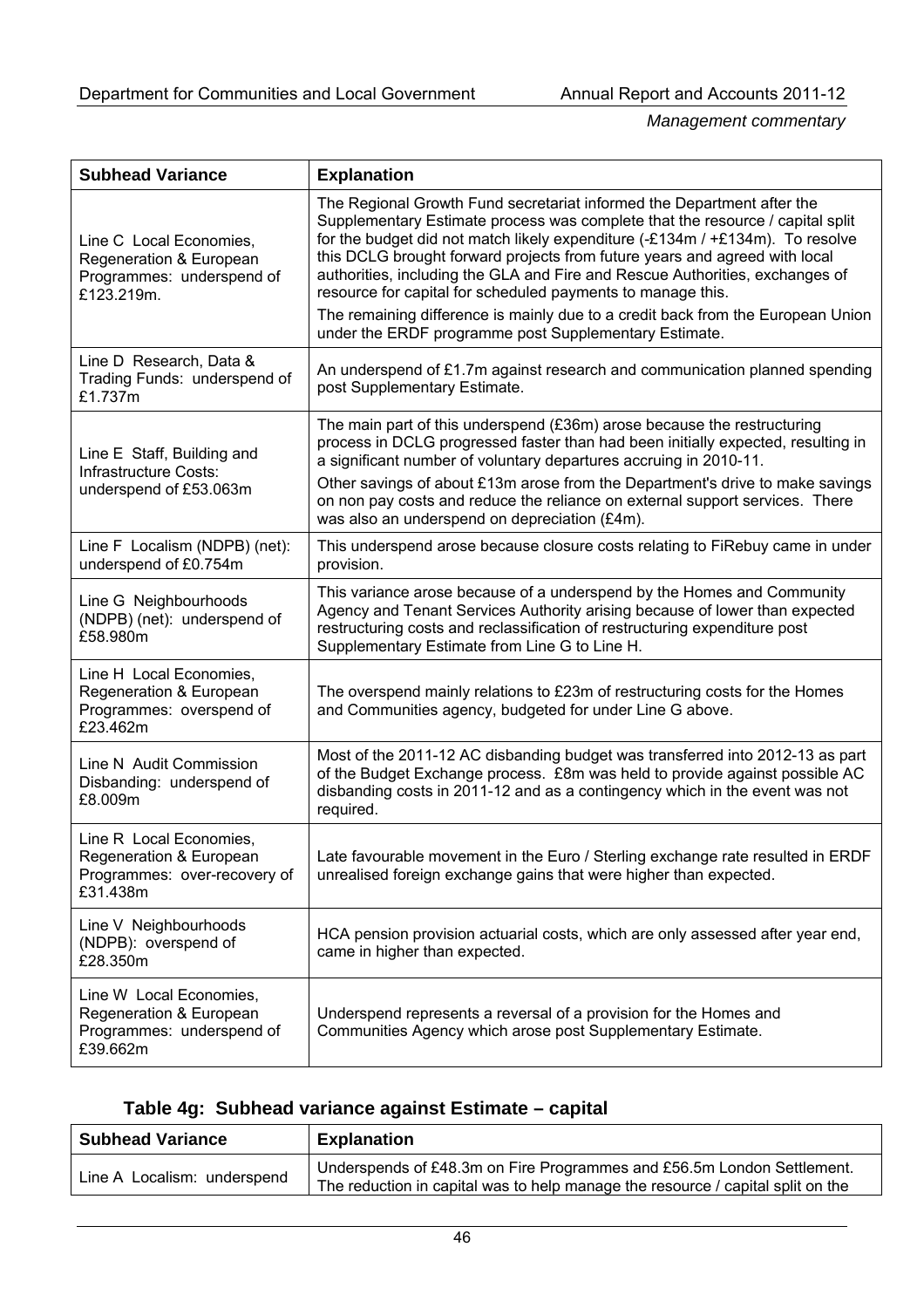| Subhead Variance | Explanation |
|---|---|
| Line C Local Economies, Regeneration & European Programmes: underspend of £123.219m. | The Regional Growth Fund secretariat informed the Department after the Supplementary Estimate process was complete that the resource / capital split for the budget did not match likely expenditure (-£134m / +£134m). To resolve this DCLG brought forward projects from future years and agreed with local authorities, including the GLA and Fire and Rescue Authorities, exchanges of resource for capital for scheduled payments to manage this. The remaining difference is mainly due to a credit back from the European Union under the ERDF programme post Supplementary Estimate. |
| Line D Research, Data & Trading Funds: underspend of £1.737m | An underspend of £1.7m against research and communication planned spending post Supplementary Estimate. |
| Line E Staff, Building and Infrastructure Costs: underspend of £53.063m | The main part of this underspend (£36m) arose because the restructuring process in DCLG progressed faster than had been initially expected, resulting in a significant number of voluntary departures accruing in 2010-11. Other savings of about £13m arose from the Department's drive to make savings on non pay costs and reduce the reliance on external support services. There was also an underspend on depreciation (£4m). |
| Line F Localism (NDPB) (net): underspend of £0.754m | This underspend arose because closure costs relating to FiRebuy came in under provision. |
| Line G Neighbourhoods (NDPB) (net): underspend of £58.980m | This variance arose because of a underspend by the Homes and Community Agency and Tenant Services Authority arising because of lower than expected restructuring costs and reclassification of restructuring expenditure post Supplementary Estimate from Line G to Line H. |
| Line H Local Economies, Regeneration & European Programmes: overspend of £23.462m | The overspend mainly relations to £23m of restructuring costs for the Homes and Communities agency, budgeted for under Line G above. |
| Line N Audit Commission Disbanding: underspend of £8.009m | Most of the 2011-12 AC disbanding budget was transferred into 2012-13 as part of the Budget Exchange process. £8m was held to provide against possible AC disbanding costs in 2011-12 and as a contingency which in the event was not required. |
| Line R Local Economies, Regeneration & European Programmes: over-recovery of £31.438m | Late favourable movement in the Euro / Sterling exchange rate resulted in ERDF unrealised foreign exchange gains that were higher than expected. |
| Line V Neighbourhoods (NDPB): overspend of £28.350m | HCA pension provision actuarial costs, which are only assessed after year end, came in higher than expected. |
| Line W Local Economies, Regeneration & European Programmes: underspend of £39.662m | Underspend represents a reversal of a provision for the Homes and Communities Agency which arose post Supplementary Estimate. |

### Table 4g: Subhead variance against Estimate – capital

| Subhead Variance | Explanation |
|---|---|
| Line A Localism: underspend | Underspends of £48.3m on Fire Programmes and £56.5m London Settlement. The reduction in capital was to help manage the resource / capital split on the |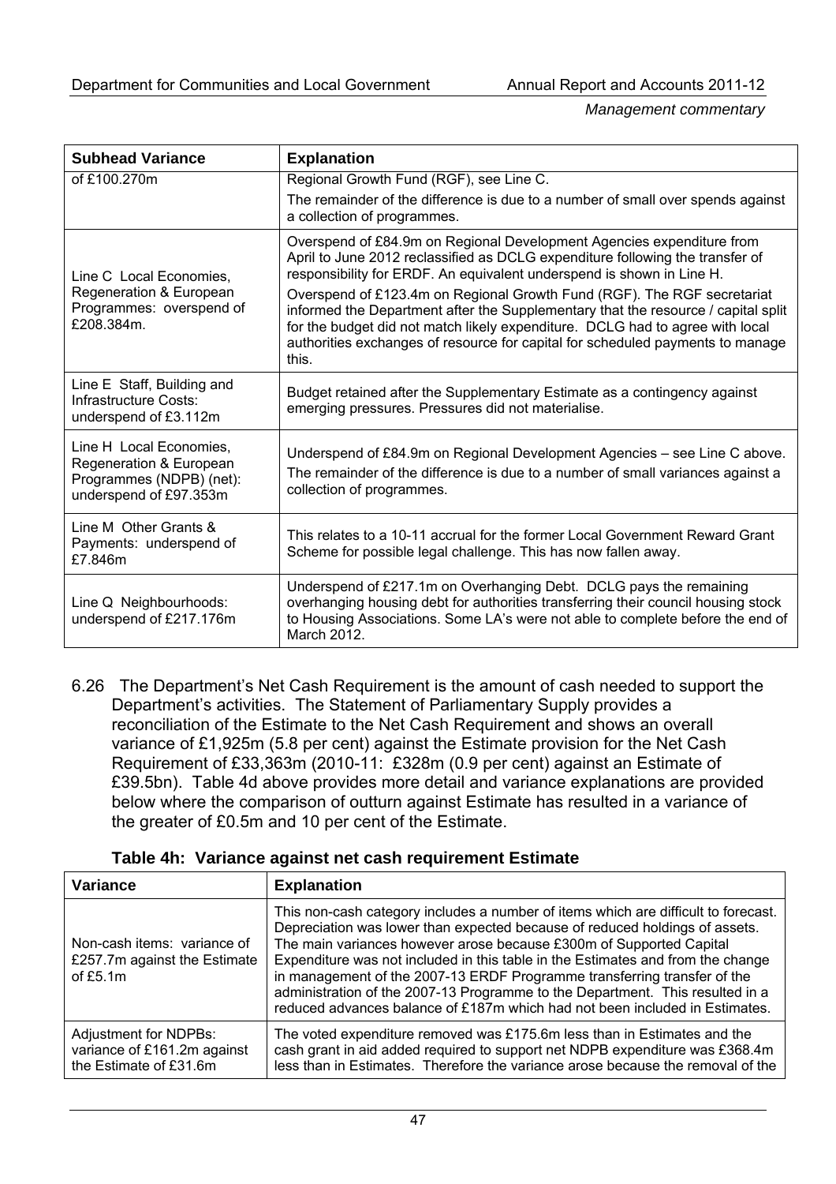| Subhead Variance | Explanation |
|---|---|
| of £100.270m | Regional Growth Fund (RGF), see Line C.<br>The remainder of the difference is due to a number of small over spends against a collection of programmes. |
| Line C Local Economies, Regeneration & European Programmes: overspend of £208.384m. | Overspend of £84.9m on Regional Development Agencies expenditure from April to June 2012 reclassified as DCLG expenditure following the transfer of responsibility for ERDF. An equivalent underspend is shown in Line H.<br>Overspend of £123.4m on Regional Growth Fund (RGF). The RGF secretariat informed the Department after the Supplementary that the resource / capital split for the budget did not match likely expenditure. DCLG had to agree with local authorities exchanges of resource for capital for scheduled payments to manage this. |
| Line E Staff, Building and Infrastructure Costs: underspend of £3.112m | Budget retained after the Supplementary Estimate as a contingency against emerging pressures. Pressures did not materialise. |
| Line H Local Economies, Regeneration & European Programmes (NDPB) (net): underspend of £97.353m | Underspend of £84.9m on Regional Development Agencies – see Line C above.<br>The remainder of the difference is due to a number of small variances against a collection of programmes. |
| Line M Other Grants & Payments: underspend of £7.846m | This relates to a 10-11 accrual for the former Local Government Reward Grant Scheme for possible legal challenge. This has now fallen away. |
| Line Q Neighbourhoods: underspend of £217.176m | Underspend of £217.1m on Overhanging Debt. DCLG pays the remaining overhanging housing debt for authorities transferring their council housing stock to Housing Associations. Some LA's were not able to complete before the end of March 2012. |

6.26 The Department's Net Cash Requirement is the amount of cash needed to support the Department's activities. The Statement of Parliamentary Supply provides a reconciliation of the Estimate to the Net Cash Requirement and shows an overall variance of £1,925m (5.8 per cent) against the Estimate provision for the Net Cash Requirement of £33,363m (2010-11: £328m (0.9 per cent) against an Estimate of £39.5bn). Table 4d above provides more detail and variance explanations are provided below where the comparison of outturn against Estimate has resulted in a variance of the greater of £0.5m and 10 per cent of the Estimate.

**Table 4h: Variance against net cash requirement Estimate**

| Variance | Explanation |
|---|---|
| Non-cash items: variance of £257.7m against the Estimate of £5.1m | This non-cash category includes a number of items which are difficult to forecast. Depreciation was lower than expected because of reduced holdings of assets. The main variances however arose because £300m of Supported Capital Expenditure was not included in this table in the Estimates and from the change in management of the 2007-13 ERDF Programme transferring transfer of the administration of the 2007-13 Programme to the Department. This resulted in a reduced advances balance of £187m which had not been included in Estimates. |
| Adjustment for NDPBs: variance of £161.2m against the Estimate of £31.6m | The voted expenditure removed was £175.6m less than in Estimates and the cash grant in aid added required to support net NDPB expenditure was £368.4m less than in Estimates. Therefore the variance arose because the removal of the |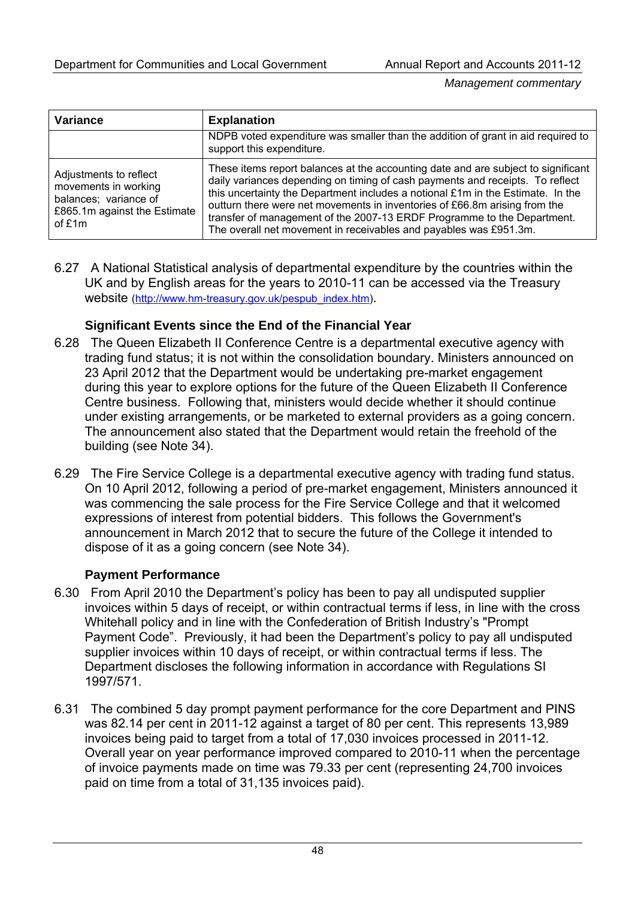| Variance | Explanation |
|---|---|
| | NDPB voted expenditure was smaller than the addition of grant in aid required to support this expenditure. |
| Adjustments to reflect movements in working balances; variance of £865.1m against the Estimate of £1m | These items report balances at the accounting date and are subject to significant daily variances depending on timing of cash payments and receipts. To reflect this uncertainty the Department includes a notional £1m in the Estimate. In the outturn there were net movements in inventories of £66.8m arising from the transfer of management of the 2007-13 ERDF Programme to the Department. The overall net movement in receivables and payables was £951.3m. |

6.27 A National Statistical analysis of departmental expenditure by the countries within the UK and by English areas for the years to 2010-11 can be accessed via the Treasury website (http://www.hm-treasury.gov.uk/pespub_index.htm).

**Significant Events since the End of the Financial Year**

6.28 The Queen Elizabeth II Conference Centre is a departmental executive agency with trading fund status; it is not within the consolidation boundary. Ministers announced on 23 April 2012 that the Department would be undertaking pre-market engagement during this year to explore options for the future of the Queen Elizabeth II Conference Centre business. Following that, ministers would decide whether it should continue under existing arrangements, or be marketed to external providers as a going concern. The announcement also stated that the Department would retain the freehold of the building (see Note 34).

6.29 The Fire Service College is a departmental executive agency with trading fund status. On 10 April 2012, following a period of pre-market engagement, Ministers announced it was commencing the sale process for the Fire Service College and that it welcomed expressions of interest from potential bidders. This follows the Government's announcement in March 2012 that to secure the future of the College it intended to dispose of it as a going concern (see Note 34).

**Payment Performance**

6.30 From April 2010 the Department's policy has been to pay all undisputed supplier invoices within 5 days of receipt, or within contractual terms if less, in line with the cross Whitehall policy and in line with the Confederation of British Industry's "Prompt Payment Code". Previously, it had been the Department's policy to pay all undisputed supplier invoices within 10 days of receipt, or within contractual terms if less. The Department discloses the following information in accordance with Regulations SI 1997/571.

6.31 The combined 5 day prompt payment performance for the core Department and PINS was 82.14 per cent in 2011-12 against a target of 80 per cent. This represents 13,989 invoices being paid to target from a total of 17,030 invoices processed in 2011-12. Overall year on year performance improved compared to 2010-11 when the percentage of invoice payments made on time was 79.33 per cent (representing 24,700 invoices paid on time from a total of 31,135 invoices paid).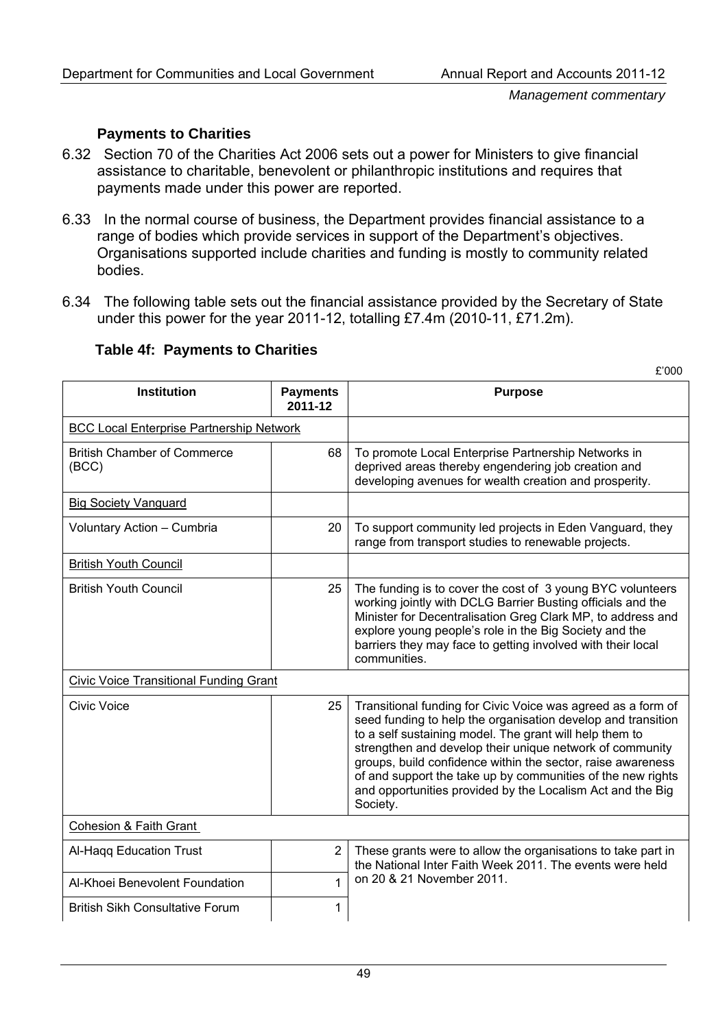### Payments to Charities

6.32 Section 70 of the Charities Act 2006 sets out a power for Ministers to give financial assistance to charitable, benevolent or philanthropic institutions and requires that payments made under this power are reported.

6.33 In the normal course of business, the Department provides financial assistance to a range of bodies which provide services in support of the Department's objectives. Organisations supported include charities and funding is mostly to community related bodies.

6.34 The following table sets out the financial assistance provided by the Secretary of State under this power for the year 2011-12, totalling £7.4m (2010-11, £71.2m).

**Table 4f: Payments to Charities**

£'000

| Institution | Payments 2011-12 | Purpose |
|---|---|---|
| BCC Local Enterprise Partnership Network | | |
| British Chamber of Commerce (BCC) | 68 | To promote Local Enterprise Partnership Networks in deprived areas thereby engendering job creation and developing avenues for wealth creation and prosperity. |
| Big Society Vanguard | | |
| Voluntary Action – Cumbria | 20 | To support community led projects in Eden Vanguard, they range from transport studies to renewable projects. |
| British Youth Council | | |
| British Youth Council | 25 | The funding is to cover the cost of 3 young BYC volunteers working jointly with DCLG Barrier Busting officials and the Minister for Decentralisation Greg Clark MP, to address and explore young people's role in the Big Society and the barriers they may face to getting involved with their local communities. |
| Civic Voice Transitional Funding Grant | | |
| Civic Voice | 25 | Transitional funding for Civic Voice was agreed as a form of seed funding to help the organisation develop and transition to a self sustaining model. The grant will help them to strengthen and develop their unique network of community groups, build confidence within the sector, raise awareness of and support the take up by communities of the new rights and opportunities provided by the Localism Act and the Big Society. |
| Cohesion & Faith Grant | | |
| Al-Haqq Education Trust | 2 | These grants were to allow the organisations to take part in the National Inter Faith Week 2011. The events were held on 20 & 21 November 2011. |
| Al-Khoei Benevolent Foundation | 1 | |
| British Sikh Consultative Forum | 1 | |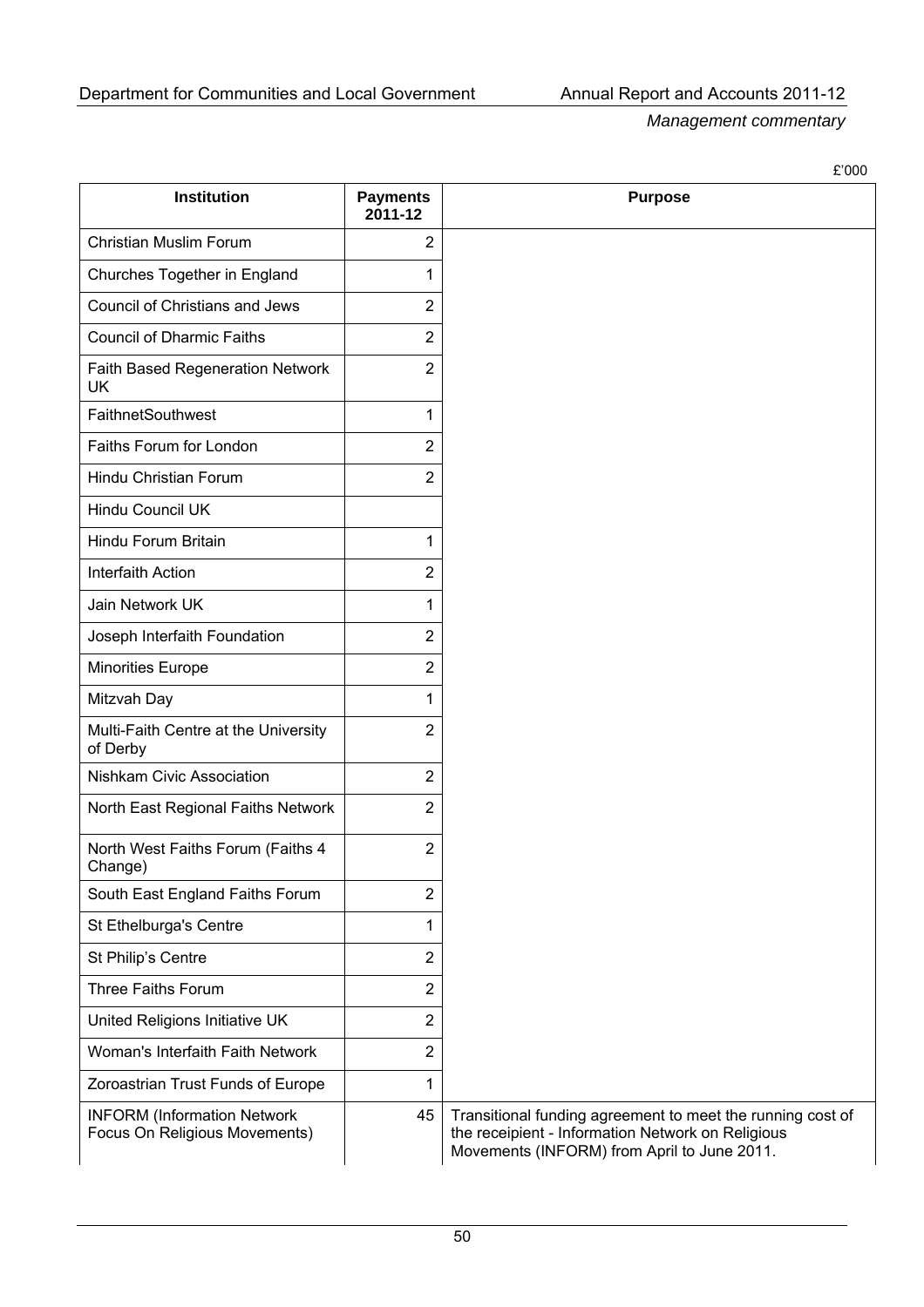£'000

| Institution | Payments 2011-12 | Purpose |
|---|---|---|
| Christian Muslim Forum | 2 | |
| Churches Together in England | 1 | |
| Council of Christians and Jews | 2 | |
| Council of Dharmic Faiths | 2 | |
| Faith Based Regeneration Network UK | 2 | |
| FaithnetSouthwest | 1 | |
| Faiths Forum for London | 2 | |
| Hindu Christian Forum | 2 | |
| Hindu Council UK | | |
| Hindu Forum Britain | 1 | |
| Interfaith Action | 2 | |
| Jain Network UK | 1 | |
| Joseph Interfaith Foundation | 2 | |
| Minorities Europe | 2 | |
| Mitzvah Day | 1 | |
| Multi-Faith Centre at the University of Derby | 2 | |
| Nishkam Civic Association | 2 | |
| North East Regional Faiths Network | 2 | |
| North West Faiths Forum (Faiths 4 Change) | 2 | |
| South East England Faiths Forum | 2 | |
| St Ethelburga's Centre | 1 | |
| St Philip's Centre | 2 | |
| Three Faiths Forum | 2 | |
| United Religions Initiative UK | 2 | |
| Woman's Interfaith Faith Network | 2 | |
| Zoroastrian Trust Funds of Europe | 1 | |
| INFORM (Information Network Focus On Religious Movements) | 45 | Transitional funding agreement to meet the running cost of the receipient - Information Network on Religious Movements (INFORM) from April to June 2011. |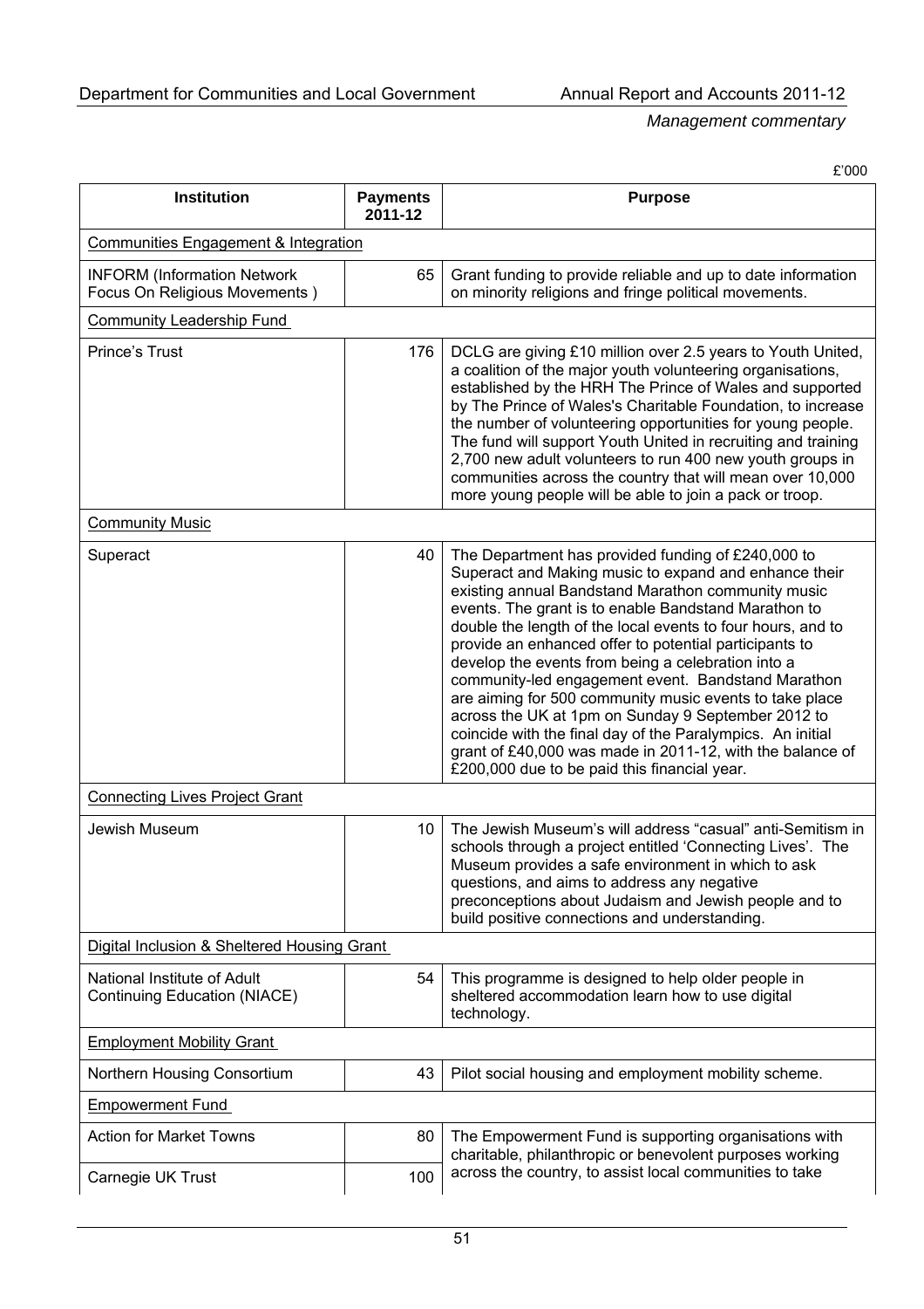£'000

| Institution | Payments 2011-12 | Purpose |
|---|---|---|
| Communities Engagement & Integration | | |
| INFORM (Information Network Focus On Religious Movements ) | 65 | Grant funding to provide reliable and up to date information on minority religions and fringe political movements. |
| Community Leadership Fund | | |
| Prince's Trust | 176 | DCLG are giving £10 million over 2.5 years to Youth United, a coalition of the major youth volunteering organisations, established by the HRH The Prince of Wales and supported by The Prince of Wales's Charitable Foundation, to increase the number of volunteering opportunities for young people. The fund will support Youth United in recruiting and training 2,700 new adult volunteers to run 400 new youth groups in communities across the country that will mean over 10,000 more young people will be able to join a pack or troop. |
| Community Music | | |
| Superact | 40 | The Department has provided funding of £240,000 to Superact and Making music to expand and enhance their existing annual Bandstand Marathon community music events. The grant is to enable Bandstand Marathon to double the length of the local events to four hours, and to provide an enhanced offer to potential participants to develop the events from being a celebration into a community-led engagement event. Bandstand Marathon are aiming for 500 community music events to take place across the UK at 1pm on Sunday 9 September 2012 to coincide with the final day of the Paralympics. An initial grant of £40,000 was made in 2011-12, with the balance of £200,000 due to be paid this financial year. |
| Connecting Lives Project Grant | | |
| Jewish Museum | 10 | The Jewish Museum's will address "casual" anti-Semitism in schools through a project entitled 'Connecting Lives'. The Museum provides a safe environment in which to ask questions, and aims to address any negative preconceptions about Judaism and Jewish people and to build positive connections and understanding. |
| Digital Inclusion & Sheltered Housing Grant | | |
| National Institute of Adult Continuing Education (NIACE) | 54 | This programme is designed to help older people in sheltered accommodation learn how to use digital technology. |
| Employment Mobility Grant | | |
| Northern Housing Consortium | 43 | Pilot social housing and employment mobility scheme. |
| Empowerment Fund | | |
| Action for Market Towns | 80 | The Empowerment Fund is supporting organisations with charitable, philanthropic or benevolent purposes working across the country, to assist local communities to take |
| Carnegie UK Trust | 100 | |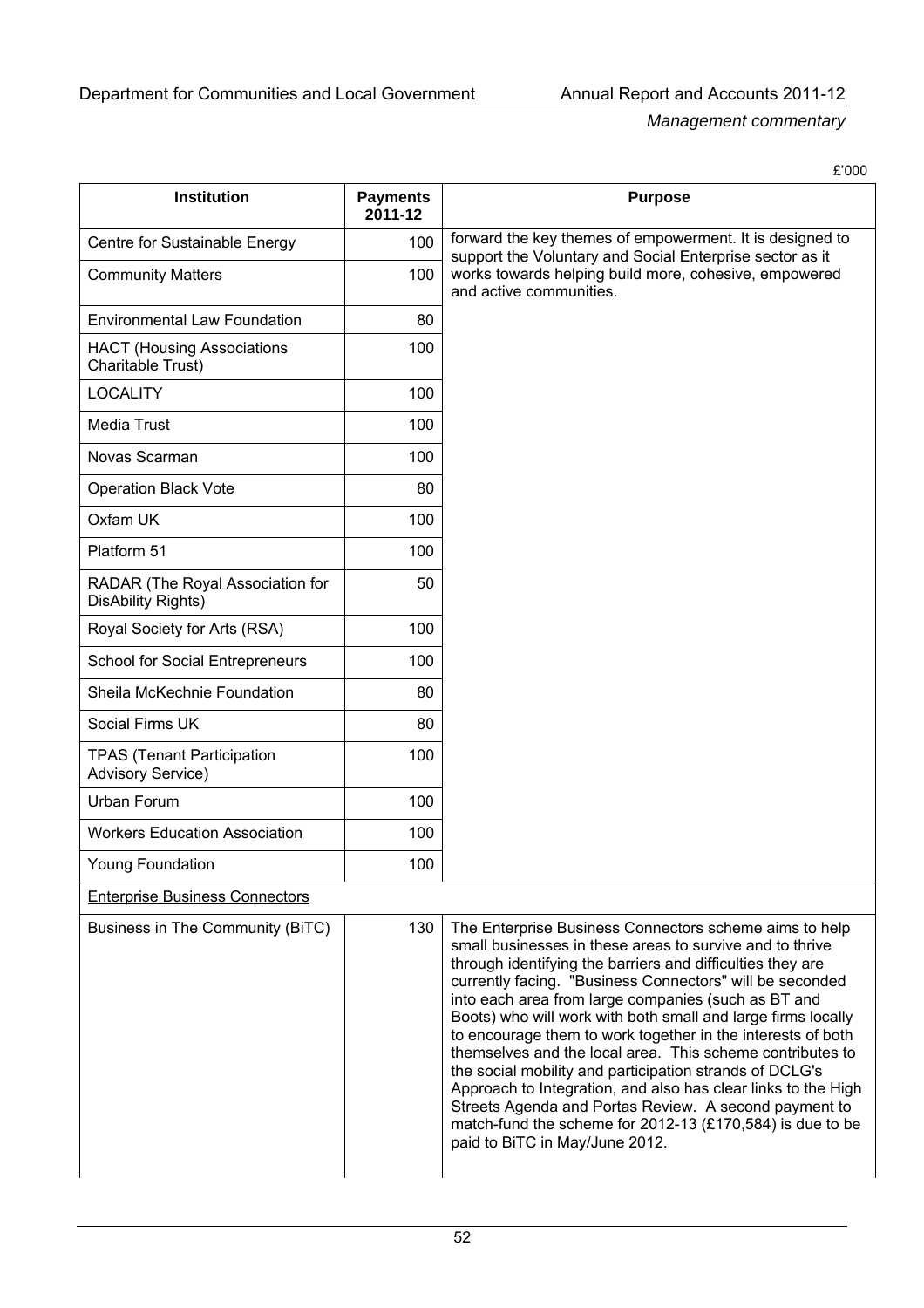£'000

| Institution | Payments 2011-12 | Purpose |
|---|---|---|
| Centre for Sustainable Energy | 100 | forward the key themes of empowerment. It is designed to support the Voluntary and Social Enterprise sector as it works towards helping build more, cohesive, empowered and active communities. |
| Community Matters | 100 | |
| Environmental Law Foundation | 80 | |
| HACT (Housing Associations Charitable Trust) | 100 | |
| LOCALITY | 100 | |
| Media Trust | 100 | |
| Novas Scarman | 100 | |
| Operation Black Vote | 80 | |
| Oxfam UK | 100 | |
| Platform 51 | 100 | |
| RADAR (The Royal Association for DisAbility Rights) | 50 | |
| Royal Society for Arts (RSA) | 100 | |
| School for Social Entrepreneurs | 100 | |
| Sheila McKechnie Foundation | 80 | |
| Social Firms UK | 80 | |
| TPAS (Tenant Participation Advisory Service) | 100 | |
| Urban Forum | 100 | |
| Workers Education Association | 100 | |
| Young Foundation | 100 | |
| Enterprise Business Connectors | | |
| Business in The Community (BiTC) | 130 | The Enterprise Business Connectors scheme aims to help small businesses in these areas to survive and to thrive through identifying the barriers and difficulties they are currently facing. "Business Connectors" will be seconded into each area from large companies (such as BT and Boots) who will work with both small and large firms locally to encourage them to work together in the interests of both themselves and the local area. This scheme contributes to the social mobility and participation strands of DCLG's Approach to Integration, and also has clear links to the High Streets Agenda and Portas Review. A second payment to match-fund the scheme for 2012-13 (£170,584) is due to be paid to BiTC in May/June 2012. |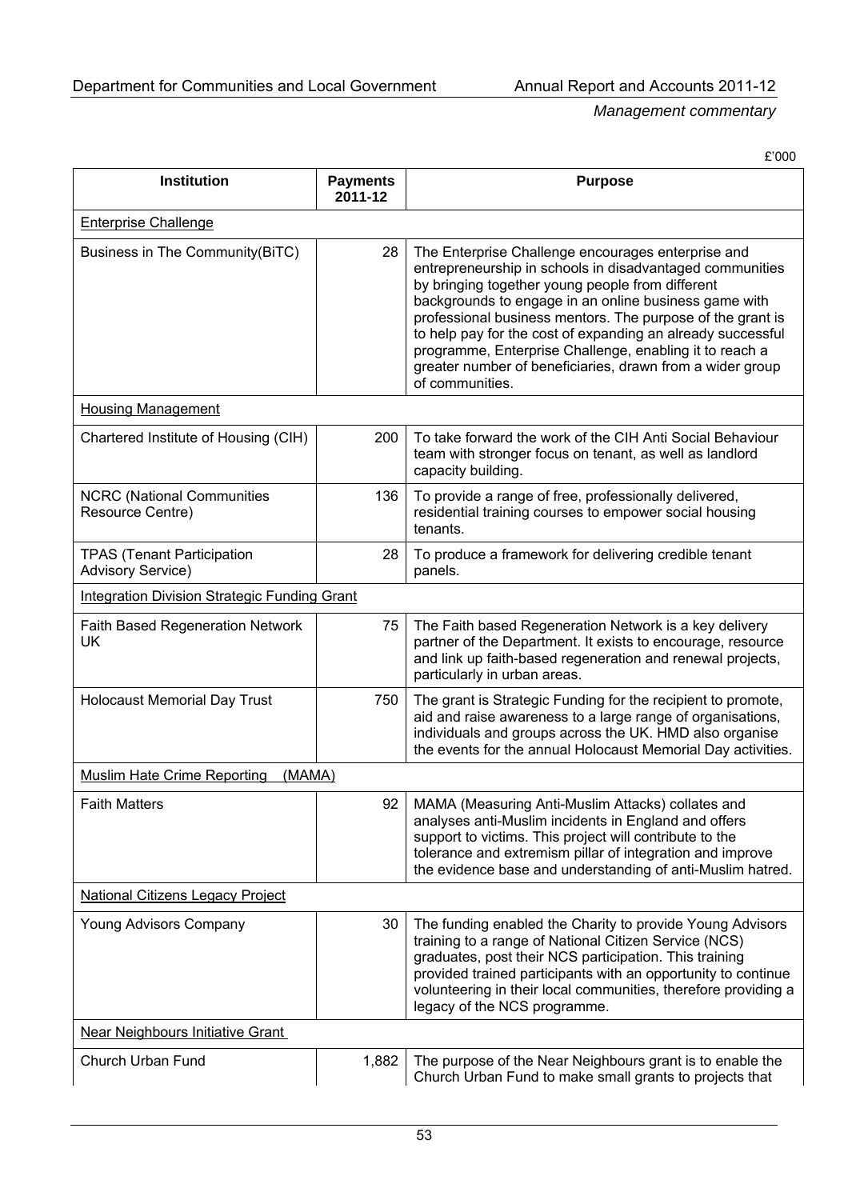*Management commentary*

£'000

| Institution | Payments 2011-12 | Purpose |
|---|---|---|
| Enterprise Challenge | | |
| Business in The Community(BiTC) | 28 | The Enterprise Challenge encourages enterprise and entrepreneurship in schools in disadvantaged communities by bringing together young people from different backgrounds to engage in an online business game with professional business mentors. The purpose of the grant is to help pay for the cost of expanding an already successful programme, Enterprise Challenge, enabling it to reach a greater number of beneficiaries, drawn from a wider group of communities. |
| Housing Management | | |
| Chartered Institute of Housing (CIH) | 200 | To take forward the work of the CIH Anti Social Behaviour team with stronger focus on tenant, as well as landlord capacity building. |
| NCRC (National Communities Resource Centre) | 136 | To provide a range of free, professionally delivered, residential training courses to empower social housing tenants. |
| TPAS (Tenant Participation Advisory Service) | 28 | To produce a framework for delivering credible tenant panels. |
| Integration Division Strategic Funding Grant | | |
| Faith Based Regeneration Network UK | 75 | The Faith based Regeneration Network is a key delivery partner of the Department. It exists to encourage, resource and link up faith-based regeneration and renewal projects, particularly in urban areas. |
| Holocaust Memorial Day Trust | 750 | The grant is Strategic Funding for the recipient to promote, aid and raise awareness to a large range of organisations, individuals and groups across the UK. HMD also organise the events for the annual Holocaust Memorial Day activities. |
| Muslim Hate Crime Reporting (MAMA) | | |
| Faith Matters | 92 | MAMA (Measuring Anti-Muslim Attacks) collates and analyses anti-Muslim incidents in England and offers support to victims. This project will contribute to the tolerance and extremism pillar of integration and improve the evidence base and understanding of anti-Muslim hatred. |
| National Citizens Legacy Project | | |
| Young Advisors Company | 30 | The funding enabled the Charity to provide Young Advisors training to a range of National Citizen Service (NCS) graduates, post their NCS participation. This training provided trained participants with an opportunity to continue volunteering in their local communities, therefore providing a legacy of the NCS programme. |
| Near Neighbours Initiative Grant | | |
| Church Urban Fund | 1,882 | The purpose of the Near Neighbours grant is to enable the Church Urban Fund to make small grants to projects that |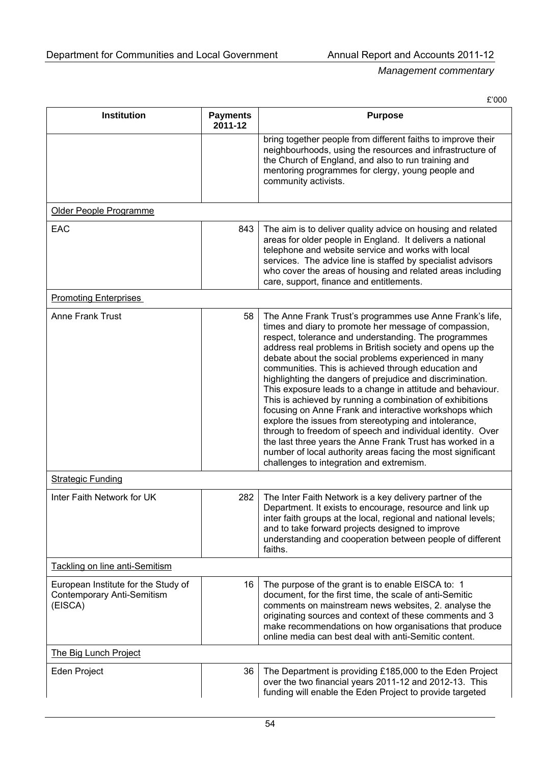£'000

| Institution | Payments 2011-12 | Purpose |
|---|---|---|
| | | bring together people from different faiths to improve their neighbourhoods, using the resources and infrastructure of the Church of England, and also to run training and mentoring programmes for clergy, young people and community activists. |
| Older People Programme | | |
| EAC | 843 | The aim is to deliver quality advice on housing and related areas for older people in England. It delivers a national telephone and website service and works with local services. The advice line is staffed by specialist advisors who cover the areas of housing and related areas including care, support, finance and entitlements. |
| Promoting Enterprises | | |
| Anne Frank Trust | 58 | The Anne Frank Trust's programmes use Anne Frank's life, times and diary to promote her message of compassion, respect, tolerance and understanding. The programmes address real problems in British society and opens up the debate about the social problems experienced in many communities. This is achieved through education and highlighting the dangers of prejudice and discrimination. This exposure leads to a change in attitude and behaviour. This is achieved by running a combination of exhibitions focusing on Anne Frank and interactive workshops which explore the issues from stereotyping and intolerance, through to freedom of speech and individual identity. Over the last three years the Anne Frank Trust has worked in a number of local authority areas facing the most significant challenges to integration and extremism. |
| Strategic Funding | | |
| Inter Faith Network for UK | 282 | The Inter Faith Network is a key delivery partner of the Department. It exists to encourage, resource and link up inter faith groups at the local, regional and national levels; and to take forward projects designed to improve understanding and cooperation between people of different faiths. |
| Tackling on line anti-Semitism | | |
| European Institute for the Study of Contemporary Anti-Semitism (EISCA) | 16 | The purpose of the grant is to enable EISCA to: 1 document, for the first time, the scale of anti-Semitic comments on mainstream news websites, 2. analyse the originating sources and context of these comments and 3 make recommendations on how organisations that produce online media can best deal with anti-Semitic content. |
| The Big Lunch Project | | |
| Eden Project | 36 | The Department is providing £185,000 to the Eden Project over the two financial years 2011-12 and 2012-13. This funding will enable the Eden Project to provide targeted |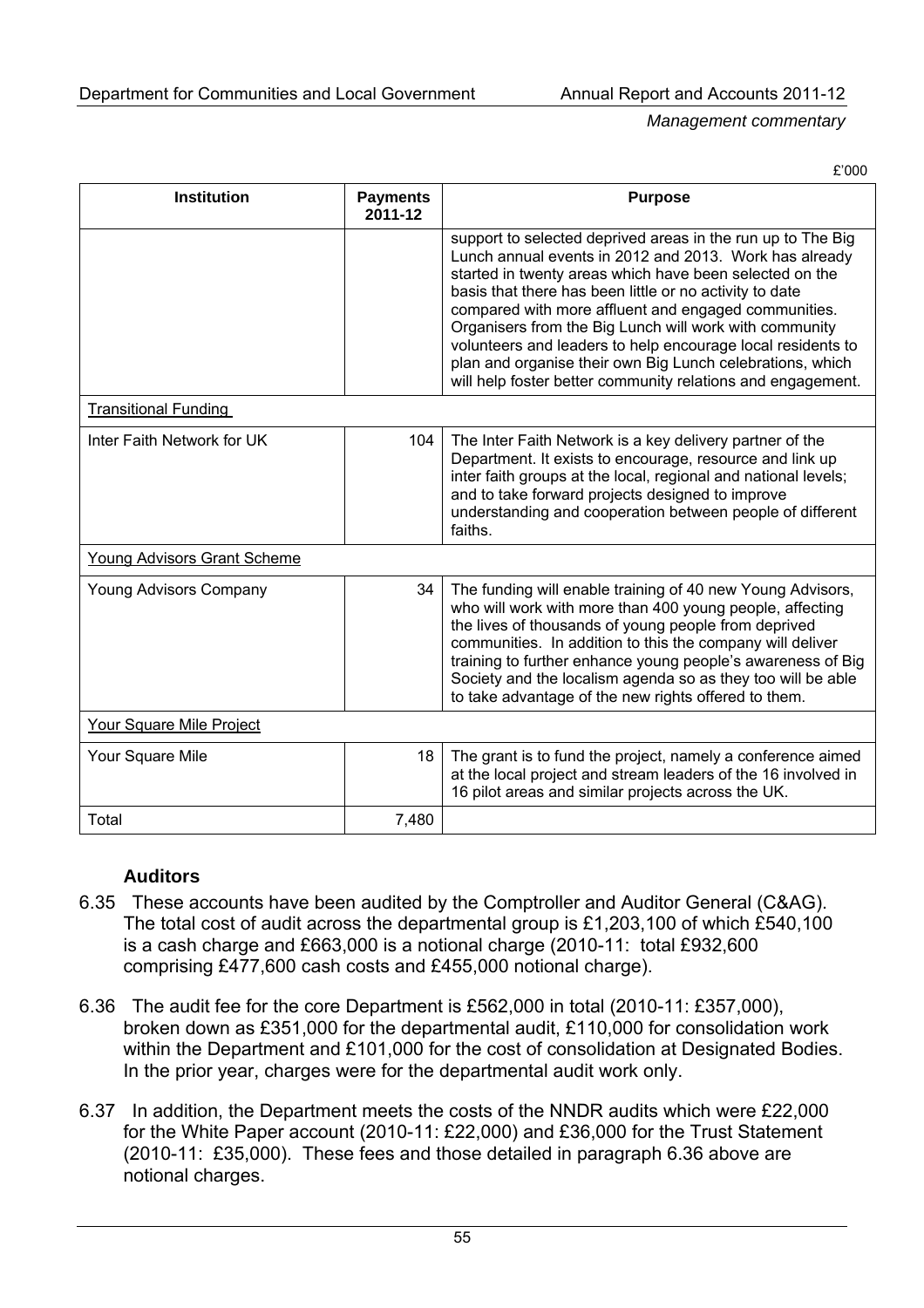£'000

| Institution | Payments 2011-12 | Purpose |
|---|---|---|
| | | support to selected deprived areas in the run up to The Big Lunch annual events in 2012 and 2013. Work has already started in twenty areas which have been selected on the basis that there has been little or no activity to date compared with more affluent and engaged communities. Organisers from the Big Lunch will work with community volunteers and leaders to help encourage local residents to plan and organise their own Big Lunch celebrations, which will help foster better community relations and engagement. |
| Transitional Funding | | |
| Inter Faith Network for UK | 104 | The Inter Faith Network is a key delivery partner of the Department. It exists to encourage, resource and link up inter faith groups at the local, regional and national levels; and to take forward projects designed to improve understanding and cooperation between people of different faiths. |
| Young Advisors Grant Scheme | | |
| Young Advisors Company | 34 | The funding will enable training of 40 new Young Advisors, who will work with more than 400 young people, affecting the lives of thousands of young people from deprived communities. In addition to this the company will deliver training to further enhance young people's awareness of Big Society and the localism agenda so as they too will be able to take advantage of the new rights offered to them. |
| Your Square Mile Project | | |
| Your Square Mile | 18 | The grant is to fund the project, namely a conference aimed at the local project and stream leaders of the 16 involved in 16 pilot areas and similar projects across the UK. |
| Total | 7,480 | |

### Auditors

6.35 These accounts have been audited by the Comptroller and Auditor General (C&AG). The total cost of audit across the departmental group is £1,203,100 of which £540,100 is a cash charge and £663,000 is a notional charge (2010-11: total £932,600 comprising £477,600 cash costs and £455,000 notional charge).

6.36 The audit fee for the core Department is £562,000 in total (2010-11: £357,000), broken down as £351,000 for the departmental audit, £110,000 for consolidation work within the Department and £101,000 for the cost of consolidation at Designated Bodies. In the prior year, charges were for the departmental audit work only.

6.37 In addition, the Department meets the costs of the NNDR audits which were £22,000 for the White Paper account (2010-11: £22,000) and £36,000 for the Trust Statement (2010-11: £35,000). These fees and those detailed in paragraph 6.36 above are notional charges.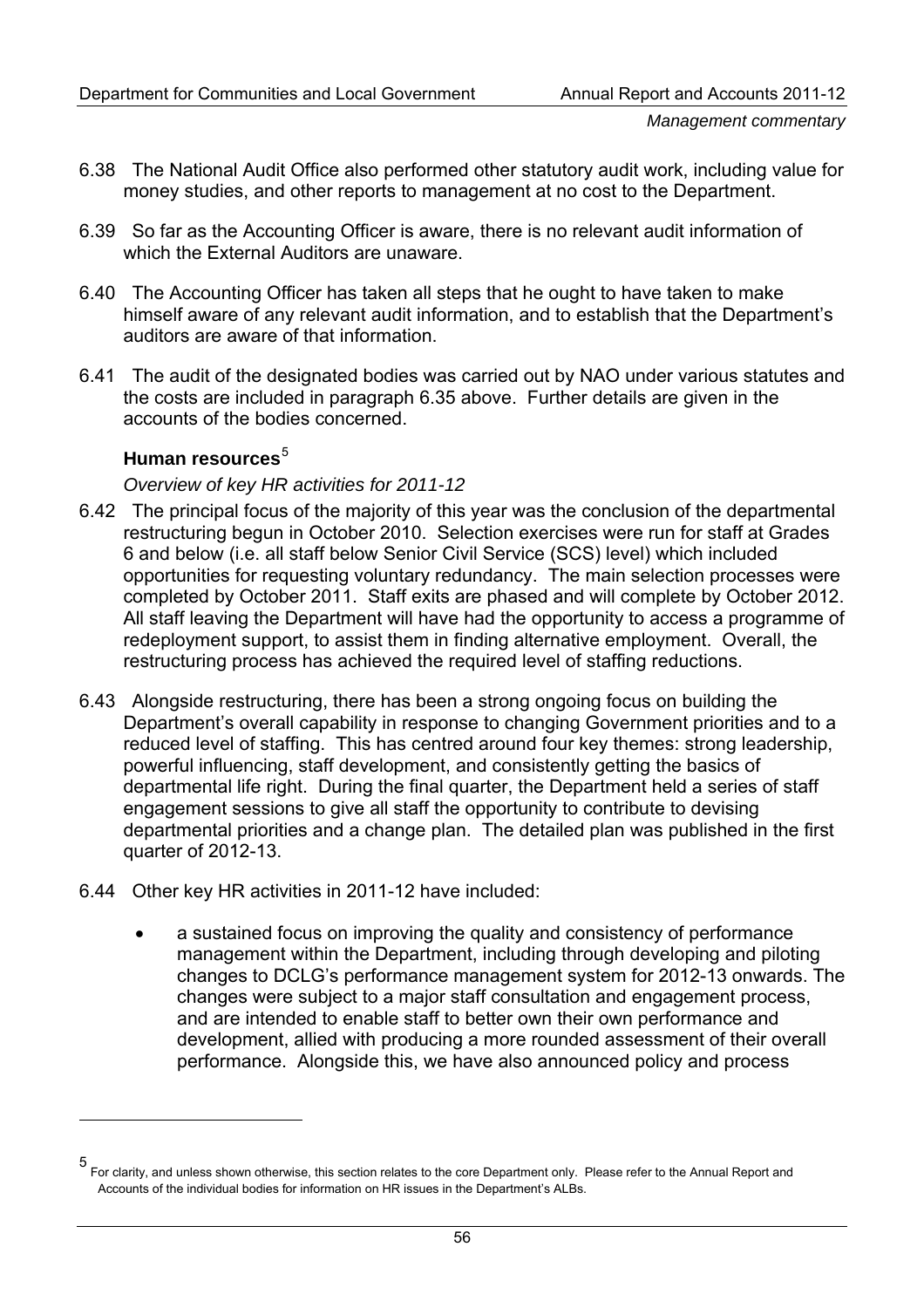6.38 The National Audit Office also performed other statutory audit work, including value for money studies, and other reports to management at no cost to the Department.

6.39 So far as the Accounting Officer is aware, there is no relevant audit information of which the External Auditors are unaware.

6.40 The Accounting Officer has taken all steps that he ought to have taken to make himself aware of any relevant audit information, and to establish that the Department's auditors are aware of that information.

6.41 The audit of the designated bodies was carried out by NAO under various statutes and the costs are included in paragraph 6.35 above. Further details are given in the accounts of the bodies concerned.

### Human resources[5]

*Overview of key HR activities for 2011-12*

6.42 The principal focus of the majority of this year was the conclusion of the departmental restructuring begun in October 2010. Selection exercises were run for staff at Grades 6 and below (i.e. all staff below Senior Civil Service (SCS) level) which included opportunities for requesting voluntary redundancy. The main selection processes were completed by October 2011. Staff exits are phased and will complete by October 2012. All staff leaving the Department will have had the opportunity to access a programme of redeployment support, to assist them in finding alternative employment. Overall, the restructuring process has achieved the required level of staffing reductions.

6.43 Alongside restructuring, there has been a strong ongoing focus on building the Department's overall capability in response to changing Government priorities and to a reduced level of staffing. This has centred around four key themes: strong leadership, powerful influencing, staff development, and consistently getting the basics of departmental life right. During the final quarter, the Department held a series of staff engagement sessions to give all staff the opportunity to contribute to devising departmental priorities and a change plan. The detailed plan was published in the first quarter of 2012-13.

6.44 Other key HR activities in 2011-12 have included:

- a sustained focus on improving the quality and consistency of performance management within the Department, including through developing and piloting changes to DCLG's performance management system for 2012-13 onwards. The changes were subject to a major staff consultation and engagement process, and are intended to enable staff to better own their own performance and development, allied with producing a more rounded assessment of their overall performance. Alongside this, we have also announced policy and process

---

[5] For clarity, and unless shown otherwise, this section relates to the core Department only. Please refer to the Annual Report and Accounts of the individual bodies for information on HR issues in the Department's ALBs.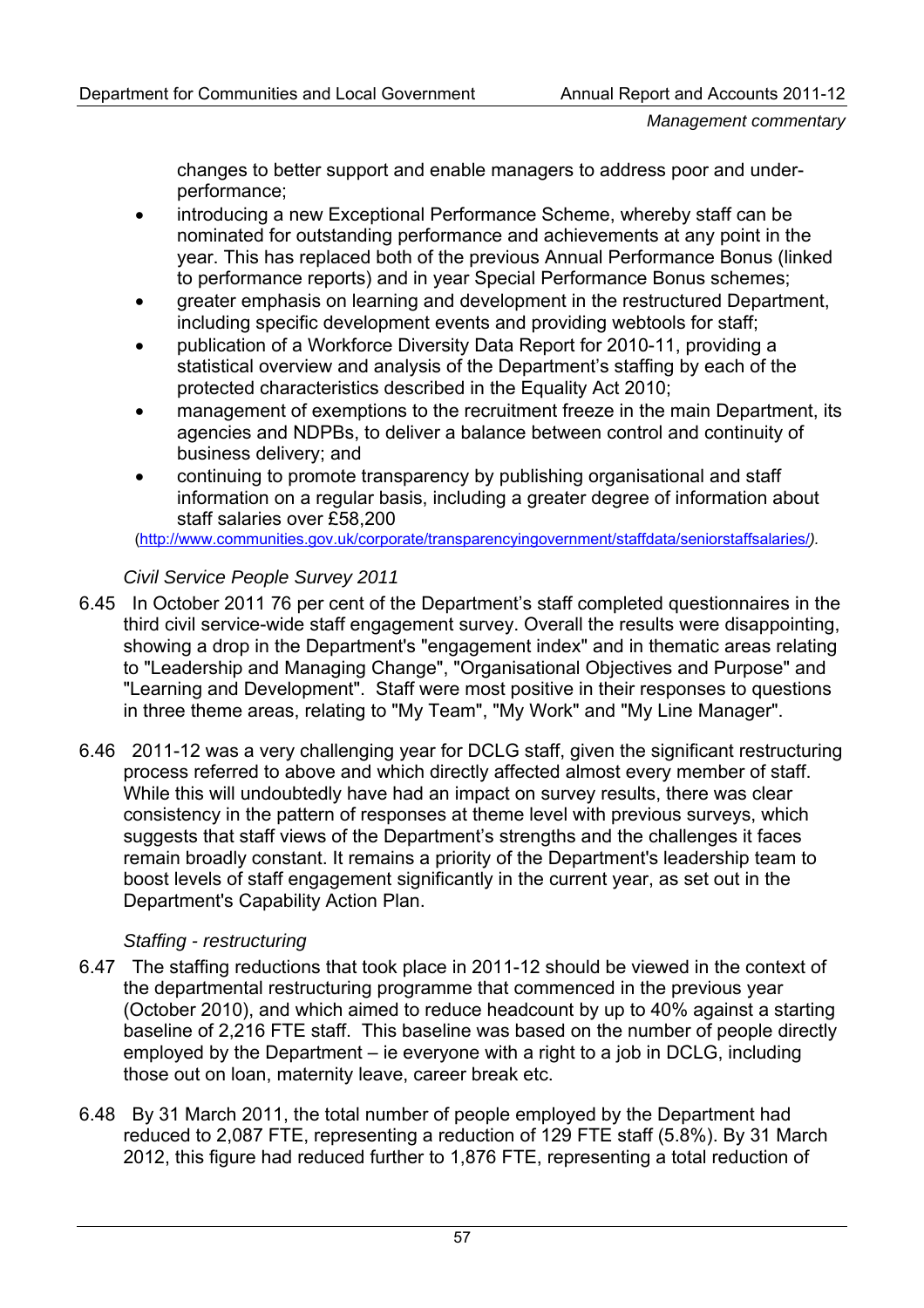changes to better support and enable managers to address poor and under-performance;

- introducing a new Exceptional Performance Scheme, whereby staff can be nominated for outstanding performance and achievements at any point in the year. This has replaced both of the previous Annual Performance Bonus (linked to performance reports) and in year Special Performance Bonus schemes;
- greater emphasis on learning and development in the restructured Department, including specific development events and providing webtools for staff;
- publication of a Workforce Diversity Data Report for 2010-11, providing a statistical overview and analysis of the Department's staffing by each of the protected characteristics described in the Equality Act 2010;
- management of exemptions to the recruitment freeze in the main Department, its agencies and NDPBs, to deliver a balance between control and continuity of business delivery; and
- continuing to promote transparency by publishing organisational and staff information on a regular basis, including a greater degree of information about staff salaries over £58,200 (http://www.communities.gov.uk/corporate/transparencyingovernment/staffdata/seniorstaffsalaries/).

*Civil Service People Survey 2011*

6.45 In October 2011 76 per cent of the Department's staff completed questionnaires in the third civil service-wide staff engagement survey. Overall the results were disappointing, showing a drop in the Department's "engagement index" and in thematic areas relating to "Leadership and Managing Change", "Organisational Objectives and Purpose" and "Learning and Development". Staff were most positive in their responses to questions in three theme areas, relating to "My Team", "My Work" and "My Line Manager".

6.46 2011-12 was a very challenging year for DCLG staff, given the significant restructuring process referred to above and which directly affected almost every member of staff. While this will undoubtedly have had an impact on survey results, there was clear consistency in the pattern of responses at theme level with previous surveys, which suggests that staff views of the Department's strengths and the challenges it faces remain broadly constant. It remains a priority of the Department's leadership team to boost levels of staff engagement significantly in the current year, as set out in the Department's Capability Action Plan.

*Staffing - restructuring*

6.47 The staffing reductions that took place in 2011-12 should be viewed in the context of the departmental restructuring programme that commenced in the previous year (October 2010), and which aimed to reduce headcount by up to 40% against a starting baseline of 2,216 FTE staff. This baseline was based on the number of people directly employed by the Department – ie everyone with a right to a job in DCLG, including those out on loan, maternity leave, career break etc.

6.48 By 31 March 2011, the total number of people employed by the Department had reduced to 2,087 FTE, representing a reduction of 129 FTE staff (5.8%). By 31 March 2012, this figure had reduced further to 1,876 FTE, representing a total reduction of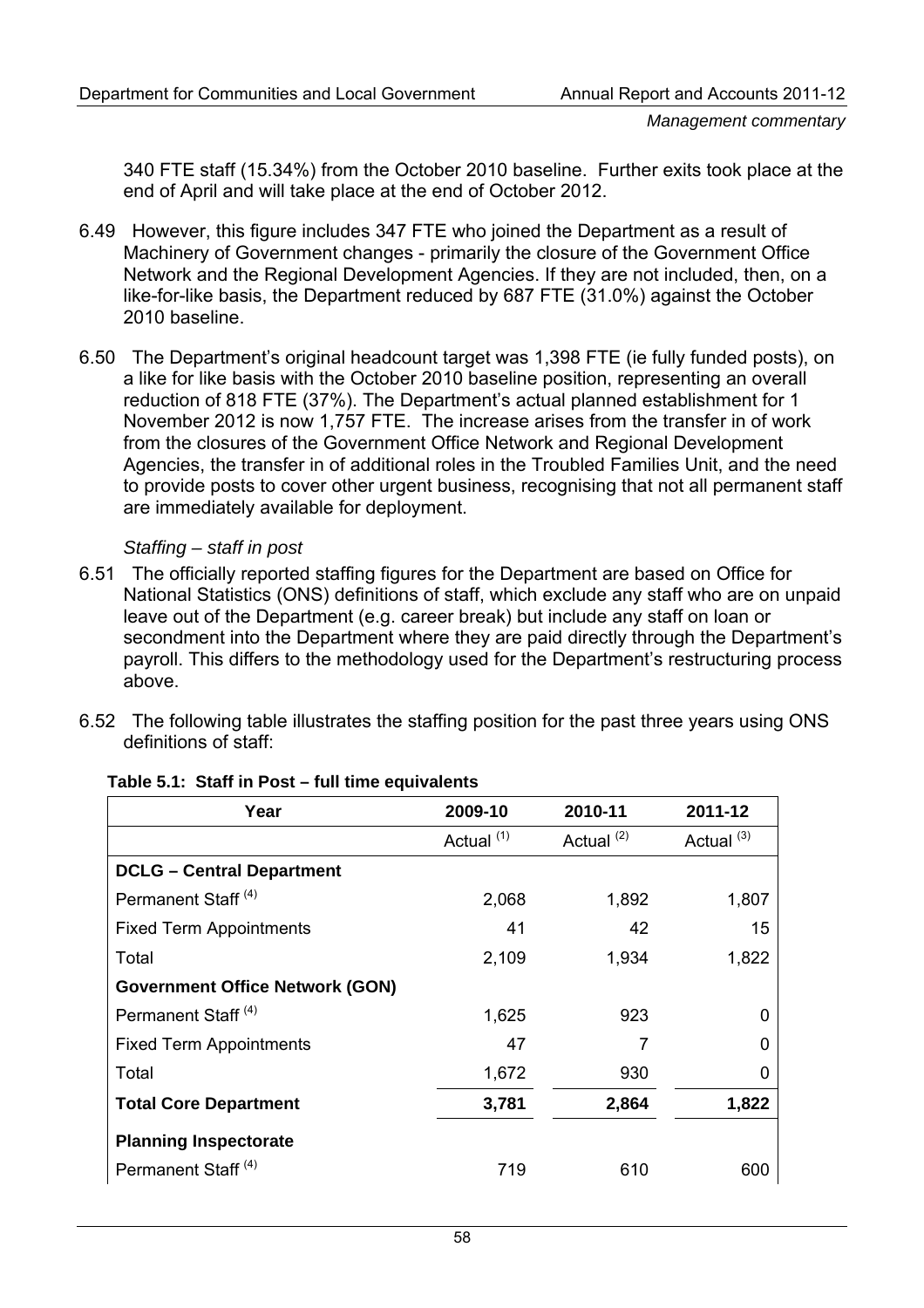340 FTE staff (15.34%) from the October 2010 baseline. Further exits took place at the end of April and will take place at the end of October 2012.

6.49 However, this figure includes 347 FTE who joined the Department as a result of Machinery of Government changes - primarily the closure of the Government Office Network and the Regional Development Agencies. If they are not included, then, on a like-for-like basis, the Department reduced by 687 FTE (31.0%) against the October 2010 baseline.

6.50 The Department's original headcount target was 1,398 FTE (ie fully funded posts), on a like for like basis with the October 2010 baseline position, representing an overall reduction of 818 FTE (37%). The Department's actual planned establishment for 1 November 2012 is now 1,757 FTE. The increase arises from the transfer in of work from the closures of the Government Office Network and Regional Development Agencies, the transfer in of additional roles in the Troubled Families Unit, and the need to provide posts to cover other urgent business, recognising that not all permanent staff are immediately available for deployment.

*Staffing – staff in post*

6.51 The officially reported staffing figures for the Department are based on Office for National Statistics (ONS) definitions of staff, which exclude any staff who are on unpaid leave out of the Department (e.g. career break) but include any staff on loan or secondment into the Department where they are paid directly through the Department's payroll. This differs to the methodology used for the Department's restructuring process above.

6.52 The following table illustrates the staffing position for the past three years using ONS definitions of staff:

**Table 5.1: Staff in Post – full time equivalents**

| Year | 2009-10 | 2010-11 | 2011-12 |
|---|---|---|---|
| | Actual (1) | Actual (2) | Actual (3) |
| **DCLG – Central Department** | | | |
| Permanent Staff (4) | 2,068 | 1,892 | 1,807 |
| Fixed Term Appointments | 41 | 42 | 15 |
| Total | 2,109 | 1,934 | 1,822 |
| **Government Office Network (GON)** | | | |
| Permanent Staff (4) | 1,625 | 923 | 0 |
| Fixed Term Appointments | 47 | 7 | 0 |
| Total | 1,672 | 930 | 0 |
| **Total Core Department** | **3,781** | **2,864** | **1,822** |
| **Planning Inspectorate** | | | |
| Permanent Staff (4) | 719 | 610 | 600 |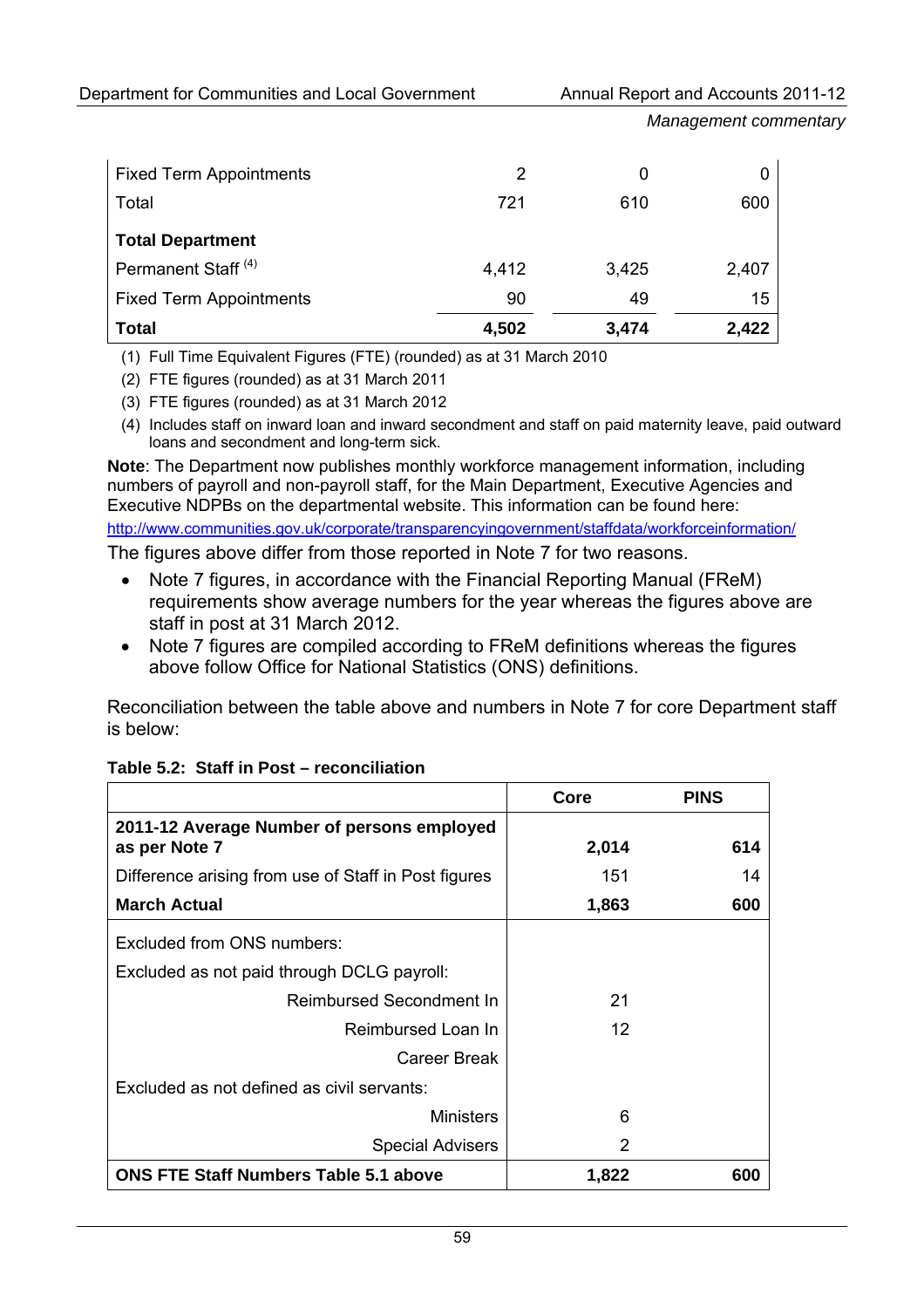| | | | |
|---|---|---|---|
| Fixed Term Appointments | 2 | 0 | 0 |
| Total | 721 | 610 | 600 |
| **Total Department** | | | |
| Permanent Staff [4] | 4,412 | 3,425 | 2,407 |
| Fixed Term Appointments | 90 | 49 | 15 |
| **Total** | **4,502** | **3,474** | **2,422** |

(1) Full Time Equivalent Figures (FTE) (rounded) as at 31 March 2010

(2) FTE figures (rounded) as at 31 March 2011

(3) FTE figures (rounded) as at 31 March 2012

(4) Includes staff on inward loan and inward secondment and staff on paid maternity leave, paid outward loans and secondment and long-term sick.

**Note**: The Department now publishes monthly workforce management information, including numbers of payroll and non-payroll staff, for the Main Department, Executive Agencies and Executive NDPBs on the departmental website. This information can be found here:

http://www.communities.gov.uk/corporate/transparencyingovernment/staffdata/workforceinformation/

The figures above differ from those reported in Note 7 for two reasons.

- Note 7 figures, in accordance with the Financial Reporting Manual (FReM) requirements show average numbers for the year whereas the figures above are staff in post at 31 March 2012.
- Note 7 figures are compiled according to FReM definitions whereas the figures above follow Office for National Statistics (ONS) definitions.

Reconciliation between the table above and numbers in Note 7 for core Department staff is below:

**Table 5.2: Staff in Post – reconciliation**

| | Core | PINS |
|---|---|---|
| **2011-12 Average Number of persons employed as per Note 7** | **2,014** | **614** |
| Difference arising from use of Staff in Post figures | 151 | 14 |
| **March Actual** | **1,863** | **600** |
| Excluded from ONS numbers: | | |
| Excluded as not paid through DCLG payroll: | | |
| Reimbursed Secondment In | 21 | |
| Reimbursed Loan In | 12 | |
| Career Break | | |
| Excluded as not defined as civil servants: | | |
| Ministers | 6 | |
| Special Advisers | 2 | |
| **ONS FTE Staff Numbers Table 5.1 above** | **1,822** | **600** |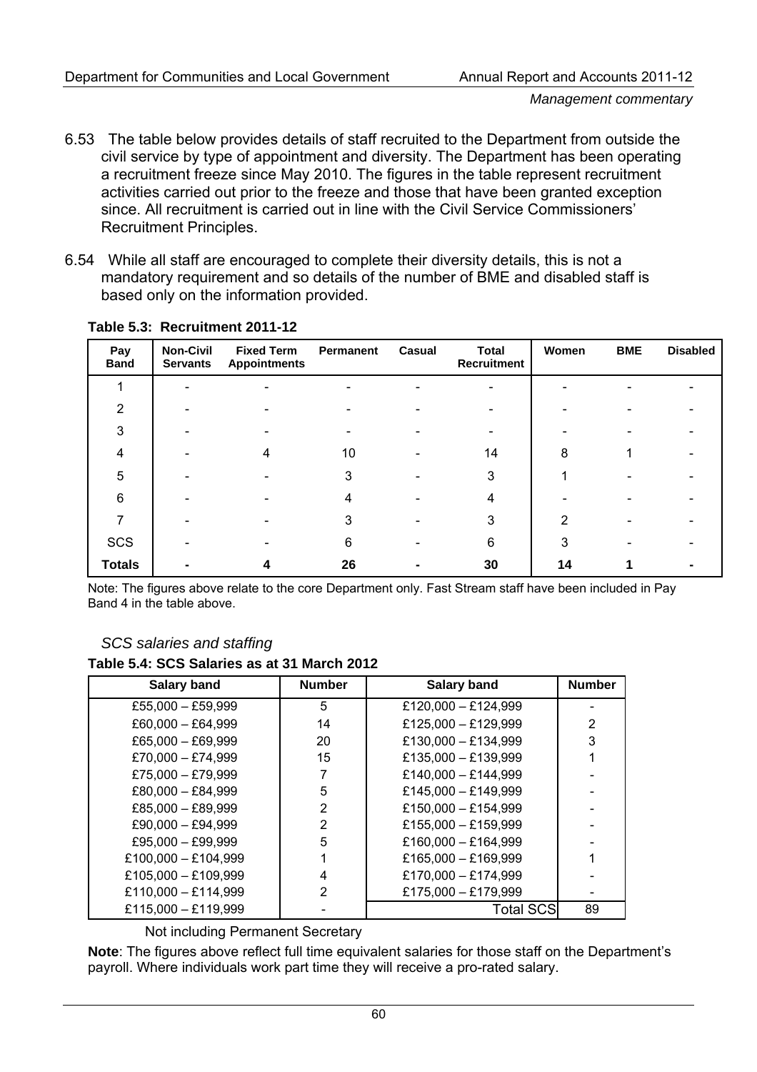6.53 The table below provides details of staff recruited to the Department from outside the civil service by type of appointment and diversity. The Department has been operating a recruitment freeze since May 2010. The figures in the table represent recruitment activities carried out prior to the freeze and those that have been granted exception since. All recruitment is carried out in line with the Civil Service Commissioners' Recruitment Principles.

6.54 While all staff are encouraged to complete their diversity details, this is not a mandatory requirement and so details of the number of BME and disabled staff is based only on the information provided.

**Table 5.3: Recruitment 2011-12**

| Pay Band | Non-Civil Servants | Fixed Term Appointments | Permanent | Casual | Total Recruitment | Women | BME | Disabled |
|---|---|---|---|---|---|---|---|---|
| 1 | - | - | - | - | - | - | - | - |
| 2 | - | - | - | - | - | - | - | - |
| 3 | - | - | - | - | - | - | - | - |
| 4 | - | 4 | 10 | - | 14 | 8 | 1 | - |
| 5 | - | - | 3 | - | 3 | 1 | - | - |
| 6 | - | - | 4 | - | 4 | - | - | - |
| 7 | - | - | 3 | - | 3 | 2 | - | - |
| SCS | - | - | 6 | - | 6 | 3 | - | - |
| **Totals** | **-** | **4** | **26** | **-** | **30** | **14** | **1** | **-** |

Note: The figures above relate to the core Department only. Fast Stream staff have been included in Pay Band 4 in the table above.

*SCS salaries and staffing*

**Table 5.4: SCS Salaries as at 31 March 2012**

| Salary band | Number | Salary band | Number |
|---|---|---|---|
| £55,000 – £59,999 | 5 | £120,000 – £124,999 | - |
| £60,000 – £64,999 | 14 | £125,000 – £129,999 | 2 |
| £65,000 – £69,999 | 20 | £130,000 – £134,999 | 3 |
| £70,000 – £74,999 | 15 | £135,000 – £139,999 | 1 |
| £75,000 – £79,999 | 7 | £140,000 – £144,999 | - |
| £80,000 – £84,999 | 5 | £145,000 – £149,999 | - |
| £85,000 – £89,999 | 2 | £150,000 – £154,999 | - |
| £90,000 – £94,999 | 2 | £155,000 – £159,999 | - |
| £95,000 – £99,999 | 5 | £160,000 – £164,999 | - |
| £100,000 – £104,999 | 1 | £165,000 – £169,999 | 1 |
| £105,000 – £109,999 | 4 | £170,000 – £174,999 | - |
| £110,000 – £114,999 | 2 | £175,000 – £179,999 | - |
| £115,000 – £119,999 | - | Total SCS | 89 |

Not including Permanent Secretary

**Note**: The figures above reflect full time equivalent salaries for those staff on the Department's payroll. Where individuals work part time they will receive a pro-rated salary.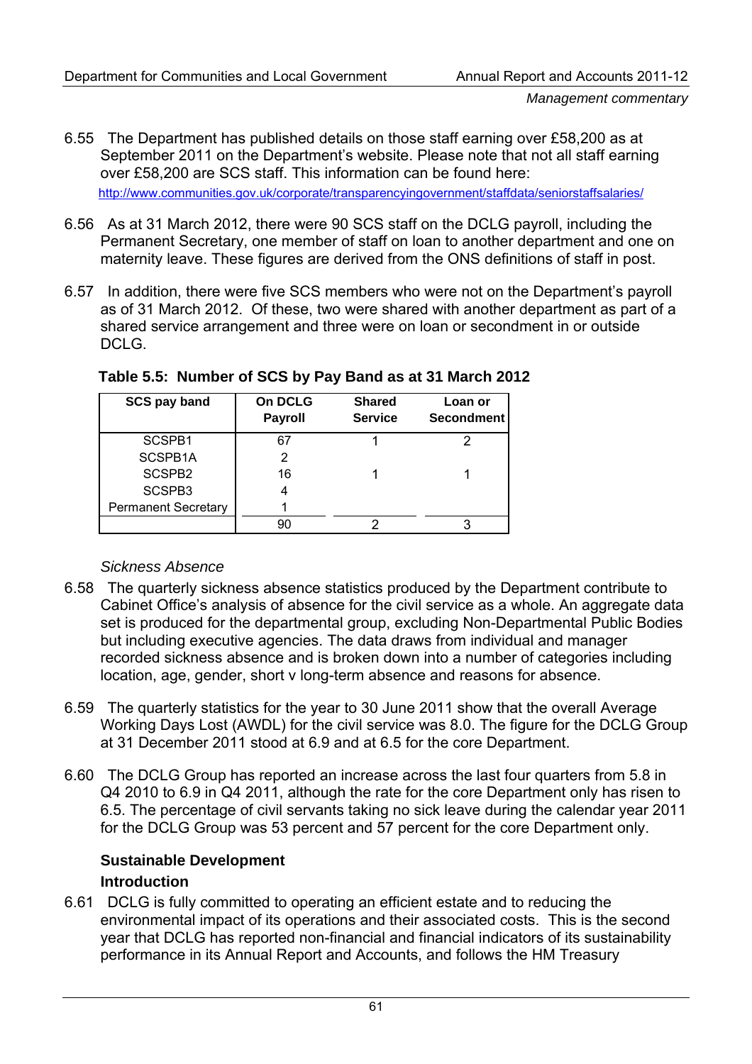6.55 The Department has published details on those staff earning over £58,200 as at September 2011 on the Department's website. Please note that not all staff earning over £58,200 are SCS staff. This information can be found here: http://www.communities.gov.uk/corporate/transparencyingovernment/staffdata/seniorstaffsalaries/

6.56 As at 31 March 2012, there were 90 SCS staff on the DCLG payroll, including the Permanent Secretary, one member of staff on loan to another department and one on maternity leave. These figures are derived from the ONS definitions of staff in post.

6.57 In addition, there were five SCS members who were not on the Department's payroll as of 31 March 2012. Of these, two were shared with another department as part of a shared service arrangement and three were on loan or secondment in or outside DCLG.

**Table 5.5: Number of SCS by Pay Band as at 31 March 2012**

| SCS pay band | On DCLG Payroll | Shared Service | Loan or Secondment |
|---|---|---|---|
| SCSPB1 | 67 | 1 | 2 |
| SCSPB1A | 2 | | |
| SCSPB2 | 16 | 1 | 1 |
| SCSPB3 | 4 | | |
| Permanent Secretary | 1 | | |
| | 90 | 2 | 3 |

*Sickness Absence*

6.58 The quarterly sickness absence statistics produced by the Department contribute to Cabinet Office's analysis of absence for the civil service as a whole. An aggregate data set is produced for the departmental group, excluding Non-Departmental Public Bodies but including executive agencies. The data draws from individual and manager recorded sickness absence and is broken down into a number of categories including location, age, gender, short v long-term absence and reasons for absence.

6.59 The quarterly statistics for the year to 30 June 2011 show that the overall Average Working Days Lost (AWDL) for the civil service was 8.0. The figure for the DCLG Group at 31 December 2011 stood at 6.9 and at 6.5 for the core Department.

6.60 The DCLG Group has reported an increase across the last four quarters from 5.8 in Q4 2010 to 6.9 in Q4 2011, although the rate for the core Department only has risen to 6.5. The percentage of civil servants taking no sick leave during the calendar year 2011 for the DCLG Group was 53 percent and 57 percent for the core Department only.

### Sustainable Development

#### Introduction

6.61 DCLG is fully committed to operating an efficient estate and to reducing the environmental impact of its operations and their associated costs. This is the second year that DCLG has reported non-financial and financial indicators of its sustainability performance in its Annual Report and Accounts, and follows the HM Treasury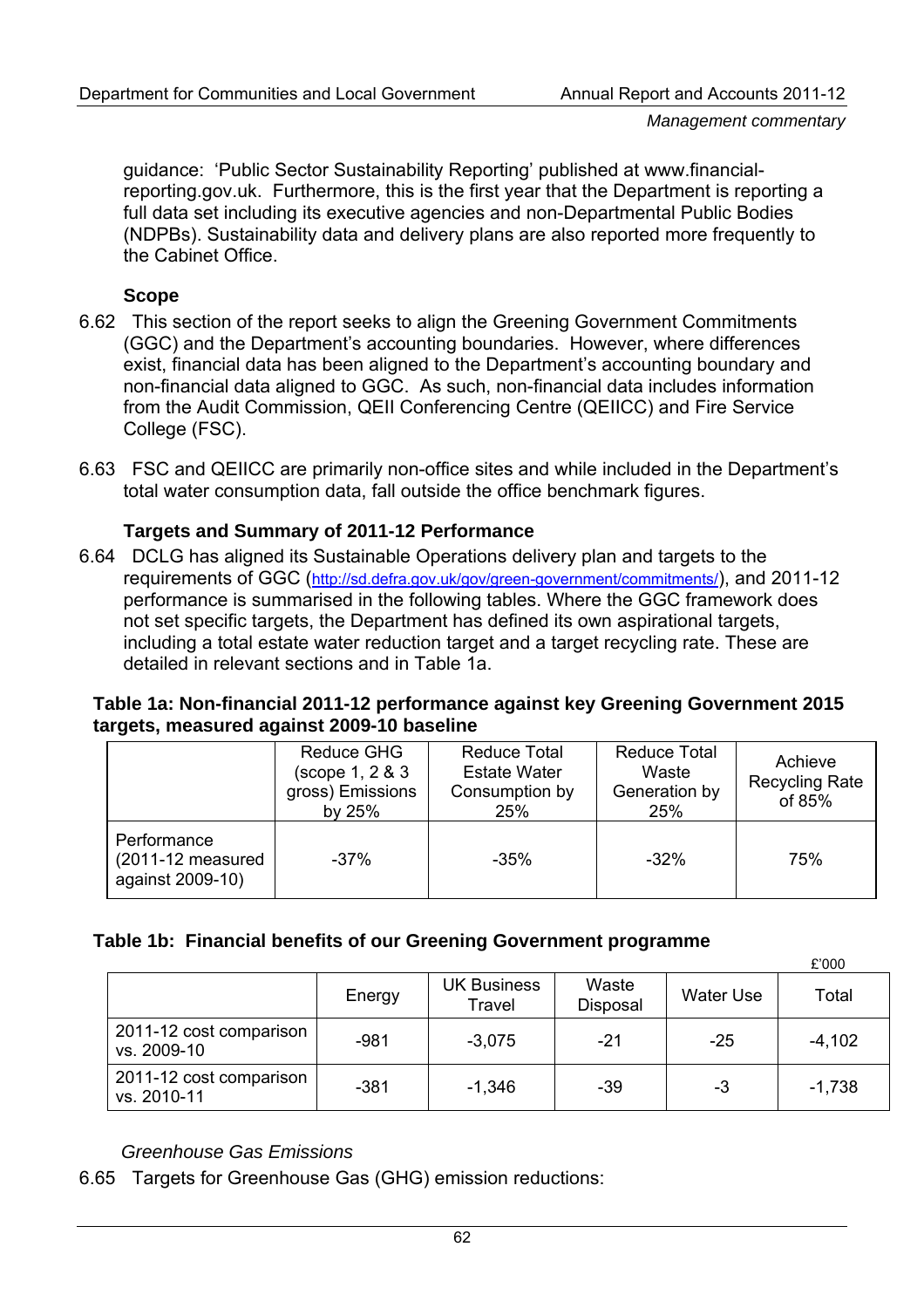guidance: 'Public Sector Sustainability Reporting' published at www.financial-reporting.gov.uk. Furthermore, this is the first year that the Department is reporting a full data set including its executive agencies and non-Departmental Public Bodies (NDPBs). Sustainability data and delivery plans are also reported more frequently to the Cabinet Office.

### Scope

6.62 This section of the report seeks to align the Greening Government Commitments (GGC) and the Department's accounting boundaries. However, where differences exist, financial data has been aligned to the Department's accounting boundary and non-financial data aligned to GGC. As such, non-financial data includes information from the Audit Commission, QEII Conferencing Centre (QEIICC) and Fire Service College (FSC).

6.63 FSC and QEIICC are primarily non-office sites and while included in the Department's total water consumption data, fall outside the office benchmark figures.

### Targets and Summary of 2011-12 Performance

6.64 DCLG has aligned its Sustainable Operations delivery plan and targets to the requirements of GGC (http://sd.defra.gov.uk/gov/green-government/commitments/), and 2011-12 performance is summarised in the following tables. Where the GGC framework does not set specific targets, the Department has defined its own aspirational targets, including a total estate water reduction target and a target recycling rate. These are detailed in relevant sections and in Table 1a.

**Table 1a: Non-financial 2011-12 performance against key Greening Government 2015 targets, measured against 2009-10 baseline**

| | Reduce GHG (scope 1, 2 & 3 gross) Emissions by 25% | Reduce Total Estate Water Consumption by 25% | Reduce Total Waste Generation by 25% | Achieve Recycling Rate of 85% |
|---|---|---|---|---|
| Performance (2011-12 measured against 2009-10) | -37% | -35% | -32% | 75% |

**Table 1b: Financial benefits of our Greening Government programme**

£'000

| | Energy | UK Business Travel | Waste Disposal | Water Use | Total |
|---|---|---|---|---|---|
| 2011-12 cost comparison vs. 2009-10 | -981 | -3,075 | -21 | -25 | -4,102 |
| 2011-12 cost comparison vs. 2010-11 | -381 | -1,346 | -39 | -3 | -1,738 |

*Greenhouse Gas Emissions*

6.65 Targets for Greenhouse Gas (GHG) emission reductions: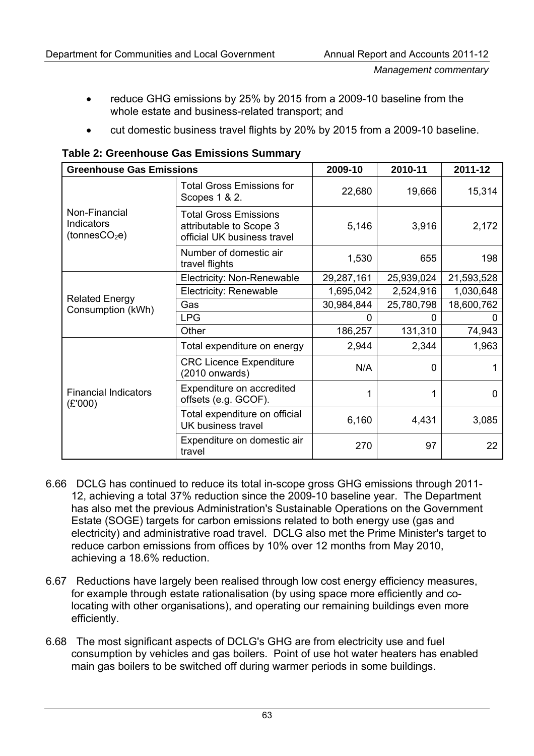- reduce GHG emissions by 25% by 2015 from a 2009-10 baseline from the whole estate and business-related transport; and
- cut domestic business travel flights by 20% by 2015 from a 2009-10 baseline.

**Table 2: Greenhouse Gas Emissions Summary**

| Greenhouse Gas Emissions | | 2009-10 | 2010-11 | 2011-12 |
|---|---|---|---|---|
| Non-Financial Indicators (tonnes$CO_2$e) | Total Gross Emissions for Scopes 1 & 2. | 22,680 | 19,666 | 15,314 |
| | Total Gross Emissions attributable to Scope 3 official UK business travel | 5,146 | 3,916 | 2,172 |
| | Number of domestic air travel flights | 1,530 | 655 | 198 |
| Related Energy Consumption (kWh) | Electricity: Non-Renewable | 29,287,161 | 25,939,024 | 21,593,528 |
| | Electricity: Renewable | 1,695,042 | 2,524,916 | 1,030,648 |
| | Gas | 30,984,844 | 25,780,798 | 18,600,762 |
| | LPG | 0 | 0 | 0 |
| | Other | 186,257 | 131,310 | 74,943 |
| Financial Indicators (£'000) | Total expenditure on energy | 2,944 | 2,344 | 1,963 |
| | CRC Licence Expenditure (2010 onwards) | N/A | 0 | 1 |
| | Expenditure on accredited offsets (e.g. GCOF). | 1 | 1 | 0 |
| | Total expenditure on official UK business travel | 6,160 | 4,431 | 3,085 |
| | Expenditure on domestic air travel | 270 | 97 | 22 |

6.66 DCLG has continued to reduce its total in-scope gross GHG emissions through 2011-12, achieving a total 37% reduction since the 2009-10 baseline year. The Department has also met the previous Administration's Sustainable Operations on the Government Estate (SOGE) targets for carbon emissions related to both energy use (gas and electricity) and administrative road travel. DCLG also met the Prime Minister's target to reduce carbon emissions from offices by 10% over 12 months from May 2010, achieving a 18.6% reduction.

6.67 Reductions have largely been realised through low cost energy efficiency measures, for example through estate rationalisation (by using space more efficiently and co-locating with other organisations), and operating our remaining buildings even more efficiently.

6.68 The most significant aspects of DCLG's GHG are from electricity use and fuel consumption by vehicles and gas boilers. Point of use hot water heaters has enabled main gas boilers to be switched off during warmer periods in some buildings.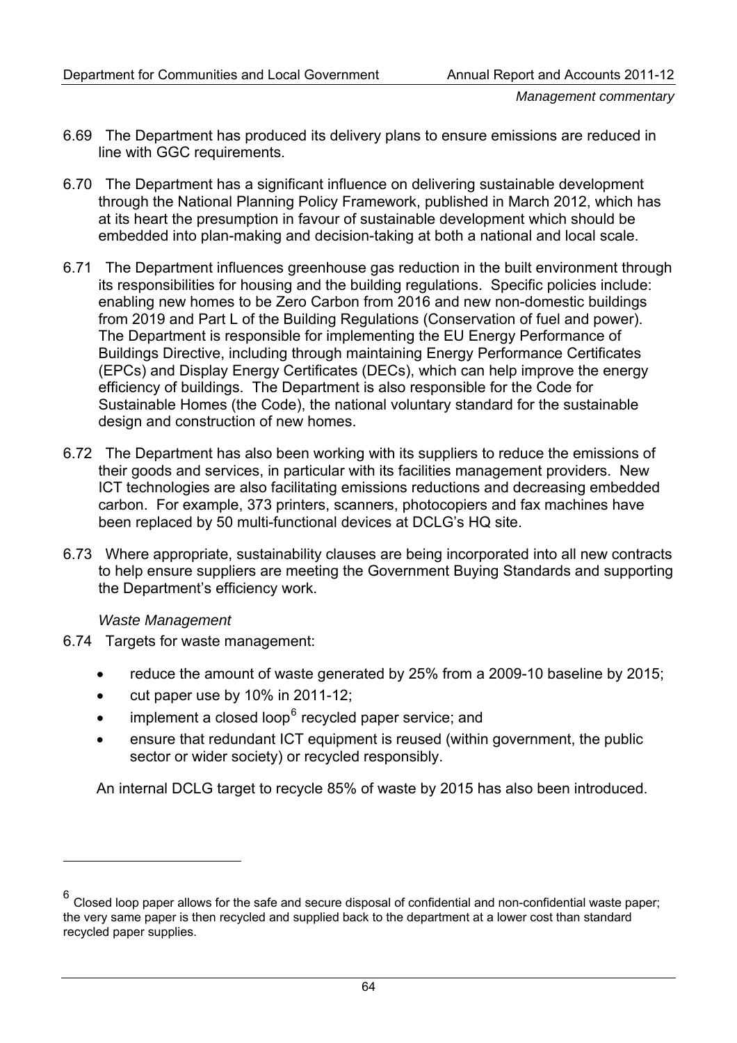6.69 The Department has produced its delivery plans to ensure emissions are reduced in line with GGC requirements.

6.70 The Department has a significant influence on delivering sustainable development through the National Planning Policy Framework, published in March 2012, which has at its heart the presumption in favour of sustainable development which should be embedded into plan-making and decision-taking at both a national and local scale.

6.71 The Department influences greenhouse gas reduction in the built environment through its responsibilities for housing and the building regulations. Specific policies include: enabling new homes to be Zero Carbon from 2016 and new non-domestic buildings from 2019 and Part L of the Building Regulations (Conservation of fuel and power). The Department is responsible for implementing the EU Energy Performance of Buildings Directive, including through maintaining Energy Performance Certificates (EPCs) and Display Energy Certificates (DECs), which can help improve the energy efficiency of buildings. The Department is also responsible for the Code for Sustainable Homes (the Code), the national voluntary standard for the sustainable design and construction of new homes.

6.72 The Department has also been working with its suppliers to reduce the emissions of their goods and services, in particular with its facilities management providers. New ICT technologies are also facilitating emissions reductions and decreasing embedded carbon. For example, 373 printers, scanners, photocopiers and fax machines have been replaced by 50 multi-functional devices at DCLG's HQ site.

6.73 Where appropriate, sustainability clauses are being incorporated into all new contracts to help ensure suppliers are meeting the Government Buying Standards and supporting the Department's efficiency work.

*Waste Management*

6.74 Targets for waste management:

- reduce the amount of waste generated by 25% from a 2009-10 baseline by 2015;
- cut paper use by 10% in 2011-12;
- implement a closed loop[6] recycled paper service; and
- ensure that redundant ICT equipment is reused (within government, the public sector or wider society) or recycled responsibly.

An internal DCLG target to recycle 85% of waste by 2015 has also been introduced.

---

[6] Closed loop paper allows for the safe and secure disposal of confidential and non-confidential waste paper; the very same paper is then recycled and supplied back to the department at a lower cost than standard recycled paper supplies.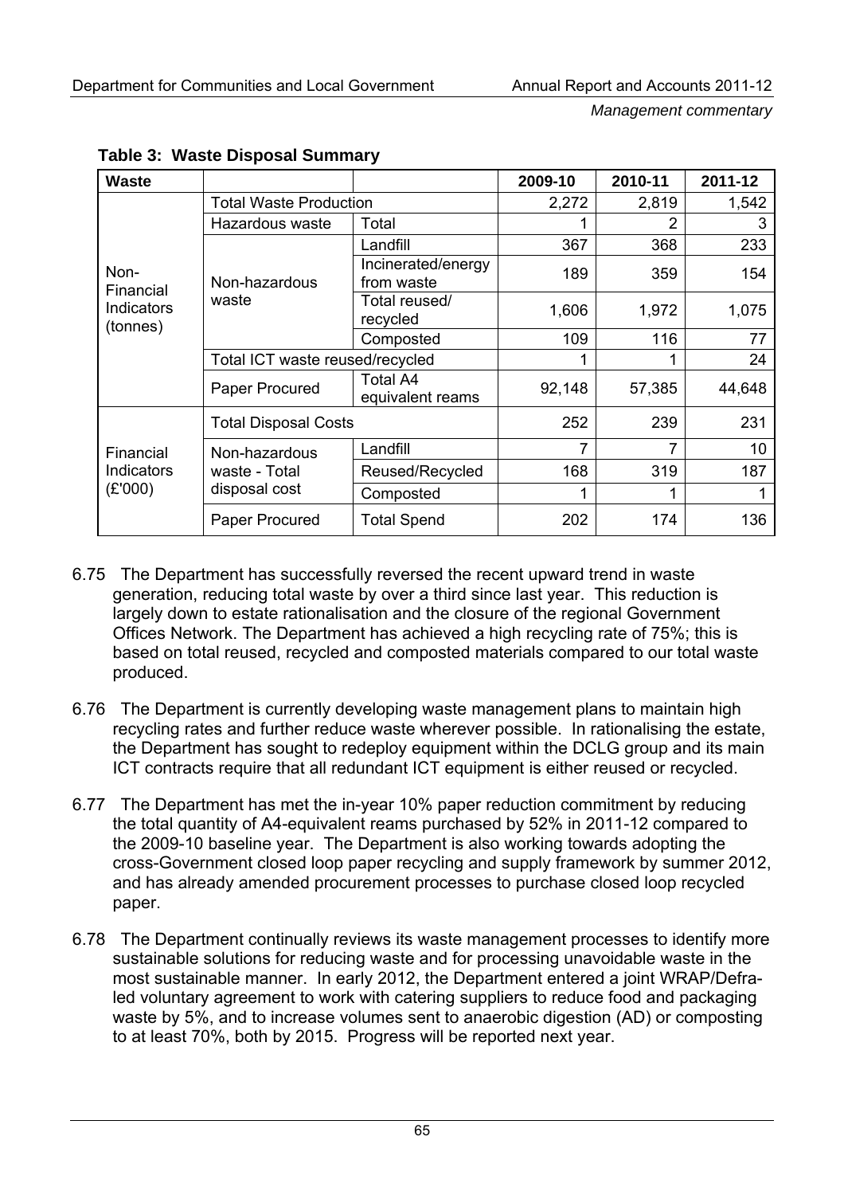**Table 3: Waste Disposal Summary**

| Waste | | | 2009-10 | 2010-11 | 2011-12 |
|---|---|---|---|---|---|
| Non-Financial Indicators (tonnes) | Total Waste Production | | 2,272 | 2,819 | 1,542 |
| | Hazardous waste | Total | 1 | 2 | 3 |
| | Non-hazardous waste | Landfill | 367 | 368 | 233 |
| | | Incinerated/energy from waste | 189 | 359 | 154 |
| | | Total reused/ recycled | 1,606 | 1,972 | 1,075 |
| | | Composted | 109 | 116 | 77 |
| | Total ICT waste reused/recycled | | 1 | 1 | 24 |
| | Paper Procured | Total A4 equivalent reams | 92,148 | 57,385 | 44,648 |
| Financial Indicators (£'000) | Total Disposal Costs | | 252 | 239 | 231 |
| | Non-hazardous waste - Total disposal cost | Landfill | 7 | 7 | 10 |
| | | Reused/Recycled | 168 | 319 | 187 |
| | | Composted | 1 | 1 | 1 |
| | Paper Procured | Total Spend | 202 | 174 | 136 |

6.75 The Department has successfully reversed the recent upward trend in waste generation, reducing total waste by over a third since last year. This reduction is largely down to estate rationalisation and the closure of the regional Government Offices Network. The Department has achieved a high recycling rate of 75%; this is based on total reused, recycled and composted materials compared to our total waste produced.

6.76 The Department is currently developing waste management plans to maintain high recycling rates and further reduce waste wherever possible. In rationalising the estate, the Department has sought to redeploy equipment within the DCLG group and its main ICT contracts require that all redundant ICT equipment is either reused or recycled.

6.77 The Department has met the in-year 10% paper reduction commitment by reducing the total quantity of A4-equivalent reams purchased by 52% in 2011-12 compared to the 2009-10 baseline year. The Department is also working towards adopting the cross-Government closed loop paper recycling and supply framework by summer 2012, and has already amended procurement processes to purchase closed loop recycled paper.

6.78 The Department continually reviews its waste management processes to identify more sustainable solutions for reducing waste and for processing unavoidable waste in the most sustainable manner. In early 2012, the Department entered a joint WRAP/Defra-led voluntary agreement to work with catering suppliers to reduce food and packaging waste by 5%, and to increase volumes sent to anaerobic digestion (AD) or composting to at least 70%, both by 2015. Progress will be reported next year.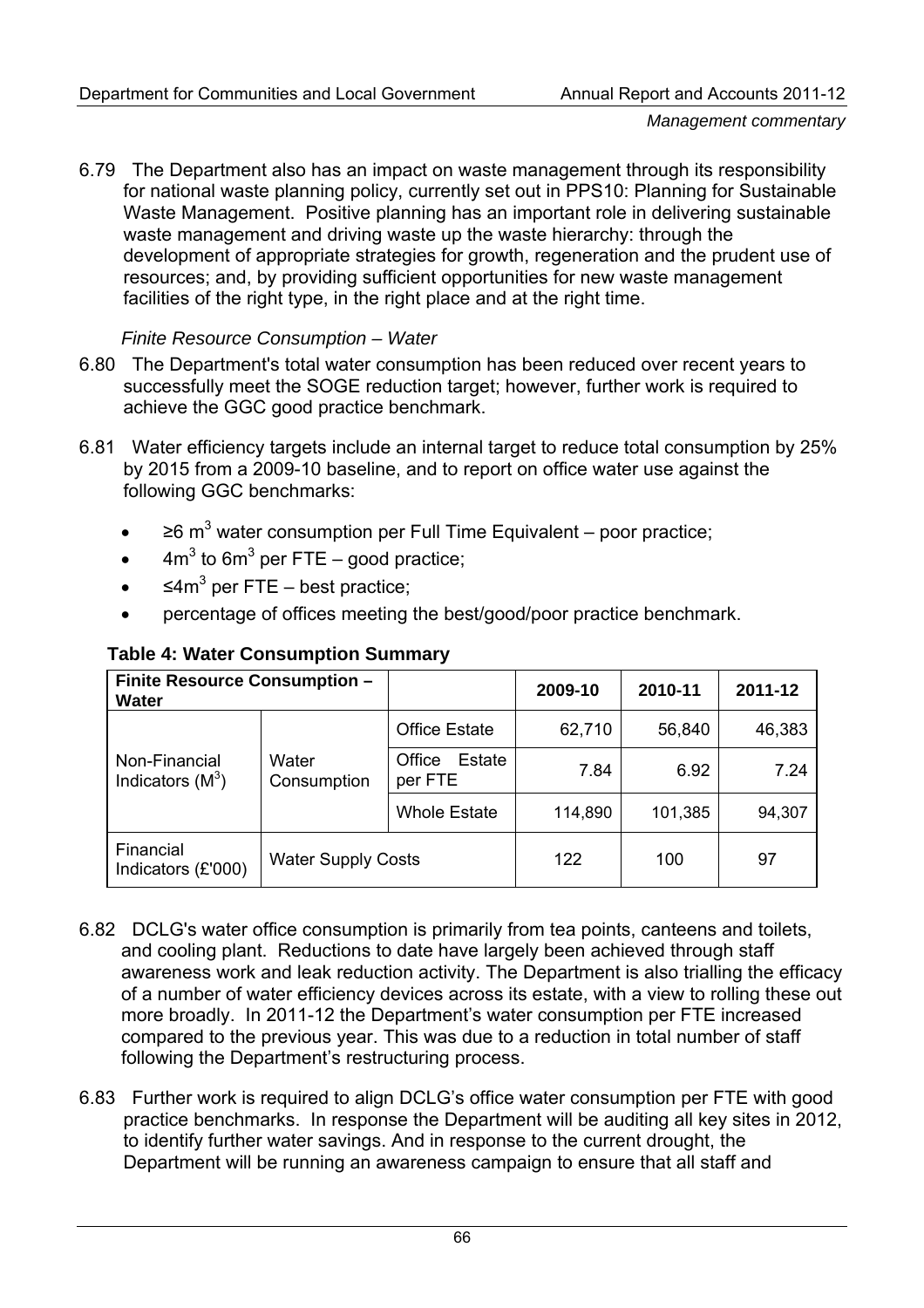6.79 The Department also has an impact on waste management through its responsibility for national waste planning policy, currently set out in PPS10: Planning for Sustainable Waste Management. Positive planning has an important role in delivering sustainable waste management and driving waste up the waste hierarchy: through the development of appropriate strategies for growth, regeneration and the prudent use of resources; and, by providing sufficient opportunities for new waste management facilities of the right type, in the right place and at the right time.

*Finite Resource Consumption – Water*

6.80 The Department's total water consumption has been reduced over recent years to successfully meet the SOGE reduction target; however, further work is required to achieve the GGC good practice benchmark.

6.81 Water efficiency targets include an internal target to reduce total consumption by 25% by 2015 from a 2009-10 baseline, and to report on office water use against the following GGC benchmarks:

- ≥6 $m^3$ water consumption per Full Time Equivalent – poor practice;
- $4m^3$ to $6m^3$ per FTE – good practice;
- ≤$4m^3$ per FTE – best practice;
- percentage of offices meeting the best/good/poor practice benchmark.

**Table 4: Water Consumption Summary**

| Finite Resource Consumption – Water | | | 2009-10 | 2010-11 | 2011-12 |
|---|---|---|---|---|---|
| Non-Financial Indicators ($M^3$) | Water Consumption | Office Estate | 62,710 | 56,840 | 46,383 |
| | | Office Estate per FTE | 7.84 | 6.92 | 7.24 |
| | | Whole Estate | 114,890 | 101,385 | 94,307 |
| Financial Indicators (£'000) | Water Supply Costs | | 122 | 100 | 97 |

6.82 DCLG's water office consumption is primarily from tea points, canteens and toilets, and cooling plant. Reductions to date have largely been achieved through staff awareness work and leak reduction activity. The Department is also trialling the efficacy of a number of water efficiency devices across its estate, with a view to rolling these out more broadly. In 2011-12 the Department's water consumption per FTE increased compared to the previous year. This was due to a reduction in total number of staff following the Department's restructuring process.

6.83 Further work is required to align DCLG's office water consumption per FTE with good practice benchmarks. In response the Department will be auditing all key sites in 2012, to identify further water savings. And in response to the current drought, the Department will be running an awareness campaign to ensure that all staff and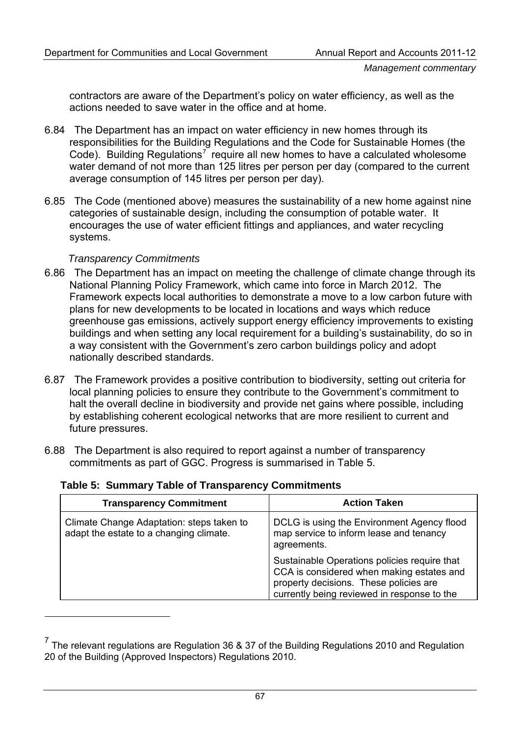contractors are aware of the Department's policy on water efficiency, as well as the actions needed to save water in the office and at home.

6.84 The Department has an impact on water efficiency in new homes through its responsibilities for the Building Regulations and the Code for Sustainable Homes (the Code). Building Regulations[7] require all new homes to have a calculated wholesome water demand of not more than 125 litres per person per day (compared to the current average consumption of 145 litres per person per day).

6.85 The Code (mentioned above) measures the sustainability of a new home against nine categories of sustainable design, including the consumption of potable water. It encourages the use of water efficient fittings and appliances, and water recycling systems.

*Transparency Commitments*

6.86 The Department has an impact on meeting the challenge of climate change through its National Planning Policy Framework, which came into force in March 2012. The Framework expects local authorities to demonstrate a move to a low carbon future with plans for new developments to be located in locations and ways which reduce greenhouse gas emissions, actively support energy efficiency improvements to existing buildings and when setting any local requirement for a building's sustainability, do so in a way consistent with the Government's zero carbon buildings policy and adopt nationally described standards.

6.87 The Framework provides a positive contribution to biodiversity, setting out criteria for local planning policies to ensure they contribute to the Government's commitment to halt the overall decline in biodiversity and provide net gains where possible, including by establishing coherent ecological networks that are more resilient to current and future pressures.

6.88 The Department is also required to report against a number of transparency commitments as part of GGC. Progress is summarised in Table 5.

**Table 5: Summary Table of Transparency Commitments**

| Transparency Commitment | Action Taken |
|---|---|
| Climate Change Adaptation: steps taken to adapt the estate to a changing climate. | DCLG is using the Environment Agency flood map service to inform lease and tenancy agreements. |
| | Sustainable Operations policies require that CCA is considered when making estates and property decisions. These policies are currently being reviewed in response to the |

[7] The relevant regulations are Regulation 36 & 37 of the Building Regulations 2010 and Regulation 20 of the Building (Approved Inspectors) Regulations 2010.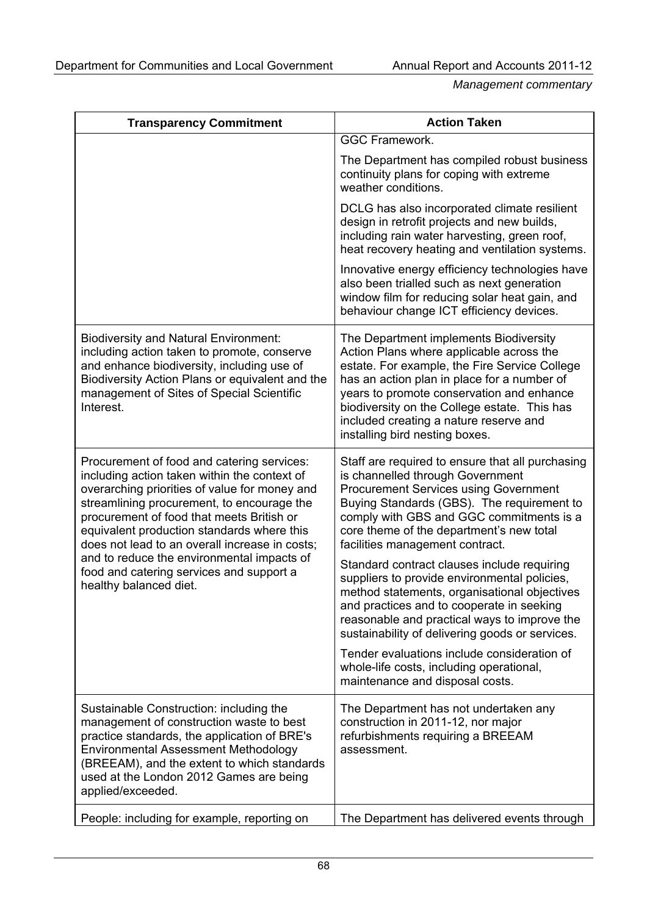| Transparency Commitment | Action Taken |
|---|---|
| | GGC Framework.<br><br>The Department has compiled robust business continuity plans for coping with extreme weather conditions.<br><br>DCLG has also incorporated climate resilient design in retrofit projects and new builds, including rain water harvesting, green roof, heat recovery heating and ventilation systems.<br><br>Innovative energy efficiency technologies have also been trialled such as next generation window film for reducing solar heat gain, and behaviour change ICT efficiency devices. |
| Biodiversity and Natural Environment: including action taken to promote, conserve and enhance biodiversity, including use of Biodiversity Action Plans or equivalent and the management of Sites of Special Scientific Interest. | The Department implements Biodiversity Action Plans where applicable across the estate. For example, the Fire Service College has an action plan in place for a number of years to promote conservation and enhance biodiversity on the College estate. This has included creating a nature reserve and installing bird nesting boxes. |
| Procurement of food and catering services: including action taken within the context of overarching priorities of value for money and streamlining procurement, to encourage the procurement of food that meets British or equivalent production standards where this does not lead to an overall increase in costs; and to reduce the environmental impacts of food and catering services and support a healthy balanced diet. | Staff are required to ensure that all purchasing is channelled through Government Procurement Services using Government Buying Standards (GBS). The requirement to comply with GBS and GGC commitments is a core theme of the department's new total facilities management contract.<br><br>Standard contract clauses include requiring suppliers to provide environmental policies, method statements, organisational objectives and practices and to cooperate in seeking reasonable and practical ways to improve the sustainability of delivering goods or services.<br><br>Tender evaluations include consideration of whole-life costs, including operational, maintenance and disposal costs. |
| Sustainable Construction: including the management of construction waste to best practice standards, the application of BRE's Environmental Assessment Methodology (BREEAM), and the extent to which standards used at the London 2012 Games are being applied/exceeded. | The Department has not undertaken any construction in 2011-12, nor major refurbishments requiring a BREEAM assessment. |
| People: including for example, reporting on | The Department has delivered events through |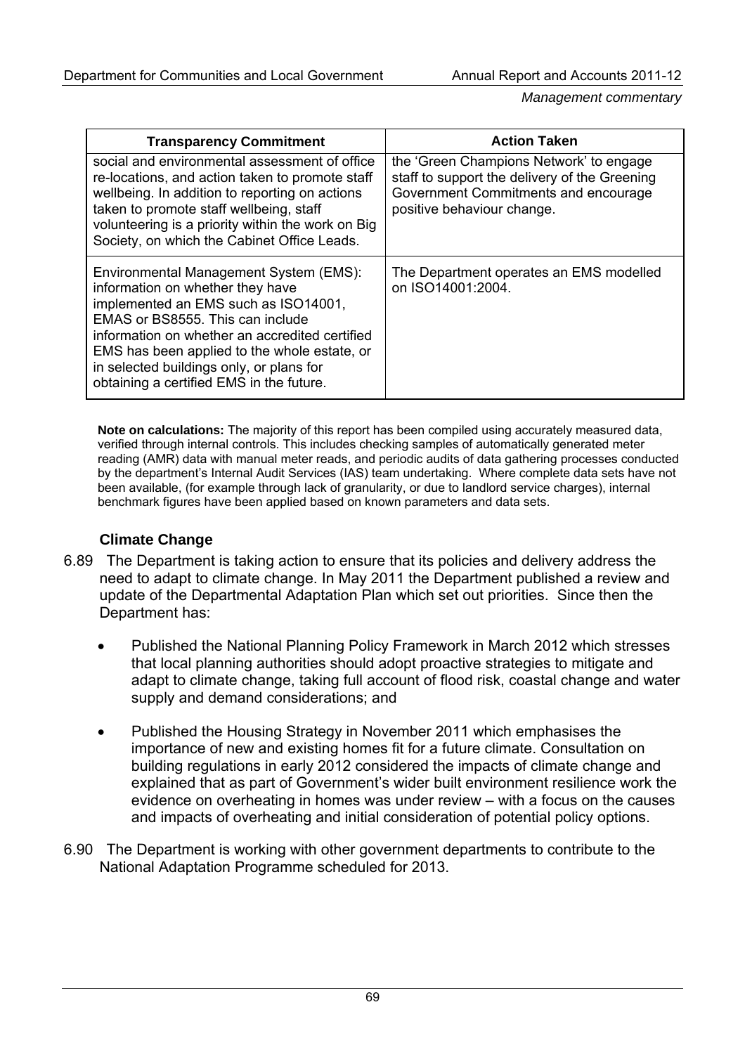| Transparency Commitment | Action Taken |
|---|---|
| social and environmental assessment of office re-locations, and action taken to promote staff wellbeing. In addition to reporting on actions taken to promote staff wellbeing, staff volunteering is a priority within the work on Big Society, on which the Cabinet Office Leads. | the 'Green Champions Network' to engage staff to support the delivery of the Greening Government Commitments and encourage positive behaviour change. |
| Environmental Management System (EMS): information on whether they have implemented an EMS such as ISO14001, EMAS or BS8555. This can include information on whether an accredited certified EMS has been applied to the whole estate, or in selected buildings only, or plans for obtaining a certified EMS in the future. | The Department operates an EMS modelled on ISO14001:2004. |

**Note on calculations:** The majority of this report has been compiled using accurately measured data, verified through internal controls. This includes checking samples of automatically generated meter reading (AMR) data with manual meter reads, and periodic audits of data gathering processes conducted by the department's Internal Audit Services (IAS) team undertaking. Where complete data sets have not been available, (for example through lack of granularity, or due to landlord service charges), internal benchmark figures have been applied based on known parameters and data sets.

### Climate Change

6.89 The Department is taking action to ensure that its policies and delivery address the need to adapt to climate change. In May 2011 the Department published a review and update of the Departmental Adaptation Plan which set out priorities. Since then the Department has:

- Published the National Planning Policy Framework in March 2012 which stresses that local planning authorities should adopt proactive strategies to mitigate and adapt to climate change, taking full account of flood risk, coastal change and water supply and demand considerations; and
- Published the Housing Strategy in November 2011 which emphasises the importance of new and existing homes fit for a future climate. Consultation on building regulations in early 2012 considered the impacts of climate change and explained that as part of Government's wider built environment resilience work the evidence on overheating in homes was under review – with a focus on the causes and impacts of overheating and initial consideration of potential policy options.

6.90 The Department is working with other government departments to contribute to the National Adaptation Programme scheduled for 2013.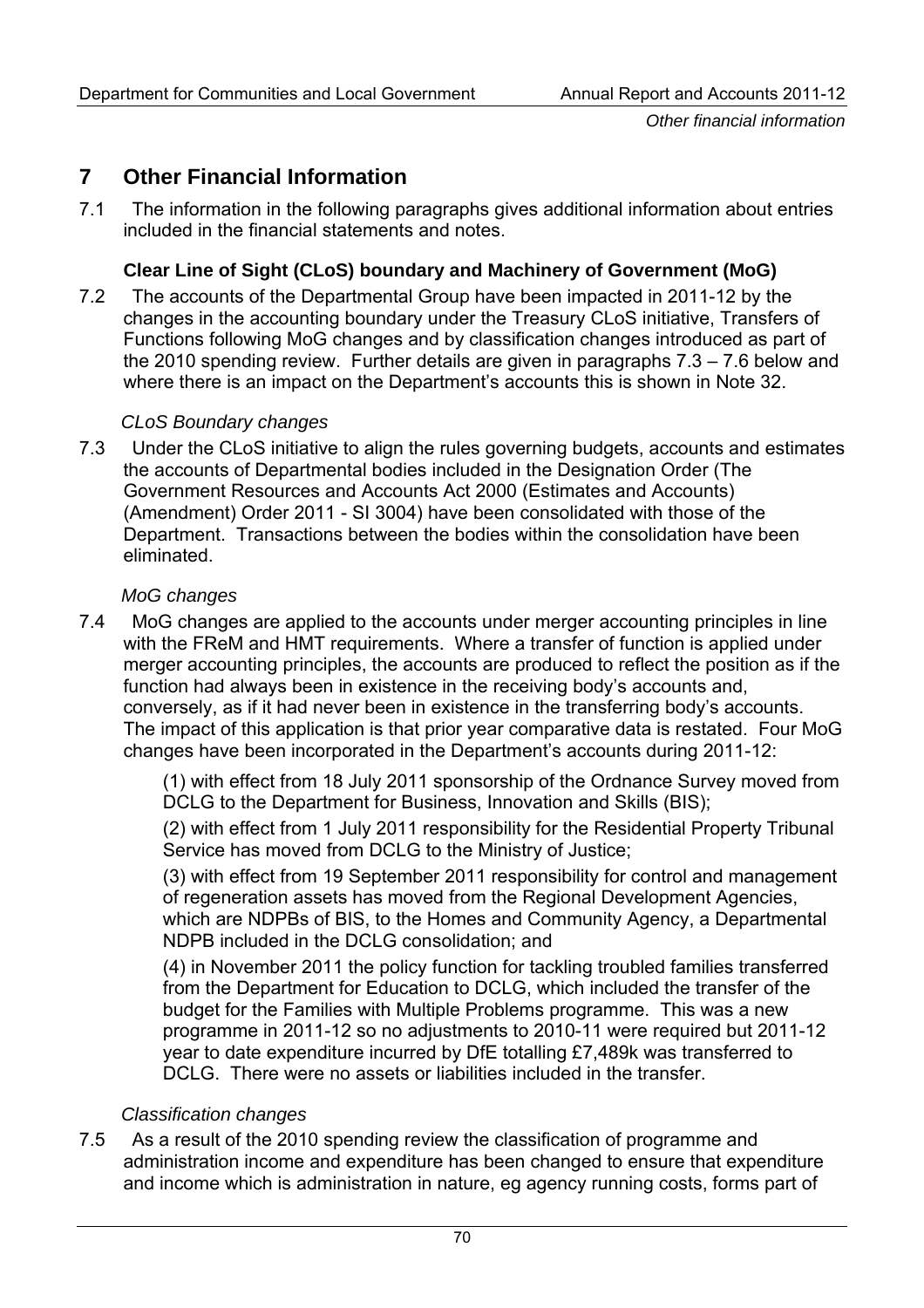# 7 Other Financial Information

7.1 The information in the following paragraphs gives additional information about entries included in the financial statements and notes.

### Clear Line of Sight (CLoS) boundary and Machinery of Government (MoG)

7.2 The accounts of the Departmental Group have been impacted in 2011-12 by the changes in the accounting boundary under the Treasury CLoS initiative, Transfers of Functions following MoG changes and by classification changes introduced as part of the 2010 spending review. Further details are given in paragraphs 7.3 – 7.6 below and where there is an impact on the Department's accounts this is shown in Note 32.

*CLoS Boundary changes*

7.3 Under the CLoS initiative to align the rules governing budgets, accounts and estimates the accounts of Departmental bodies included in the Designation Order (The Government Resources and Accounts Act 2000 (Estimates and Accounts) (Amendment) Order 2011 - SI 3004) have been consolidated with those of the Department. Transactions between the bodies within the consolidation have been eliminated.

*MoG changes*

7.4 MoG changes are applied to the accounts under merger accounting principles in line with the FReM and HMT requirements. Where a transfer of function is applied under merger accounting principles, the accounts are produced to reflect the position as if the function had always been in existence in the receiving body's accounts and, conversely, as if it had never been in existence in the transferring body's accounts. The impact of this application is that prior year comparative data is restated. Four MoG changes have been incorporated in the Department's accounts during 2011-12:

(1) with effect from 18 July 2011 sponsorship of the Ordnance Survey moved from DCLG to the Department for Business, Innovation and Skills (BIS);

(2) with effect from 1 July 2011 responsibility for the Residential Property Tribunal Service has moved from DCLG to the Ministry of Justice;

(3) with effect from 19 September 2011 responsibility for control and management of regeneration assets has moved from the Regional Development Agencies, which are NDPBs of BIS, to the Homes and Community Agency, a Departmental NDPB included in the DCLG consolidation; and

(4) in November 2011 the policy function for tackling troubled families transferred from the Department for Education to DCLG, which included the transfer of the budget for the Families with Multiple Problems programme. This was a new programme in 2011-12 so no adjustments to 2010-11 were required but 2011-12 year to date expenditure incurred by DfE totalling £7,489k was transferred to DCLG. There were no assets or liabilities included in the transfer.

*Classification changes*

7.5 As a result of the 2010 spending review the classification of programme and administration income and expenditure has been changed to ensure that expenditure and income which is administration in nature, eg agency running costs, forms part of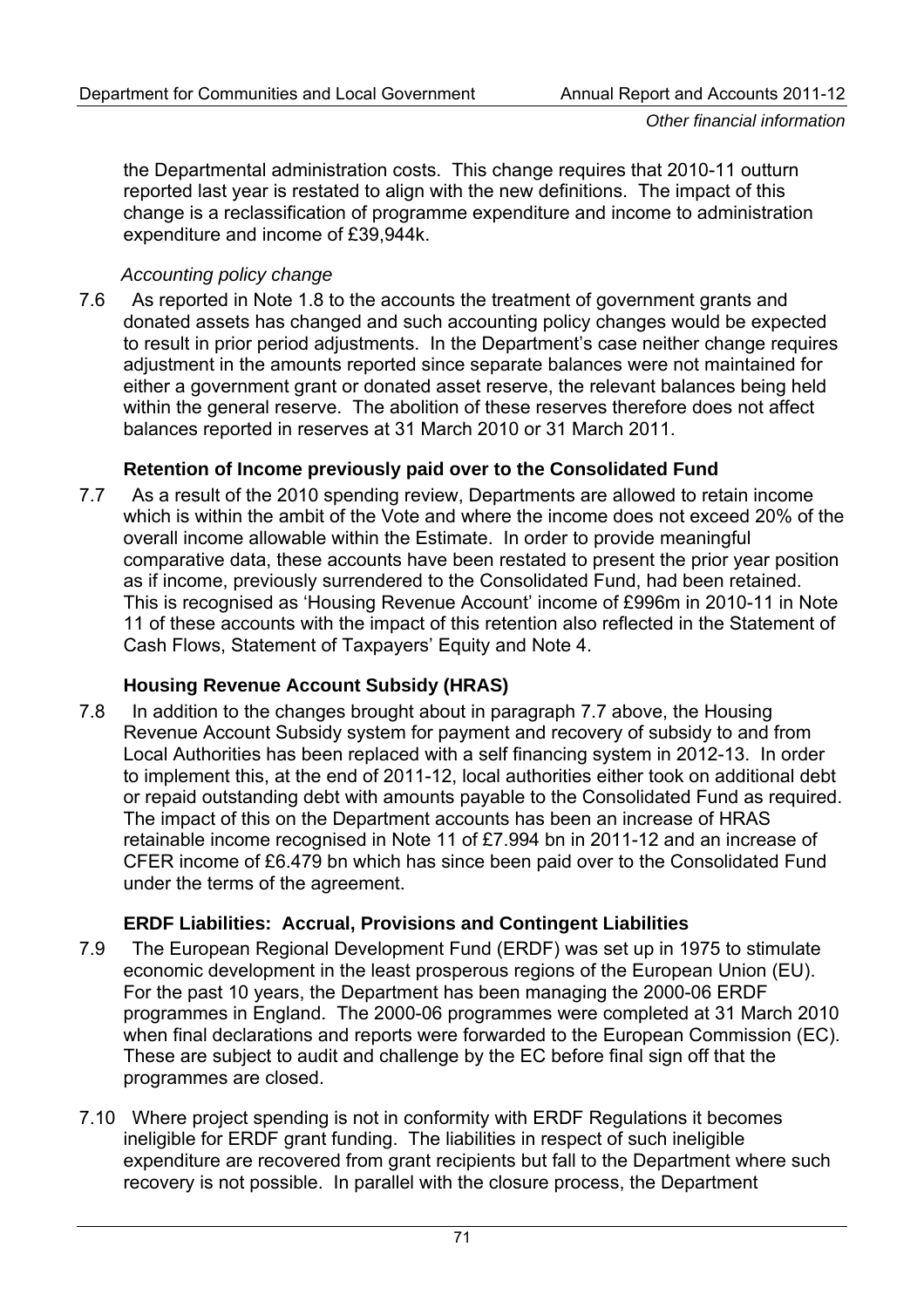the Departmental administration costs. This change requires that 2010-11 outturn reported last year is restated to align with the new definitions. The impact of this change is a reclassification of programme expenditure and income to administration expenditure and income of £39,944k.

*Accounting policy change*

7.6 As reported in Note 1.8 to the accounts the treatment of government grants and donated assets has changed and such accounting policy changes would be expected to result in prior period adjustments. In the Department's case neither change requires adjustment in the amounts reported since separate balances were not maintained for either a government grant or donated asset reserve, the relevant balances being held within the general reserve. The abolition of these reserves therefore does not affect balances reported in reserves at 31 March 2010 or 31 March 2011.

**Retention of Income previously paid over to the Consolidated Fund**

7.7 As a result of the 2010 spending review, Departments are allowed to retain income which is within the ambit of the Vote and where the income does not exceed 20% of the overall income allowable within the Estimate. In order to provide meaningful comparative data, these accounts have been restated to present the prior year position as if income, previously surrendered to the Consolidated Fund, had been retained. This is recognised as 'Housing Revenue Account' income of £996m in 2010-11 in Note 11 of these accounts with the impact of this retention also reflected in the Statement of Cash Flows, Statement of Taxpayers' Equity and Note 4.

**Housing Revenue Account Subsidy (HRAS)**

7.8 In addition to the changes brought about in paragraph 7.7 above, the Housing Revenue Account Subsidy system for payment and recovery of subsidy to and from Local Authorities has been replaced with a self financing system in 2012-13. In order to implement this, at the end of 2011-12, local authorities either took on additional debt or repaid outstanding debt with amounts payable to the Consolidated Fund as required. The impact of this on the Department accounts has been an increase of HRAS retainable income recognised in Note 11 of £7.994 bn in 2011-12 and an increase of CFER income of £6.479 bn which has since been paid over to the Consolidated Fund under the terms of the agreement.

**ERDF Liabilities: Accrual, Provisions and Contingent Liabilities**

7.9 The European Regional Development Fund (ERDF) was set up in 1975 to stimulate economic development in the least prosperous regions of the European Union (EU). For the past 10 years, the Department has been managing the 2000-06 ERDF programmes in England. The 2000-06 programmes were completed at 31 March 2010 when final declarations and reports were forwarded to the European Commission (EC). These are subject to audit and challenge by the EC before final sign off that the programmes are closed.

7.10 Where project spending is not in conformity with ERDF Regulations it becomes ineligible for ERDF grant funding. The liabilities in respect of such ineligible expenditure are recovered from grant recipients but fall to the Department where such recovery is not possible. In parallel with the closure process, the Department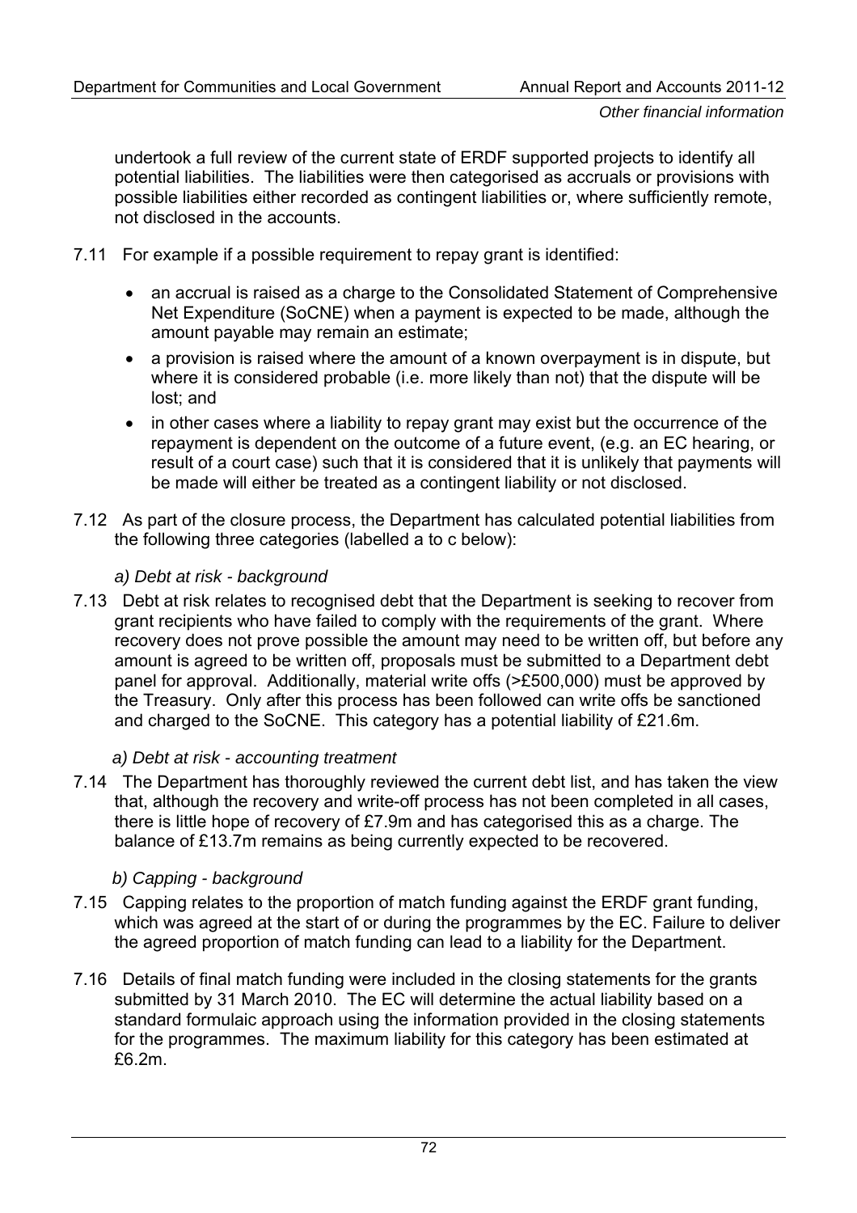undertook a full review of the current state of ERDF supported projects to identify all potential liabilities. The liabilities were then categorised as accruals or provisions with possible liabilities either recorded as contingent liabilities or, where sufficiently remote, not disclosed in the accounts.

7.11 For example if a possible requirement to repay grant is identified:

- an accrual is raised as a charge to the Consolidated Statement of Comprehensive Net Expenditure (SoCNE) when a payment is expected to be made, although the amount payable may remain an estimate;
- a provision is raised where the amount of a known overpayment is in dispute, but where it is considered probable (i.e. more likely than not) that the dispute will be lost; and
- in other cases where a liability to repay grant may exist but the occurrence of the repayment is dependent on the outcome of a future event, (e.g. an EC hearing, or result of a court case) such that it is considered that it is unlikely that payments will be made will either be treated as a contingent liability or not disclosed.

7.12 As part of the closure process, the Department has calculated potential liabilities from the following three categories (labelled a to c below):

*a) Debt at risk - background*

7.13 Debt at risk relates to recognised debt that the Department is seeking to recover from grant recipients who have failed to comply with the requirements of the grant. Where recovery does not prove possible the amount may need to be written off, but before any amount is agreed to be written off, proposals must be submitted to a Department debt panel for approval. Additionally, material write offs (>£500,000) must be approved by the Treasury. Only after this process has been followed can write offs be sanctioned and charged to the SoCNE. This category has a potential liability of £21.6m.

*a) Debt at risk - accounting treatment*

7.14 The Department has thoroughly reviewed the current debt list, and has taken the view that, although the recovery and write-off process has not been completed in all cases, there is little hope of recovery of £7.9m and has categorised this as a charge. The balance of £13.7m remains as being currently expected to be recovered.

*b) Capping - background*

7.15 Capping relates to the proportion of match funding against the ERDF grant funding, which was agreed at the start of or during the programmes by the EC. Failure to deliver the agreed proportion of match funding can lead to a liability for the Department.

7.16 Details of final match funding were included in the closing statements for the grants submitted by 31 March 2010. The EC will determine the actual liability based on a standard formulaic approach using the information provided in the closing statements for the programmes. The maximum liability for this category has been estimated at £6.2m.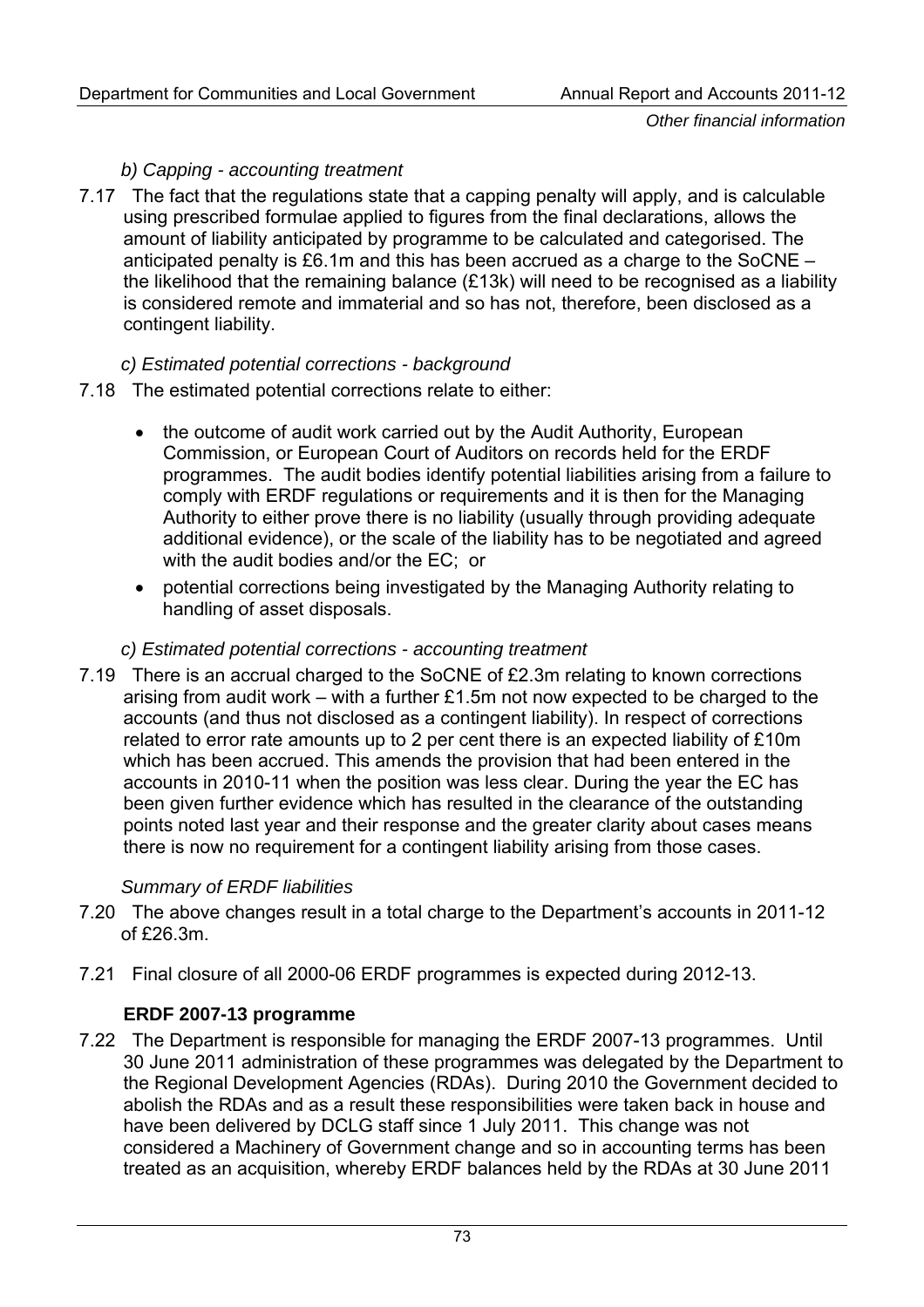*b) Capping - accounting treatment*

7.17 The fact that the regulations state that a capping penalty will apply, and is calculable using prescribed formulae applied to figures from the final declarations, allows the amount of liability anticipated by programme to be calculated and categorised. The anticipated penalty is £6.1m and this has been accrued as a charge to the SoCNE – the likelihood that the remaining balance (£13k) will need to be recognised as a liability is considered remote and immaterial and so has not, therefore, been disclosed as a contingent liability.

*c) Estimated potential corrections - background*

7.18 The estimated potential corrections relate to either:

- the outcome of audit work carried out by the Audit Authority, European Commission, or European Court of Auditors on records held for the ERDF programmes. The audit bodies identify potential liabilities arising from a failure to comply with ERDF regulations or requirements and it is then for the Managing Authority to either prove there is no liability (usually through providing adequate additional evidence), or the scale of the liability has to be negotiated and agreed with the audit bodies and/or the EC; or
- potential corrections being investigated by the Managing Authority relating to handling of asset disposals.

*c) Estimated potential corrections - accounting treatment*

7.19 There is an accrual charged to the SoCNE of £2.3m relating to known corrections arising from audit work – with a further £1.5m not now expected to be charged to the accounts (and thus not disclosed as a contingent liability). In respect of corrections related to error rate amounts up to 2 per cent there is an expected liability of £10m which has been accrued. This amends the provision that had been entered in the accounts in 2010-11 when the position was less clear. During the year the EC has been given further evidence which has resulted in the clearance of the outstanding points noted last year and their response and the greater clarity about cases means there is now no requirement for a contingent liability arising from those cases.

*Summary of ERDF liabilities*

7.20 The above changes result in a total charge to the Department's accounts in 2011-12 of £26.3m.

7.21 Final closure of all 2000-06 ERDF programmes is expected during 2012-13.

**ERDF 2007-13 programme**

7.22 The Department is responsible for managing the ERDF 2007-13 programmes. Until 30 June 2011 administration of these programmes was delegated by the Department to the Regional Development Agencies (RDAs). During 2010 the Government decided to abolish the RDAs and as a result these responsibilities were taken back in house and have been delivered by DCLG staff since 1 July 2011. This change was not considered a Machinery of Government change and so in accounting terms has been treated as an acquisition, whereby ERDF balances held by the RDAs at 30 June 2011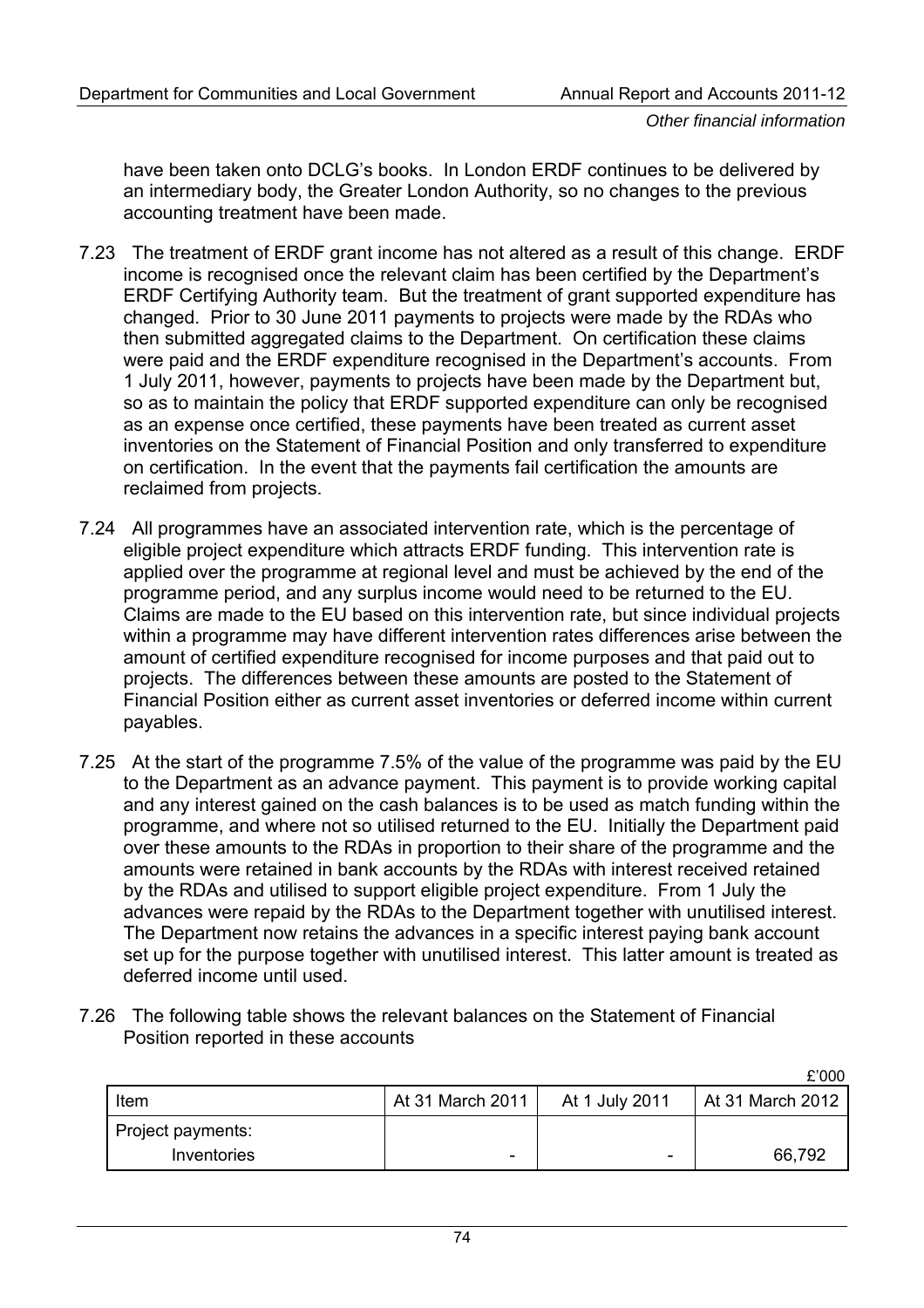have been taken onto DCLG's books. In London ERDF continues to be delivered by an intermediary body, the Greater London Authority, so no changes to the previous accounting treatment have been made.

7.23 The treatment of ERDF grant income has not altered as a result of this change. ERDF income is recognised once the relevant claim has been certified by the Department's ERDF Certifying Authority team. But the treatment of grant supported expenditure has changed. Prior to 30 June 2011 payments to projects were made by the RDAs who then submitted aggregated claims to the Department. On certification these claims were paid and the ERDF expenditure recognised in the Department's accounts. From 1 July 2011, however, payments to projects have been made by the Department but, so as to maintain the policy that ERDF supported expenditure can only be recognised as an expense once certified, these payments have been treated as current asset inventories on the Statement of Financial Position and only transferred to expenditure on certification. In the event that the payments fail certification the amounts are reclaimed from projects.

7.24 All programmes have an associated intervention rate, which is the percentage of eligible project expenditure which attracts ERDF funding. This intervention rate is applied over the programme at regional level and must be achieved by the end of the programme period, and any surplus income would need to be returned to the EU. Claims are made to the EU based on this intervention rate, but since individual projects within a programme may have different intervention rates differences arise between the amount of certified expenditure recognised for income purposes and that paid out to projects. The differences between these amounts are posted to the Statement of Financial Position either as current asset inventories or deferred income within current payables.

7.25 At the start of the programme 7.5% of the value of the programme was paid by the EU to the Department as an advance payment. This payment is to provide working capital and any interest gained on the cash balances is to be used as match funding within the programme, and where not so utilised returned to the EU. Initially the Department paid over these amounts to the RDAs in proportion to their share of the programme and the amounts were retained in bank accounts by the RDAs with interest received retained by the RDAs and utilised to support eligible project expenditure. From 1 July the advances were repaid by the RDAs to the Department together with unutilised interest. The Department now retains the advances in a specific interest paying bank account set up for the purpose together with unutilised interest. This latter amount is treated as deferred income until used.

7.26 The following table shows the relevant balances on the Statement of Financial Position reported in these accounts

£'000

| Item | At 31 March 2011 | At 1 July 2011 | At 31 March 2012 |
|---|---|---|---|
| Project payments: | | | |
| Inventories | - | - | 66,792 |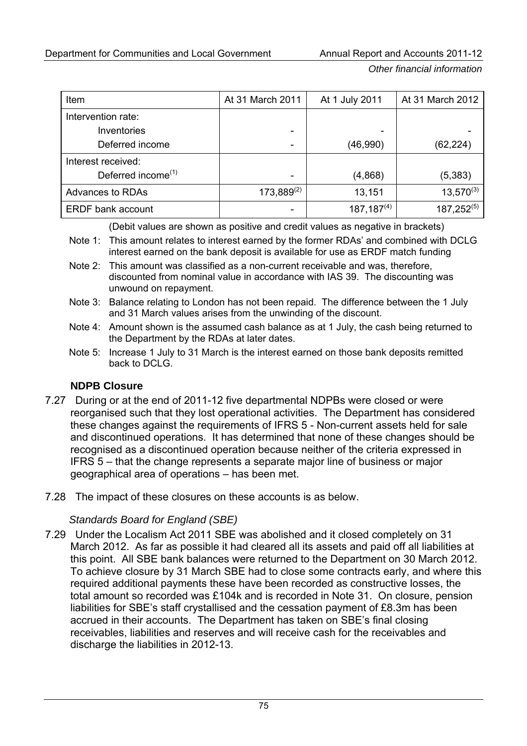| Item | At 31 March 2011 | At 1 July 2011 | At 31 March 2012 |
|---|---|---|---|
| Intervention rate: | | | |
| Inventories | - | - | - |
| Deferred income | - | (46,990) | (62,224) |
| Interest received: | | | |
| Deferred income[(1)] | - | (4,868) | (5,383) |
| Advances to RDAs | 173,889[(2)] | 13,151 | 13,570[(3)] |
| ERDF bank account | - | 187,187[(4)] | 187,252[(5)] |

(Debit values are shown as positive and credit values as negative in brackets)

Note 1: This amount relates to interest earned by the former RDAs' and combined with DCLG interest earned on the bank deposit is available for use as ERDF match funding

Note 2: This amount was classified as a non-current receivable and was, therefore, discounted from nominal value in accordance with IAS 39. The discounting was unwound on repayment.

Note 3: Balance relating to London has not been repaid. The difference between the 1 July and 31 March values arises from the unwinding of the discount.

Note 4: Amount shown is the assumed cash balance as at 1 July, the cash being returned to the Department by the RDAs at later dates.

Note 5: Increase 1 July to 31 March is the interest earned on those bank deposits remitted back to DCLG.

### NDPB Closure

7.27 During or at the end of 2011-12 five departmental NDPBs were closed or were reorganised such that they lost operational activities. The Department has considered these changes against the requirements of IFRS 5 - Non-current assets held for sale and discontinued operations. It has determined that none of these changes should be recognised as a discontinued operation because neither of the criteria expressed in IFRS 5 – that the change represents a separate major line of business or major geographical area of operations – has been met.

7.28 The impact of these closures on these accounts is as below.

*Standards Board for England (SBE)*

7.29 Under the Localism Act 2011 SBE was abolished and it closed completely on 31 March 2012. As far as possible it had cleared all its assets and paid off all liabilities at this point. All SBE bank balances were returned to the Department on 30 March 2012. To achieve closure by 31 March SBE had to close some contracts early, and where this required additional payments these have been recorded as constructive losses, the total amount so recorded was £104k and is recorded in Note 31. On closure, pension liabilities for SBE's staff crystallised and the cessation payment of £8.3m has been accrued in their accounts. The Department has taken on SBE's final closing receivables, liabilities and reserves and will receive cash for the receivables and discharge the liabilities in 2012-13.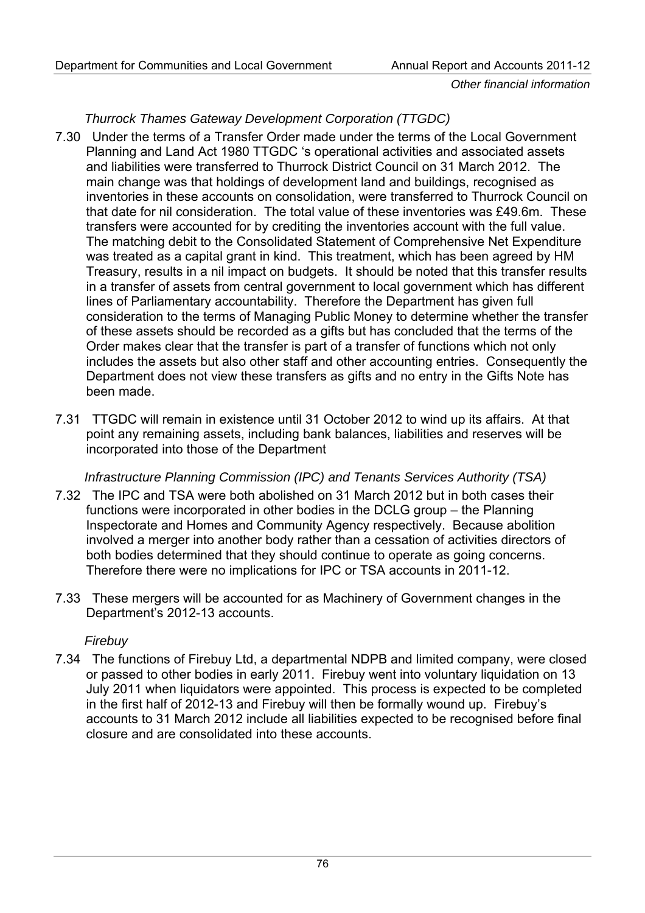*Thurrock Thames Gateway Development Corporation (TTGDC)*

7.30 Under the terms of a Transfer Order made under the terms of the Local Government Planning and Land Act 1980 TTGDC 's operational activities and associated assets and liabilities were transferred to Thurrock District Council on 31 March 2012. The main change was that holdings of development land and buildings, recognised as inventories in these accounts on consolidation, were transferred to Thurrock Council on that date for nil consideration. The total value of these inventories was £49.6m. These transfers were accounted for by crediting the inventories account with the full value. The matching debit to the Consolidated Statement of Comprehensive Net Expenditure was treated as a capital grant in kind. This treatment, which has been agreed by HM Treasury, results in a nil impact on budgets. It should be noted that this transfer results in a transfer of assets from central government to local government which has different lines of Parliamentary accountability. Therefore the Department has given full consideration to the terms of Managing Public Money to determine whether the transfer of these assets should be recorded as a gifts but has concluded that the terms of the Order makes clear that the transfer is part of a transfer of functions which not only includes the assets but also other staff and other accounting entries. Consequently the Department does not view these transfers as gifts and no entry in the Gifts Note has been made.

7.31 TTGDC will remain in existence until 31 October 2012 to wind up its affairs. At that point any remaining assets, including bank balances, liabilities and reserves will be incorporated into those of the Department

*Infrastructure Planning Commission (IPC) and Tenants Services Authority (TSA)*

7.32 The IPC and TSA were both abolished on 31 March 2012 but in both cases their functions were incorporated in other bodies in the DCLG group – the Planning Inspectorate and Homes and Community Agency respectively. Because abolition involved a merger into another body rather than a cessation of activities directors of both bodies determined that they should continue to operate as going concerns. Therefore there were no implications for IPC or TSA accounts in 2011-12.

7.33 These mergers will be accounted for as Machinery of Government changes in the Department's 2012-13 accounts.

*Firebuy*

7.34 The functions of Firebuy Ltd, a departmental NDPB and limited company, were closed or passed to other bodies in early 2011. Firebuy went into voluntary liquidation on 13 July 2011 when liquidators were appointed. This process is expected to be completed in the first half of 2012-13 and Firebuy will then be formally wound up. Firebuy's accounts to 31 March 2012 include all liabilities expected to be recognised before final closure and are consolidated into these accounts.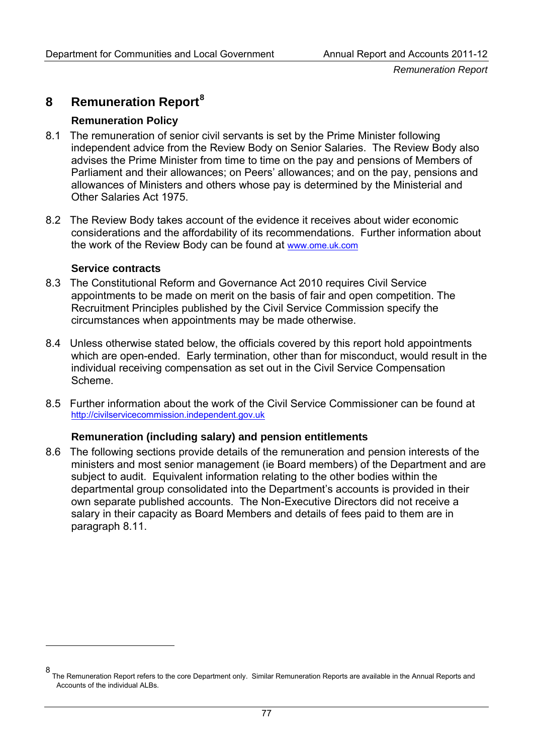# 8 Remuneration Report[8]

### Remuneration Policy

8.1 The remuneration of senior civil servants is set by the Prime Minister following independent advice from the Review Body on Senior Salaries. The Review Body also advises the Prime Minister from time to time on the pay and pensions of Members of Parliament and their allowances; on Peers' allowances; and on the pay, pensions and allowances of Ministers and others whose pay is determined by the Ministerial and Other Salaries Act 1975.

8.2 The Review Body takes account of the evidence it receives about wider economic considerations and the affordability of its recommendations. Further information about the work of the Review Body can be found at www.ome.uk.com

### Service contracts

8.3 The Constitutional Reform and Governance Act 2010 requires Civil Service appointments to be made on merit on the basis of fair and open competition. The Recruitment Principles published by the Civil Service Commission specify the circumstances when appointments may be made otherwise.

8.4 Unless otherwise stated below, the officials covered by this report hold appointments which are open-ended. Early termination, other than for misconduct, would result in the individual receiving compensation as set out in the Civil Service Compensation Scheme.

8.5 Further information about the work of the Civil Service Commissioner can be found at http://civilservicecommission.independent.gov.uk

### Remuneration (including salary) and pension entitlements

8.6 The following sections provide details of the remuneration and pension interests of the ministers and most senior management (ie Board members) of the Department and are subject to audit. Equivalent information relating to the other bodies within the departmental group consolidated into the Department's accounts is provided in their own separate published accounts. The Non-Executive Directors did not receive a salary in their capacity as Board Members and details of fees paid to them are in paragraph 8.11.

---

[8] The Remuneration Report refers to the core Department only. Similar Remuneration Reports are available in the Annual Reports and Accounts of the individual ALBs.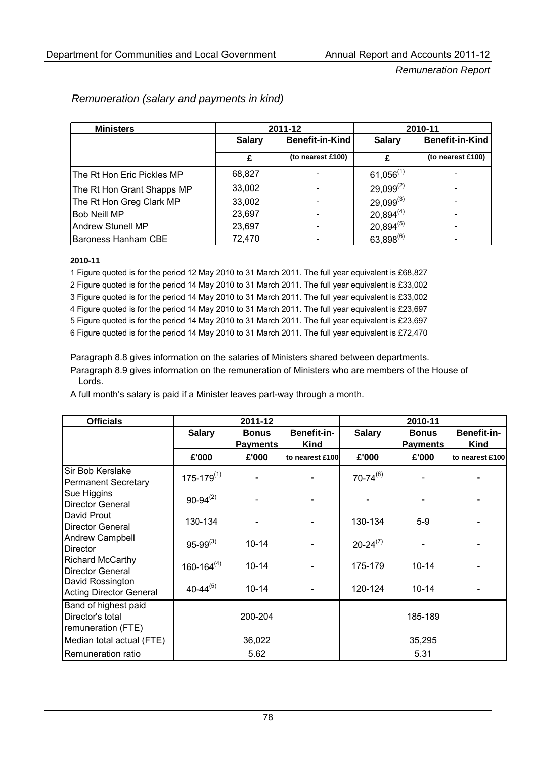*Remuneration (salary and payments in kind)*

| Ministers | 2011-12 | | 2010-11 | |
|---|---|---|---|---|
| | Salary | Benefit-in-Kind | Salary | Benefit-in-Kind |
| | £ | (to nearest £100) | £ | (to nearest £100) |
| The Rt Hon Eric Pickles MP | 68,827 | - | 61,056[1] | - |
| The Rt Hon Grant Shapps MP | 33,002 | - | 29,099[2] | - |
| The Rt Hon Greg Clark MP | 33,002 | - | 29,099[3] | - |
| Bob Neill MP | 23,697 | - | 20,894[4] | - |
| Andrew Stunell MP | 23,697 | - | 20,894[5] | - |
| Baroness Hanham CBE | 72,470 | - | 63,898[6] | - |

**2010-11**

1 Figure quoted is for the period 12 May 2010 to 31 March 2011. The full year equivalent is £68,827

2 Figure quoted is for the period 14 May 2010 to 31 March 2011. The full year equivalent is £33,002

3 Figure quoted is for the period 14 May 2010 to 31 March 2011. The full year equivalent is £33,002

4 Figure quoted is for the period 14 May 2010 to 31 March 2011. The full year equivalent is £23,697

5 Figure quoted is for the period 14 May 2010 to 31 March 2011. The full year equivalent is £23,697

6 Figure quoted is for the period 14 May 2010 to 31 March 2011. The full year equivalent is £72,470

Paragraph 8.8 gives information on the salaries of Ministers shared between departments.

Paragraph 8.9 gives information on the remuneration of Ministers who are members of the House of Lords.

A full month's salary is paid if a Minister leaves part-way through a month.

| Officials | 2011-12 | | | 2010-11 | | |
|---|---|---|---|---|---|---|
| | Salary | Bonus Payments | Benefit-in-Kind | Salary | Bonus Payments | Benefit-in-Kind |
| | £'000 | £'000 | to nearest £100 | £'000 | £'000 | to nearest £100 |
| Sir Bob Kerslake Permanent Secretary | 175-179[1] | - | - | 70-74[6] | - | - |
| Sue Higgins Director General | 90-94[2] | - | - | - | - | - |
| David Prout Director General | 130-134 | - | - | 130-134 | 5-9 | - |
| Andrew Campbell Director | 95-99[3] | 10-14 | - | 20-24[7] | - | - |
| Richard McCarthy Director General | 160-164[4] | 10-14 | - | 175-179 | 10-14 | - |
| David Rossington Acting Director General | 40-44[5] | 10-14 | - | 120-124 | 10-14 | - |
| Band of highest paid Director's total remuneration (FTE) | 200-204 | | | 185-189 | | |
| Median total actual (FTE) | 36,022 | | | 35,295 | | |
| Remuneration ratio | 5.62 | | | 5.31 | | |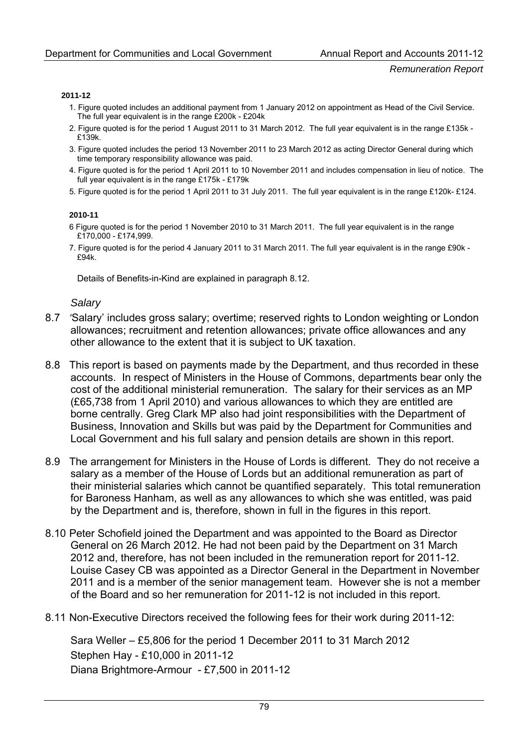**2011-12**

1. Figure quoted includes an additional payment from 1 January 2012 on appointment as Head of the Civil Service. The full year equivalent is in the range £200k - £204k
2. Figure quoted is for the period 1 August 2011 to 31 March 2012. The full year equivalent is in the range £135k - £139k.
3. Figure quoted includes the period 13 November 2011 to 23 March 2012 as acting Director General during which time temporary responsibility allowance was paid.
4. Figure quoted is for the period 1 April 2011 to 10 November 2011 and includes compensation in lieu of notice. The full year equivalent is in the range £175k - £179k
5. Figure quoted is for the period 1 April 2011 to 31 July 2011. The full year equivalent is in the range £120k- £124.

**2010-11**

6 Figure quoted is for the period 1 November 2010 to 31 March 2011. The full year equivalent is in the range £170,000 - £174,999.

7. Figure quoted is for the period 4 January 2011 to 31 March 2011. The full year equivalent is in the range £90k - £94k.

Details of Benefits-in-Kind are explained in paragraph 8.12.

*Salary*

8.7 'Salary' includes gross salary; overtime; reserved rights to London weighting or London allowances; recruitment and retention allowances; private office allowances and any other allowance to the extent that it is subject to UK taxation.

8.8 This report is based on payments made by the Department, and thus recorded in these accounts. In respect of Ministers in the House of Commons, departments bear only the cost of the additional ministerial remuneration. The salary for their services as an MP (£65,738 from 1 April 2010) and various allowances to which they are entitled are borne centrally. Greg Clark MP also had joint responsibilities with the Department of Business, Innovation and Skills but was paid by the Department for Communities and Local Government and his full salary and pension details are shown in this report.

8.9 The arrangement for Ministers in the House of Lords is different. They do not receive a salary as a member of the House of Lords but an additional remuneration as part of their ministerial salaries which cannot be quantified separately. This total remuneration for Baroness Hanham, as well as any allowances to which she was entitled, was paid by the Department and is, therefore, shown in full in the figures in this report.

8.10 Peter Schofield joined the Department and was appointed to the Board as Director General on 26 March 2012. He had not been paid by the Department on 31 March 2012 and, therefore, has not been included in the remuneration report for 2011-12. Louise Casey CB was appointed as a Director General in the Department in November 2011 and is a member of the senior management team. However she is not a member of the Board and so her remuneration for 2011-12 is not included in this report.

8.11 Non-Executive Directors received the following fees for their work during 2011-12:

Sara Weller – £5,806 for the period 1 December 2011 to 31 March 2012
Stephen Hay - £10,000 in 2011-12
Diana Brightmore-Armour - £7,500 in 2011-12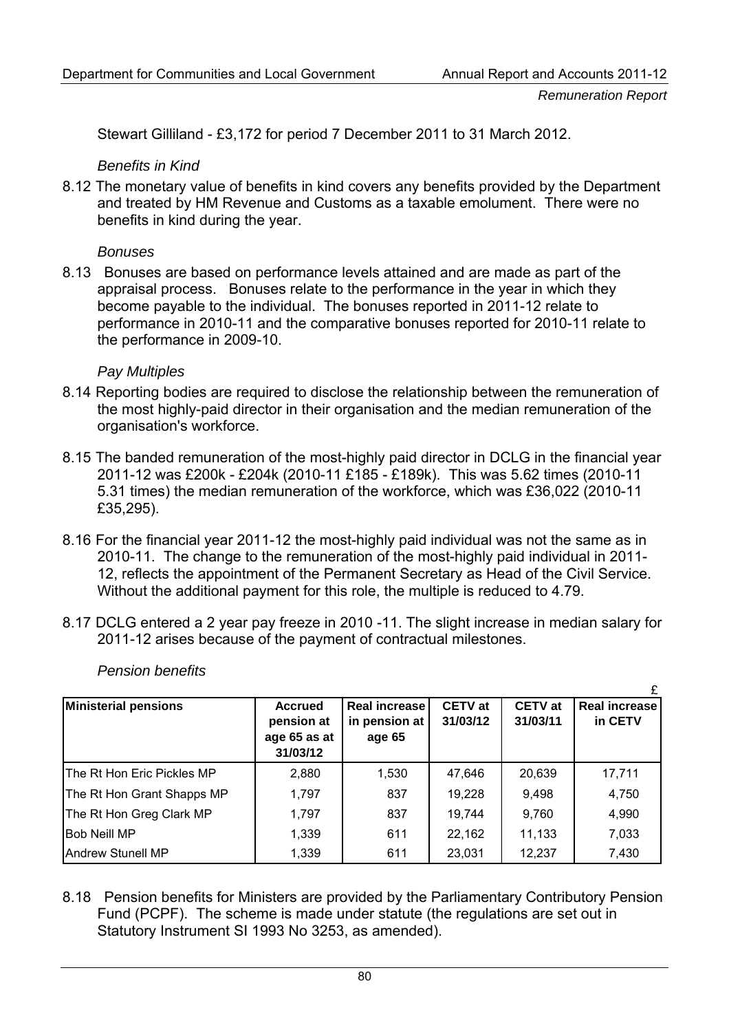Stewart Gilliland - £3,172 for period 7 December 2011 to 31 March 2012.

*Benefits in Kind*

8.12 The monetary value of benefits in kind covers any benefits provided by the Department and treated by HM Revenue and Customs as a taxable emolument. There were no benefits in kind during the year.

*Bonuses*

8.13 Bonuses are based on performance levels attained and are made as part of the appraisal process. Bonuses relate to the performance in the year in which they become payable to the individual. The bonuses reported in 2011-12 relate to performance in 2010-11 and the comparative bonuses reported for 2010-11 relate to the performance in 2009-10.

*Pay Multiples*

8.14 Reporting bodies are required to disclose the relationship between the remuneration of the most highly-paid director in their organisation and the median remuneration of the organisation's workforce.

8.15 The banded remuneration of the most-highly paid director in DCLG in the financial year 2011-12 was £200k - £204k (2010-11 £185 - £189k). This was 5.62 times (2010-11 5.31 times) the median remuneration of the workforce, which was £36,022 (2010-11 £35,295).

8.16 For the financial year 2011-12 the most-highly paid individual was not the same as in 2010-11. The change to the remuneration of the most-highly paid individual in 2011-12, reflects the appointment of the Permanent Secretary as Head of the Civil Service. Without the additional payment for this role, the multiple is reduced to 4.79.

8.17 DCLG entered a 2 year pay freeze in 2010 -11. The slight increase in median salary for 2011-12 arises because of the payment of contractual milestones.

*Pension benefits*

£

| Ministerial pensions | Accrued pension at age 65 as at 31/03/12 | Real increase in pension at age 65 | CETV at 31/03/12 | CETV at 31/03/11 | Real increase in CETV |
|---|---|---|---|---|---|
| The Rt Hon Eric Pickles MP | 2,880 | 1,530 | 47,646 | 20,639 | 17,711 |
| The Rt Hon Grant Shapps MP | 1,797 | 837 | 19,228 | 9,498 | 4,750 |
| The Rt Hon Greg Clark MP | 1,797 | 837 | 19,744 | 9,760 | 4,990 |
| Bob Neill MP | 1,339 | 611 | 22,162 | 11,133 | 7,033 |
| Andrew Stunell MP | 1,339 | 611 | 23,031 | 12,237 | 7,430 |

8.18 Pension benefits for Ministers are provided by the Parliamentary Contributory Pension Fund (PCPF). The scheme is made under statute (the regulations are set out in Statutory Instrument SI 1993 No 3253, as amended).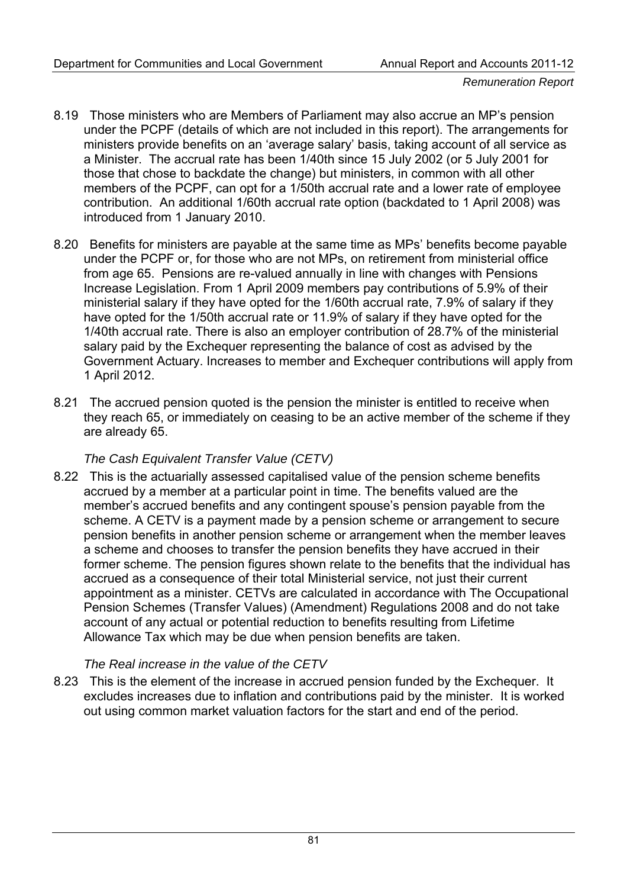8.19 Those ministers who are Members of Parliament may also accrue an MP's pension under the PCPF (details of which are not included in this report). The arrangements for ministers provide benefits on an 'average salary' basis, taking account of all service as a Minister. The accrual rate has been 1/40th since 15 July 2002 (or 5 July 2001 for those that chose to backdate the change) but ministers, in common with all other members of the PCPF, can opt for a 1/50th accrual rate and a lower rate of employee contribution. An additional 1/60th accrual rate option (backdated to 1 April 2008) was introduced from 1 January 2010.

8.20 Benefits for ministers are payable at the same time as MPs' benefits become payable under the PCPF or, for those who are not MPs, on retirement from ministerial office from age 65. Pensions are re-valued annually in line with changes with Pensions Increase Legislation. From 1 April 2009 members pay contributions of 5.9% of their ministerial salary if they have opted for the 1/60th accrual rate, 7.9% of salary if they have opted for the 1/50th accrual rate or 11.9% of salary if they have opted for the 1/40th accrual rate. There is also an employer contribution of 28.7% of the ministerial salary paid by the Exchequer representing the balance of cost as advised by the Government Actuary. Increases to member and Exchequer contributions will apply from 1 April 2012.

8.21 The accrued pension quoted is the pension the minister is entitled to receive when they reach 65, or immediately on ceasing to be an active member of the scheme if they are already 65.

*The Cash Equivalent Transfer Value (CETV)*

8.22 This is the actuarially assessed capitalised value of the pension scheme benefits accrued by a member at a particular point in time. The benefits valued are the member's accrued benefits and any contingent spouse's pension payable from the scheme. A CETV is a payment made by a pension scheme or arrangement to secure pension benefits in another pension scheme or arrangement when the member leaves a scheme and chooses to transfer the pension benefits they have accrued in their former scheme. The pension figures shown relate to the benefits that the individual has accrued as a consequence of their total Ministerial service, not just their current appointment as a minister. CETVs are calculated in accordance with The Occupational Pension Schemes (Transfer Values) (Amendment) Regulations 2008 and do not take account of any actual or potential reduction to benefits resulting from Lifetime Allowance Tax which may be due when pension benefits are taken.

*The Real increase in the value of the CETV*

8.23 This is the element of the increase in accrued pension funded by the Exchequer. It excludes increases due to inflation and contributions paid by the minister. It is worked out using common market valuation factors for the start and end of the period.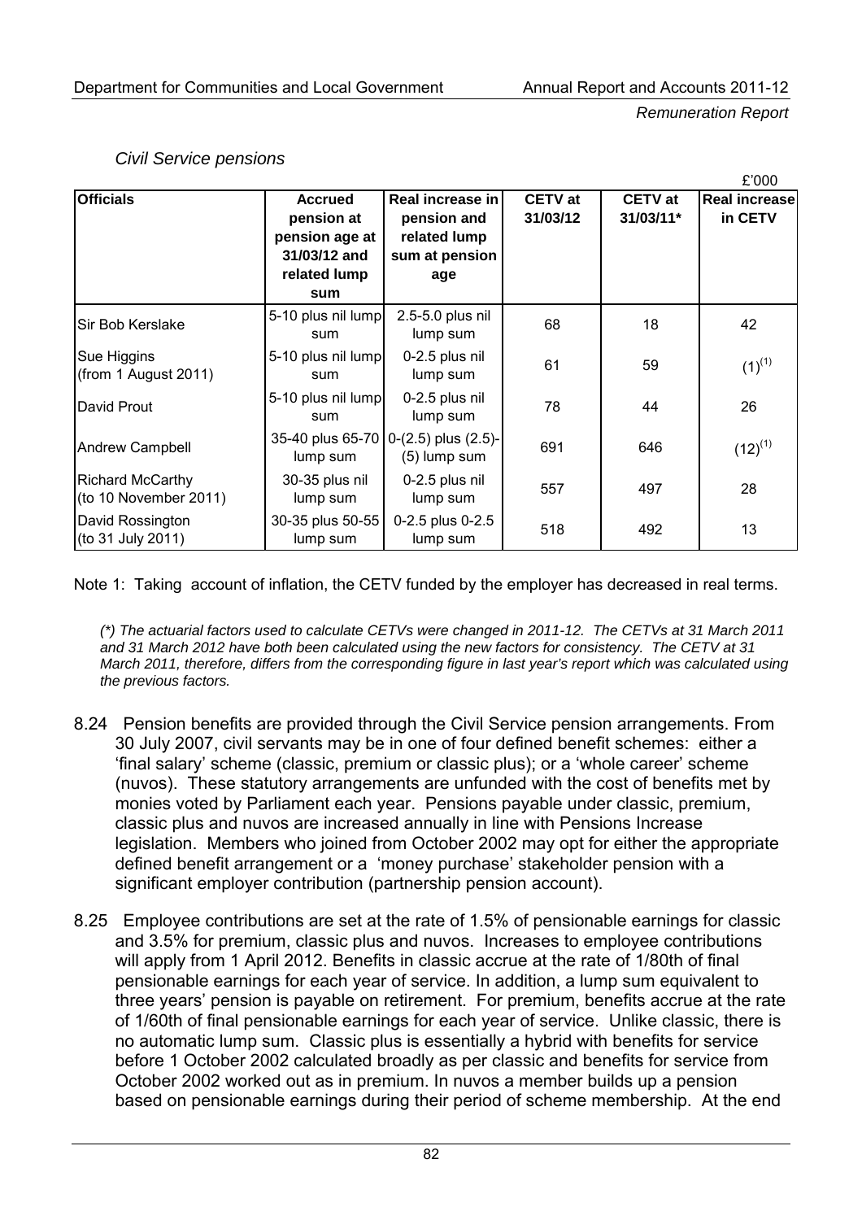*Civil Service pensions*

£'000

| Officials | Accrued pension at pension age at 31/03/12 and related lump sum | Real increase in pension and related lump sum at pension age | CETV at 31/03/12 | CETV at 31/03/11* | Real increase in CETV |
|---|---|---|---|---|---|
| Sir Bob Kerslake | 5-10 plus nil lump sum | 2.5-5.0 plus nil lump sum | 68 | 18 | 42 |
| Sue Higgins (from 1 August 2011) | 5-10 plus nil lump sum | 0-2.5 plus nil lump sum | 61 | 59 | (1)[(1)] |
| David Prout | 5-10 plus nil lump sum | 0-2.5 plus nil lump sum | 78 | 44 | 26 |
| Andrew Campbell | 35-40 plus 65-70 lump sum | 0-(2.5) plus (2.5)-(5) lump sum | 691 | 646 | (12)[(1)] |
| Richard McCarthy (to 10 November 2011) | 30-35 plus nil lump sum | 0-2.5 plus nil lump sum | 557 | 497 | 28 |
| David Rossington (to 31 July 2011) | 30-35 plus 50-55 lump sum | 0-2.5 plus 0-2.5 lump sum | 518 | 492 | 13 |

Note 1: Taking account of inflation, the CETV funded by the employer has decreased in real terms.

*(\*) The actuarial factors used to calculate CETVs were changed in 2011-12. The CETVs at 31 March 2011 and 31 March 2012 have both been calculated using the new factors for consistency. The CETV at 31 March 2011, therefore, differs from the corresponding figure in last year's report which was calculated using the previous factors.*

8.24 Pension benefits are provided through the Civil Service pension arrangements. From 30 July 2007, civil servants may be in one of four defined benefit schemes: either a 'final salary' scheme (classic, premium or classic plus); or a 'whole career' scheme (nuvos). These statutory arrangements are unfunded with the cost of benefits met by monies voted by Parliament each year. Pensions payable under classic, premium, classic plus and nuvos are increased annually in line with Pensions Increase legislation. Members who joined from October 2002 may opt for either the appropriate defined benefit arrangement or a 'money purchase' stakeholder pension with a significant employer contribution (partnership pension account).

8.25 Employee contributions are set at the rate of 1.5% of pensionable earnings for classic and 3.5% for premium, classic plus and nuvos. Increases to employee contributions will apply from 1 April 2012. Benefits in classic accrue at the rate of 1/80th of final pensionable earnings for each year of service. In addition, a lump sum equivalent to three years' pension is payable on retirement. For premium, benefits accrue at the rate of 1/60th of final pensionable earnings for each year of service. Unlike classic, there is no automatic lump sum. Classic plus is essentially a hybrid with benefits for service before 1 October 2002 calculated broadly as per classic and benefits for service from October 2002 worked out as in premium. In nuvos a member builds up a pension based on pensionable earnings during their period of scheme membership. At the end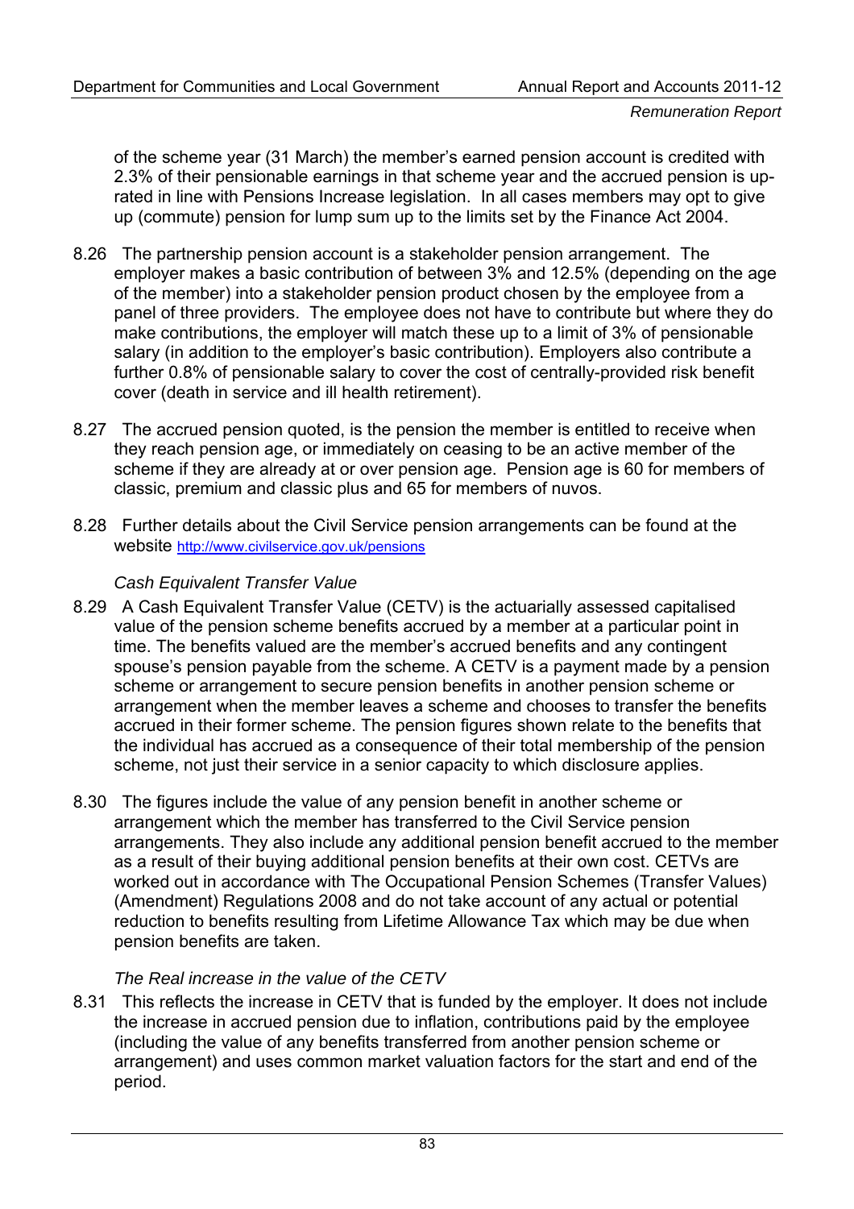of the scheme year (31 March) the member's earned pension account is credited with 2.3% of their pensionable earnings in that scheme year and the accrued pension is up-rated in line with Pensions Increase legislation. In all cases members may opt to give up (commute) pension for lump sum up to the limits set by the Finance Act 2004.

8.26 The partnership pension account is a stakeholder pension arrangement. The employer makes a basic contribution of between 3% and 12.5% (depending on the age of the member) into a stakeholder pension product chosen by the employee from a panel of three providers. The employee does not have to contribute but where they do make contributions, the employer will match these up to a limit of 3% of pensionable salary (in addition to the employer's basic contribution). Employers also contribute a further 0.8% of pensionable salary to cover the cost of centrally-provided risk benefit cover (death in service and ill health retirement).

8.27 The accrued pension quoted, is the pension the member is entitled to receive when they reach pension age, or immediately on ceasing to be an active member of the scheme if they are already at or over pension age. Pension age is 60 for members of classic, premium and classic plus and 65 for members of nuvos.

8.28 Further details about the Civil Service pension arrangements can be found at the website http://www.civilservice.gov.uk/pensions

*Cash Equivalent Transfer Value*

8.29 A Cash Equivalent Transfer Value (CETV) is the actuarially assessed capitalised value of the pension scheme benefits accrued by a member at a particular point in time. The benefits valued are the member's accrued benefits and any contingent spouse's pension payable from the scheme. A CETV is a payment made by a pension scheme or arrangement to secure pension benefits in another pension scheme or arrangement when the member leaves a scheme and chooses to transfer the benefits accrued in their former scheme. The pension figures shown relate to the benefits that the individual has accrued as a consequence of their total membership of the pension scheme, not just their service in a senior capacity to which disclosure applies.

8.30 The figures include the value of any pension benefit in another scheme or arrangement which the member has transferred to the Civil Service pension arrangements. They also include any additional pension benefit accrued to the member as a result of their buying additional pension benefits at their own cost. CETVs are worked out in accordance with The Occupational Pension Schemes (Transfer Values) (Amendment) Regulations 2008 and do not take account of any actual or potential reduction to benefits resulting from Lifetime Allowance Tax which may be due when pension benefits are taken.

*The Real increase in the value of the CETV*

8.31 This reflects the increase in CETV that is funded by the employer. It does not include the increase in accrued pension due to inflation, contributions paid by the employee (including the value of any benefits transferred from another pension scheme or arrangement) and uses common market valuation factors for the start and end of the period.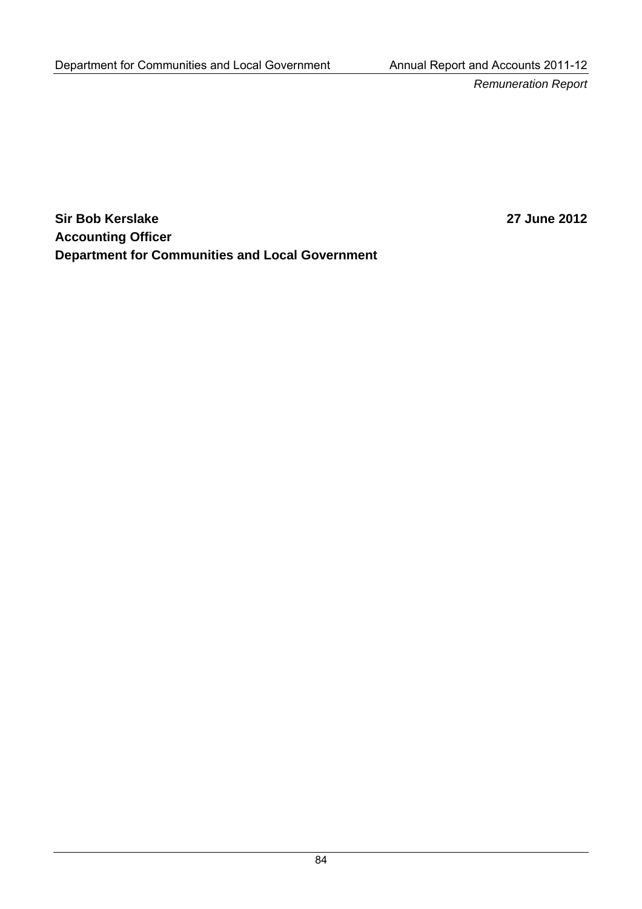**Sir Bob Kerslake** **27 June 2012**
**Accounting Officer**
**Department for Communities and Local Government**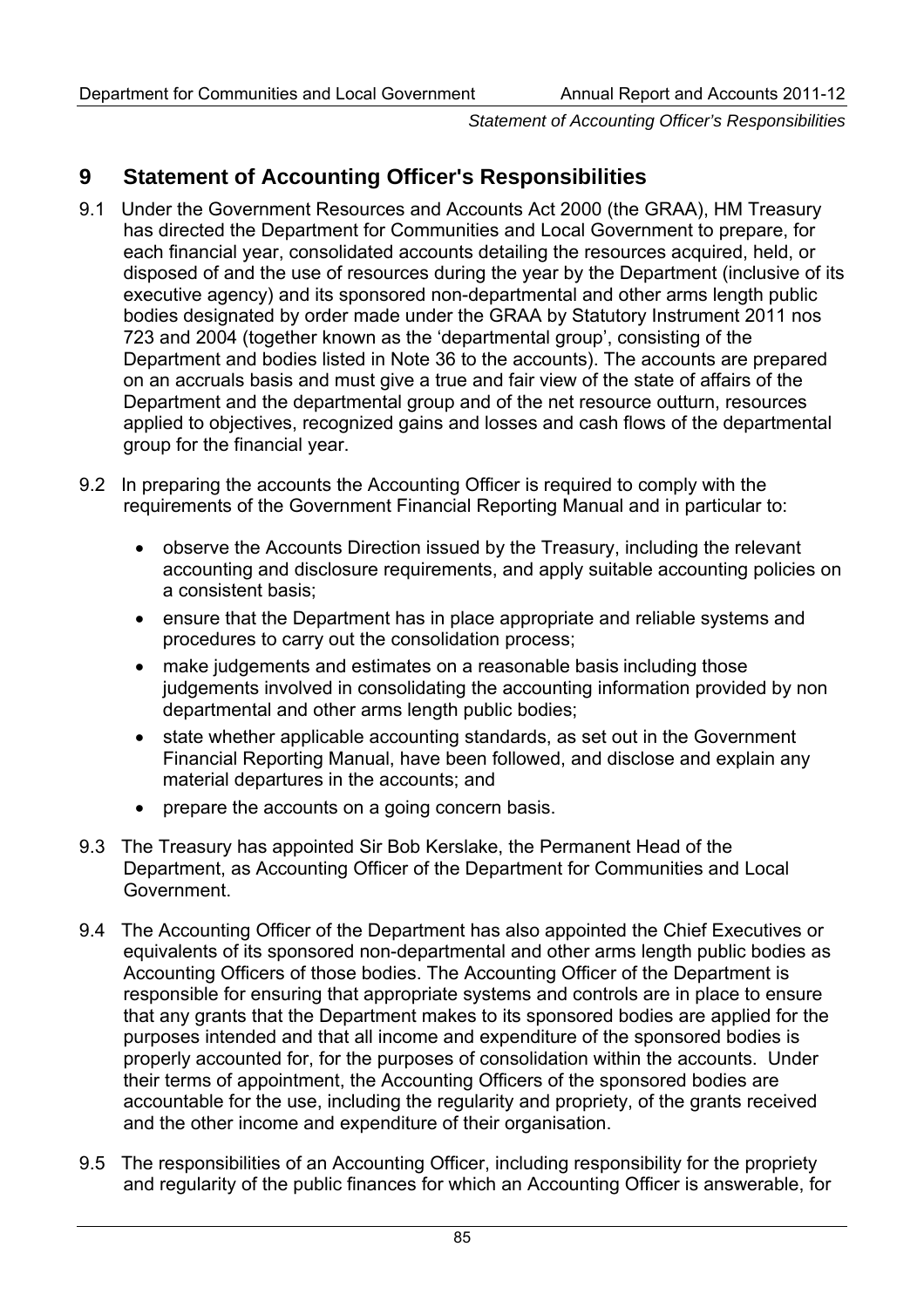## 9 Statement of Accounting Officer's Responsibilities

9.1 Under the Government Resources and Accounts Act 2000 (the GRAA), HM Treasury has directed the Department for Communities and Local Government to prepare, for each financial year, consolidated accounts detailing the resources acquired, held, or disposed of and the use of resources during the year by the Department (inclusive of its executive agency) and its sponsored non-departmental and other arms length public bodies designated by order made under the GRAA by Statutory Instrument 2011 nos 723 and 2004 (together known as the 'departmental group', consisting of the Department and bodies listed in Note 36 to the accounts). The accounts are prepared on an accruals basis and must give a true and fair view of the state of affairs of the Department and the departmental group and of the net resource outturn, resources applied to objectives, recognized gains and losses and cash flows of the departmental group for the financial year.

9.2 In preparing the accounts the Accounting Officer is required to comply with the requirements of the Government Financial Reporting Manual and in particular to:

- observe the Accounts Direction issued by the Treasury, including the relevant accounting and disclosure requirements, and apply suitable accounting policies on a consistent basis;
- ensure that the Department has in place appropriate and reliable systems and procedures to carry out the consolidation process;
- make judgements and estimates on a reasonable basis including those judgements involved in consolidating the accounting information provided by non departmental and other arms length public bodies;
- state whether applicable accounting standards, as set out in the Government Financial Reporting Manual, have been followed, and disclose and explain any material departures in the accounts; and
- prepare the accounts on a going concern basis.

9.3 The Treasury has appointed Sir Bob Kerslake, the Permanent Head of the Department, as Accounting Officer of the Department for Communities and Local Government.

9.4 The Accounting Officer of the Department has also appointed the Chief Executives or equivalents of its sponsored non-departmental and other arms length public bodies as Accounting Officers of those bodies. The Accounting Officer of the Department is responsible for ensuring that appropriate systems and controls are in place to ensure that any grants that the Department makes to its sponsored bodies are applied for the purposes intended and that all income and expenditure of the sponsored bodies is properly accounted for, for the purposes of consolidation within the accounts. Under their terms of appointment, the Accounting Officers of the sponsored bodies are accountable for the use, including the regularity and propriety, of the grants received and the other income and expenditure of their organisation.

9.5 The responsibilities of an Accounting Officer, including responsibility for the propriety and regularity of the public finances for which an Accounting Officer is answerable, for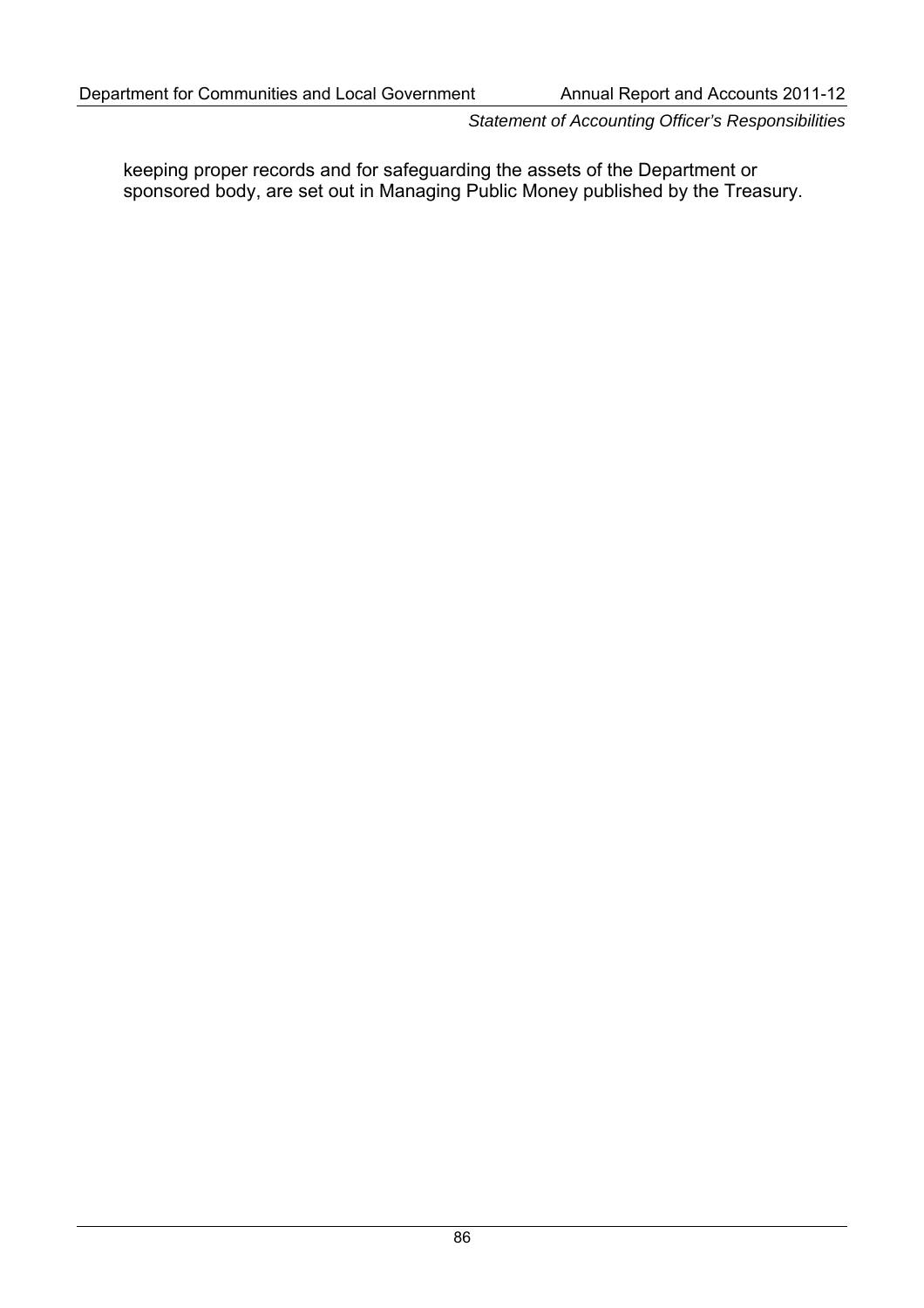keeping proper records and for safeguarding the assets of the Department or sponsored body, are set out in Managing Public Money published by the Treasury.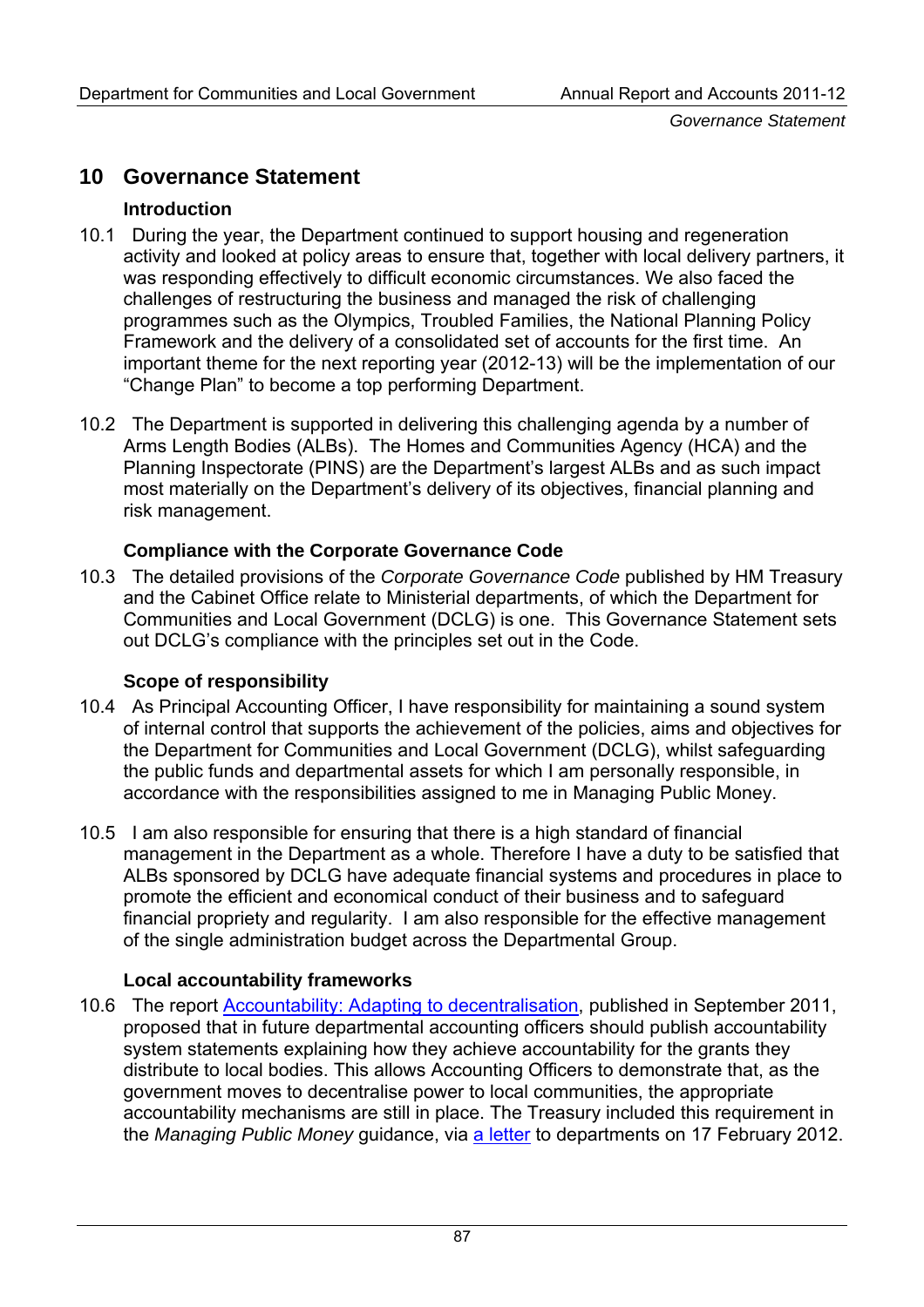## 10 Governance Statement

### Introduction

10.1 During the year, the Department continued to support housing and regeneration activity and looked at policy areas to ensure that, together with local delivery partners, it was responding effectively to difficult economic circumstances. We also faced the challenges of restructuring the business and managed the risk of challenging programmes such as the Olympics, Troubled Families, the National Planning Policy Framework and the delivery of a consolidated set of accounts for the first time. An important theme for the next reporting year (2012-13) will be the implementation of our "Change Plan" to become a top performing Department.

10.2 The Department is supported in delivering this challenging agenda by a number of Arms Length Bodies (ALBs). The Homes and Communities Agency (HCA) and the Planning Inspectorate (PINS) are the Department's largest ALBs and as such impact most materially on the Department's delivery of its objectives, financial planning and risk management.

### Compliance with the Corporate Governance Code

10.3 The detailed provisions of the *Corporate Governance Code* published by HM Treasury and the Cabinet Office relate to Ministerial departments, of which the Department for Communities and Local Government (DCLG) is one. This Governance Statement sets out DCLG's compliance with the principles set out in the Code.

### Scope of responsibility

10.4 As Principal Accounting Officer, I have responsibility for maintaining a sound system of internal control that supports the achievement of the policies, aims and objectives for the Department for Communities and Local Government (DCLG), whilst safeguarding the public funds and departmental assets for which I am personally responsible, in accordance with the responsibilities assigned to me in Managing Public Money.

10.5 I am also responsible for ensuring that there is a high standard of financial management in the Department as a whole. Therefore I have a duty to be satisfied that ALBs sponsored by DCLG have adequate financial systems and procedures in place to promote the efficient and economical conduct of their business and to safeguard financial propriety and regularity. I am also responsible for the effective management of the single administration budget across the Departmental Group.

### Local accountability frameworks

10.6 The report Accountability: Adapting to decentralisation, published in September 2011, proposed that in future departmental accounting officers should publish accountability system statements explaining how they achieve accountability for the grants they distribute to local bodies. This allows Accounting Officers to demonstrate that, as the government moves to decentralise power to local communities, the appropriate accountability mechanisms are still in place. The Treasury included this requirement in the *Managing Public Money* guidance, via a letter to departments on 17 February 2012.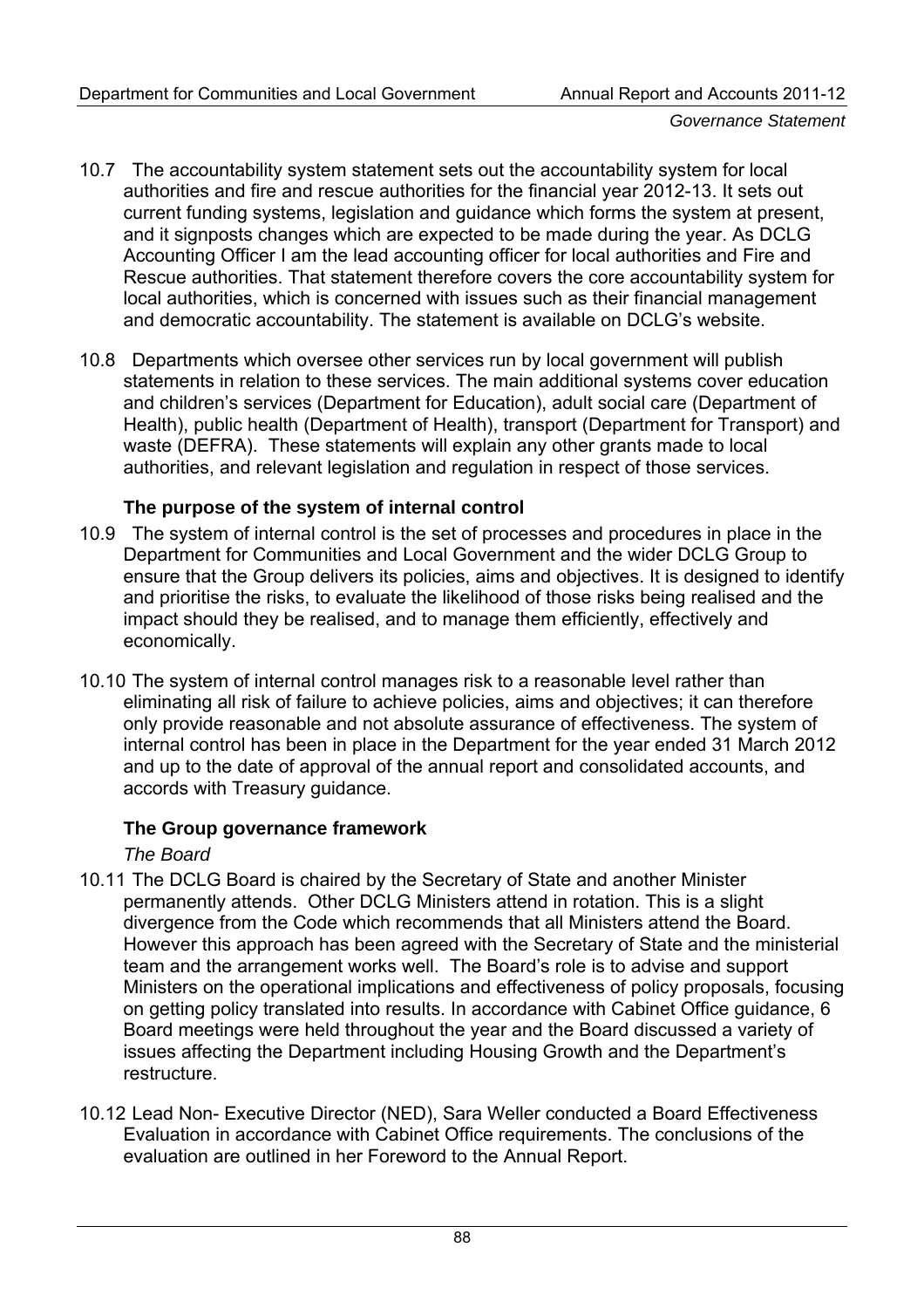10.7 The accountability system statement sets out the accountability system for local authorities and fire and rescue authorities for the financial year 2012-13. It sets out current funding systems, legislation and guidance which forms the system at present, and it signposts changes which are expected to be made during the year. As DCLG Accounting Officer I am the lead accounting officer for local authorities and Fire and Rescue authorities. That statement therefore covers the core accountability system for local authorities, which is concerned with issues such as their financial management and democratic accountability. The statement is available on DCLG's website.

10.8 Departments which oversee other services run by local government will publish statements in relation to these services. The main additional systems cover education and children's services (Department for Education), adult social care (Department of Health), public health (Department of Health), transport (Department for Transport) and waste (DEFRA). These statements will explain any other grants made to local authorities, and relevant legislation and regulation in respect of those services.

### The purpose of the system of internal control

10.9 The system of internal control is the set of processes and procedures in place in the Department for Communities and Local Government and the wider DCLG Group to ensure that the Group delivers its policies, aims and objectives. It is designed to identify and prioritise the risks, to evaluate the likelihood of those risks being realised and the impact should they be realised, and to manage them efficiently, effectively and economically.

10.10 The system of internal control manages risk to a reasonable level rather than eliminating all risk of failure to achieve policies, aims and objectives; it can therefore only provide reasonable and not absolute assurance of effectiveness. The system of internal control has been in place in the Department for the year ended 31 March 2012 and up to the date of approval of the annual report and consolidated accounts, and accords with Treasury guidance.

### The Group governance framework

*The Board*

10.11 The DCLG Board is chaired by the Secretary of State and another Minister permanently attends. Other DCLG Ministers attend in rotation. This is a slight divergence from the Code which recommends that all Ministers attend the Board. However this approach has been agreed with the Secretary of State and the ministerial team and the arrangement works well. The Board's role is to advise and support Ministers on the operational implications and effectiveness of policy proposals, focusing on getting policy translated into results. In accordance with Cabinet Office guidance, 6 Board meetings were held throughout the year and the Board discussed a variety of issues affecting the Department including Housing Growth and the Department's restructure.

10.12 Lead Non- Executive Director (NED), Sara Weller conducted a Board Effectiveness Evaluation in accordance with Cabinet Office requirements. The conclusions of the evaluation are outlined in her Foreword to the Annual Report.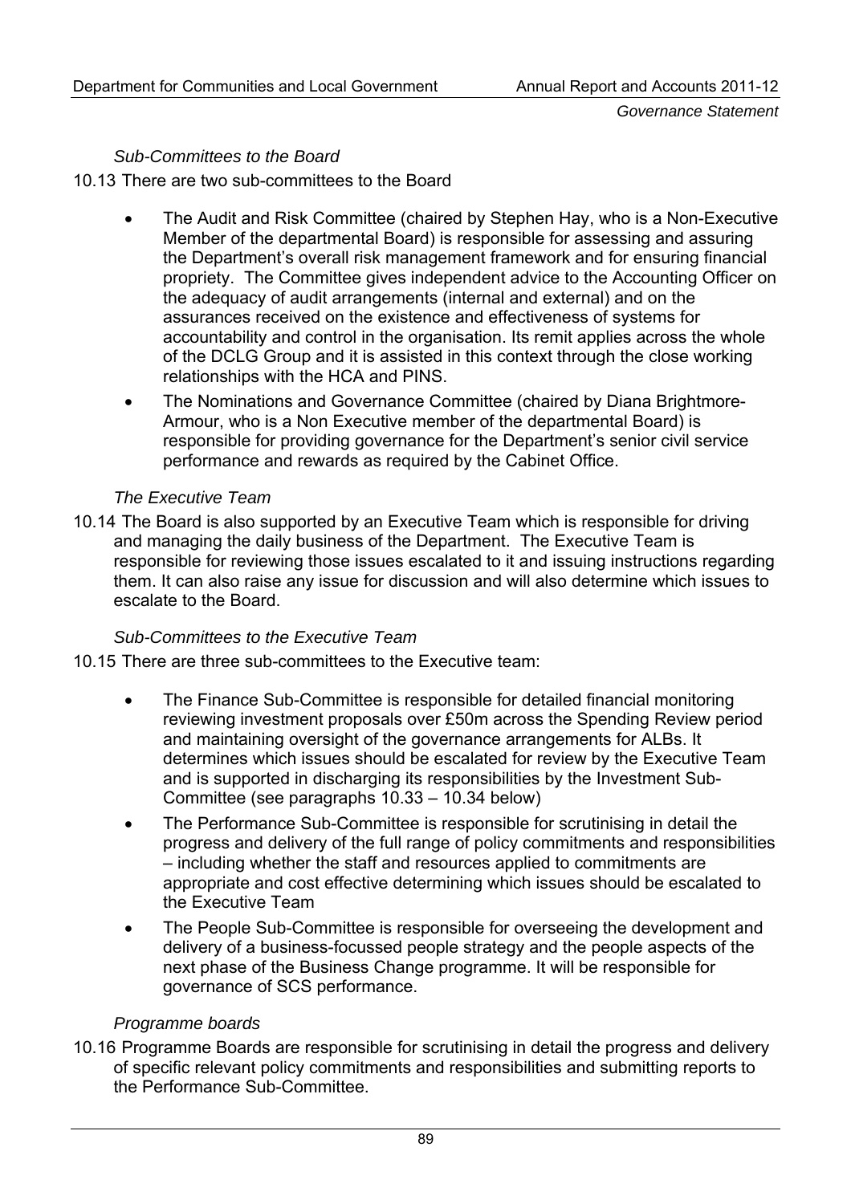*Sub-Committees to the Board*

10.13 There are two sub-committees to the Board

- The Audit and Risk Committee (chaired by Stephen Hay, who is a Non-Executive Member of the departmental Board) is responsible for assessing and assuring the Department's overall risk management framework and for ensuring financial propriety. The Committee gives independent advice to the Accounting Officer on the adequacy of audit arrangements (internal and external) and on the assurances received on the existence and effectiveness of systems for accountability and control in the organisation. Its remit applies across the whole of the DCLG Group and it is assisted in this context through the close working relationships with the HCA and PINS.
- The Nominations and Governance Committee (chaired by Diana Brightmore-Armour, who is a Non Executive member of the departmental Board) is responsible for providing governance for the Department's senior civil service performance and rewards as required by the Cabinet Office.

*The Executive Team*

10.14 The Board is also supported by an Executive Team which is responsible for driving and managing the daily business of the Department. The Executive Team is responsible for reviewing those issues escalated to it and issuing instructions regarding them. It can also raise any issue for discussion and will also determine which issues to escalate to the Board.

*Sub-Committees to the Executive Team*

10.15 There are three sub-committees to the Executive team:

- The Finance Sub-Committee is responsible for detailed financial monitoring reviewing investment proposals over £50m across the Spending Review period and maintaining oversight of the governance arrangements for ALBs. It determines which issues should be escalated for review by the Executive Team and is supported in discharging its responsibilities by the Investment Sub-Committee (see paragraphs 10.33 – 10.34 below)
- The Performance Sub-Committee is responsible for scrutinising in detail the progress and delivery of the full range of policy commitments and responsibilities – including whether the staff and resources applied to commitments are appropriate and cost effective determining which issues should be escalated to the Executive Team
- The People Sub-Committee is responsible for overseeing the development and delivery of a business-focussed people strategy and the people aspects of the next phase of the Business Change programme. It will be responsible for governance of SCS performance.

*Programme boards*

10.16 Programme Boards are responsible for scrutinising in detail the progress and delivery of specific relevant policy commitments and responsibilities and submitting reports to the Performance Sub-Committee.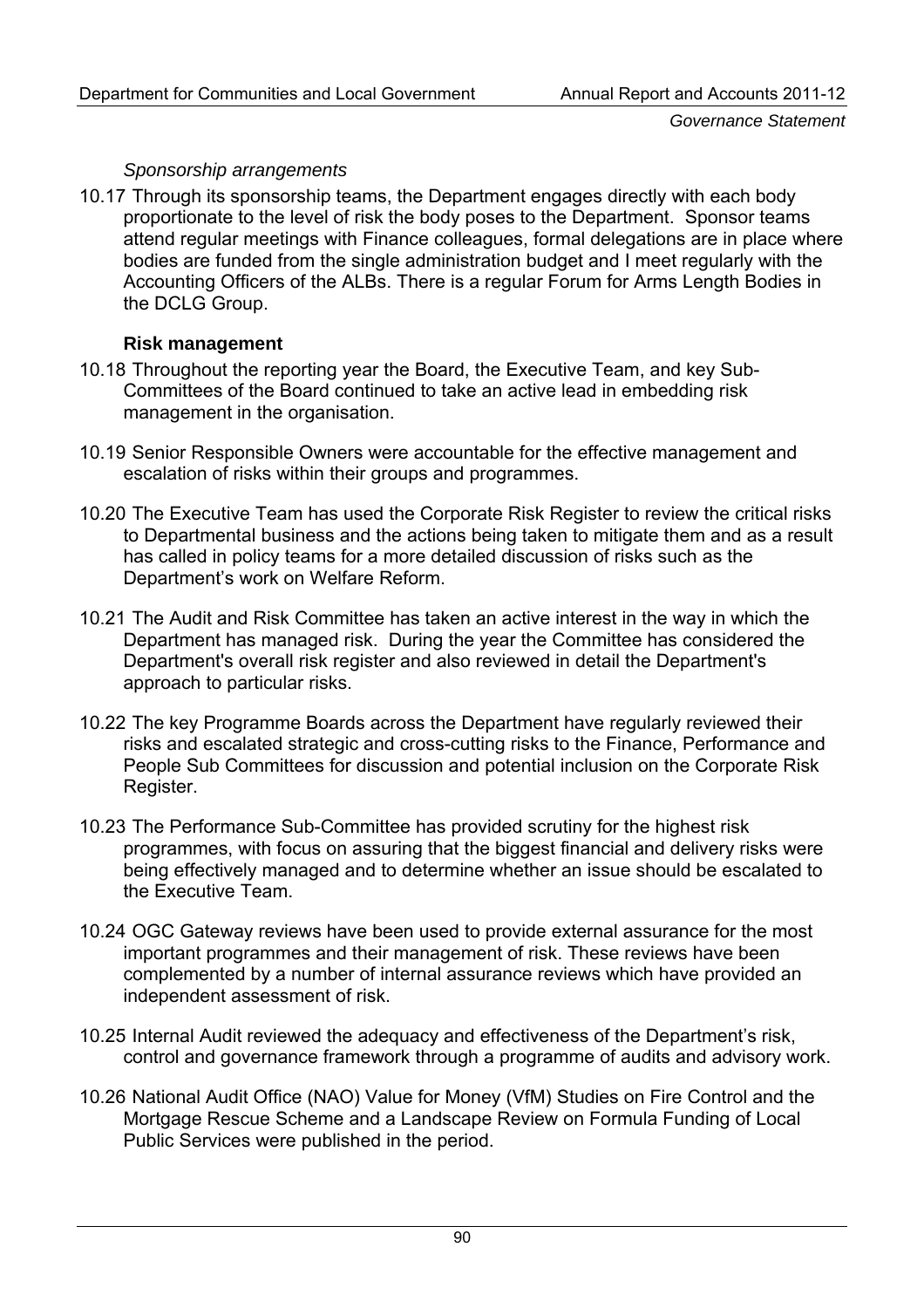*Sponsorship arrangements*

10.17 Through its sponsorship teams, the Department engages directly with each body proportionate to the level of risk the body poses to the Department. Sponsor teams attend regular meetings with Finance colleagues, formal delegations are in place where bodies are funded from the single administration budget and I meet regularly with the Accounting Officers of the ALBs. There is a regular Forum for Arms Length Bodies in the DCLG Group.

**Risk management**

10.18 Throughout the reporting year the Board, the Executive Team, and key Sub-Committees of the Board continued to take an active lead in embedding risk management in the organisation.

10.19 Senior Responsible Owners were accountable for the effective management and escalation of risks within their groups and programmes.

10.20 The Executive Team has used the Corporate Risk Register to review the critical risks to Departmental business and the actions being taken to mitigate them and as a result has called in policy teams for a more detailed discussion of risks such as the Department's work on Welfare Reform.

10.21 The Audit and Risk Committee has taken an active interest in the way in which the Department has managed risk. During the year the Committee has considered the Department's overall risk register and also reviewed in detail the Department's approach to particular risks.

10.22 The key Programme Boards across the Department have regularly reviewed their risks and escalated strategic and cross-cutting risks to the Finance, Performance and People Sub Committees for discussion and potential inclusion on the Corporate Risk Register.

10.23 The Performance Sub-Committee has provided scrutiny for the highest risk programmes, with focus on assuring that the biggest financial and delivery risks were being effectively managed and to determine whether an issue should be escalated to the Executive Team.

10.24 OGC Gateway reviews have been used to provide external assurance for the most important programmes and their management of risk. These reviews have been complemented by a number of internal assurance reviews which have provided an independent assessment of risk.

10.25 Internal Audit reviewed the adequacy and effectiveness of the Department's risk, control and governance framework through a programme of audits and advisory work.

10.26 National Audit Office (NAO) Value for Money (VfM) Studies on Fire Control and the Mortgage Rescue Scheme and a Landscape Review on Formula Funding of Local Public Services were published in the period.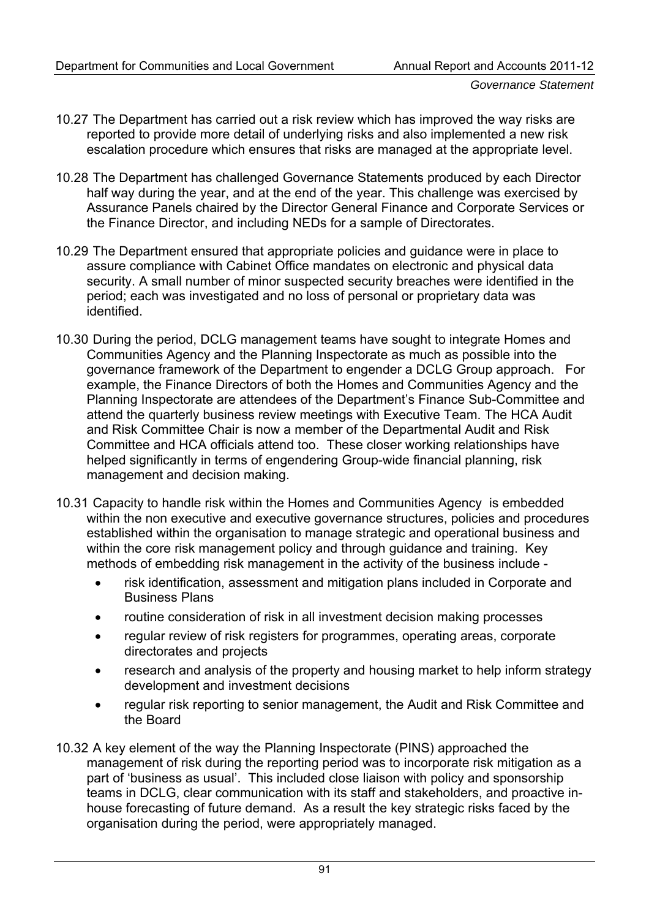10.27 The Department has carried out a risk review which has improved the way risks are reported to provide more detail of underlying risks and also implemented a new risk escalation procedure which ensures that risks are managed at the appropriate level.

10.28 The Department has challenged Governance Statements produced by each Director half way during the year, and at the end of the year. This challenge was exercised by Assurance Panels chaired by the Director General Finance and Corporate Services or the Finance Director, and including NEDs for a sample of Directorates.

10.29 The Department ensured that appropriate policies and guidance were in place to assure compliance with Cabinet Office mandates on electronic and physical data security. A small number of minor suspected security breaches were identified in the period; each was investigated and no loss of personal or proprietary data was identified.

10.30 During the period, DCLG management teams have sought to integrate Homes and Communities Agency and the Planning Inspectorate as much as possible into the governance framework of the Department to engender a DCLG Group approach. For example, the Finance Directors of both the Homes and Communities Agency and the Planning Inspectorate are attendees of the Department's Finance Sub-Committee and attend the quarterly business review meetings with Executive Team. The HCA Audit and Risk Committee Chair is now a member of the Departmental Audit and Risk Committee and HCA officials attend too. These closer working relationships have helped significantly in terms of engendering Group-wide financial planning, risk management and decision making.

10.31 Capacity to handle risk within the Homes and Communities Agency is embedded within the non executive and executive governance structures, policies and procedures established within the organisation to manage strategic and operational business and within the core risk management policy and through guidance and training. Key methods of embedding risk management in the activity of the business include -

- risk identification, assessment and mitigation plans included in Corporate and Business Plans
- routine consideration of risk in all investment decision making processes
- regular review of risk registers for programmes, operating areas, corporate directorates and projects
- research and analysis of the property and housing market to help inform strategy development and investment decisions
- regular risk reporting to senior management, the Audit and Risk Committee and the Board

10.32 A key element of the way the Planning Inspectorate (PINS) approached the management of risk during the reporting period was to incorporate risk mitigation as a part of 'business as usual'. This included close liaison with policy and sponsorship teams in DCLG, clear communication with its staff and stakeholders, and proactive in-house forecasting of future demand. As a result the key strategic risks faced by the organisation during the period, were appropriately managed.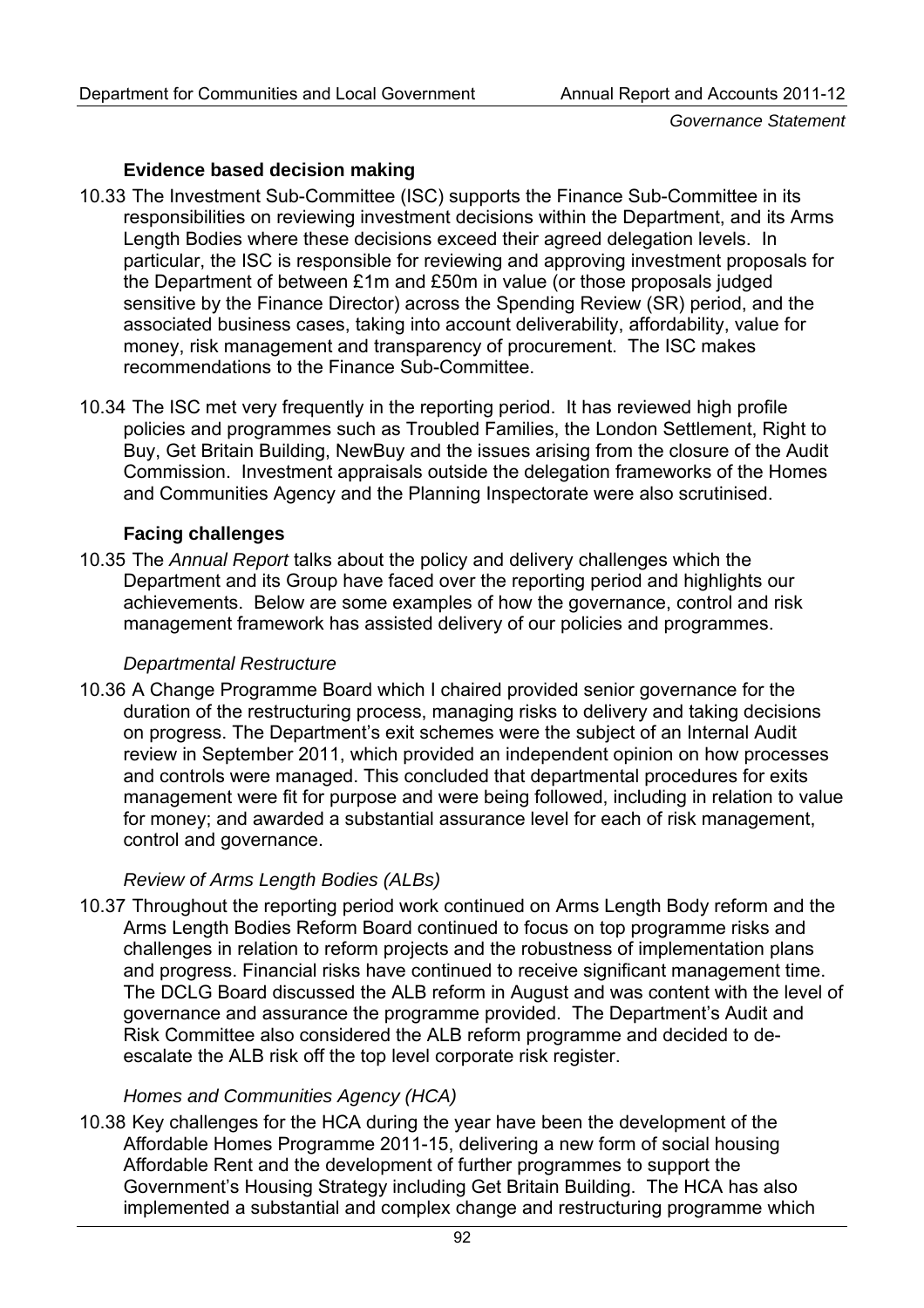### Evidence based decision making

10.33 The Investment Sub-Committee (ISC) supports the Finance Sub-Committee in its responsibilities on reviewing investment decisions within the Department, and its Arms Length Bodies where these decisions exceed their agreed delegation levels. In particular, the ISC is responsible for reviewing and approving investment proposals for the Department of between £1m and £50m in value (or those proposals judged sensitive by the Finance Director) across the Spending Review (SR) period, and the associated business cases, taking into account deliverability, affordability, value for money, risk management and transparency of procurement. The ISC makes recommendations to the Finance Sub-Committee.

10.34 The ISC met very frequently in the reporting period. It has reviewed high profile policies and programmes such as Troubled Families, the London Settlement, Right to Buy, Get Britain Building, NewBuy and the issues arising from the closure of the Audit Commission. Investment appraisals outside the delegation frameworks of the Homes and Communities Agency and the Planning Inspectorate were also scrutinised.

### Facing challenges

10.35 The *Annual Report* talks about the policy and delivery challenges which the Department and its Group have faced over the reporting period and highlights our achievements. Below are some examples of how the governance, control and risk management framework has assisted delivery of our policies and programmes.

*Departmental Restructure*

10.36 A Change Programme Board which I chaired provided senior governance for the duration of the restructuring process, managing risks to delivery and taking decisions on progress. The Department's exit schemes were the subject of an Internal Audit review in September 2011, which provided an independent opinion on how processes and controls were managed. This concluded that departmental procedures for exits management were fit for purpose and were being followed, including in relation to value for money; and awarded a substantial assurance level for each of risk management, control and governance.

*Review of Arms Length Bodies (ALBs)*

10.37 Throughout the reporting period work continued on Arms Length Body reform and the Arms Length Bodies Reform Board continued to focus on top programme risks and challenges in relation to reform projects and the robustness of implementation plans and progress. Financial risks have continued to receive significant management time. The DCLG Board discussed the ALB reform in August and was content with the level of governance and assurance the programme provided. The Department's Audit and Risk Committee also considered the ALB reform programme and decided to de-escalate the ALB risk off the top level corporate risk register.

*Homes and Communities Agency (HCA)*

10.38 Key challenges for the HCA during the year have been the development of the Affordable Homes Programme 2011-15, delivering a new form of social housing Affordable Rent and the development of further programmes to support the Government's Housing Strategy including Get Britain Building. The HCA has also implemented a substantial and complex change and restructuring programme which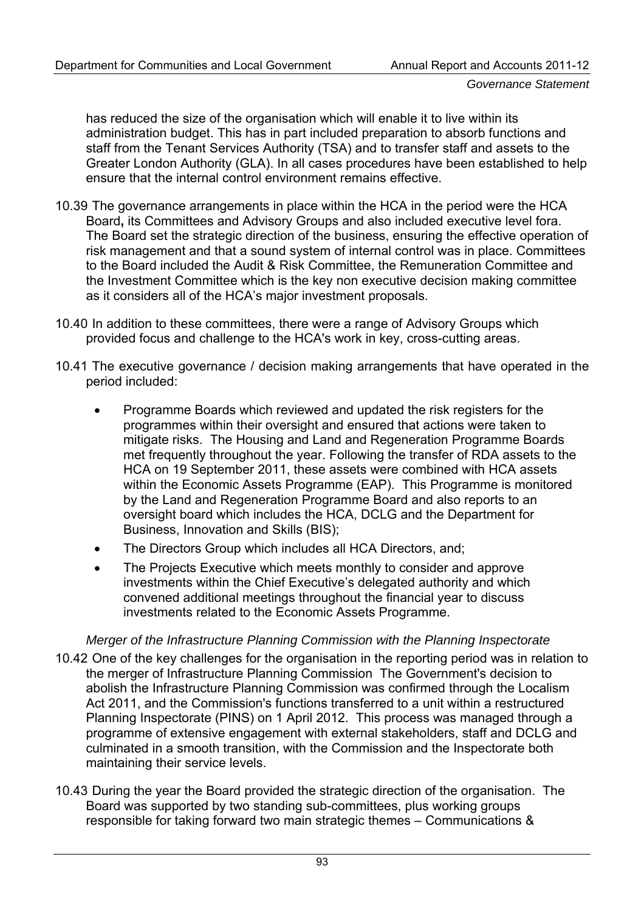has reduced the size of the organisation which will enable it to live within its administration budget. This has in part included preparation to absorb functions and staff from the Tenant Services Authority (TSA) and to transfer staff and assets to the Greater London Authority (GLA). In all cases procedures have been established to help ensure that the internal control environment remains effective.

10.39 The governance arrangements in place within the HCA in the period were the HCA Board**,** its Committees and Advisory Groups and also included executive level fora. The Board set the strategic direction of the business, ensuring the effective operation of risk management and that a sound system of internal control was in place. Committees to the Board included the Audit & Risk Committee, the Remuneration Committee and the Investment Committee which is the key non executive decision making committee as it considers all of the HCA's major investment proposals.

10.40 In addition to these committees, there were a range of Advisory Groups which provided focus and challenge to the HCA's work in key, cross-cutting areas.

10.41 The executive governance / decision making arrangements that have operated in the period included:

- Programme Boards which reviewed and updated the risk registers for the programmes within their oversight and ensured that actions were taken to mitigate risks. The Housing and Land and Regeneration Programme Boards met frequently throughout the year. Following the transfer of RDA assets to the HCA on 19 September 2011, these assets were combined with HCA assets within the Economic Assets Programme (EAP). This Programme is monitored by the Land and Regeneration Programme Board and also reports to an oversight board which includes the HCA, DCLG and the Department for Business, Innovation and Skills (BIS);
- The Directors Group which includes all HCA Directors, and;
- The Projects Executive which meets monthly to consider and approve investments within the Chief Executive's delegated authority and which convened additional meetings throughout the financial year to discuss investments related to the Economic Assets Programme.

*Merger of the Infrastructure Planning Commission with the Planning Inspectorate*

10.42 One of the key challenges for the organisation in the reporting period was in relation to the merger of Infrastructure Planning Commission The Government's decision to abolish the Infrastructure Planning Commission was confirmed through the Localism Act 2011, and the Commission's functions transferred to a unit within a restructured Planning Inspectorate (PINS) on 1 April 2012. This process was managed through a programme of extensive engagement with external stakeholders, staff and DCLG and culminated in a smooth transition, with the Commission and the Inspectorate both maintaining their service levels.

10.43 During the year the Board provided the strategic direction of the organisation. The Board was supported by two standing sub-committees, plus working groups responsible for taking forward two main strategic themes – Communications &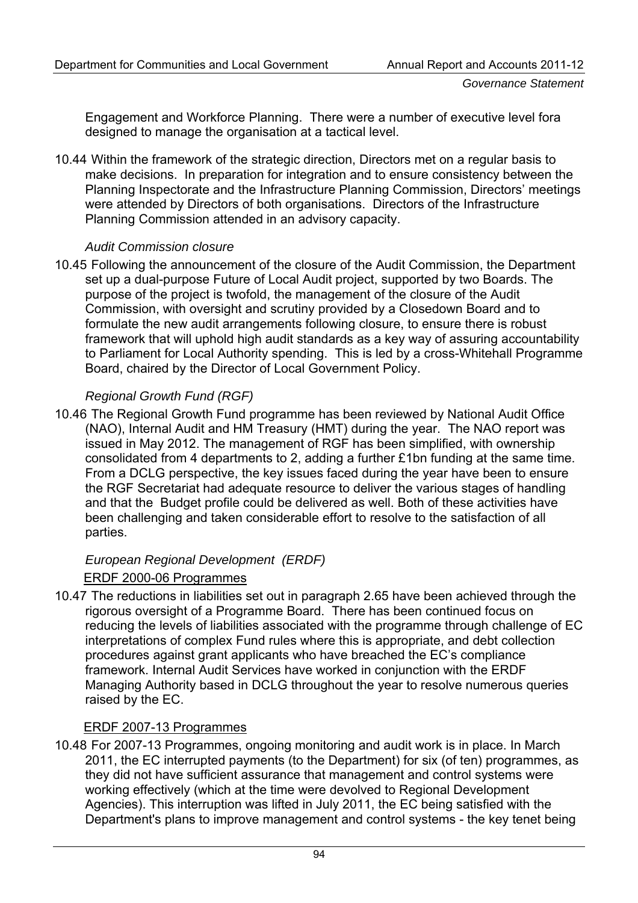Engagement and Workforce Planning. There were a number of executive level fora designed to manage the organisation at a tactical level.

10.44 Within the framework of the strategic direction, Directors met on a regular basis to make decisions. In preparation for integration and to ensure consistency between the Planning Inspectorate and the Infrastructure Planning Commission, Directors' meetings were attended by Directors of both organisations. Directors of the Infrastructure Planning Commission attended in an advisory capacity.

*Audit Commission closure*

10.45 Following the announcement of the closure of the Audit Commission, the Department set up a dual-purpose Future of Local Audit project, supported by two Boards. The purpose of the project is twofold, the management of the closure of the Audit Commission, with oversight and scrutiny provided by a Closedown Board and to formulate the new audit arrangements following closure, to ensure there is robust framework that will uphold high audit standards as a key way of assuring accountability to Parliament for Local Authority spending. This is led by a cross-Whitehall Programme Board, chaired by the Director of Local Government Policy.

*Regional Growth Fund (RGF)*

10.46 The Regional Growth Fund programme has been reviewed by National Audit Office (NAO), Internal Audit and HM Treasury (HMT) during the year. The NAO report was issued in May 2012. The management of RGF has been simplified, with ownership consolidated from 4 departments to 2, adding a further £1bn funding at the same time. From a DCLG perspective, the key issues faced during the year have been to ensure the RGF Secretariat had adequate resource to deliver the various stages of handling and that the Budget profile could be delivered as well. Both of these activities have been challenging and taken considerable effort to resolve to the satisfaction of all parties.

*European Regional Development (ERDF)*

<u>ERDF 2000-06 Programmes</u>

10.47 The reductions in liabilities set out in paragraph 2.65 have been achieved through the rigorous oversight of a Programme Board. There has been continued focus on reducing the levels of liabilities associated with the programme through challenge of EC interpretations of complex Fund rules where this is appropriate, and debt collection procedures against grant applicants who have breached the EC's compliance framework. Internal Audit Services have worked in conjunction with the ERDF Managing Authority based in DCLG throughout the year to resolve numerous queries raised by the EC.

<u>ERDF 2007-13 Programmes</u>

10.48 For 2007-13 Programmes, ongoing monitoring and audit work is in place. In March 2011, the EC interrupted payments (to the Department) for six (of ten) programmes, as they did not have sufficient assurance that management and control systems were working effectively (which at the time were devolved to Regional Development Agencies). This interruption was lifted in July 2011, the EC being satisfied with the Department's plans to improve management and control systems - the key tenet being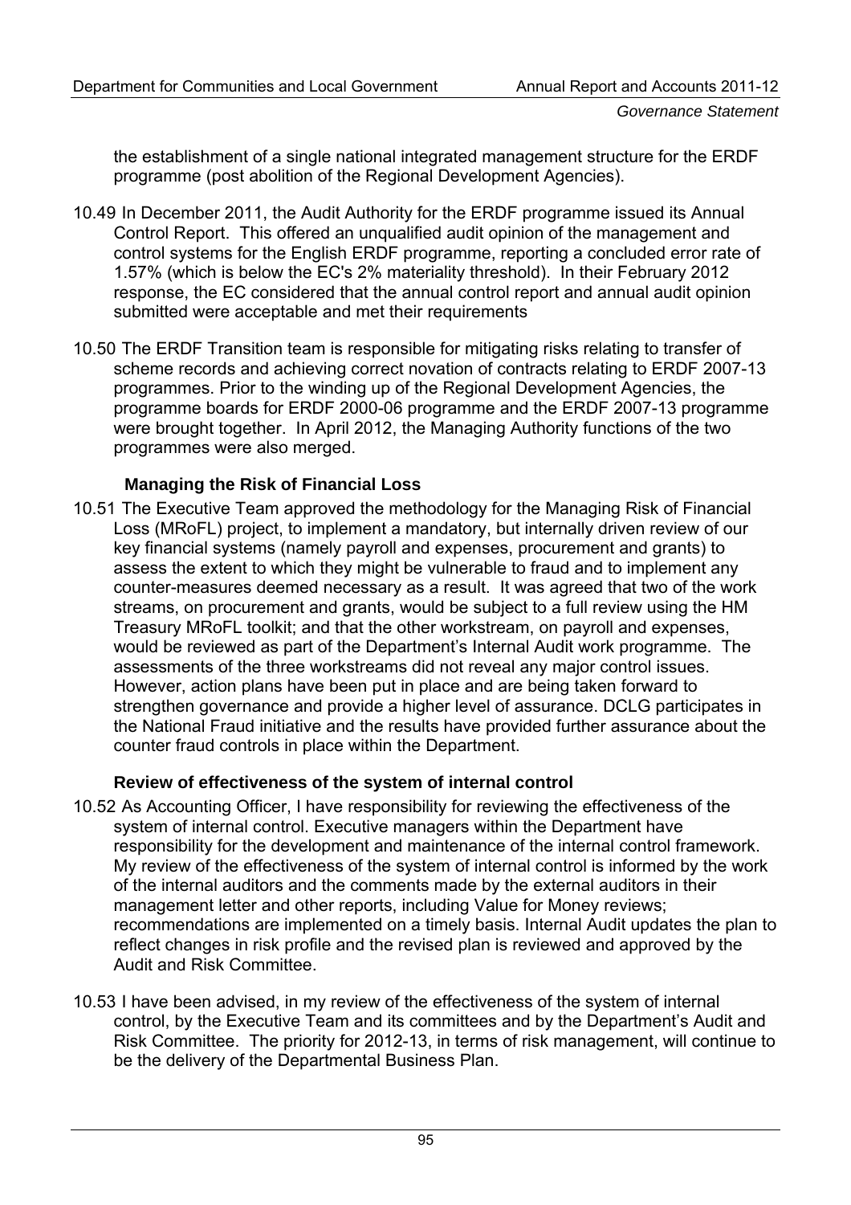the establishment of a single national integrated management structure for the ERDF programme (post abolition of the Regional Development Agencies).

10.49 In December 2011, the Audit Authority for the ERDF programme issued its Annual Control Report. This offered an unqualified audit opinion of the management and control systems for the English ERDF programme, reporting a concluded error rate of 1.57% (which is below the EC's 2% materiality threshold). In their February 2012 response, the EC considered that the annual control report and annual audit opinion submitted were acceptable and met their requirements

10.50 The ERDF Transition team is responsible for mitigating risks relating to transfer of scheme records and achieving correct novation of contracts relating to ERDF 2007-13 programmes. Prior to the winding up of the Regional Development Agencies, the programme boards for ERDF 2000-06 programme and the ERDF 2007-13 programme were brought together. In April 2012, the Managing Authority functions of the two programmes were also merged.

### Managing the Risk of Financial Loss

10.51 The Executive Team approved the methodology for the Managing Risk of Financial Loss (MRoFL) project, to implement a mandatory, but internally driven review of our key financial systems (namely payroll and expenses, procurement and grants) to assess the extent to which they might be vulnerable to fraud and to implement any counter-measures deemed necessary as a result. It was agreed that two of the work streams, on procurement and grants, would be subject to a full review using the HM Treasury MRoFL toolkit; and that the other workstream, on payroll and expenses, would be reviewed as part of the Department's Internal Audit work programme. The assessments of the three workstreams did not reveal any major control issues. However, action plans have been put in place and are being taken forward to strengthen governance and provide a higher level of assurance. DCLG participates in the National Fraud initiative and the results have provided further assurance about the counter fraud controls in place within the Department.

### Review of effectiveness of the system of internal control

10.52 As Accounting Officer, I have responsibility for reviewing the effectiveness of the system of internal control. Executive managers within the Department have responsibility for the development and maintenance of the internal control framework. My review of the effectiveness of the system of internal control is informed by the work of the internal auditors and the comments made by the external auditors in their management letter and other reports, including Value for Money reviews; recommendations are implemented on a timely basis. Internal Audit updates the plan to reflect changes in risk profile and the revised plan is reviewed and approved by the Audit and Risk Committee.

10.53 I have been advised, in my review of the effectiveness of the system of internal control, by the Executive Team and its committees and by the Department's Audit and Risk Committee. The priority for 2012-13, in terms of risk management, will continue to be the delivery of the Departmental Business Plan.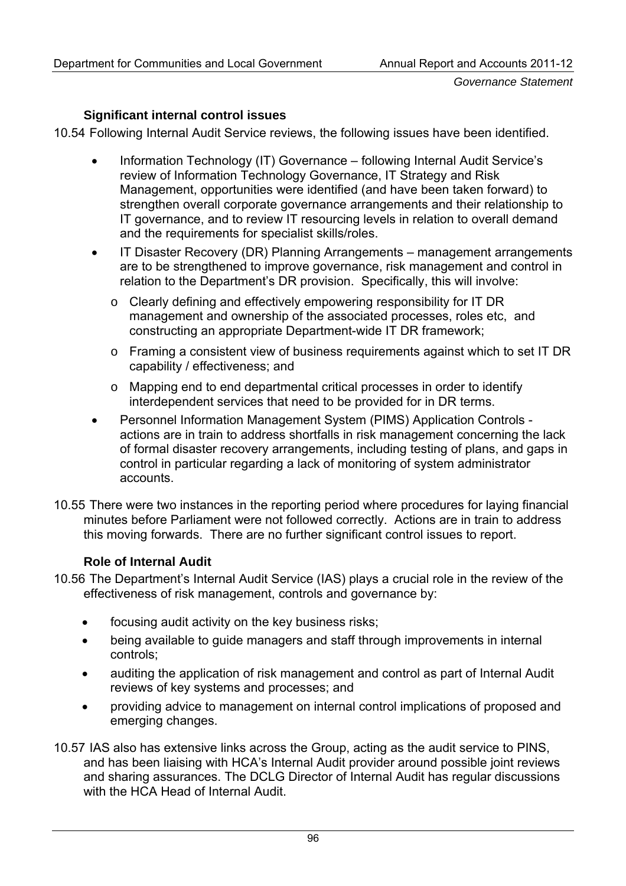### Significant internal control issues

10.54 Following Internal Audit Service reviews, the following issues have been identified.

- Information Technology (IT) Governance – following Internal Audit Service's review of Information Technology Governance, IT Strategy and Risk Management, opportunities were identified (and have been taken forward) to strengthen overall corporate governance arrangements and their relationship to IT governance, and to review IT resourcing levels in relation to overall demand and the requirements for specialist skills/roles.
- IT Disaster Recovery (DR) Planning Arrangements – management arrangements are to be strengthened to improve governance, risk management and control in relation to the Department's DR provision. Specifically, this will involve:
  - Clearly defining and effectively empowering responsibility for IT DR management and ownership of the associated processes, roles etc, and constructing an appropriate Department-wide IT DR framework;
  - Framing a consistent view of business requirements against which to set IT DR capability / effectiveness; and
  - Mapping end to end departmental critical processes in order to identify interdependent services that need to be provided for in DR terms.
- Personnel Information Management System (PIMS) Application Controls - actions are in train to address shortfalls in risk management concerning the lack of formal disaster recovery arrangements, including testing of plans, and gaps in control in particular regarding a lack of monitoring of system administrator accounts.

10.55 There were two instances in the reporting period where procedures for laying financial minutes before Parliament were not followed correctly. Actions are in train to address this moving forwards. There are no further significant control issues to report.

### Role of Internal Audit

10.56 The Department's Internal Audit Service (IAS) plays a crucial role in the review of the effectiveness of risk management, controls and governance by:

- focusing audit activity on the key business risks;
- being available to guide managers and staff through improvements in internal controls;
- auditing the application of risk management and control as part of Internal Audit reviews of key systems and processes; and
- providing advice to management on internal control implications of proposed and emerging changes.

10.57 IAS also has extensive links across the Group, acting as the audit service to PINS, and has been liaising with HCA's Internal Audit provider around possible joint reviews and sharing assurances. The DCLG Director of Internal Audit has regular discussions with the HCA Head of Internal Audit.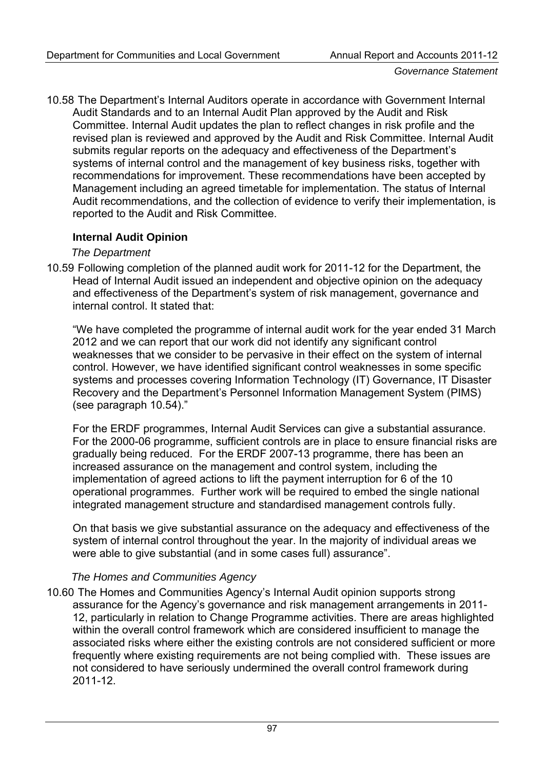10.58 The Department's Internal Auditors operate in accordance with Government Internal Audit Standards and to an Internal Audit Plan approved by the Audit and Risk Committee. Internal Audit updates the plan to reflect changes in risk profile and the revised plan is reviewed and approved by the Audit and Risk Committee. Internal Audit submits regular reports on the adequacy and effectiveness of the Department's systems of internal control and the management of key business risks, together with recommendations for improvement. These recommendations have been accepted by Management including an agreed timetable for implementation. The status of Internal Audit recommendations, and the collection of evidence to verify their implementation, is reported to the Audit and Risk Committee.

### Internal Audit Opinion

*The Department*

10.59 Following completion of the planned audit work for 2011-12 for the Department, the Head of Internal Audit issued an independent and objective opinion on the adequacy and effectiveness of the Department's system of risk management, governance and internal control. It stated that:

"We have completed the programme of internal audit work for the year ended 31 March 2012 and we can report that our work did not identify any significant control weaknesses that we consider to be pervasive in their effect on the system of internal control. However, we have identified significant control weaknesses in some specific systems and processes covering Information Technology (IT) Governance, IT Disaster Recovery and the Department's Personnel Information Management System (PIMS) (see paragraph 10.54)."

For the ERDF programmes, Internal Audit Services can give a substantial assurance. For the 2000-06 programme, sufficient controls are in place to ensure financial risks are gradually being reduced. For the ERDF 2007-13 programme, there has been an increased assurance on the management and control system, including the implementation of agreed actions to lift the payment interruption for 6 of the 10 operational programmes. Further work will be required to embed the single national integrated management structure and standardised management controls fully.

On that basis we give substantial assurance on the adequacy and effectiveness of the system of internal control throughout the year. In the majority of individual areas we were able to give substantial (and in some cases full) assurance".

*The Homes and Communities Agency*

10.60 The Homes and Communities Agency's Internal Audit opinion supports strong assurance for the Agency's governance and risk management arrangements in 2011-12, particularly in relation to Change Programme activities. There are areas highlighted within the overall control framework which are considered insufficient to manage the associated risks where either the existing controls are not considered sufficient or more frequently where existing requirements are not being complied with. These issues are not considered to have seriously undermined the overall control framework during 2011-12.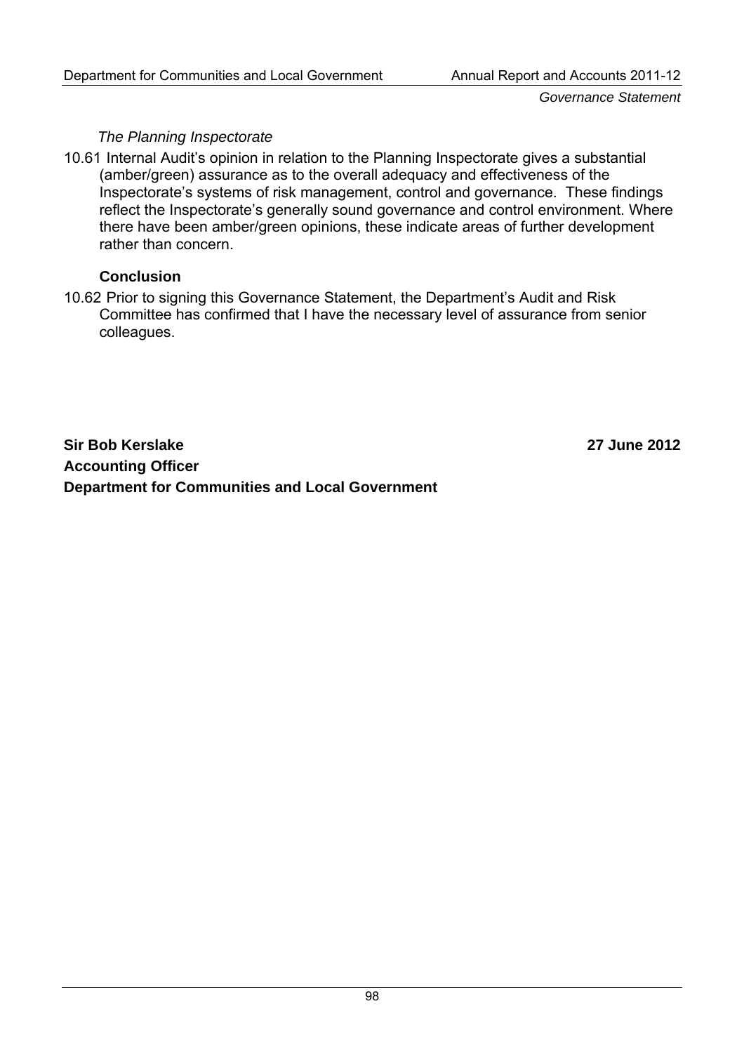*The Planning Inspectorate*

10.61 Internal Audit's opinion in relation to the Planning Inspectorate gives a substantial (amber/green) assurance as to the overall adequacy and effectiveness of the Inspectorate's systems of risk management, control and governance. These findings reflect the Inspectorate's generally sound governance and control environment. Where there have been amber/green opinions, these indicate areas of further development rather than concern.

**Conclusion**

10.62 Prior to signing this Governance Statement, the Department's Audit and Risk Committee has confirmed that I have the necessary level of assurance from senior colleagues.

**Sir Bob Kerslake** **27 June 2012**
**Accounting Officer**
**Department for Communities and Local Government**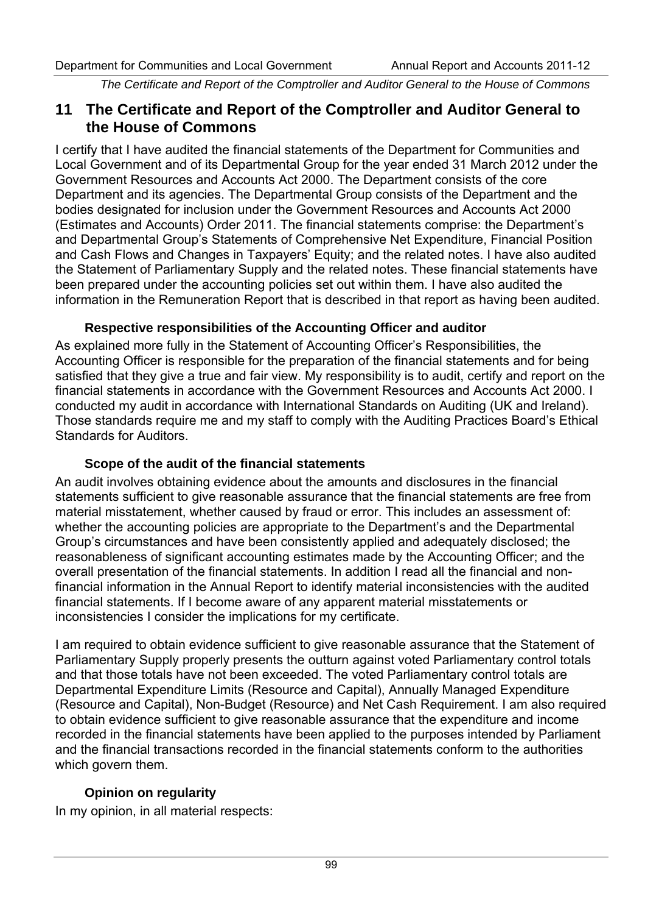## 11 The Certificate and Report of the Comptroller and Auditor General to the House of Commons

I certify that I have audited the financial statements of the Department for Communities and Local Government and of its Departmental Group for the year ended 31 March 2012 under the Government Resources and Accounts Act 2000. The Department consists of the core Department and its agencies. The Departmental Group consists of the Department and the bodies designated for inclusion under the Government Resources and Accounts Act 2000 (Estimates and Accounts) Order 2011. The financial statements comprise: the Department's and Departmental Group's Statements of Comprehensive Net Expenditure, Financial Position and Cash Flows and Changes in Taxpayers' Equity; and the related notes. I have also audited the Statement of Parliamentary Supply and the related notes. These financial statements have been prepared under the accounting policies set out within them. I have also audited the information in the Remuneration Report that is described in that report as having been audited.

### Respective responsibilities of the Accounting Officer and auditor

As explained more fully in the Statement of Accounting Officer's Responsibilities, the Accounting Officer is responsible for the preparation of the financial statements and for being satisfied that they give a true and fair view. My responsibility is to audit, certify and report on the financial statements in accordance with the Government Resources and Accounts Act 2000. I conducted my audit in accordance with International Standards on Auditing (UK and Ireland). Those standards require me and my staff to comply with the Auditing Practices Board's Ethical Standards for Auditors.

### Scope of the audit of the financial statements

An audit involves obtaining evidence about the amounts and disclosures in the financial statements sufficient to give reasonable assurance that the financial statements are free from material misstatement, whether caused by fraud or error. This includes an assessment of: whether the accounting policies are appropriate to the Department's and the Departmental Group's circumstances and have been consistently applied and adequately disclosed; the reasonableness of significant accounting estimates made by the Accounting Officer; and the overall presentation of the financial statements. In addition I read all the financial and non-financial information in the Annual Report to identify material inconsistencies with the audited financial statements. If I become aware of any apparent material misstatements or inconsistencies I consider the implications for my certificate.

I am required to obtain evidence sufficient to give reasonable assurance that the Statement of Parliamentary Supply properly presents the outturn against voted Parliamentary control totals and that those totals have not been exceeded. The voted Parliamentary control totals are Departmental Expenditure Limits (Resource and Capital), Annually Managed Expenditure (Resource and Capital), Non-Budget (Resource) and Net Cash Requirement. I am also required to obtain evidence sufficient to give reasonable assurance that the expenditure and income recorded in the financial statements have been applied to the purposes intended by Parliament and the financial transactions recorded in the financial statements conform to the authorities which govern them.

### Opinion on regularity

In my opinion, in all material respects: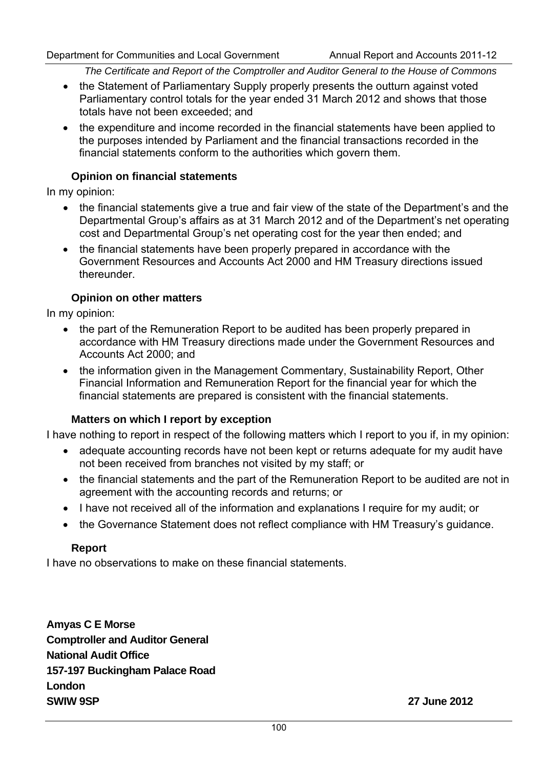- the Statement of Parliamentary Supply properly presents the outturn against voted Parliamentary control totals for the year ended 31 March 2012 and shows that those totals have not been exceeded; and
- the expenditure and income recorded in the financial statements have been applied to the purposes intended by Parliament and the financial transactions recorded in the financial statements conform to the authorities which govern them.

### Opinion on financial statements

In my opinion:

- the financial statements give a true and fair view of the state of the Department's and the Departmental Group's affairs as at 31 March 2012 and of the Department's net operating cost and Departmental Group's net operating cost for the year then ended; and
- the financial statements have been properly prepared in accordance with the Government Resources and Accounts Act 2000 and HM Treasury directions issued thereunder.

### Opinion on other matters

In my opinion:

- the part of the Remuneration Report to be audited has been properly prepared in accordance with HM Treasury directions made under the Government Resources and Accounts Act 2000; and
- the information given in the Management Commentary, Sustainability Report, Other Financial Information and Remuneration Report for the financial year for which the financial statements are prepared is consistent with the financial statements.

### Matters on which I report by exception

I have nothing to report in respect of the following matters which I report to you if, in my opinion:

- adequate accounting records have not been kept or returns adequate for my audit have not been received from branches not visited by my staff; or
- the financial statements and the part of the Remuneration Report to be audited are not in agreement with the accounting records and returns; or
- I have not received all of the information and explanations I require for my audit; or
- the Governance Statement does not reflect compliance with HM Treasury's guidance.

### Report

I have no observations to make on these financial statements.

**Amyas C E Morse**
**Comptroller and Auditor General**
**National Audit Office**
**157-197 Buckingham Palace Road**
**London**
**SWIW 9SP**

**27 June 2012**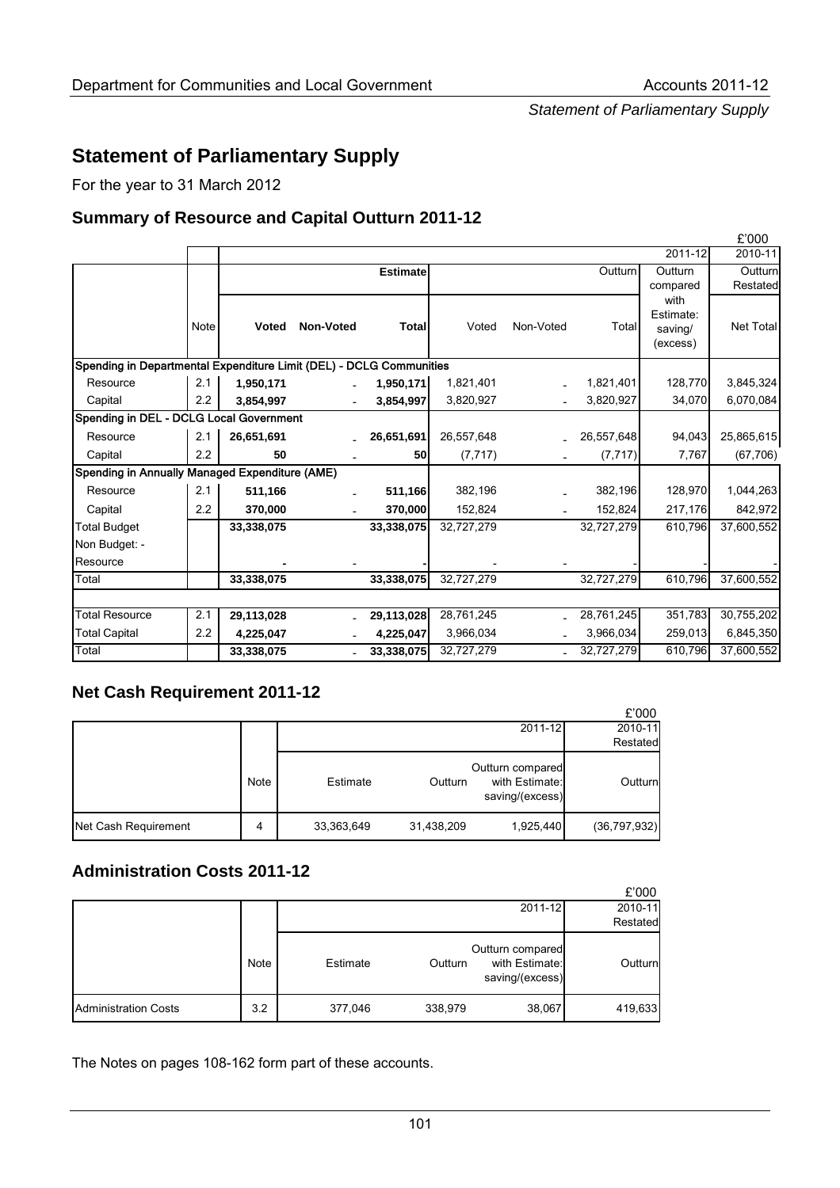# Statement of Parliamentary Supply

For the year to 31 March 2012

## Summary of Resource and Capital Outturn 2011-12

£'000

| | | Estimate | | | Outturn | | | 2011-12 | 2010-11 |
|---|---|---|---|---|---|---|---|---|---|
| | Note | **Voted** | **Non-Voted** | **Total** | Voted | Non-Voted | Total | Outturn compared with Estimate: saving/ (excess) | Outturn Restated Net Total |
| **Spending in Departmental Expenditure Limit (DEL) - DCLG Communities** | | | | | | | | | |
| Resource | 2.1 | **1,950,171** | - | **1,950,171** | 1,821,401 | - | 1,821,401 | 128,770 | 3,845,324 |
| Capital | 2.2 | **3,854,997** | - | **3,854,997** | 3,820,927 | - | 3,820,927 | 34,070 | 6,070,084 |
| **Spending in DEL - DCLG Local Government** | | | | | | | | | |
| Resource | 2.1 | **26,651,691** | - | **26,651,691** | 26,557,648 | - | 26,557,648 | 94,043 | 25,865,615 |
| Capital | 2.2 | **50** | - | **50** | (7,717) | - | (7,717) | 7,767 | (67,706) |
| **Spending in Annually Managed Expenditure (AME)** | | | | | | | | | |
| Resource | 2.1 | **511,166** | - | **511,166** | 382,196 | - | 382,196 | 128,970 | 1,044,263 |
| Capital | 2.2 | **370,000** | - | **370,000** | 152,824 | - | 152,824 | 217,176 | 842,972 |
| Total Budget | | **33,338,075** | | **33,338,075** | 32,727,279 | | 32,727,279 | 610,796 | 37,600,552 |
| Non Budget: - | | | | | | | | | |
| Resource | | **-** | - | **-** | - | - | - | - | - |
| Total | | **33,338,075** | | **33,338,075** | 32,727,279 | | 32,727,279 | 610,796 | 37,600,552 |
| | | | | | | | | | |
| Total Resource | 2.1 | **29,113,028** | - | **29,113,028** | 28,761,245 | - | 28,761,245 | 351,783 | 30,755,202 |
| Total Capital | 2.2 | **4,225,047** | - | **4,225,047** | 3,966,034 | - | 3,966,034 | 259,013 | 6,845,350 |
| Total | | **33,338,075** | - | **33,338,075** | 32,727,279 | - | 32,727,279 | 610,796 | 37,600,552 |

## Net Cash Requirement 2011-12

£'000

| | | 2011-12 | | | 2010-11 Restated |
|---|---|---|---|---|---|
| | Note | Estimate | Outturn | Outturn compared with Estimate: saving/(excess) | Outturn |
| Net Cash Requirement | 4 | 33,363,649 | 31,438,209 | 1,925,440 | (36,797,932) |

## Administration Costs 2011-12

£'000

| | | 2011-12 | | | 2010-11 Restated |
|---|---|---|---|---|---|
| | Note | Estimate | Outturn | Outturn compared with Estimate: saving/(excess) | Outturn |
| Administration Costs | 3.2 | 377,046 | 338,979 | 38,067 | 419,633 |

The Notes on pages 108-162 form part of these accounts.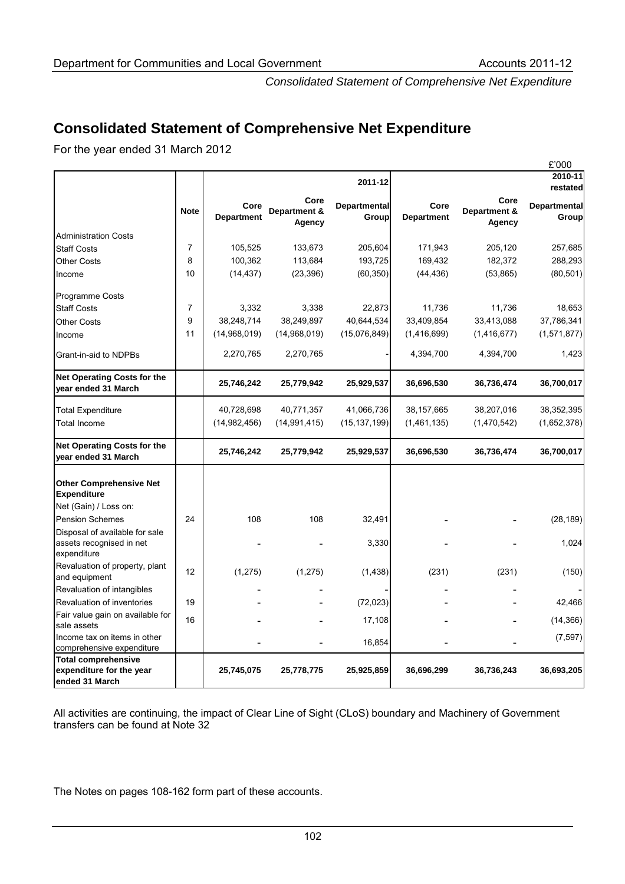# Consolidated Statement of Comprehensive Net Expenditure

For the year ended 31 March 2012

£'000

| | Note | | | 2011-12 | | | 2010-11 restated |
|---|---|---|---|---|---|---|---|
| | | Core Department | Core Department & Agency | Departmental Group | Core Department | Core Department & Agency | Departmental Group |
| Administration Costs | | | | | | | |
| Staff Costs | 7 | 105,525 | 133,673 | 205,604 | 171,943 | 205,120 | 257,685 |
| Other Costs | 8 | 100,362 | 113,684 | 193,725 | 169,432 | 182,372 | 288,293 |
| Income | 10 | (14,437) | (23,396) | (60,350) | (44,436) | (53,865) | (80,501) |
| Programme Costs | | | | | | | |
| Staff Costs | 7 | 3,332 | 3,338 | 22,873 | 11,736 | 11,736 | 18,653 |
| Other Costs | 9 | 38,248,714 | 38,249,897 | 40,644,534 | 33,409,854 | 33,413,088 | 37,786,341 |
| Income | 11 | (14,968,019) | (14,968,019) | (15,076,849) | (1,416,699) | (1,416,677) | (1,571,877) |
| Grant-in-aid to NDPBs | | 2,270,765 | 2,270,765 | - | 4,394,700 | 4,394,700 | 1,423 |
| **Net Operating Costs for the year ended 31 March** | | **25,746,242** | **25,779,942** | **25,929,537** | **36,696,530** | **36,736,474** | **36,700,017** |
| Total Expenditure | | 40,728,698 | 40,771,357 | 41,066,736 | 38,157,665 | 38,207,016 | 38,352,395 |
| Total Income | | (14,982,456) | (14,991,415) | (15,137,199) | (1,461,135) | (1,470,542) | (1,652,378) |
| **Net Operating Costs for the year ended 31 March** | | **25,746,242** | **25,779,942** | **25,929,537** | **36,696,530** | **36,736,474** | **36,700,017** |
| **Other Comprehensive Net Expenditure** | | | | | | | |
| Net (Gain) / Loss on: | | | | | | | |
| Pension Schemes | 24 | 108 | 108 | 32,491 | - | - | (28,189) |
| Disposal of available for sale assets recognised in net expenditure | | - | - | 3,330 | - | - | 1,024 |
| Revaluation of property, plant and equipment | 12 | (1,275) | (1,275) | (1,438) | (231) | (231) | (150) |
| Revaluation of intangibles | | - | - | - | - | - | - |
| Revaluation of inventories | 19 | - | - | (72,023) | - | - | 42,466 |
| Fair value gain on available for sale assets | 16 | - | - | 17,108 | - | - | (14,366) |
| Income tax on items in other comprehensive expenditure | | - | - | 16,854 | - | - | (7,597) |
| **Total comprehensive expenditure for the year ended 31 March** | | **25,745,075** | **25,778,775** | **25,925,859** | **36,696,299** | **36,736,243** | **36,693,205** |

All activities are continuing, the impact of Clear Line of Sight (CLoS) boundary and Machinery of Government transfers can be found at Note 32

The Notes on pages 108-162 form part of these accounts.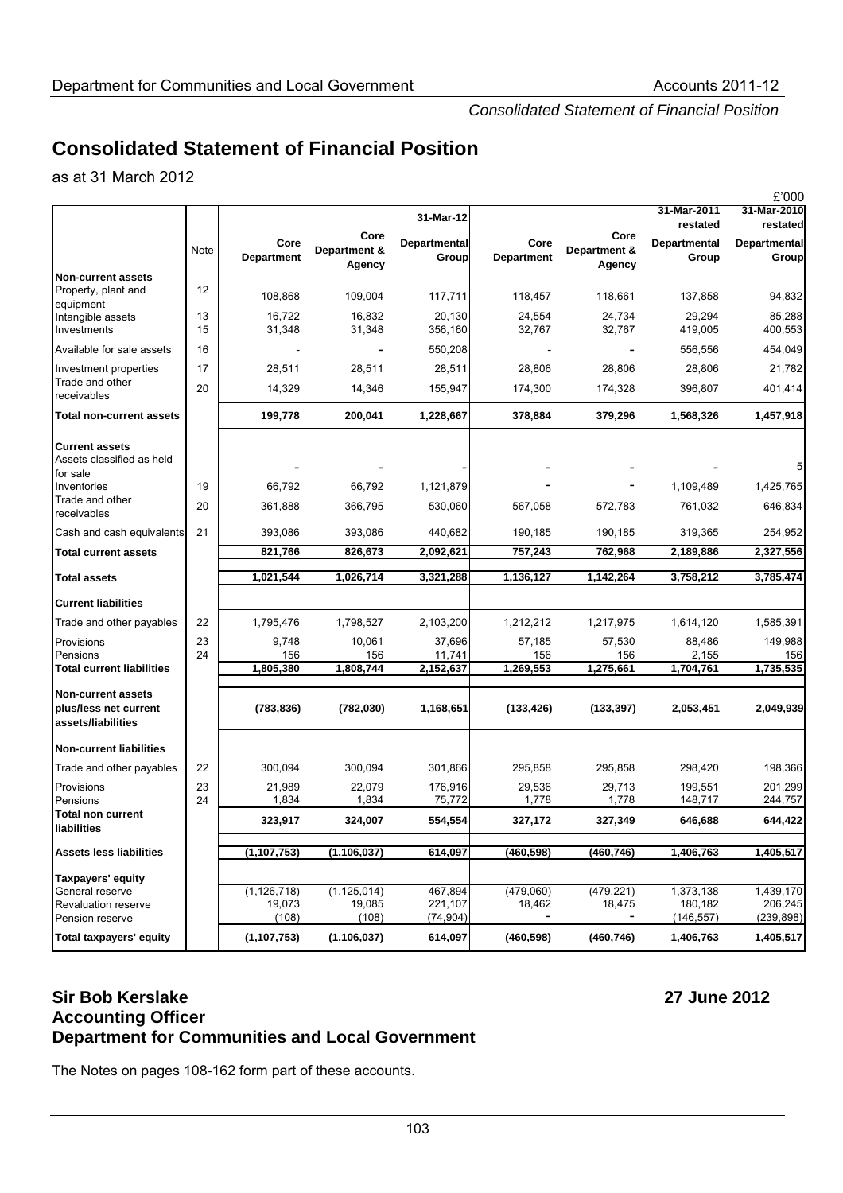# Consolidated Statement of Financial Position

as at 31 March 2012

£'000

| | Note | 31-Mar-12 Core Department | 31-Mar-12 Core Department & Agency | 31-Mar-12 Departmental Group | Core Department | Core Department & Agency | 31-Mar-2011 restated Departmental Group | 31-Mar-2010 restated Departmental Group |
|---|---|---|---|---|---|---|---|---|
| **Non-current assets** | | | | | | | | |
| Property, plant and equipment | 12 | 108,868 | 109,004 | 117,711 | 118,457 | 118,661 | 137,858 | 94,832 |
| Intangible assets | 13 | 16,722 | 16,832 | 20,130 | 24,554 | 24,734 | 29,294 | 85,288 |
| Investments | 15 | 31,348 | 31,348 | 356,160 | 32,767 | 32,767 | 419,005 | 400,553 |
| Available for sale assets | 16 | - | - | 550,208 | - | - | 556,556 | 454,049 |
| Investment properties | 17 | 28,511 | 28,511 | 28,511 | 28,806 | 28,806 | 28,806 | 21,782 |
| Trade and other receivables | 20 | 14,329 | 14,346 | 155,947 | 174,300 | 174,328 | 396,807 | 401,414 |
| **Total non-current assets** | | **199,778** | **200,041** | **1,228,667** | **378,884** | **379,296** | **1,568,326** | **1,457,918** |
| **Current assets** | | | | | | | | |
| Assets classified as held for sale | | - | - | - | - | - | - | 5 |
| Inventories | 19 | 66,792 | 66,792 | 1,121,879 | - | - | 1,109,489 | 1,425,765 |
| Trade and other receivables | 20 | 361,888 | 366,795 | 530,060 | 567,058 | 572,783 | 761,032 | 646,834 |
| Cash and cash equivalents | 21 | 393,086 | 393,086 | 440,682 | 190,185 | 190,185 | 319,365 | 254,952 |
| **Total current assets** | | **821,766** | **826,673** | **2,092,621** | **757,243** | **762,968** | **2,189,886** | **2,327,556** |
| **Total assets** | | **1,021,544** | **1,026,714** | **3,321,288** | **1,136,127** | **1,142,264** | **3,758,212** | **3,785,474** |
| **Current liabilities** | | | | | | | | |
| Trade and other payables | 22 | 1,795,476 | 1,798,527 | 2,103,200 | 1,212,212 | 1,217,975 | 1,614,120 | 1,585,391 |
| Provisions | 23 | 9,748 | 10,061 | 37,696 | 57,185 | 57,530 | 88,486 | 149,988 |
| Pensions | 24 | 156 | 156 | 11,741 | 156 | 156 | 2,155 | 156 |
| **Total current liabilities** | | **1,805,380** | **1,808,744** | **2,152,637** | **1,269,553** | **1,275,661** | **1,704,761** | **1,735,535** |
| **Non-current assets plus/less net current assets/liabilities** | | **(783,836)** | **(782,030)** | **1,168,651** | **(133,426)** | **(133,397)** | **2,053,451** | **2,049,939** |
| **Non-current liabilities** | | | | | | | | |
| Trade and other payables | 22 | 300,094 | 300,094 | 301,866 | 295,858 | 295,858 | 298,420 | 198,366 |
| Provisions | 23 | 21,989 | 22,079 | 176,916 | 29,536 | 29,713 | 199,551 | 201,299 |
| Pensions | 24 | 1,834 | 1,834 | 75,772 | 1,778 | 1,778 | 148,717 | 244,757 |
| **Total non current liabilities** | | **323,917** | **324,007** | **554,554** | **327,172** | **327,349** | **646,688** | **644,422** |
| **Assets less liabilities** | | **(1,107,753)** | **(1,106,037)** | **614,097** | **(460,598)** | **(460,746)** | **1,406,763** | **1,405,517** |
| **Taxpayers' equity** | | | | | | | | |
| General reserve | | (1,126,718) | (1,125,014) | 467,894 | (479,060) | (479,221) | 1,373,138 | 1,439,170 |
| Revaluation reserve | | 19,073 | 19,085 | 221,107 | 18,462 | 18,475 | 180,182 | 206,245 |
| Pension reserve | | (108) | (108) | (74,904) | - | - | (146,557) | (239,898) |
| **Total taxpayers' equity** | | **(1,107,753)** | **(1,106,037)** | **614,097** | **(460,598)** | **(460,746)** | **1,406,763** | **1,405,517** |

**Sir Bob Kerslake** **27 June 2012**
**Accounting Officer**
**Department for Communities and Local Government**

The Notes on pages 108-162 form part of these accounts.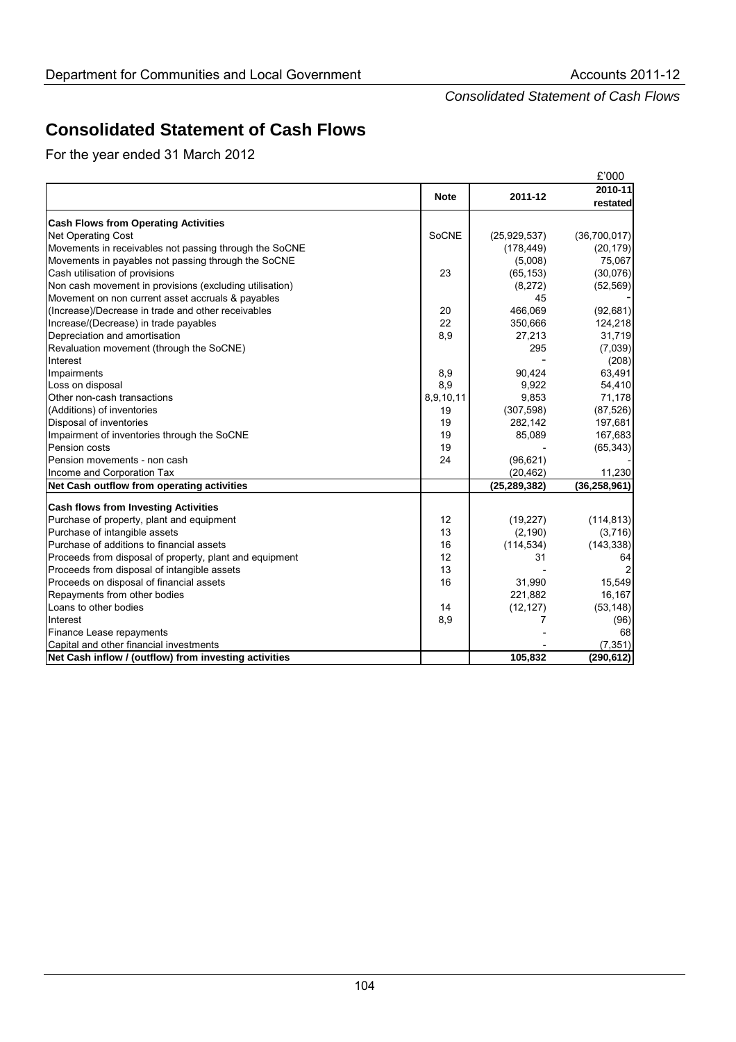# Consolidated Statement of Cash Flows

For the year ended 31 March 2012

£'000

| | Note | 2011-12 | 2010-11 restated |
|---|---|---|---|
| **Cash Flows from Operating Activities** | | | |
| Net Operating Cost | SoCNE | (25,929,537) | (36,700,017) |
| Movements in receivables not passing through the SoCNE | | (178,449) | (20,179) |
| Movements in payables not passing through the SoCNE | | (5,008) | 75,067 |
| Cash utilisation of provisions | 23 | (65,153) | (30,076) |
| Non cash movement in provisions (excluding utilisation) | | (8,272) | (52,569) |
| Movement on non current asset accruals & payables | | 45 | - |
| (Increase)/Decrease in trade and other receivables | 20 | 466,069 | (92,681) |
| Increase/(Decrease) in trade payables | 22 | 350,666 | 124,218 |
| Depreciation and amortisation | 8,9 | 27,213 | 31,719 |
| Revaluation movement (through the SoCNE) | | 295 | (7,039) |
| Interest | | - | (208) |
| Impairments | 8,9 | 90,424 | 63,491 |
| Loss on disposal | 8,9 | 9,922 | 54,410 |
| Other non-cash transactions | 8,9,10,11 | 9,853 | 71,178 |
| (Additions) of inventories | 19 | (307,598) | (87,526) |
| Disposal of inventories | 19 | 282,142 | 197,681 |
| Impairment of inventories through the SoCNE | 19 | 85,089 | 167,683 |
| Pension costs | 19 | - | (65,343) |
| Pension movements - non cash | 24 | (96,621) | - |
| Income and Corporation Tax | | (20,462) | 11,230 |
| **Net Cash outflow from operating activities** | | **(25,289,382)** | **(36,258,961)** |
| **Cash flows from Investing Activities** | | | |
| Purchase of property, plant and equipment | 12 | (19,227) | (114,813) |
| Purchase of intangible assets | 13 | (2,190) | (3,716) |
| Purchase of additions to financial assets | 16 | (114,534) | (143,338) |
| Proceeds from disposal of property, plant and equipment | 12 | 31 | 64 |
| Proceeds from disposal of intangible assets | 13 | - | 2 |
| Proceeds on disposal of financial assets | 16 | 31,990 | 15,549 |
| Repayments from other bodies | | 221,882 | 16,167 |
| Loans to other bodies | 14 | (12,127) | (53,148) |
| Interest | 8,9 | 7 | (96) |
| Finance Lease repayments | | - | 68 |
| Capital and other financial investments | | - | (7,351) |
| **Net Cash inflow / (outflow) from investing activities** | | **105,832** | **(290,612)** |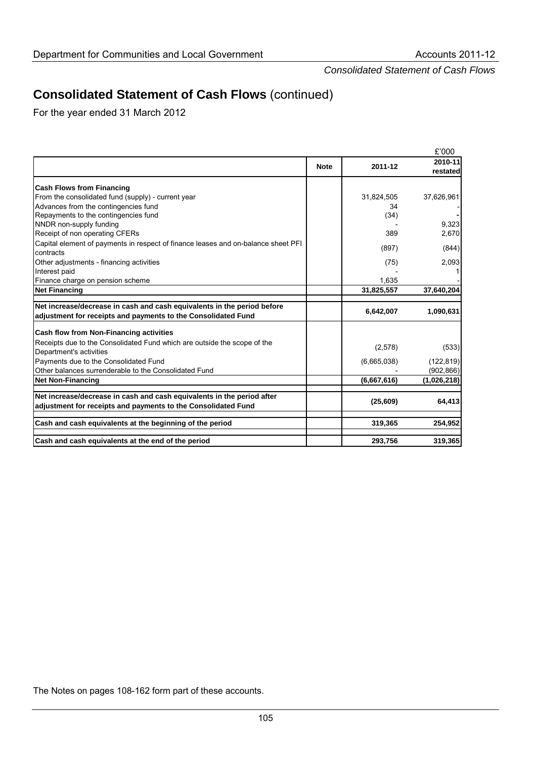*Consolidated Statement of Cash Flows*

# Consolidated Statement of Cash Flows (continued)

For the year ended 31 March 2012

£'000

| | Note | 2011-12 | 2010-11 restated |
|---|---|---|---|
| **Cash Flows from Financing** | | | |
| From the consolidated fund (supply) - current year | | 31,824,505 | 37,626,961 |
| Advances from the contingencies fund | | 34 | - |
| Repayments to the contingencies fund | | (34) | - |
| NNDR non-supply funding | | - | 9,323 |
| Receipt of non operating CFERs | | 389 | 2,670 |
| Capital element of payments in respect of finance leases and on-balance sheet PFI contracts | | (897) | (844) |
| Other adjustments - financing activities | | (75) | 2,093 |
| Interest paid | | - | 1 |
| Finance charge on pension scheme | | 1,635 | - |
| **Net Financing** | | **31,825,557** | **37,640,204** |
| **Net increase/decrease in cash and cash equivalents in the period before adjustment for receipts and payments to the Consolidated Fund** | | **6,642,007** | **1,090,631** |
| **Cash flow from Non-Financing activities** | | | |
| Receipts due to the Consolidated Fund which are outside the scope of the Department's activities | | (2,578) | (533) |
| Payments due to the Consolidated Fund | | (6,665,038) | (122,819) |
| Other balances surrenderable to the Consolidated Fund | | - | (902,866) |
| **Net Non-Financing** | | **(6,667,616)** | **(1,026,218)** |
| **Net increase/decrease in cash and cash equivalents in the period after adjustment for receipts and payments to the Consolidated Fund** | | **(25,609)** | **64,413** |
| **Cash and cash equivalents at the beginning of the period** | | **319,365** | **254,952** |
| **Cash and cash equivalents at the end of the period** | | **293,756** | **319,365** |

The Notes on pages 108-162 form part of these accounts.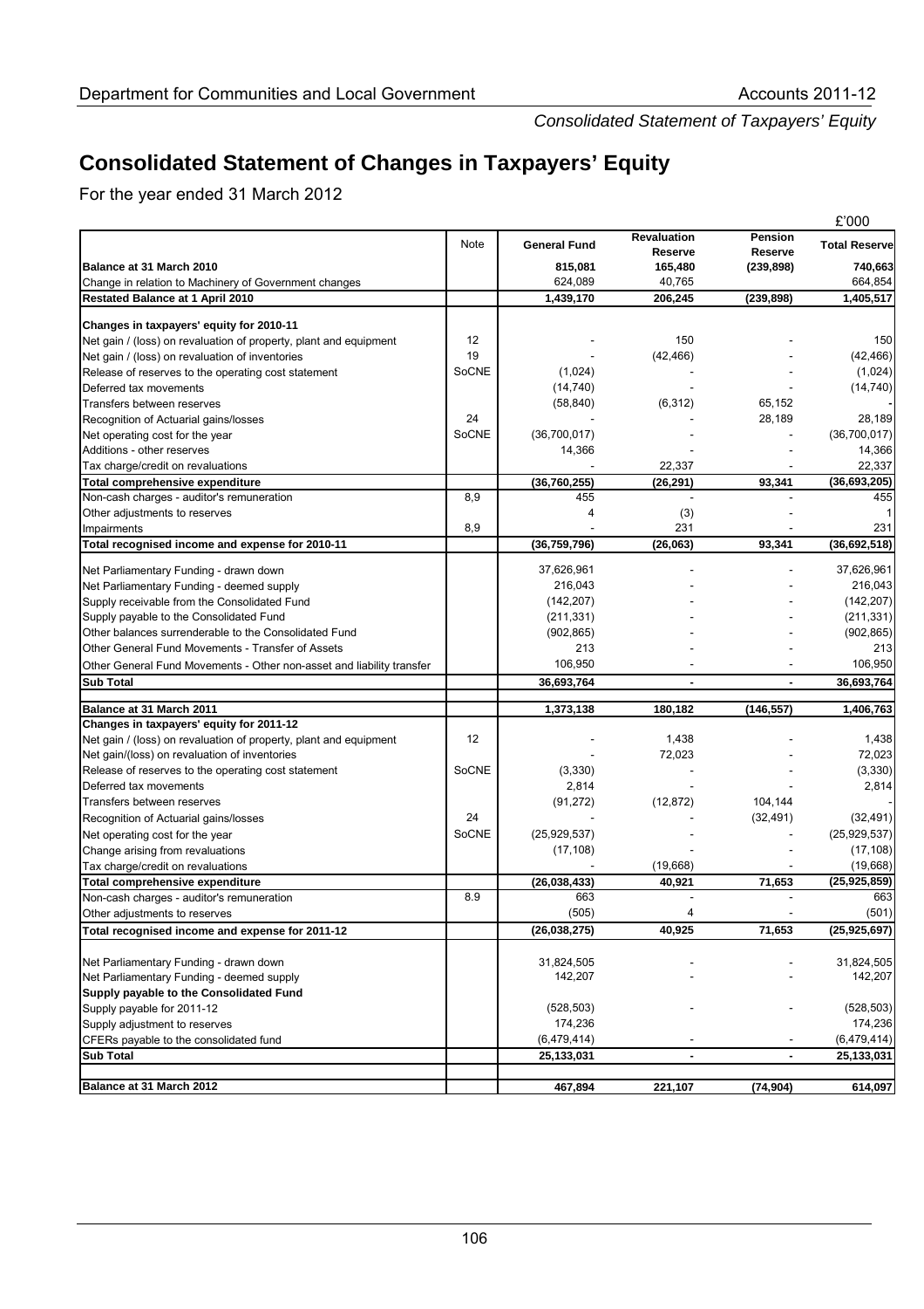# Consolidated Statement of Changes in Taxpayers' Equity

For the year ended 31 March 2012

£'000

| | Note | General Fund | Revaluation Reserve | Pension Reserve | Total Reserve |
|---|---|---|---|---|---|
| **Balance at 31 March 2010** | | **815,081** | **165,480** | **(239,898)** | **740,663** |
| Change in relation to Machinery of Government changes | | 624,089 | 40,765 | | 664,854 |
| **Restated Balance at 1 April 2010** | | **1,439,170** | **206,245** | **(239,898)** | **1,405,517** |
| **Changes in taxpayers' equity for 2010-11** | | | | | |
| Net gain / (loss) on revaluation of property, plant and equipment | 12 | - | 150 | - | 150 |
| Net gain / (loss) on revaluation of inventories | 19 | - | (42,466) | - | (42,466) |
| Release of reserves to the operating cost statement | SoCNE | (1,024) | - | - | (1,024) |
| Deferred tax movements | | (14,740) | - | - | (14,740) |
| Transfers between reserves | | (58,840) | (6,312) | 65,152 | - |
| Recognition of Actuarial gains/losses | 24 | - | - | 28,189 | 28,189 |
| Net operating cost for the year | SoCNE | (36,700,017) | - | - | (36,700,017) |
| Additions - other reserves | | 14,366 | - | - | 14,366 |
| Tax charge/credit on revaluations | | - | 22,337 | - | 22,337 |
| **Total comprehensive expenditure** | | **(36,760,255)** | **(26,291)** | **93,341** | **(36,693,205)** |
| Non-cash charges - auditor's remuneration | 8,9 | 455 | - | - | 455 |
| Other adjustments to reserves | | 4 | (3) | - | 1 |
| Impairments | 8,9 | - | 231 | - | 231 |
| **Total recognised income and expense for 2010-11** | | **(36,759,796)** | **(26,063)** | **93,341** | **(36,692,518)** |
| Net Parliamentary Funding - drawn down | | 37,626,961 | - | - | 37,626,961 |
| Net Parliamentary Funding - deemed supply | | 216,043 | - | - | 216,043 |
| Supply receivable from the Consolidated Fund | | (142,207) | - | - | (142,207) |
| Supply payable to the Consolidated Fund | | (211,331) | - | - | (211,331) |
| Other balances surrenderable to the Consolidated Fund | | (902,865) | - | - | (902,865) |
| Other General Fund Movements - Transfer of Assets | | 213 | - | - | 213 |
| Other General Fund Movements - Other non-asset and liability transfer | | 106,950 | - | - | 106,950 |
| **Sub Total** | | **36,693,764** | **-** | **-** | **36,693,764** |
| **Balance at 31 March 2011** | | **1,373,138** | **180,182** | **(146,557)** | **1,406,763** |
| **Changes in taxpayers' equity for 2011-12** | | | | | |
| Net gain / (loss) on revaluation of property, plant and equipment | 12 | - | 1,438 | - | 1,438 |
| Net gain/(loss) on revaluation of inventories | | - | 72,023 | - | 72,023 |
| Release of reserves to the operating cost statement | SoCNE | (3,330) | - | - | (3,330) |
| Deferred tax movements | | 2,814 | - | - | 2,814 |
| Transfers between reserves | | (91,272) | (12,872) | 104,144 | - |
| Recognition of Actuarial gains/losses | 24 | - | - | (32,491) | (32,491) |
| Net operating cost for the year | SoCNE | (25,929,537) | - | - | (25,929,537) |
| Change arising from revaluations | | (17,108) | - | - | (17,108) |
| Tax charge/credit on revaluations | | - | (19,668) | - | (19,668) |
| **Total comprehensive expenditure** | | **(26,038,433)** | **40,921** | **71,653** | **(25,925,859)** |
| Non-cash charges - auditor's remuneration | 8.9 | 663 | - | - | 663 |
| Other adjustments to reserves | | (505) | 4 | - | (501) |
| **Total recognised income and expense for 2011-12** | | **(26,038,275)** | **40,925** | **71,653** | **(25,925,697)** |
| Net Parliamentary Funding - drawn down | | 31,824,505 | - | - | 31,824,505 |
| Net Parliamentary Funding - deemed supply | | 142,207 | - | - | 142,207 |
| **Supply payable to the Consolidated Fund** | | | | | |
| Supply payable for 2011-12 | | (528,503) | - | - | (528,503) |
| Supply adjustment to reserves | | 174,236 | | | 174,236 |
| CFERs payable to the consolidated fund | | (6,479,414) | - | - | (6,479,414) |
| **Sub Total** | | **25,133,031** | **-** | **-** | **25,133,031** |
| **Balance at 31 March 2012** | | **467,894** | **221,107** | **(74,904)** | **614,097** |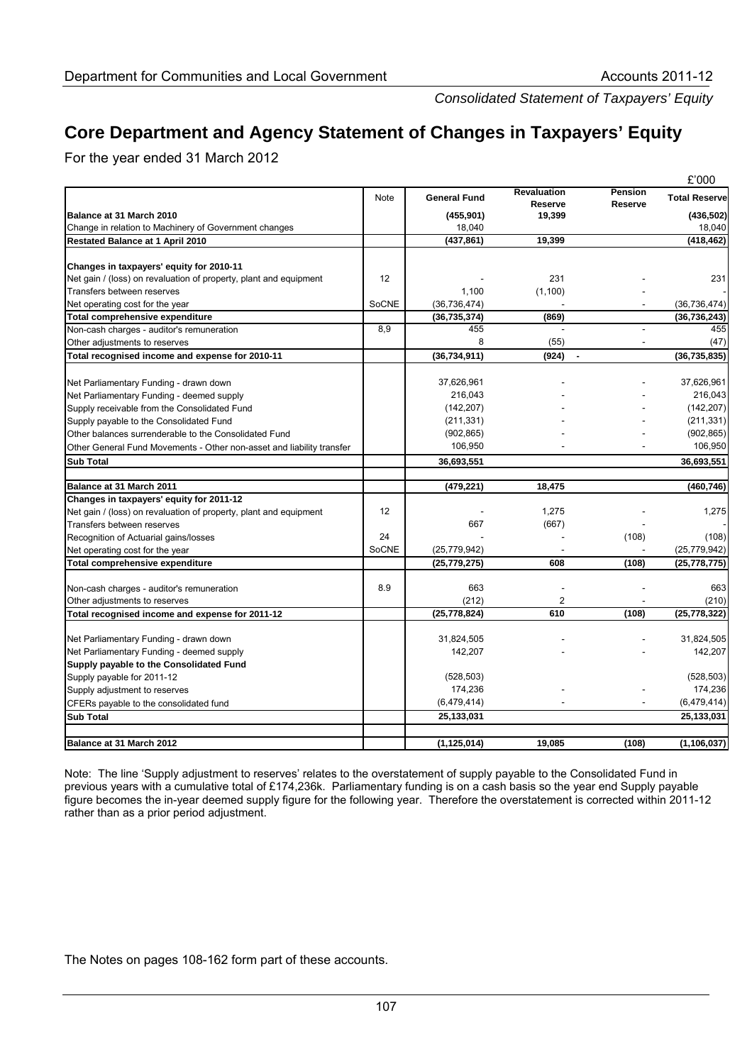# Core Department and Agency Statement of Changes in Taxpayers' Equity

For the year ended 31 March 2012

£'000

| | Note | General Fund | Revaluation Reserve | Pension Reserve | Total Reserve |
|---|---|---|---|---|---|
| **Balance at 31 March 2010** | | **(455,901)** | **19,399** | | **(436,502)** |
| Change in relation to Machinery of Government changes | | 18,040 | | | 18,040 |
| **Restated Balance at 1 April 2010** | | **(437,861)** | **19,399** | | **(418,462)** |
| **Changes in taxpayers' equity for 2010-11** | | | | | |
| Net gain / (loss) on revaluation of property, plant and equipment | 12 | - | 231 | - | 231 |
| Transfers between reserves | | 1,100 | (1,100) | - | - |
| Net operating cost for the year | SoCNE | (36,736,474) | - | - | (36,736,474) |
| **Total comprehensive expenditure** | | **(36,735,374)** | **(869)** | | **(36,736,243)** |
| Non-cash charges - auditor's remuneration | 8,9 | 455 | - | - | 455 |
| Other adjustments to reserves | | 8 | (55) | - | (47) |
| **Total recognised income and expense for 2010-11** | | **(36,734,911)** | **(924)** | - | **(36,735,835)** |
| Net Parliamentary Funding - drawn down | | 37,626,961 | - | - | 37,626,961 |
| Net Parliamentary Funding - deemed supply | | 216,043 | - | - | 216,043 |
| Supply receivable from the Consolidated Fund | | (142,207) | - | - | (142,207) |
| Supply payable to the Consolidated Fund | | (211,331) | - | - | (211,331) |
| Other balances surrenderable to the Consolidated Fund | | (902,865) | - | - | (902,865) |
| Other General Fund Movements - Other non-asset and liability transfer | | 106,950 | - | - | 106,950 |
| **Sub Total** | | **36,693,551** | | | **36,693,551** |
| **Balance at 31 March 2011** | | **(479,221)** | **18,475** | | **(460,746)** |
| **Changes in taxpayers' equity for 2011-12** | | | | | |
| Net gain / (loss) on revaluation of property, plant and equipment | 12 | - | 1,275 | - | 1,275 |
| Transfers between reserves | | 667 | (667) | - | - |
| Recognition of Actuarial gains/losses | 24 | - | - | (108) | (108) |
| Net operating cost for the year | SoCNE | (25,779,942) | - | - | (25,779,942) |
| **Total comprehensive expenditure** | | **(25,779,275)** | **608** | **(108)** | **(25,778,775)** |
| Non-cash charges - auditor's remuneration | 8.9 | 663 | - | - | 663 |
| Other adjustments to reserves | | (212) | 2 | - | (210) |
| **Total recognised income and expense for 2011-12** | | **(25,778,824)** | **610** | **(108)** | **(25,778,322)** |
| Net Parliamentary Funding - drawn down | | 31,824,505 | - | - | 31,824,505 |
| Net Parliamentary Funding - deemed supply | | 142,207 | - | - | 142,207 |
| **Supply payable to the Consolidated Fund** | | | | | |
| Supply payable for 2011-12 | | (528,503) | | | (528,503) |
| Supply adjustment to reserves | | 174,236 | - | - | 174,236 |
| CFERs payable to the consolidated fund | | (6,479,414) | - | - | (6,479,414) |
| **Sub Total** | | **25,133,031** | | | **25,133,031** |
| **Balance at 31 March 2012** | | **(1,125,014)** | **19,085** | **(108)** | **(1,106,037)** |

Note: The line 'Supply adjustment to reserves' relates to the overstatement of supply payable to the Consolidated Fund in previous years with a cumulative total of £174,236k. Parliamentary funding is on a cash basis so the year end Supply payable figure becomes the in-year deemed supply figure for the following year. Therefore the overstatement is corrected within 2011-12 rather than as a prior period adjustment.

The Notes on pages 108-162 form part of these accounts.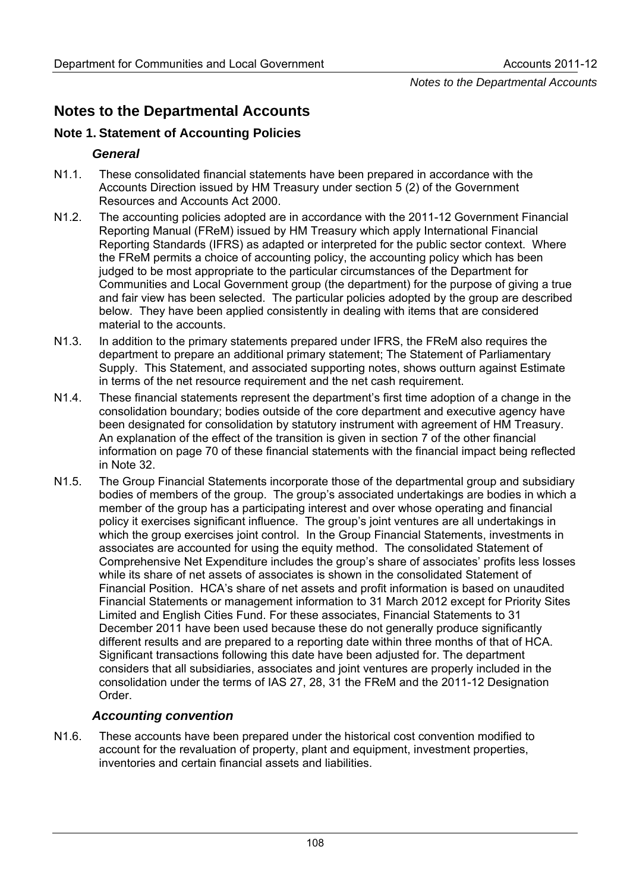# Notes to the Departmental Accounts

## Note 1. Statement of Accounting Policies

### *General*

N1.1. These consolidated financial statements have been prepared in accordance with the Accounts Direction issued by HM Treasury under section 5 (2) of the Government Resources and Accounts Act 2000.

N1.2. The accounting policies adopted are in accordance with the 2011-12 Government Financial Reporting Manual (FReM) issued by HM Treasury which apply International Financial Reporting Standards (IFRS) as adapted or interpreted for the public sector context. Where the FReM permits a choice of accounting policy, the accounting policy which has been judged to be most appropriate to the particular circumstances of the Department for Communities and Local Government group (the department) for the purpose of giving a true and fair view has been selected. The particular policies adopted by the group are described below. They have been applied consistently in dealing with items that are considered material to the accounts.

N1.3. In addition to the primary statements prepared under IFRS, the FReM also requires the department to prepare an additional primary statement; The Statement of Parliamentary Supply. This Statement, and associated supporting notes, shows outturn against Estimate in terms of the net resource requirement and the net cash requirement.

N1.4. These financial statements represent the department's first time adoption of a change in the consolidation boundary; bodies outside of the core department and executive agency have been designated for consolidation by statutory instrument with agreement of HM Treasury. An explanation of the effect of the transition is given in section 7 of the other financial information on page 70 of these financial statements with the financial impact being reflected in Note 32.

N1.5. The Group Financial Statements incorporate those of the departmental group and subsidiary bodies of members of the group. The group's associated undertakings are bodies in which a member of the group has a participating interest and over whose operating and financial policy it exercises significant influence. The group's joint ventures are all undertakings in which the group exercises joint control. In the Group Financial Statements, investments in associates are accounted for using the equity method. The consolidated Statement of Comprehensive Net Expenditure includes the group's share of associates' profits less losses while its share of net assets of associates is shown in the consolidated Statement of Financial Position. HCA's share of net assets and profit information is based on unaudited Financial Statements or management information to 31 March 2012 except for Priority Sites Limited and English Cities Fund. For these associates, Financial Statements to 31 December 2011 have been used because these do not generally produce significantly different results and are prepared to a reporting date within three months of that of HCA. Significant transactions following this date have been adjusted for. The department considers that all subsidiaries, associates and joint ventures are properly included in the consolidation under the terms of IAS 27, 28, 31 the FReM and the 2011-12 Designation Order.

### *Accounting convention*

N1.6. These accounts have been prepared under the historical cost convention modified to account for the revaluation of property, plant and equipment, investment properties, inventories and certain financial assets and liabilities.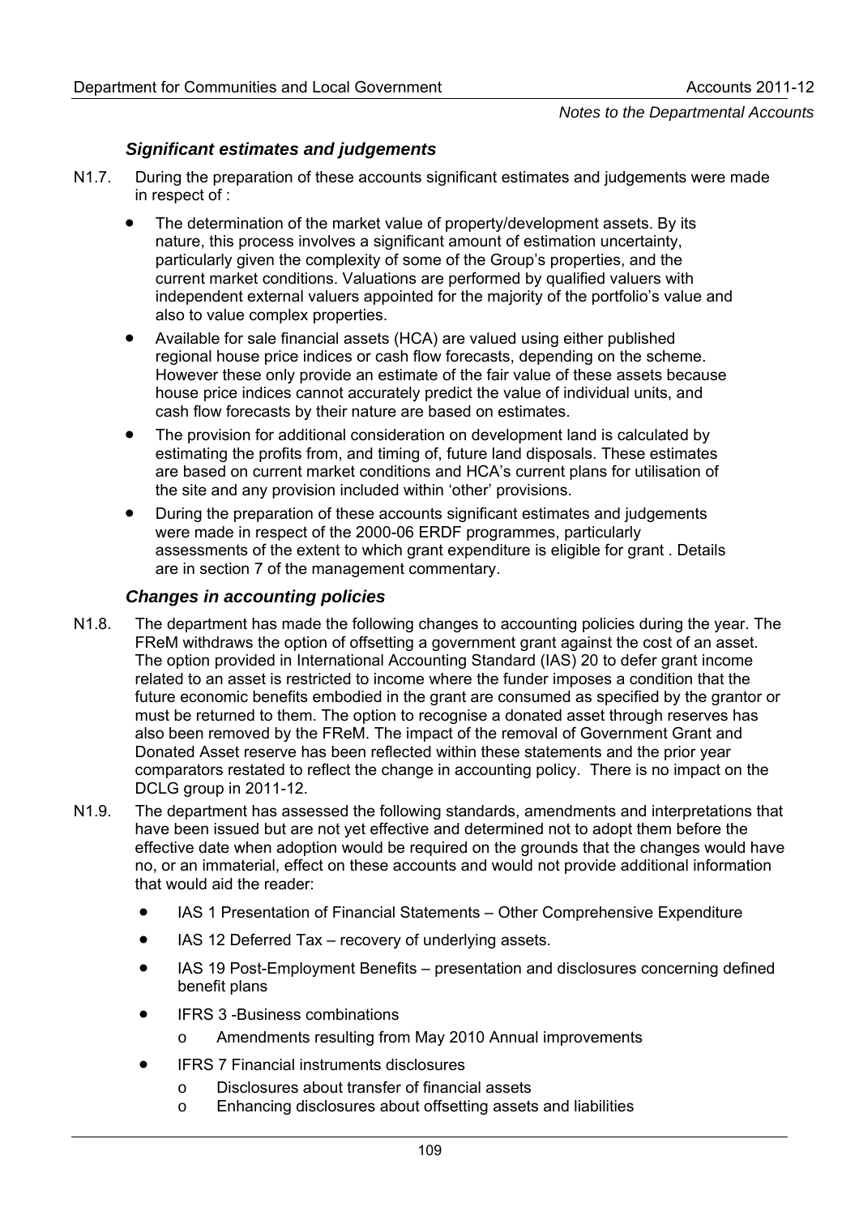### *Significant estimates and judgements*

N1.7. During the preparation of these accounts significant estimates and judgements were made in respect of :

- The determination of the market value of property/development assets. By its nature, this process involves a significant amount of estimation uncertainty, particularly given the complexity of some of the Group's properties, and the current market conditions. Valuations are performed by qualified valuers with independent external valuers appointed for the majority of the portfolio's value and also to value complex properties.
- Available for sale financial assets (HCA) are valued using either published regional house price indices or cash flow forecasts, depending on the scheme. However these only provide an estimate of the fair value of these assets because house price indices cannot accurately predict the value of individual units, and cash flow forecasts by their nature are based on estimates.
- The provision for additional consideration on development land is calculated by estimating the profits from, and timing of, future land disposals. These estimates are based on current market conditions and HCA's current plans for utilisation of the site and any provision included within 'other' provisions.
- During the preparation of these accounts significant estimates and judgements were made in respect of the 2000-06 ERDF programmes, particularly assessments of the extent to which grant expenditure is eligible for grant . Details are in section 7 of the management commentary.

### *Changes in accounting policies*

N1.8. The department has made the following changes to accounting policies during the year. The FReM withdraws the option of offsetting a government grant against the cost of an asset. The option provided in International Accounting Standard (IAS) 20 to defer grant income related to an asset is restricted to income where the funder imposes a condition that the future economic benefits embodied in the grant are consumed as specified by the grantor or must be returned to them. The option to recognise a donated asset through reserves has also been removed by the FReM. The impact of the removal of Government Grant and Donated Asset reserve has been reflected within these statements and the prior year comparators restated to reflect the change in accounting policy. There is no impact on the DCLG group in 2011-12.

N1.9. The department has assessed the following standards, amendments and interpretations that have been issued but are not yet effective and determined not to adopt them before the effective date when adoption would be required on the grounds that the changes would have no, or an immaterial, effect on these accounts and would not provide additional information that would aid the reader:

- IAS 1 Presentation of Financial Statements – Other Comprehensive Expenditure
- IAS 12 Deferred Tax – recovery of underlying assets.
- IAS 19 Post-Employment Benefits – presentation and disclosures concerning defined benefit plans
- IFRS 3 -Business combinations
  - Amendments resulting from May 2010 Annual improvements
- IFRS 7 Financial instruments disclosures
  - Disclosures about transfer of financial assets
  - Enhancing disclosures about offsetting assets and liabilities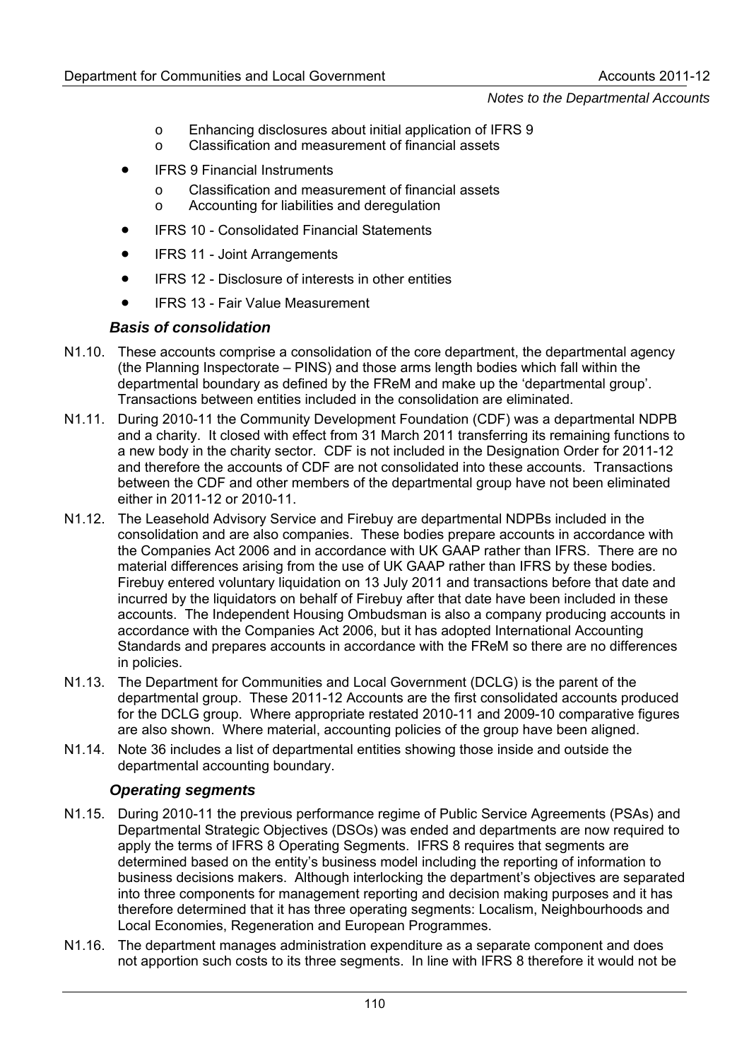- Enhancing disclosures about initial application of IFRS 9
  - Classification and measurement of financial assets
- IFRS 9 Financial Instruments
  - Classification and measurement of financial assets
  - Accounting for liabilities and deregulation
- IFRS 10 - Consolidated Financial Statements
- IFRS 11 - Joint Arrangements
- IFRS 12 - Disclosure of interests in other entities
- IFRS 13 - Fair Value Measurement

### *Basis of consolidation*

N1.10. These accounts comprise a consolidation of the core department, the departmental agency (the Planning Inspectorate – PINS) and those arms length bodies which fall within the departmental boundary as defined by the FReM and make up the 'departmental group'. Transactions between entities included in the consolidation are eliminated.

N1.11. During 2010-11 the Community Development Foundation (CDF) was a departmental NDPB and a charity. It closed with effect from 31 March 2011 transferring its remaining functions to a new body in the charity sector. CDF is not included in the Designation Order for 2011-12 and therefore the accounts of CDF are not consolidated into these accounts. Transactions between the CDF and other members of the departmental group have not been eliminated either in 2011-12 or 2010-11.

N1.12. The Leasehold Advisory Service and Firebuy are departmental NDPBs included in the consolidation and are also companies. These bodies prepare accounts in accordance with the Companies Act 2006 and in accordance with UK GAAP rather than IFRS. There are no material differences arising from the use of UK GAAP rather than IFRS by these bodies. Firebuy entered voluntary liquidation on 13 July 2011 and transactions before that date and incurred by the liquidators on behalf of Firebuy after that date have been included in these accounts. The Independent Housing Ombudsman is also a company producing accounts in accordance with the Companies Act 2006, but it has adopted International Accounting Standards and prepares accounts in accordance with the FReM so there are no differences in policies.

N1.13. The Department for Communities and Local Government (DCLG) is the parent of the departmental group. These 2011-12 Accounts are the first consolidated accounts produced for the DCLG group. Where appropriate restated 2010-11 and 2009-10 comparative figures are also shown. Where material, accounting policies of the group have been aligned.

N1.14. Note 36 includes a list of departmental entities showing those inside and outside the departmental accounting boundary.

### *Operating segments*

N1.15. During 2010-11 the previous performance regime of Public Service Agreements (PSAs) and Departmental Strategic Objectives (DSOs) was ended and departments are now required to apply the terms of IFRS 8 Operating Segments. IFRS 8 requires that segments are determined based on the entity's business model including the reporting of information to business decisions makers. Although interlocking the department's objectives are separated into three components for management reporting and decision making purposes and it has therefore determined that it has three operating segments: Localism, Neighbourhoods and Local Economies, Regeneration and European Programmes.

N1.16. The department manages administration expenditure as a separate component and does not apportion such costs to its three segments. In line with IFRS 8 therefore it would not be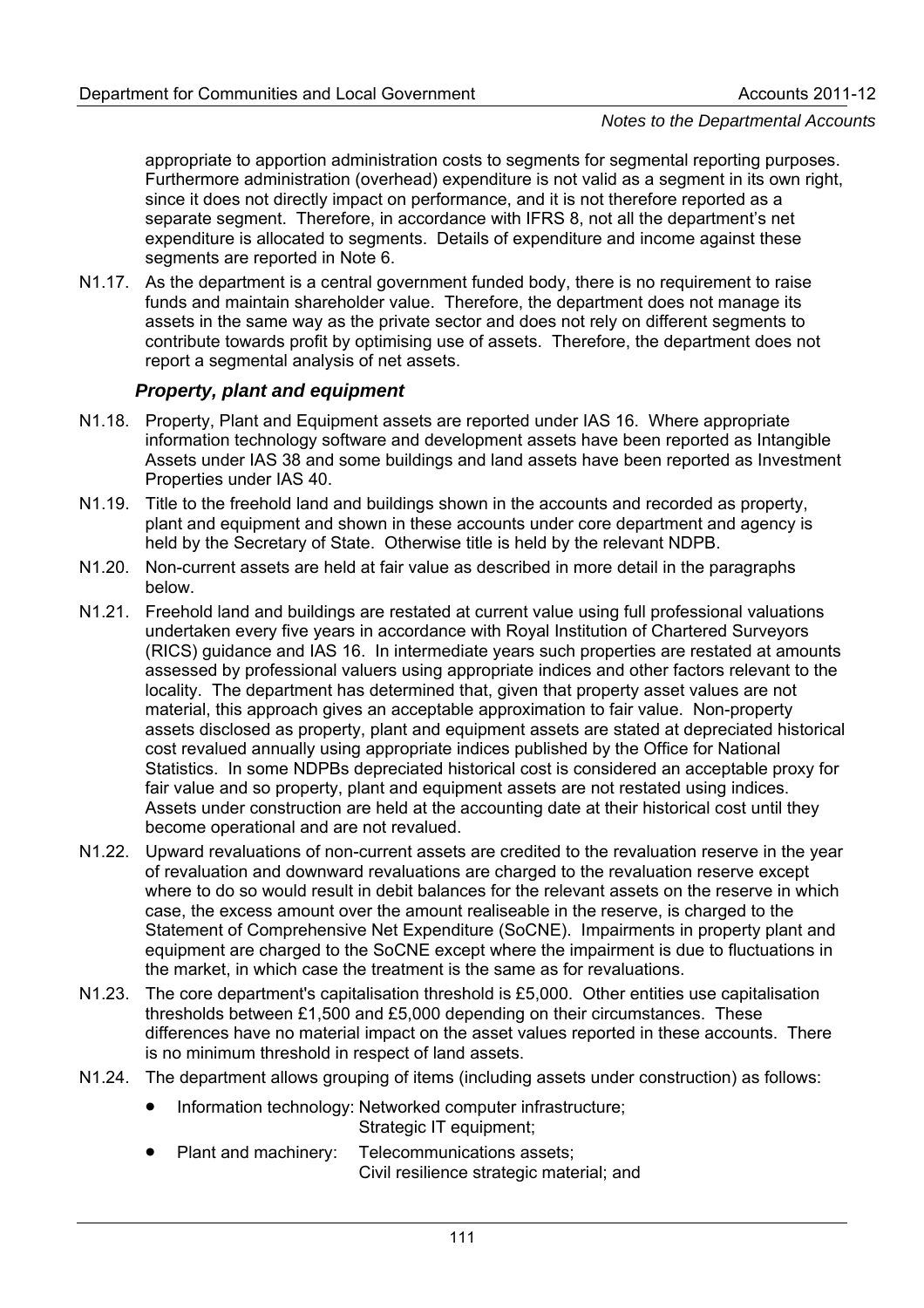appropriate to apportion administration costs to segments for segmental reporting purposes. Furthermore administration (overhead) expenditure is not valid as a segment in its own right, since it does not directly impact on performance, and it is not therefore reported as a separate segment. Therefore, in accordance with IFRS 8, not all the department's net expenditure is allocated to segments. Details of expenditure and income against these segments are reported in Note 6.

N1.17. As the department is a central government funded body, there is no requirement to raise funds and maintain shareholder value. Therefore, the department does not manage its assets in the same way as the private sector and does not rely on different segments to contribute towards profit by optimising use of assets. Therefore, the department does not report a segmental analysis of net assets.

### *Property, plant and equipment*

N1.18. Property, Plant and Equipment assets are reported under IAS 16. Where appropriate information technology software and development assets have been reported as Intangible Assets under IAS 38 and some buildings and land assets have been reported as Investment Properties under IAS 40.

N1.19. Title to the freehold land and buildings shown in the accounts and recorded as property, plant and equipment and shown in these accounts under core department and agency is held by the Secretary of State. Otherwise title is held by the relevant NDPB.

N1.20. Non-current assets are held at fair value as described in more detail in the paragraphs below.

N1.21. Freehold land and buildings are restated at current value using full professional valuations undertaken every five years in accordance with Royal Institution of Chartered Surveyors (RICS) guidance and IAS 16. In intermediate years such properties are restated at amounts assessed by professional valuers using appropriate indices and other factors relevant to the locality. The department has determined that, given that property asset values are not material, this approach gives an acceptable approximation to fair value. Non-property assets disclosed as property, plant and equipment assets are stated at depreciated historical cost revalued annually using appropriate indices published by the Office for National Statistics. In some NDPBs depreciated historical cost is considered an acceptable proxy for fair value and so property, plant and equipment assets are not restated using indices. Assets under construction are held at the accounting date at their historical cost until they become operational and are not revalued.

N1.22. Upward revaluations of non-current assets are credited to the revaluation reserve in the year of revaluation and downward revaluations are charged to the revaluation reserve except where to do so would result in debit balances for the relevant assets on the reserve in which case, the excess amount over the amount realiseable in the reserve, is charged to the Statement of Comprehensive Net Expenditure (SoCNE). Impairments in property plant and equipment are charged to the SoCNE except where the impairment is due to fluctuations in the market, in which case the treatment is the same as for revaluations.

N1.23. The core department's capitalisation threshold is £5,000. Other entities use capitalisation thresholds between £1,500 and £5,000 depending on their circumstances. These differences have no material impact on the asset values reported in these accounts. There is no minimum threshold in respect of land assets.

N1.24. The department allows grouping of items (including assets under construction) as follows:

- Information technology: Networked computer infrastructure;
  Strategic IT equipment;
- Plant and machinery: Telecommunications assets;
  Civil resilience strategic material; and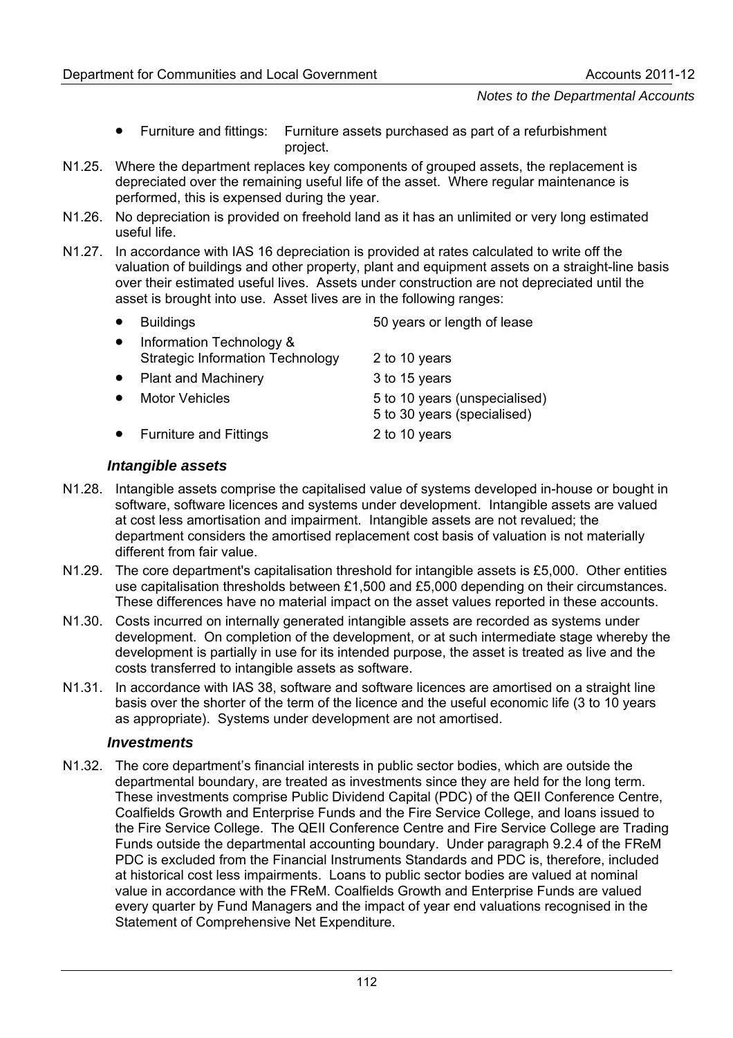- Furniture and fittings: Furniture assets purchased as part of a refurbishment project.

N1.25. Where the department replaces key components of grouped assets, the replacement is depreciated over the remaining useful life of the asset. Where regular maintenance is performed, this is expensed during the year.

N1.26. No depreciation is provided on freehold land as it has an unlimited or very long estimated useful life.

N1.27. In accordance with IAS 16 depreciation is provided at rates calculated to write off the valuation of buildings and other property, plant and equipment assets on a straight-line basis over their estimated useful lives. Assets under construction are not depreciated until the asset is brought into use. Asset lives are in the following ranges:

| | |
|---|---|
| • Buildings | 50 years or length of lease |
| • Information Technology & Strategic Information Technology | 2 to 10 years |
| • Plant and Machinery | 3 to 15 years |
| • Motor Vehicles | 5 to 10 years (unspecialised)<br>5 to 30 years (specialised) |
| • Furniture and Fittings | 2 to 10 years |

### *Intangible assets*

N1.28. Intangible assets comprise the capitalised value of systems developed in-house or bought in software, software licences and systems under development. Intangible assets are valued at cost less amortisation and impairment. Intangible assets are not revalued; the department considers the amortised replacement cost basis of valuation is not materially different from fair value.

N1.29. The core department's capitalisation threshold for intangible assets is £5,000. Other entities use capitalisation thresholds between £1,500 and £5,000 depending on their circumstances. These differences have no material impact on the asset values reported in these accounts.

N1.30. Costs incurred on internally generated intangible assets are recorded as systems under development. On completion of the development, or at such intermediate stage whereby the development is partially in use for its intended purpose, the asset is treated as live and the costs transferred to intangible assets as software.

N1.31. In accordance with IAS 38, software and software licences are amortised on a straight line basis over the shorter of the term of the licence and the useful economic life (3 to 10 years as appropriate). Systems under development are not amortised.

### *Investments*

N1.32. The core department's financial interests in public sector bodies, which are outside the departmental boundary, are treated as investments since they are held for the long term. These investments comprise Public Dividend Capital (PDC) of the QEII Conference Centre, Coalfields Growth and Enterprise Funds and the Fire Service College, and loans issued to the Fire Service College. The QEII Conference Centre and Fire Service College are Trading Funds outside the departmental accounting boundary. Under paragraph 9.2.4 of the FReM PDC is excluded from the Financial Instruments Standards and PDC is, therefore, included at historical cost less impairments. Loans to public sector bodies are valued at nominal value in accordance with the FReM. Coalfields Growth and Enterprise Funds are valued every quarter by Fund Managers and the impact of year end valuations recognised in the Statement of Comprehensive Net Expenditure.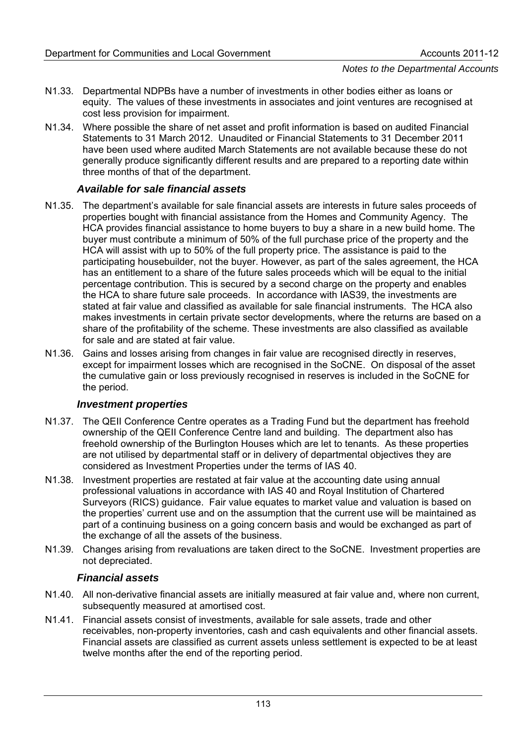N1.33. Departmental NDPBs have a number of investments in other bodies either as loans or equity. The values of these investments in associates and joint ventures are recognised at cost less provision for impairment.

N1.34. Where possible the share of net asset and profit information is based on audited Financial Statements to 31 March 2012. Unaudited or Financial Statements to 31 December 2011 have been used where audited March Statements are not available because these do not generally produce significantly different results and are prepared to a reporting date within three months of that of the department.

### *Available for sale financial assets*

N1.35. The department's available for sale financial assets are interests in future sales proceeds of properties bought with financial assistance from the Homes and Community Agency. The HCA provides financial assistance to home buyers to buy a share in a new build home. The buyer must contribute a minimum of 50% of the full purchase price of the property and the HCA will assist with up to 50% of the full property price. The assistance is paid to the participating housebuilder, not the buyer. However, as part of the sales agreement, the HCA has an entitlement to a share of the future sales proceeds which will be equal to the initial percentage contribution. This is secured by a second charge on the property and enables the HCA to share future sale proceeds. In accordance with IAS39, the investments are stated at fair value and classified as available for sale financial instruments. The HCA also makes investments in certain private sector developments, where the returns are based on a share of the profitability of the scheme. These investments are also classified as available for sale and are stated at fair value.

N1.36. Gains and losses arising from changes in fair value are recognised directly in reserves, except for impairment losses which are recognised in the SoCNE. On disposal of the asset the cumulative gain or loss previously recognised in reserves is included in the SoCNE for the period.

### *Investment properties*

N1.37. The QEII Conference Centre operates as a Trading Fund but the department has freehold ownership of the QEII Conference Centre land and building. The department also has freehold ownership of the Burlington Houses which are let to tenants. As these properties are not utilised by departmental staff or in delivery of departmental objectives they are considered as Investment Properties under the terms of IAS 40.

N1.38. Investment properties are restated at fair value at the accounting date using annual professional valuations in accordance with IAS 40 and Royal Institution of Chartered Surveyors (RICS) guidance. Fair value equates to market value and valuation is based on the properties' current use and on the assumption that the current use will be maintained as part of a continuing business on a going concern basis and would be exchanged as part of the exchange of all the assets of the business.

N1.39. Changes arising from revaluations are taken direct to the SoCNE. Investment properties are not depreciated.

### *Financial assets*

N1.40. All non-derivative financial assets are initially measured at fair value and, where non current, subsequently measured at amortised cost.

N1.41. Financial assets consist of investments, available for sale assets, trade and other receivables, non-property inventories, cash and cash equivalents and other financial assets. Financial assets are classified as current assets unless settlement is expected to be at least twelve months after the end of the reporting period.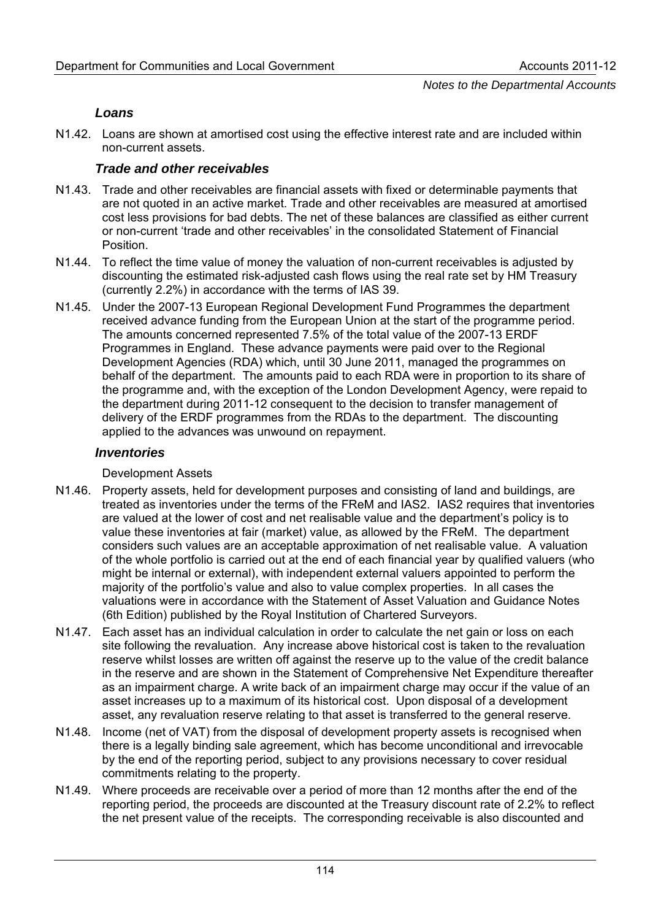### *Loans*

N1.42. Loans are shown at amortised cost using the effective interest rate and are included within non-current assets.

### *Trade and other receivables*

N1.43. Trade and other receivables are financial assets with fixed or determinable payments that are not quoted in an active market. Trade and other receivables are measured at amortised cost less provisions for bad debts. The net of these balances are classified as either current or non-current 'trade and other receivables' in the consolidated Statement of Financial Position.

N1.44. To reflect the time value of money the valuation of non-current receivables is adjusted by discounting the estimated risk-adjusted cash flows using the real rate set by HM Treasury (currently 2.2%) in accordance with the terms of IAS 39.

N1.45. Under the 2007-13 European Regional Development Fund Programmes the department received advance funding from the European Union at the start of the programme period. The amounts concerned represented 7.5% of the total value of the 2007-13 ERDF Programmes in England. These advance payments were paid over to the Regional Development Agencies (RDA) which, until 30 June 2011, managed the programmes on behalf of the department. The amounts paid to each RDA were in proportion to its share of the programme and, with the exception of the London Development Agency, were repaid to the department during 2011-12 consequent to the decision to transfer management of delivery of the ERDF programmes from the RDAs to the department. The discounting applied to the advances was unwound on repayment.

### *Inventories*

Development Assets

N1.46. Property assets, held for development purposes and consisting of land and buildings, are treated as inventories under the terms of the FReM and IAS2. IAS2 requires that inventories are valued at the lower of cost and net realisable value and the department's policy is to value these inventories at fair (market) value, as allowed by the FReM. The department considers such values are an acceptable approximation of net realisable value. A valuation of the whole portfolio is carried out at the end of each financial year by qualified valuers (who might be internal or external), with independent external valuers appointed to perform the majority of the portfolio's value and also to value complex properties. In all cases the valuations were in accordance with the Statement of Asset Valuation and Guidance Notes (6th Edition) published by the Royal Institution of Chartered Surveyors.

N1.47. Each asset has an individual calculation in order to calculate the net gain or loss on each site following the revaluation. Any increase above historical cost is taken to the revaluation reserve whilst losses are written off against the reserve up to the value of the credit balance in the reserve and are shown in the Statement of Comprehensive Net Expenditure thereafter as an impairment charge. A write back of an impairment charge may occur if the value of an asset increases up to a maximum of its historical cost. Upon disposal of a development asset, any revaluation reserve relating to that asset is transferred to the general reserve.

N1.48. Income (net of VAT) from the disposal of development property assets is recognised when there is a legally binding sale agreement, which has become unconditional and irrevocable by the end of the reporting period, subject to any provisions necessary to cover residual commitments relating to the property.

N1.49. Where proceeds are receivable over a period of more than 12 months after the end of the reporting period, the proceeds are discounted at the Treasury discount rate of 2.2% to reflect the net present value of the receipts. The corresponding receivable is also discounted and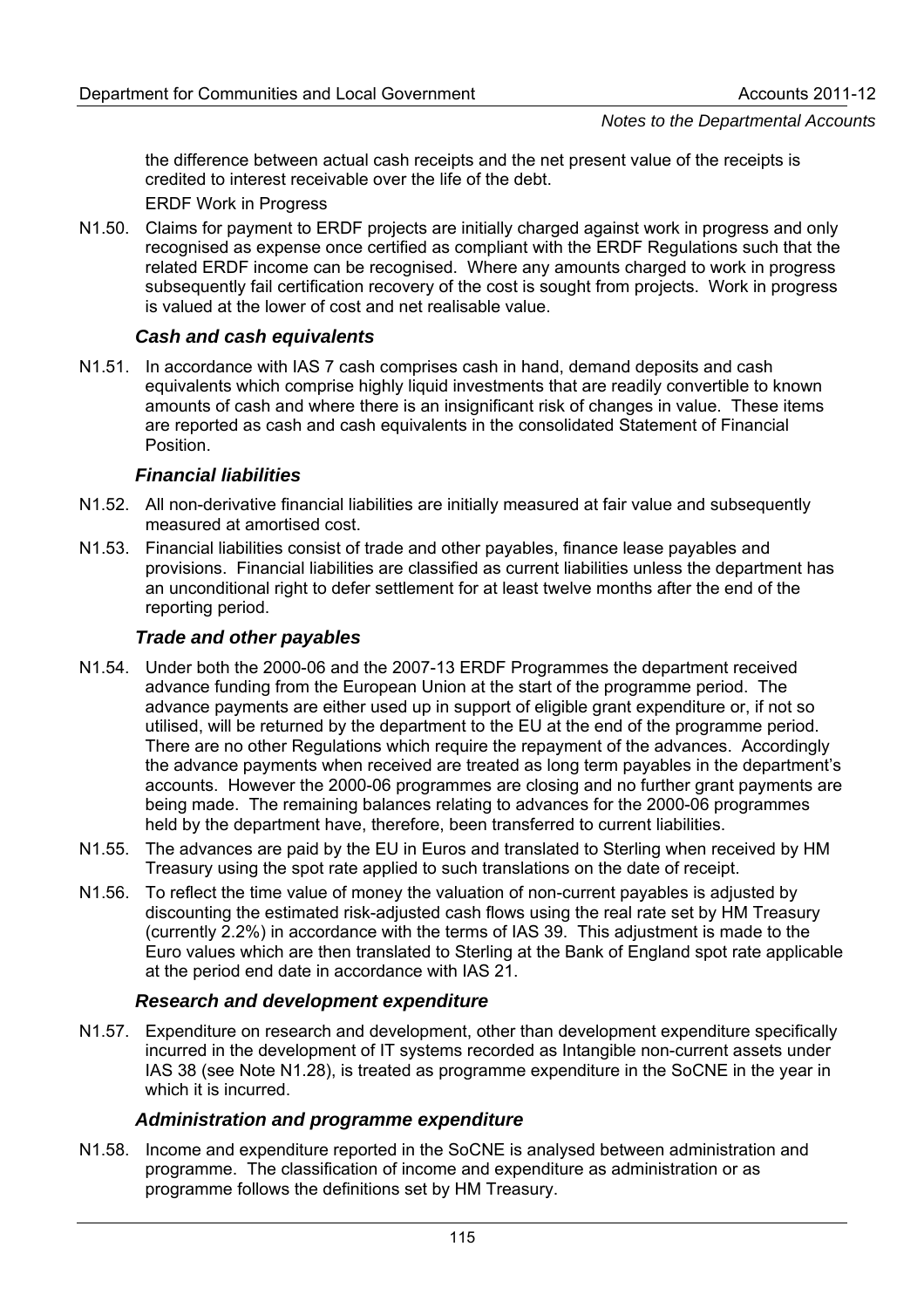the difference between actual cash receipts and the net present value of the receipts is credited to interest receivable over the life of the debt.

ERDF Work in Progress

N1.50. Claims for payment to ERDF projects are initially charged against work in progress and only recognised as expense once certified as compliant with the ERDF Regulations such that the related ERDF income can be recognised. Where any amounts charged to work in progress subsequently fail certification recovery of the cost is sought from projects. Work in progress is valued at the lower of cost and net realisable value.

### *Cash and cash equivalents*

N1.51. In accordance with IAS 7 cash comprises cash in hand, demand deposits and cash equivalents which comprise highly liquid investments that are readily convertible to known amounts of cash and where there is an insignificant risk of changes in value. These items are reported as cash and cash equivalents in the consolidated Statement of Financial Position.

### *Financial liabilities*

N1.52. All non-derivative financial liabilities are initially measured at fair value and subsequently measured at amortised cost.

N1.53. Financial liabilities consist of trade and other payables, finance lease payables and provisions. Financial liabilities are classified as current liabilities unless the department has an unconditional right to defer settlement for at least twelve months after the end of the reporting period.

### *Trade and other payables*

N1.54. Under both the 2000-06 and the 2007-13 ERDF Programmes the department received advance funding from the European Union at the start of the programme period. The advance payments are either used up in support of eligible grant expenditure or, if not so utilised, will be returned by the department to the EU at the end of the programme period. There are no other Regulations which require the repayment of the advances. Accordingly the advance payments when received are treated as long term payables in the department's accounts. However the 2000-06 programmes are closing and no further grant payments are being made. The remaining balances relating to advances for the 2000-06 programmes held by the department have, therefore, been transferred to current liabilities.

N1.55. The advances are paid by the EU in Euros and translated to Sterling when received by HM Treasury using the spot rate applied to such translations on the date of receipt.

N1.56. To reflect the time value of money the valuation of non-current payables is adjusted by discounting the estimated risk-adjusted cash flows using the real rate set by HM Treasury (currently 2.2%) in accordance with the terms of IAS 39. This adjustment is made to the Euro values which are then translated to Sterling at the Bank of England spot rate applicable at the period end date in accordance with IAS 21.

### *Research and development expenditure*

N1.57. Expenditure on research and development, other than development expenditure specifically incurred in the development of IT systems recorded as Intangible non-current assets under IAS 38 (see Note N1.28), is treated as programme expenditure in the SoCNE in the year in which it is incurred.

### *Administration and programme expenditure*

N1.58. Income and expenditure reported in the SoCNE is analysed between administration and programme. The classification of income and expenditure as administration or as programme follows the definitions set by HM Treasury.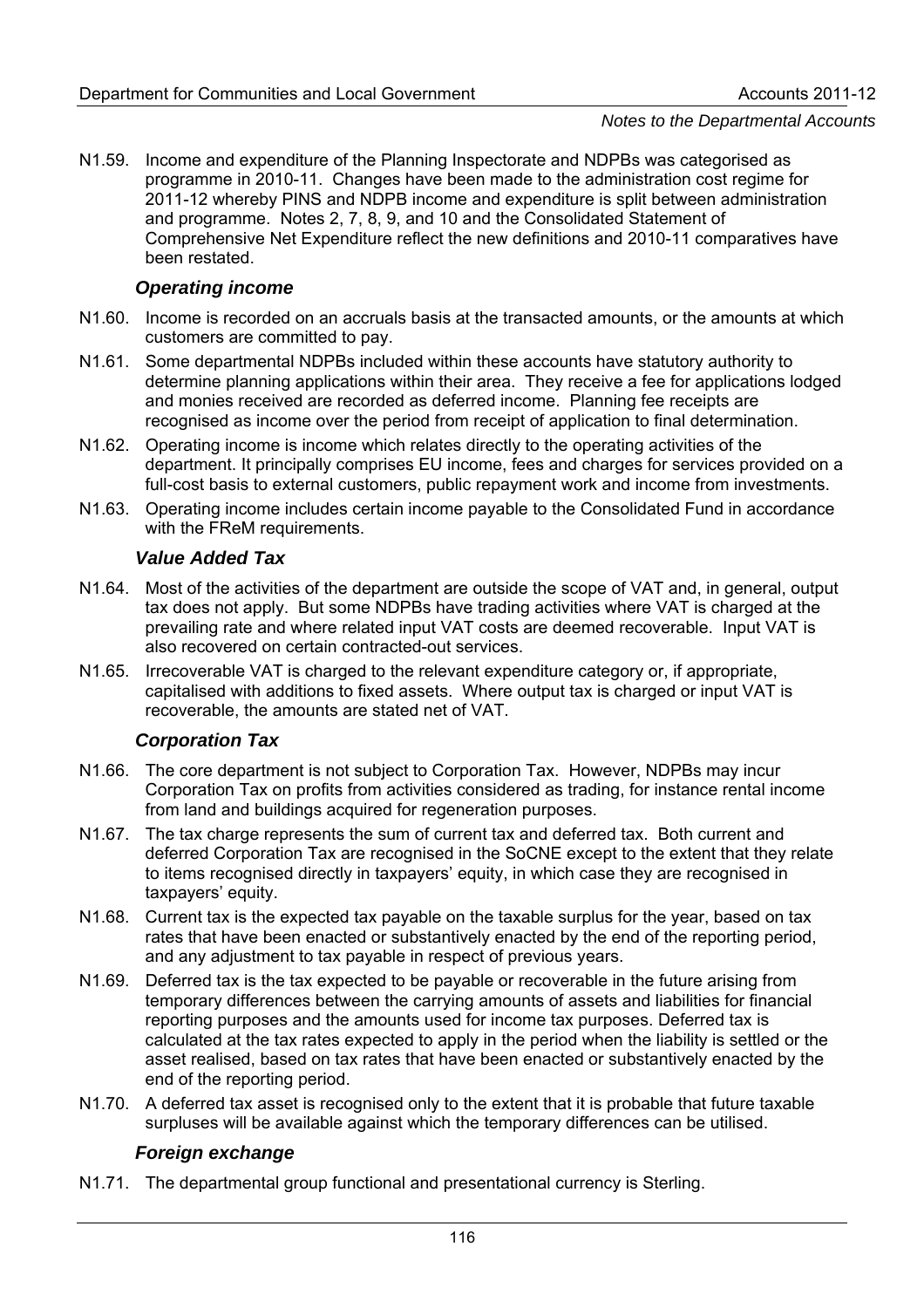N1.59. Income and expenditure of the Planning Inspectorate and NDPBs was categorised as programme in 2010-11. Changes have been made to the administration cost regime for 2011-12 whereby PINS and NDPB income and expenditure is split between administration and programme. Notes 2, 7, 8, 9, and 10 and the Consolidated Statement of Comprehensive Net Expenditure reflect the new definitions and 2010-11 comparatives have been restated.

### *Operating income*

N1.60. Income is recorded on an accruals basis at the transacted amounts, or the amounts at which customers are committed to pay.

N1.61. Some departmental NDPBs included within these accounts have statutory authority to determine planning applications within their area. They receive a fee for applications lodged and monies received are recorded as deferred income. Planning fee receipts are recognised as income over the period from receipt of application to final determination.

N1.62. Operating income is income which relates directly to the operating activities of the department. It principally comprises EU income, fees and charges for services provided on a full-cost basis to external customers, public repayment work and income from investments.

N1.63. Operating income includes certain income payable to the Consolidated Fund in accordance with the FReM requirements.

### *Value Added Tax*

N1.64. Most of the activities of the department are outside the scope of VAT and, in general, output tax does not apply. But some NDPBs have trading activities where VAT is charged at the prevailing rate and where related input VAT costs are deemed recoverable. Input VAT is also recovered on certain contracted-out services.

N1.65. Irrecoverable VAT is charged to the relevant expenditure category or, if appropriate, capitalised with additions to fixed assets. Where output tax is charged or input VAT is recoverable, the amounts are stated net of VAT.

### *Corporation Tax*

N1.66. The core department is not subject to Corporation Tax. However, NDPBs may incur Corporation Tax on profits from activities considered as trading, for instance rental income from land and buildings acquired for regeneration purposes.

N1.67. The tax charge represents the sum of current tax and deferred tax. Both current and deferred Corporation Tax are recognised in the SoCNE except to the extent that they relate to items recognised directly in taxpayers' equity, in which case they are recognised in taxpayers' equity.

N1.68. Current tax is the expected tax payable on the taxable surplus for the year, based on tax rates that have been enacted or substantively enacted by the end of the reporting period, and any adjustment to tax payable in respect of previous years.

N1.69. Deferred tax is the tax expected to be payable or recoverable in the future arising from temporary differences between the carrying amounts of assets and liabilities for financial reporting purposes and the amounts used for income tax purposes. Deferred tax is calculated at the tax rates expected to apply in the period when the liability is settled or the asset realised, based on tax rates that have been enacted or substantively enacted by the end of the reporting period.

N1.70. A deferred tax asset is recognised only to the extent that it is probable that future taxable surpluses will be available against which the temporary differences can be utilised.

### *Foreign exchange*

N1.71. The departmental group functional and presentational currency is Sterling.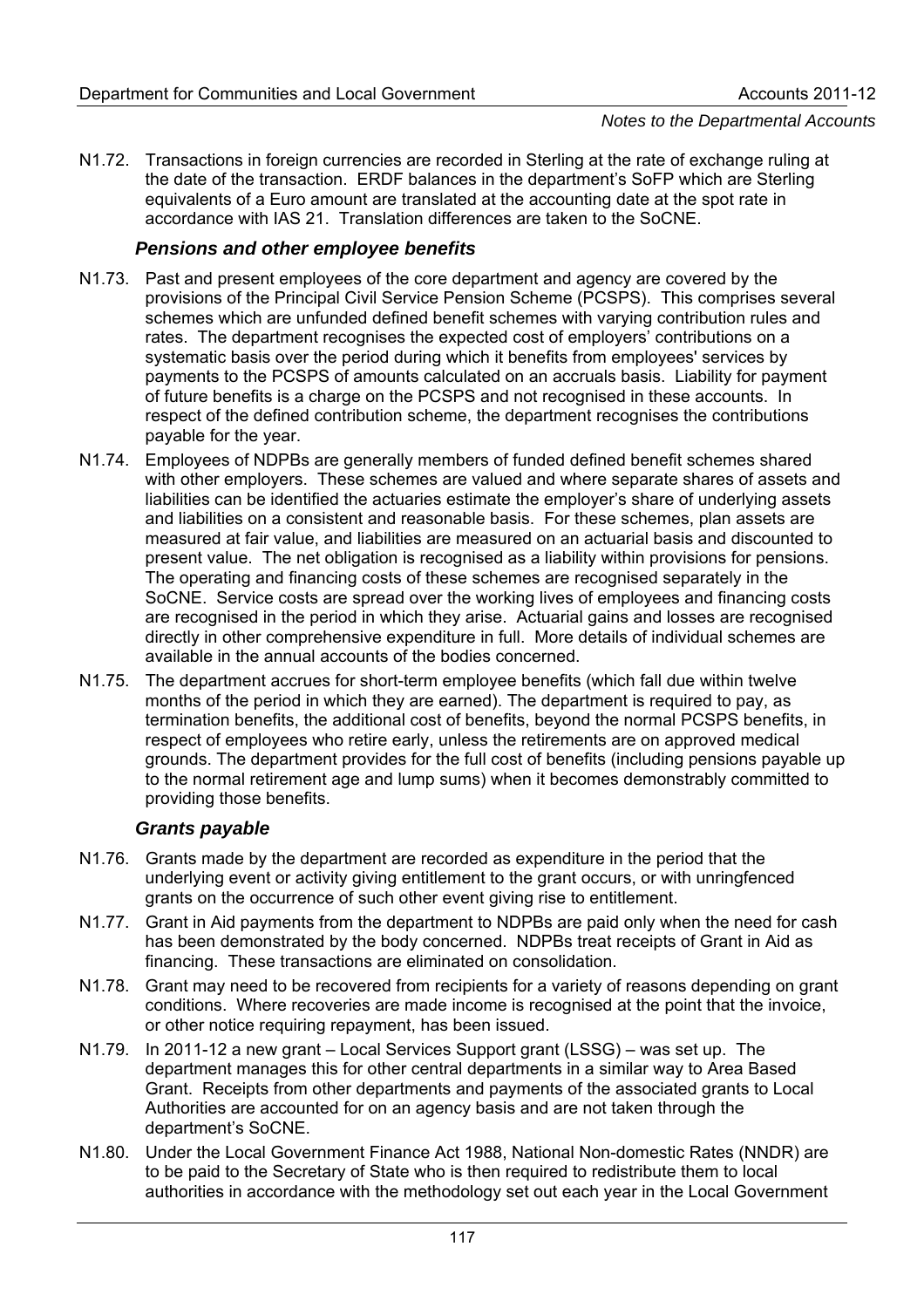N1.72. Transactions in foreign currencies are recorded in Sterling at the rate of exchange ruling at the date of the transaction. ERDF balances in the department's SoFP which are Sterling equivalents of a Euro amount are translated at the accounting date at the spot rate in accordance with IAS 21. Translation differences are taken to the SoCNE.

### *Pensions and other employee benefits*

N1.73. Past and present employees of the core department and agency are covered by the provisions of the Principal Civil Service Pension Scheme (PCSPS). This comprises several schemes which are unfunded defined benefit schemes with varying contribution rules and rates. The department recognises the expected cost of employers' contributions on a systematic basis over the period during which it benefits from employees' services by payments to the PCSPS of amounts calculated on an accruals basis. Liability for payment of future benefits is a charge on the PCSPS and not recognised in these accounts. In respect of the defined contribution scheme, the department recognises the contributions payable for the year.

N1.74. Employees of NDPBs are generally members of funded defined benefit schemes shared with other employers. These schemes are valued and where separate shares of assets and liabilities can be identified the actuaries estimate the employer's share of underlying assets and liabilities on a consistent and reasonable basis. For these schemes, plan assets are measured at fair value, and liabilities are measured on an actuarial basis and discounted to present value. The net obligation is recognised as a liability within provisions for pensions. The operating and financing costs of these schemes are recognised separately in the SoCNE. Service costs are spread over the working lives of employees and financing costs are recognised in the period in which they arise. Actuarial gains and losses are recognised directly in other comprehensive expenditure in full. More details of individual schemes are available in the annual accounts of the bodies concerned.

N1.75. The department accrues for short-term employee benefits (which fall due within twelve months of the period in which they are earned). The department is required to pay, as termination benefits, the additional cost of benefits, beyond the normal PCSPS benefits, in respect of employees who retire early, unless the retirements are on approved medical grounds. The department provides for the full cost of benefits (including pensions payable up to the normal retirement age and lump sums) when it becomes demonstrably committed to providing those benefits.

### *Grants payable*

N1.76. Grants made by the department are recorded as expenditure in the period that the underlying event or activity giving entitlement to the grant occurs, or with unringfenced grants on the occurrence of such other event giving rise to entitlement.

N1.77. Grant in Aid payments from the department to NDPBs are paid only when the need for cash has been demonstrated by the body concerned. NDPBs treat receipts of Grant in Aid as financing. These transactions are eliminated on consolidation.

N1.78. Grant may need to be recovered from recipients for a variety of reasons depending on grant conditions. Where recoveries are made income is recognised at the point that the invoice, or other notice requiring repayment, has been issued.

N1.79. In 2011-12 a new grant – Local Services Support grant (LSSG) – was set up. The department manages this for other central departments in a similar way to Area Based Grant. Receipts from other departments and payments of the associated grants to Local Authorities are accounted for on an agency basis and are not taken through the department's SoCNE.

N1.80. Under the Local Government Finance Act 1988, National Non-domestic Rates (NNDR) are to be paid to the Secretary of State who is then required to redistribute them to local authorities in accordance with the methodology set out each year in the Local Government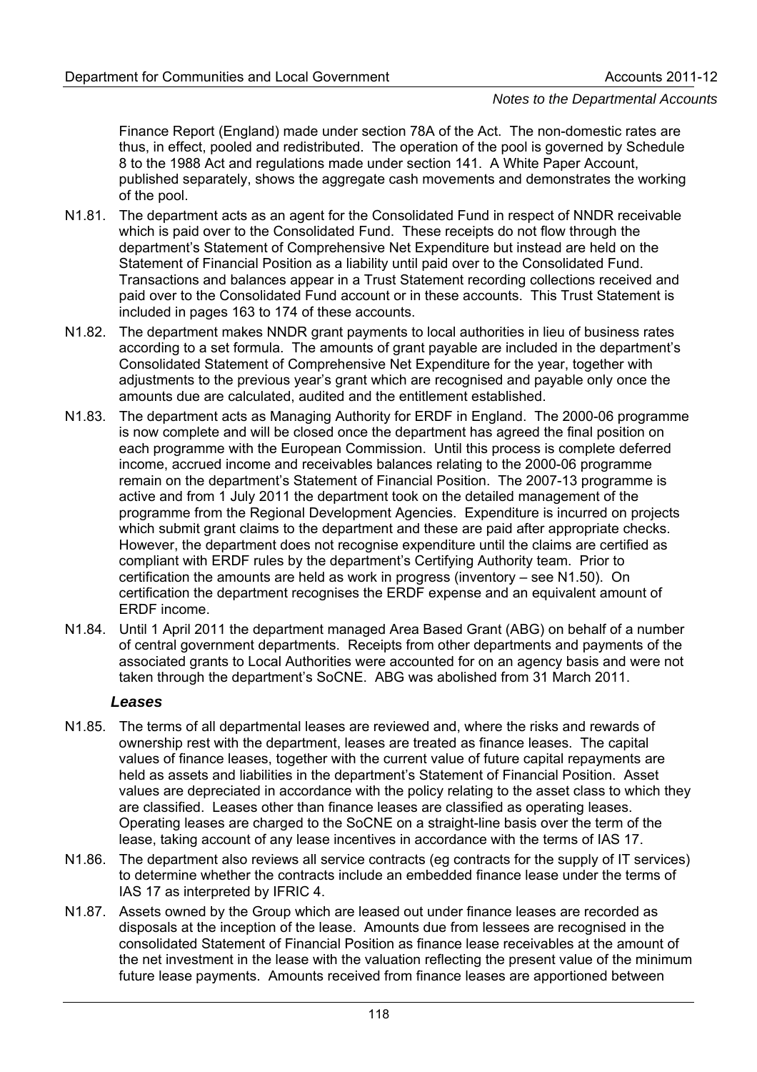Finance Report (England) made under section 78A of the Act. The non-domestic rates are thus, in effect, pooled and redistributed. The operation of the pool is governed by Schedule 8 to the 1988 Act and regulations made under section 141. A White Paper Account, published separately, shows the aggregate cash movements and demonstrates the working of the pool.

N1.81. The department acts as an agent for the Consolidated Fund in respect of NNDR receivable which is paid over to the Consolidated Fund. These receipts do not flow through the department's Statement of Comprehensive Net Expenditure but instead are held on the Statement of Financial Position as a liability until paid over to the Consolidated Fund. Transactions and balances appear in a Trust Statement recording collections received and paid over to the Consolidated Fund account or in these accounts. This Trust Statement is included in pages 163 to 174 of these accounts.

N1.82. The department makes NNDR grant payments to local authorities in lieu of business rates according to a set formula. The amounts of grant payable are included in the department's Consolidated Statement of Comprehensive Net Expenditure for the year, together with adjustments to the previous year's grant which are recognised and payable only once the amounts due are calculated, audited and the entitlement established.

N1.83. The department acts as Managing Authority for ERDF in England. The 2000-06 programme is now complete and will be closed once the department has agreed the final position on each programme with the European Commission. Until this process is complete deferred income, accrued income and receivables balances relating to the 2000-06 programme remain on the department's Statement of Financial Position. The 2007-13 programme is active and from 1 July 2011 the department took on the detailed management of the programme from the Regional Development Agencies. Expenditure is incurred on projects which submit grant claims to the department and these are paid after appropriate checks. However, the department does not recognise expenditure until the claims are certified as compliant with ERDF rules by the department's Certifying Authority team. Prior to certification the amounts are held as work in progress (inventory – see N1.50). On certification the department recognises the ERDF expense and an equivalent amount of ERDF income.

N1.84. Until 1 April 2011 the department managed Area Based Grant (ABG) on behalf of a number of central government departments. Receipts from other departments and payments of the associated grants to Local Authorities were accounted for on an agency basis and were not taken through the department's SoCNE. ABG was abolished from 31 March 2011.

### *Leases*

N1.85. The terms of all departmental leases are reviewed and, where the risks and rewards of ownership rest with the department, leases are treated as finance leases. The capital values of finance leases, together with the current value of future capital repayments are held as assets and liabilities in the department's Statement of Financial Position. Asset values are depreciated in accordance with the policy relating to the asset class to which they are classified. Leases other than finance leases are classified as operating leases. Operating leases are charged to the SoCNE on a straight-line basis over the term of the lease, taking account of any lease incentives in accordance with the terms of IAS 17.

N1.86. The department also reviews all service contracts (eg contracts for the supply of IT services) to determine whether the contracts include an embedded finance lease under the terms of IAS 17 as interpreted by IFRIC 4.

N1.87. Assets owned by the Group which are leased out under finance leases are recorded as disposals at the inception of the lease. Amounts due from lessees are recognised in the consolidated Statement of Financial Position as finance lease receivables at the amount of the net investment in the lease with the valuation reflecting the present value of the minimum future lease payments. Amounts received from finance leases are apportioned between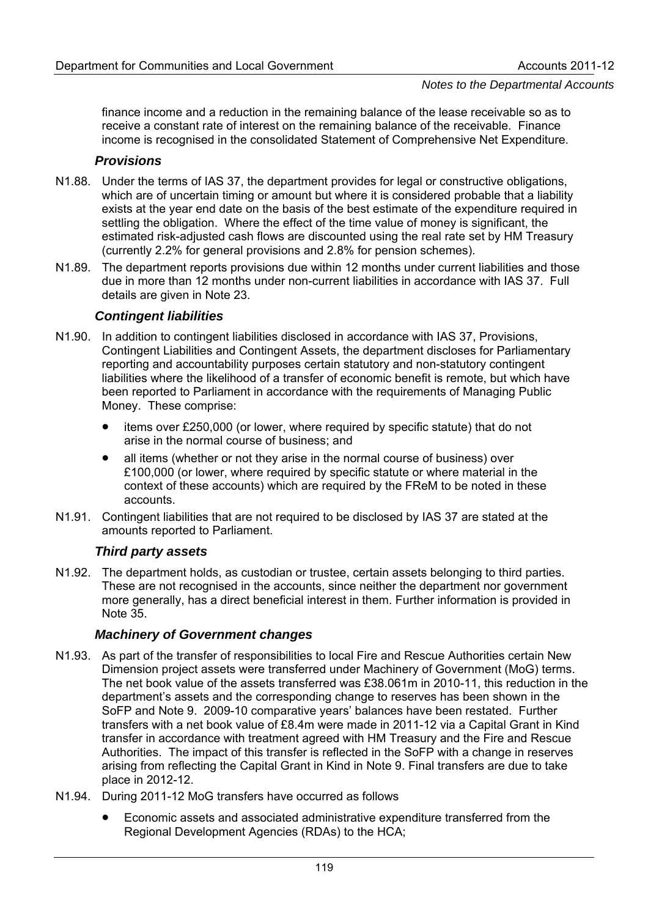finance income and a reduction in the remaining balance of the lease receivable so as to receive a constant rate of interest on the remaining balance of the receivable. Finance income is recognised in the consolidated Statement of Comprehensive Net Expenditure.

### *Provisions*

N1.88. Under the terms of IAS 37, the department provides for legal or constructive obligations, which are of uncertain timing or amount but where it is considered probable that a liability exists at the year end date on the basis of the best estimate of the expenditure required in settling the obligation. Where the effect of the time value of money is significant, the estimated risk-adjusted cash flows are discounted using the real rate set by HM Treasury (currently 2.2% for general provisions and 2.8% for pension schemes).

N1.89. The department reports provisions due within 12 months under current liabilities and those due in more than 12 months under non-current liabilities in accordance with IAS 37. Full details are given in Note 23.

### *Contingent liabilities*

N1.90. In addition to contingent liabilities disclosed in accordance with IAS 37, Provisions, Contingent Liabilities and Contingent Assets, the department discloses for Parliamentary reporting and accountability purposes certain statutory and non-statutory contingent liabilities where the likelihood of a transfer of economic benefit is remote, but which have been reported to Parliament in accordance with the requirements of Managing Public Money. These comprise:

- items over £250,000 (or lower, where required by specific statute) that do not arise in the normal course of business; and
- all items (whether or not they arise in the normal course of business) over £100,000 (or lower, where required by specific statute or where material in the context of these accounts) which are required by the FReM to be noted in these accounts.

N1.91. Contingent liabilities that are not required to be disclosed by IAS 37 are stated at the amounts reported to Parliament.

### *Third party assets*

N1.92. The department holds, as custodian or trustee, certain assets belonging to third parties. These are not recognised in the accounts, since neither the department nor government more generally, has a direct beneficial interest in them. Further information is provided in Note 35.

### *Machinery of Government changes*

N1.93. As part of the transfer of responsibilities to local Fire and Rescue Authorities certain New Dimension project assets were transferred under Machinery of Government (MoG) terms. The net book value of the assets transferred was £38.061m in 2010-11, this reduction in the department's assets and the corresponding change to reserves has been shown in the SoFP and Note 9. 2009-10 comparative years' balances have been restated. Further transfers with a net book value of £8.4m were made in 2011-12 via a Capital Grant in Kind transfer in accordance with treatment agreed with HM Treasury and the Fire and Rescue Authorities. The impact of this transfer is reflected in the SoFP with a change in reserves arising from reflecting the Capital Grant in Kind in Note 9. Final transfers are due to take place in 2012-12.

N1.94. During 2011-12 MoG transfers have occurred as follows

- Economic assets and associated administrative expenditure transferred from the Regional Development Agencies (RDAs) to the HCA;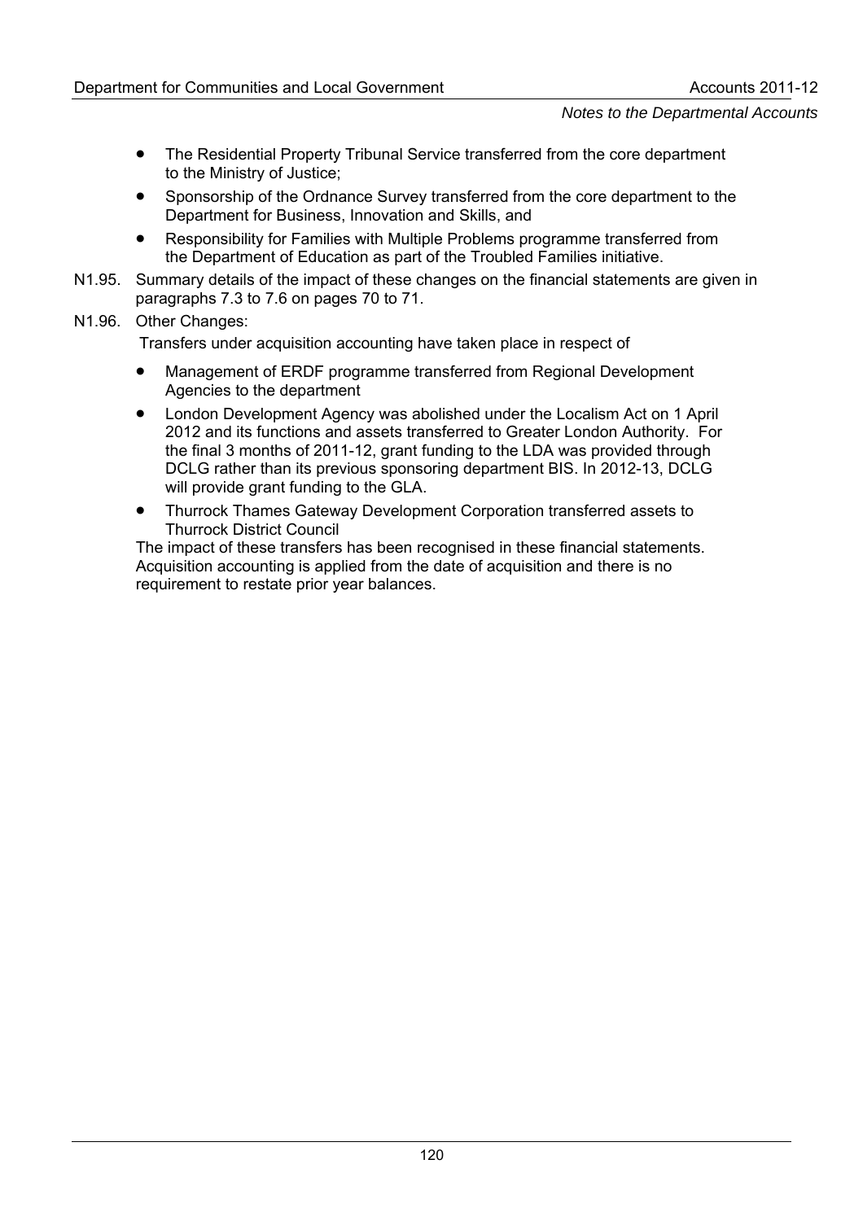- The Residential Property Tribunal Service transferred from the core department to the Ministry of Justice;
- Sponsorship of the Ordnance Survey transferred from the core department to the Department for Business, Innovation and Skills, and
- Responsibility for Families with Multiple Problems programme transferred from the Department of Education as part of the Troubled Families initiative.

N1.95. Summary details of the impact of these changes on the financial statements are given in paragraphs 7.3 to 7.6 on pages 70 to 71.

N1.96. Other Changes:

Transfers under acquisition accounting have taken place in respect of

- Management of ERDF programme transferred from Regional Development Agencies to the department
- London Development Agency was abolished under the Localism Act on 1 April 2012 and its functions and assets transferred to Greater London Authority. For the final 3 months of 2011-12, grant funding to the LDA was provided through DCLG rather than its previous sponsoring department BIS. In 2012-13, DCLG will provide grant funding to the GLA.
- Thurrock Thames Gateway Development Corporation transferred assets to Thurrock District Council

The impact of these transfers has been recognised in these financial statements. Acquisition accounting is applied from the date of acquisition and there is no requirement to restate prior year balances.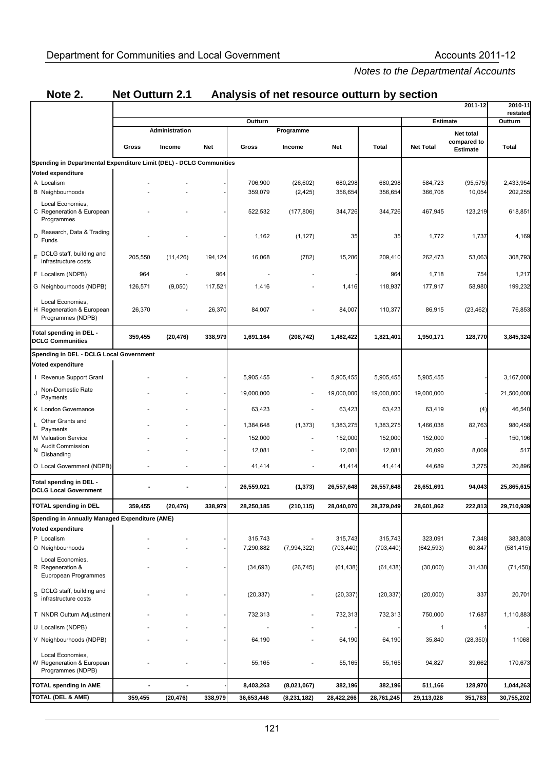*Notes to the Departmental Accounts*

## Note 2. Net Outturn 2.1 Analysis of net resource outturn by section

| | 2011-12 | | | | | | | | | 2010-11 restated |
|---|---|---|---|---|---|---|---|---|---|---|
| | Outturn | | | | | | | Estimate | | Outturn |
| | Administration | | | Programme | | | | | | |
| | Gross | Income | Net | Gross | Income | Net | Total | Net Total | Net total compared to Estimate | Total |
| **Spending in Departmental Expenditure Limit (DEL) - DCLG Communities** | | | | | | | | | | |
| **Voted expenditure** | | | | | | | | | | |
| A Localism | - | - | - | 706,900 | (26,602) | 680,298 | 680,298 | 584,723 | (95,575) | 2,433,954 |
| B Neighbourhoods | - | - | - | 359,079 | (2,425) | 356,654 | 356,654 | 366,708 | 10,054 | 202,255 |
| C Local Economies, Regeneration & European Programmes | - | - | - | 522,532 | (177,806) | 344,726 | 344,726 | 467,945 | 123,219 | 618,851 |
| D Research, Data & Trading Funds | - | - | - | 1,162 | (1,127) | 35 | 35 | 1,772 | 1,737 | 4,169 |
| E DCLG staff, building and infrastructure costs | 205,550 | (11,426) | 194,124 | 16,068 | (782) | 15,286 | 209,410 | 262,473 | 53,063 | 308,793 |
| F Localism (NDPB) | 964 | - | 964 | - | - | - | 964 | 1,718 | 754 | 1,217 |
| G Neighbourhoods (NDPB) | 126,571 | (9,050) | 117,521 | 1,416 | - | 1,416 | 118,937 | 177,917 | 58,980 | 199,232 |
| H Local Economies, Regeneration & European Programmes (NDPB) | 26,370 | - | 26,370 | 84,007 | - | 84,007 | 110,377 | 86,915 | (23,462) | 76,853 |
| **Total spending in DEL - DCLG Communities** | **359,455** | **(20,476)** | **338,979** | **1,691,164** | **(208,742)** | **1,482,422** | **1,821,401** | **1,950,171** | **128,770** | **3,845,324** |
| **Spending in DEL - DCLG Local Government** | | | | | | | | | | |
| **Voted expenditure** | | | | | | | | | | |
| I Revenue Support Grant | - | - | - | 5,905,455 | - | 5,905,455 | 5,905,455 | 5,905,455 | - | 3,167,008 |
| J Non-Domestic Rate Payments | - | - | - | 19,000,000 | - | 19,000,000 | 19,000,000 | 19,000,000 | | 21,500,000 |
| K London Governance | - | - | - | 63,423 | - | 63,423 | 63,423 | 63,419 | (4) | 46,540 |
| L Other Grants and Payments | - | - | - | 1,384,648 | (1,373) | 1,383,275 | 1,383,275 | 1,466,038 | 82,763 | 980,458 |
| M Valuation Service | - | - | - | 152,000 | - | 152,000 | 152,000 | 152,000 | - | 150,196 |
| N Audit Commission Disbanding | - | - | - | 12,081 | - | 12,081 | 12,081 | 20,090 | 8,009 | 517 |
| O Local Government (NDPB) | - | - | - | 41,414 | - | 41,414 | 41,414 | 44,689 | 3,275 | 20,896 |
| **Total spending in DEL - DCLG Local Government** | **-** | **-** | **-** | **26,559,021** | **(1,373)** | **26,557,648** | **26,557,648** | **26,651,691** | **94,043** | **25,865,615** |
| **TOTAL spending in DEL** | **359,455** | **(20,476)** | **338,979** | **28,250,185** | **(210,115)** | **28,040,070** | **28,379,049** | **28,601,862** | **222,813** | **29,710,939** |
| **Spending in Annually Managed Expenditure (AME)** | | | | | | | | | | |
| **Voted expenditure** | | | | | | | | | | |
| P Localism | - | - | - | 315,743 | - | 315,743 | 315,743 | 323,091 | 7,348 | 383,803 |
| Q Neighbourhoods | - | - | - | 7,290,882 | (7,994,322) | (703,440) | (703,440) | (642,593) | 60,847 | (581,415) |
| R Local Economies, Regeneration & Europpean Programmes | - | - | - | (34,693) | (26,745) | (61,438) | (61,438) | (30,000) | 31,438 | (71,450) |
| S DCLG staff, building and infrastructure costs | - | - | - | (20,337) | - | (20,337) | (20,337) | (20,000) | 337 | 20,701 |
| T NNDR Outturn Adjustment | - | - | - | 732,313 | - | 732,313 | 732,313 | 750,000 | 17,687 | 1,110,883 |
| U Localism (NDPB) | - | - | - | - | - | - | - | 1 | 1 | - |
| V Neighbourhoods (NDPB) | - | - | - | 64,190 | - | 64,190 | 64,190 | 35,840 | (28,350) | 11068 |
| W Local Economies, Regeneration & European Programmes (NDPB) | - | - | - | 55,165 | - | 55,165 | 55,165 | 94,827 | 39,662 | 170,673 |
| **TOTAL spending in AME** | **-** | **-** | **-** | **8,403,263** | **(8,021,067)** | **382,196** | **382,196** | **511,166** | **128,970** | **1,044,263** |
| **TOTAL (DEL & AME)** | **359,455** | **(20,476)** | **338,979** | **36,653,448** | **(8,231,182)** | **28,422,266** | **28,761,245** | **29,113,028** | **351,783** | **30,755,202** |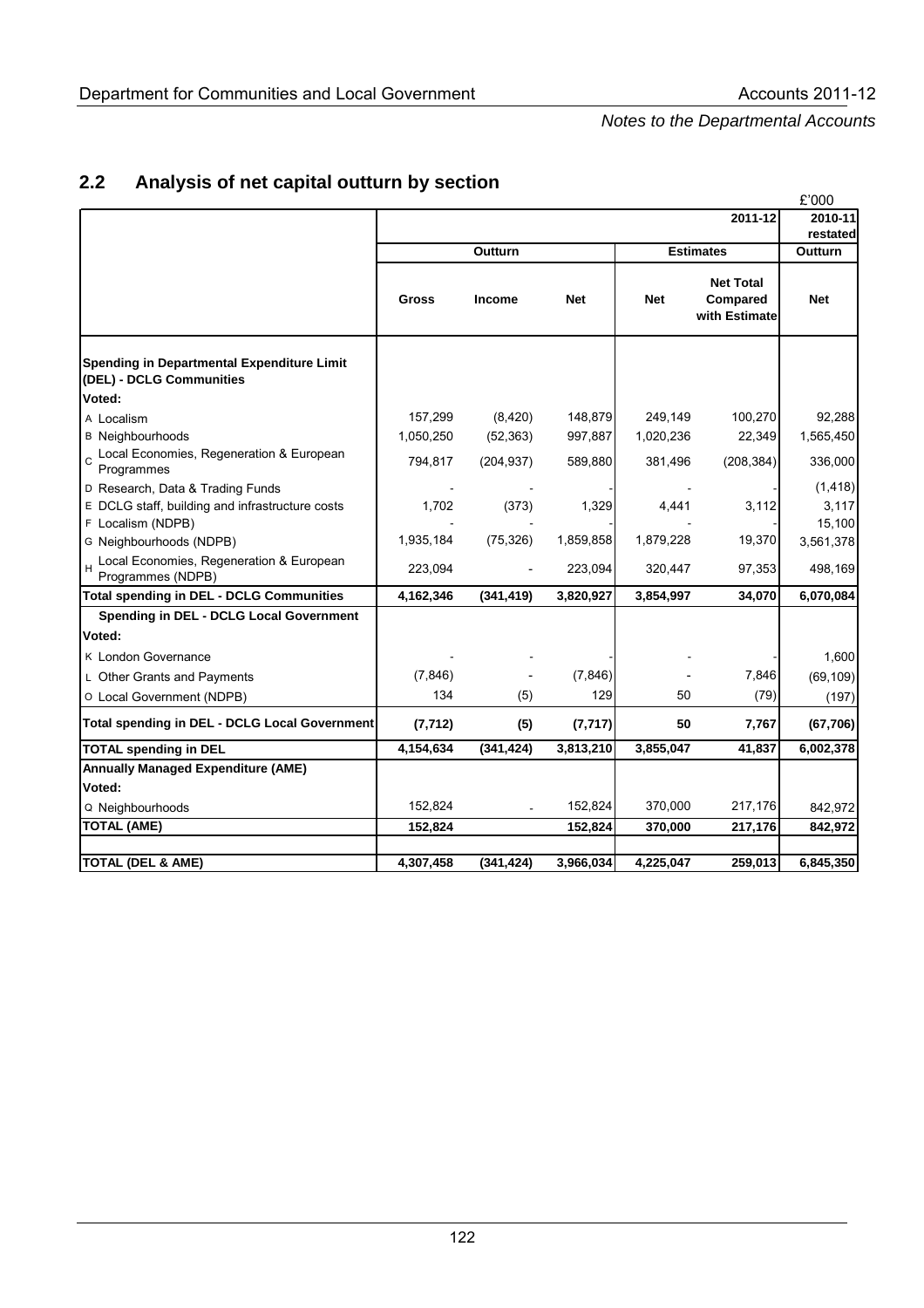## 2.2 Analysis of net capital outturn by section

£'000

| | 2011-12 | | | | | 2010-11 restated |
|---|---|---|---|---|---|---|
| | Outturn | | | Estimates | | Outturn |
| | Gross | Income | Net | Net | Net Total Compared with Estimate | Net |
| **Spending in Departmental Expenditure Limit (DEL) - DCLG Communities** | | | | | | |
| **Voted:** | | | | | | |
| A Localism | 157,299 | (8,420) | 148,879 | 249,149 | 100,270 | 92,288 |
| B Neighbourhoods | 1,050,250 | (52,363) | 997,887 | 1,020,236 | 22,349 | 1,565,450 |
| C Local Economies, Regeneration & European Programmes | 794,817 | (204,937) | 589,880 | 381,496 | (208,384) | 336,000 |
| D Research, Data & Trading Funds | - | - | - | - | - | (1,418) |
| E DCLG staff, building and infrastructure costs | 1,702 | (373) | 1,329 | 4,441 | 3,112 | 3,117 |
| F Localism (NDPB) | - | - | - | - | - | 15,100 |
| G Neighbourhoods (NDPB) | 1,935,184 | (75,326) | 1,859,858 | 1,879,228 | 19,370 | 3,561,378 |
| H Local Economies, Regeneration & European Programmes (NDPB) | 223,094 | - | 223,094 | 320,447 | 97,353 | 498,169 |
| **Total spending in DEL - DCLG Communities** | **4,162,346** | **(341,419)** | **3,820,927** | **3,854,997** | **34,070** | **6,070,084** |
| **Spending in DEL - DCLG Local Government** | | | | | | |
| **Voted:** | | | | | | |
| K London Governance | - | - | - | - | - | 1,600 |
| L Other Grants and Payments | (7,846) | - | (7,846) | - | 7,846 | (69,109) |
| O Local Government (NDPB) | 134 | (5) | 129 | 50 | (79) | (197) |
| **Total spending in DEL - DCLG Local Government** | **(7,712)** | **(5)** | **(7,717)** | **50** | **7,767** | **(67,706)** |
| **TOTAL spending in DEL** | **4,154,634** | **(341,424)** | **3,813,210** | **3,855,047** | **41,837** | **6,002,378** |
| **Annually Managed Expenditure (AME)** | | | | | | |
| **Voted:** | | | | | | |
| Q Neighbourhoods | 152,824 | - | 152,824 | 370,000 | 217,176 | 842,972 |
| **TOTAL (AME)** | **152,824** | | **152,824** | **370,000** | **217,176** | **842,972** |
| **TOTAL (DEL & AME)** | **4,307,458** | **(341,424)** | **3,966,034** | **4,225,047** | **259,013** | **6,845,350** |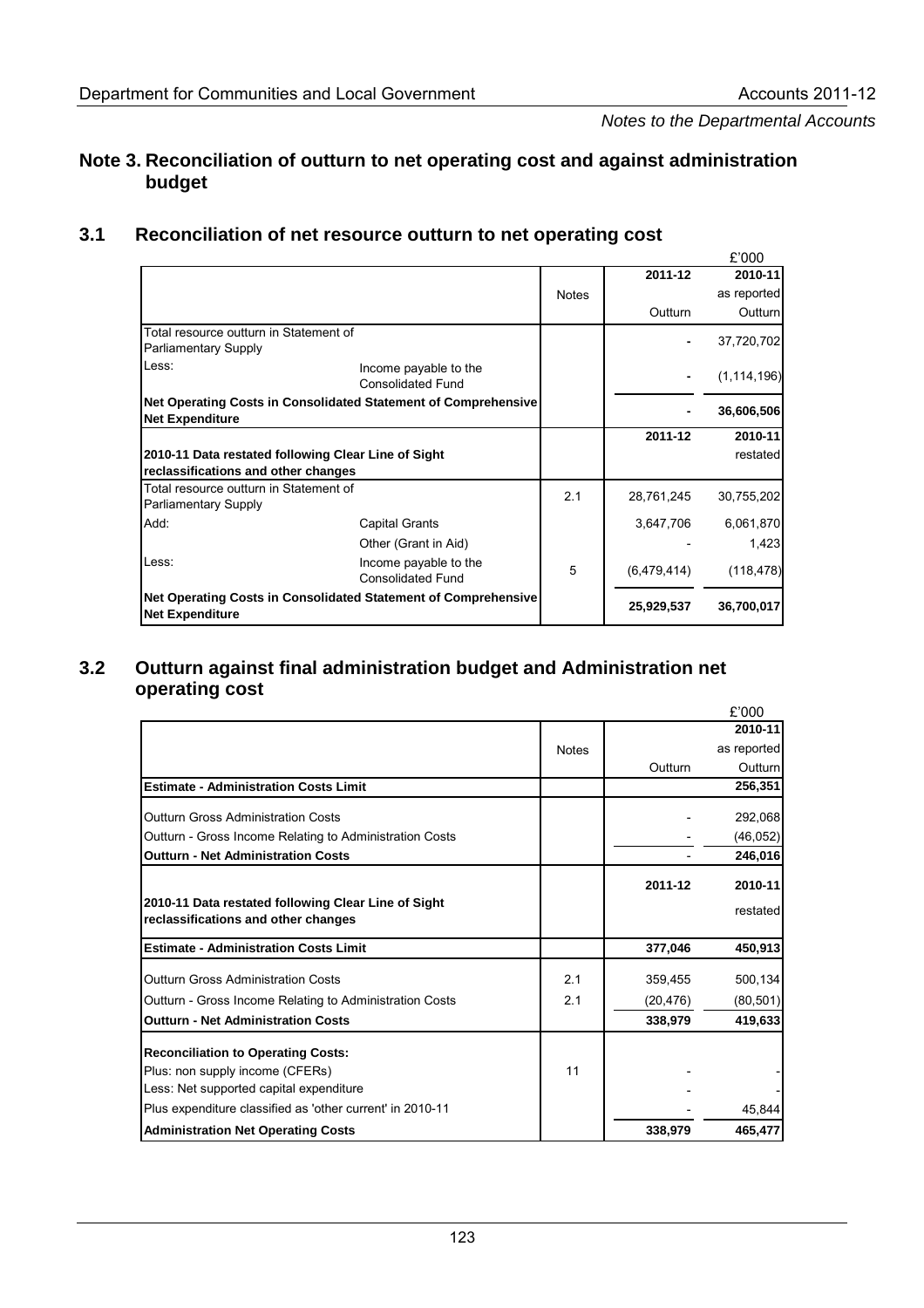## Note 3. Reconciliation of outturn to net operating cost and against administration budget

### 3.1 Reconciliation of net resource outturn to net operating cost

£'000

| | | Notes | 2011-12 | 2010-11 |
|---|---|---|---|---|
| | | | | as reported |
| | | | Outturn | Outturn |
| Total resource outturn in Statement of Parliamentary Supply | | | - | 37,720,702 |
| Less: | Income payable to the Consolidated Fund | | - | (1,114,196) |
| **Net Operating Costs in Consolidated Statement of Comprehensive Net Expenditure** | | | **-** | **36,606,506** |
| | | | **2011-12** | **2010-11** |
| **2010-11 Data restated following Clear Line of Sight reclassifications and other changes** | | | | restated |
| Total resource outturn in Statement of Parliamentary Supply | | 2.1 | 28,761,245 | 30,755,202 |
| Add: | Capital Grants | | 3,647,706 | 6,061,870 |
| | Other (Grant in Aid) | | - | 1,423 |
| Less: | Income payable to the Consolidated Fund | 5 | (6,479,414) | (118,478) |
| **Net Operating Costs in Consolidated Statement of Comprehensive Net Expenditure** | | | **25,929,537** | **36,700,017** |

### 3.2 Outturn against final administration budget and Administration net operating cost

£'000

| | Notes | | 2010-11 |
|---|---|---|---|
| | | | as reported |
| | | Outturn | Outturn |
| **Estimate - Administration Costs Limit** | | | **256,351** |
| Outturn Gross Administration Costs | | - | 292,068 |
| Outturn - Gross Income Relating to Administration Costs | | - | (46,052) |
| **Outturn - Net Administration Costs** | | - | **246,016** |
| | | **2011-12** | **2010-11** |
| **2010-11 Data restated following Clear Line of Sight reclassifications and other changes** | | | restated |
| **Estimate - Administration Costs Limit** | | **377,046** | **450,913** |
| Outturn Gross Administration Costs | 2.1 | 359,455 | 500,134 |
| Outturn - Gross Income Relating to Administration Costs | 2.1 | (20,476) | (80,501) |
| **Outturn - Net Administration Costs** | | **338,979** | **419,633** |
| **Reconciliation to Operating Costs:** | | | |
| Plus: non supply income (CFERs) | 11 | - | - |
| Less: Net supported capital expenditure | | - | - |
| Plus expenditure classified as 'other current' in 2010-11 | | - | 45,844 |
| **Administration Net Operating Costs** | | **338,979** | **465,477** |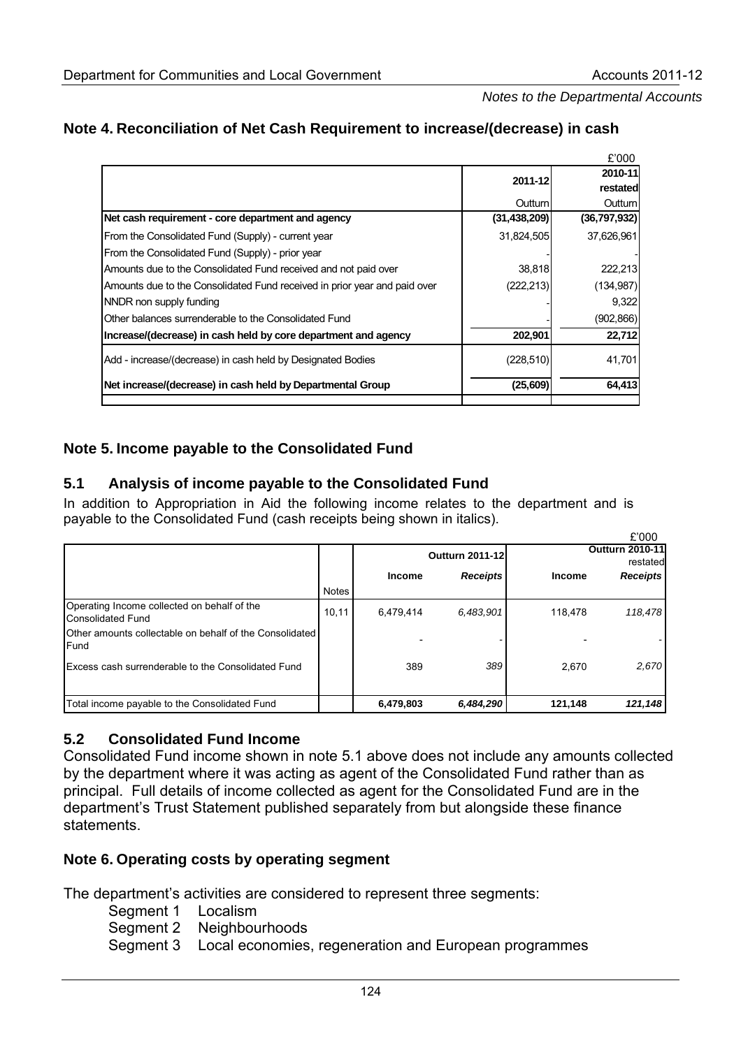## Note 4. Reconciliation of Net Cash Requirement to increase/(decrease) in cash

£'000

| | 2011-12 | 2010-11 restated |
|---|---|---|
| | Outturn | Outturn |
| **Net cash requirement - core department and agency** | **(31,438,209)** | **(36,797,932)** |
| From the Consolidated Fund (Supply) - current year | 31,824,505 | 37,626,961 |
| From the Consolidated Fund (Supply) - prior year | - | - |
| Amounts due to the Consolidated Fund received and not paid over | 38,818 | 222,213 |
| Amounts due to the Consolidated Fund received in prior year and paid over | (222,213) | (134,987) |
| NNDR non supply funding | - | 9,322 |
| Other balances surrenderable to the Consolidated Fund | - | (902,866) |
| **Increase/(decrease) in cash held by core department and agency** | **202,901** | **22,712** |
| Add - increase/(decrease) in cash held by Designated Bodies | (228,510) | 41,701 |
| **Net increase/(decrease) in cash held by Departmental Group** | **(25,609)** | **64,413** |

## Note 5. Income payable to the Consolidated Fund

### 5.1 Analysis of income payable to the Consolidated Fund

In addition to Appropriation in Aid the following income relates to the department and is payable to the Consolidated Fund (cash receipts being shown in italics).

£'000

| | | Outturn 2011-12 | | Outturn 2010-11 restated | |
|---|---|---|---|---|---|
| | Notes | Income | *Receipts* | Income | *Receipts* |
| Operating Income collected on behalf of the Consolidated Fund | 10,11 | 6,479,414 | *6,483,901* | 118,478 | *118,478* |
| Other amounts collectable on behalf of the Consolidated Fund | | - | - | - | - |
| Excess cash surrenderable to the Consolidated Fund | | 389 | *389* | 2,670 | *2,670* |
| Total income payable to the Consolidated Fund | | **6,479,803** | ***6,484,290*** | **121,148** | ***121,148*** |

### 5.2 Consolidated Fund Income

Consolidated Fund income shown in note 5.1 above does not include any amounts collected by the department where it was acting as agent of the Consolidated Fund rather than as principal. Full details of income collected as agent for the Consolidated Fund are in the department's Trust Statement published separately from but alongside these finance statements.

## Note 6. Operating costs by operating segment

The department's activities are considered to represent three segments:

- Segment 1 Localism
- Segment 2 Neighbourhoods
- Segment 3 Local economies, regeneration and European programmes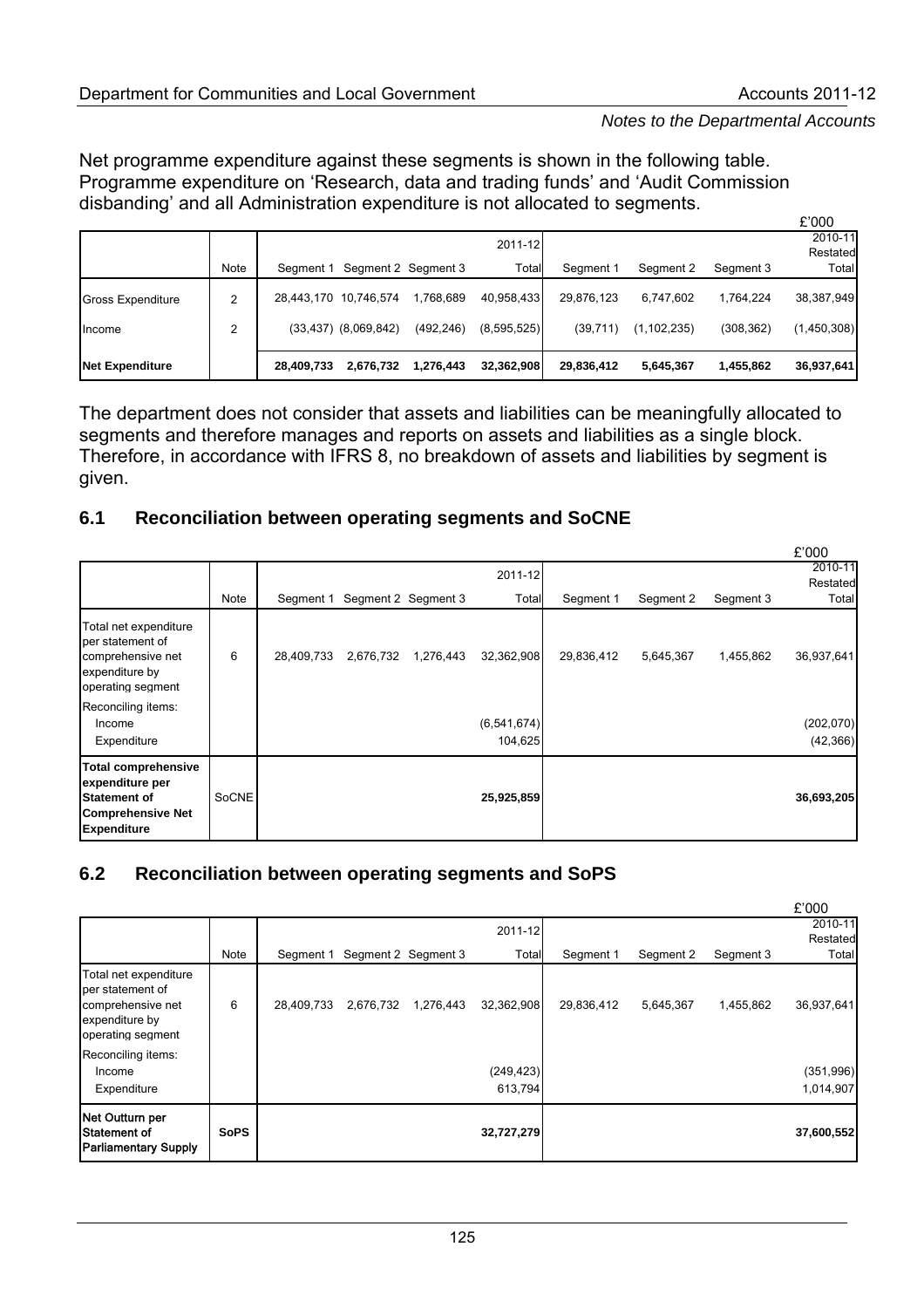*Notes to the Departmental Accounts*

Net programme expenditure against these segments is shown in the following table. Programme expenditure on 'Research, data and trading funds' and 'Audit Commission disbanding' and all Administration expenditure is not allocated to segments.

£'000

| | Note | Segment 1 | Segment 2 | Segment 3 | 2011-12 Total | Segment 1 | Segment 2 | Segment 3 | 2010-11 Restated Total |
|---|---|---|---|---|---|---|---|---|---|
| Gross Expenditure | 2 | 28,443,170 | 10,746,574 | 1,768,689 | 40,958,433 | 29,876,123 | 6,747,602 | 1,764,224 | 38,387,949 |
| Income | 2 | (33,437) | (8,069,842) | (492,246) | (8,595,525) | (39,711) | (1,102,235) | (308,362) | (1,450,308) |
| **Net Expenditure** | | **28,409,733** | **2,676,732** | **1,276,443** | **32,362,908** | **29,836,412** | **5,645,367** | **1,455,862** | **36,937,641** |

The department does not consider that assets and liabilities can be meaningfully allocated to segments and therefore manages and reports on assets and liabilities as a single block. Therefore, in accordance with IFRS 8, no breakdown of assets and liabilities by segment is given.

## 6.1 Reconciliation between operating segments and SoCNE

£'000

| | Note | Segment 1 | Segment 2 | Segment 3 | 2011-12 Total | Segment 1 | Segment 2 | Segment 3 | 2010-11 Restated Total |
|---|---|---|---|---|---|---|---|---|---|
| Total net expenditure per statement of comprehensive net expenditure by operating segment | 6 | 28,409,733 | 2,676,732 | 1,276,443 | 32,362,908 | 29,836,412 | 5,645,367 | 1,455,862 | 36,937,641 |
| Reconciling items: | | | | | | | | | |
| Income | | | | | (6,541,674) | | | | (202,070) |
| Expenditure | | | | | 104,625 | | | | (42,366) |
| **Total comprehensive expenditure per Statement of Comprehensive Net Expenditure** | SoCNE | | | | **25,925,859** | | | | **36,693,205** |

## 6.2 Reconciliation between operating segments and SoPS

£'000

| | Note | Segment 1 | Segment 2 | Segment 3 | 2011-12 Total | Segment 1 | Segment 2 | Segment 3 | 2010-11 Restated Total |
|---|---|---|---|---|---|---|---|---|---|
| Total net expenditure per statement of comprehensive net expenditure by operating segment | 6 | 28,409,733 | 2,676,732 | 1,276,443 | 32,362,908 | 29,836,412 | 5,645,367 | 1,455,862 | 36,937,641 |
| Reconciling items: | | | | | | | | | |
| Income | | | | | (249,423) | | | | (351,996) |
| Expenditure | | | | | 613,794 | | | | 1,014,907 |
| **Net Outturn per Statement of Parliamentary Supply** | **SoPS** | | | | **32,727,279** | | | | **37,600,552** |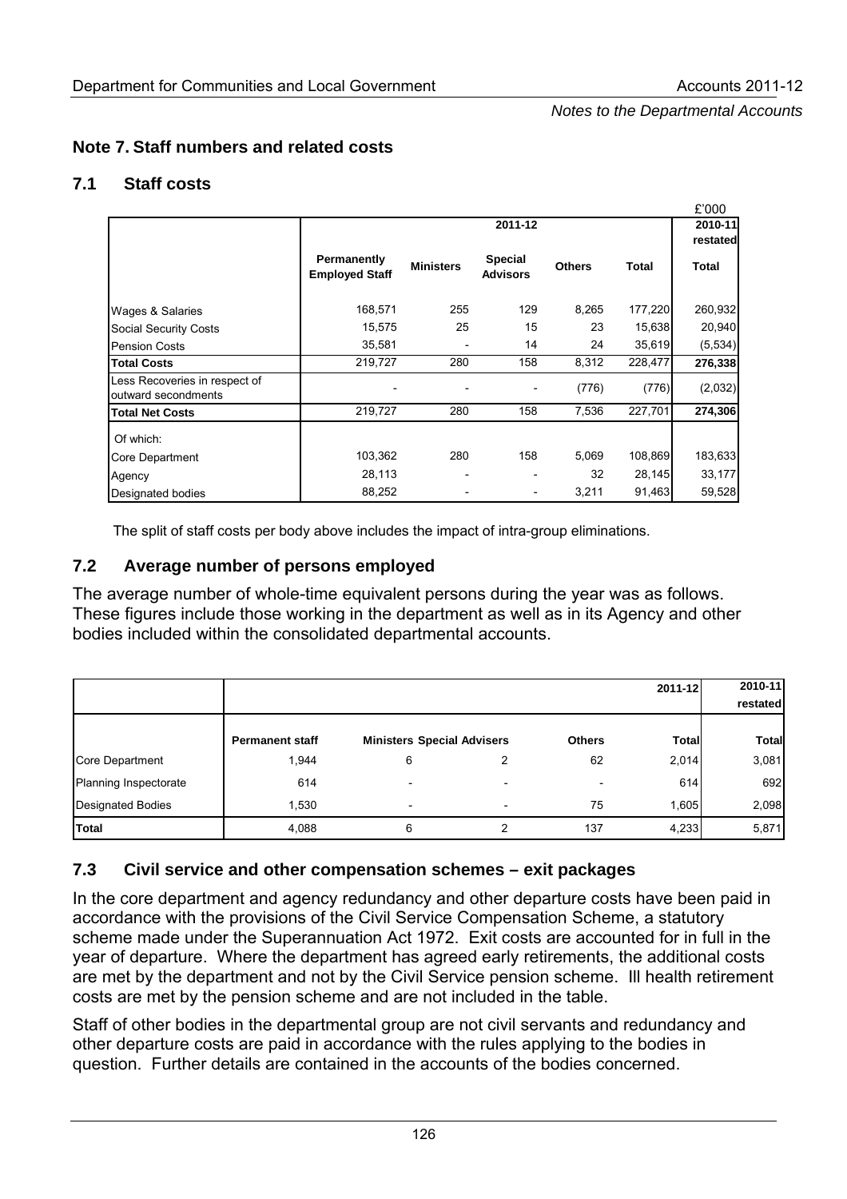## Note 7. Staff numbers and related costs

### 7.1 Staff costs

| | 2011-12 | | | | | 2010-11 restated |
|---|---|---|---|---|---|---|
| | Permanently Employed Staff | Ministers | Special Advisors | Others | Total | Total |
| | | | | | | £'000 |
| Wages & Salaries | 168,571 | 255 | 129 | 8,265 | 177,220 | 260,932 |
| Social Security Costs | 15,575 | 25 | 15 | 23 | 15,638 | 20,940 |
| Pension Costs | 35,581 | - | 14 | 24 | 35,619 | (5,534) |
| **Total Costs** | 219,727 | 280 | 158 | 8,312 | 228,477 | **276,338** |
| Less Recoveries in respect of outward secondments | - | - | - | (776) | (776) | (2,032) |
| **Total Net Costs** | 219,727 | 280 | 158 | 7,536 | 227,701 | **274,306** |
| Of which: | | | | | | |
| Core Department | 103,362 | 280 | 158 | 5,069 | 108,869 | 183,633 |
| Agency | 28,113 | - | - | 32 | 28,145 | 33,177 |
| Designated bodies | 88,252 | - | - | 3,211 | 91,463 | 59,528 |

The split of staff costs per body above includes the impact of intra-group eliminations.

### 7.2 Average number of persons employed

The average number of whole-time equivalent persons during the year was as follows. These figures include those working in the department as well as in its Agency and other bodies included within the consolidated departmental accounts.

| | | | | | 2011-12 | 2010-11 restated |
|---|---|---|---|---|---|---|
| | Permanent staff | Ministers | Special Advisers | Others | Total | Total |
| Core Department | 1,944 | 6 | 2 | 62 | 2,014 | 3,081 |
| Planning Inspectorate | 614 | - | - | - | 614 | 692 |
| Designated Bodies | 1,530 | - | - | 75 | 1,605 | 2,098 |
| **Total** | 4,088 | 6 | 2 | 137 | 4,233 | 5,871 |

### 7.3 Civil service and other compensation schemes – exit packages

In the core department and agency redundancy and other departure costs have been paid in accordance with the provisions of the Civil Service Compensation Scheme, a statutory scheme made under the Superannuation Act 1972. Exit costs are accounted for in full in the year of departure. Where the department has agreed early retirements, the additional costs are met by the department and not by the Civil Service pension scheme. Ill health retirement costs are met by the pension scheme and are not included in the table.

Staff of other bodies in the departmental group are not civil servants and redundancy and other departure costs are paid in accordance with the rules applying to the bodies in question. Further details are contained in the accounts of the bodies concerned.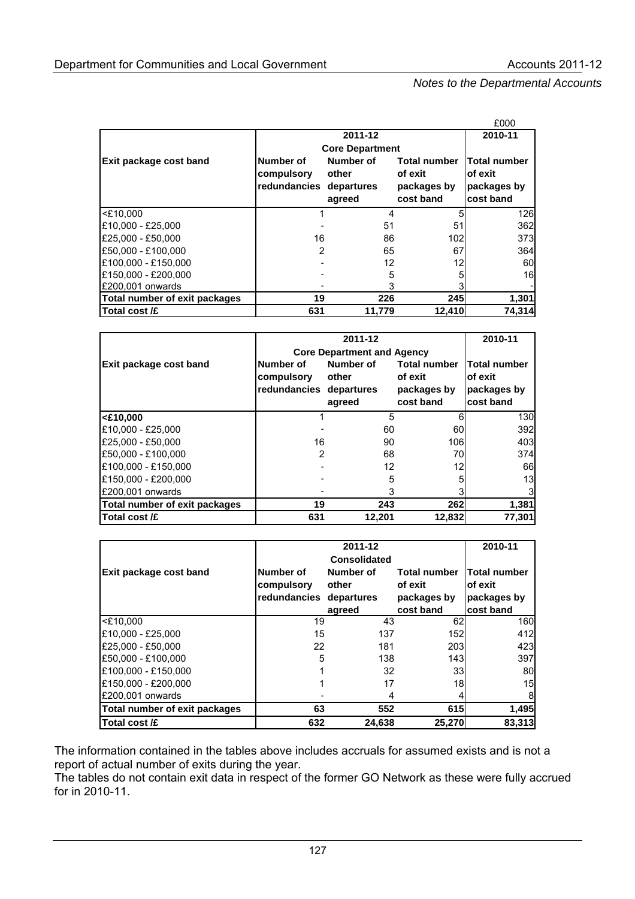£000

| Exit package cost band | 2011-12 Core Department | | | 2010-11 |
|---|---|---|---|---|
| | Number of compulsory redundancies | Number of other departures agreed | Total number of exit packages by cost band | Total number of exit packages by cost band |
| <£10,000 | 1 | 4 | 5 | 126 |
| £10,000 - £25,000 | - | 51 | 51 | 362 |
| £25,000 - £50,000 | 16 | 86 | 102 | 373 |
| £50,000 - £100,000 | 2 | 65 | 67 | 364 |
| £100,000 - £150,000 | - | 12 | 12 | 60 |
| £150,000 - £200,000 | - | 5 | 5 | 16 |
| £200,001 onwards | - | 3 | 3 | - |
| **Total number of exit packages** | **19** | **226** | **245** | **1,301** |
| **Total cost /£** | **631** | **11,779** | **12,410** | **74,314** |

| Exit package cost band | 2011-12 Core Department and Agency | | | 2010-11 |
|---|---|---|---|---|
| | Number of compulsory redundancies | Number of other departures agreed | Total number of exit packages by cost band | Total number of exit packages by cost band |
| **<£10,000** | 1 | 5 | 6 | 130 |
| £10,000 - £25,000 | - | 60 | 60 | 392 |
| £25,000 - £50,000 | 16 | 90 | 106 | 403 |
| £50,000 - £100,000 | 2 | 68 | 70 | 374 |
| £100,000 - £150,000 | - | 12 | 12 | 66 |
| £150,000 - £200,000 | - | 5 | 5 | 13 |
| £200,001 onwards | - | 3 | 3 | 3 |
| **Total number of exit packages** | **19** | **243** | **262** | **1,381** |
| **Total cost /£** | **631** | **12,201** | **12,832** | **77,301** |

| Exit package cost band | 2011-12 Consolidated | | | 2010-11 |
|---|---|---|---|---|
| | Number of compulsory redundancies | Number of other departures agreed | Total number of exit packages by cost band | Total number of exit packages by cost band |
| <£10,000 | 19 | 43 | 62 | 160 |
| £10,000 - £25,000 | 15 | 137 | 152 | 412 |
| £25,000 - £50,000 | 22 | 181 | 203 | 423 |
| £50,000 - £100,000 | 5 | 138 | 143 | 397 |
| £100,000 - £150,000 | 1 | 32 | 33 | 80 |
| £150,000 - £200,000 | 1 | 17 | 18 | 15 |
| £200,001 onwards | - | 4 | 4 | 8 |
| **Total number of exit packages** | **63** | **552** | **615** | **1,495** |
| **Total cost /£** | **632** | **24,638** | **25,270** | **83,313** |

The information contained in the tables above includes accruals for assumed exists and is not a report of actual number of exits during the year.
The tables do not contain exit data in respect of the former GO Network as these were fully accrued for in 2010-11.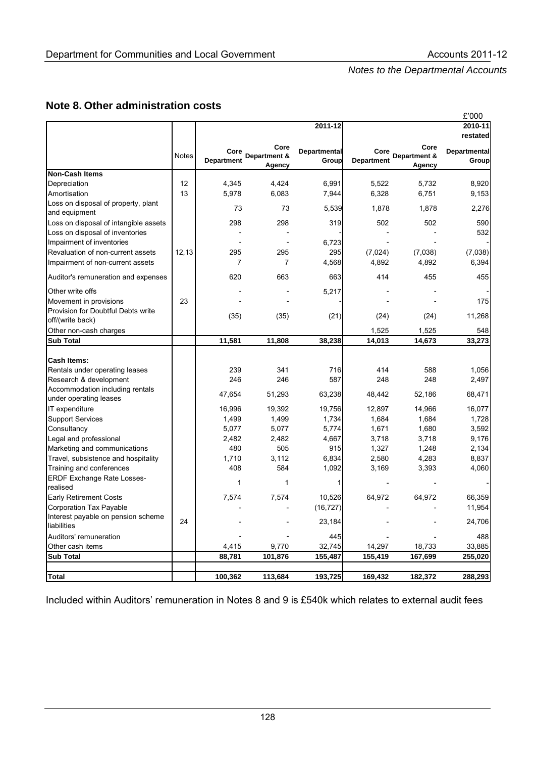## Note 8. Other administration costs

£'000

| | Notes | 2011-12 Core Department | 2011-12 Core Department & Agency | 2011-12 Departmental Group | 2010-11 restated Core Department | 2010-11 restated Core Department & Agency | 2010-11 restated Departmental Group |
|---|---|---|---|---|---|---|---|
| **Non-Cash Items** | | | | | | | |
| Depreciation | 12 | 4,345 | 4,424 | 6,991 | 5,522 | 5,732 | 8,920 |
| Amortisation | 13 | 5,978 | 6,083 | 7,944 | 6,328 | 6,751 | 9,153 |
| Loss on disposal of property, plant and equipment | | 73 | 73 | 5,539 | 1,878 | 1,878 | 2,276 |
| Loss on disposal of intangible assets | | 298 | 298 | 319 | 502 | 502 | 590 |
| Loss on disposal of inventories | | - | - | - | - | - | 532 |
| Impairment of inventories | | - | - | 6,723 | - | - | - |
| Revaluation of non-current assets | 12,13 | 295 | 295 | 295 | (7,024) | (7,038) | (7,038) |
| Impairment of non-current assets | | 7 | 7 | 4,568 | 4,892 | 4,892 | 6,394 |
| Auditor's remuneration and expenses | | 620 | 663 | 663 | 414 | 455 | 455 |
| Other write offs | | - | - | 5,217 | - | - | - |
| Movement in provisions | 23 | - | - | - | - | - | 175 |
| Provision for Doubtful Debts write off/(write back) | | (35) | (35) | (21) | (24) | (24) | 11,268 |
| Other non-cash charges | | | | | 1,525 | 1,525 | 548 |
| **Sub Total** | | **11,581** | **11,808** | **38,238** | **14,013** | **14,673** | **33,273** |
| **Cash Items:** | | | | | | | |
| Rentals under operating leases | | 239 | 341 | 716 | 414 | 588 | 1,056 |
| Research & development | | 246 | 246 | 587 | 248 | 248 | 2,497 |
| Accommodation including rentals under operating leases | | 47,654 | 51,293 | 63,238 | 48,442 | 52,186 | 68,471 |
| IT expenditure | | 16,996 | 19,392 | 19,756 | 12,897 | 14,966 | 16,077 |
| Support Services | | 1,499 | 1,499 | 1,734 | 1,684 | 1,684 | 1,728 |
| Consultancy | | 5,077 | 5,077 | 5,774 | 1,671 | 1,680 | 3,592 |
| Legal and professional | | 2,482 | 2,482 | 4,667 | 3,718 | 3,718 | 9,176 |
| Marketing and communications | | 480 | 505 | 915 | 1,327 | 1,248 | 2,134 |
| Travel, subsistence and hospitality | | 1,710 | 3,112 | 6,834 | 2,580 | 4,283 | 8,837 |
| Training and conferences | | 408 | 584 | 1,092 | 3,169 | 3,393 | 4,060 |
| ERDF Exchange Rate Losses-realised | | 1 | 1 | 1 | - | - | - |
| Early Retirement Costs | | 7,574 | 7,574 | 10,526 | 64,972 | 64,972 | 66,359 |
| Corporation Tax Payable | | - | - | (16,727) | - | - | 11,954 |
| Interest payable on pension scheme liabilities | 24 | - | - | 23,184 | - | - | 24,706 |
| Auditors' remuneration | | - | - | 445 | - | - | 488 |
| Other cash items | | 4,415 | 9,770 | 32,745 | 14,297 | 18,733 | 33,885 |
| **Sub Total** | | **88,781** | **101,876** | **155,487** | **155,419** | **167,699** | **255,020** |
| **Total** | | **100,362** | **113,684** | **193,725** | **169,432** | **182,372** | **288,293** |

Included within Auditors' remuneration in Notes 8 and 9 is £540k which relates to external audit fees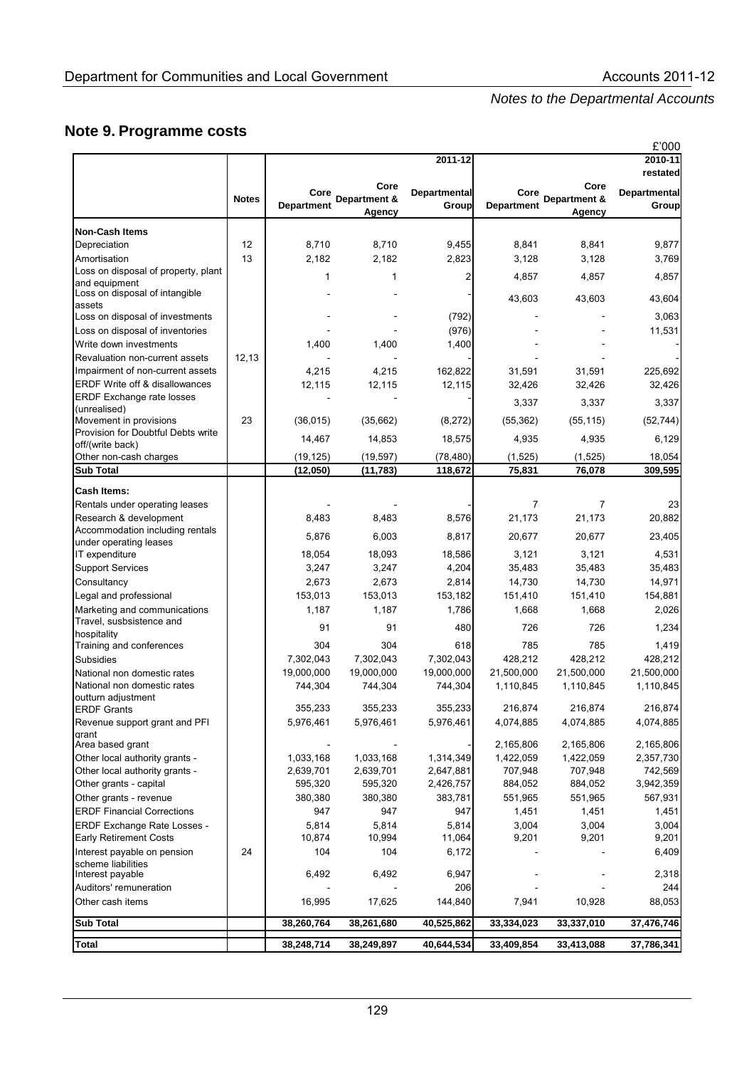## Note 9. Programme costs

£'000

| | Notes | 2011-12 | | | 2010-11 restated | | |
|---|---|---|---|---|---|---|---|
| | | Core Department | Core Department & Agency | Departmental Group | Core Department | Core Department & Agency | Departmental Group |
| **Non-Cash Items** | | | | | | | |
| Depreciation | 12 | 8,710 | 8,710 | 9,455 | 8,841 | 8,841 | 9,877 |
| Amortisation | 13 | 2,182 | 2,182 | 2,823 | 3,128 | 3,128 | 3,769 |
| Loss on disposal of property, plant and equipment | | 1 | 1 | 2 | 4,857 | 4,857 | 4,857 |
| Loss on disposal of intangible assets | | - | - | - | 43,603 | 43,603 | 43,604 |
| Loss on disposal of investments | | - | - | (792) | - | - | 3,063 |
| Loss on disposal of inventories | | - | - | (976) | - | - | 11,531 |
| Write down investments | | 1,400 | 1,400 | 1,400 | - | - | - |
| Revaluation non-current assets | 12,13 | - | - | - | - | - | - |
| Impairment of non-current assets | | 4,215 | 4,215 | 162,822 | 31,591 | 31,591 | 225,692 |
| ERDF Write off & disallowances | | 12,115 | 12,115 | 12,115 | 32,426 | 32,426 | 32,426 |
| ERDF Exchange rate losses (unrealised) | | - | - | - | 3,337 | 3,337 | 3,337 |
| Movement in provisions | 23 | (36,015) | (35,662) | (8,272) | (55,362) | (55,115) | (52,744) |
| Provision for Doubtful Debts write off/(write back) | | 14,467 | 14,853 | 18,575 | 4,935 | 4,935 | 6,129 |
| Other non-cash charges | | (19,125) | (19,597) | (78,480) | (1,525) | (1,525) | 18,054 |
| **Sub Total** | | **(12,050)** | **(11,783)** | **118,672** | **75,831** | **76,078** | **309,595** |
| **Cash Items:** | | | | | | | |
| Rentals under operating leases | | - | - | - | 7 | 7 | 23 |
| Research & development | | 8,483 | 8,483 | 8,576 | 21,173 | 21,173 | 20,882 |
| Accommodation including rentals under operating leases | | 5,876 | 6,003 | 8,817 | 20,677 | 20,677 | 23,405 |
| IT expenditure | | 18,054 | 18,093 | 18,586 | 3,121 | 3,121 | 4,531 |
| Support Services | | 3,247 | 3,247 | 4,204 | 35,483 | 35,483 | 35,483 |
| Consultancy | | 2,673 | 2,673 | 2,814 | 14,730 | 14,730 | 14,971 |
| Legal and professional | | 153,013 | 153,013 | 153,182 | 151,410 | 151,410 | 154,881 |
| Marketing and communications | | 1,187 | 1,187 | 1,786 | 1,668 | 1,668 | 2,026 |
| Travel, susbsistence and hospitality | | 91 | 91 | 480 | 726 | 726 | 1,234 |
| Training and conferences | | 304 | 304 | 618 | 785 | 785 | 1,419 |
| Subsidies | | 7,302,043 | 7,302,043 | 7,302,043 | 428,212 | 428,212 | 428,212 |
| National non domestic rates | | 19,000,000 | 19,000,000 | 19,000,000 | 21,500,000 | 21,500,000 | 21,500,000 |
| National non domestic rates outturn adjustment | | 744,304 | 744,304 | 744,304 | 1,110,845 | 1,110,845 | 1,110,845 |
| ERDF Grants | | 355,233 | 355,233 | 355,233 | 216,874 | 216,874 | 216,874 |
| Revenue support grant and PFI grant | | 5,976,461 | 5,976,461 | 5,976,461 | 4,074,885 | 4,074,885 | 4,074,885 |
| Area based grant | | - | - | - | 2,165,806 | 2,165,806 | 2,165,806 |
| Other local authority grants - | | 1,033,168 | 1,033,168 | 1,314,349 | 1,422,059 | 1,422,059 | 2,357,730 |
| Other local authority grants - | | 2,639,701 | 2,639,701 | 2,647,881 | 707,948 | 707,948 | 742,569 |
| Other grants - capital | | 595,320 | 595,320 | 2,426,757 | 884,052 | 884,052 | 3,942,359 |
| Other grants - revenue | | 380,380 | 380,380 | 383,781 | 551,965 | 551,965 | 567,931 |
| ERDF Financial Corrections | | 947 | 947 | 947 | 1,451 | 1,451 | 1,451 |
| ERDF Exchange Rate Losses - | | 5,814 | 5,814 | 5,814 | 3,004 | 3,004 | 3,004 |
| Early Retirement Costs | | 10,874 | 10,994 | 11,064 | 9,201 | 9,201 | 9,201 |
| Interest payable on pension scheme liabilities | 24 | 104 | 104 | 6,172 | - | - | 6,409 |
| Interest payable | | 6,492 | 6,492 | 6,947 | - | - | 2,318 |
| Auditors' remuneration | | - | - | 206 | - | - | 244 |
| Other cash items | | 16,995 | 17,625 | 144,840 | 7,941 | 10,928 | 88,053 |
| **Sub Total** | | **38,260,764** | **38,261,680** | **40,525,862** | **33,334,023** | **33,337,010** | **37,476,746** |
| **Total** | | **38,248,714** | **38,249,897** | **40,644,534** | **33,409,854** | **33,413,088** | **37,786,341** |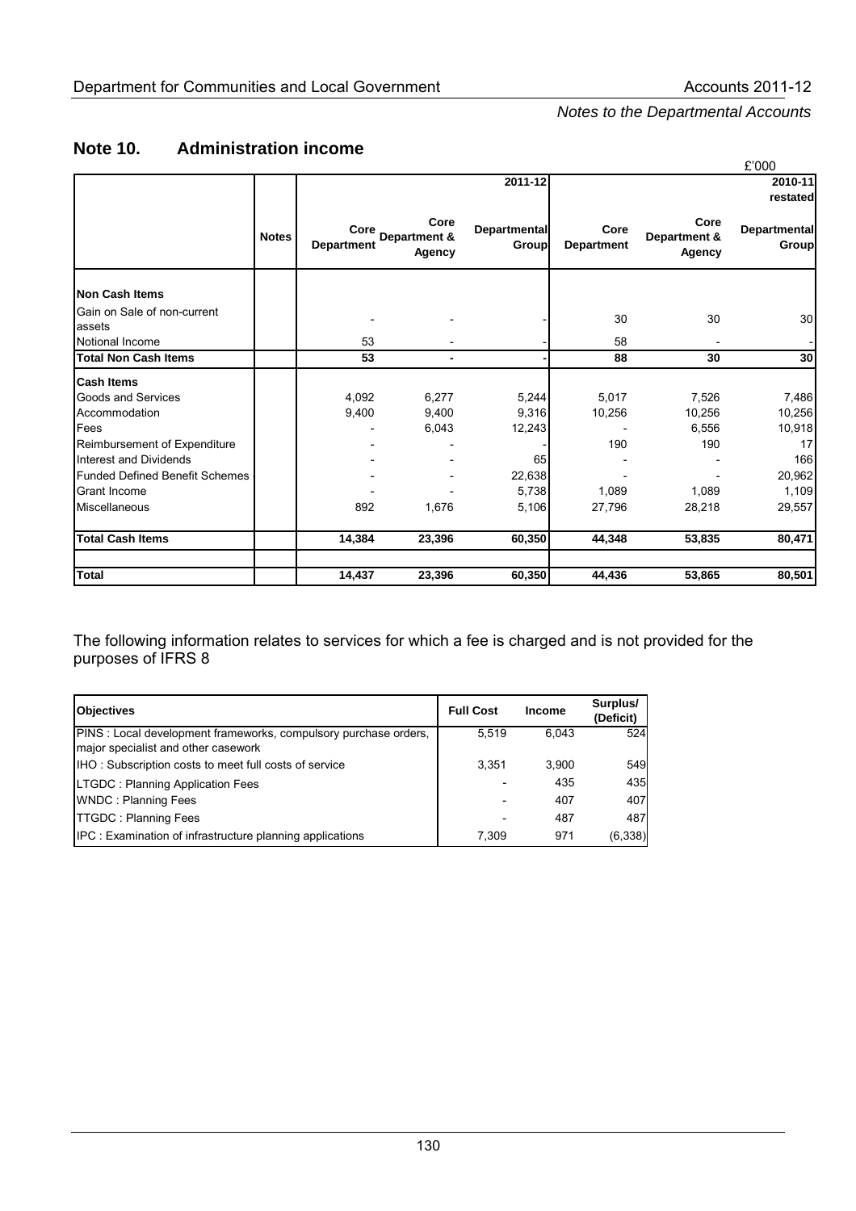*Notes to the Departmental Accounts*

## Note 10. Administration income

£'000

| | Notes | 2011-12 | | | 2010-11 restated | | |
|---|---|---|---|---|---|---|---|
| | | Core Department | Core Department & Agency | Departmental Group | Core Department | Core Department & Agency | Departmental Group |
| **Non Cash Items** | | | | | | | |
| Gain on Sale of non-current assets | | - | - | - | 30 | 30 | 30 |
| Notional Income | | 53 | - | - | 58 | - | - |
| **Total Non Cash Items** | | **53** | **-** | **-** | **88** | **30** | **30** |
| **Cash Items** | | | | | | | |
| Goods and Services | | 4,092 | 6,277 | 5,244 | 5,017 | 7,526 | 7,486 |
| Accommodation | | 9,400 | 9,400 | 9,316 | 10,256 | 10,256 | 10,256 |
| Fees | | - | 6,043 | 12,243 | - | 6,556 | 10,918 |
| Reimbursement of Expenditure | | - | - | - | 190 | 190 | 17 |
| Interest and Dividends | | - | - | 65 | - | - | 166 |
| Funded Defined Benefit Schemes | | - | - | 22,638 | - | - | 20,962 |
| Grant Income | | - | - | 5,738 | 1,089 | 1,089 | 1,109 |
| Miscellaneous | | 892 | 1,676 | 5,106 | 27,796 | 28,218 | 29,557 |
| **Total Cash Items** | | **14,384** | **23,396** | **60,350** | **44,348** | **53,835** | **80,471** |
| **Total** | | **14,437** | **23,396** | **60,350** | **44,436** | **53,865** | **80,501** |

The following information relates to services for which a fee is charged and is not provided for the purposes of IFRS 8

| Objectives | Full Cost | Income | Surplus/ (Deficit) |
|---|---|---|---|
| PINS : Local development frameworks, compulsory purchase orders, major specialist and other casework | 5,519 | 6,043 | 524 |
| IHO : Subscription costs to meet full costs of service | 3,351 | 3,900 | 549 |
| LTGDC : Planning Application Fees | - | 435 | 435 |
| WNDC : Planning Fees | - | 407 | 407 |
| TTGDC : Planning Fees | - | 487 | 487 |
| IPC : Examination of infrastructure planning applications | 7,309 | 971 | (6,338) |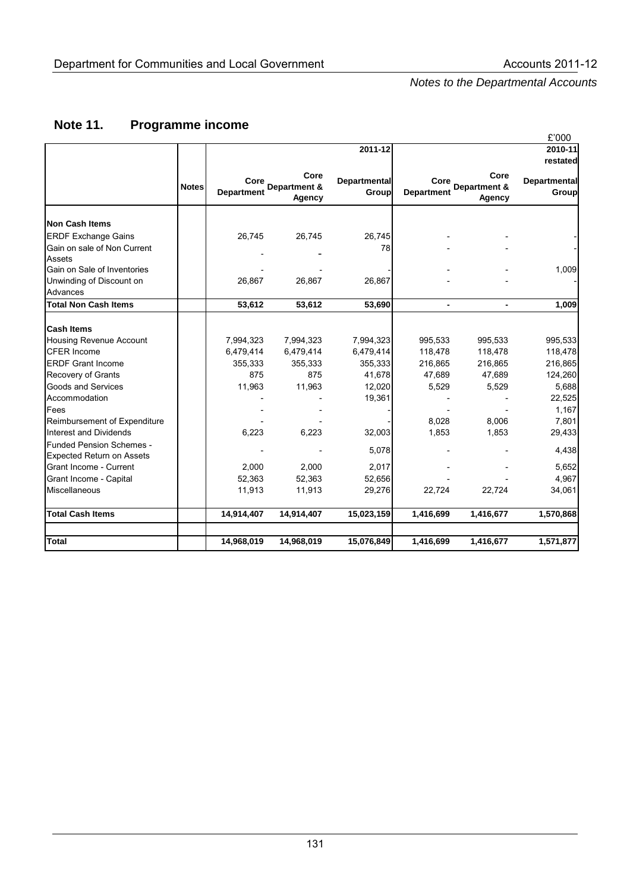## Note 11. Programme income

£'000

| | Notes | 2011-12 Core Department | 2011-12 Core Department & Agency | 2011-12 Departmental Group | 2010-11 restated Core Department | 2010-11 restated Core Department & Agency | 2010-11 restated Departmental Group |
|---|---|---|---|---|---|---|---|
| **Non Cash Items** | | | | | | | |
| ERDF Exchange Gains | | 26,745 | 26,745 | 26,745 | - | - | - |
| Gain on sale of Non Current Assets | | - | - | 78 | - | - | - |
| Gain on Sale of Inventories | | - | - | - | - | - | 1,009 |
| Unwinding of Discount on Advances | | 26,867 | 26,867 | 26,867 | - | - | - |
| **Total Non Cash Items** | | **53,612** | **53,612** | **53,690** | **-** | **-** | **1,009** |
| **Cash Items** | | | | | | | |
| Housing Revenue Account | | 7,994,323 | 7,994,323 | 7,994,323 | 995,533 | 995,533 | 995,533 |
| CFER Income | | 6,479,414 | 6,479,414 | 6,479,414 | 118,478 | 118,478 | 118,478 |
| ERDF Grant Income | | 355,333 | 355,333 | 355,333 | 216,865 | 216,865 | 216,865 |
| Recovery of Grants | | 875 | 875 | 41,678 | 47,689 | 47,689 | 124,260 |
| Goods and Services | | 11,963 | 11,963 | 12,020 | 5,529 | 5,529 | 5,688 |
| Accommodation | | - | - | 19,361 | - | - | 22,525 |
| Fees | | - | - | - | - | - | 1,167 |
| Reimbursement of Expenditure | | - | - | - | 8,028 | 8,006 | 7,801 |
| Interest and Dividends | | 6,223 | 6,223 | 32,003 | 1,853 | 1,853 | 29,433 |
| Funded Pension Schemes - Expected Return on Assets | | - | - | 5,078 | - | - | 4,438 |
| Grant Income - Current | | 2,000 | 2,000 | 2,017 | - | - | 5,652 |
| Grant Income - Capital | | 52,363 | 52,363 | 52,656 | - | - | 4,967 |
| Miscellaneous | | 11,913 | 11,913 | 29,276 | 22,724 | 22,724 | 34,061 |
| **Total Cash Items** | | **14,914,407** | **14,914,407** | **15,023,159** | **1,416,699** | **1,416,677** | **1,570,868** |
| **Total** | | **14,968,019** | **14,968,019** | **15,076,849** | **1,416,699** | **1,416,677** | **1,571,877** |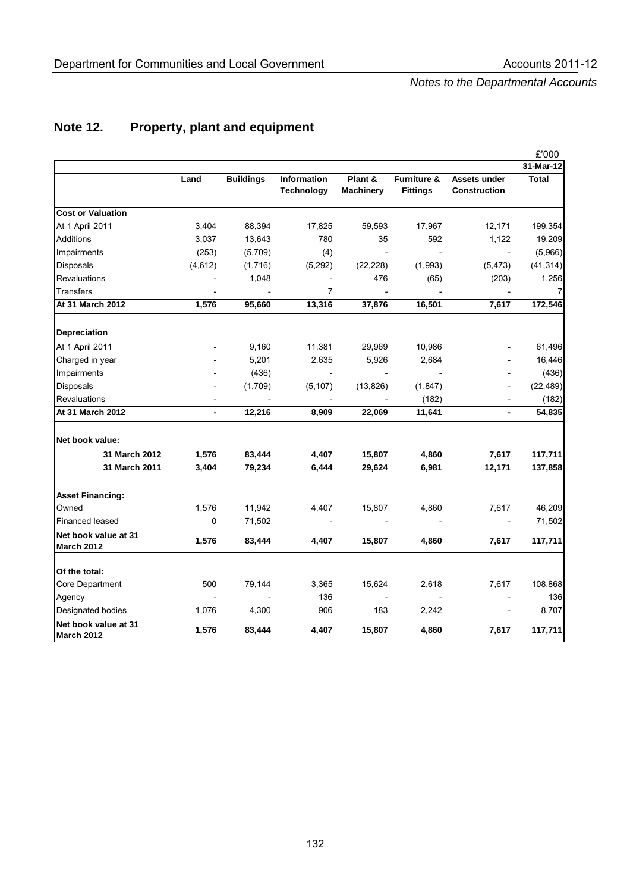# Note 12. Property, plant and equipment

£'000

| | Land | Buildings | Information Technology | Plant & Machinery | Furniture & Fittings | Assets under Construction | 31-Mar-12 Total |
|---|---|---|---|---|---|---|---|
| **Cost or Valuation** | | | | | | | |
| At 1 April 2011 | 3,404 | 88,394 | 17,825 | 59,593 | 17,967 | 12,171 | 199,354 |
| Additions | 3,037 | 13,643 | 780 | 35 | 592 | 1,122 | 19,209 |
| Impairments | (253) | (5,709) | (4) | - | - | - | (5,966) |
| Disposals | (4,612) | (1,716) | (5,292) | (22,228) | (1,993) | (5,473) | (41,314) |
| Revaluations | - | 1,048 | - | 476 | (65) | (203) | 1,256 |
| Transfers | - | - | 7 | - | - | - | 7 |
| **At 31 March 2012** | **1,576** | **95,660** | **13,316** | **37,876** | **16,501** | **7,617** | **172,546** |
| **Depreciation** | | | | | | | |
| At 1 April 2011 | - | 9,160 | 11,381 | 29,969 | 10,986 | - | 61,496 |
| Charged in year | - | 5,201 | 2,635 | 5,926 | 2,684 | - | 16,446 |
| Impairments | - | (436) | - | - | - | - | (436) |
| Disposals | - | (1,709) | (5,107) | (13,826) | (1,847) | - | (22,489) |
| Revaluations | - | - | - | - | (182) | - | (182) |
| **At 31 March 2012** | **-** | **12,216** | **8,909** | **22,069** | **11,641** | **-** | **54,835** |
| **Net book value:** | | | | | | | |
| **31 March 2012** | **1,576** | **83,444** | **4,407** | **15,807** | **4,860** | **7,617** | **117,711** |
| **31 March 2011** | **3,404** | **79,234** | **6,444** | **29,624** | **6,981** | **12,171** | **137,858** |
| **Asset Financing:** | | | | | | | |
| Owned | 1,576 | 11,942 | 4,407 | 15,807 | 4,860 | 7,617 | 46,209 |
| Financed leased | 0 | 71,502 | - | - | - | - | 71,502 |
| **Net book value at 31 March 2012** | **1,576** | **83,444** | **4,407** | **15,807** | **4,860** | **7,617** | **117,711** |
| **Of the total:** | | | | | | | |
| Core Department | 500 | 79,144 | 3,365 | 15,624 | 2,618 | 7,617 | 108,868 |
| Agency | - | - | 136 | - | - | - | 136 |
| Designated bodies | 1,076 | 4,300 | 906 | 183 | 2,242 | - | 8,707 |
| **Net book value at 31 March 2012** | **1,576** | **83,444** | **4,407** | **15,807** | **4,860** | **7,617** | **117,711** |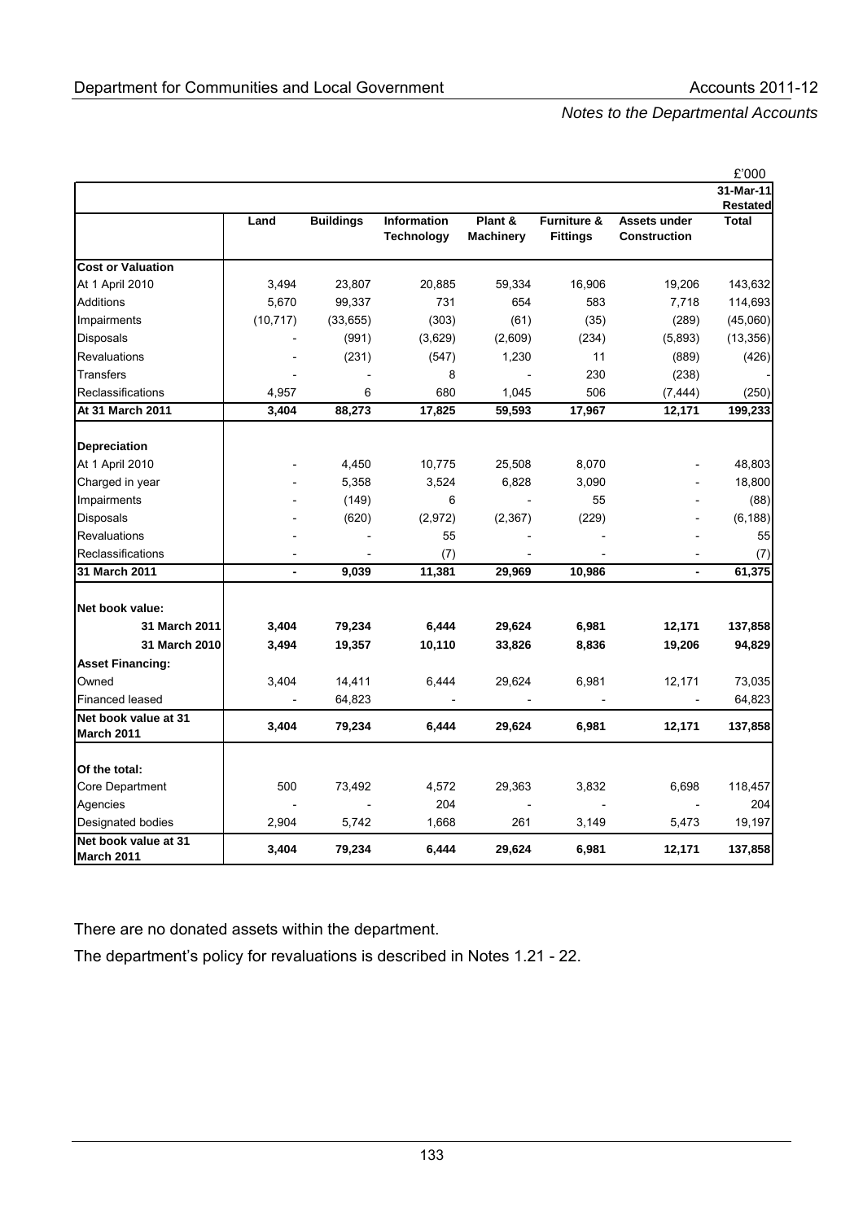*Notes to the Departmental Accounts*

£'000

| | Land | Buildings | Information Technology | Plant & Machinery | Furniture & Fittings | Assets under Construction | 31-Mar-11 Restated Total |
|---|---|---|---|---|---|---|---|
| **Cost or Valuation** | | | | | | | |
| At 1 April 2010 | 3,494 | 23,807 | 20,885 | 59,334 | 16,906 | 19,206 | 143,632 |
| Additions | 5,670 | 99,337 | 731 | 654 | 583 | 7,718 | 114,693 |
| Impairments | (10,717) | (33,655) | (303) | (61) | (35) | (289) | (45,060) |
| Disposals | - | (991) | (3,629) | (2,609) | (234) | (5,893) | (13,356) |
| Revaluations | - | (231) | (547) | 1,230 | 11 | (889) | (426) |
| Transfers | - | - | 8 | - | 230 | (238) | - |
| Reclassifications | 4,957 | 6 | 680 | 1,045 | 506 | (7,444) | (250) |
| **At 31 March 2011** | **3,404** | **88,273** | **17,825** | **59,593** | **17,967** | **12,171** | **199,233** |
| **Depreciation** | | | | | | | |
| At 1 April 2010 | - | 4,450 | 10,775 | 25,508 | 8,070 | - | 48,803 |
| Charged in year | - | 5,358 | 3,524 | 6,828 | 3,090 | - | 18,800 |
| Impairments | - | (149) | 6 | - | 55 | - | (88) |
| Disposals | - | (620) | (2,972) | (2,367) | (229) | - | (6,188) |
| Revaluations | - | - | 55 | - | - | - | 55 |
| Reclassifications | - | - | (7) | - | - | - | (7) |
| **31 March 2011** | **-** | **9,039** | **11,381** | **29,969** | **10,986** | **-** | **61,375** |
| **Net book value:** | | | | | | | |
| **31 March 2011** | **3,404** | **79,234** | **6,444** | **29,624** | **6,981** | **12,171** | **137,858** |
| **31 March 2010** | **3,494** | **19,357** | **10,110** | **33,826** | **8,836** | **19,206** | **94,829** |
| **Asset Financing:** | | | | | | | |
| Owned | 3,404 | 14,411 | 6,444 | 29,624 | 6,981 | 12,171 | 73,035 |
| Financed leased | - | 64,823 | - | - | - | - | 64,823 |
| **Net book value at 31 March 2011** | **3,404** | **79,234** | **6,444** | **29,624** | **6,981** | **12,171** | **137,858** |
| **Of the total:** | | | | | | | |
| Core Department | 500 | 73,492 | 4,572 | 29,363 | 3,832 | 6,698 | 118,457 |
| Agencies | - | - | 204 | - | - | - | 204 |
| Designated bodies | 2,904 | 5,742 | 1,668 | 261 | 3,149 | 5,473 | 19,197 |
| **Net book value at 31 March 2011** | **3,404** | **79,234** | **6,444** | **29,624** | **6,981** | **12,171** | **137,858** |

There are no donated assets within the department.

The department's policy for revaluations is described in Notes 1.21 - 22.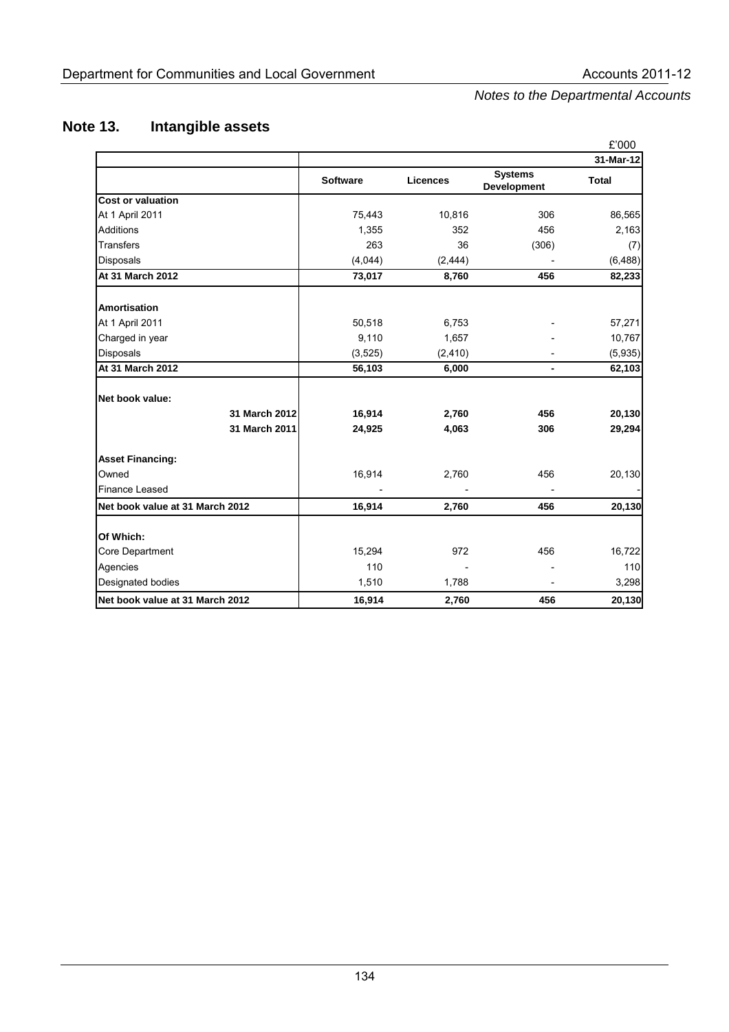*Notes to the Departmental Accounts*

# Note 13. Intangible assets

£'000

| | | | | 31-Mar-12 |
|---|---|---|---|---|
| | **Software** | **Licences** | **Systems Development** | **Total** |
| **Cost or valuation** | | | | |
| At 1 April 2011 | 75,443 | 10,816 | 306 | 86,565 |
| Additions | 1,355 | 352 | 456 | 2,163 |
| Transfers | 263 | 36 | (306) | (7) |
| Disposals | (4,044) | (2,444) | - | (6,488) |
| **At 31 March 2012** | **73,017** | **8,760** | **456** | **82,233** |
| **Amortisation** | | | | |
| At 1 April 2011 | 50,518 | 6,753 | - | 57,271 |
| Charged in year | 9,110 | 1,657 | - | 10,767 |
| Disposals | (3,525) | (2,410) | - | (5,935) |
| **At 31 March 2012** | **56,103** | **6,000** | **-** | **62,103** |
| **Net book value:** | | | | |
| **31 March 2012** | **16,914** | **2,760** | **456** | **20,130** |
| **31 March 2011** | **24,925** | **4,063** | **306** | **29,294** |
| **Asset Financing:** | | | | |
| Owned | 16,914 | 2,760 | 456 | 20,130 |
| Finance Leased | - | - | - | - |
| **Net book value at 31 March 2012** | **16,914** | **2,760** | **456** | **20,130** |
| **Of Which:** | | | | |
| Core Department | 15,294 | 972 | 456 | 16,722 |
| Agencies | 110 | - | - | 110 |
| Designated bodies | 1,510 | 1,788 | - | 3,298 |
| **Net book value at 31 March 2012** | **16,914** | **2,760** | **456** | **20,130** |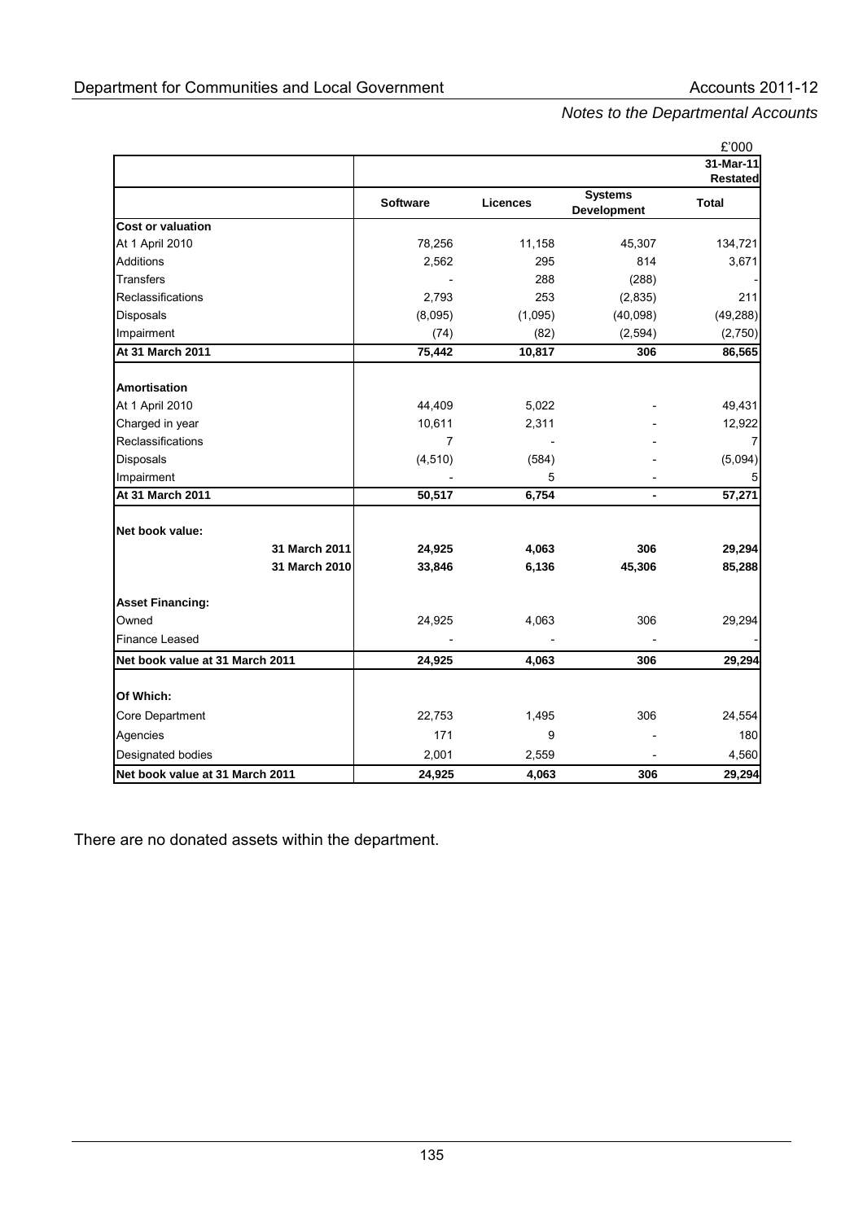*Notes to the Departmental Accounts*

£'000

| | | | | 31-Mar-11 Restated |
|---|---|---|---|---|
| | **Software** | **Licences** | **Systems Development** | **Total** |
| **Cost or valuation** | | | | |
| At 1 April 2010 | 78,256 | 11,158 | 45,307 | 134,721 |
| Additions | 2,562 | 295 | 814 | 3,671 |
| Transfers | - | 288 | (288) | - |
| Reclassifications | 2,793 | 253 | (2,835) | 211 |
| Disposals | (8,095) | (1,095) | (40,098) | (49,288) |
| Impairment | (74) | (82) | (2,594) | (2,750) |
| **At 31 March 2011** | **75,442** | **10,817** | **306** | **86,565** |
| | | | | |
| **Amortisation** | | | | |
| At 1 April 2010 | 44,409 | 5,022 | - | 49,431 |
| Charged in year | 10,611 | 2,311 | - | 12,922 |
| Reclassifications | 7 | - | - | 7 |
| Disposals | (4,510) | (584) | - | (5,094) |
| Impairment | - | 5 | - | 5 |
| **At 31 March 2011** | **50,517** | **6,754** | **-** | **57,271** |
| | | | | |
| **Net book value:** | | | | |
| **31 March 2011** | **24,925** | **4,063** | **306** | **29,294** |
| **31 March 2010** | **33,846** | **6,136** | **45,306** | **85,288** |
| | | | | |
| **Asset Financing:** | | | | |
| Owned | 24,925 | 4,063 | 306 | 29,294 |
| Finance Leased | - | - | - | - |
| **Net book value at 31 March 2011** | **24,925** | **4,063** | **306** | **29,294** |
| | | | | |
| **Of Which:** | | | | |
| Core Department | 22,753 | 1,495 | 306 | 24,554 |
| Agencies | 171 | 9 | - | 180 |
| Designated bodies | 2,001 | 2,559 | - | 4,560 |
| **Net book value at 31 March 2011** | **24,925** | **4,063** | **306** | **29,294** |

There are no donated assets within the department.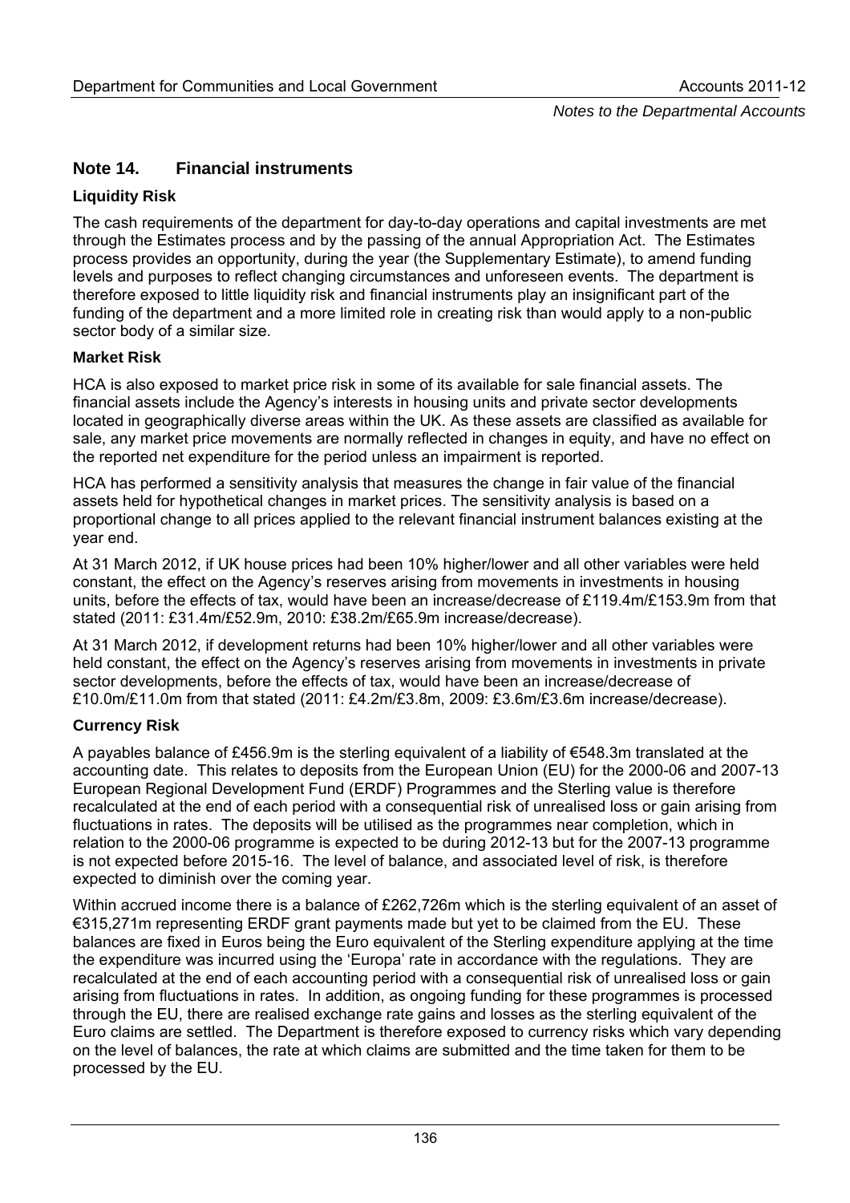## Note 14. Financial instruments

### Liquidity Risk

The cash requirements of the department for day-to-day operations and capital investments are met through the Estimates process and by the passing of the annual Appropriation Act. The Estimates process provides an opportunity, during the year (the Supplementary Estimate), to amend funding levels and purposes to reflect changing circumstances and unforeseen events. The department is therefore exposed to little liquidity risk and financial instruments play an insignificant part of the funding of the department and a more limited role in creating risk than would apply to a non-public sector body of a similar size.

### Market Risk

HCA is also exposed to market price risk in some of its available for sale financial assets. The financial assets include the Agency's interests in housing units and private sector developments located in geographically diverse areas within the UK. As these assets are classified as available for sale, any market price movements are normally reflected in changes in equity, and have no effect on the reported net expenditure for the period unless an impairment is reported.

HCA has performed a sensitivity analysis that measures the change in fair value of the financial assets held for hypothetical changes in market prices. The sensitivity analysis is based on a proportional change to all prices applied to the relevant financial instrument balances existing at the year end.

At 31 March 2012, if UK house prices had been 10% higher/lower and all other variables were held constant, the effect on the Agency's reserves arising from movements in investments in housing units, before the effects of tax, would have been an increase/decrease of £119.4m/£153.9m from that stated (2011: £31.4m/£52.9m, 2010: £38.2m/£65.9m increase/decrease).

At 31 March 2012, if development returns had been 10% higher/lower and all other variables were held constant, the effect on the Agency's reserves arising from movements in investments in private sector developments, before the effects of tax, would have been an increase/decrease of £10.0m/£11.0m from that stated (2011: £4.2m/£3.8m, 2009: £3.6m/£3.6m increase/decrease).

### Currency Risk

A payables balance of £456.9m is the sterling equivalent of a liability of €548.3m translated at the accounting date. This relates to deposits from the European Union (EU) for the 2000-06 and 2007-13 European Regional Development Fund (ERDF) Programmes and the Sterling value is therefore recalculated at the end of each period with a consequential risk of unrealised loss or gain arising from fluctuations in rates. The deposits will be utilised as the programmes near completion, which in relation to the 2000-06 programme is expected to be during 2012-13 but for the 2007-13 programme is not expected before 2015-16. The level of balance, and associated level of risk, is therefore expected to diminish over the coming year.

Within accrued income there is a balance of £262,726m which is the sterling equivalent of an asset of €315,271m representing ERDF grant payments made but yet to be claimed from the EU. These balances are fixed in Euros being the Euro equivalent of the Sterling expenditure applying at the time the expenditure was incurred using the 'Europa' rate in accordance with the regulations. They are recalculated at the end of each accounting period with a consequential risk of unrealised loss or gain arising from fluctuations in rates. In addition, as ongoing funding for these programmes is processed through the EU, there are realised exchange rate gains and losses as the sterling equivalent of the Euro claims are settled. The Department is therefore exposed to currency risks which vary depending on the level of balances, the rate at which claims are submitted and the time taken for them to be processed by the EU.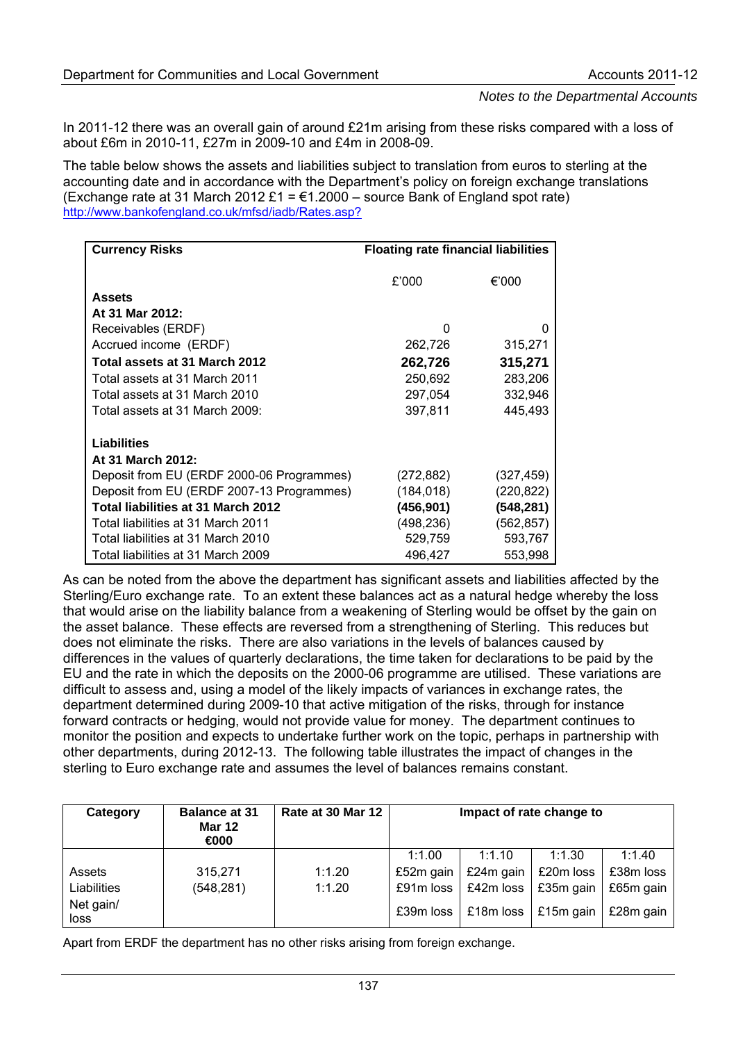In 2011-12 there was an overall gain of around £21m arising from these risks compared with a loss of about £6m in 2010-11, £27m in 2009-10 and £4m in 2008-09.

The table below shows the assets and liabilities subject to translation from euros to sterling at the accounting date and in accordance with the Department's policy on foreign exchange translations (Exchange rate at 31 March 2012 £1 = €1.2000 – source Bank of England spot rate) http://www.bankofengland.co.uk/mfsd/iadb/Rates.asp?

| **Currency Risks** | **Floating rate financial liabilities** | |
|---|---|---|
| | £'000 | €'000 |
| **Assets** | | |
| **At 31 Mar 2012:** | | |
| Receivables (ERDF) | 0 | 0 |
| Accrued income (ERDF) | 262,726 | 315,271 |
| **Total assets at 31 March 2012** | **262,726** | **315,271** |
| Total assets at 31 March 2011 | 250,692 | 283,206 |
| Total assets at 31 March 2010 | 297,054 | 332,946 |
| Total assets at 31 March 2009: | 397,811 | 445,493 |
| **Liabilities** | | |
| **At 31 March 2012:** | | |
| Deposit from EU (ERDF 2000-06 Programmes) | (272,882) | (327,459) |
| Deposit from EU (ERDF 2007-13 Programmes) | (184,018) | (220,822) |
| **Total liabilities at 31 March 2012** | **(456,901)** | **(548,281)** |
| Total liabilities at 31 March 2011 | (498,236) | (562,857) |
| Total liabilities at 31 March 2010 | 529,759 | 593,767 |
| Total liabilities at 31 March 2009 | 496,427 | 553,998 |

As can be noted from the above the department has significant assets and liabilities affected by the Sterling/Euro exchange rate. To an extent these balances act as a natural hedge whereby the loss that would arise on the liability balance from a weakening of Sterling would be offset by the gain on the asset balance. These effects are reversed from a strengthening of Sterling. This reduces but does not eliminate the risks. There are also variations in the levels of balances caused by differences in the values of quarterly declarations, the time taken for declarations to be paid by the EU and the rate in which the deposits on the 2000-06 programme are utilised. These variations are difficult to assess and, using a model of the likely impacts of variances in exchange rates, the department determined during 2009-10 that active mitigation of the risks, through for instance forward contracts or hedging, would not provide value for money. The department continues to monitor the position and expects to undertake further work on the topic, perhaps in partnership with other departments, during 2012-13. The following table illustrates the impact of changes in the sterling to Euro exchange rate and assumes the level of balances remains constant.

| Category | Balance at 31 Mar 12 €000 | Rate at 30 Mar 12 | Impact of rate change to | | | |
|---|---|---|---|---|---|---|
| | | | 1:1.00 | 1:1.10 | 1:1.30 | 1:1.40 |
| Assets | 315,271 | 1:1.20 | £52m gain | £24m gain | £20m loss | £38m loss |
| Liabilities | (548,281) | 1:1.20 | £91m loss | £42m loss | £35m gain | £65m gain |
| Net gain/ loss | | | £39m loss | £18m loss | £15m gain | £28m gain |

Apart from ERDF the department has no other risks arising from foreign exchange.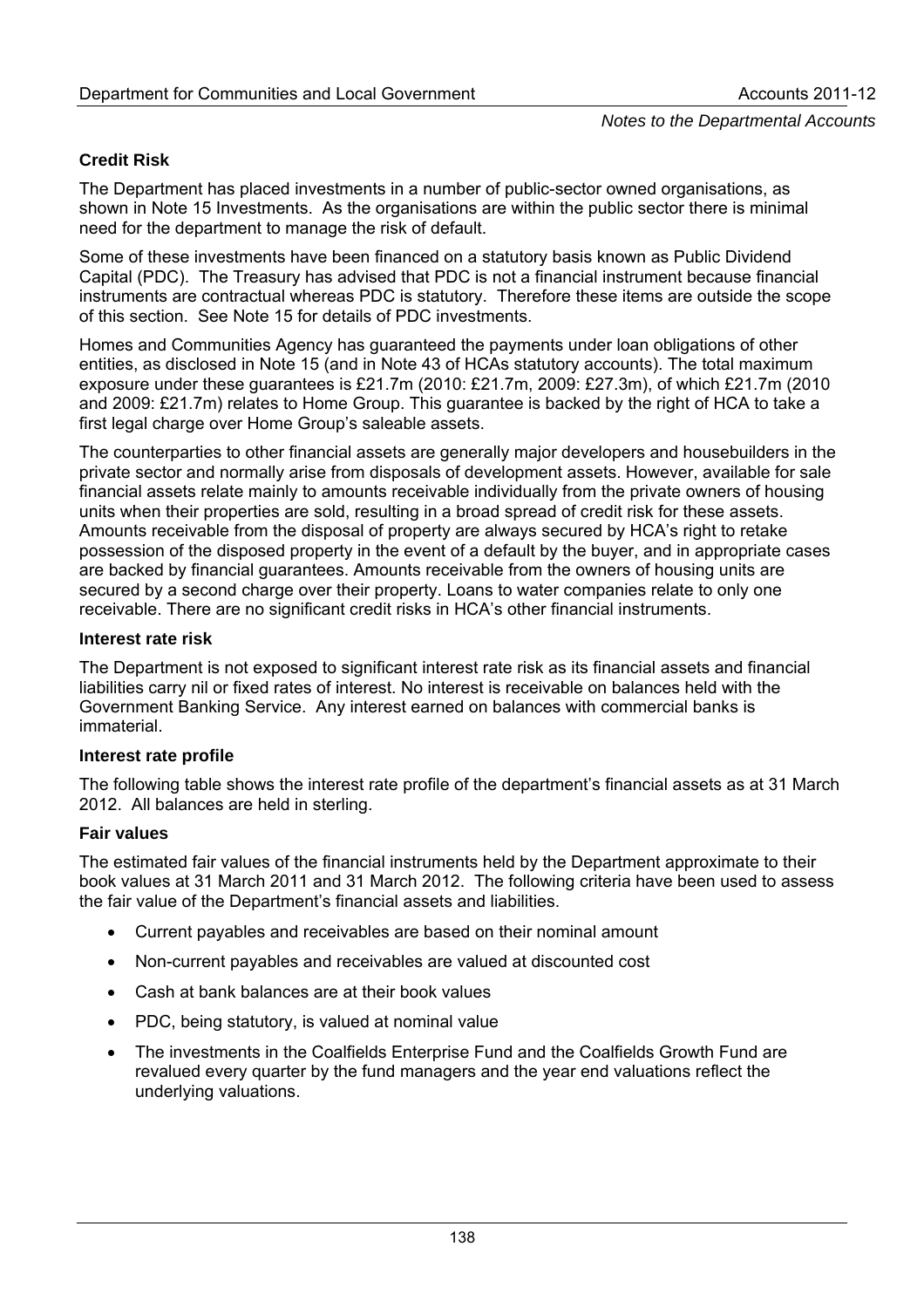### Credit Risk

The Department has placed investments in a number of public-sector owned organisations, as shown in Note 15 Investments. As the organisations are within the public sector there is minimal need for the department to manage the risk of default.

Some of these investments have been financed on a statutory basis known as Public Dividend Capital (PDC). The Treasury has advised that PDC is not a financial instrument because financial instruments are contractual whereas PDC is statutory. Therefore these items are outside the scope of this section. See Note 15 for details of PDC investments.

Homes and Communities Agency has guaranteed the payments under loan obligations of other entities, as disclosed in Note 15 (and in Note 43 of HCAs statutory accounts). The total maximum exposure under these guarantees is £21.7m (2010: £21.7m, 2009: £27.3m), of which £21.7m (2010 and 2009: £21.7m) relates to Home Group. This guarantee is backed by the right of HCA to take a first legal charge over Home Group's saleable assets.

The counterparties to other financial assets are generally major developers and housebuilders in the private sector and normally arise from disposals of development assets. However, available for sale financial assets relate mainly to amounts receivable individually from the private owners of housing units when their properties are sold, resulting in a broad spread of credit risk for these assets. Amounts receivable from the disposal of property are always secured by HCA's right to retake possession of the disposed property in the event of a default by the buyer, and in appropriate cases are backed by financial guarantees. Amounts receivable from the owners of housing units are secured by a second charge over their property. Loans to water companies relate to only one receivable. There are no significant credit risks in HCA's other financial instruments.

### Interest rate risk

The Department is not exposed to significant interest rate risk as its financial assets and financial liabilities carry nil or fixed rates of interest. No interest is receivable on balances held with the Government Banking Service. Any interest earned on balances with commercial banks is immaterial.

### Interest rate profile

The following table shows the interest rate profile of the department's financial assets as at 31 March 2012. All balances are held in sterling.

### Fair values

The estimated fair values of the financial instruments held by the Department approximate to their book values at 31 March 2011 and 31 March 2012. The following criteria have been used to assess the fair value of the Department's financial assets and liabilities.

- Current payables and receivables are based on their nominal amount
- Non-current payables and receivables are valued at discounted cost
- Cash at bank balances are at their book values
- PDC, being statutory, is valued at nominal value
- The investments in the Coalfields Enterprise Fund and the Coalfields Growth Fund are revalued every quarter by the fund managers and the year end valuations reflect the underlying valuations.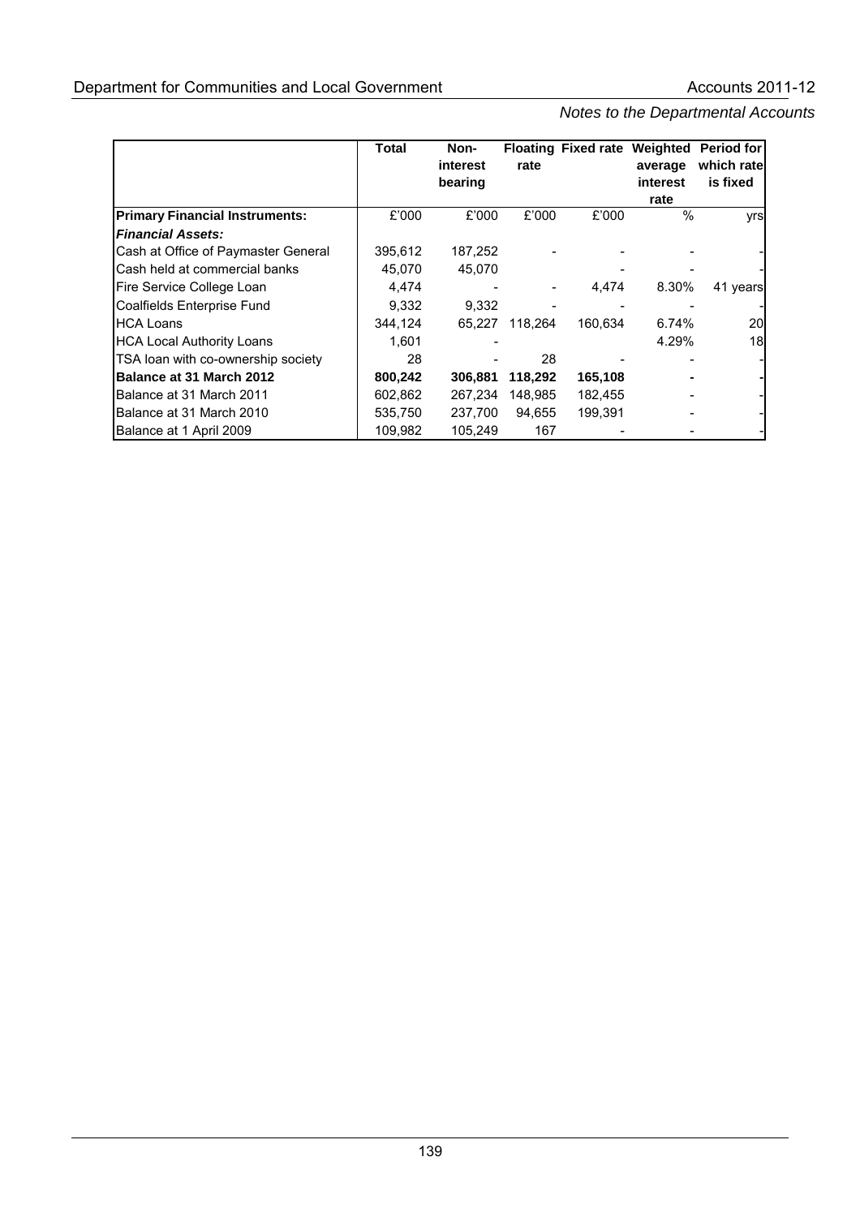| | Total | Non-interest bearing | Floating rate | Fixed rate | Weighted average interest rate | Period for which rate is fixed |
|---|---|---|---|---|---|---|
| **Primary Financial Instruments:** | £'000 | £'000 | £'000 | £'000 | % | yrs |
| ***Financial Assets:*** | | | | | | |
| Cash at Office of Paymaster General | 395,612 | 187,252 | - | - | - | - |
| Cash held at commercial banks | 45,070 | 45,070 | | - | - | - |
| Fire Service College Loan | 4,474 | - | - | 4,474 | 8.30% | 41 years |
| Coalfields Enterprise Fund | 9,332 | 9,332 | - | - | - | - |
| HCA Loans | 344,124 | 65,227 | 118,264 | 160,634 | 6.74% | 20 |
| HCA Local Authority Loans | 1,601 | - | | | 4.29% | 18 |
| TSA loan with co-ownership society | 28 | - | 28 | - | - | - |
| **Balance at 31 March 2012** | **800,242** | **306,881** | **118,292** | **165,108** | **-** | **-** |
| Balance at 31 March 2011 | 602,862 | 267,234 | 148,985 | 182,455 | - | - |
| Balance at 31 March 2010 | 535,750 | 237,700 | 94,655 | 199,391 | - | - |
| Balance at 1 April 2009 | 109,982 | 105,249 | 167 | - | - | - |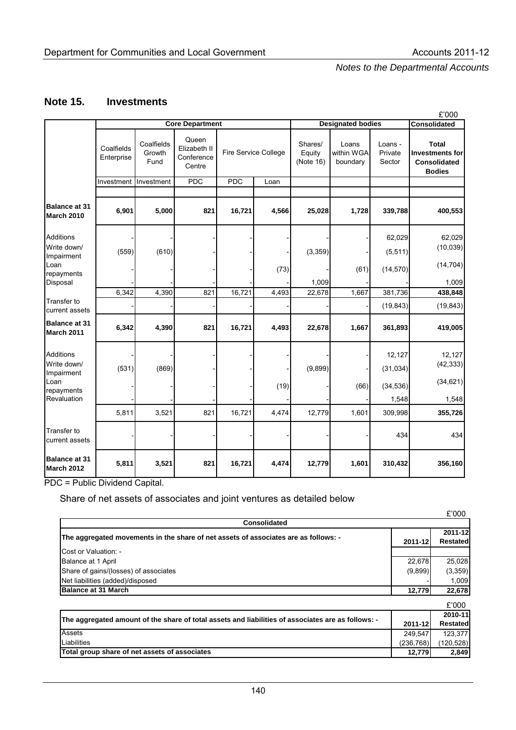## Note 15. Investments

£'000

| | Core Department | | | | | Designated bodies | | | Consolidated |
|---|---|---|---|---|---|---|---|---|---|
| | Coalfields Enterprise | Coalfields Growth Fund | Queen Elizabeth II Conference Centre | Fire Service College | | Shares/ Equity (Note 16) | Loans within WGA boundary | Loans - Private Sector | Total Investments for Consolidated Bodies |
| | Investment | Investment | PDC | PDC | Loan | | | | |
| **Balance at 31 March 2010** | **6,901** | **5,000** | **821** | **16,721** | **4,566** | **25,028** | **1,728** | **339,788** | **400,553** |
| Additions | - | - | - | - | - | - | - | 62,029 | 62,029 |
| Write down/ Impairment | (559) | (610) | - | - | - | (3,359) | - | (5,511) | (10,039) |
| Loan repayments | - | - | - | - | (73) | - | (61) | (14,570) | (14,704) |
| Disposal | - | - | - | - | - | 1,009 | - | - | 1,009 |
| | 6,342 | 4,390 | 821 | 16,721 | 4,493 | 22,678 | 1,667 | 381,736 | **438,848** |
| Transfer to current assets | - | - | - | - | - | - | - | (19,843) | (19,843) |
| **Balance at 31 March 2011** | **6,342** | **4,390** | **821** | **16,721** | **4,493** | **22,678** | **1,667** | **361,893** | **419,005** |
| Additions | - | - | - | - | - | - | - | 12,127 | 12,127 |
| Write down/ Impairment | (531) | (869) | - | - | - | (9,899) | - | (31,034) | (42,333) |
| Loan repayments | - | - | - | - | (19) | - | (66) | (34,536) | (34,621) |
| Revaluation | - | - | - | - | - | - | - | 1,548 | 1,548 |
| | 5,811 | 3,521 | 821 | 16,721 | 4,474 | 12,779 | 1,601 | 309,998 | **355,726** |
| Transfer to current assets | - | - | - | - | - | - | - | 434 | 434 |
| **Balance at 31 March 2012** | **5,811** | **3,521** | **821** | **16,721** | **4,474** | **12,779** | **1,601** | **310,432** | **356,160** |

PDC = Public Dividend Capital.

Share of net assets of associates and joint ventures as detailed below

£'000

| Consolidated | | |
|---|---|---|
| **The aggregated movements in the share of net assets of associates are as follows: -** | **2011-12** | **2011-12 Restated** |
| Cost or Valuation: - | | |
| Balance at 1 April | 22,678 | 25,028 |
| Share of gains/(losses) of associates | (9,899) | (3,359) |
| Net liabilities (added)/disposed | - | 1,009 |
| **Balance at 31 March** | **12,779** | **22,678** |

£'000

| **The aggregated amount of the share of total assets and liabilities of associates are as follows: -** | **2011-12** | **2010-11 Restated** |
|---|---|---|
| Assets | 249,547 | 123,377 |
| Liabilities | (236,768) | (120,528) |
| **Total group share of net assets of associates** | **12,779** | **2,849** |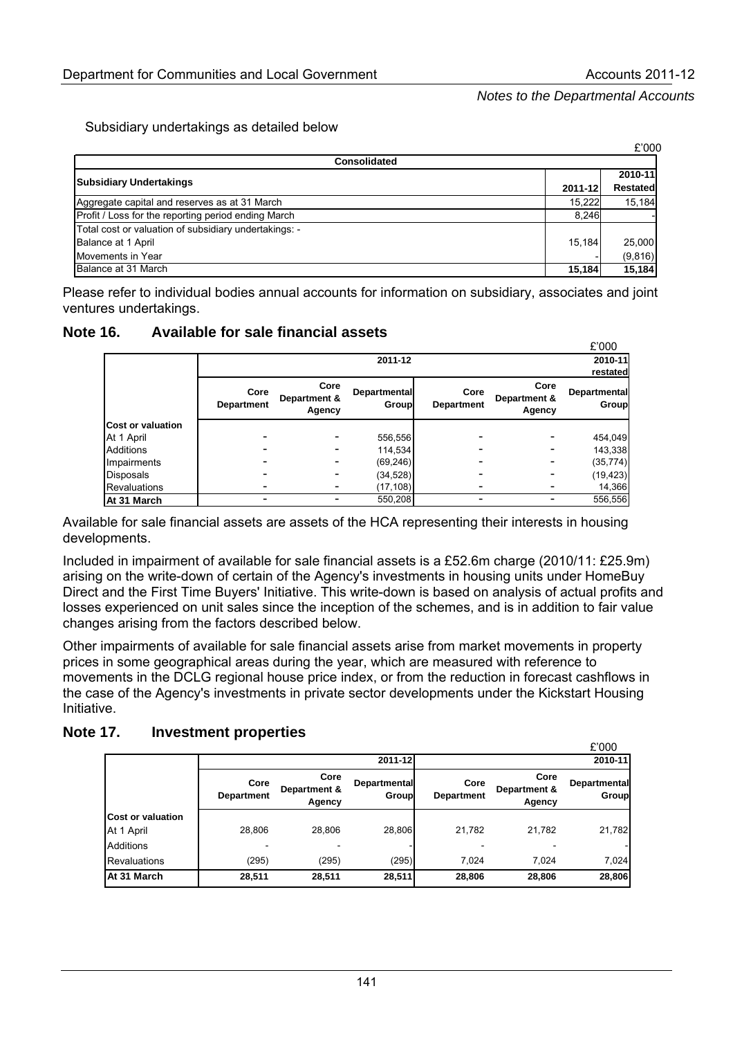Subsidiary undertakings as detailed below

£'000

| Consolidated | | |
|---|---|---|
| **Subsidiary Undertakings** | **2011-12** | **2010-11 Restated** |
| Aggregate capital and reserves as at 31 March | 15,222 | 15,184 |
| Profit / Loss for the reporting period ending March | 8,246 | - |
| Total cost or valuation of subsidiary undertakings: - | | |
| Balance at 1 April | 15,184 | 25,000 |
| Movements in Year | - | (9,816) |
| Balance at 31 March | **15,184** | **15,184** |

Please refer to individual bodies annual accounts for information on subsidiary, associates and joint ventures undertakings.

## Note 16. Available for sale financial assets

£'000

| | 2011-12 | | | 2010-11 restated | | |
|---|---|---|---|---|---|---|
| | **Core Department** | **Core Department & Agency** | **Departmental Group** | **Core Department** | **Core Department & Agency** | **Departmental Group** |
| **Cost or valuation** | | | | | | |
| At 1 April | - | - | 556,556 | - | - | 454,049 |
| Additions | - | - | 114,534 | - | - | 143,338 |
| Impairments | - | - | (69,246) | - | - | (35,774) |
| Disposals | - | - | (34,528) | - | - | (19,423) |
| Revaluations | - | - | (17,108) | - | - | 14,366 |
| **At 31 March** | - | - | 550,208 | - | - | 556,556 |

Available for sale financial assets are assets of the HCA representing their interests in housing developments.

Included in impairment of available for sale financial assets is a £52.6m charge (2010/11: £25.9m) arising on the write-down of certain of the Agency's investments in housing units under HomeBuy Direct and the First Time Buyers' Initiative. This write-down is based on analysis of actual profits and losses experienced on unit sales since the inception of the schemes, and is in addition to fair value changes arising from the factors described below.

Other impairments of available for sale financial assets arise from market movements in property prices in some geographical areas during the year, which are measured with reference to movements in the DCLG regional house price index, or from the reduction in forecast cashflows in the case of the Agency's investments in private sector developments under the Kickstart Housing Initiative.

## Note 17. Investment properties

£'000

| | 2011-12 | | | 2010-11 | | |
|---|---|---|---|---|---|---|
| | **Core Department** | **Core Department & Agency** | **Departmental Group** | **Core Department** | **Core Department & Agency** | **Departmental Group** |
| **Cost or valuation** | | | | | | |
| At 1 April | 28,806 | 28,806 | 28,806 | 21,782 | 21,782 | 21,782 |
| Additions | - | - | - | - | - | - |
| Revaluations | (295) | (295) | (295) | 7,024 | 7,024 | 7,024 |
| **At 31 March** | **28,511** | **28,511** | **28,511** | **28,806** | **28,806** | **28,806** |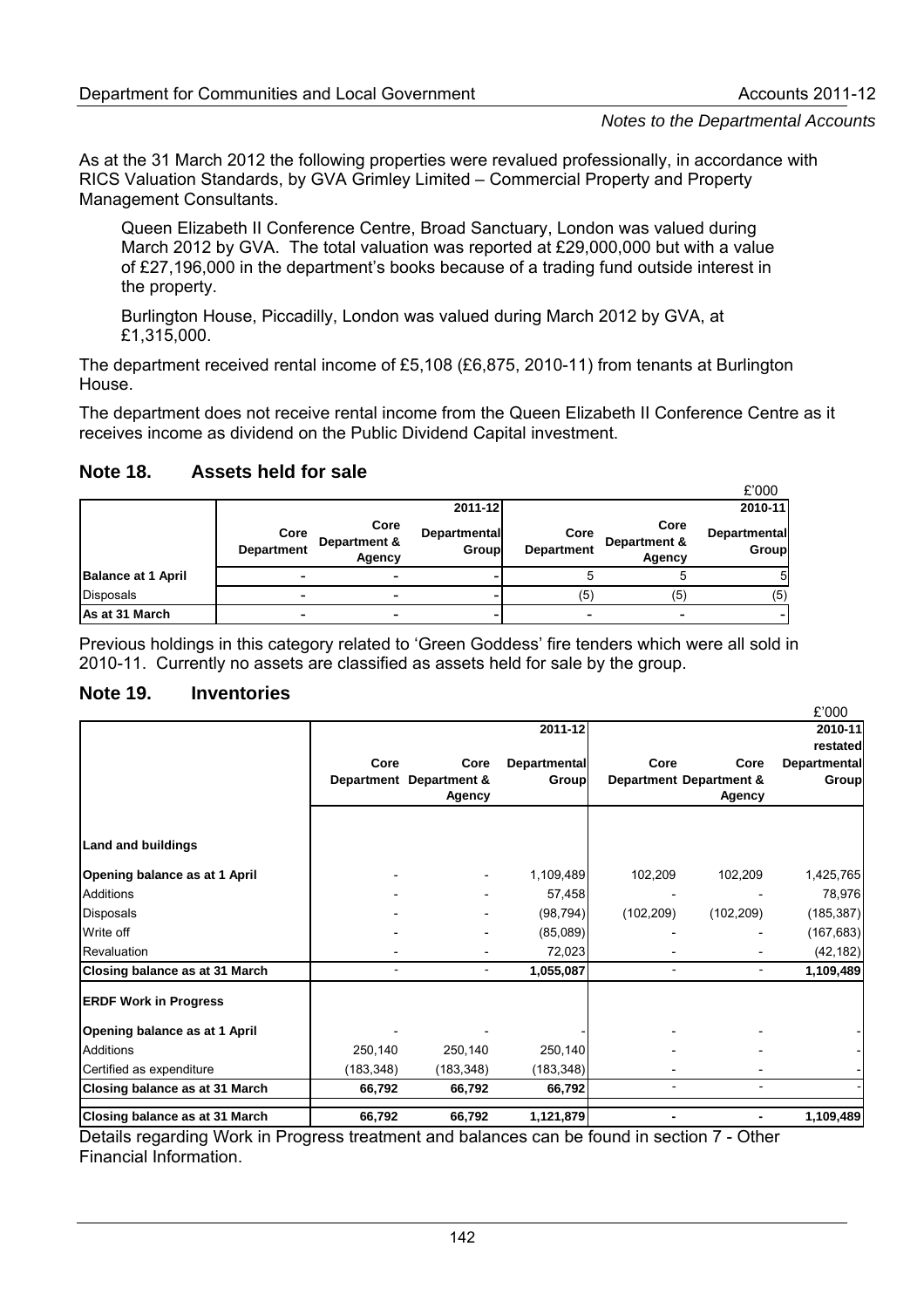As at the 31 March 2012 the following properties were revalued professionally, in accordance with RICS Valuation Standards, by GVA Grimley Limited – Commercial Property and Property Management Consultants.

Queen Elizabeth II Conference Centre, Broad Sanctuary, London was valued during March 2012 by GVA. The total valuation was reported at £29,000,000 but with a value of £27,196,000 in the department's books because of a trading fund outside interest in the property.

Burlington House, Piccadilly, London was valued during March 2012 by GVA, at £1,315,000.

The department received rental income of £5,108 (£6,875, 2010-11) from tenants at Burlington House.

The department does not receive rental income from the Queen Elizabeth II Conference Centre as it receives income as dividend on the Public Dividend Capital investment.

## Note 18. Assets held for sale

£'000

| | | | 2011-12 | | | 2010-11 |
|---|---|---|---|---|---|---|
| | Core Department | Core Department & Agency | Departmental Group | Core Department | Core Department & Agency | Departmental Group |
| **Balance at 1 April** | - | - | - | 5 | 5 | 5 |
| Disposals | - | - | - | (5) | (5) | (5) |
| **As at 31 March** | - | - | - | - | - | - |

Previous holdings in this category related to 'Green Goddess' fire tenders which were all sold in 2010-11. Currently no assets are classified as assets held for sale by the group.

## Note 19. Inventories

£'000

| | | | 2011-12 | | | 2010-11 restated |
|---|---|---|---|---|---|---|
| | Core Department | Core Department & Agency | Departmental Group | Core Department | Core Department & Agency | Departmental Group |
| **Land and buildings** | | | | | | |
| **Opening balance as at 1 April** | - | - | 1,109,489 | 102,209 | 102,209 | 1,425,765 |
| Additions | - | - | 57,458 | - | - | 78,976 |
| Disposals | - | - | (98,794) | (102,209) | (102,209) | (185,387) |
| Write off | - | - | (85,089) | - | - | (167,683) |
| Revaluation | - | - | 72,023 | - | - | (42,182) |
| **Closing balance as at 31 March** | - | - | **1,055,087** | - | - | **1,109,489** |
| **ERDF Work in Progress** | | | | | | |
| **Opening balance as at 1 April** | - | - | - | - | - | - |
| Additions | 250,140 | 250,140 | 250,140 | - | - | - |
| Certified as expenditure | (183,348) | (183,348) | (183,348) | - | - | - |
| **Closing balance as at 31 March** | **66,792** | **66,792** | **66,792** | - | - | - |
| **Closing balance as at 31 March** | **66,792** | **66,792** | **1,121,879** | - | - | **1,109,489** |

Details regarding Work in Progress treatment and balances can be found in section 7 - Other Financial Information.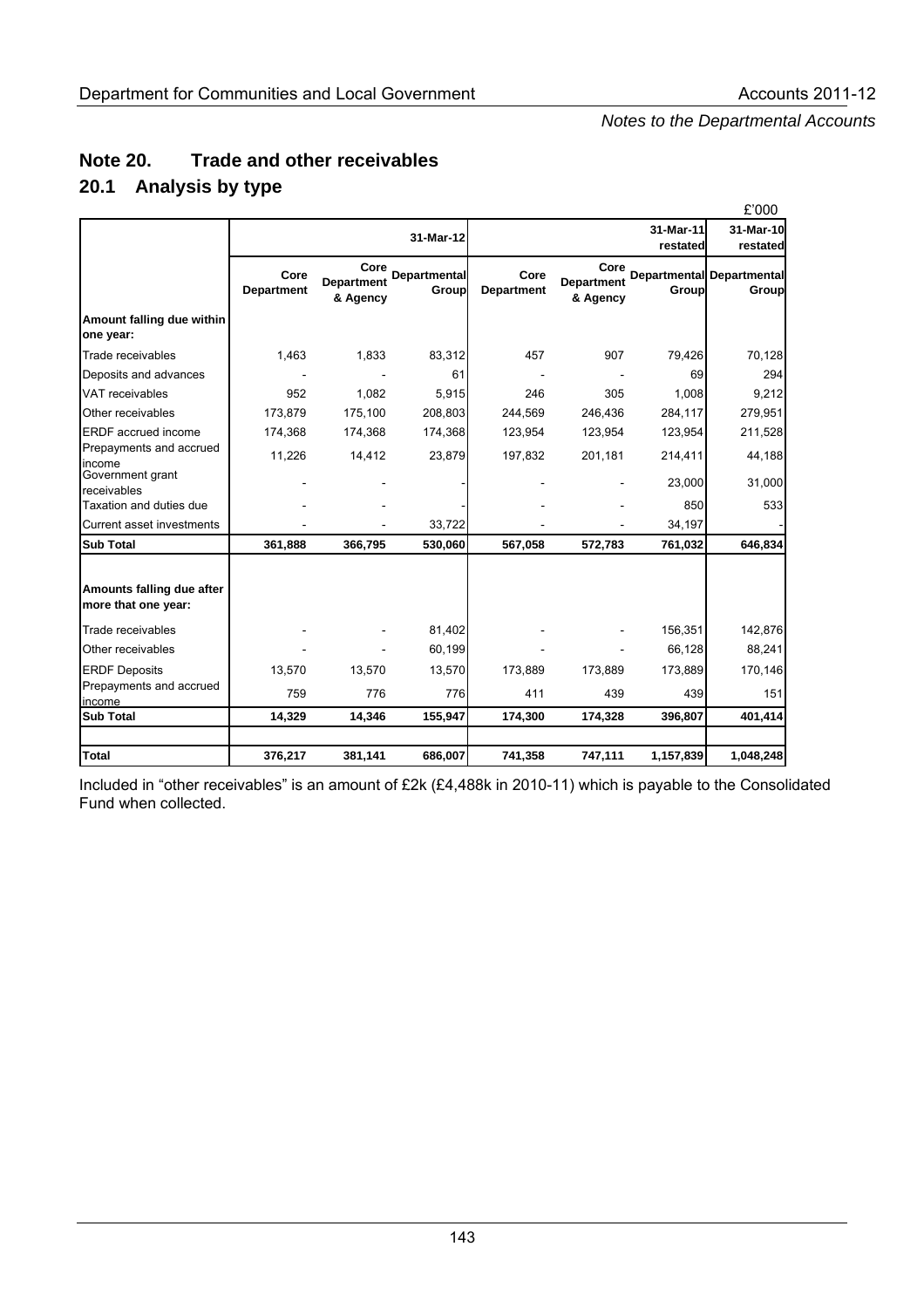*Notes to the Departmental Accounts*

# Note 20. Trade and other receivables

## 20.1 Analysis by type

£'000

| | 31-Mar-12 | | | 31-Mar-11 restated | | | 31-Mar-10 restated |
|---|---|---|---|---|---|---|---|
| | Core Department | Core Department & Agency | Departmental Group | Core Department | Core Department & Agency | Departmental Group | Departmental Group |
| **Amount falling due within one year:** | | | | | | | |
| Trade receivables | 1,463 | 1,833 | 83,312 | 457 | 907 | 79,426 | 70,128 |
| Deposits and advances | - | - | 61 | - | - | 69 | 294 |
| VAT receivables | 952 | 1,082 | 5,915 | 246 | 305 | 1,008 | 9,212 |
| Other receivables | 173,879 | 175,100 | 208,803 | 244,569 | 246,436 | 284,117 | 279,951 |
| ERDF accrued income | 174,368 | 174,368 | 174,368 | 123,954 | 123,954 | 123,954 | 211,528 |
| Prepayments and accrued income | 11,226 | 14,412 | 23,879 | 197,832 | 201,181 | 214,411 | 44,188 |
| Government grant receivables | - | - | - | - | - | 23,000 | 31,000 |
| Taxation and duties due | - | - | - | - | - | 850 | 533 |
| Current asset investments | - | - | 33,722 | - | - | 34,197 | - |
| **Sub Total** | **361,888** | **366,795** | **530,060** | **567,058** | **572,783** | **761,032** | **646,834** |
| **Amounts falling due after more that one year:** | | | | | | | |
| Trade receivables | - | - | 81,402 | - | - | 156,351 | 142,876 |
| Other receivables | - | - | 60,199 | - | - | 66,128 | 88,241 |
| ERDF Deposits | 13,570 | 13,570 | 13,570 | 173,889 | 173,889 | 173,889 | 170,146 |
| Prepayments and accrued income | 759 | 776 | 776 | 411 | 439 | 439 | 151 |
| **Sub Total** | **14,329** | **14,346** | **155,947** | **174,300** | **174,328** | **396,807** | **401,414** |
| **Total** | **376,217** | **381,141** | **686,007** | **741,358** | **747,111** | **1,157,839** | **1,048,248** |

Included in "other receivables" is an amount of £2k (£4,488k in 2010-11) which is payable to the Consolidated Fund when collected.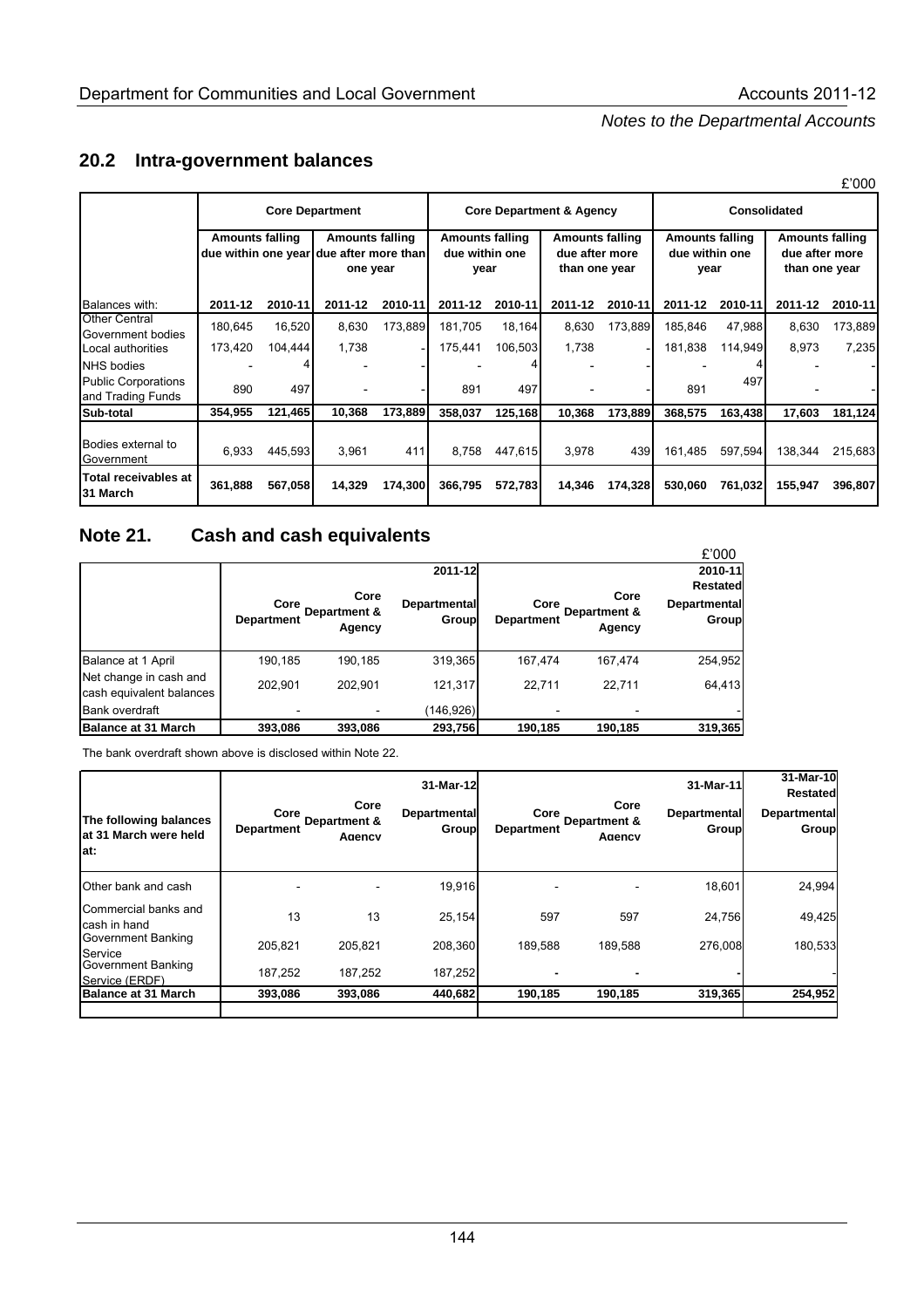## 20.2 Intra-government balances

£'000

| | Core Department | | | | Core Department & Agency | | | | Consolidated | | | |
|---|---|---|---|---|---|---|---|---|---|---|---|---|
| | Amounts falling due within one year | | Amounts falling due after more than one year | | Amounts falling due within one year | | Amounts falling due after more than one year | | Amounts falling due within one year | | Amounts falling due after more than one year | |
| Balances with: | 2011-12 | 2010-11 | 2011-12 | 2010-11 | 2011-12 | 2010-11 | 2011-12 | 2010-11 | 2011-12 | 2010-11 | 2011-12 | 2010-11 |
| Other Central Government bodies | 180,645 | 16,520 | 8,630 | 173,889 | 181,705 | 18,164 | 8,630 | 173,889 | 185,846 | 47,988 | 8,630 | 173,889 |
| Local authorities | 173,420 | 104,444 | 1,738 | - | 175,441 | 106,503 | 1,738 | - | 181,838 | 114,949 | 8,973 | 7,235 |
| NHS bodies | - | 4 | - | - | - | 4 | - | - | - | 4 | - | - |
| Public Corporations and Trading Funds | 890 | 497 | - | - | 891 | 497 | - | - | 891 | 497 | - | - |
| **Sub-total** | **354,955** | **121,465** | **10,368** | **173,889** | **358,037** | **125,168** | **10,368** | **173,889** | **368,575** | **163,438** | **17,603** | **181,124** |
| Bodies external to Government | 6,933 | 445,593 | 3,961 | 411 | 8,758 | 447,615 | 3,978 | 439 | 161,485 | 597,594 | 138,344 | 215,683 |
| **Total receivables at 31 March** | **361,888** | **567,058** | **14,329** | **174,300** | **366,795** | **572,783** | **14,346** | **174,328** | **530,060** | **761,032** | **155,947** | **396,807** |

## Note 21. Cash and cash equivalents

£'000

| | | | 2011-12 | | | 2010-11 Restated |
|---|---|---|---|---|---|---|
| | Core Department | Core Department & Agency | Departmental Group | Core Department | Core Department & Agency | Departmental Group |
| Balance at 1 April | 190,185 | 190,185 | 319,365 | 167,474 | 167,474 | 254,952 |
| Net change in cash and cash equivalent balances | 202,901 | 202,901 | 121,317 | 22,711 | 22,711 | 64,413 |
| Bank overdraft | - | - | (146,926) | - | - | - |
| **Balance at 31 March** | **393,086** | **393,086** | **293,756** | **190,185** | **190,185** | **319,365** |

The bank overdraft shown above is disclosed within Note 22.

| | | | 31-Mar-12 | | | 31-Mar-11 | 31-Mar-10 Restated |
|---|---|---|---|---|---|---|---|
| **The following balances at 31 March were held at:** | Core Department | Core Department & Agency | Departmental Group | Core Department | Core Department & Agency | Departmental Group | Departmental Group |
| Other bank and cash | - | - | 19,916 | - | - | 18,601 | 24,994 |
| Commercial banks and cash in hand | 13 | 13 | 25,154 | 597 | 597 | 24,756 | 49,425 |
| Government Banking Service | 205,821 | 205,821 | 208,360 | 189,588 | 189,588 | 276,008 | 180,533 |
| Government Banking Service (ERDF) | 187,252 | 187,252 | 187,252 | - | - | - | - |
| **Balance at 31 March** | **393,086** | **393,086** | **440,682** | **190,185** | **190,185** | **319,365** | **254,952** |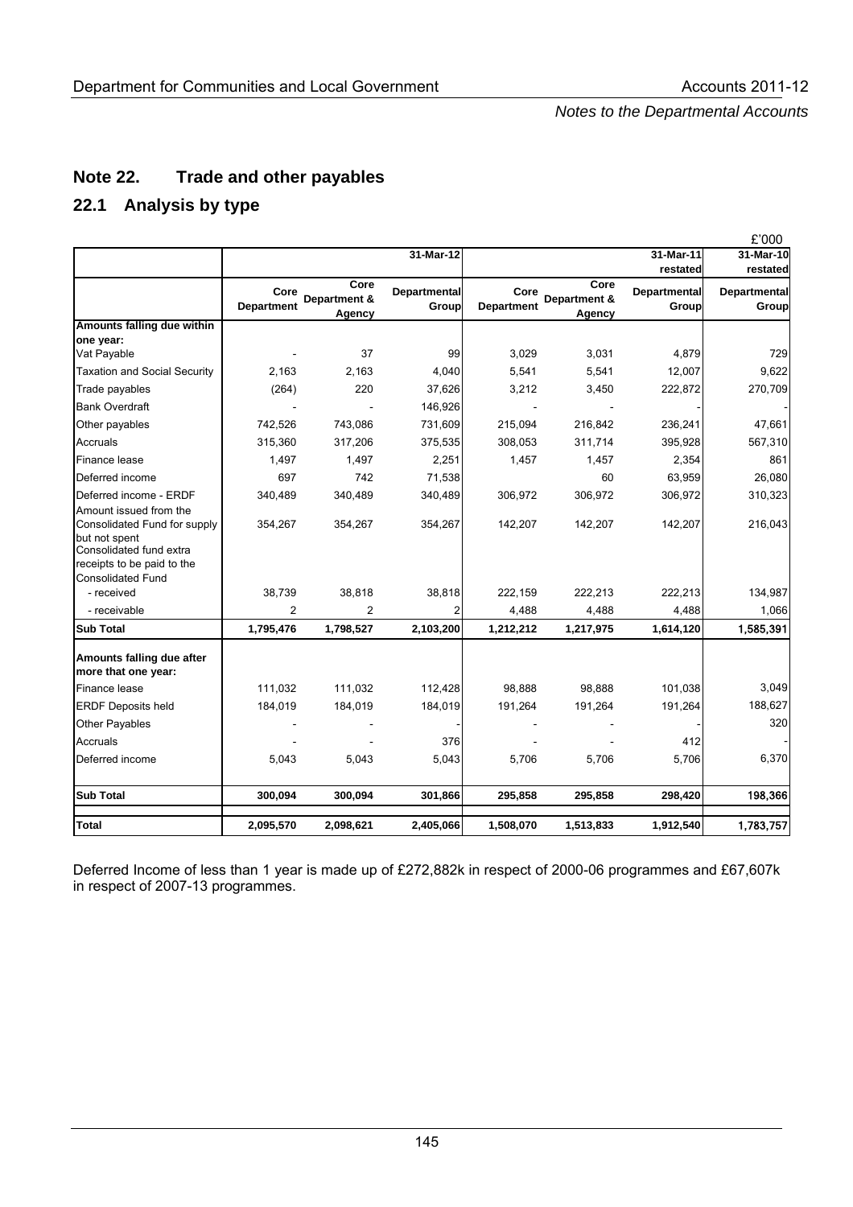## Note 22. Trade and other payables

### 22.1 Analysis by type

£'000

| | 31-Mar-12 | | | | | 31-Mar-11 restated | 31-Mar-10 restated |
|---|---|---|---|---|---|---|---|
| | Core Department | Core Department & Agency | Departmental Group | Core Department | Core Department & Agency | Departmental Group | Departmental Group |
| **Amounts falling due within one year:** | | | | | | | |
| Vat Payable | - | 37 | 99 | 3,029 | 3,031 | 4,879 | 729 |
| Taxation and Social Security | 2,163 | 2,163 | 4,040 | 5,541 | 5,541 | 12,007 | 9,622 |
| Trade payables | (264) | 220 | 37,626 | 3,212 | 3,450 | 222,872 | 270,709 |
| Bank Overdraft | - | - | 146,926 | - | - | - | - |
| Other payables | 742,526 | 743,086 | 731,609 | 215,094 | 216,842 | 236,241 | 47,661 |
| Accruals | 315,360 | 317,206 | 375,535 | 308,053 | 311,714 | 395,928 | 567,310 |
| Finance lease | 1,497 | 1,497 | 2,251 | 1,457 | 1,457 | 2,354 | 861 |
| Deferred income | 697 | 742 | 71,538 | | 60 | 63,959 | 26,080 |
| Deferred income - ERDF | 340,489 | 340,489 | 340,489 | 306,972 | 306,972 | 306,972 | 310,323 |
| Amount issued from the Consolidated Fund for supply but not spent | 354,267 | 354,267 | 354,267 | 142,207 | 142,207 | 142,207 | 216,043 |
| Consolidated fund extra receipts to be paid to the Consolidated Fund | | | | | | | |
| - received | 38,739 | 38,818 | 38,818 | 222,159 | 222,213 | 222,213 | 134,987 |
| - receivable | 2 | 2 | 2 | 4,488 | 4,488 | 4,488 | 1,066 |
| **Sub Total** | **1,795,476** | **1,798,527** | **2,103,200** | **1,212,212** | **1,217,975** | **1,614,120** | **1,585,391** |
| **Amounts falling due after more that one year:** | | | | | | | |
| Finance lease | 111,032 | 111,032 | 112,428 | 98,888 | 98,888 | 101,038 | 3,049 |
| ERDF Deposits held | 184,019 | 184,019 | 184,019 | 191,264 | 191,264 | 191,264 | 188,627 |
| Other Payables | - | - | - | - | - | - | 320 |
| Accruals | - | - | 376 | - | - | 412 | - |
| Deferred income | 5,043 | 5,043 | 5,043 | 5,706 | 5,706 | 5,706 | 6,370 |
| **Sub Total** | **300,094** | **300,094** | **301,866** | **295,858** | **295,858** | **298,420** | **198,366** |
| **Total** | **2,095,570** | **2,098,621** | **2,405,066** | **1,508,070** | **1,513,833** | **1,912,540** | **1,783,757** |

Deferred Income of less than 1 year is made up of £272,882k in respect of 2000-06 programmes and £67,607k in respect of 2007-13 programmes.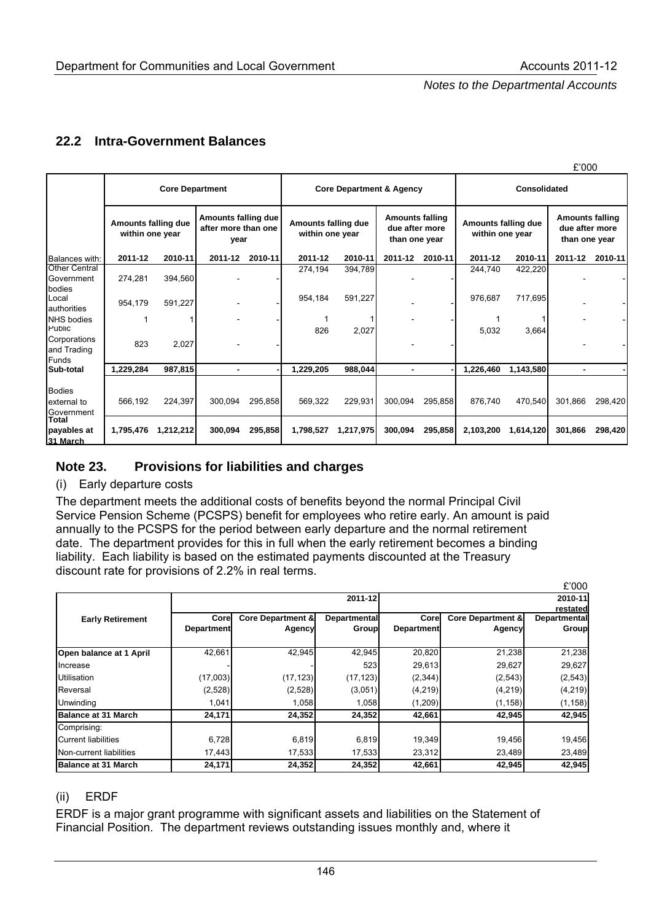## 22.2 Intra-Government Balances

£'000

| | Core Department | | | | Core Department & Agency | | | | Consolidated | | | |
|---|---|---|---|---|---|---|---|---|---|---|---|---|
| | Amounts falling due within one year | | Amounts falling due after more than one year | | Amounts falling due within one year | | Amounts falling due after more than one year | | Amounts falling due within one year | | Amounts falling due after more than one year | |
| Balances with: | 2011-12 | 2010-11 | 2011-12 | 2010-11 | 2011-12 | 2010-11 | 2011-12 | 2010-11 | 2011-12 | 2010-11 | 2011-12 | 2010-11 |
| Other Central Government bodies | 274,281 | 394,560 | - | - | 274,194 | 394,789 | - | - | 244,740 | 422,220 | - | - |
| Local authorities | 954,179 | 591,227 | - | - | 954,184 | 591,227 | - | - | 976,687 | 717,695 | - | - |
| NHS bodies | 1 | 1 | - | - | 1 | 1 | - | - | 1 | 1 | - | - |
| Public Corporations and Trading Funds | 823 | 2,027 | - | - | 826 | 2,027 | - | - | 5,032 | 3,664 | - | - |
| **Sub-total** | **1,229,284** | **987,815** | **-** | **-** | **1,229,205** | **988,044** | **-** | **-** | **1,226,460** | **1,143,580** | **-** | **-** |
| Bodies external to Government | 566,192 | 224,397 | 300,094 | 295,858 | 569,322 | 229,931 | 300,094 | 295,858 | 876,740 | 470,540 | 301,866 | 298,420 |
| **Total payables at 31 March** | **1,795,476** | **1,212,212** | **300,094** | **295,858** | **1,798,527** | **1,217,975** | **300,094** | **295,858** | **2,103,200** | **1,614,120** | **301,866** | **298,420** |

## Note 23. Provisions for liabilities and charges

(i) Early departure costs

The department meets the additional costs of benefits beyond the normal Principal Civil Service Pension Scheme (PCSPS) benefit for employees who retire early. An amount is paid annually to the PCSPS for the period between early departure and the normal retirement date. The department provides for this in full when the early retirement becomes a binding liability. Each liability is based on the estimated payments discounted at the Treasury discount rate for provisions of 2.2% in real terms.

£'000

| Early Retirement | 2011-12 | | | 2010-11 restated | | |
|---|---|---|---|---|---|---|
| | Core Department | Core Department & Agency | Departmental Group | Core Department | Core Department & Agency | Departmental Group |
| **Open balance at 1 April** | 42,661 | 42,945 | 42,945 | 20,820 | 21,238 | 21,238 |
| Increase | - | - | 523 | 29,613 | 29,627 | 29,627 |
| Utilisation | (17,003) | (17,123) | (17,123) | (2,344) | (2,543) | (2,543) |
| Reversal | (2,528) | (2,528) | (3,051) | (4,219) | (4,219) | (4,219) |
| Unwinding | 1,041 | 1,058 | 1,058 | (1,209) | (1,158) | (1,158) |
| **Balance at 31 March** | **24,171** | **24,352** | **24,352** | **42,661** | **42,945** | **42,945** |
| Comprising: | | | | | | |
| Current liabilities | 6,728 | 6,819 | 6,819 | 19,349 | 19,456 | 19,456 |
| Non-current liabilities | 17,443 | 17,533 | 17,533 | 23,312 | 23,489 | 23,489 |
| **Balance at 31 March** | **24,171** | **24,352** | **24,352** | **42,661** | **42,945** | **42,945** |

(ii) ERDF

ERDF is a major grant programme with significant assets and liabilities on the Statement of Financial Position. The department reviews outstanding issues monthly and, where it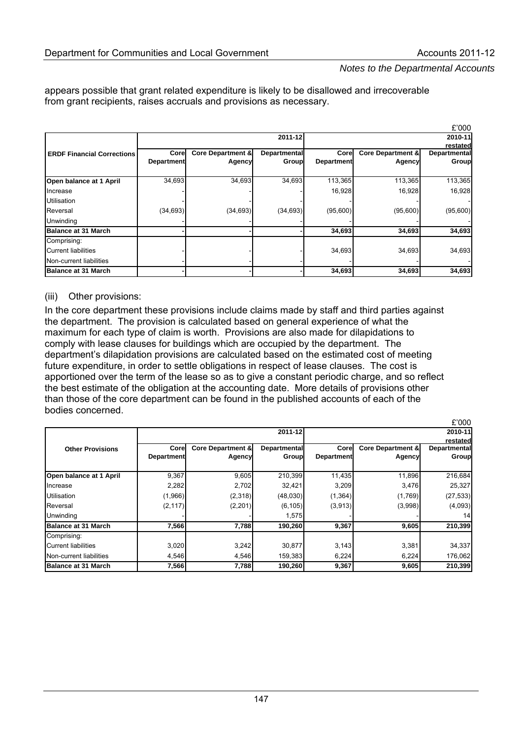appears possible that grant related expenditure is likely to be disallowed and irrecoverable from grant recipients, raises accruals and provisions as necessary.

£'000

| ERDF Financial Corrections | 2011-12 | | | 2010-11 restated | | |
|---|---|---|---|---|---|---|
| | Core Department | Core Department & Agency | Departmental Group | Core Department | Core Department & Agency | Departmental Group |
| **Open balance at 1 April** | 34,693 | 34,693 | 34,693 | 113,365 | 113,365 | 113,365 |
| Increase | - | - | - | 16,928 | 16,928 | 16,928 |
| Utilisation | - | - | - | - | - | - |
| Reversal | (34,693) | (34,693) | (34,693) | (95,600) | (95,600) | (95,600) |
| Unwinding | - | - | - | - | - | - |
| **Balance at 31 March** | **-** | **-** | **-** | **34,693** | **34,693** | **34,693** |
| Comprising: | | | | | | |
| Current liabilities | - | - | - | 34,693 | 34,693 | 34,693 |
| Non-current liabilities | - | - | - | - | - | - |
| **Balance at 31 March** | **-** | **-** | **-** | **34,693** | **34,693** | **34,693** |

(iii) Other provisions:

In the core department these provisions include claims made by staff and third parties against the department. The provision is calculated based on general experience of what the maximum for each type of claim is worth. Provisions are also made for dilapidations to comply with lease clauses for buildings which are occupied by the department. The department's dilapidation provisions are calculated based on the estimated cost of meeting future expenditure, in order to settle obligations in respect of lease clauses. The cost is apportioned over the term of the lease so as to give a constant periodic charge, and so reflect the best estimate of the obligation at the accounting date. More details of provisions other than those of the core department can be found in the published accounts of each of the bodies concerned.

£'000

| Other Provisions | 2011-12 | | | 2010-11 restated | | |
|---|---|---|---|---|---|---|
| | Core Department | Core Department & Agency | Departmental Group | Core Department | Core Department & Agency | Departmental Group |
| **Open balance at 1 April** | 9,367 | 9,605 | 210,399 | 11,435 | 11,896 | 216,684 |
| Increase | 2,282 | 2,702 | 32,421 | 3,209 | 3,476 | 25,327 |
| Utilisation | (1,966) | (2,318) | (48,030) | (1,364) | (1,769) | (27,533) |
| Reversal | (2,117) | (2,201) | (6,105) | (3,913) | (3,998) | (4,093) |
| Unwinding | - | - | 1,575 | - | - | 14 |
| **Balance at 31 March** | **7,566** | **7,788** | **190,260** | **9,367** | **9,605** | **210,399** |
| Comprising: | | | | | | |
| Current liabilities | 3,020 | 3,242 | 30,877 | 3,143 | 3,381 | 34,337 |
| Non-current liabilities | 4,546 | 4,546 | 159,383 | 6,224 | 6,224 | 176,062 |
| **Balance at 31 March** | **7,566** | **7,788** | **190,260** | **9,367** | **9,605** | **210,399** |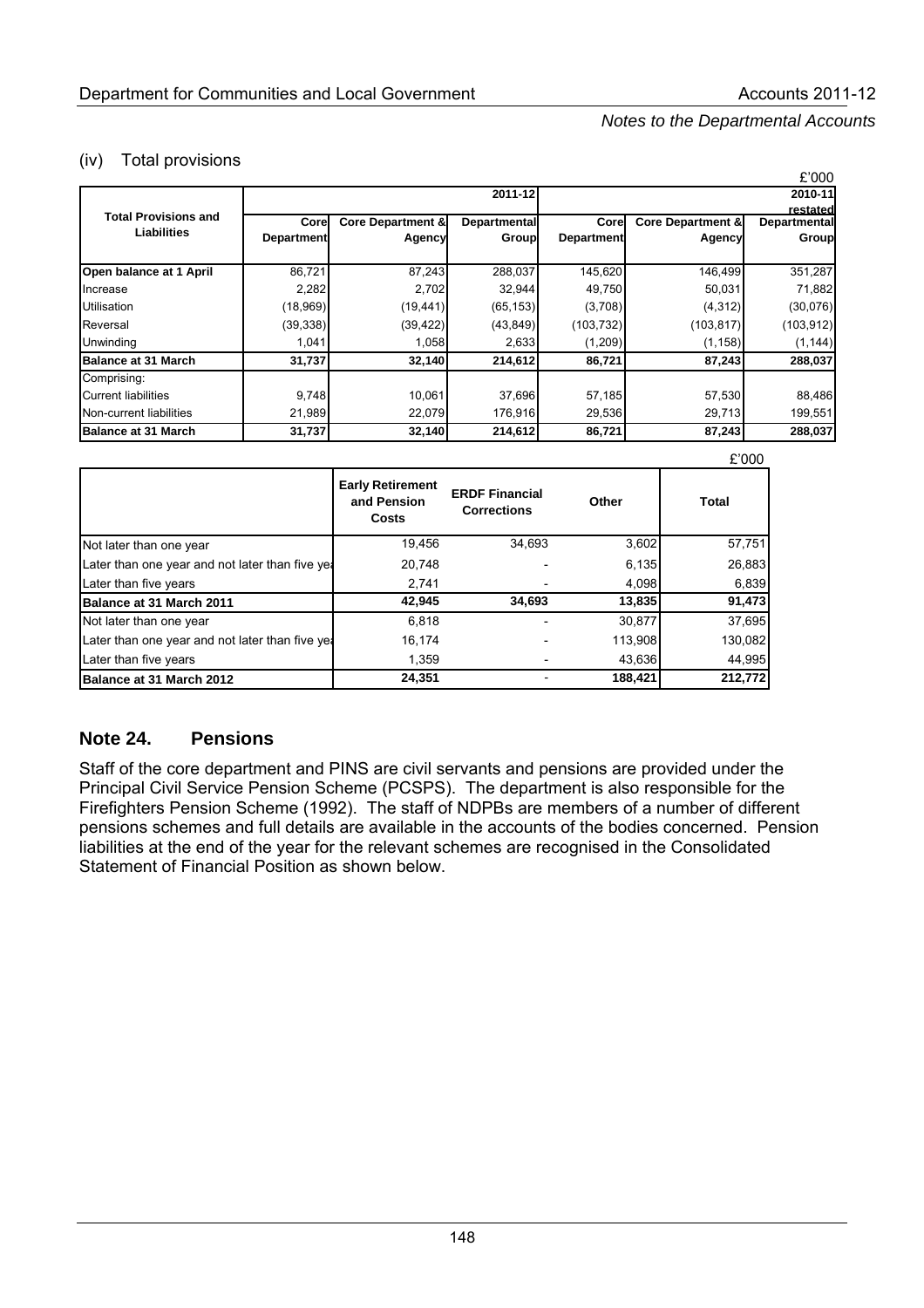### (iv) Total provisions

£'000

| Total Provisions and Liabilities | 2011-12 | | | 2010-11 restated | | |
|---|---|---|---|---|---|---|
| | Core Department | Core Department & Agency | Departmental Group | Core Department | Core Department & Agency | Departmental Group |
| **Open balance at 1 April** | 86,721 | 87,243 | 288,037 | 145,620 | 146,499 | 351,287 |
| Increase | 2,282 | 2,702 | 32,944 | 49,750 | 50,031 | 71,882 |
| Utilisation | (18,969) | (19,441) | (65,153) | (3,708) | (4,312) | (30,076) |
| Reversal | (39,338) | (39,422) | (43,849) | (103,732) | (103,817) | (103,912) |
| Unwinding | 1,041 | 1,058 | 2,633 | (1,209) | (1,158) | (1,144) |
| **Balance at 31 March** | **31,737** | **32,140** | **214,612** | **86,721** | **87,243** | **288,037** |
| Comprising: | | | | | | |
| Current liabilities | 9,748 | 10,061 | 37,696 | 57,185 | 57,530 | 88,486 |
| Non-current liabilities | 21,989 | 22,079 | 176,916 | 29,536 | 29,713 | 199,551 |
| **Balance at 31 March** | **31,737** | **32,140** | **214,612** | **86,721** | **87,243** | **288,037** |

£'000

| | Early Retirement and Pension Costs | ERDF Financial Corrections | Other | Total |
|---|---|---|---|---|
| Not later than one year | 19,456 | 34,693 | 3,602 | 57,751 |
| Later than one year and not later than five yea | 20,748 | - | 6,135 | 26,883 |
| Later than five years | 2,741 | - | 4,098 | 6,839 |
| **Balance at 31 March 2011** | **42,945** | **34,693** | **13,835** | **91,473** |
| Not later than one year | 6,818 | - | 30,877 | 37,695 |
| Later than one year and not later than five yea | 16,174 | - | 113,908 | 130,082 |
| Later than five years | 1,359 | - | 43,636 | 44,995 |
| **Balance at 31 March 2012** | **24,351** | - | **188,421** | **212,772** |

## Note 24. Pensions

Staff of the core department and PINS are civil servants and pensions are provided under the Principal Civil Service Pension Scheme (PCSPS). The department is also responsible for the Firefighters Pension Scheme (1992). The staff of NDPBs are members of a number of different pensions schemes and full details are available in the accounts of the bodies concerned. Pension liabilities at the end of the year for the relevant schemes are recognised in the Consolidated Statement of Financial Position as shown below.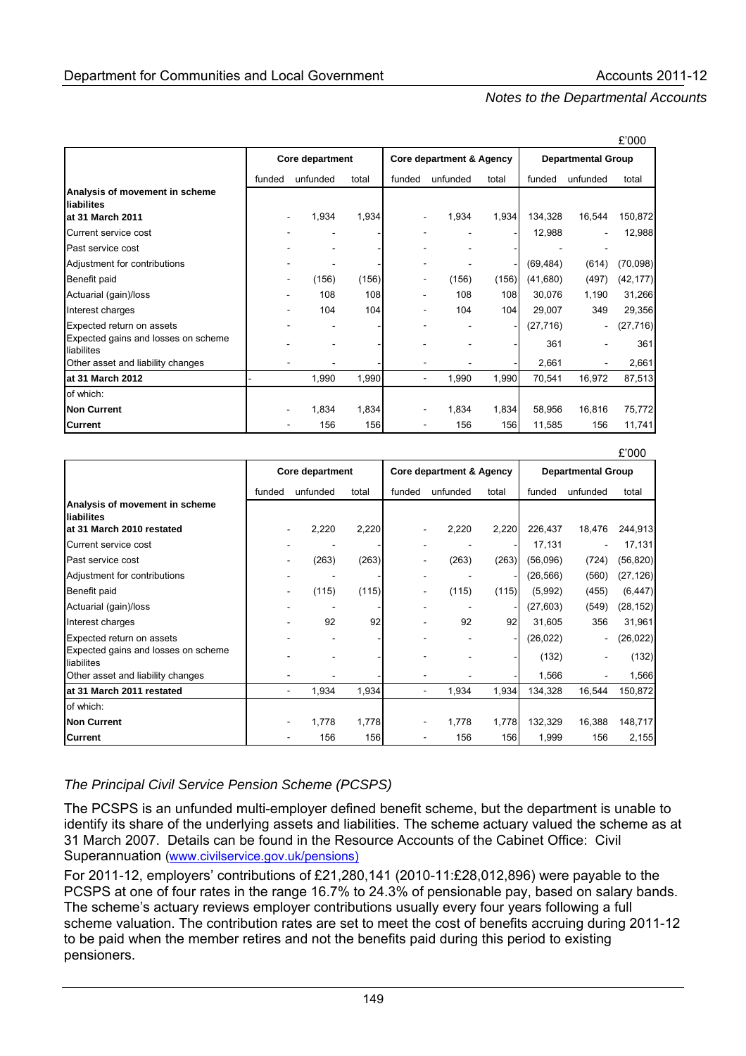£'000

| | Core department | | | Core department & Agency | | | Departmental Group | | |
|---|---|---|---|---|---|---|---|---|---|
| | funded | unfunded | total | funded | unfunded | total | funded | unfunded | total |
| **Analysis of movement in scheme liabilites** **at 31 March 2011** | - | 1,934 | 1,934 | - | 1,934 | 1,934 | 134,328 | 16,544 | 150,872 |
| Current service cost | - | - | - | - | - | - | 12,988 | - | 12,988 |
| Past service cost | - | - | - | - | - | - | - | - | |
| Adjustment for contributions | - | - | - | - | - | - | (69,484) | (614) | (70,098) |
| Benefit paid | - | (156) | (156) | - | (156) | (156) | (41,680) | (497) | (42,177) |
| Actuarial (gain)/loss | - | 108 | 108 | - | 108 | 108 | 30,076 | 1,190 | 31,266 |
| Interest charges | - | 104 | 104 | - | 104 | 104 | 29,007 | 349 | 29,356 |
| Expected return on assets | - | - | - | - | - | - | (27,716) | - | (27,716) |
| Expected gains and losses on scheme liabilites | - | - | - | - | - | - | 361 | - | 361 |
| Other asset and liability changes | - | - | - | - | - | - | 2,661 | - | 2,661 |
| **at 31 March 2012** | - | 1,990 | 1,990 | - | 1,990 | 1,990 | 70,541 | 16,972 | 87,513 |
| of which: | | | | | | | | | |
| **Non Current** | - | 1,834 | 1,834 | - | 1,834 | 1,834 | 58,956 | 16,816 | 75,772 |
| **Current** | - | 156 | 156 | - | 156 | 156 | 11,585 | 156 | 11,741 |

£'000

| | Core department | | | Core department & Agency | | | Departmental Group | | |
|---|---|---|---|---|---|---|---|---|---|
| | funded | unfunded | total | funded | unfunded | total | funded | unfunded | total |
| **Analysis of movement in scheme liabilites** **at 31 March 2010 restated** | - | 2,220 | 2,220 | - | 2,220 | 2,220 | 226,437 | 18,476 | 244,913 |
| Current service cost | - | - | - | - | - | - | 17,131 | - | 17,131 |
| Past service cost | - | (263) | (263) | - | (263) | (263) | (56,096) | (724) | (56,820) |
| Adjustment for contributions | - | - | - | - | - | - | (26,566) | (560) | (27,126) |
| Benefit paid | - | (115) | (115) | - | (115) | (115) | (5,992) | (455) | (6,447) |
| Actuarial (gain)/loss | - | - | - | - | - | - | (27,603) | (549) | (28,152) |
| Interest charges | - | 92 | 92 | - | 92 | 92 | 31,605 | 356 | 31,961 |
| Expected return on assets | - | - | - | - | - | - | (26,022) | - | (26,022) |
| Expected gains and losses on scheme liabilites | - | - | - | - | - | - | (132) | - | (132) |
| Other asset and liability changes | - | - | - | - | - | - | 1,566 | - | 1,566 |
| **at 31 March 2011 restated** | - | 1,934 | 1,934 | - | 1,934 | 1,934 | 134,328 | 16,544 | 150,872 |
| of which: | | | | | | | | | |
| **Non Current** | - | 1,778 | 1,778 | - | 1,778 | 1,778 | 132,329 | 16,388 | 148,717 |
| **Current** | - | 156 | 156 | - | 156 | 156 | 1,999 | 156 | 2,155 |

*The Principal Civil Service Pension Scheme (PCSPS)*

The PCSPS is an unfunded multi-employer defined benefit scheme, but the department is unable to identify its share of the underlying assets and liabilities. The scheme actuary valued the scheme as at 31 March 2007. Details can be found in the Resource Accounts of the Cabinet Office: Civil Superannuation (www.civilservice.gov.uk/pensions)

For 2011-12, employers' contributions of £21,280,141 (2010-11:£28,012,896) were payable to the PCSPS at one of four rates in the range 16.7% to 24.3% of pensionable pay, based on salary bands. The scheme's actuary reviews employer contributions usually every four years following a full scheme valuation. The contribution rates are set to meet the cost of benefits accruing during 2011-12 to be paid when the member retires and not the benefits paid during this period to existing pensioners.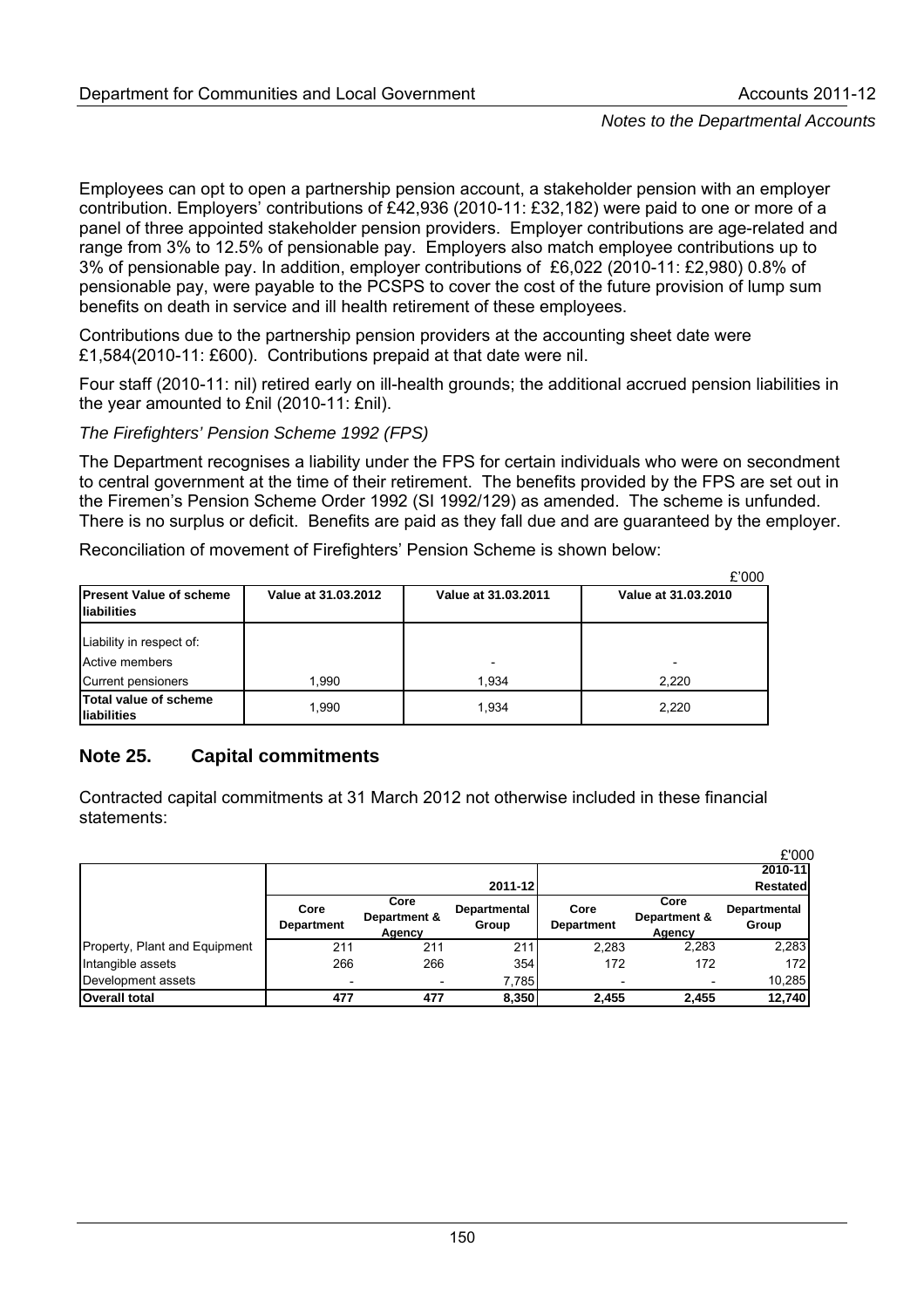Employees can opt to open a partnership pension account, a stakeholder pension with an employer contribution. Employers' contributions of £42,936 (2010-11: £32,182) were paid to one or more of a panel of three appointed stakeholder pension providers. Employer contributions are age-related and range from 3% to 12.5% of pensionable pay. Employers also match employee contributions up to 3% of pensionable pay. In addition, employer contributions of £6,022 (2010-11: £2,980) 0.8% of pensionable pay, were payable to the PCSPS to cover the cost of the future provision of lump sum benefits on death in service and ill health retirement of these employees.

Contributions due to the partnership pension providers at the accounting sheet date were £1,584(2010-11: £600). Contributions prepaid at that date were nil.

Four staff (2010-11: nil) retired early on ill-health grounds; the additional accrued pension liabilities in the year amounted to £nil (2010-11: £nil).

*The Firefighters' Pension Scheme 1992 (FPS)*

The Department recognises a liability under the FPS for certain individuals who were on secondment to central government at the time of their retirement. The benefits provided by the FPS are set out in the Firemen's Pension Scheme Order 1992 (SI 1992/129) as amended. The scheme is unfunded. There is no surplus or deficit. Benefits are paid as they fall due and are guaranteed by the employer.

Reconciliation of movement of Firefighters' Pension Scheme is shown below:

£'000

| **Present Value of scheme liabilities** | **Value at 31.03.2012** | **Value at 31.03.2011** | **Value at 31.03.2010** |
|---|---|---|---|
| Liability in respect of: | | | |
| Active members | | - | - |
| Current pensioners | 1,990 | 1,934 | 2,220 |
| **Total value of scheme liabilities** | 1,990 | 1,934 | 2,220 |

## Note 25. Capital commitments

Contracted capital commitments at 31 March 2012 not otherwise included in these financial statements:

£'000

| | 2011-12 | | | 2010-11 Restated | | |
|---|---|---|---|---|---|---|
| | **Core Department** | **Core Department & Agency** | **Departmental Group** | **Core Department** | **Core Department & Agency** | **Departmental Group** |
| Property, Plant and Equipment | 211 | 211 | 211 | 2,283 | 2,283 | 2,283 |
| Intangible assets | 266 | 266 | 354 | 172 | 172 | 172 |
| Development assets | - | - | 7,785 | - | - | 10,285 |
| **Overall total** | **477** | **477** | **8,350** | **2,455** | **2,455** | **12,740** |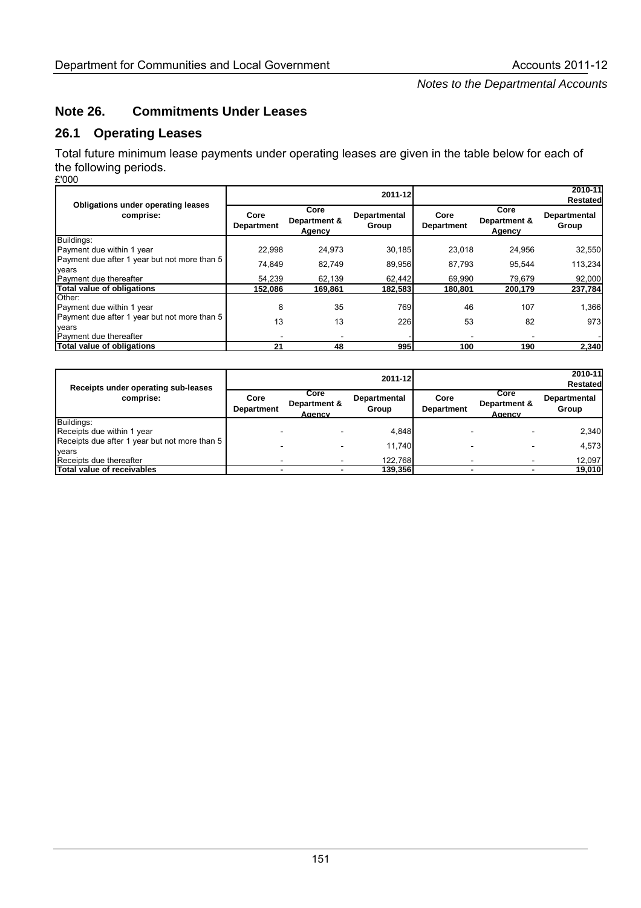## Note 26. Commitments Under Leases

## 26.1 Operating Leases

Total future minimum lease payments under operating leases are given in the table below for each of the following periods.

£'000

| Obligations under operating leases comprise: | 2011-12 | | | 2010-11 Restated | | |
|---|---|---|---|---|---|---|
| | Core Department | Core Department & Agency | Departmental Group | Core Department | Core Department & Agency | Departmental Group |
| Buildings: | | | | | | |
| Payment due within 1 year | 22,998 | 24,973 | 30,185 | 23,018 | 24,956 | 32,550 |
| Payment due after 1 year but not more than 5 years | 74,849 | 82,749 | 89,956 | 87,793 | 95,544 | 113,234 |
| Payment due thereafter | 54,239 | 62,139 | 62,442 | 69,990 | 79,679 | 92,000 |
| **Total value of obligations** | **152,086** | **169,861** | **182,583** | **180,801** | **200,179** | **237,784** |
| Other: | | | | | | |
| Payment due within 1 year | 8 | 35 | 769 | 46 | 107 | 1,366 |
| Payment due after 1 year but not more than 5 years | 13 | 13 | 226 | 53 | 82 | 973 |
| Payment due thereafter | - | - | - | - | - | - |
| **Total value of obligations** | **21** | **48** | **995** | **100** | **190** | **2,340** |

| Receipts under operating sub-leases comprise: | 2011-12 | | | 2010-11 Restated | | |
|---|---|---|---|---|---|---|
| | Core Department | Core Department & Agency | Departmental Group | Core Department | Core Department & Agency | Departmental Group |
| Buildings: | | | | | | |
| Receipts due within 1 year | - | - | 4,848 | - | - | 2,340 |
| Receipts due after 1 year but not more than 5 years | - | - | 11,740 | - | - | 4,573 |
| Receipts due thereafter | - | - | 122,768 | - | - | 12,097 |
| **Total value of receivables** | **-** | **-** | **139,356** | **-** | **-** | **19,010** |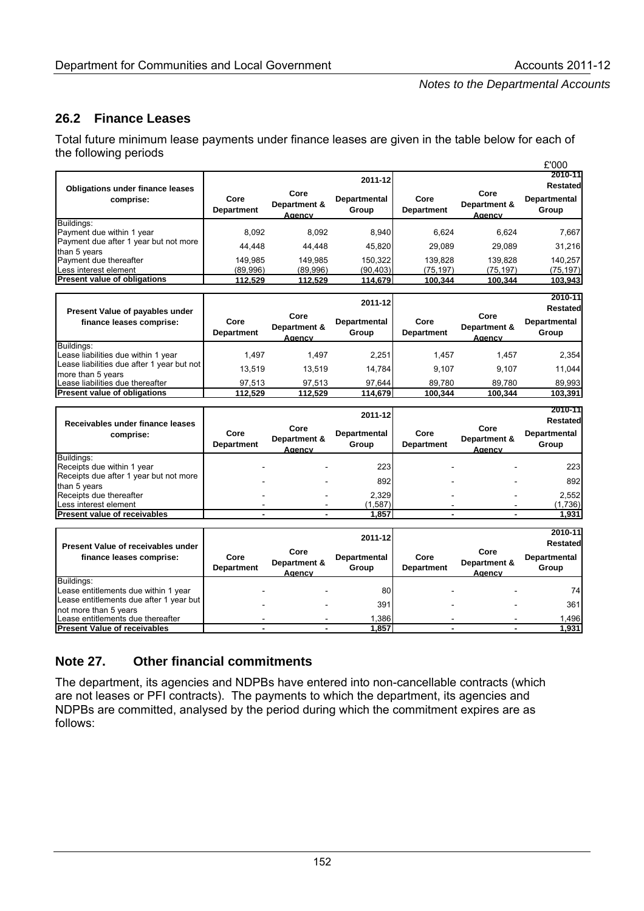## 26.2 Finance Leases

Total future minimum lease payments under finance leases are given in the table below for each of the following periods

£'000

| Obligations under finance leases comprise: | Core Department | Core Department & Agency | 2011-12 Departmental Group | Core Department | Core Department & Agency | 2010-11 Restated Departmental Group |
|---|---|---|---|---|---|---|
| Buildings: | | | | | | |
| Payment due within 1 year | 8,092 | 8,092 | 8,940 | 6,624 | 6,624 | 7,667 |
| Payment due after 1 year but not more than 5 years | 44,448 | 44,448 | 45,820 | 29,089 | 29,089 | 31,216 |
| Payment due thereafter | 149,985 | 149,985 | 150,322 | 139,828 | 139,828 | 140,257 |
| Less interest element | (89,996) | (89,996) | (90,403) | (75,197) | (75,197) | (75,197) |
| **Present value of obligations** | **112,529** | **112,529** | **114,679** | **100,344** | **100,344** | **103,943** |

| Present Value of payables under finance leases comprise: | Core Department | Core Department & Agency | 2011-12 Departmental Group | Core Department | Core Department & Agency | 2010-11 Restated Departmental Group |
|---|---|---|---|---|---|---|
| Buildings: | | | | | | |
| Lease liabilities due within 1 year | 1,497 | 1,497 | 2,251 | 1,457 | 1,457 | 2,354 |
| Lease liabilities due after 1 year but not more than 5 years | 13,519 | 13,519 | 14,784 | 9,107 | 9,107 | 11,044 |
| Lease liabilities due thereafter | 97,513 | 97,513 | 97,644 | 89,780 | 89,780 | 89,993 |
| **Present value of obligations** | **112,529** | **112,529** | **114,679** | **100,344** | **100,344** | **103,391** |

| Receivables under finance leases comprise: | Core Department | Core Department & Agency | 2011-12 Departmental Group | Core Department | Core Department & Agency | 2010-11 Restated Departmental Group |
|---|---|---|---|---|---|---|
| Buildings: | | | | | | |
| Receipts due within 1 year | - | - | 223 | - | - | 223 |
| Receipts due after 1 year but not more than 5 years | - | - | 892 | - | - | 892 |
| Receipts due thereafter | - | - | 2,329 | - | - | 2,552 |
| Less interest element | - | - | (1,587) | - | - | (1,736) |
| **Present value of receivables** | **-** | **-** | **1,857** | **-** | **-** | **1,931** |

| Present Value of receivables under finance leases comprise: | Core Department | Core Department & Agency | 2011-12 Departmental Group | Core Department | Core Department & Agency | 2010-11 Restated Departmental Group |
|---|---|---|---|---|---|---|
| Buildings: | | | | | | |
| Lease entitlements due within 1 year | - | - | 80 | - | - | 74 |
| Lease entitlements due after 1 year but not more than 5 years | - | - | 391 | - | - | 361 |
| Lease entitlements due thereafter | - | - | 1,386 | - | - | 1,496 |
| **Present Value of receivables** | **-** | **-** | **1,857** | **-** | **-** | **1,931** |

## Note 27. Other financial commitments

The department, its agencies and NDPBs have entered into non-cancellable contracts (which are not leases or PFI contracts). The payments to which the department, its agencies and NDPBs are committed, analysed by the period during which the commitment expires are as follows: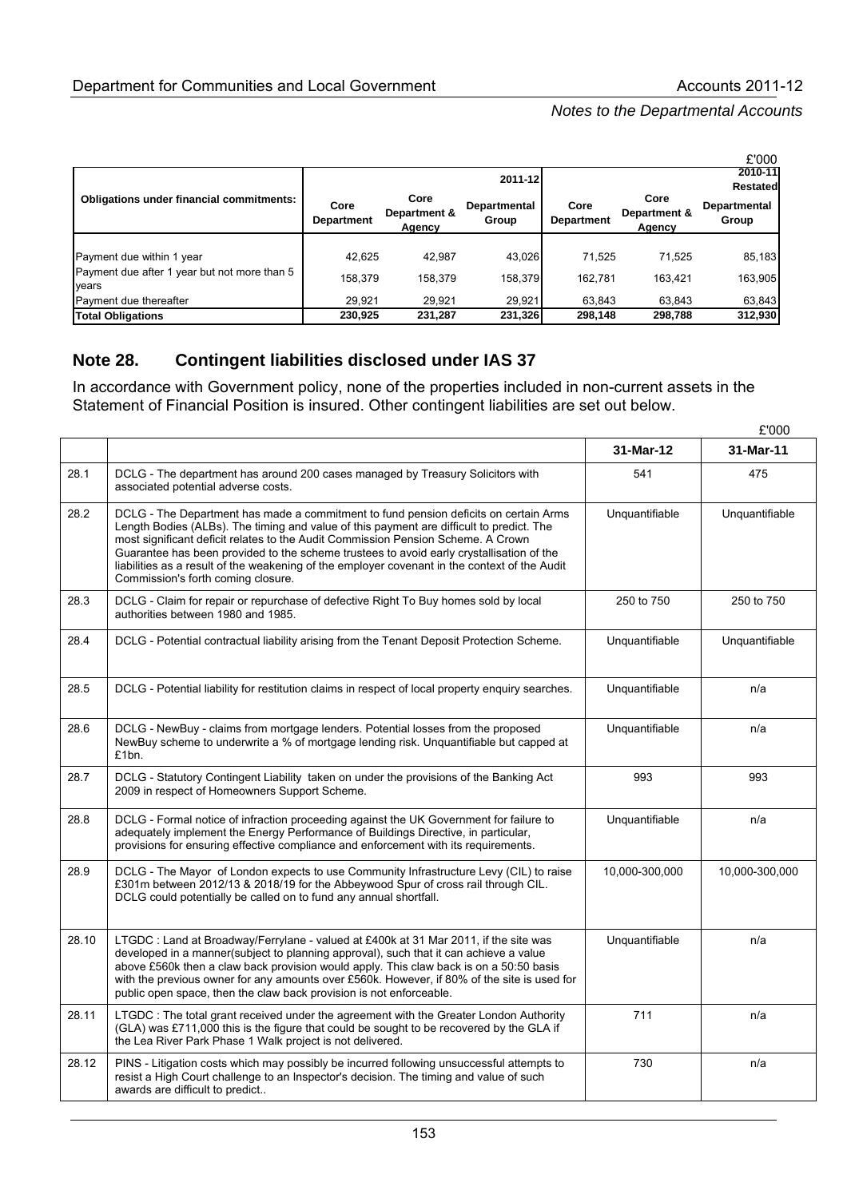£'000

| Obligations under financial commitments: | 2011-12 | | | 2010-11 Restated | | |
|---|---|---|---|---|---|---|
| | Core Department | Core Department & Agency | Departmental Group | Core Department | Core Department & Agency | Departmental Group |
| Payment due within 1 year | 42,625 | 42,987 | 43,026 | 71,525 | 71,525 | 85,183 |
| Payment due after 1 year but not more than 5 years | 158,379 | 158,379 | 158,379 | 162,781 | 163,421 | 163,905 |
| Payment due thereafter | 29,921 | 29,921 | 29,921 | 63,843 | 63,843 | 63,843 |
| **Total Obligations** | **230,925** | **231,287** | **231,326** | **298,148** | **298,788** | **312,930** |

## Note 28. Contingent liabilities disclosed under IAS 37

In accordance with Government policy, none of the properties included in non-current assets in the Statement of Financial Position is insured. Other contingent liabilities are set out below.

£'000

| | | 31-Mar-12 | 31-Mar-11 |
|---|---|---|---|
| 28.1 | DCLG - The department has around 200 cases managed by Treasury Solicitors with associated potential adverse costs. | 541 | 475 |
| 28.2 | DCLG - The Department has made a commitment to fund pension deficits on certain Arms Length Bodies (ALBs). The timing and value of this payment are difficult to predict. The most significant deficit relates to the Audit Commission Pension Scheme. A Crown Guarantee has been provided to the scheme trustees to avoid early crystallisation of the liabilities as a result of the weakening of the employer covenant in the context of the Audit Commission's forth coming closure. | Unquantifiable | Unquantifiable |
| 28.3 | DCLG - Claim for repair or repurchase of defective Right To Buy homes sold by local authorities between 1980 and 1985. | 250 to 750 | 250 to 750 |
| 28.4 | DCLG - Potential contractual liability arising from the Tenant Deposit Protection Scheme. | Unquantifiable | Unquantifiable |
| 28.5 | DCLG - Potential liability for restitution claims in respect of local property enquiry searches. | Unquantifiable | n/a |
| 28.6 | DCLG - NewBuy - claims from mortgage lenders. Potential losses from the proposed NewBuy scheme to underwrite a % of mortgage lending risk. Unquantifiable but capped at £1bn. | Unquantifiable | n/a |
| 28.7 | DCLG - Statutory Contingent Liability taken on under the provisions of the Banking Act 2009 in respect of Homeowners Support Scheme. | 993 | 993 |
| 28.8 | DCLG - Formal notice of infraction proceeding against the UK Government for failure to adequately implement the Energy Performance of Buildings Directive, in particular, provisions for ensuring effective compliance and enforcement with its requirements. | Unquantifiable | n/a |
| 28.9 | DCLG - The Mayor of London expects to use Community Infrastructure Levy (CIL) to raise £301m between 2012/13 & 2018/19 for the Abbeywood Spur of cross rail through CIL. DCLG could potentially be called on to fund any annual shortfall. | 10,000-300,000 | 10,000-300,000 |
| 28.10 | LTGDC : Land at Broadway/Ferrylane - valued at £400k at 31 Mar 2011, if the site was developed in a manner(subject to planning approval), such that it can achieve a value above £560k then a claw back provision would apply. This claw back is on a 50:50 basis with the previous owner for any amounts over £560k. However, if 80% of the site is used for public open space, then the claw back provision is not enforceable. | Unquantifiable | n/a |
| 28.11 | LTGDC : The total grant received under the agreement with the Greater London Authority (GLA) was £711,000 this is the figure that could be sought to be recovered by the GLA if the Lea River Park Phase 1 Walk project is not delivered. | 711 | n/a |
| 28.12 | PINS - Litigation costs which may possibly be incurred following unsuccessful attempts to resist a High Court challenge to an Inspector's decision. The timing and value of such awards are difficult to predict.. | 730 | n/a |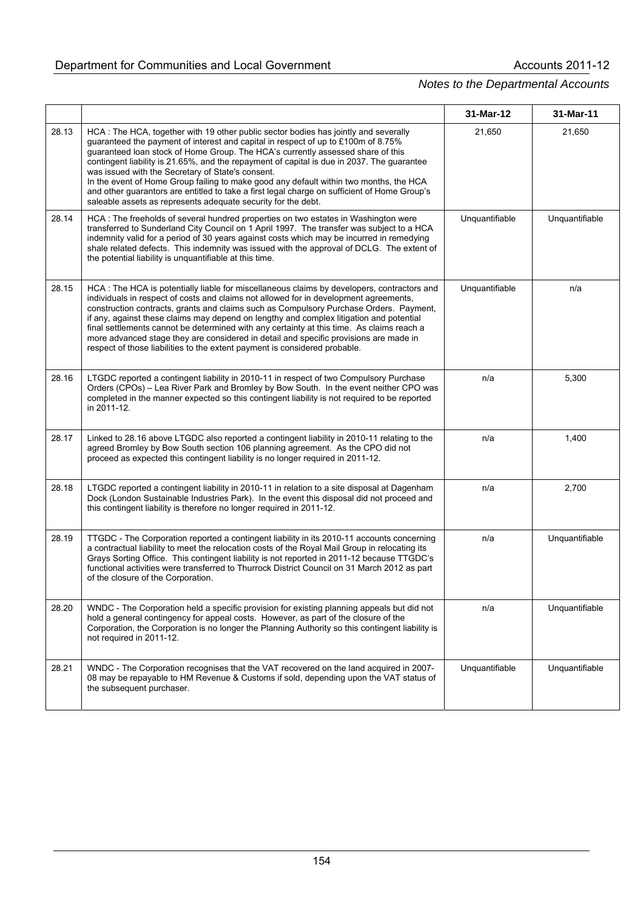| | | 31-Mar-12 | 31-Mar-11 |
|---|---|---|---|
| 28.13 | HCA : The HCA, together with 19 other public sector bodies has jointly and severally guaranteed the payment of interest and capital in respect of up to £100m of 8.75% guaranteed loan stock of Home Group. The HCA's currently assessed share of this contingent liability is 21.65%, and the repayment of capital is due in 2037. The guarantee was issued with the Secretary of State's consent. In the event of Home Group failing to make good any default within two months, the HCA and other guarantors are entitled to take a first legal charge on sufficient of Home Group's saleable assets as represents adequate security for the debt. | 21,650 | 21,650 |
| 28.14 | HCA : The freeholds of several hundred properties on two estates in Washington were transferred to Sunderland City Council on 1 April 1997. The transfer was subject to a HCA indemnity valid for a period of 30 years against costs which may be incurred in remedying shale related defects. This indemnity was issued with the approval of DCLG. The extent of the potential liability is unquantifiable at this time. | Unquantifiable | Unquantifiable |
| 28.15 | HCA : The HCA is potentially liable for miscellaneous claims by developers, contractors and individuals in respect of costs and claims not allowed for in development agreements, construction contracts, grants and claims such as Compulsory Purchase Orders. Payment, if any, against these claims may depend on lengthy and complex litigation and potential final settlements cannot be determined with any certainty at this time. As claims reach a more advanced stage they are considered in detail and specific provisions are made in respect of those liabilities to the extent payment is considered probable. | Unquantifiable | n/a |
| 28.16 | LTGDC reported a contingent liability in 2010-11 in respect of two Compulsory Purchase Orders (CPOs) – Lea River Park and Bromley by Bow South. In the event neither CPO was completed in the manner expected so this contingent liability is not required to be reported in 2011-12. | n/a | 5,300 |
| 28.17 | Linked to 28.16 above LTGDC also reported a contingent liability in 2010-11 relating to the agreed Bromley by Bow South section 106 planning agreement. As the CPO did not proceed as expected this contingent liability is no longer required in 2011-12. | n/a | 1,400 |
| 28.18 | LTGDC reported a contingent liability in 2010-11 in relation to a site disposal at Dagenham Dock (London Sustainable Industries Park). In the event this disposal did not proceed and this contingent liability is therefore no longer required in 2011-12. | n/a | 2,700 |
| 28.19 | TTGDC - The Corporation reported a contingent liability in its 2010-11 accounts concerning a contractual liability to meet the relocation costs of the Royal Mail Group in relocating its Grays Sorting Office. This contingent liability is not reported in 2011-12 because TTGDC's functional activities were transferred to Thurrock District Council on 31 March 2012 as part of the closure of the Corporation. | n/a | Unquantifiable |
| 28.20 | WNDC - The Corporation held a specific provision for existing planning appeals but did not hold a general contingency for appeal costs. However, as part of the closure of the Corporation, the Corporation is no longer the Planning Authority so this contingent liability is not required in 2011-12. | n/a | Unquantifiable |
| 28.21 | WNDC - The Corporation recognises that the VAT recovered on the land acquired in 2007-08 may be repayable to HM Revenue & Customs if sold, depending upon the VAT status of the subsequent purchaser. | Unquantifiable | Unquantifiable |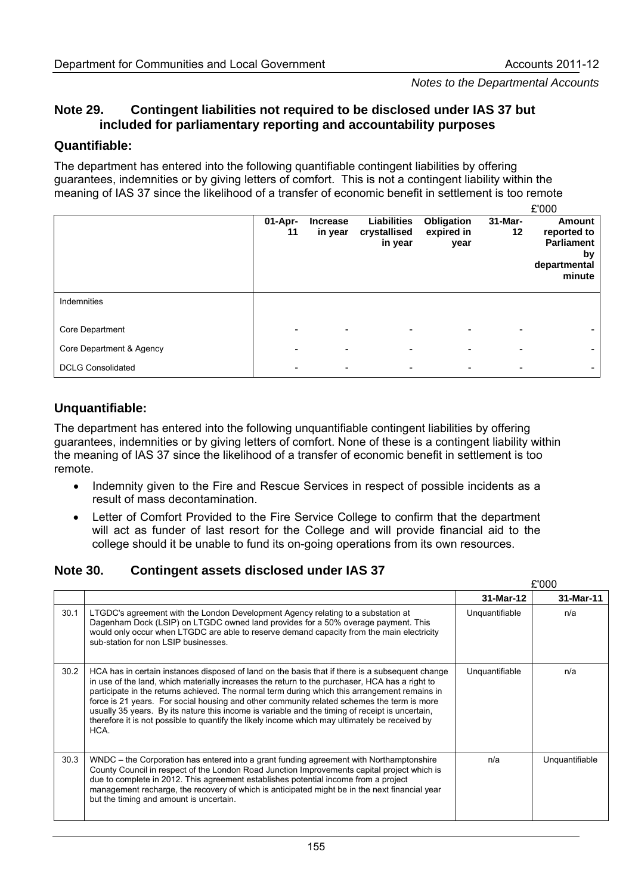## Note 29. Contingent liabilities not required to be disclosed under IAS 37 but included for parliamentary reporting and accountability purposes

### Quantifiable:

The department has entered into the following quantifiable contingent liabilities by offering guarantees, indemnities or by giving letters of comfort. This is not a contingent liability within the meaning of IAS 37 since the likelihood of a transfer of economic benefit in settlement is too remote

£'000

| | 01-Apr-11 | Increase in year | Liabilities crystallised in year | Obligation expired in year | 31-Mar-12 | Amount reported to Parliament by departmental minute |
|---|---|---|---|---|---|---|
| Indemnities | | | | | | |
| Core Department | - | - | - | - | - | - |
| Core Department & Agency | - | - | - | - | - | - |
| DCLG Consolidated | - | - | - | - | - | - |

### Unquantifiable:

The department has entered into the following unquantifiable contingent liabilities by offering guarantees, indemnities or by giving letters of comfort. None of these is a contingent liability within the meaning of IAS 37 since the likelihood of a transfer of economic benefit in settlement is too remote.

- Indemnity given to the Fire and Rescue Services in respect of possible incidents as a result of mass decontamination.
- Letter of Comfort Provided to the Fire Service College to confirm that the department will act as funder of last resort for the College and will provide financial aid to the college should it be unable to fund its on-going operations from its own resources.

## Note 30. Contingent assets disclosed under IAS 37

£'000

| | | 31-Mar-12 | 31-Mar-11 |
|---|---|---|---|
| 30.1 | LTGDC's agreement with the London Development Agency relating to a substation at Dagenham Dock (LSIP) on LTGDC owned land provides for a 50% overage payment. This would only occur when LTGDC are able to reserve demand capacity from the main electricity sub-station for non LSIP businesses. | Unquantifiable | n/a |
| 30.2 | HCA has in certain instances disposed of land on the basis that if there is a subsequent change in use of the land, which materially increases the return to the purchaser, HCA has a right to participate in the returns achieved. The normal term during which this arrangement remains in force is 21 years. For social housing and other community related schemes the term is more usually 35 years. By its nature this income is variable and the timing of receipt is uncertain, therefore it is not possible to quantify the likely income which may ultimately be received by HCA. | Unquantifiable | n/a |
| 30.3 | WNDC – the Corporation has entered into a grant funding agreement with Northamptonshire County Council in respect of the London Road Junction Improvements capital project which is due to complete in 2012. This agreement establishes potential income from a project management recharge, the recovery of which is anticipated might be in the next financial year but the timing and amount is uncertain. | n/a | Unquantifiable |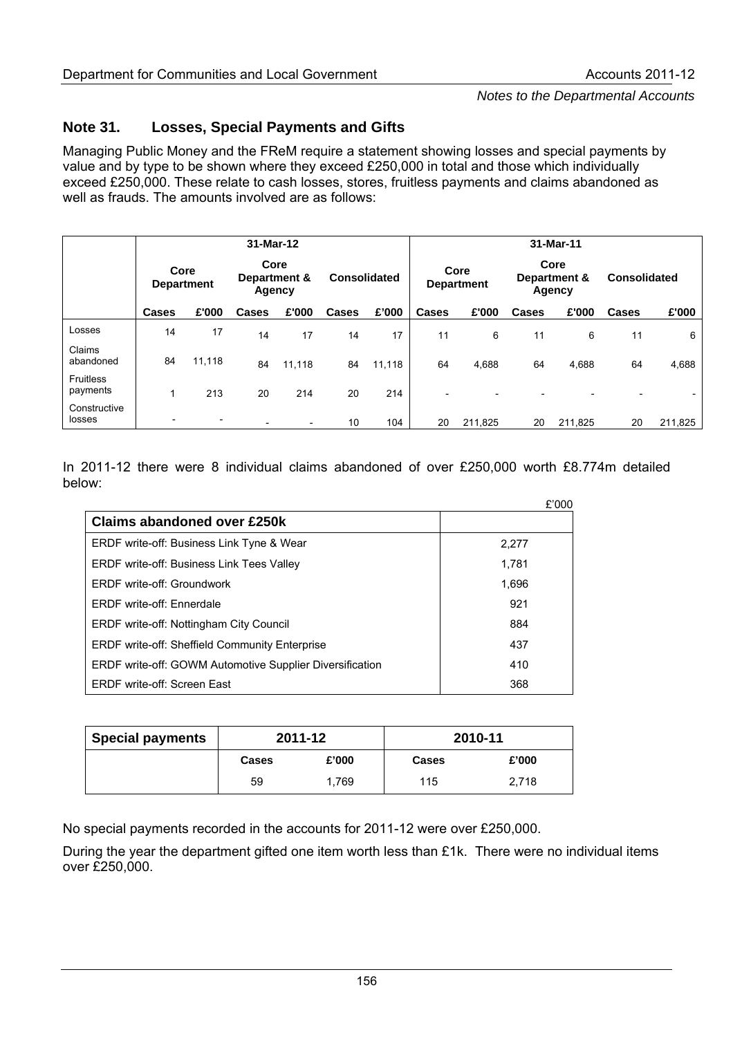## Note 31. Losses, Special Payments and Gifts

Managing Public Money and the FReM require a statement showing losses and special payments by value and by type to be shown where they exceed £250,000 in total and those which individually exceed £250,000. These relate to cash losses, stores, fruitless payments and claims abandoned as well as frauds. The amounts involved are as follows:

| | 31-Mar-12 | | | | | | 31-Mar-11 | | | | | |
|---|---|---|---|---|---|---|---|---|---|---|---|---|
| | Core Department | | Core Department & Agency | | Consolidated | | Core Department | | Core Department & Agency | | Consolidated | |
| | Cases | £'000 | Cases | £'000 | Cases | £'000 | Cases | £'000 | Cases | £'000 | Cases | £'000 |
| Losses | 14 | 17 | 14 | 17 | 14 | 17 | 11 | 6 | 11 | 6 | 11 | 6 |
| Claims abandoned | 84 | 11,118 | 84 | 11,118 | 84 | 11,118 | 64 | 4,688 | 64 | 4,688 | 64 | 4,688 |
| Fruitless payments | 1 | 213 | 20 | 214 | 20 | 214 | - | - | - | - | - | - |
| Constructive losses | - | - | - | - | 10 | 104 | 20 | 211,825 | 20 | 211,825 | 20 | 211,825 |

In 2011-12 there were 8 individual claims abandoned of over £250,000 worth £8.774m detailed below:

| Claims abandoned over £250k | £'000 |
|---|---|
| ERDF write-off: Business Link Tyne & Wear | 2,277 |
| ERDF write-off: Business Link Tees Valley | 1,781 |
| ERDF write-off: Groundwork | 1,696 |
| ERDF write-off: Ennerdale | 921 |
| ERDF write-off: Nottingham City Council | 884 |
| ERDF write-off: Sheffield Community Enterprise | 437 |
| ERDF write-off: GOWM Automotive Supplier Diversification | 410 |
| ERDF write-off: Screen East | 368 |

| Special payments | 2011-12 | | 2010-11 | |
|---|---|---|---|---|
| | Cases | £'000 | Cases | £'000 |
| | 59 | 1,769 | 115 | 2,718 |

No special payments recorded in the accounts for 2011-12 were over £250,000.

During the year the department gifted one item worth less than £1k. There were no individual items over £250,000.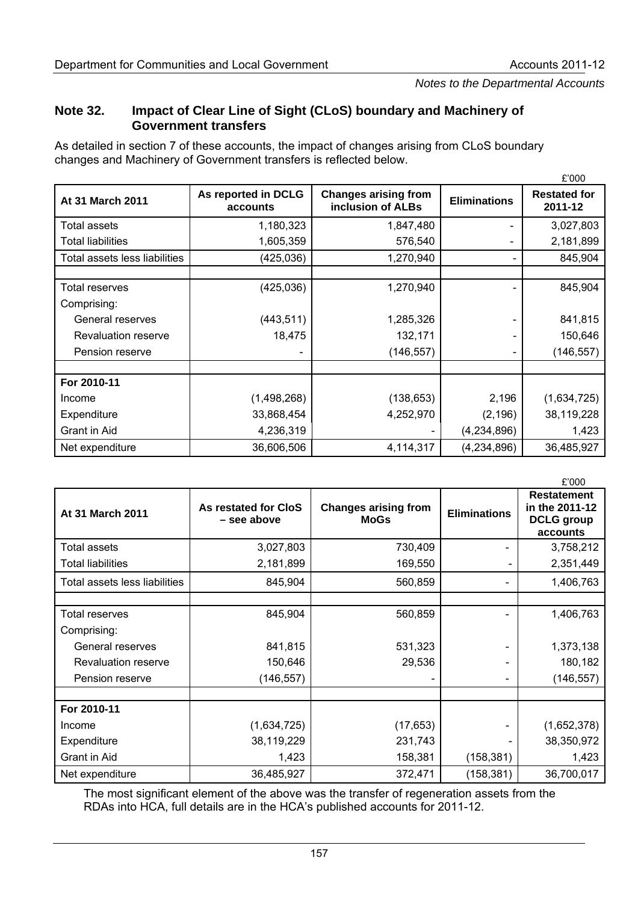## Note 32. Impact of Clear Line of Sight (CLoS) boundary and Machinery of Government transfers

As detailed in section 7 of these accounts, the impact of changes arising from CLoS boundary changes and Machinery of Government transfers is reflected below.

£'000

| At 31 March 2011 | As reported in DCLG accounts | Changes arising from inclusion of ALBs | Eliminations | Restated for 2011-12 |
|---|---|---|---|---|
| Total assets | 1,180,323 | 1,847,480 | - | 3,027,803 |
| Total liabilities | 1,605,359 | 576,540 | - | 2,181,899 |
| Total assets less liabilities | (425,036) | 1,270,940 | - | 845,904 |
| | | | | |
| Total reserves | (425,036) | 1,270,940 | - | 845,904 |
| Comprising: | | | | |
| General reserves | (443,511) | 1,285,326 | - | 841,815 |
| Revaluation reserve | 18,475 | 132,171 | - | 150,646 |
| Pension reserve | - | (146,557) | - | (146,557) |
| | | | | |
| **For 2010-11** | | | | |
| Income | (1,498,268) | (138,653) | 2,196 | (1,634,725) |
| Expenditure | 33,868,454 | 4,252,970 | (2,196) | 38,119,228 |
| Grant in Aid | 4,236,319 | - | (4,234,896) | 1,423 |
| Net expenditure | 36,606,506 | 4,114,317 | (4,234,896) | 36,485,927 |

£'000

| At 31 March 2011 | As restated for CloS – see above | Changes arising from MoGs | Eliminations | Restatement in the 2011-12 DCLG group accounts |
|---|---|---|---|---|
| Total assets | 3,027,803 | 730,409 | - | 3,758,212 |
| Total liabilities | 2,181,899 | 169,550 | - | 2,351,449 |
| Total assets less liabilities | 845,904 | 560,859 | - | 1,406,763 |
| | | | | |
| Total reserves | 845,904 | 560,859 | - | 1,406,763 |
| Comprising: | | | | |
| General reserves | 841,815 | 531,323 | - | 1,373,138 |
| Revaluation reserve | 150,646 | 29,536 | - | 180,182 |
| Pension reserve | (146,557) | - | - | (146,557) |
| | | | | |
| **For 2010-11** | | | | |
| Income | (1,634,725) | (17,653) | - | (1,652,378) |
| Expenditure | 38,119,229 | 231,743 | - | 38,350,972 |
| Grant in Aid | 1,423 | 158,381 | (158,381) | 1,423 |
| Net expenditure | 36,485,927 | 372,471 | (158,381) | 36,700,017 |

The most significant element of the above was the transfer of regeneration assets from the RDAs into HCA, full details are in the HCA's published accounts for 2011-12.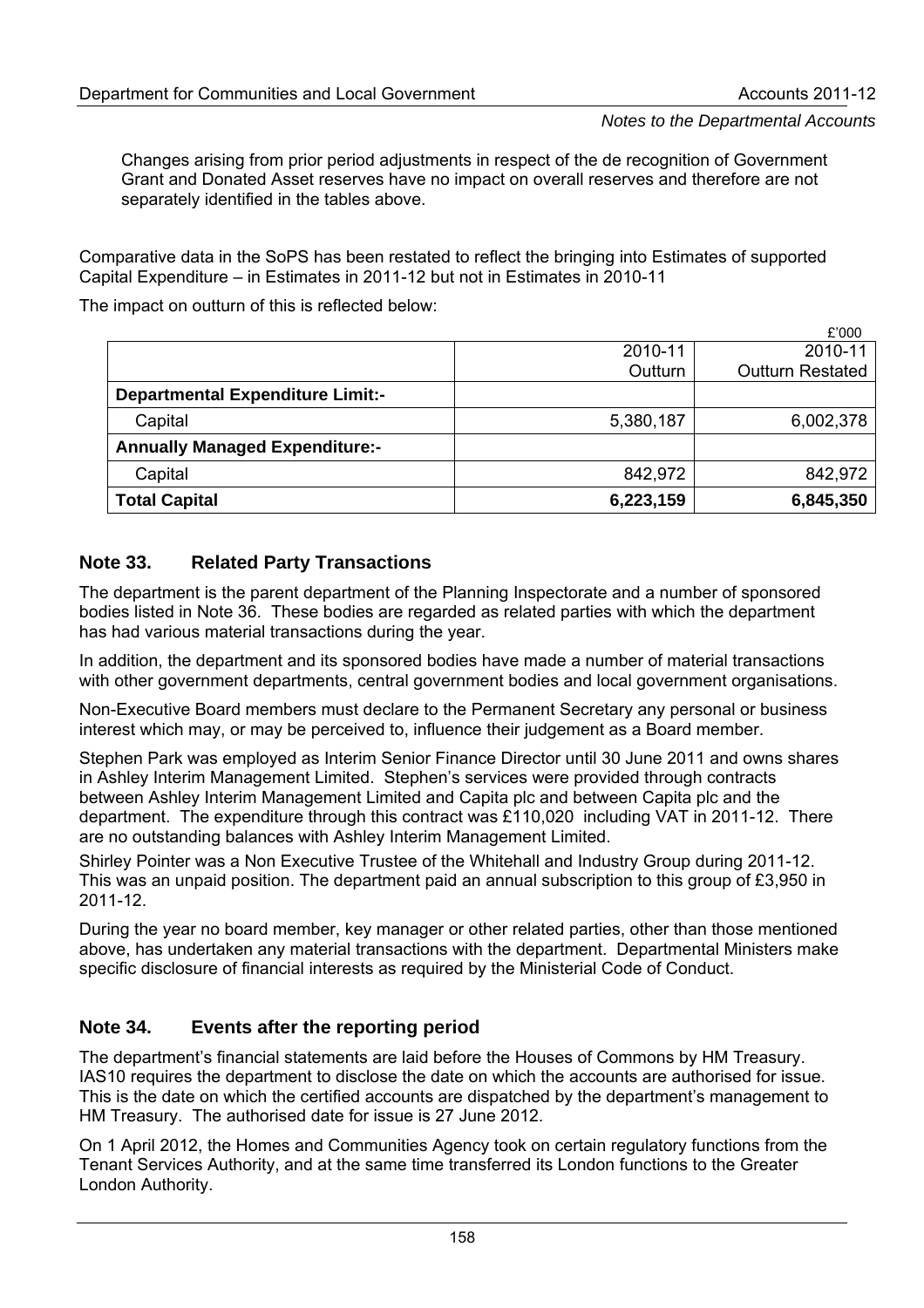Changes arising from prior period adjustments in respect of the de recognition of Government Grant and Donated Asset reserves have no impact on overall reserves and therefore are not separately identified in the tables above.

Comparative data in the SoPS has been restated to reflect the bringing into Estimates of supported Capital Expenditure – in Estimates in 2011-12 but not in Estimates in 2010-11

The impact on outturn of this is reflected below:

£'000

| | 2010-11 Outturn | 2010-11 Outturn Restated |
|---|---|---|
| **Departmental Expenditure Limit:-** | | |
| Capital | 5,380,187 | 6,002,378 |
| **Annually Managed Expenditure:-** | | |
| Capital | 842,972 | 842,972 |
| **Total Capital** | **6,223,159** | **6,845,350** |

## Note 33. Related Party Transactions

The department is the parent department of the Planning Inspectorate and a number of sponsored bodies listed in Note 36. These bodies are regarded as related parties with which the department has had various material transactions during the year.

In addition, the department and its sponsored bodies have made a number of material transactions with other government departments, central government bodies and local government organisations.

Non-Executive Board members must declare to the Permanent Secretary any personal or business interest which may, or may be perceived to, influence their judgement as a Board member.

Stephen Park was employed as Interim Senior Finance Director until 30 June 2011 and owns shares in Ashley Interim Management Limited. Stephen's services were provided through contracts between Ashley Interim Management Limited and Capita plc and between Capita plc and the department. The expenditure through this contract was £110,020 including VAT in 2011-12. There are no outstanding balances with Ashley Interim Management Limited.

Shirley Pointer was a Non Executive Trustee of the Whitehall and Industry Group during 2011-12. This was an unpaid position. The department paid an annual subscription to this group of £3,950 in 2011-12.

During the year no board member, key manager or other related parties, other than those mentioned above, has undertaken any material transactions with the department. Departmental Ministers make specific disclosure of financial interests as required by the Ministerial Code of Conduct.

## Note 34. Events after the reporting period

The department's financial statements are laid before the Houses of Commons by HM Treasury. IAS10 requires the department to disclose the date on which the accounts are authorised for issue. This is the date on which the certified accounts are dispatched by the department's management to HM Treasury. The authorised date for issue is 27 June 2012.

On 1 April 2012, the Homes and Communities Agency took on certain regulatory functions from the Tenant Services Authority, and at the same time transferred its London functions to the Greater London Authority.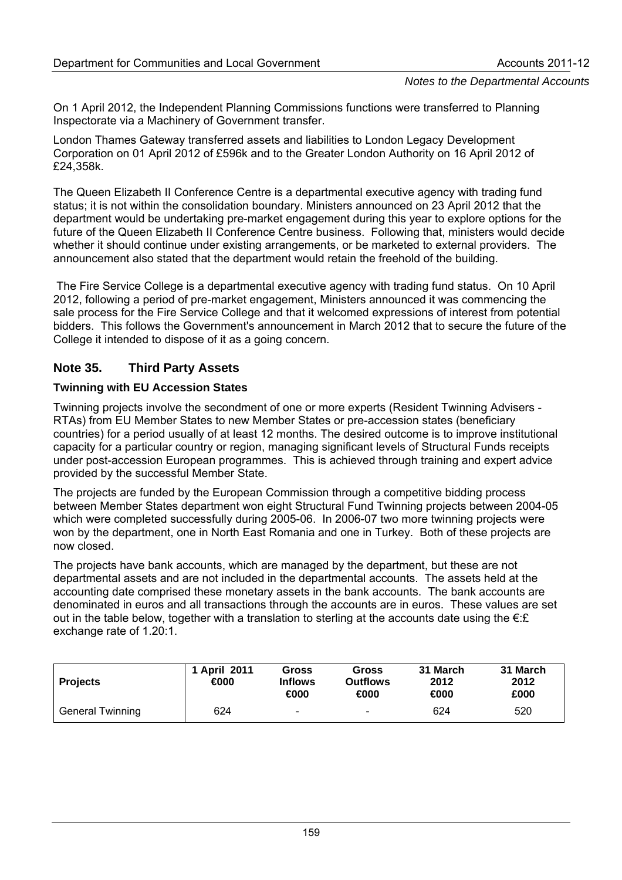On 1 April 2012, the Independent Planning Commissions functions were transferred to Planning Inspectorate via a Machinery of Government transfer.

London Thames Gateway transferred assets and liabilities to London Legacy Development Corporation on 01 April 2012 of £596k and to the Greater London Authority on 16 April 2012 of £24,358k.

The Queen Elizabeth II Conference Centre is a departmental executive agency with trading fund status; it is not within the consolidation boundary. Ministers announced on 23 April 2012 that the department would be undertaking pre-market engagement during this year to explore options for the future of the Queen Elizabeth II Conference Centre business. Following that, ministers would decide whether it should continue under existing arrangements, or be marketed to external providers. The announcement also stated that the department would retain the freehold of the building.

The Fire Service College is a departmental executive agency with trading fund status. On 10 April 2012, following a period of pre-market engagement, Ministers announced it was commencing the sale process for the Fire Service College and that it welcomed expressions of interest from potential bidders. This follows the Government's announcement in March 2012 that to secure the future of the College it intended to dispose of it as a going concern.

## Note 35. Third Party Assets

### Twinning with EU Accession States

Twinning projects involve the secondment of one or more experts (Resident Twinning Advisers - RTAs) from EU Member States to new Member States or pre-accession states (beneficiary countries) for a period usually of at least 12 months. The desired outcome is to improve institutional capacity for a particular country or region, managing significant levels of Structural Funds receipts under post-accession European programmes. This is achieved through training and expert advice provided by the successful Member State.

The projects are funded by the European Commission through a competitive bidding process between Member States department won eight Structural Fund Twinning projects between 2004-05 which were completed successfully during 2005-06. In 2006-07 two more twinning projects were won by the department, one in North East Romania and one in Turkey. Both of these projects are now closed.

The projects have bank accounts, which are managed by the department, but these are not departmental assets and are not included in the departmental accounts. The assets held at the accounting date comprised these monetary assets in the bank accounts. The bank accounts are denominated in euros and all transactions through the accounts are in euros. These values are set out in the table below, together with a translation to sterling at the accounts date using the €:£ exchange rate of 1.20:1.

| Projects | 1 April 2011 €000 | Gross Inflows €000 | Gross Outflows €000 | 31 March 2012 €000 | 31 March 2012 £000 |
|---|---|---|---|---|---|
| General Twinning | 624 | - | - | 624 | 520 |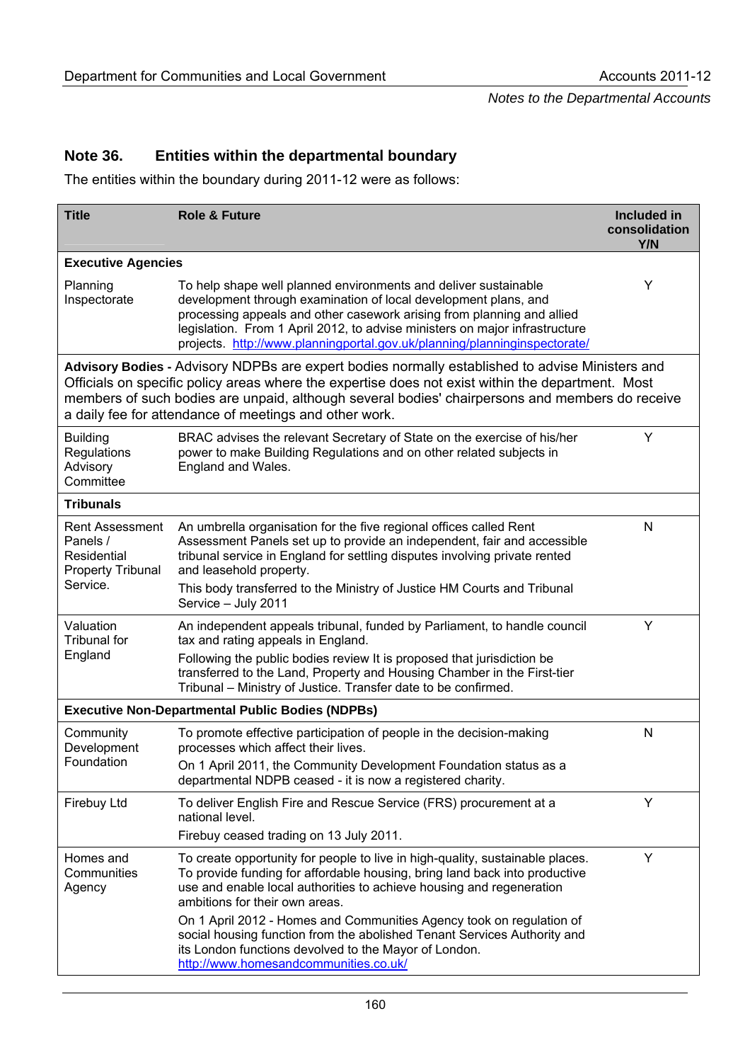## Note 36. Entities within the departmental boundary

The entities within the boundary during 2011-12 were as follows:

| Title | Role & Future | Included in consolidation Y/N |
|---|---|---|
| **Executive Agencies** | | |
| Planning Inspectorate | To help shape well planned environments and deliver sustainable development through examination of local development plans, and processing appeals and other casework arising from planning and allied legislation. From 1 April 2012, to advise ministers on major infrastructure projects. http://www.planningportal.gov.uk/planning/planninginspectorate/ | Y |
| **Advisory Bodies -** Advisory NDPBs are expert bodies normally established to advise Ministers and Officials on specific policy areas where the expertise does not exist within the department. Most members of such bodies are unpaid, although several bodies' chairpersons and members do receive a daily fee for attendance of meetings and other work. | | |
| Building Regulations Advisory Committee | BRAC advises the relevant Secretary of State on the exercise of his/her power to make Building Regulations and on other related subjects in England and Wales. | Y |
| **Tribunals** | | |
| Rent Assessment Panels / Residential Property Tribunal Service. | An umbrella organisation for the five regional offices called Rent Assessment Panels set up to provide an independent, fair and accessible tribunal service in England for settling disputes involving private rented and leasehold property.<br>This body transferred to the Ministry of Justice HM Courts and Tribunal Service – July 2011 | N |
| Valuation Tribunal for England | An independent appeals tribunal, funded by Parliament, to handle council tax and rating appeals in England.<br>Following the public bodies review It is proposed that jurisdiction be transferred to the Land, Property and Housing Chamber in the First-tier Tribunal – Ministry of Justice. Transfer date to be confirmed. | Y |
| **Executive Non-Departmental Public Bodies (NDPBs)** | | |
| Community Development Foundation | To promote effective participation of people in the decision-making processes which affect their lives.<br>On 1 April 2011, the Community Development Foundation status as a departmental NDPB ceased - it is now a registered charity. | N |
| Firebuy Ltd | To deliver English Fire and Rescue Service (FRS) procurement at a national level.<br>Firebuy ceased trading on 13 July 2011. | Y |
| Homes and Communities Agency | To create opportunity for people to live in high-quality, sustainable places. To provide funding for affordable housing, bring land back into productive use and enable local authorities to achieve housing and regeneration ambitions for their own areas.<br>On 1 April 2012 - Homes and Communities Agency took on regulation of social housing function from the abolished Tenant Services Authority and its London functions devolved to the Mayor of London.<br>http://www.homesandcommunities.co.uk/ | Y |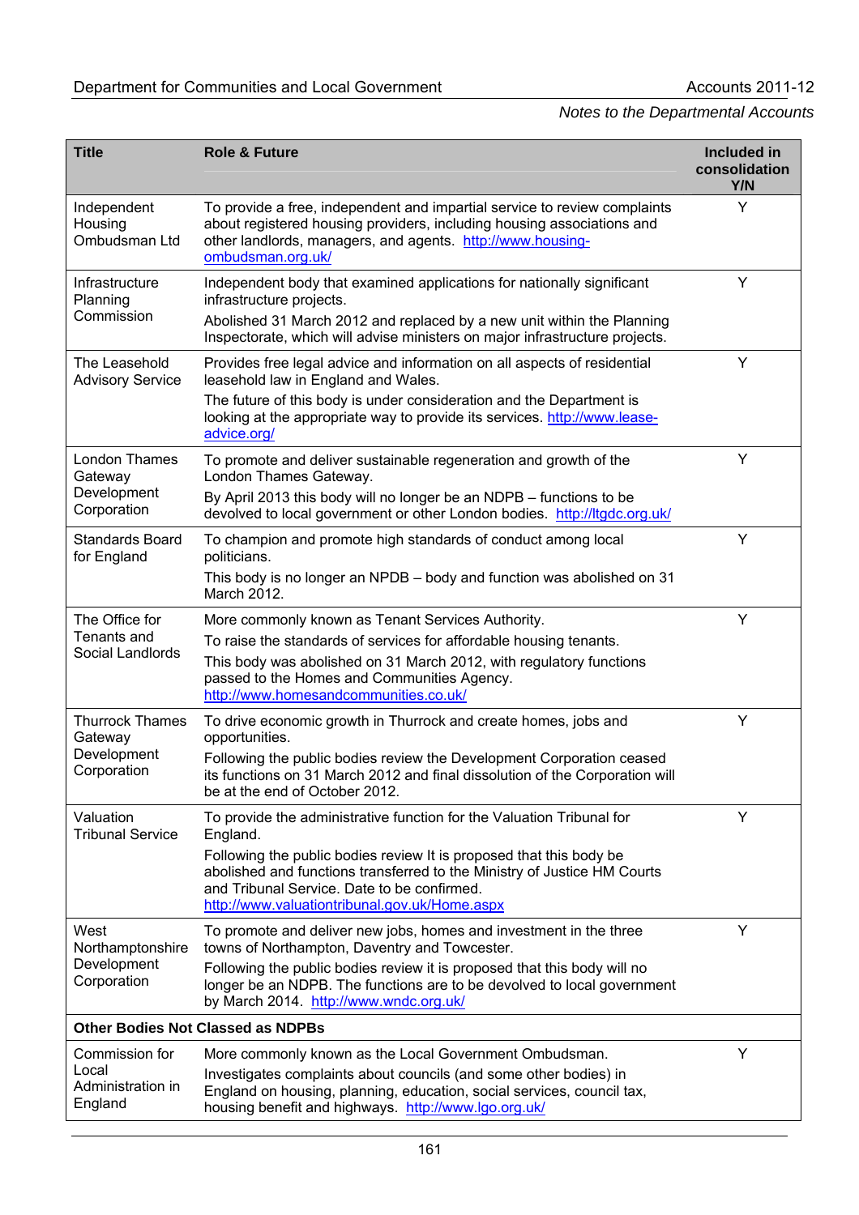| Title | Role & Future | Included in consolidation Y/N |
|---|---|---|
| Independent Housing Ombudsman Ltd | To provide a free, independent and impartial service to review complaints about registered housing providers, including housing associations and other landlords, managers, and agents. http://www.housing-ombudsman.org.uk/ | Y |
| Infrastructure Planning Commission | Independent body that examined applications for nationally significant infrastructure projects.<br>Abolished 31 March 2012 and replaced by a new unit within the Planning Inspectorate, which will advise ministers on major infrastructure projects. | Y |
| The Leasehold Advisory Service | Provides free legal advice and information on all aspects of residential leasehold law in England and Wales.<br>The future of this body is under consideration and the Department is looking at the appropriate way to provide its services. http://www.lease-advice.org/ | Y |
| London Thames Gateway Development Corporation | To promote and deliver sustainable regeneration and growth of the London Thames Gateway.<br>By April 2013 this body will no longer be an NDPB – functions to be devolved to local government or other London bodies. http://ltgdc.org.uk/ | Y |
| Standards Board for England | To champion and promote high standards of conduct among local politicians.<br>This body is no longer an NPDB – body and function was abolished on 31 March 2012. | Y |
| The Office for Tenants and Social Landlords | More commonly known as Tenant Services Authority.<br>To raise the standards of services for affordable housing tenants.<br>This body was abolished on 31 March 2012, with regulatory functions passed to the Homes and Communities Agency. http://www.homesandcommunities.co.uk/ | Y |
| Thurrock Thames Gateway Development Corporation | To drive economic growth in Thurrock and create homes, jobs and opportunities.<br>Following the public bodies review the Development Corporation ceased its functions on 31 March 2012 and final dissolution of the Corporation will be at the end of October 2012. | Y |
| Valuation Tribunal Service | To provide the administrative function for the Valuation Tribunal for England.<br>Following the public bodies review It is proposed that this body be abolished and functions transferred to the Ministry of Justice HM Courts and Tribunal Service. Date to be confirmed. http://www.valuationtribunal.gov.uk/Home.aspx | Y |
| West Northamptonshire Development Corporation | To promote and deliver new jobs, homes and investment in the three towns of Northampton, Daventry and Towcester.<br>Following the public bodies review it is proposed that this body will no longer be an NDPB. The functions are to be devolved to local government by March 2014. http://www.wndc.org.uk/ | Y |
| **Other Bodies Not Classed as NDPBs** | | |
| Commission for Local Administration in England | More commonly known as the Local Government Ombudsman.<br>Investigates complaints about councils (and some other bodies) in England on housing, planning, education, social services, council tax, housing benefit and highways. http://www.lgo.org.uk/ | Y |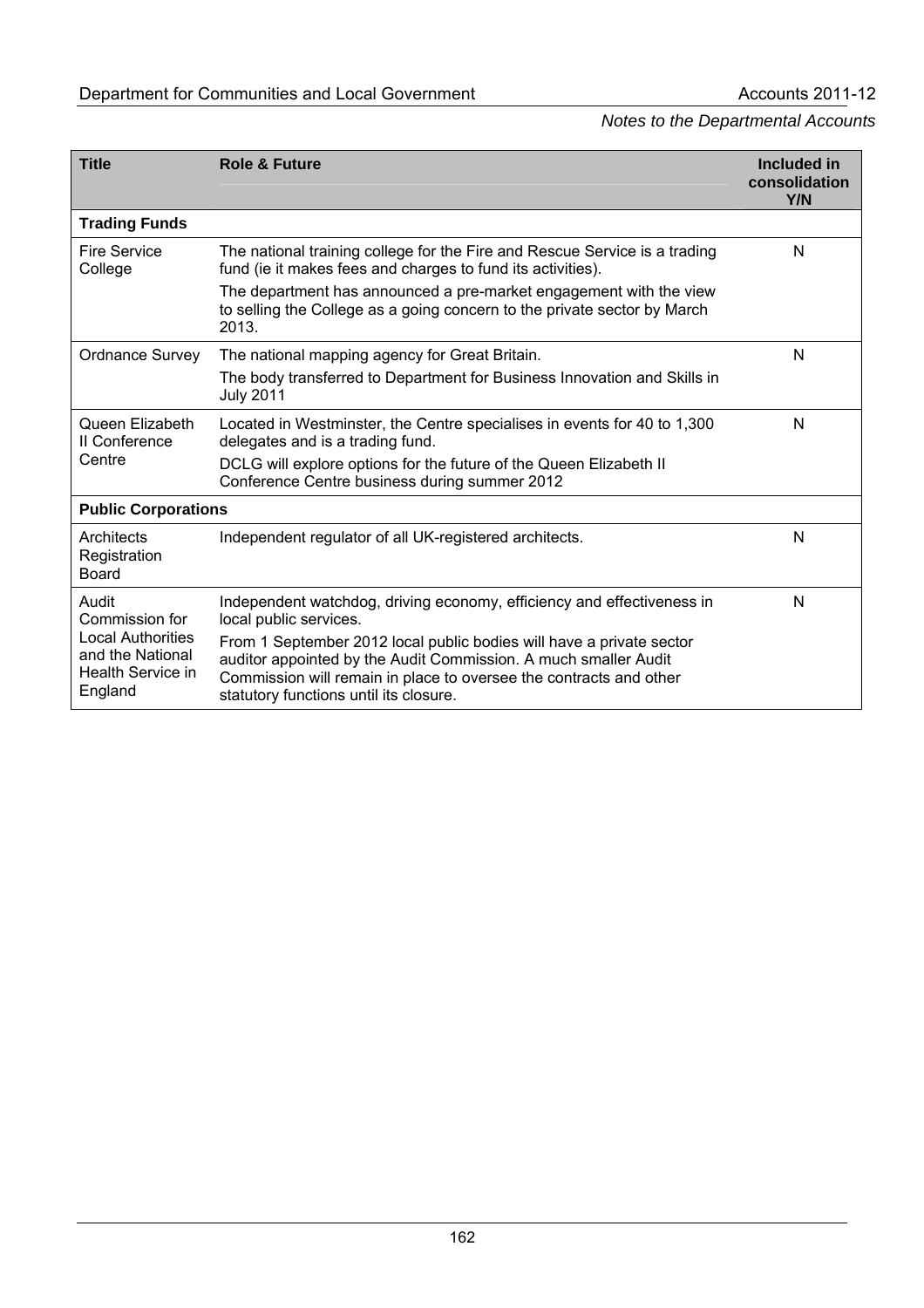*Notes to the Departmental Accounts*

| Title | Role & Future | Included in consolidation Y/N |
|---|---|---|
| **Trading Funds** | | |
| Fire Service College | The national training college for the Fire and Rescue Service is a trading fund (ie it makes fees and charges to fund its activities). The department has announced a pre-market engagement with the view to selling the College as a going concern to the private sector by March 2013. | N |
| Ordnance Survey | The national mapping agency for Great Britain. The body transferred to Department for Business Innovation and Skills in July 2011 | N |
| Queen Elizabeth II Conference Centre | Located in Westminster, the Centre specialises in events for 40 to 1,300 delegates and is a trading fund. DCLG will explore options for the future of the Queen Elizabeth II Conference Centre business during summer 2012 | N |
| **Public Corporations** | | |
| Architects Registration Board | Independent regulator of all UK-registered architects. | N |
| Audit Commission for Local Authorities and the National Health Service in England | Independent watchdog, driving economy, efficiency and effectiveness in local public services. From 1 September 2012 local public bodies will have a private sector auditor appointed by the Audit Commission. A much smaller Audit Commission will remain in place to oversee the contracts and other statutory functions until its closure. | N |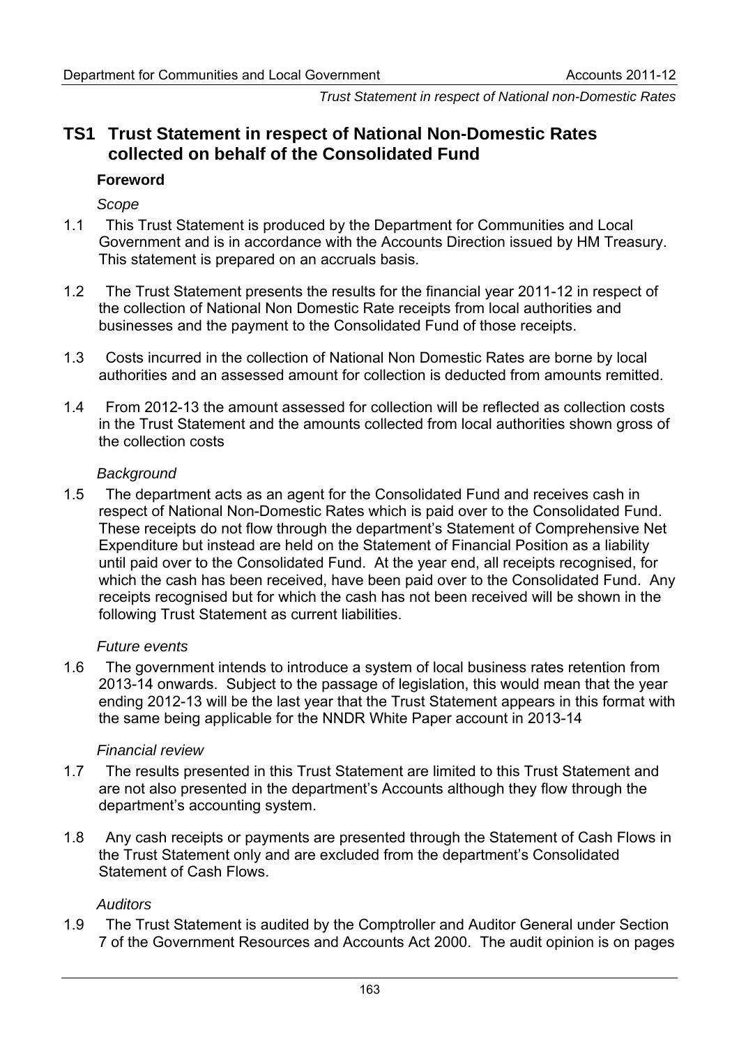# TS1 Trust Statement in respect of National Non-Domestic Rates collected on behalf of the Consolidated Fund

## Foreword

*Scope*

1.1 This Trust Statement is produced by the Department for Communities and Local Government and is in accordance with the Accounts Direction issued by HM Treasury. This statement is prepared on an accruals basis.

1.2 The Trust Statement presents the results for the financial year 2011-12 in respect of the collection of National Non Domestic Rate receipts from local authorities and businesses and the payment to the Consolidated Fund of those receipts.

1.3 Costs incurred in the collection of National Non Domestic Rates are borne by local authorities and an assessed amount for collection is deducted from amounts remitted.

1.4 From 2012-13 the amount assessed for collection will be reflected as collection costs in the Trust Statement and the amounts collected from local authorities shown gross of the collection costs

*Background*

1.5 The department acts as an agent for the Consolidated Fund and receives cash in respect of National Non-Domestic Rates which is paid over to the Consolidated Fund. These receipts do not flow through the department's Statement of Comprehensive Net Expenditure but instead are held on the Statement of Financial Position as a liability until paid over to the Consolidated Fund. At the year end, all receipts recognised, for which the cash has been received, have been paid over to the Consolidated Fund. Any receipts recognised but for which the cash has not been received will be shown in the following Trust Statement as current liabilities.

*Future events*

1.6 The government intends to introduce a system of local business rates retention from 2013-14 onwards. Subject to the passage of legislation, this would mean that the year ending 2012-13 will be the last year that the Trust Statement appears in this format with the same being applicable for the NNDR White Paper account in 2013-14

*Financial review*

1.7 The results presented in this Trust Statement are limited to this Trust Statement and are not also presented in the department's Accounts although they flow through the department's accounting system.

1.8 Any cash receipts or payments are presented through the Statement of Cash Flows in the Trust Statement only and are excluded from the department's Consolidated Statement of Cash Flows.

*Auditors*

1.9 The Trust Statement is audited by the Comptroller and Auditor General under Section 7 of the Government Resources and Accounts Act 2000. The audit opinion is on pages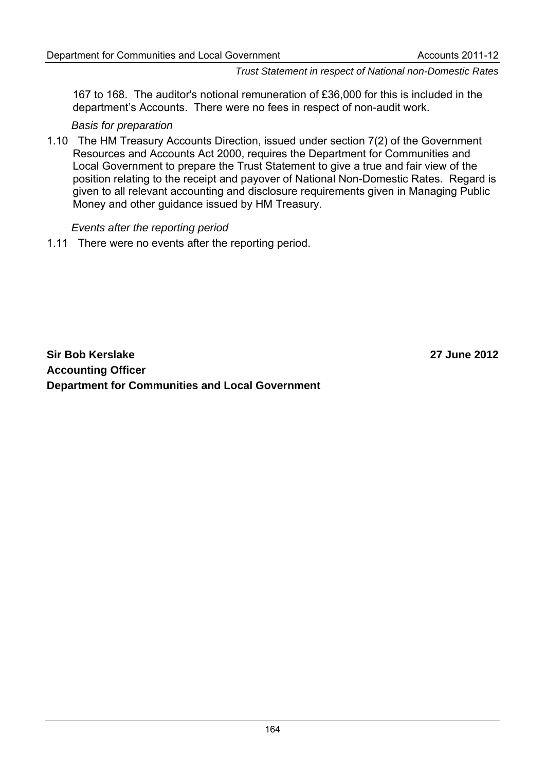167 to 168. The auditor's notional remuneration of £36,000 for this is included in the department's Accounts. There were no fees in respect of non-audit work.

*Basis for preparation*

1.10 The HM Treasury Accounts Direction, issued under section 7(2) of the Government Resources and Accounts Act 2000, requires the Department for Communities and Local Government to prepare the Trust Statement to give a true and fair view of the position relating to the receipt and payover of National Non-Domestic Rates. Regard is given to all relevant accounting and disclosure requirements given in Managing Public Money and other guidance issued by HM Treasury.

*Events after the reporting period*

1.11 There were no events after the reporting period.

**Sir Bob Kerslake** **27 June 2012**
**Accounting Officer**
**Department for Communities and Local Government**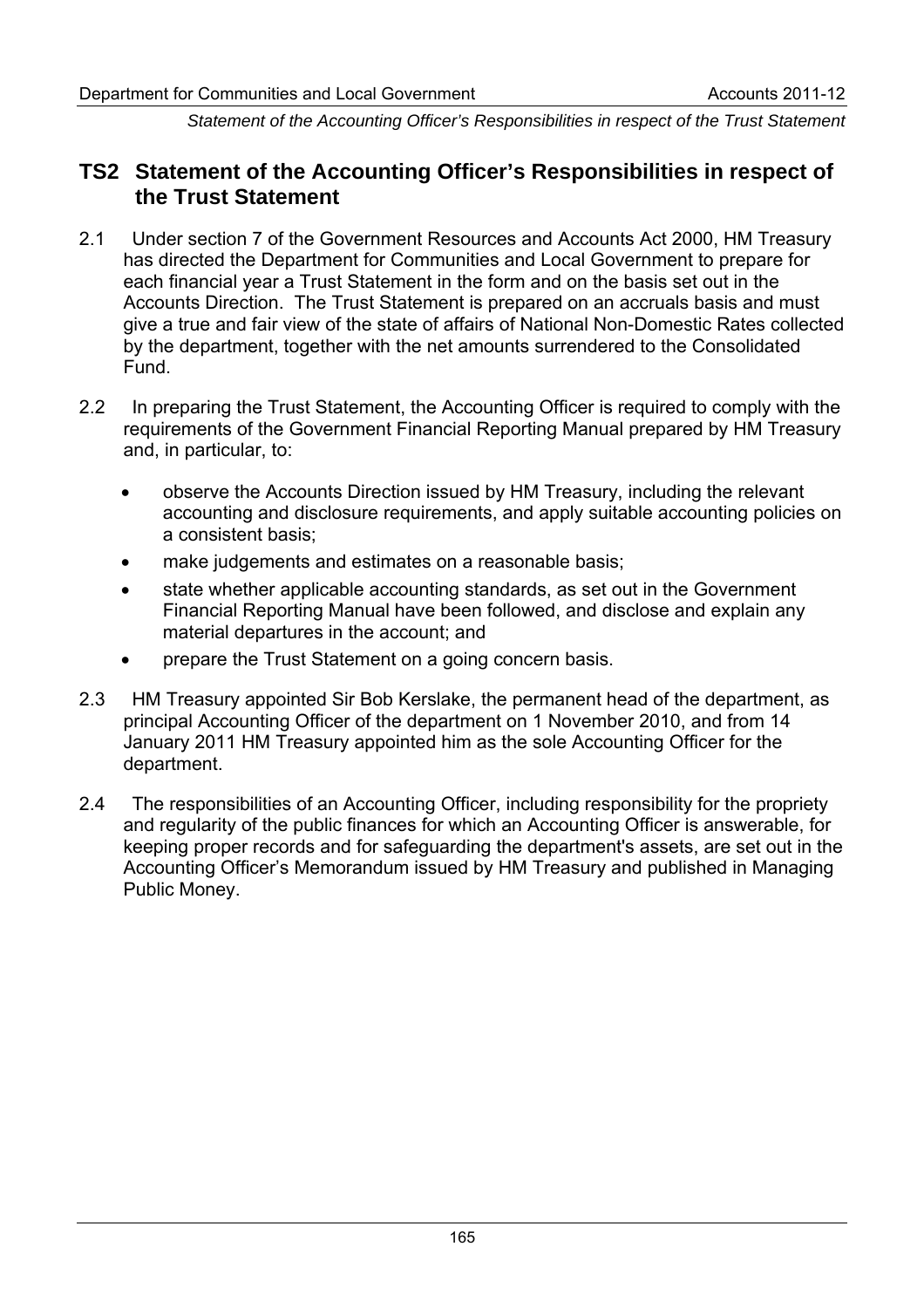## TS2 Statement of the Accounting Officer's Responsibilities in respect of the Trust Statement

2.1 Under section 7 of the Government Resources and Accounts Act 2000, HM Treasury has directed the Department for Communities and Local Government to prepare for each financial year a Trust Statement in the form and on the basis set out in the Accounts Direction. The Trust Statement is prepared on an accruals basis and must give a true and fair view of the state of affairs of National Non-Domestic Rates collected by the department, together with the net amounts surrendered to the Consolidated Fund.

2.2 In preparing the Trust Statement, the Accounting Officer is required to comply with the requirements of the Government Financial Reporting Manual prepared by HM Treasury and, in particular, to:

- observe the Accounts Direction issued by HM Treasury, including the relevant accounting and disclosure requirements, and apply suitable accounting policies on a consistent basis;
- make judgements and estimates on a reasonable basis;
- state whether applicable accounting standards, as set out in the Government Financial Reporting Manual have been followed, and disclose and explain any material departures in the account; and
- prepare the Trust Statement on a going concern basis.

2.3 HM Treasury appointed Sir Bob Kerslake, the permanent head of the department, as principal Accounting Officer of the department on 1 November 2010, and from 14 January 2011 HM Treasury appointed him as the sole Accounting Officer for the department.

2.4 The responsibilities of an Accounting Officer, including responsibility for the propriety and regularity of the public finances for which an Accounting Officer is answerable, for keeping proper records and for safeguarding the department's assets, are set out in the Accounting Officer's Memorandum issued by HM Treasury and published in Managing Public Money.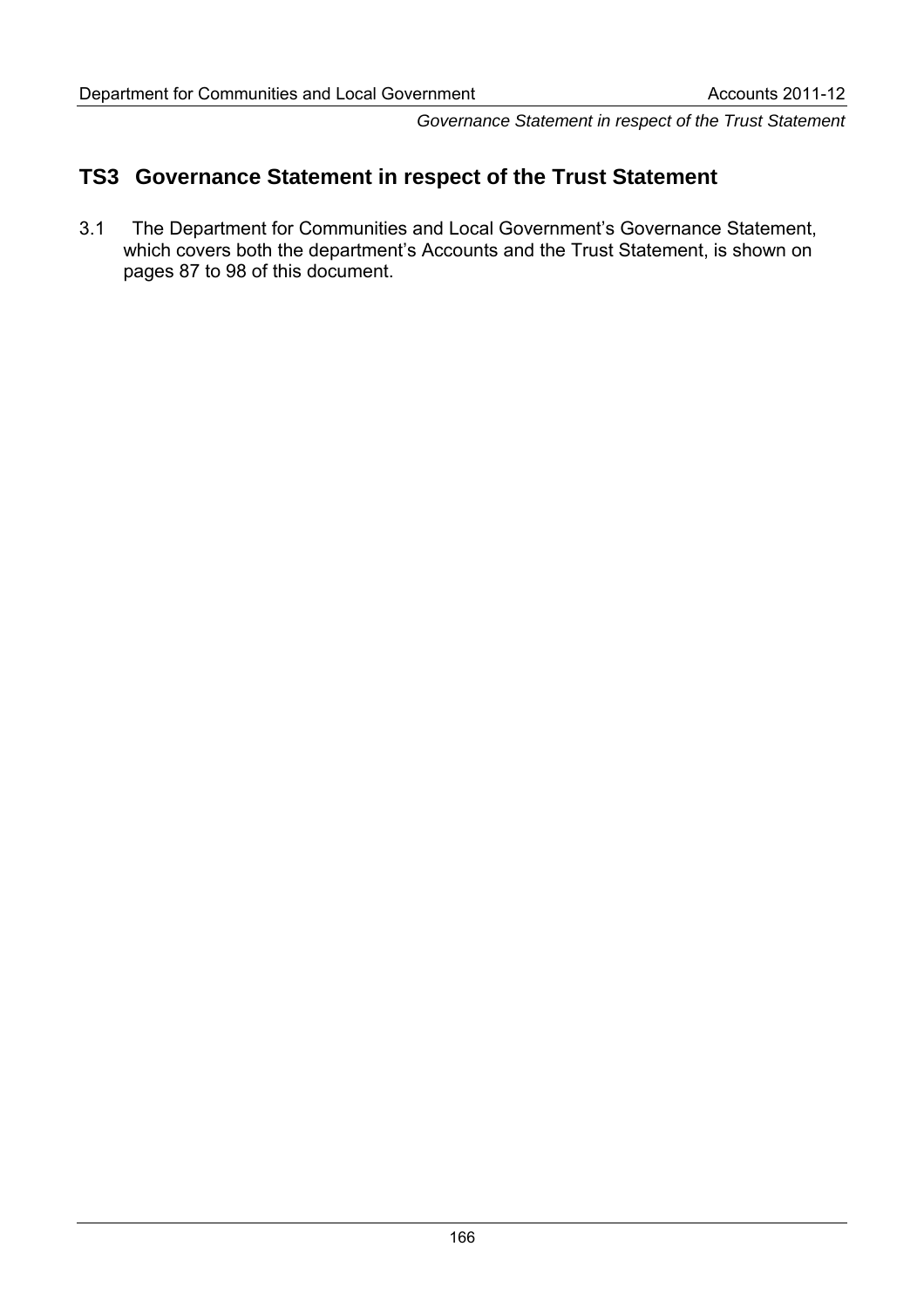## TS3 Governance Statement in respect of the Trust Statement

3.1 The Department for Communities and Local Government's Governance Statement, which covers both the department's Accounts and the Trust Statement, is shown on pages 87 to 98 of this document.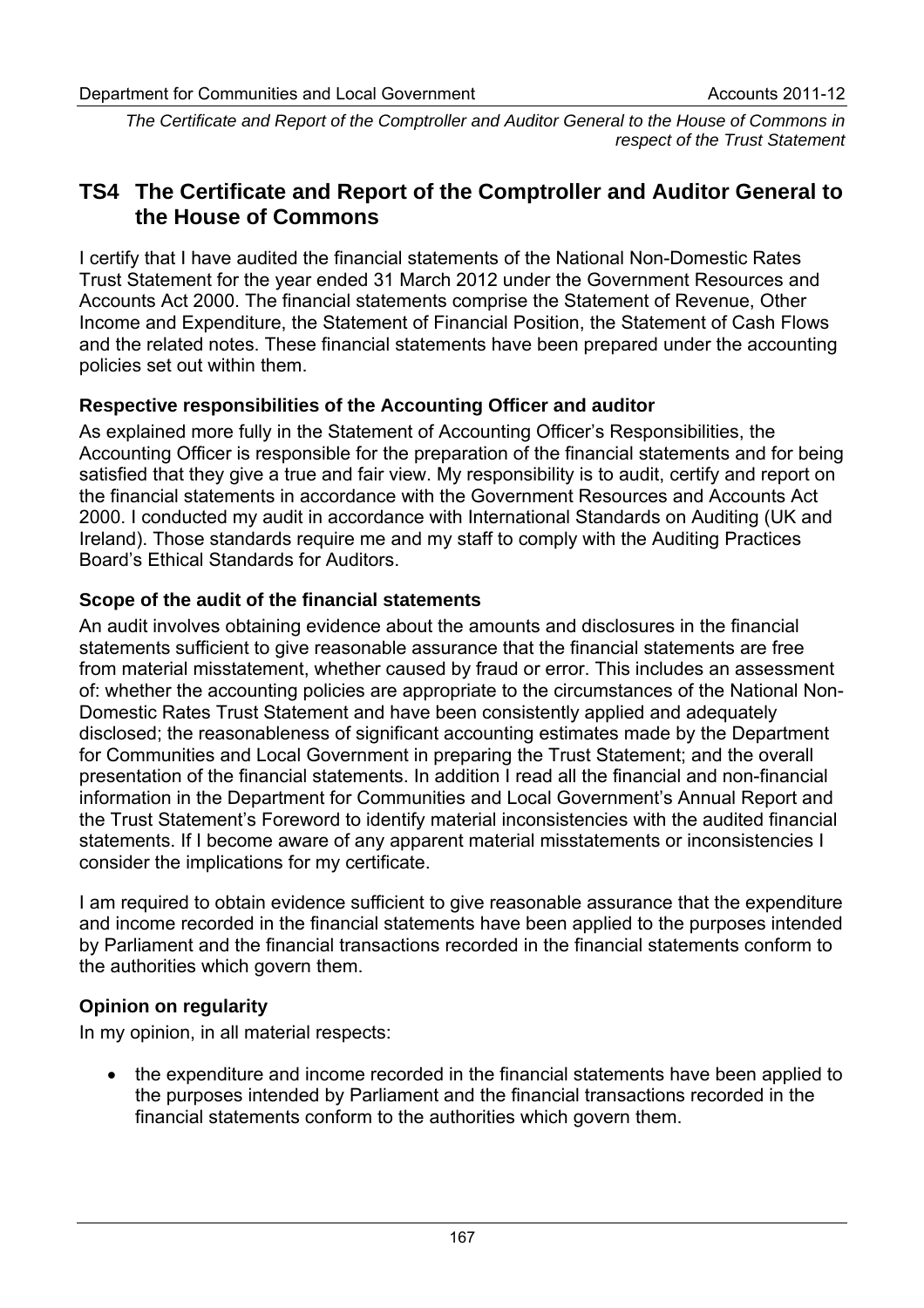## TS4 The Certificate and Report of the Comptroller and Auditor General to the House of Commons

I certify that I have audited the financial statements of the National Non-Domestic Rates Trust Statement for the year ended 31 March 2012 under the Government Resources and Accounts Act 2000. The financial statements comprise the Statement of Revenue, Other Income and Expenditure, the Statement of Financial Position, the Statement of Cash Flows and the related notes. These financial statements have been prepared under the accounting policies set out within them.

### Respective responsibilities of the Accounting Officer and auditor

As explained more fully in the Statement of Accounting Officer's Responsibilities, the Accounting Officer is responsible for the preparation of the financial statements and for being satisfied that they give a true and fair view. My responsibility is to audit, certify and report on the financial statements in accordance with the Government Resources and Accounts Act 2000. I conducted my audit in accordance with International Standards on Auditing (UK and Ireland). Those standards require me and my staff to comply with the Auditing Practices Board's Ethical Standards for Auditors.

### Scope of the audit of the financial statements

An audit involves obtaining evidence about the amounts and disclosures in the financial statements sufficient to give reasonable assurance that the financial statements are free from material misstatement, whether caused by fraud or error. This includes an assessment of: whether the accounting policies are appropriate to the circumstances of the National Non-Domestic Rates Trust Statement and have been consistently applied and adequately disclosed; the reasonableness of significant accounting estimates made by the Department for Communities and Local Government in preparing the Trust Statement; and the overall presentation of the financial statements. In addition I read all the financial and non-financial information in the Department for Communities and Local Government's Annual Report and the Trust Statement's Foreword to identify material inconsistencies with the audited financial statements. If I become aware of any apparent material misstatements or inconsistencies I consider the implications for my certificate.

I am required to obtain evidence sufficient to give reasonable assurance that the expenditure and income recorded in the financial statements have been applied to the purposes intended by Parliament and the financial transactions recorded in the financial statements conform to the authorities which govern them.

### Opinion on regularity

In my opinion, in all material respects:

- the expenditure and income recorded in the financial statements have been applied to the purposes intended by Parliament and the financial transactions recorded in the financial statements conform to the authorities which govern them.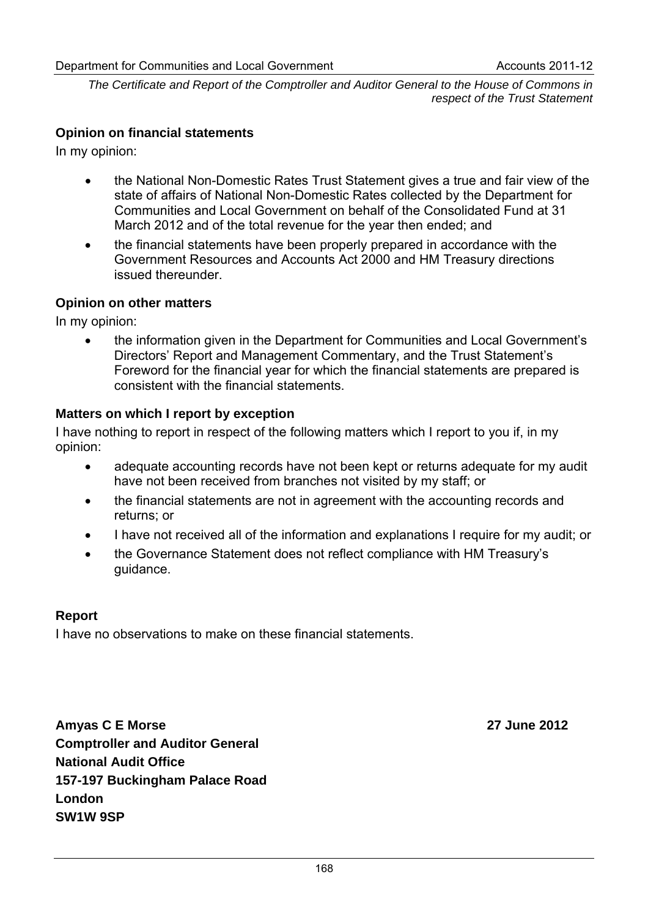*The Certificate and Report of the Comptroller and Auditor General to the House of Commons in respect of the Trust Statement*

### Opinion on financial statements

In my opinion:

- the National Non-Domestic Rates Trust Statement gives a true and fair view of the state of affairs of National Non-Domestic Rates collected by the Department for Communities and Local Government on behalf of the Consolidated Fund at 31 March 2012 and of the total revenue for the year then ended; and
- the financial statements have been properly prepared in accordance with the Government Resources and Accounts Act 2000 and HM Treasury directions issued thereunder.

### Opinion on other matters

In my opinion:

- the information given in the Department for Communities and Local Government's Directors' Report and Management Commentary, and the Trust Statement's Foreword for the financial year for which the financial statements are prepared is consistent with the financial statements.

### Matters on which I report by exception

I have nothing to report in respect of the following matters which I report to you if, in my opinion:

- adequate accounting records have not been kept or returns adequate for my audit have not been received from branches not visited by my staff; or
- the financial statements are not in agreement with the accounting records and returns; or
- I have not received all of the information and explanations I require for my audit; or
- the Governance Statement does not reflect compliance with HM Treasury's guidance.

### Report

I have no observations to make on these financial statements.

**Amyas C E Morse** **27 June 2012**
**Comptroller and Auditor General**
**National Audit Office**
**157-197 Buckingham Palace Road**
**London**
**SW1W 9SP**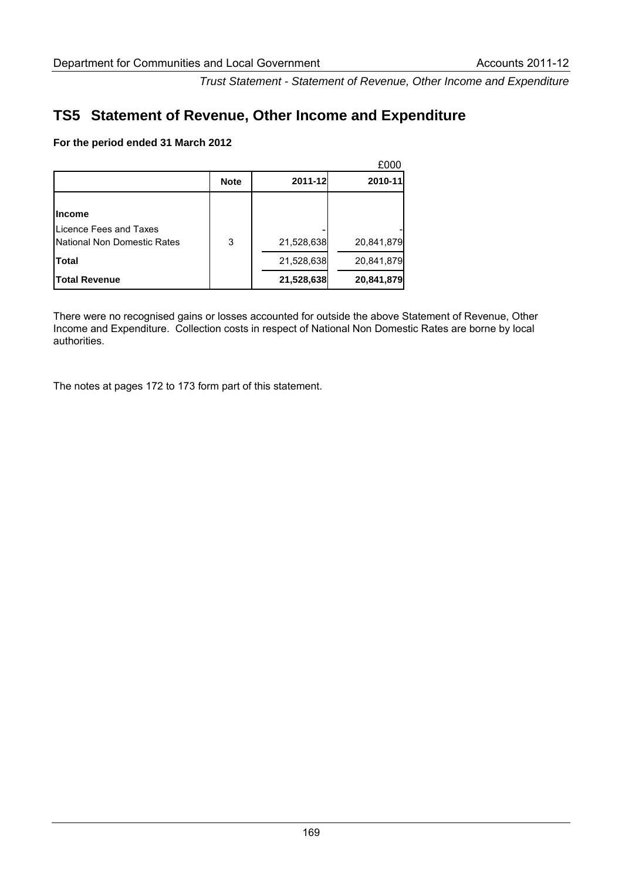## TS5 Statement of Revenue, Other Income and Expenditure

**For the period ended 31 March 2012**

£000

| | Note | 2011-12 | 2010-11 |
|---|---|---|---|
| **Income** | | | |
| Licence Fees and Taxes | | - | - |
| National Non Domestic Rates | 3 | 21,528,638 | 20,841,879 |
| **Total** | | 21,528,638 | 20,841,879 |
| **Total Revenue** | | **21,528,638** | **20,841,879** |

There were no recognised gains or losses accounted for outside the above Statement of Revenue, Other Income and Expenditure. Collection costs in respect of National Non Domestic Rates are borne by local authorities.

The notes at pages 172 to 173 form part of this statement.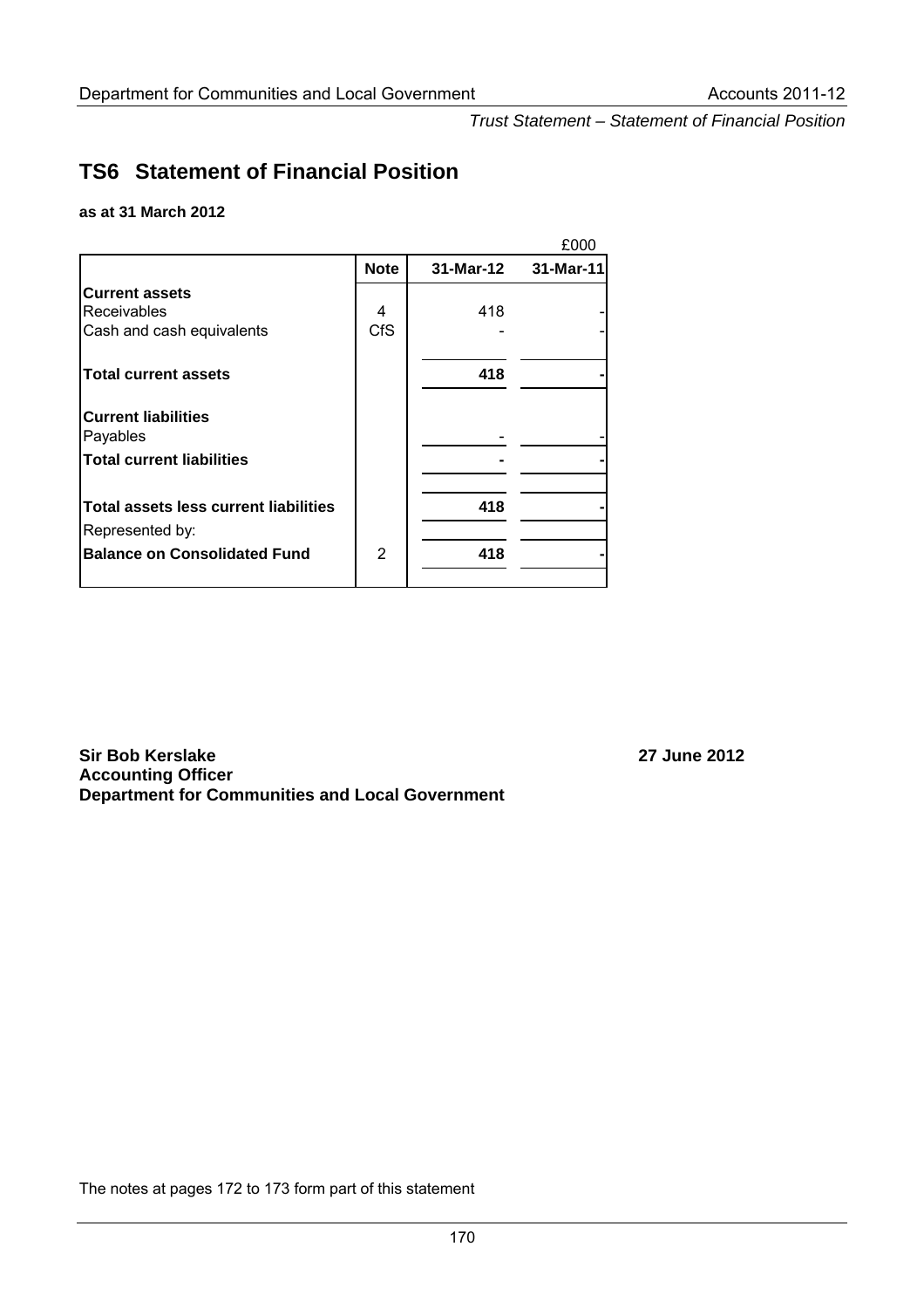## TS6 Statement of Financial Position

**as at 31 March 2012**

£000

| | Note | 31-Mar-12 | 31-Mar-11 |
|---|---|---|---|
| **Current assets** | | | |
| Receivables | 4 | 418 | - |
| Cash and cash equivalents | CfS | - | - |
| **Total current assets** | | **418** | **-** |
| **Current liabilities** | | | |
| Payables | | - | - |
| **Total current liabilities** | | **-** | **-** |
| **Total assets less current liabilities** | | **418** | **-** |
| Represented by: | | | |
| **Balance on Consolidated Fund** | 2 | **418** | **-** |

**Sir Bob Kerslake**
**Accounting Officer**
**Department for Communities and Local Government**

**27 June 2012**

The notes at pages 172 to 173 form part of this statement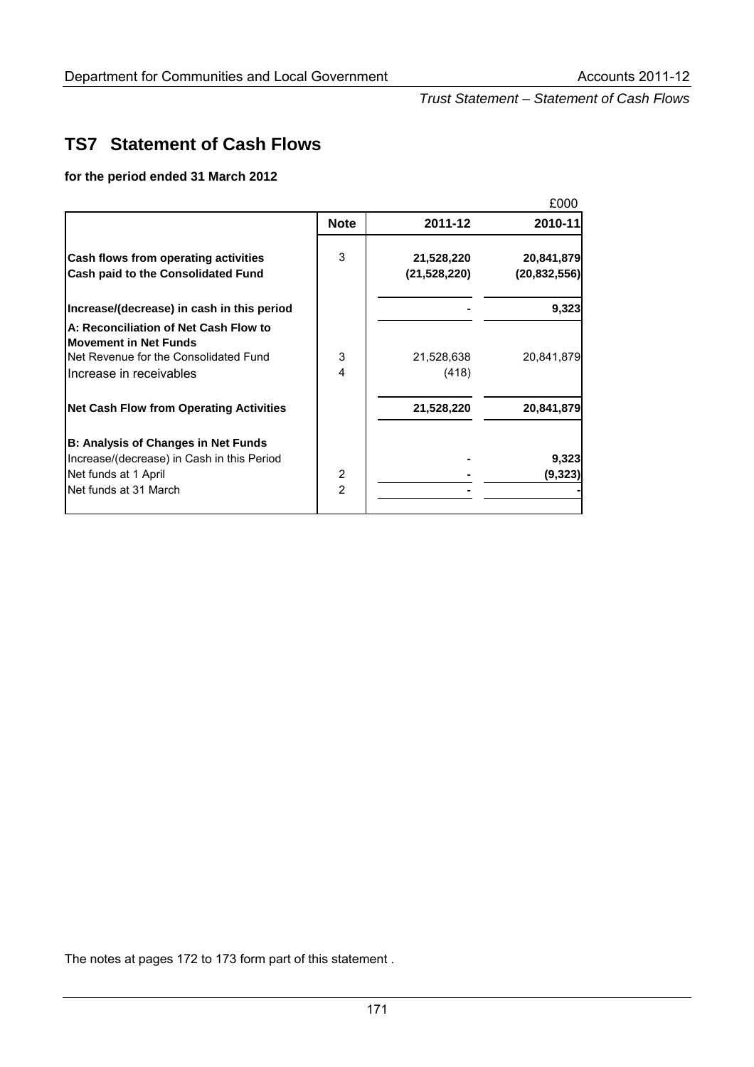## TS7 Statement of Cash Flows

**for the period ended 31 March 2012**

£000

| | Note | 2011-12 | 2010-11 |
|---|---|---|---|
| **Cash flows from operating activities** | 3 | **21,528,220** | **20,841,879** |
| **Cash paid to the Consolidated Fund** | | **(21,528,220)** | **(20,832,556)** |
| **Increase/(decrease) in cash in this period** | | **-** | **9,323** |
| **A: Reconciliation of Net Cash Flow to Movement in Net Funds** | | | |
| Net Revenue for the Consolidated Fund | 3 | 21,528,638 | 20,841,879 |
| Increase in receivables | 4 | (418) | |
| **Net Cash Flow from Operating Activities** | | **21,528,220** | **20,841,879** |
| **B: Analysis of Changes in Net Funds** | | | |
| Increase/(decrease) in Cash in this Period | | **-** | **9,323** |
| Net funds at 1 April | 2 | **-** | **(9,323)** |
| Net funds at 31 March | 2 | **-** | **-** |

The notes at pages 172 to 173 form part of this statement .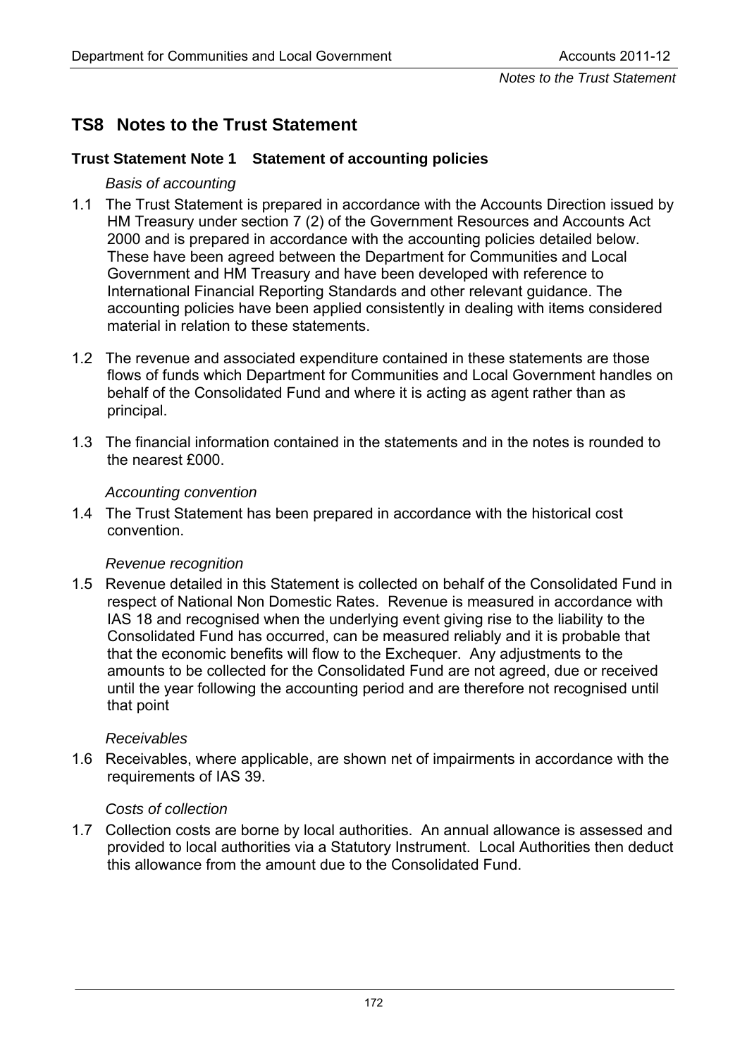## TS8 Notes to the Trust Statement

### Trust Statement Note 1 Statement of accounting policies

*Basis of accounting*

1.1 The Trust Statement is prepared in accordance with the Accounts Direction issued by HM Treasury under section 7 (2) of the Government Resources and Accounts Act 2000 and is prepared in accordance with the accounting policies detailed below. These have been agreed between the Department for Communities and Local Government and HM Treasury and have been developed with reference to International Financial Reporting Standards and other relevant guidance. The accounting policies have been applied consistently in dealing with items considered material in relation to these statements.

1.2 The revenue and associated expenditure contained in these statements are those flows of funds which Department for Communities and Local Government handles on behalf of the Consolidated Fund and where it is acting as agent rather than as principal.

1.3 The financial information contained in the statements and in the notes is rounded to the nearest £000.

*Accounting convention*

1.4 The Trust Statement has been prepared in accordance with the historical cost convention.

*Revenue recognition*

1.5 Revenue detailed in this Statement is collected on behalf of the Consolidated Fund in respect of National Non Domestic Rates. Revenue is measured in accordance with IAS 18 and recognised when the underlying event giving rise to the liability to the Consolidated Fund has occurred, can be measured reliably and it is probable that that the economic benefits will flow to the Exchequer. Any adjustments to the amounts to be collected for the Consolidated Fund are not agreed, due or received until the year following the accounting period and are therefore not recognised until that point

*Receivables*

1.6 Receivables, where applicable, are shown net of impairments in accordance with the requirements of IAS 39.

*Costs of collection*

1.7 Collection costs are borne by local authorities. An annual allowance is assessed and provided to local authorities via a Statutory Instrument. Local Authorities then deduct this allowance from the amount due to the Consolidated Fund.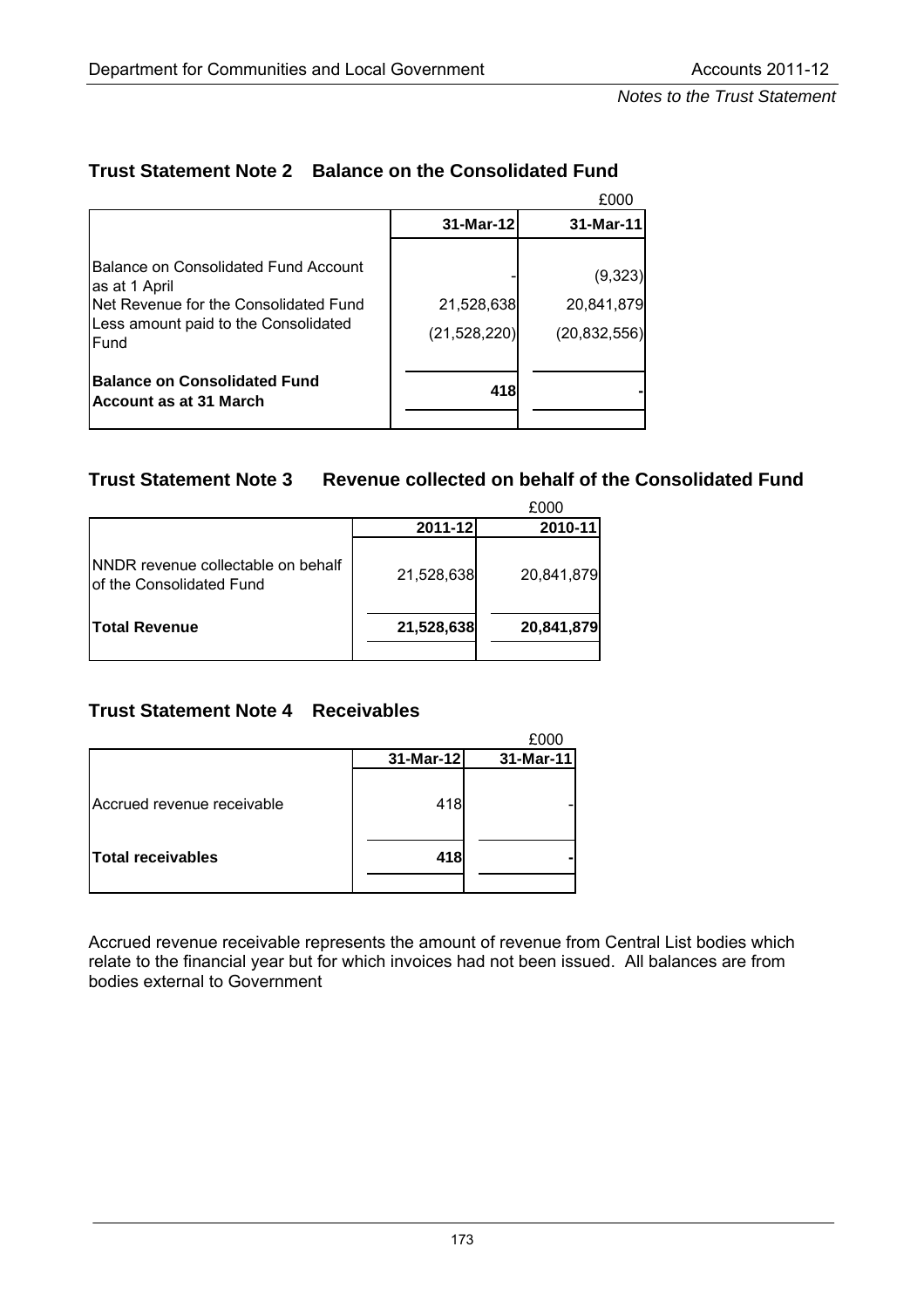## Trust Statement Note 2 Balance on the Consolidated Fund

£000

| | 31-Mar-12 | 31-Mar-11 |
|---|---|---|
| Balance on Consolidated Fund Account as at 1 April | - | (9,323) |
| Net Revenue for the Consolidated Fund | 21,528,638 | 20,841,879 |
| Less amount paid to the Consolidated Fund | (21,528,220) | (20,832,556) |
| **Balance on Consolidated Fund Account as at 31 March** | **418** | **-** |

## Trust Statement Note 3 Revenue collected on behalf of the Consolidated Fund

£000

| | 2011-12 | 2010-11 |
|---|---|---|
| NNDR revenue collectable on behalf of the Consolidated Fund | 21,528,638 | 20,841,879 |
| **Total Revenue** | **21,528,638** | **20,841,879** |

## Trust Statement Note 4 Receivables

£000

| | 31-Mar-12 | 31-Mar-11 |
|---|---|---|
| Accrued revenue receivable | 418 | - |
| **Total receivables** | **418** | **-** |

Accrued revenue receivable represents the amount of revenue from Central List bodies which relate to the financial year but for which invoices had not been issued. All balances are from bodies external to Government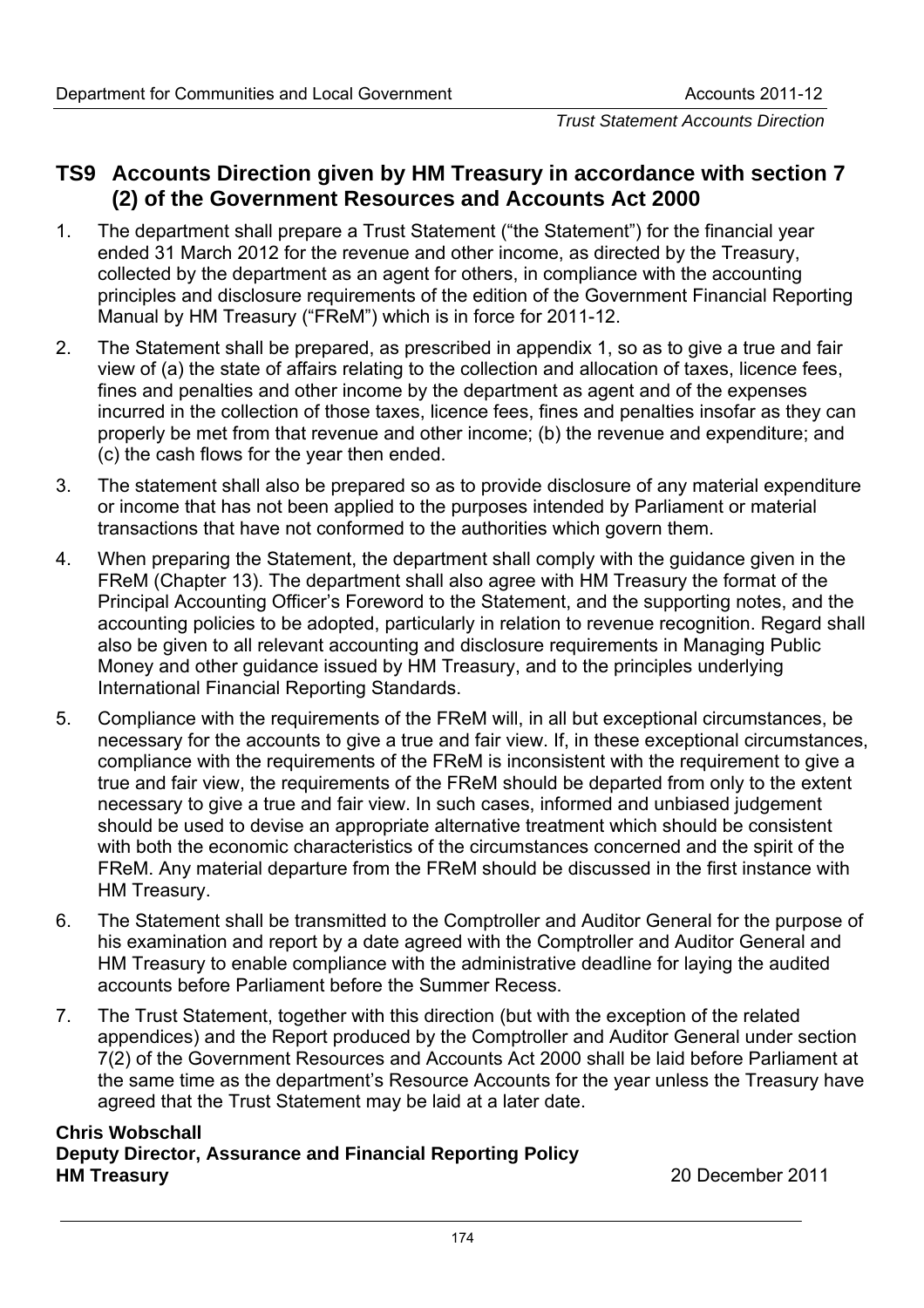## TS9 Accounts Direction given by HM Treasury in accordance with section 7 (2) of the Government Resources and Accounts Act 2000

1. The department shall prepare a Trust Statement ("the Statement") for the financial year ended 31 March 2012 for the revenue and other income, as directed by the Treasury, collected by the department as an agent for others, in compliance with the accounting principles and disclosure requirements of the edition of the Government Financial Reporting Manual by HM Treasury ("FReM") which is in force for 2011-12.

2. The Statement shall be prepared, as prescribed in appendix 1, so as to give a true and fair view of (a) the state of affairs relating to the collection and allocation of taxes, licence fees, fines and penalties and other income by the department as agent and of the expenses incurred in the collection of those taxes, licence fees, fines and penalties insofar as they can properly be met from that revenue and other income; (b) the revenue and expenditure; and (c) the cash flows for the year then ended.

3. The statement shall also be prepared so as to provide disclosure of any material expenditure or income that has not been applied to the purposes intended by Parliament or material transactions that have not conformed to the authorities which govern them.

4. When preparing the Statement, the department shall comply with the guidance given in the FReM (Chapter 13). The department shall also agree with HM Treasury the format of the Principal Accounting Officer's Foreword to the Statement, and the supporting notes, and the accounting policies to be adopted, particularly in relation to revenue recognition. Regard shall also be given to all relevant accounting and disclosure requirements in Managing Public Money and other guidance issued by HM Treasury, and to the principles underlying International Financial Reporting Standards.

5. Compliance with the requirements of the FReM will, in all but exceptional circumstances, be necessary for the accounts to give a true and fair view. If, in these exceptional circumstances, compliance with the requirements of the FReM is inconsistent with the requirement to give a true and fair view, the requirements of the FReM should be departed from only to the extent necessary to give a true and fair view. In such cases, informed and unbiased judgement should be used to devise an appropriate alternative treatment which should be consistent with both the economic characteristics of the circumstances concerned and the spirit of the FReM. Any material departure from the FReM should be discussed in the first instance with HM Treasury.

6. The Statement shall be transmitted to the Comptroller and Auditor General for the purpose of his examination and report by a date agreed with the Comptroller and Auditor General and HM Treasury to enable compliance with the administrative deadline for laying the audited accounts before Parliament before the Summer Recess.

7. The Trust Statement, together with this direction (but with the exception of the related appendices) and the Report produced by the Comptroller and Auditor General under section 7(2) of the Government Resources and Accounts Act 2000 shall be laid before Parliament at the same time as the department's Resource Accounts for the year unless the Treasury have agreed that the Trust Statement may be laid at a later date.

**Chris Wobschall**
**Deputy Director, Assurance and Financial Reporting Policy**
**HM Treasury**

20 December 2011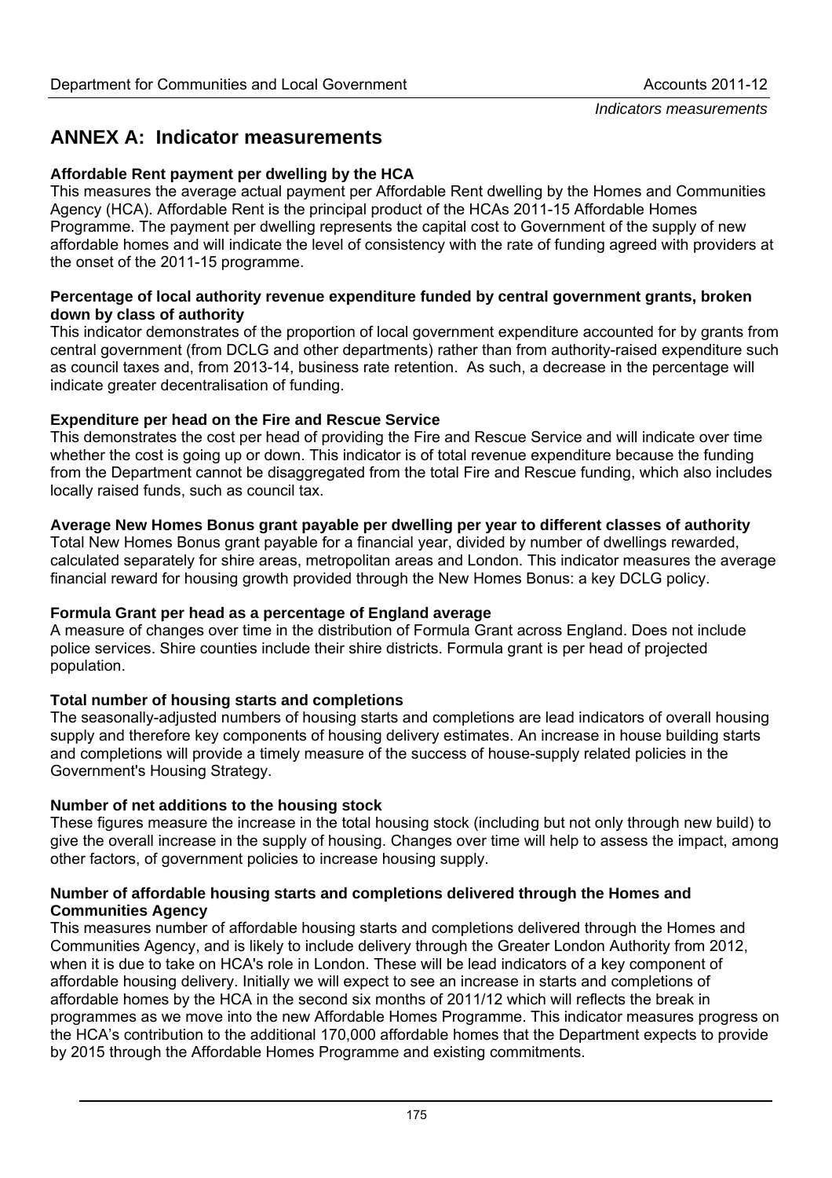## ANNEX A: Indicator measurements

**Affordable Rent payment per dwelling by the HCA**
This measures the average actual payment per Affordable Rent dwelling by the Homes and Communities Agency (HCA). Affordable Rent is the principal product of the HCAs 2011-15 Affordable Homes Programme. The payment per dwelling represents the capital cost to Government of the supply of new affordable homes and will indicate the level of consistency with the rate of funding agreed with providers at the onset of the 2011-15 programme.

**Percentage of local authority revenue expenditure funded by central government grants, broken down by class of authority**
This indicator demonstrates of the proportion of local government expenditure accounted for by grants from central government (from DCLG and other departments) rather than from authority-raised expenditure such as council taxes and, from 2013-14, business rate retention. As such, a decrease in the percentage will indicate greater decentralisation of funding.

**Expenditure per head on the Fire and Rescue Service**
This demonstrates the cost per head of providing the Fire and Rescue Service and will indicate over time whether the cost is going up or down. This indicator is of total revenue expenditure because the funding from the Department cannot be disaggregated from the total Fire and Rescue funding, which also includes locally raised funds, such as council tax.

**Average New Homes Bonus grant payable per dwelling per year to different classes of authority**
Total New Homes Bonus grant payable for a financial year, divided by number of dwellings rewarded, calculated separately for shire areas, metropolitan areas and London. This indicator measures the average financial reward for housing growth provided through the New Homes Bonus: a key DCLG policy.

**Formula Grant per head as a percentage of England average**
A measure of changes over time in the distribution of Formula Grant across England. Does not include police services. Shire counties include their shire districts. Formula grant is per head of projected population.

**Total number of housing starts and completions**
The seasonally-adjusted numbers of housing starts and completions are lead indicators of overall housing supply and therefore key components of housing delivery estimates. An increase in house building starts and completions will provide a timely measure of the success of house-supply related policies in the Government's Housing Strategy.

**Number of net additions to the housing stock**
These figures measure the increase in the total housing stock (including but not only through new build) to give the overall increase in the supply of housing. Changes over time will help to assess the impact, among other factors, of government policies to increase housing supply.

**Number of affordable housing starts and completions delivered through the Homes and Communities Agency**
This measures number of affordable housing starts and completions delivered through the Homes and Communities Agency, and is likely to include delivery through the Greater London Authority from 2012, when it is due to take on HCA's role in London. These will be lead indicators of a key component of affordable housing delivery. Initially we will expect to see an increase in starts and completions of affordable homes by the HCA in the second six months of 2011/12 which will reflects the break in programmes as we move into the new Affordable Homes Programme. This indicator measures progress on the HCA's contribution to the additional 170,000 affordable homes that the Department expects to provide by 2015 through the Affordable Homes Programme and existing commitments.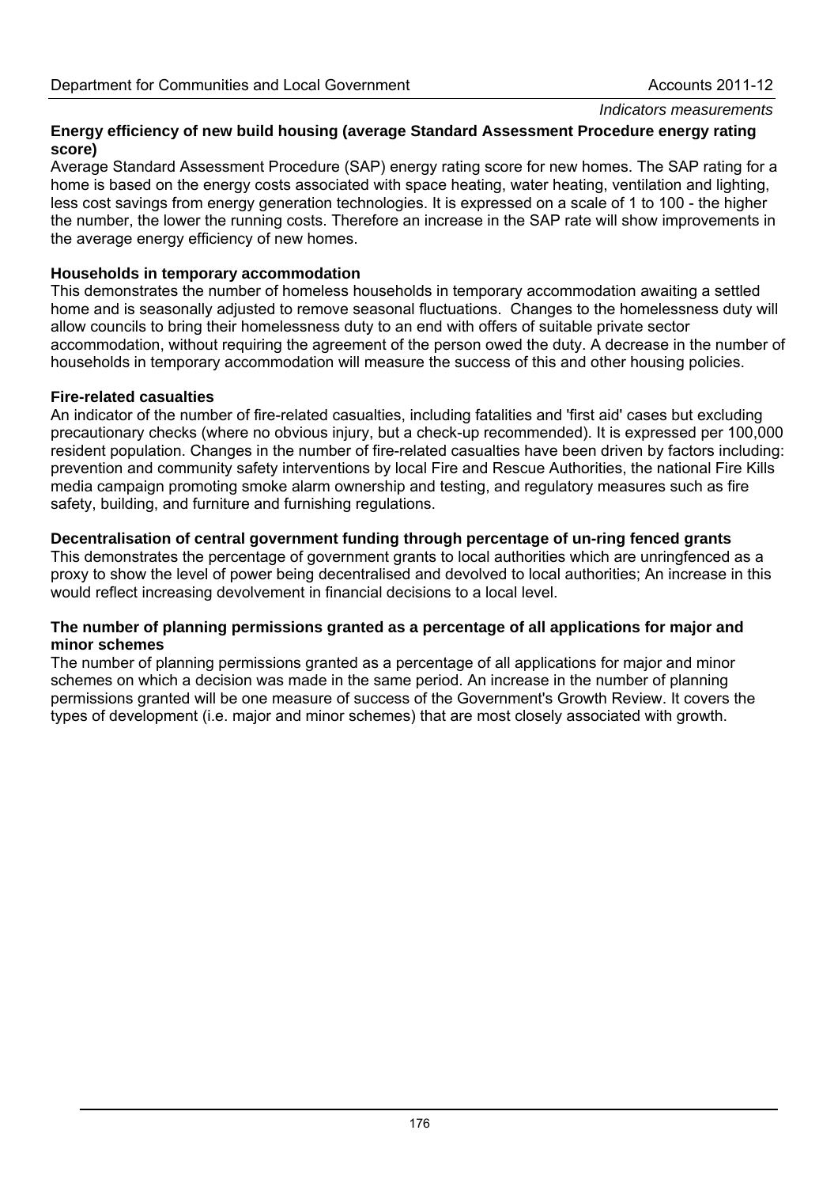*Indicators measurements*

**Energy efficiency of new build housing (average Standard Assessment Procedure energy rating score)**

Average Standard Assessment Procedure (SAP) energy rating score for new homes. The SAP rating for a home is based on the energy costs associated with space heating, water heating, ventilation and lighting, less cost savings from energy generation technologies. It is expressed on a scale of 1 to 100 - the higher the number, the lower the running costs. Therefore an increase in the SAP rate will show improvements in the average energy efficiency of new homes.

**Households in temporary accommodation**

This demonstrates the number of homeless households in temporary accommodation awaiting a settled home and is seasonally adjusted to remove seasonal fluctuations. Changes to the homelessness duty will allow councils to bring their homelessness duty to an end with offers of suitable private sector accommodation, without requiring the agreement of the person owed the duty. A decrease in the number of households in temporary accommodation will measure the success of this and other housing policies.

**Fire-related casualties**

An indicator of the number of fire-related casualties, including fatalities and 'first aid' cases but excluding precautionary checks (where no obvious injury, but a check-up recommended). It is expressed per 100,000 resident population. Changes in the number of fire-related casualties have been driven by factors including: prevention and community safety interventions by local Fire and Rescue Authorities, the national Fire Kills media campaign promoting smoke alarm ownership and testing, and regulatory measures such as fire safety, building, and furniture and furnishing regulations.

**Decentralisation of central government funding through percentage of un-ring fenced grants**

This demonstrates the percentage of government grants to local authorities which are unringfenced as a proxy to show the level of power being decentralised and devolved to local authorities; An increase in this would reflect increasing devolvement in financial decisions to a local level.

**The number of planning permissions granted as a percentage of all applications for major and minor schemes**

The number of planning permissions granted as a percentage of all applications for major and minor schemes on which a decision was made in the same period. An increase in the number of planning permissions granted will be one measure of success of the Government's Growth Review. It covers the types of development (i.e. major and minor schemes) that are most closely associated with growth.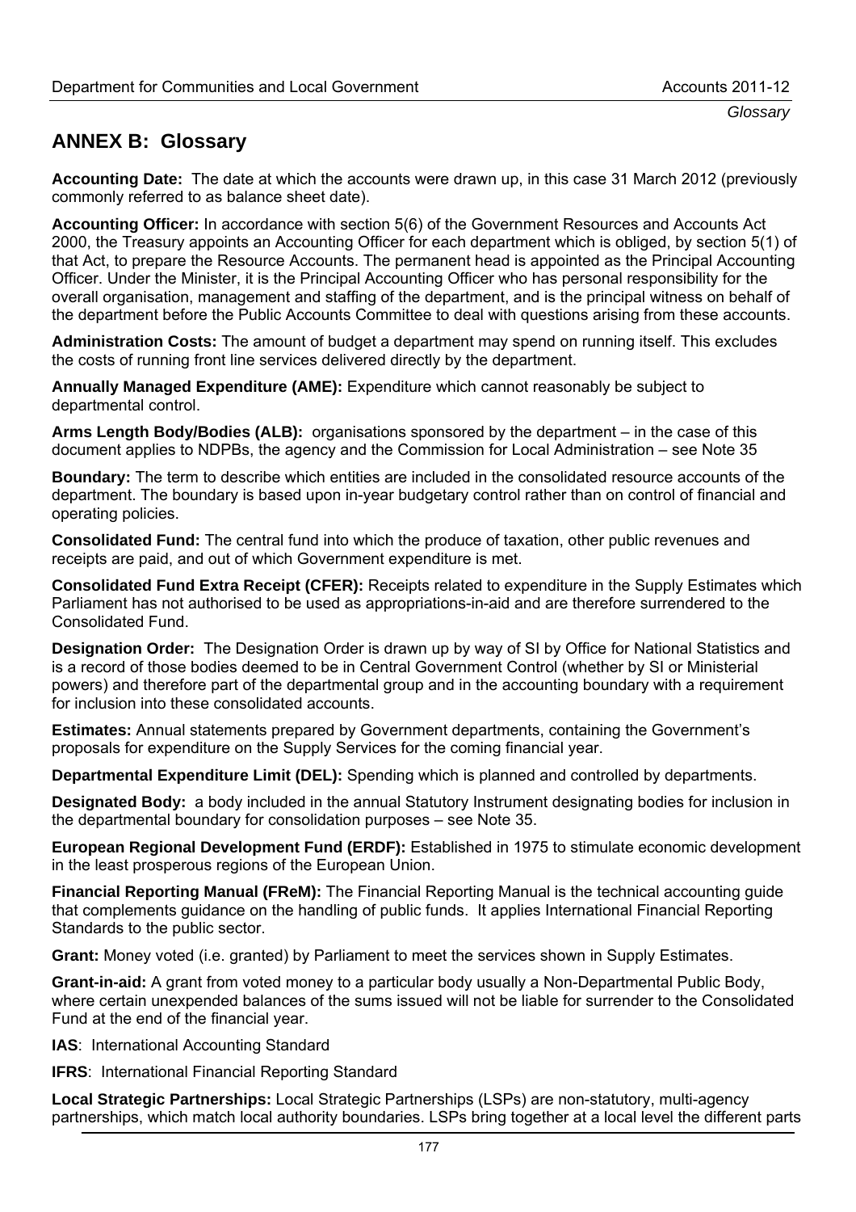## ANNEX B: Glossary

**Accounting Date:** The date at which the accounts were drawn up, in this case 31 March 2012 (previously commonly referred to as balance sheet date).

**Accounting Officer:** In accordance with section 5(6) of the Government Resources and Accounts Act 2000, the Treasury appoints an Accounting Officer for each department which is obliged, by section 5(1) of that Act, to prepare the Resource Accounts. The permanent head is appointed as the Principal Accounting Officer. Under the Minister, it is the Principal Accounting Officer who has personal responsibility for the overall organisation, management and staffing of the department, and is the principal witness on behalf of the department before the Public Accounts Committee to deal with questions arising from these accounts.

**Administration Costs:** The amount of budget a department may spend on running itself. This excludes the costs of running front line services delivered directly by the department.

**Annually Managed Expenditure (AME):** Expenditure which cannot reasonably be subject to departmental control.

**Arms Length Body/Bodies (ALB):** organisations sponsored by the department – in the case of this document applies to NDPBs, the agency and the Commission for Local Administration – see Note 35

**Boundary:** The term to describe which entities are included in the consolidated resource accounts of the department. The boundary is based upon in-year budgetary control rather than on control of financial and operating policies.

**Consolidated Fund:** The central fund into which the produce of taxation, other public revenues and receipts are paid, and out of which Government expenditure is met.

**Consolidated Fund Extra Receipt (CFER):** Receipts related to expenditure in the Supply Estimates which Parliament has not authorised to be used as appropriations-in-aid and are therefore surrendered to the Consolidated Fund.

**Designation Order:** The Designation Order is drawn up by way of SI by Office for National Statistics and is a record of those bodies deemed to be in Central Government Control (whether by SI or Ministerial powers) and therefore part of the departmental group and in the accounting boundary with a requirement for inclusion into these consolidated accounts.

**Estimates:** Annual statements prepared by Government departments, containing the Government's proposals for expenditure on the Supply Services for the coming financial year.

**Departmental Expenditure Limit (DEL):** Spending which is planned and controlled by departments.

**Designated Body:** a body included in the annual Statutory Instrument designating bodies for inclusion in the departmental boundary for consolidation purposes – see Note 35.

**European Regional Development Fund (ERDF):** Established in 1975 to stimulate economic development in the least prosperous regions of the European Union.

**Financial Reporting Manual (FReM):** The Financial Reporting Manual is the technical accounting guide that complements guidance on the handling of public funds. It applies International Financial Reporting Standards to the public sector.

**Grant:** Money voted (i.e. granted) by Parliament to meet the services shown in Supply Estimates.

**Grant-in-aid:** A grant from voted money to a particular body usually a Non-Departmental Public Body, where certain unexpended balances of the sums issued will not be liable for surrender to the Consolidated Fund at the end of the financial year.

**IAS**: International Accounting Standard

**IFRS**: International Financial Reporting Standard

**Local Strategic Partnerships:** Local Strategic Partnerships (LSPs) are non-statutory, multi-agency partnerships, which match local authority boundaries. LSPs bring together at a local level the different parts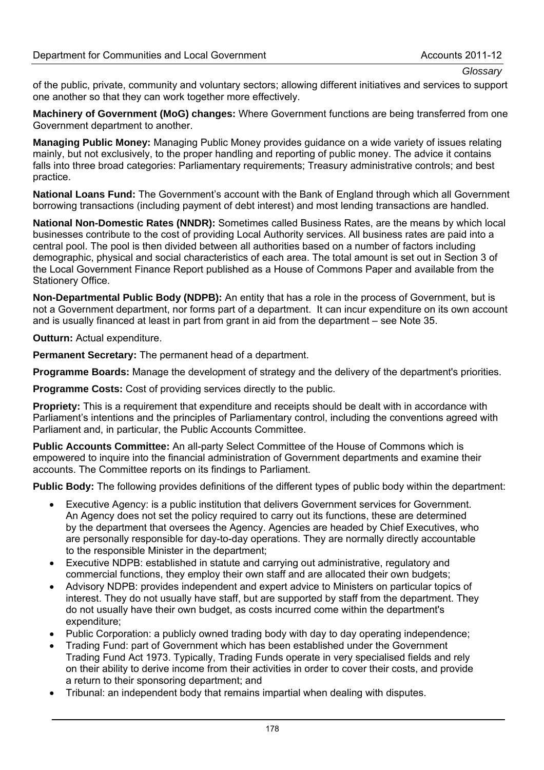of the public, private, community and voluntary sectors; allowing different initiatives and services to support one another so that they can work together more effectively.

**Machinery of Government (MoG) changes:** Where Government functions are being transferred from one Government department to another.

**Managing Public Money:** Managing Public Money provides guidance on a wide variety of issues relating mainly, but not exclusively, to the proper handling and reporting of public money. The advice it contains falls into three broad categories: Parliamentary requirements; Treasury administrative controls; and best practice.

**National Loans Fund:** The Government's account with the Bank of England through which all Government borrowing transactions (including payment of debt interest) and most lending transactions are handled.

**National Non-Domestic Rates (NNDR):** Sometimes called Business Rates, are the means by which local businesses contribute to the cost of providing Local Authority services. All business rates are paid into a central pool. The pool is then divided between all authorities based on a number of factors including demographic, physical and social characteristics of each area. The total amount is set out in Section 3 of the Local Government Finance Report published as a House of Commons Paper and available from the Stationery Office.

**Non-Departmental Public Body (NDPB):** An entity that has a role in the process of Government, but is not a Government department, nor forms part of a department. It can incur expenditure on its own account and is usually financed at least in part from grant in aid from the department – see Note 35.

**Outturn:** Actual expenditure.

**Permanent Secretary:** The permanent head of a department.

**Programme Boards:** Manage the development of strategy and the delivery of the department's priorities.

**Programme Costs:** Cost of providing services directly to the public.

**Propriety:** This is a requirement that expenditure and receipts should be dealt with in accordance with Parliament's intentions and the principles of Parliamentary control, including the conventions agreed with Parliament and, in particular, the Public Accounts Committee.

**Public Accounts Committee:** An all-party Select Committee of the House of Commons which is empowered to inquire into the financial administration of Government departments and examine their accounts. The Committee reports on its findings to Parliament.

**Public Body:** The following provides definitions of the different types of public body within the department:

- Executive Agency: is a public institution that delivers Government services for Government. An Agency does not set the policy required to carry out its functions, these are determined by the department that oversees the Agency. Agencies are headed by Chief Executives, who are personally responsible for day-to-day operations. They are normally directly accountable to the responsible Minister in the department;
- Executive NDPB: established in statute and carrying out administrative, regulatory and commercial functions, they employ their own staff and are allocated their own budgets;
- Advisory NDPB: provides independent and expert advice to Ministers on particular topics of interest. They do not usually have staff, but are supported by staff from the department. They do not usually have their own budget, as costs incurred come within the department's expenditure;
- Public Corporation: a publicly owned trading body with day to day operating independence;
- Trading Fund: part of Government which has been established under the Government Trading Fund Act 1973. Typically, Trading Funds operate in very specialised fields and rely on their ability to derive income from their activities in order to cover their costs, and provide a return to their sponsoring department; and
- Tribunal: an independent body that remains impartial when dealing with disputes.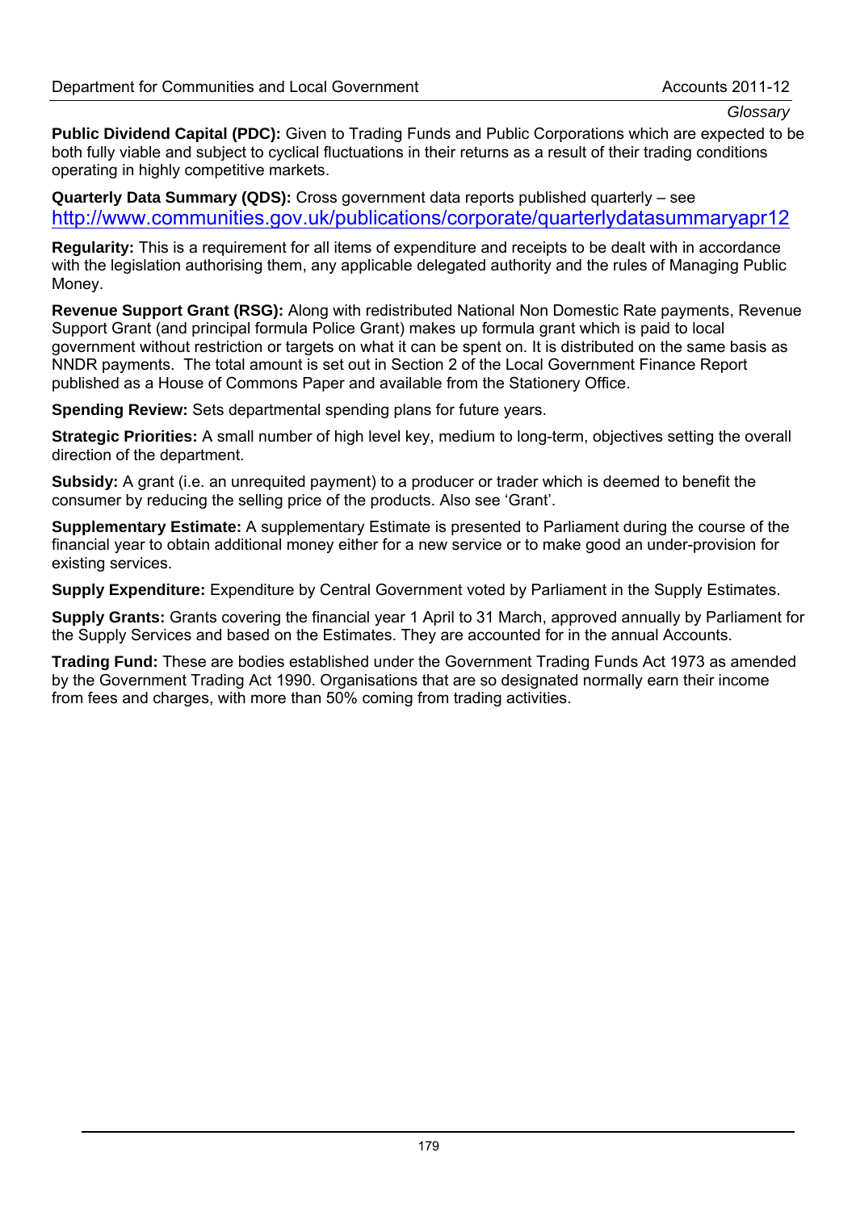*Glossary*

**Public Dividend Capital (PDC):** Given to Trading Funds and Public Corporations which are expected to be both fully viable and subject to cyclical fluctuations in their returns as a result of their trading conditions operating in highly competitive markets.

**Quarterly Data Summary (QDS):** Cross government data reports published quarterly – see http://www.communities.gov.uk/publications/corporate/quarterlydatasummaryapr12

**Regularity:** This is a requirement for all items of expenditure and receipts to be dealt with in accordance with the legislation authorising them, any applicable delegated authority and the rules of Managing Public Money.

**Revenue Support Grant (RSG):** Along with redistributed National Non Domestic Rate payments, Revenue Support Grant (and principal formula Police Grant) makes up formula grant which is paid to local government without restriction or targets on what it can be spent on. It is distributed on the same basis as NNDR payments. The total amount is set out in Section 2 of the Local Government Finance Report published as a House of Commons Paper and available from the Stationery Office.

**Spending Review:** Sets departmental spending plans for future years.

**Strategic Priorities:** A small number of high level key, medium to long-term, objectives setting the overall direction of the department.

**Subsidy:** A grant (i.e. an unrequited payment) to a producer or trader which is deemed to benefit the consumer by reducing the selling price of the products. Also see 'Grant'.

**Supplementary Estimate:** A supplementary Estimate is presented to Parliament during the course of the financial year to obtain additional money either for a new service or to make good an under-provision for existing services.

**Supply Expenditure:** Expenditure by Central Government voted by Parliament in the Supply Estimates.

**Supply Grants:** Grants covering the financial year 1 April to 31 March, approved annually by Parliament for the Supply Services and based on the Estimates. They are accounted for in the annual Accounts.

**Trading Fund:** These are bodies established under the Government Trading Funds Act 1973 as amended by the Government Trading Act 1990. Organisations that are so designated normally earn their income from fees and charges, with more than 50% coming from trading activities.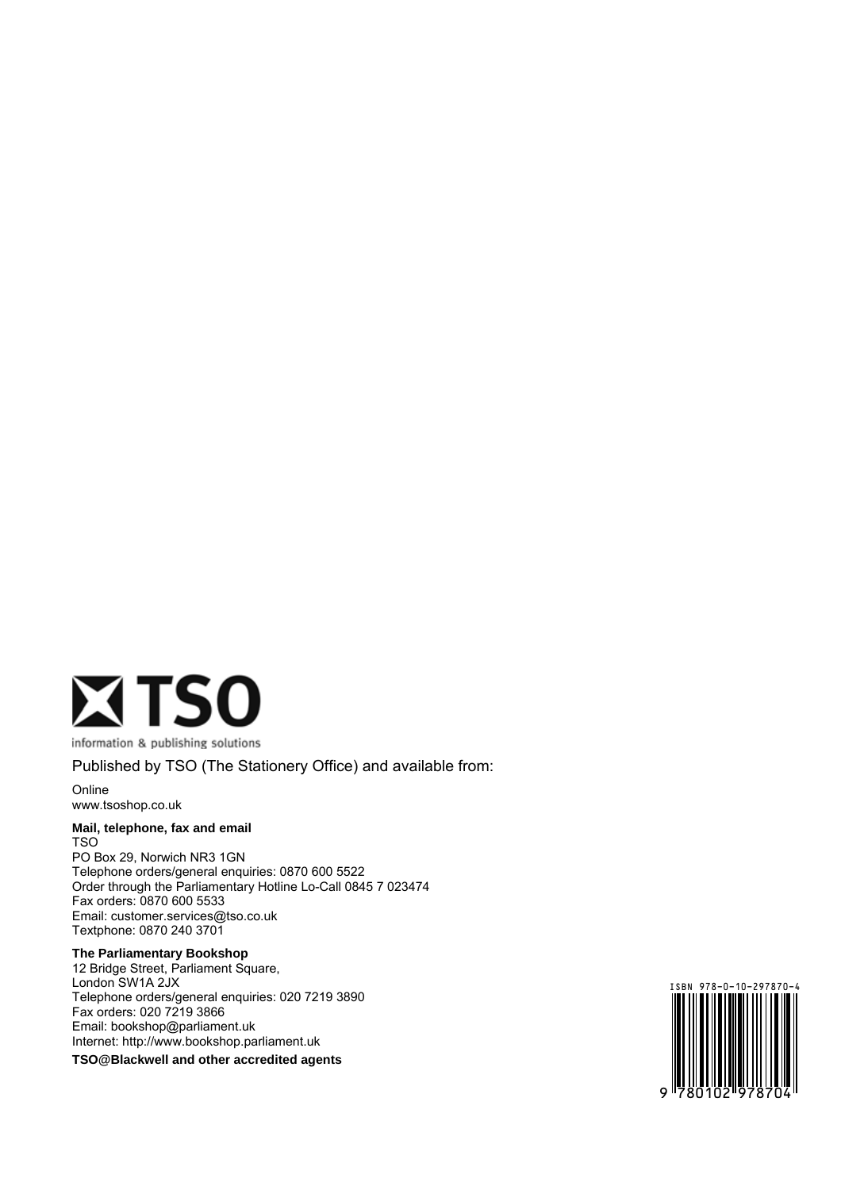TSO

information & publishing solutions

Published by TSO (The Stationery Office) and available from:

Online
www.tsoshop.co.uk

**Mail, telephone, fax and email**
TSO
PO Box 29, Norwich NR3 1GN
Telephone orders/general enquiries: 0870 600 5522
Order through the Parliamentary Hotline Lo-Call 0845 7 023474
Fax orders: 0870 600 5533
Email: customer.services@tso.co.uk
Textphone: 0870 240 3701

**The Parliamentary Bookshop**
12 Bridge Street, Parliament Square,
London SW1A 2JX
Telephone orders/general enquiries: 020 7219 3890
Fax orders: 020 7219 3866
Email: bookshop@parliament.uk
Internet: http://www.bookshop.parliament.uk

**TSO@Blackwell and other accredited agents**

ISBN 978-0-10-297870-4

9 780102 978704